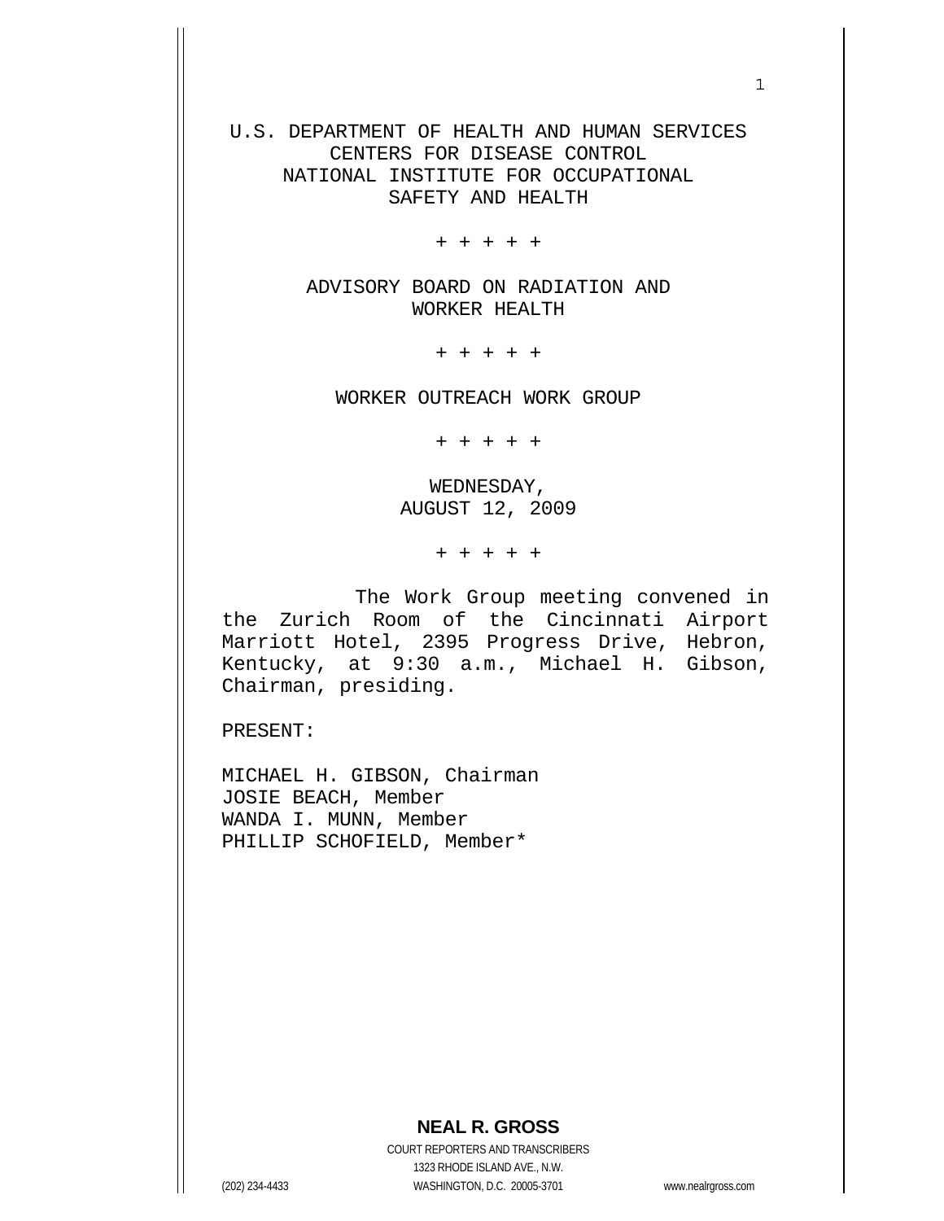U.S. DEPARTMENT OF HEALTH AND HUMAN SERVICES
CENTERS FOR DISEASE CONTROL
NATIONAL INSTITUTE FOR OCCUPATIONAL
SAFETY AND HEALTH

\+ + + + +

ADVISORY BOARD ON RADIATION AND
WORKER HEALTH

\+ + + + +

WORKER OUTREACH WORK GROUP

\+ + + + +

WEDNESDAY,
AUGUST 12, 2009

\+ + + + +

The Work Group meeting convened in the Zurich Room of the Cincinnati Airport Marriott Hotel, 2395 Progress Drive, Hebron, Kentucky, at 9:30 a.m., Michael H. Gibson, Chairman, presiding.

PRESENT:

MICHAEL H. GIBSON, Chairman
JOSIE BEACH, Member
WANDA I. MUNN, Member
PHILLIP SCHOFIELD, Member*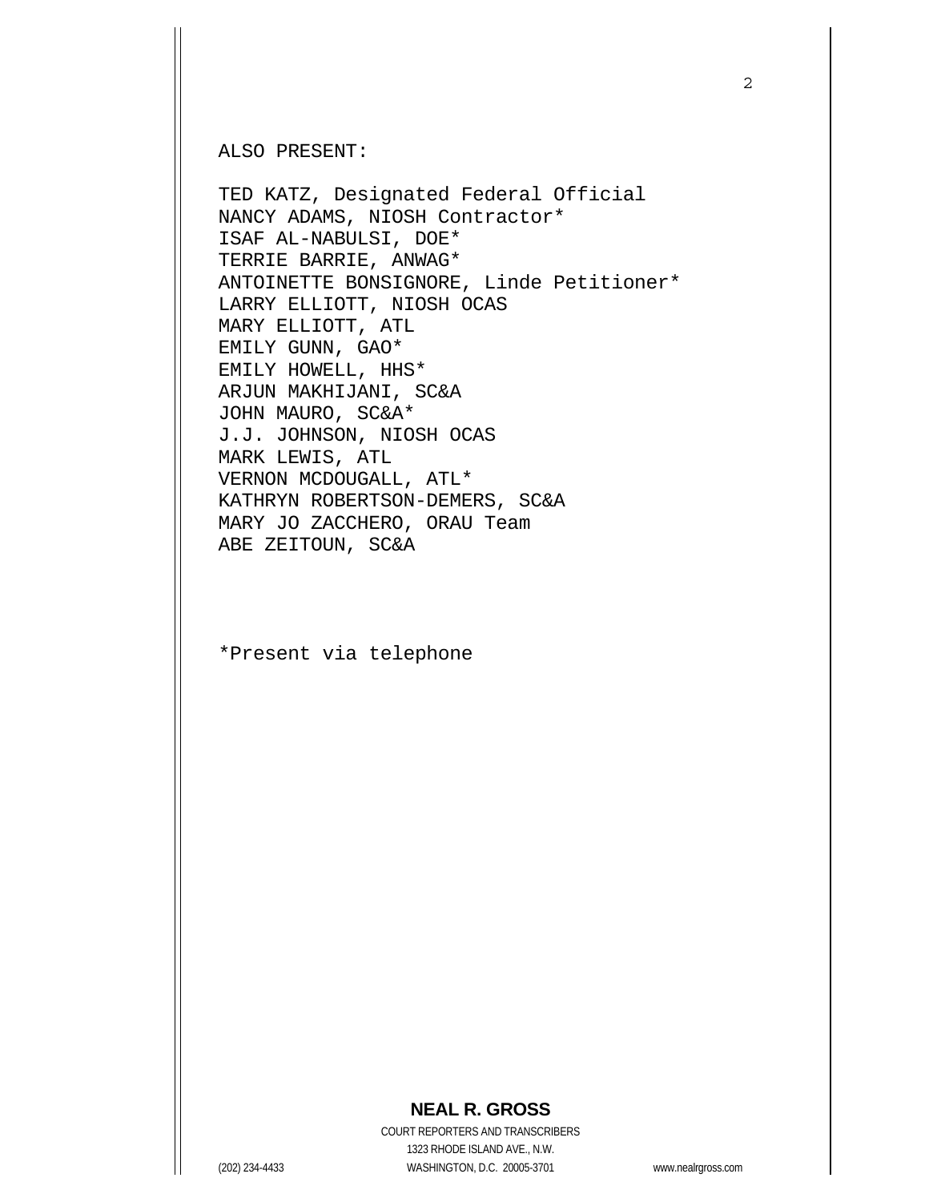ALSO PRESENT:

TED KATZ, Designated Federal Official
NANCY ADAMS, NIOSH Contractor*
ISAF AL-NABULSI, DOE*
TERRIE BARRIE, ANWAG*
ANTOINETTE BONSIGNORE, Linde Petitioner*
LARRY ELLIOTT, NIOSH OCAS
MARY ELLIOTT, ATL
EMILY GUNN, GAO*
EMILY HOWELL, HHS*
ARJUN MAKHIJANI, SC&A
JOHN MAURO, SC&A*
J.J. JOHNSON, NIOSH OCAS
MARK LEWIS, ATL
VERNON MCDOUGALL, ATL*
KATHRYN ROBERTSON-DEMERS, SC&A
MARY JO ZACCHERO, ORAU Team
ABE ZEITOUN, SC&A

*Present via telephone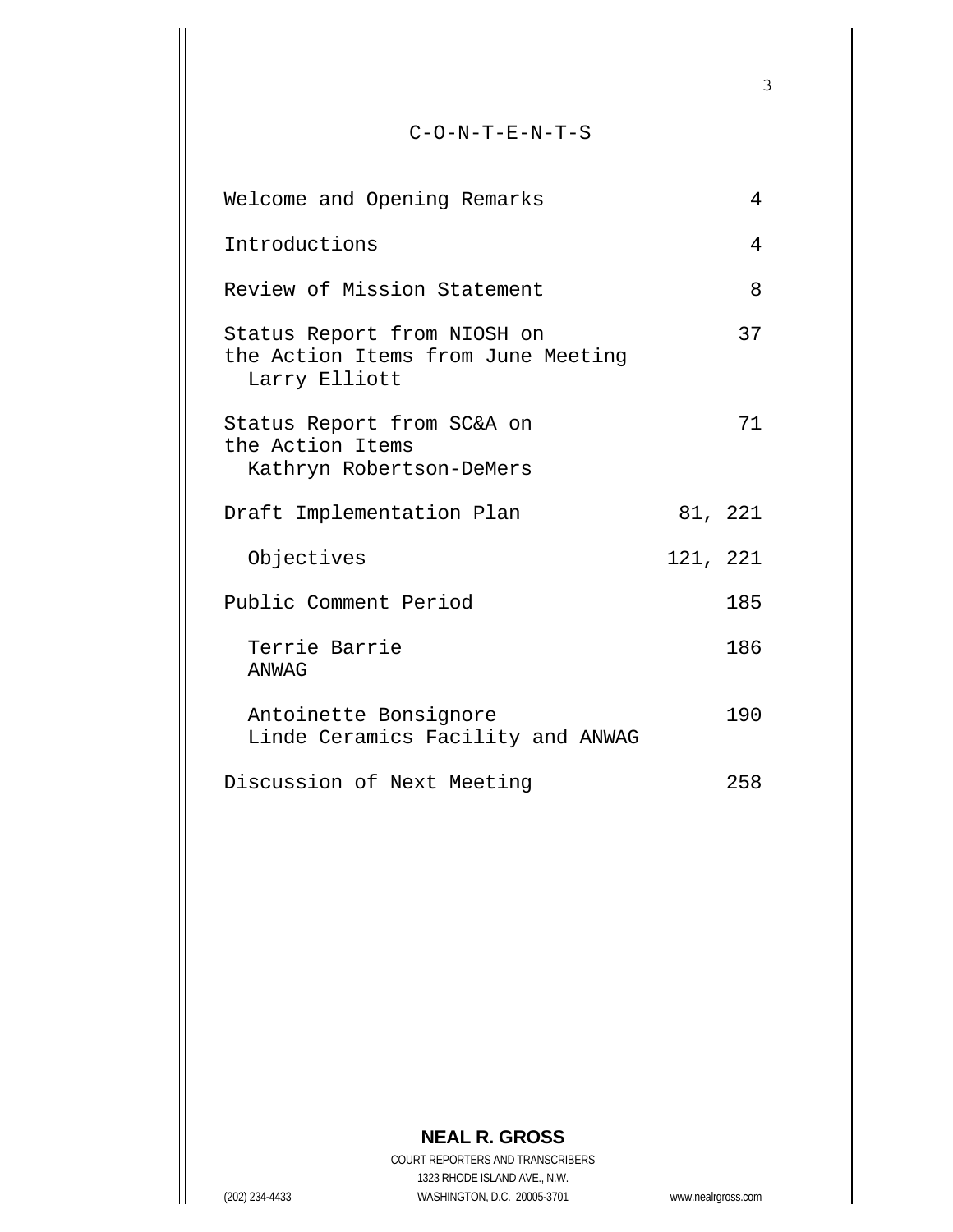# C-O-N-T-E-N-T-S

| | |
|---|---|
| Welcome and Opening Remarks | 4 |
| Introductions | 4 |
| Review of Mission Statement | 8 |
| Status Report from NIOSH on the Action Items from June Meeting<br>Larry Elliott | 37 |
| Status Report from SC&A on the Action Items<br>Kathryn Robertson-DeMers | 71 |
| Draft Implementation Plan | 81, 221 |
| Objectives | 121, 221 |
| Public Comment Period | 185 |
| Terrie Barrie<br>ANWAG | 186 |
| Antoinette Bonsignore<br>Linde Ceramics Facility and ANWAG | 190 |
| Discussion of Next Meeting | 258 |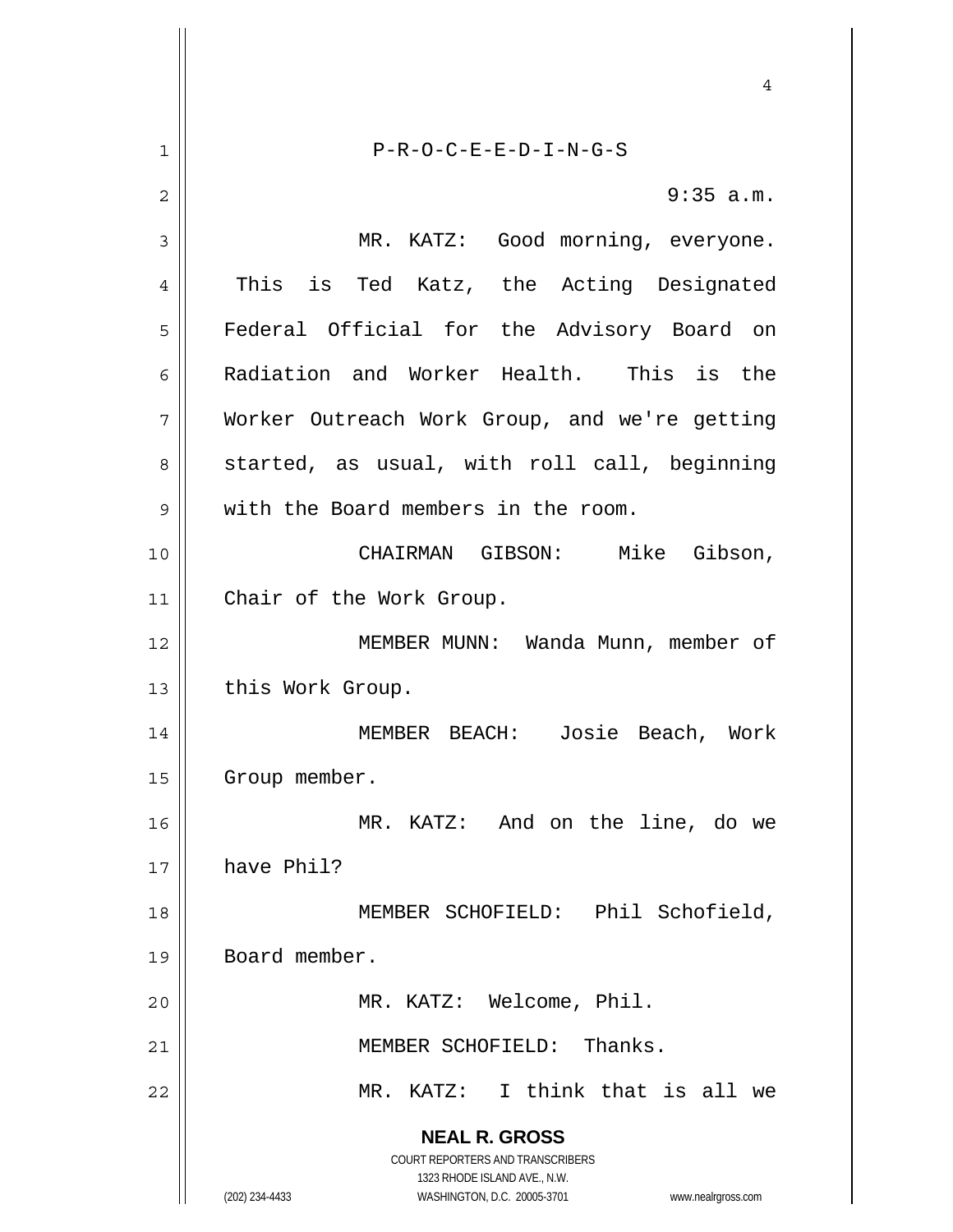P-R-O-C-E-E-D-I-N-G-S

9:35 a.m.

MR. KATZ: Good morning, everyone. This is Ted Katz, the Acting Designated Federal Official for the Advisory Board on Radiation and Worker Health. This is the Worker Outreach Work Group, and we're getting started, as usual, with roll call, beginning with the Board members in the room.

CHAIRMAN GIBSON: Mike Gibson, Chair of the Work Group.

MEMBER MUNN: Wanda Munn, member of this Work Group.

MEMBER BEACH: Josie Beach, Work Group member.

MR. KATZ: And on the line, do we have Phil?

MEMBER SCHOFIELD: Phil Schofield, Board member.

MR. KATZ: Welcome, Phil.

MEMBER SCHOFIELD: Thanks.

MR. KATZ: I think that is all we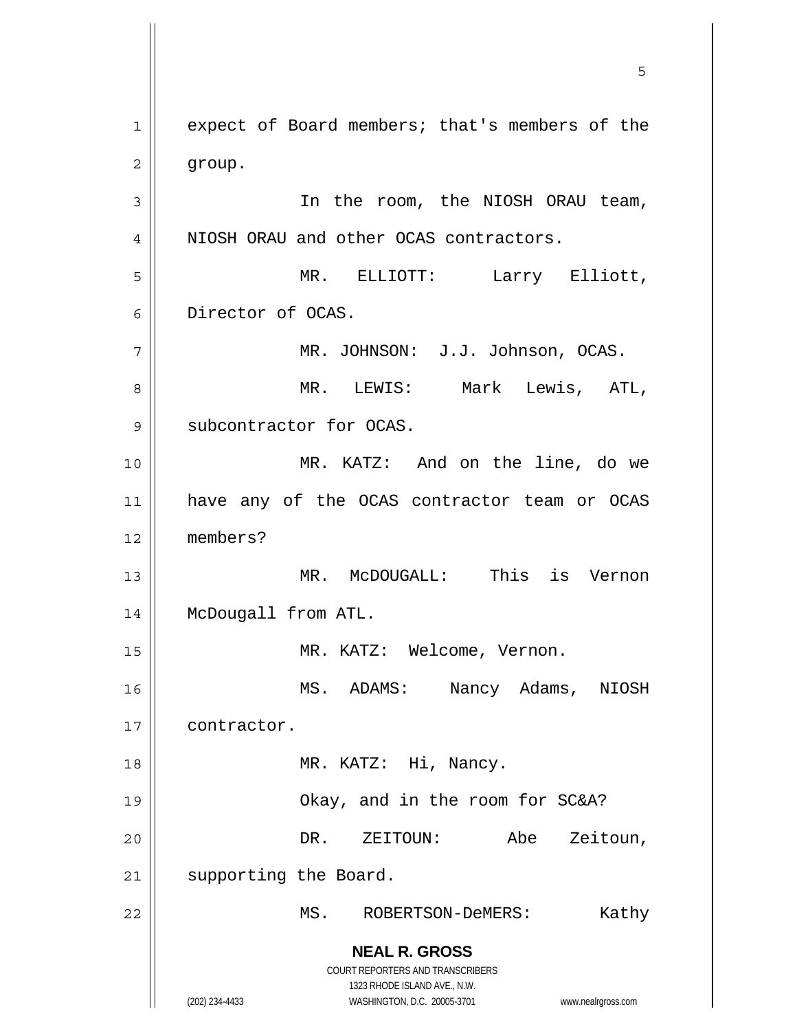expect of Board members; that's members of the group.

In the room, the NIOSH ORAU team, NIOSH ORAU and other OCAS contractors.

MR. ELLIOTT: Larry Elliott, Director of OCAS.

MR. JOHNSON: J.J. Johnson, OCAS.

MR. LEWIS: Mark Lewis, ATL, subcontractor for OCAS.

MR. KATZ: And on the line, do we have any of the OCAS contractor team or OCAS members?

MR. McDOUGALL: This is Vernon McDougall from ATL.

MR. KATZ: Welcome, Vernon.

MS. ADAMS: Nancy Adams, NIOSH contractor.

MR. KATZ: Hi, Nancy.

Okay, and in the room for SC&A?

DR. ZEITOUN: Abe Zeitoun, supporting the Board.

MS. ROBERTSON-DeMERS: Kathy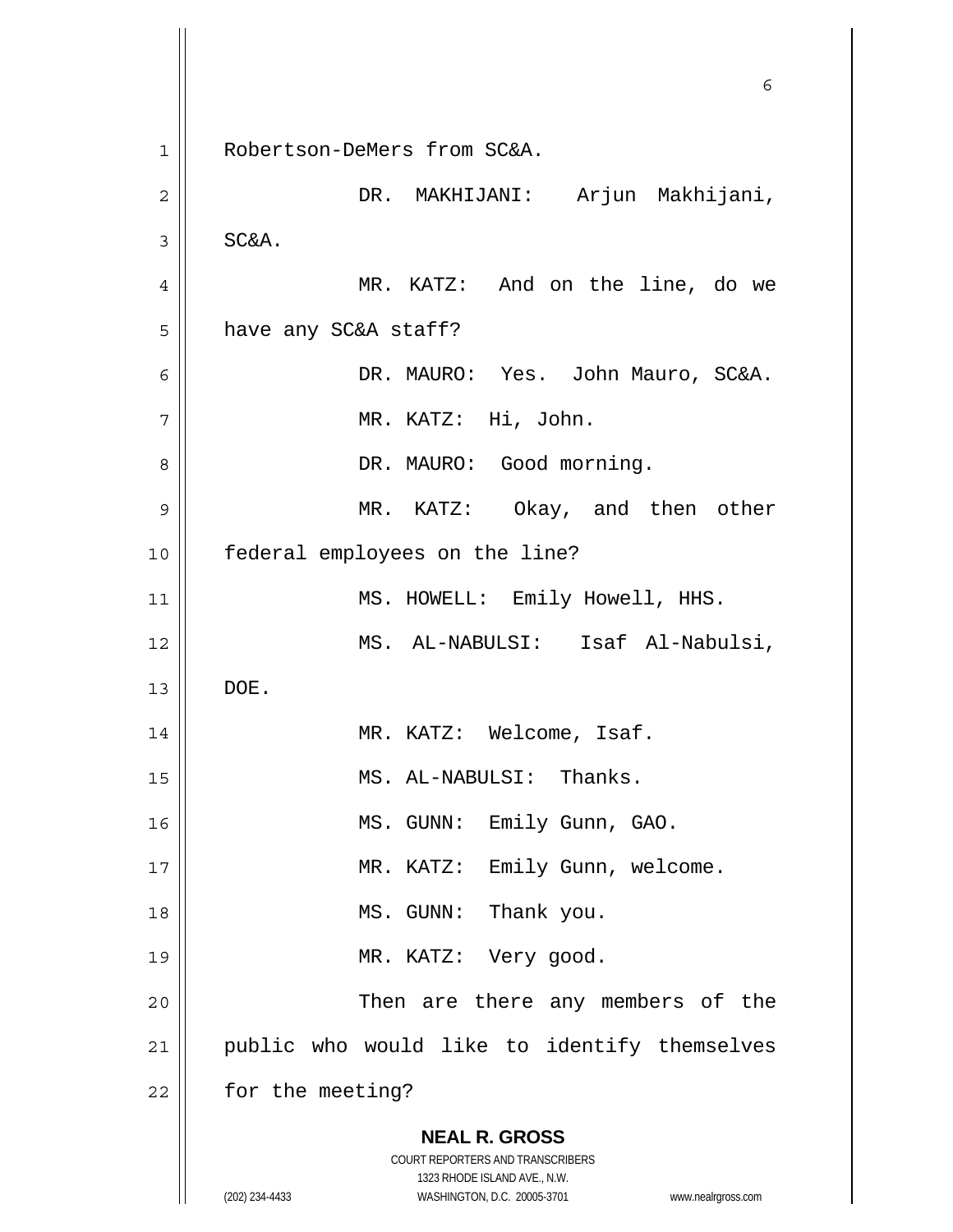Robertson-DeMers from SC&A.

DR. MAKHIJANI: Arjun Makhijani, SC&A.

MR. KATZ: And on the line, do we have any SC&A staff?

DR. MAURO: Yes. John Mauro, SC&A.

MR. KATZ: Hi, John.

DR. MAURO: Good morning.

MR. KATZ: Okay, and then other federal employees on the line?

MS. HOWELL: Emily Howell, HHS.

MS. AL-NABULSI: Isaf Al-Nabulsi, DOE.

MR. KATZ: Welcome, Isaf.

MS. AL-NABULSI: Thanks.

MS. GUNN: Emily Gunn, GAO.

MR. KATZ: Emily Gunn, welcome.

MS. GUNN: Thank you.

MR. KATZ: Very good.

Then are there any members of the public who would like to identify themselves for the meeting?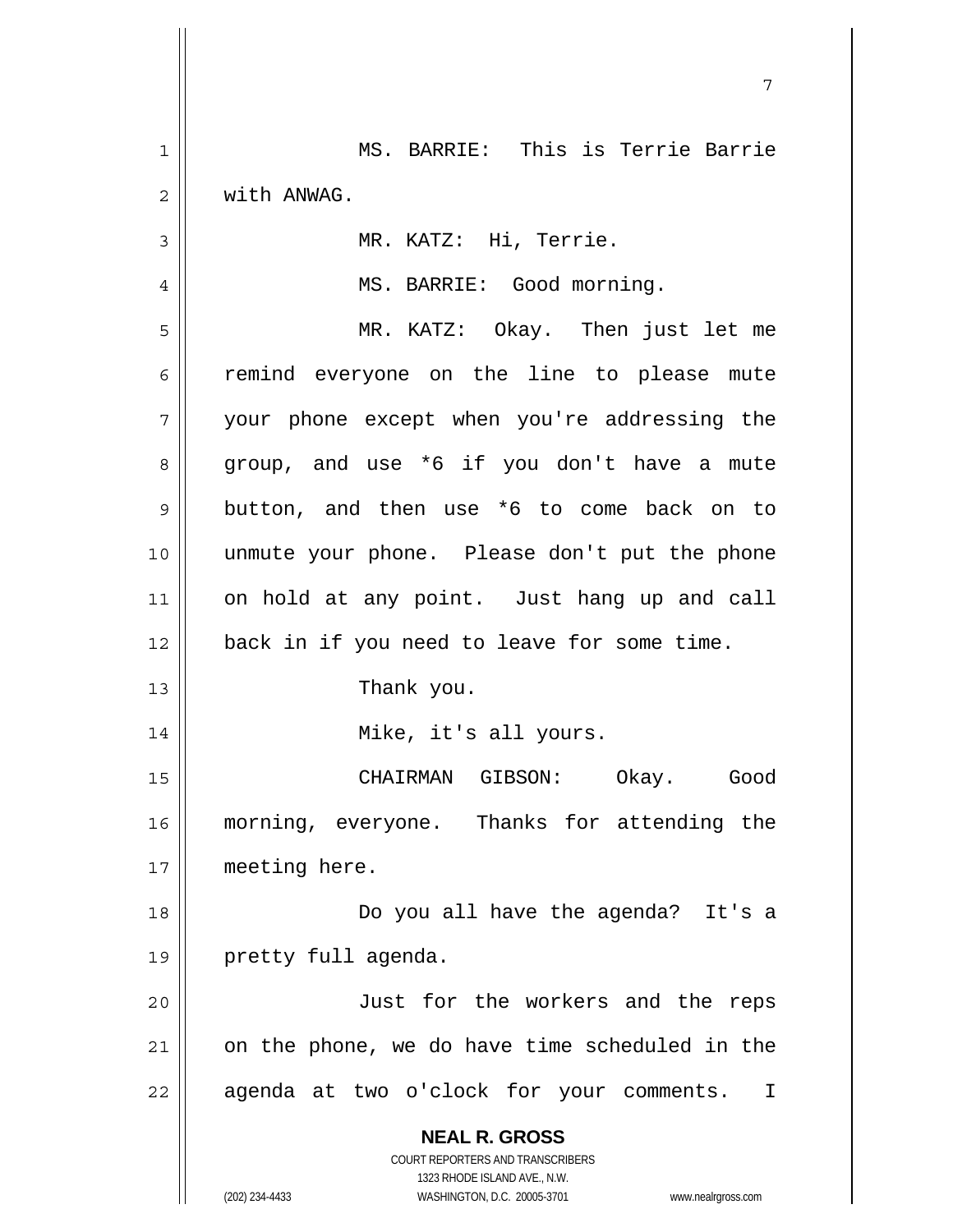MS. BARRIE: This is Terrie Barrie with ANWAG.

MR. KATZ: Hi, Terrie.

MS. BARRIE: Good morning.

MR. KATZ: Okay. Then just let me remind everyone on the line to please mute your phone except when you're addressing the group, and use *6 if you don't have a mute button, and then use *6 to come back on to unmute your phone. Please don't put the phone on hold at any point. Just hang up and call back in if you need to leave for some time.

Thank you.

Mike, it's all yours.

CHAIRMAN GIBSON: Okay. Good morning, everyone. Thanks for attending the meeting here.

Do you all have the agenda? It's a pretty full agenda.

Just for the workers and the reps on the phone, we do have time scheduled in the agenda at two o'clock for your comments. I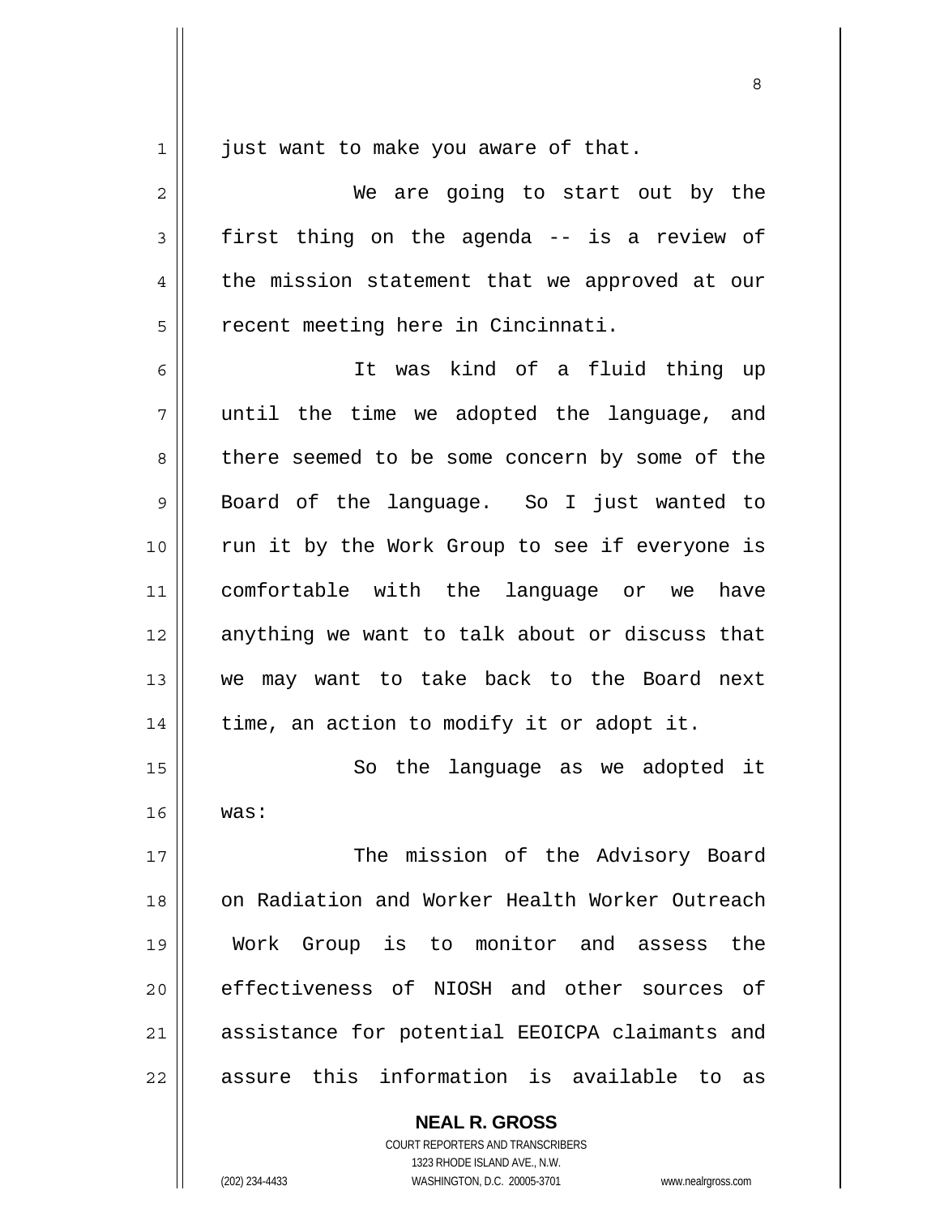just want to make you aware of that.

We are going to start out by the first thing on the agenda -- is a review of the mission statement that we approved at our recent meeting here in Cincinnati.

It was kind of a fluid thing up until the time we adopted the language, and there seemed to be some concern by some of the Board of the language. So I just wanted to run it by the Work Group to see if everyone is comfortable with the language or we have anything we want to talk about or discuss that we may want to take back to the Board next time, an action to modify it or adopt it.

So the language as we adopted it was:

The mission of the Advisory Board on Radiation and Worker Health Worker Outreach Work Group is to monitor and assess the effectiveness of NIOSH and other sources of assistance for potential EEOICPA claimants and assure this information is available to as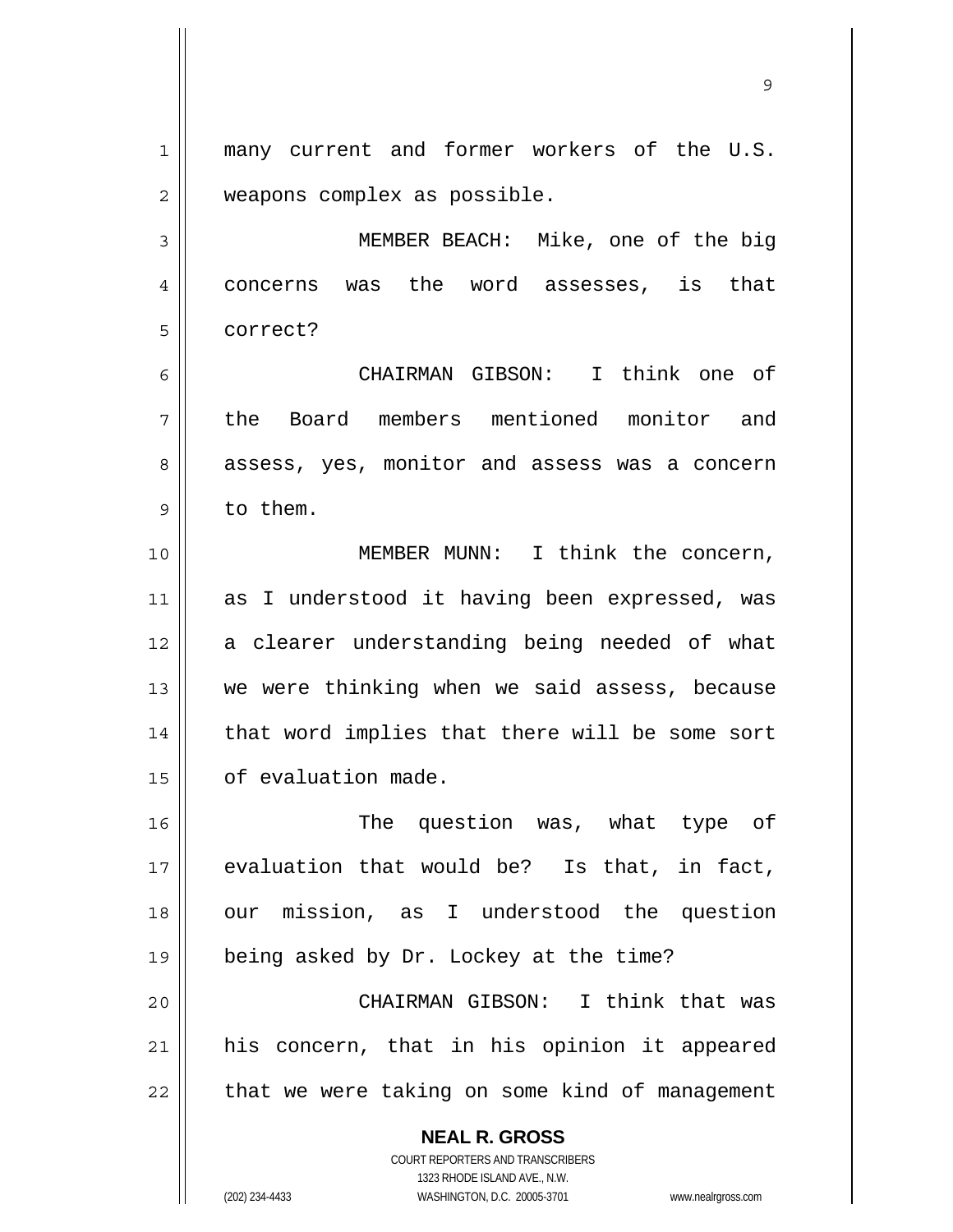many current and former workers of the U.S. weapons complex as possible.

MEMBER BEACH: Mike, one of the big concerns was the word assesses, is that correct?

CHAIRMAN GIBSON: I think one of the Board members mentioned monitor and assess, yes, monitor and assess was a concern to them.

MEMBER MUNN: I think the concern, as I understood it having been expressed, was a clearer understanding being needed of what we were thinking when we said assess, because that word implies that there will be some sort of evaluation made.

The question was, what type of evaluation that would be? Is that, in fact, our mission, as I understood the question being asked by Dr. Lockey at the time?

CHAIRMAN GIBSON: I think that was his concern, that in his opinion it appeared that we were taking on some kind of management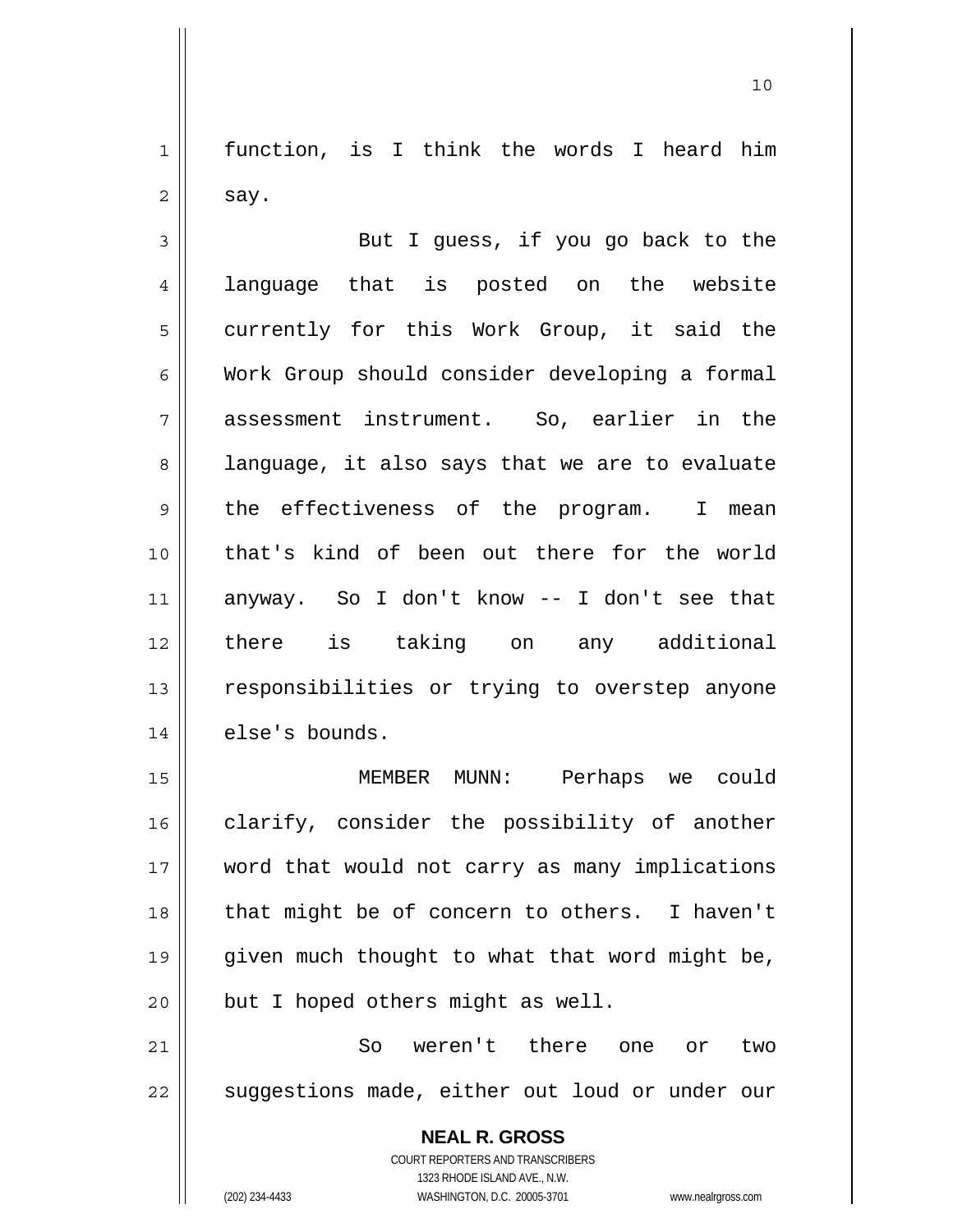function, is I think the words I heard him say.

But I guess, if you go back to the language that is posted on the website currently for this Work Group, it said the Work Group should consider developing a formal assessment instrument. So, earlier in the language, it also says that we are to evaluate the effectiveness of the program. I mean that's kind of been out there for the world anyway. So I don't know -- I don't see that there is taking on any additional responsibilities or trying to overstep anyone else's bounds.

MEMBER MUNN: Perhaps we could clarify, consider the possibility of another word that would not carry as many implications that might be of concern to others. I haven't given much thought to what that word might be, but I hoped others might as well.

So weren't there one or two suggestions made, either out loud or under our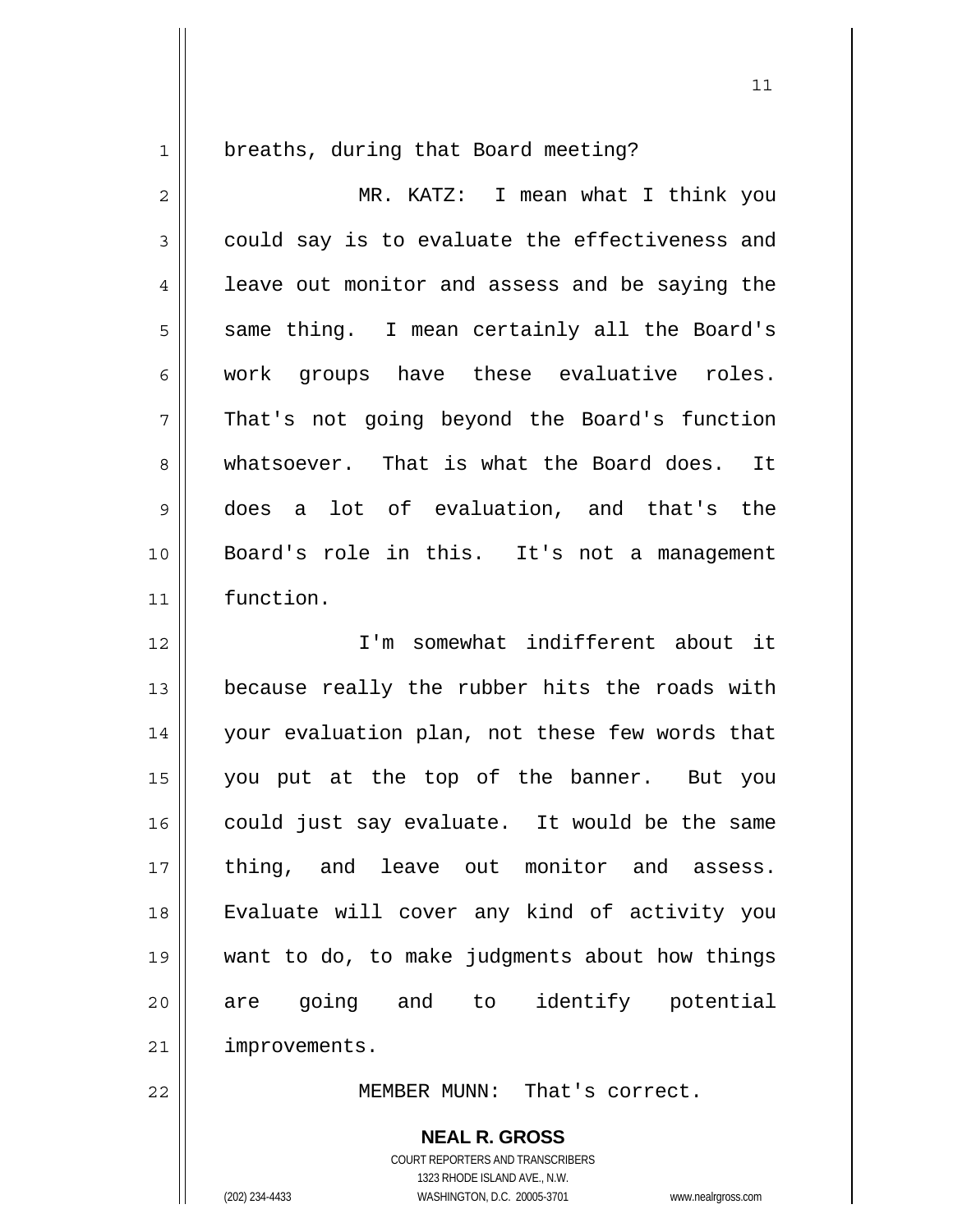breaths, during that Board meeting?

MR. KATZ: I mean what I think you could say is to evaluate the effectiveness and leave out monitor and assess and be saying the same thing. I mean certainly all the Board's work groups have these evaluative roles. That's not going beyond the Board's function whatsoever. That is what the Board does. It does a lot of evaluation, and that's the Board's role in this. It's not a management function.

I'm somewhat indifferent about it because really the rubber hits the roads with your evaluation plan, not these few words that you put at the top of the banner. But you could just say evaluate. It would be the same thing, and leave out monitor and assess. Evaluate will cover any kind of activity you want to do, to make judgments about how things are going and to identify potential improvements.

MEMBER MUNN: That's correct.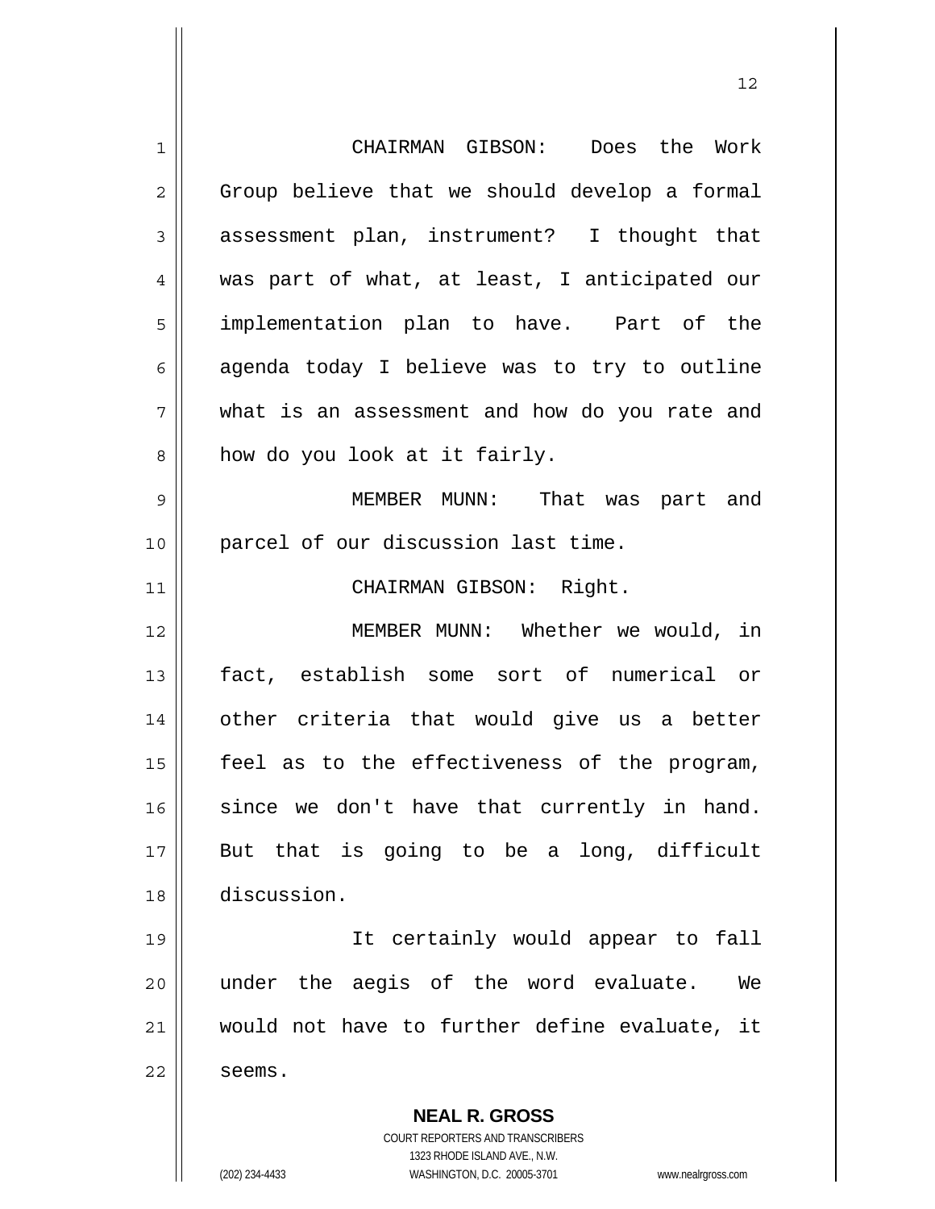CHAIRMAN GIBSON: Does the Work Group believe that we should develop a formal assessment plan, instrument? I thought that was part of what, at least, I anticipated our implementation plan to have. Part of the agenda today I believe was to try to outline what is an assessment and how do you rate and how do you look at it fairly.

MEMBER MUNN: That was part and parcel of our discussion last time.

CHAIRMAN GIBSON: Right.

MEMBER MUNN: Whether we would, in fact, establish some sort of numerical or other criteria that would give us a better feel as to the effectiveness of the program, since we don't have that currently in hand. But that is going to be a long, difficult discussion.

It certainly would appear to fall under the aegis of the word evaluate. We would not have to further define evaluate, it seems.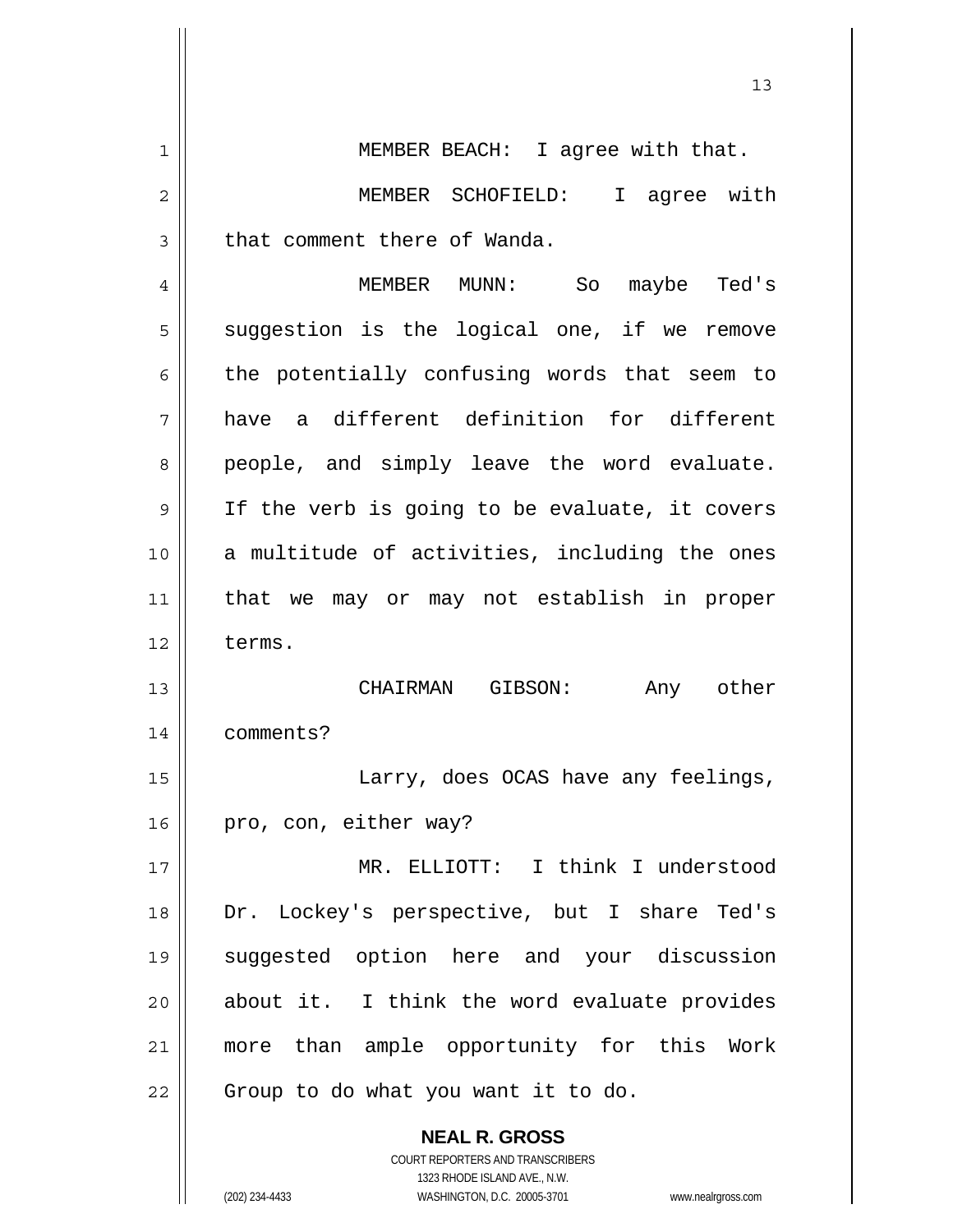MEMBER BEACH: I agree with that.

MEMBER SCHOFIELD: I agree with that comment there of Wanda.

MEMBER MUNN: So maybe Ted's suggestion is the logical one, if we remove the potentially confusing words that seem to have a different definition for different people, and simply leave the word evaluate. If the verb is going to be evaluate, it covers a multitude of activities, including the ones that we may or may not establish in proper terms.

CHAIRMAN GIBSON: Any other comments?

Larry, does OCAS have any feelings, pro, con, either way?

MR. ELLIOTT: I think I understood Dr. Lockey's perspective, but I share Ted's suggested option here and your discussion about it. I think the word evaluate provides more than ample opportunity for this Work Group to do what you want it to do.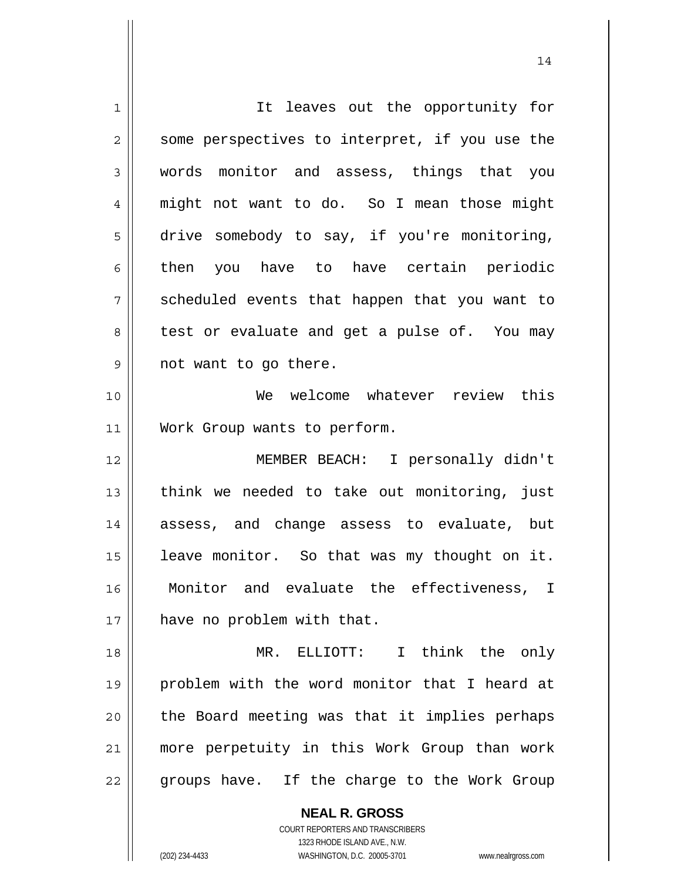It leaves out the opportunity for some perspectives to interpret, if you use the words monitor and assess, things that you might not want to do. So I mean those might drive somebody to say, if you're monitoring, then you have to have certain periodic scheduled events that happen that you want to test or evaluate and get a pulse of. You may not want to go there.

We welcome whatever review this Work Group wants to perform.

MEMBER BEACH: I personally didn't think we needed to take out monitoring, just assess, and change assess to evaluate, but leave monitor. So that was my thought on it. Monitor and evaluate the effectiveness, I have no problem with that.

MR. ELLIOTT: I think the only problem with the word monitor that I heard at the Board meeting was that it implies perhaps more perpetuity in this Work Group than work groups have. If the charge to the Work Group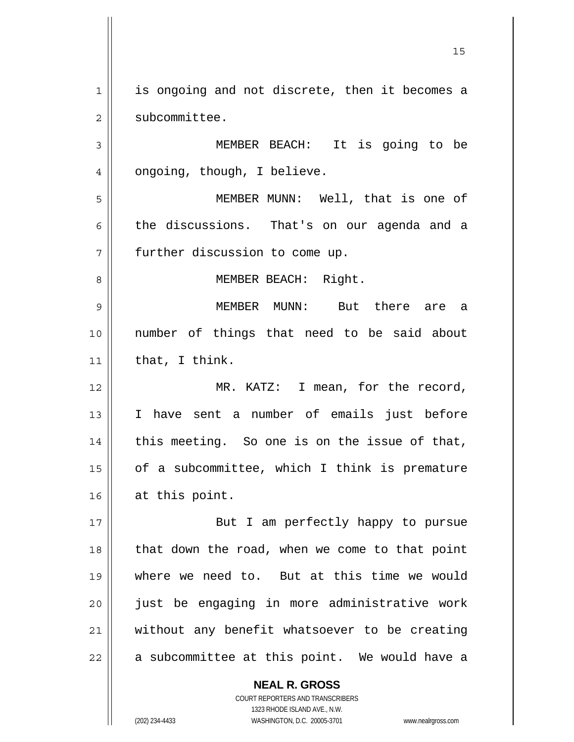is ongoing and not discrete, then it becomes a subcommittee.

MEMBER BEACH: It is going to be ongoing, though, I believe.

MEMBER MUNN: Well, that is one of the discussions. That's on our agenda and a further discussion to come up.

MEMBER BEACH: Right.

MEMBER MUNN: But there are a number of things that need to be said about that, I think.

MR. KATZ: I mean, for the record, I have sent a number of emails just before this meeting. So one is on the issue of that, of a subcommittee, which I think is premature at this point.

But I am perfectly happy to pursue that down the road, when we come to that point where we need to. But at this time we would just be engaging in more administrative work without any benefit whatsoever to be creating a subcommittee at this point. We would have a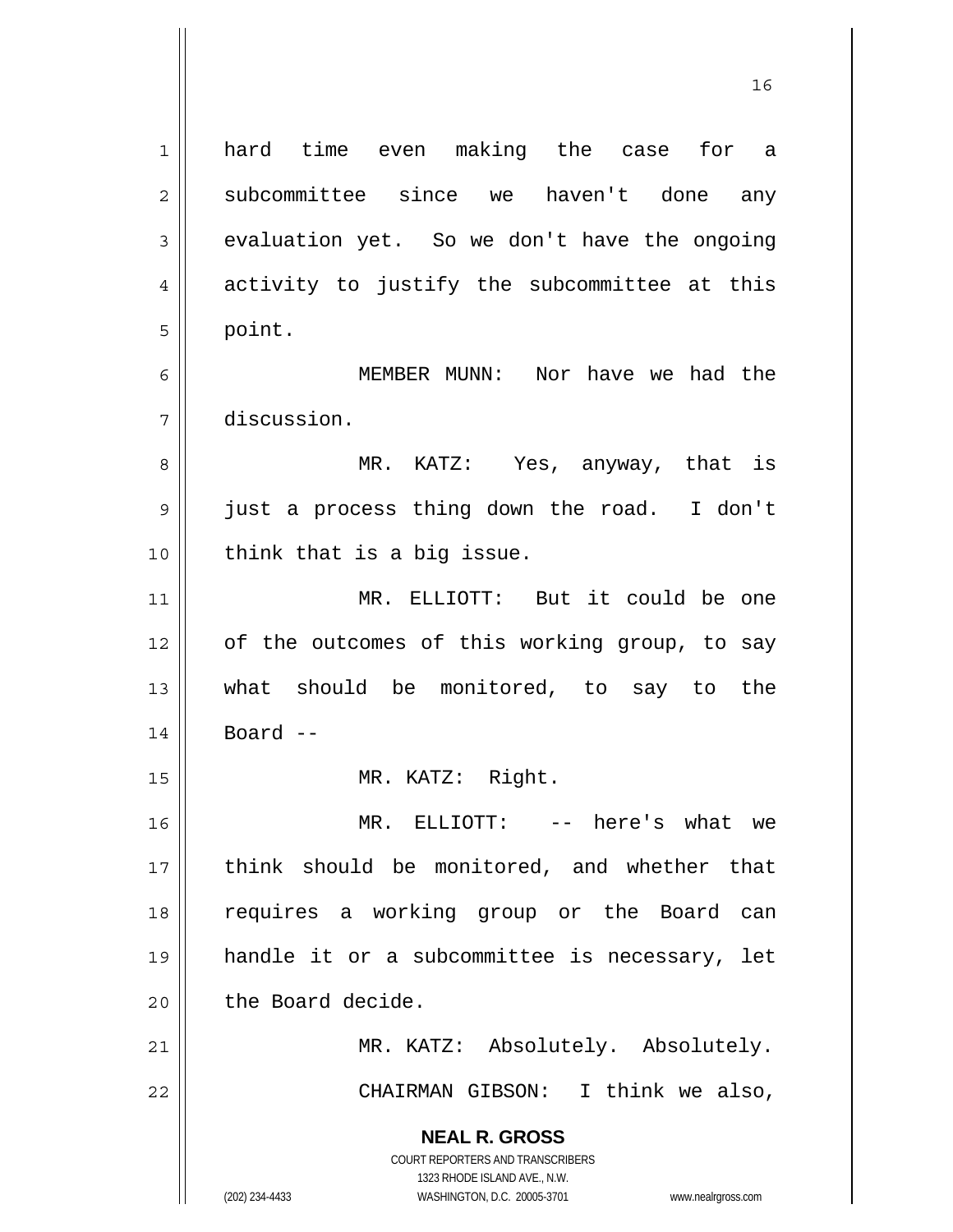hard time even making the case for a subcommittee since we haven't done any evaluation yet. So we don't have the ongoing activity to justify the subcommittee at this point.

MEMBER MUNN: Nor have we had the discussion.

MR. KATZ: Yes, anyway, that is just a process thing down the road. I don't think that is a big issue.

MR. ELLIOTT: But it could be one of the outcomes of this working group, to say what should be monitored, to say to the Board --

MR. KATZ: Right.

MR. ELLIOTT: -- here's what we think should be monitored, and whether that requires a working group or the Board can handle it or a subcommittee is necessary, let the Board decide.

MR. KATZ: Absolutely. Absolutely.

CHAIRMAN GIBSON: I think we also,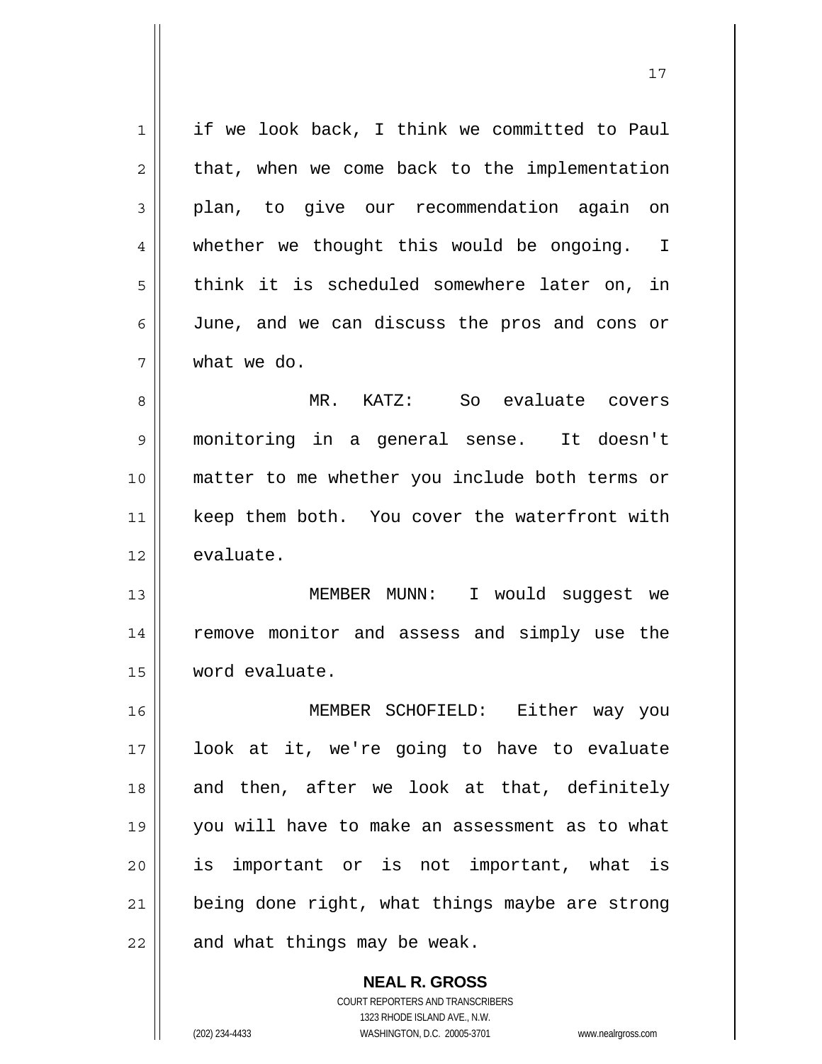if we look back, I think we committed to Paul that, when we come back to the implementation plan, to give our recommendation again on whether we thought this would be ongoing. I think it is scheduled somewhere later on, in June, and we can discuss the pros and cons or what we do.

MR. KATZ: So evaluate covers monitoring in a general sense. It doesn't matter to me whether you include both terms or keep them both. You cover the waterfront with evaluate.

MEMBER MUNN: I would suggest we remove monitor and assess and simply use the word evaluate.

MEMBER SCHOFIELD: Either way you look at it, we're going to have to evaluate and then, after we look at that, definitely you will have to make an assessment as to what is important or is not important, what is being done right, what things maybe are strong and what things may be weak.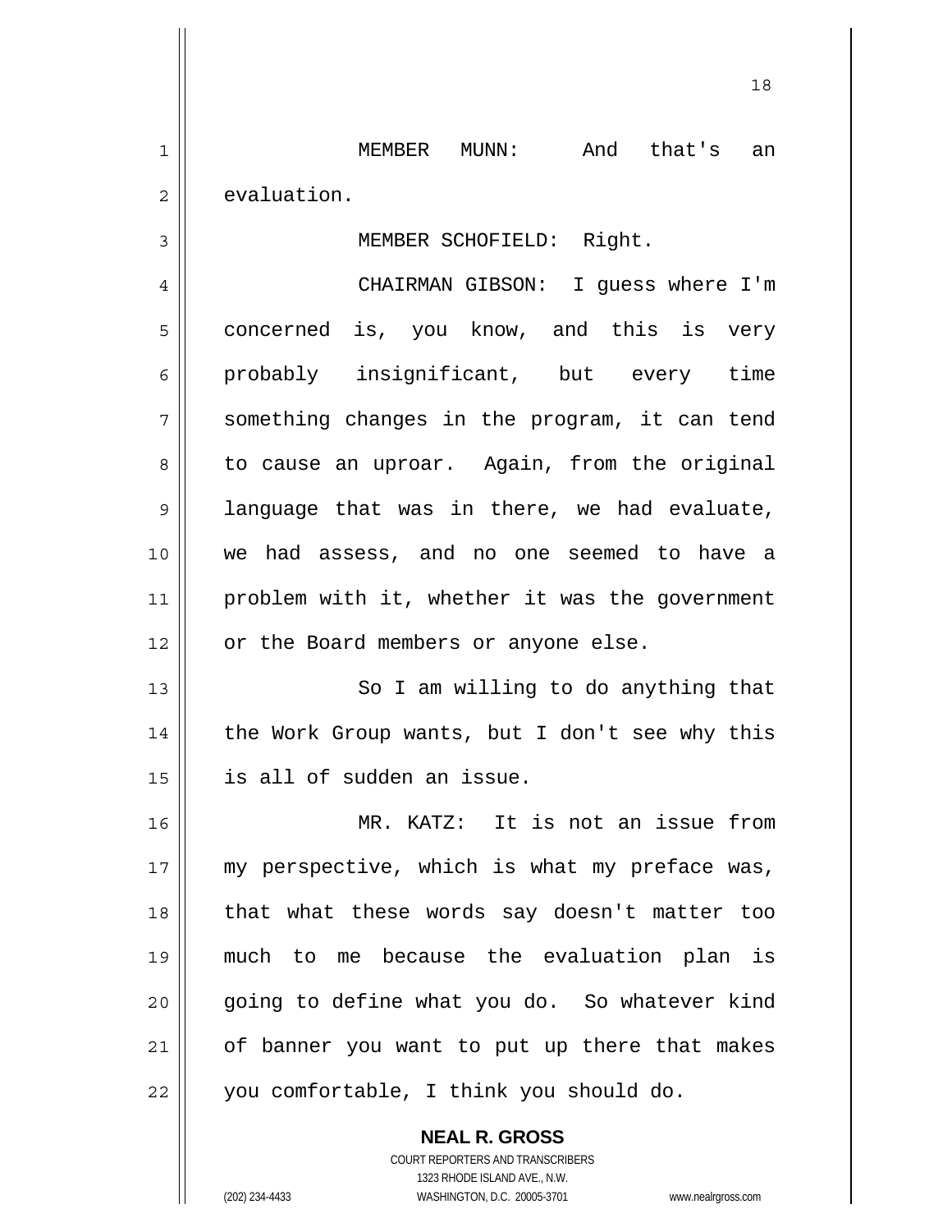MEMBER MUNN: And that's an evaluation.

MEMBER SCHOFIELD: Right.

CHAIRMAN GIBSON: I guess where I'm concerned is, you know, and this is very probably insignificant, but every time something changes in the program, it can tend to cause an uproar. Again, from the original language that was in there, we had evaluate, we had assess, and no one seemed to have a problem with it, whether it was the government or the Board members or anyone else.

So I am willing to do anything that the Work Group wants, but I don't see why this is all of sudden an issue.

MR. KATZ: It is not an issue from my perspective, which is what my preface was, that what these words say doesn't matter too much to me because the evaluation plan is going to define what you do. So whatever kind of banner you want to put up there that makes you comfortable, I think you should do.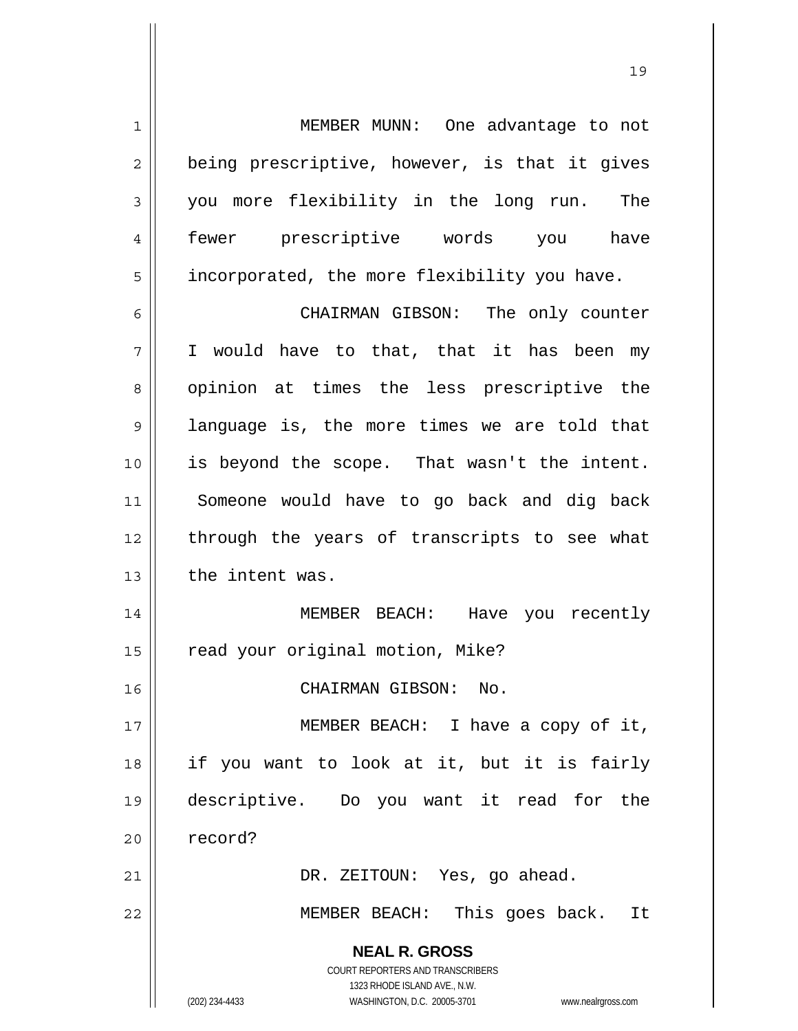MEMBER MUNN: One advantage to not being prescriptive, however, is that it gives you more flexibility in the long run. The fewer prescriptive words you have incorporated, the more flexibility you have.

CHAIRMAN GIBSON: The only counter I would have to that, that it has been my opinion at times the less prescriptive the language is, the more times we are told that is beyond the scope. That wasn't the intent. Someone would have to go back and dig back through the years of transcripts to see what the intent was.

MEMBER BEACH: Have you recently read your original motion, Mike?

CHAIRMAN GIBSON: No.

MEMBER BEACH: I have a copy of it, if you want to look at it, but it is fairly descriptive. Do you want it read for the record?

DR. ZEITOUN: Yes, go ahead.

MEMBER BEACH: This goes back. It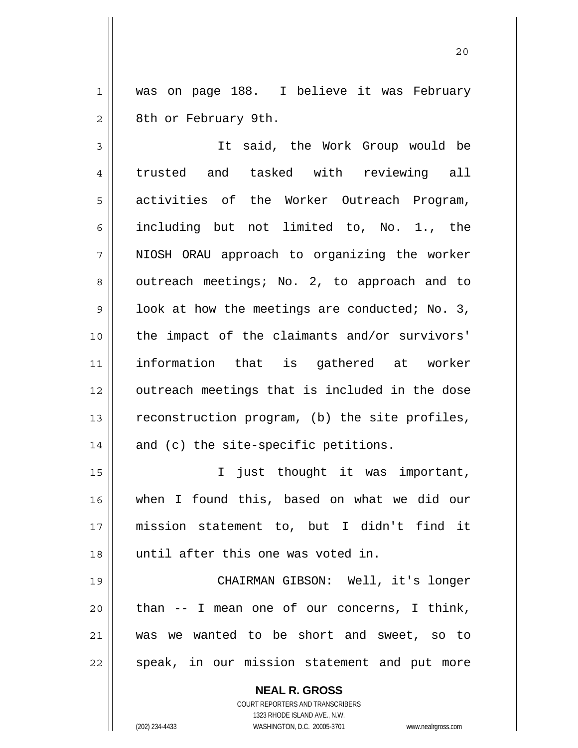was on page 188. I believe it was February 8th or February 9th.

It said, the Work Group would be trusted and tasked with reviewing all activities of the Worker Outreach Program, including but not limited to, No. 1., the NIOSH ORAU approach to organizing the worker outreach meetings; No. 2, to approach and to look at how the meetings are conducted; No. 3, the impact of the claimants and/or survivors' information that is gathered at worker outreach meetings that is included in the dose reconstruction program, (b) the site profiles, and (c) the site-specific petitions.

I just thought it was important, when I found this, based on what we did our mission statement to, but I didn't find it until after this one was voted in.

CHAIRMAN GIBSON: Well, it's longer than -- I mean one of our concerns, I think, was we wanted to be short and sweet, so to speak, in our mission statement and put more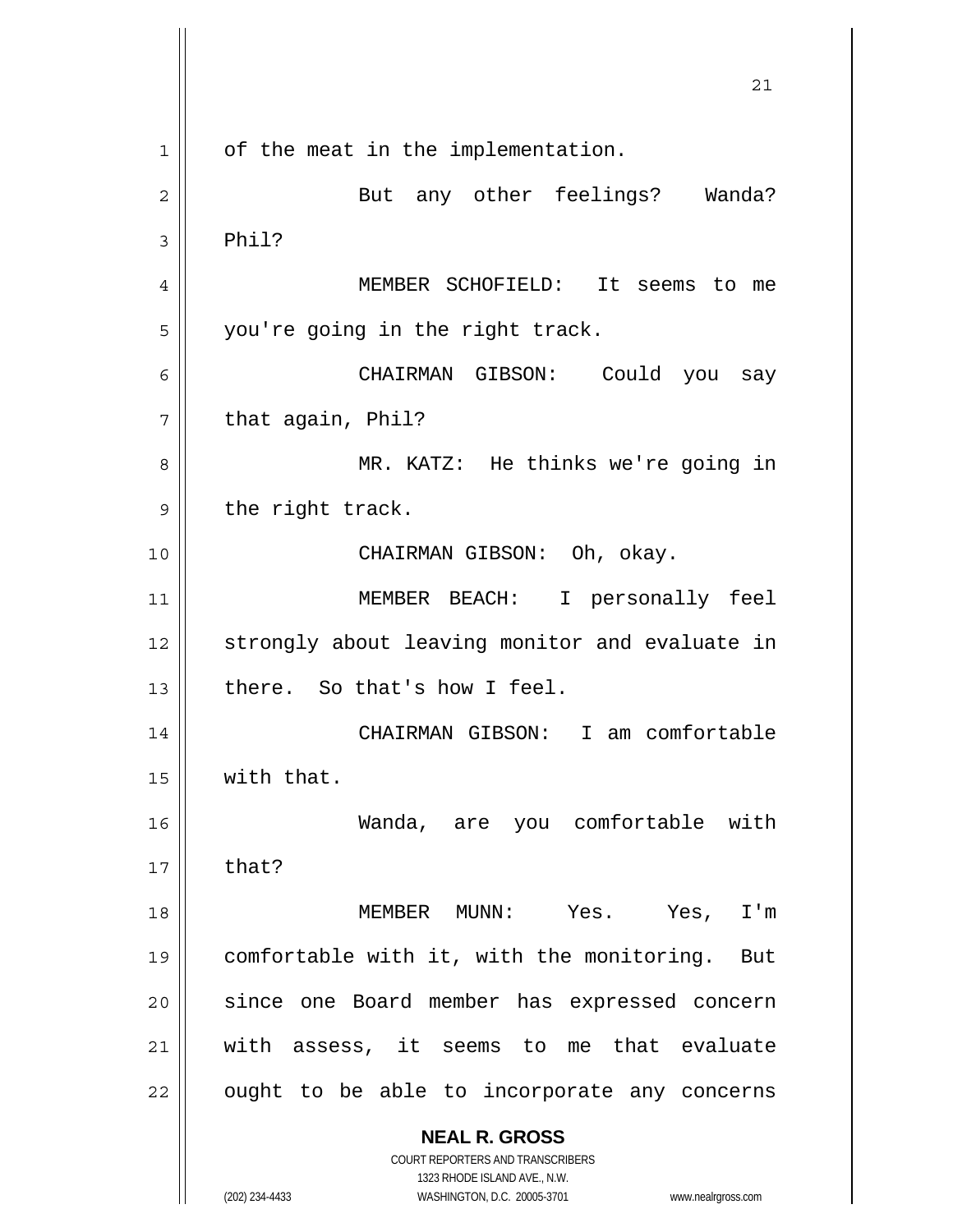of the meat in the implementation.

But any other feelings? Wanda? Phil?

MEMBER SCHOFIELD: It seems to me you're going in the right track.

CHAIRMAN GIBSON: Could you say that again, Phil?

MR. KATZ: He thinks we're going in the right track.

CHAIRMAN GIBSON: Oh, okay.

MEMBER BEACH: I personally feel strongly about leaving monitor and evaluate in there. So that's how I feel.

CHAIRMAN GIBSON: I am comfortable with that.

Wanda, are you comfortable with that?

MEMBER MUNN: Yes. Yes, I'm comfortable with it, with the monitoring. But since one Board member has expressed concern with assess, it seems to me that evaluate ought to be able to incorporate any concerns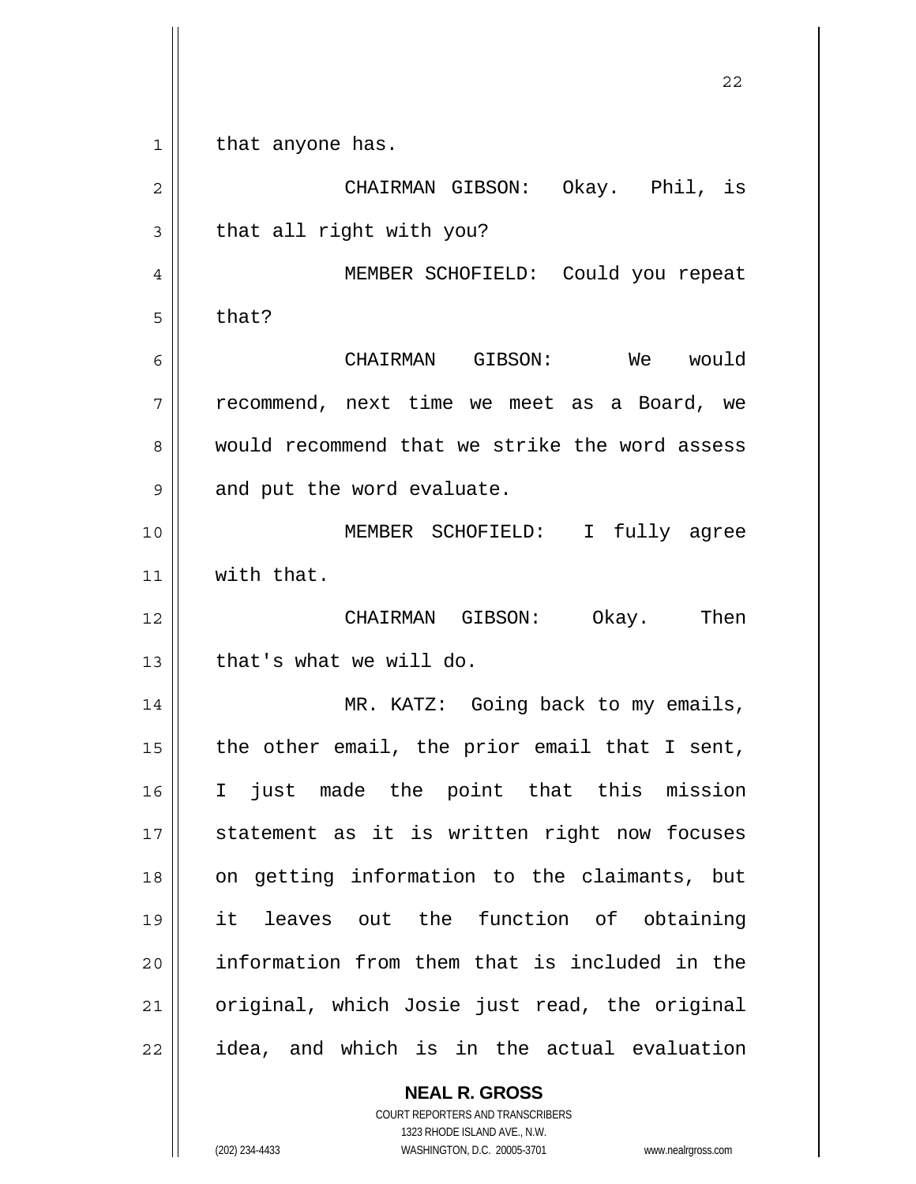that anyone has.

CHAIRMAN GIBSON: Okay. Phil, is that all right with you?

MEMBER SCHOFIELD: Could you repeat that?

CHAIRMAN GIBSON: We would recommend, next time we meet as a Board, we would recommend that we strike the word assess and put the word evaluate.

MEMBER SCHOFIELD: I fully agree with that.

CHAIRMAN GIBSON: Okay. Then that's what we will do.

MR. KATZ: Going back to my emails, the other email, the prior email that I sent, I just made the point that this mission statement as it is written right now focuses on getting information to the claimants, but it leaves out the function of obtaining information from them that is included in the original, which Josie just read, the original idea, and which is in the actual evaluation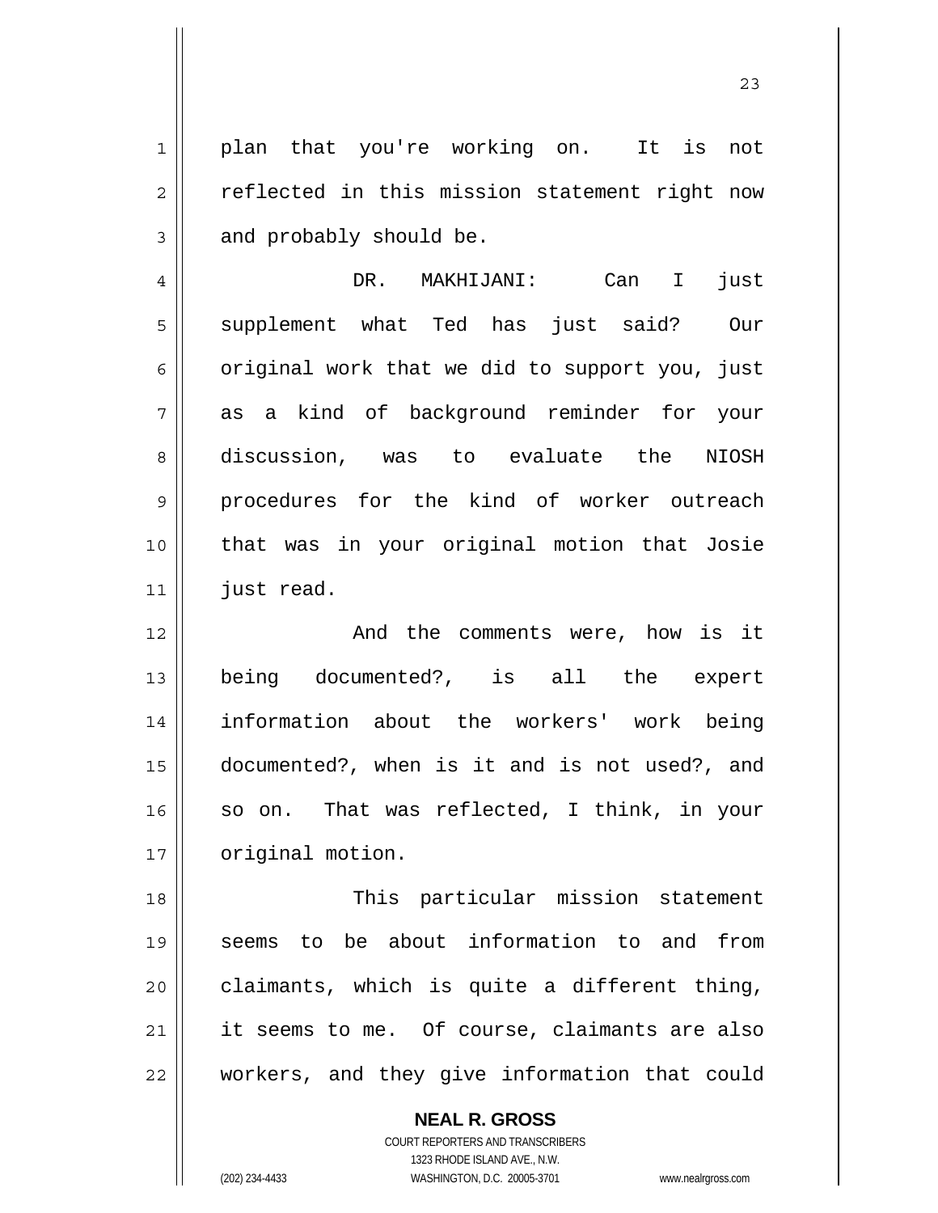plan that you're working on. It is not reflected in this mission statement right now and probably should be.

DR. MAKHIJANI: Can I just supplement what Ted has just said? Our original work that we did to support you, just as a kind of background reminder for your discussion, was to evaluate the NIOSH procedures for the kind of worker outreach that was in your original motion that Josie just read.

And the comments were, how is it being documented?, is all the expert information about the workers' work being documented?, when is it and is not used?, and so on. That was reflected, I think, in your original motion.

This particular mission statement seems to be about information to and from claimants, which is quite a different thing, it seems to me. Of course, claimants are also workers, and they give information that could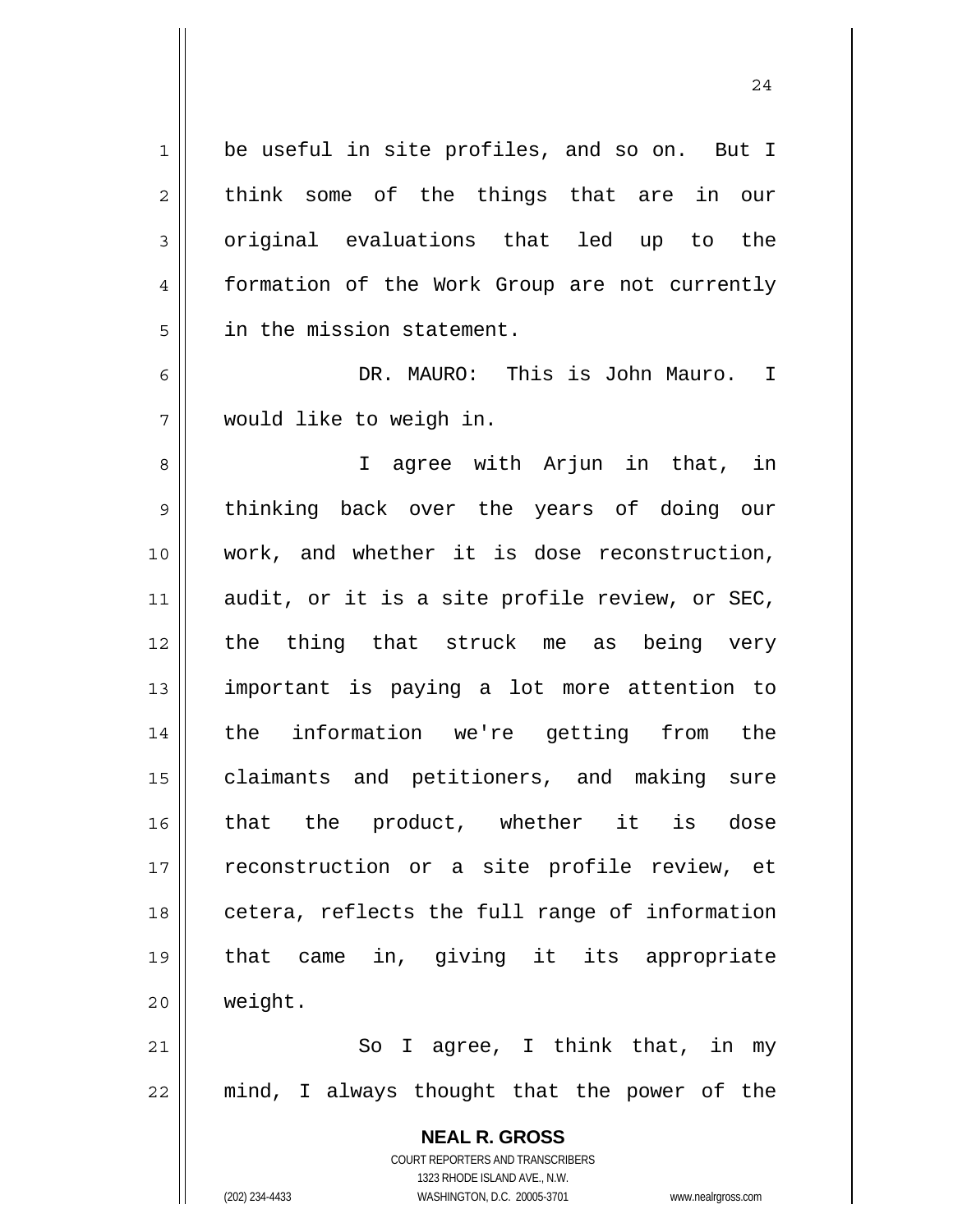be useful in site profiles, and so on. But I think some of the things that are in our original evaluations that led up to the formation of the Work Group are not currently in the mission statement.

DR. MAURO: This is John Mauro. I would like to weigh in.

I agree with Arjun in that, in thinking back over the years of doing our work, and whether it is dose reconstruction, audit, or it is a site profile review, or SEC, the thing that struck me as being very important is paying a lot more attention to the information we're getting from the claimants and petitioners, and making sure that the product, whether it is dose reconstruction or a site profile review, et cetera, reflects the full range of information that came in, giving it its appropriate weight.

So I agree, I think that, in my mind, I always thought that the power of the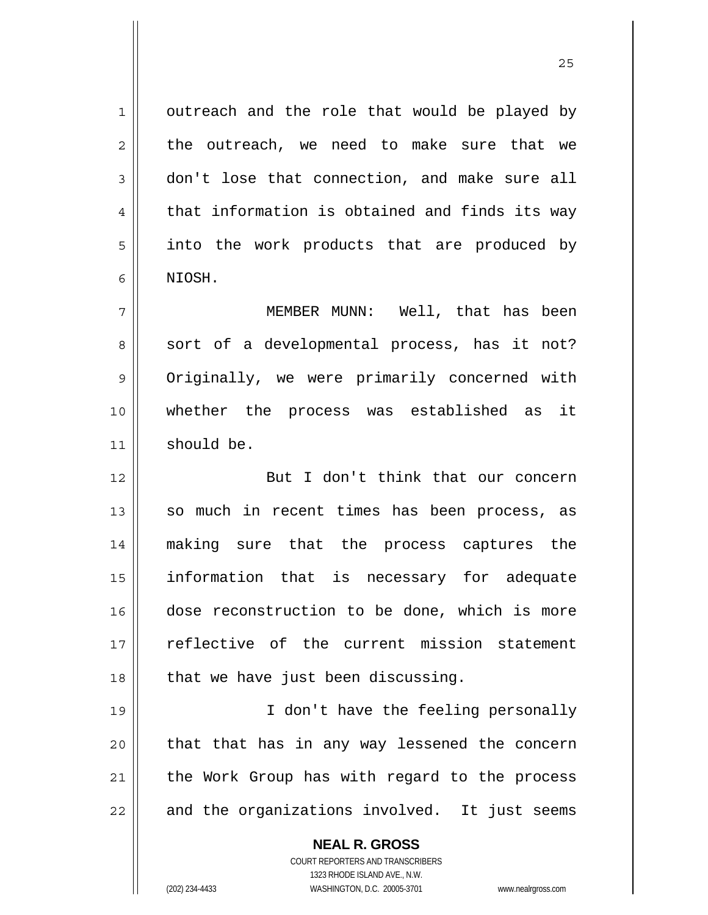outreach and the role that would be played by the outreach, we need to make sure that we don't lose that connection, and make sure all that information is obtained and finds its way into the work products that are produced by NIOSH.

MEMBER MUNN: Well, that has been sort of a developmental process, has it not? Originally, we were primarily concerned with whether the process was established as it should be.

But I don't think that our concern so much in recent times has been process, as making sure that the process captures the information that is necessary for adequate dose reconstruction to be done, which is more reflective of the current mission statement that we have just been discussing.

I don't have the feeling personally that that has in any way lessened the concern the Work Group has with regard to the process and the organizations involved. It just seems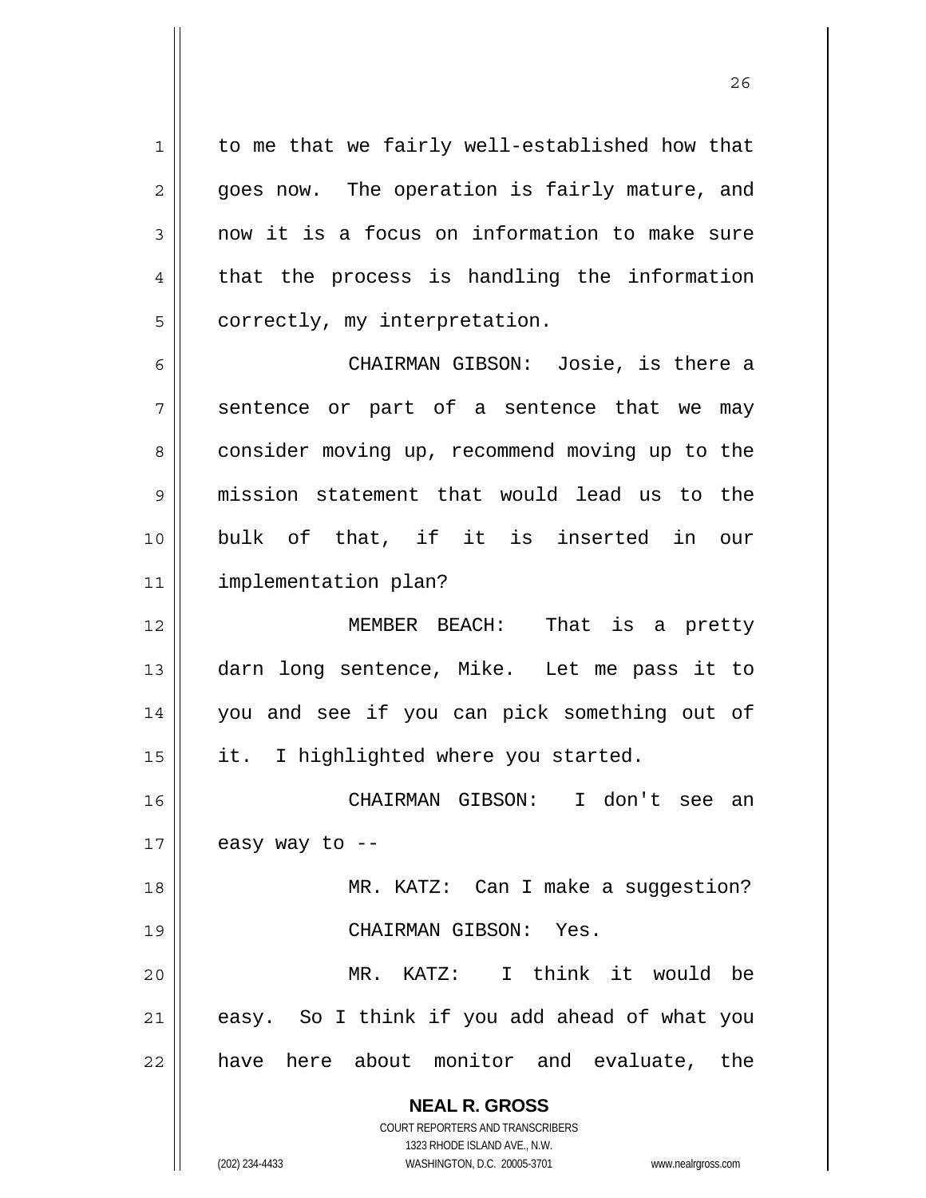to me that we fairly well-established how that goes now. The operation is fairly mature, and now it is a focus on information to make sure that the process is handling the information correctly, my interpretation.

CHAIRMAN GIBSON: Josie, is there a sentence or part of a sentence that we may consider moving up, recommend moving up to the mission statement that would lead us to the bulk of that, if it is inserted in our implementation plan?

MEMBER BEACH: That is a pretty darn long sentence, Mike. Let me pass it to you and see if you can pick something out of it. I highlighted where you started.

CHAIRMAN GIBSON: I don't see an easy way to --

MR. KATZ: Can I make a suggestion?

CHAIRMAN GIBSON: Yes.

MR. KATZ: I think it would be easy. So I think if you add ahead of what you have here about monitor and evaluate, the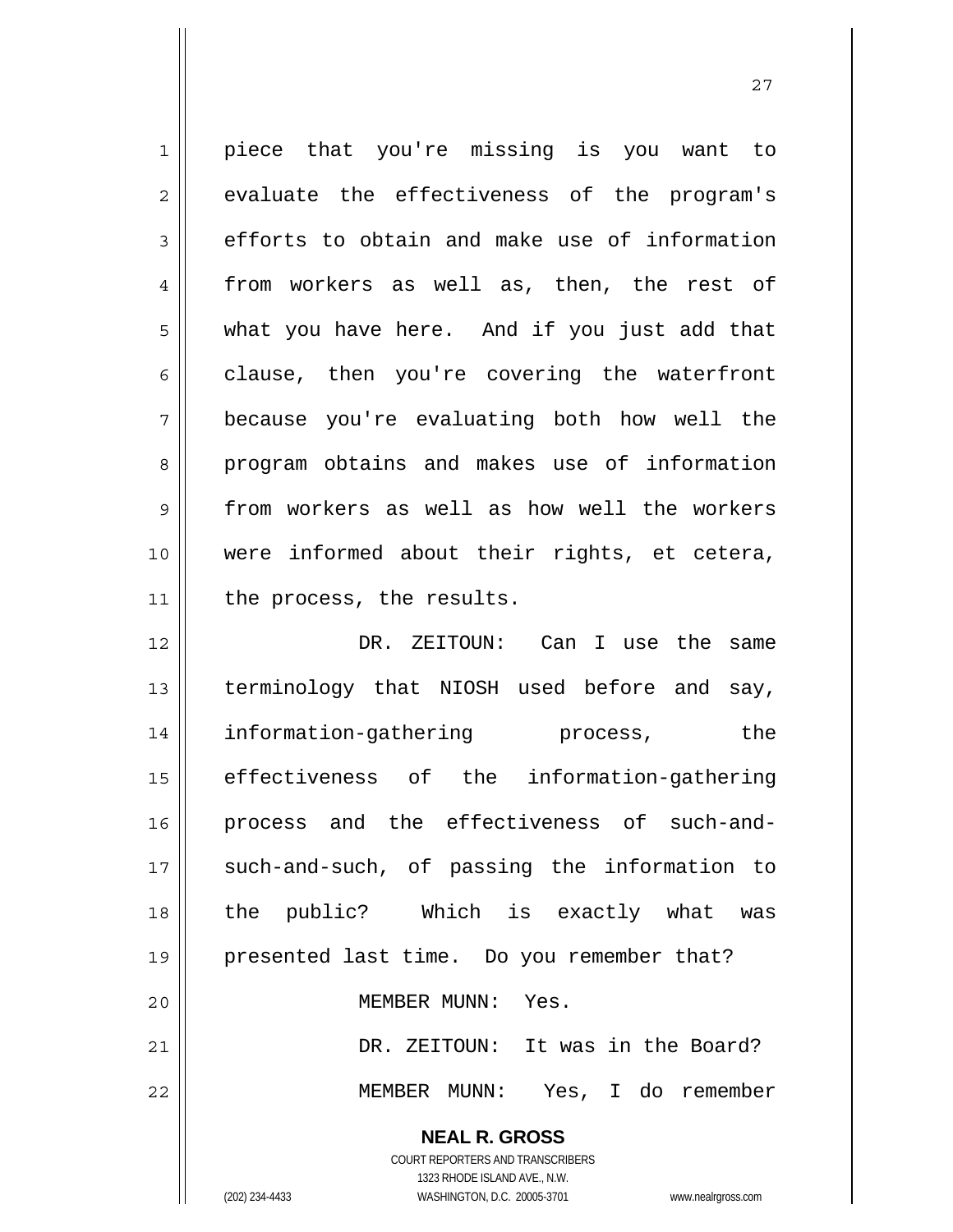piece that you're missing is you want to evaluate the effectiveness of the program's efforts to obtain and make use of information from workers as well as, then, the rest of what you have here. And if you just add that clause, then you're covering the waterfront because you're evaluating both how well the program obtains and makes use of information from workers as well as how well the workers were informed about their rights, et cetera, the process, the results.

DR. ZEITOUN: Can I use the same terminology that NIOSH used before and say, information-gathering process, the effectiveness of the information-gathering process and the effectiveness of such-and-such-and-such, of passing the information to the public? Which is exactly what was presented last time. Do you remember that?

MEMBER MUNN: Yes.

DR. ZEITOUN: It was in the Board?

MEMBER MUNN: Yes, I do remember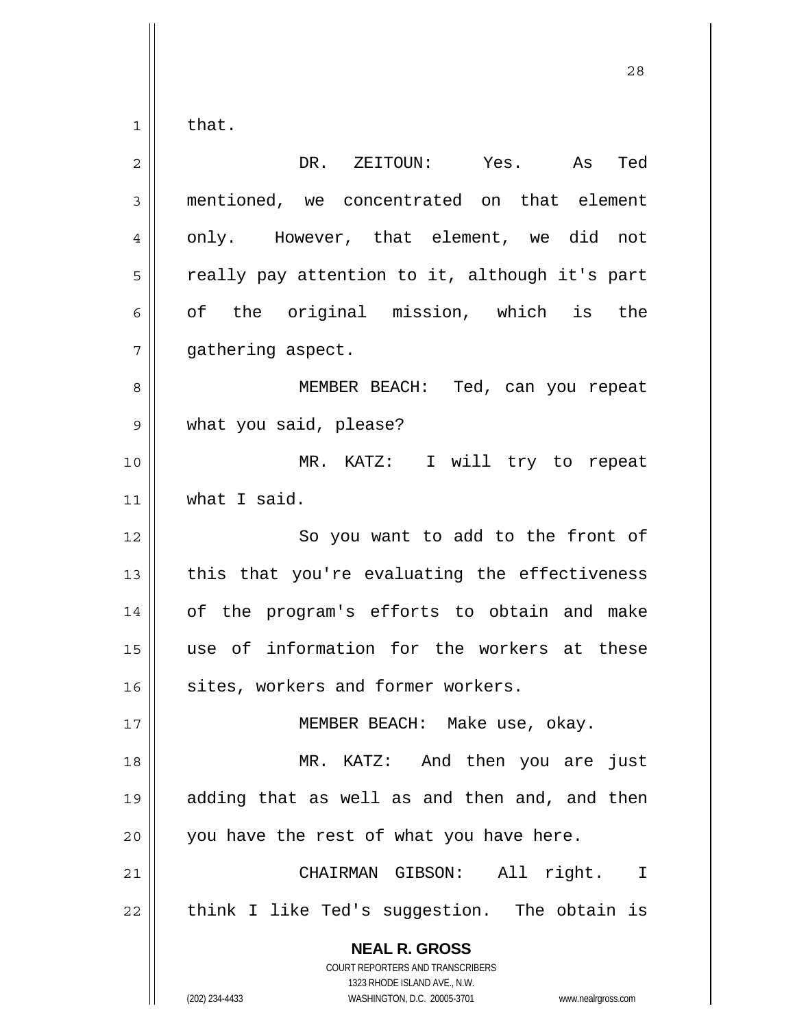that.

DR. ZEITOUN: Yes. As Ted mentioned, we concentrated on that element only. However, that element, we did not really pay attention to it, although it's part of the original mission, which is the gathering aspect.

MEMBER BEACH: Ted, can you repeat what you said, please?

MR. KATZ: I will try to repeat what I said.

So you want to add to the front of this that you're evaluating the effectiveness of the program's efforts to obtain and make use of information for the workers at these sites, workers and former workers.

MEMBER BEACH: Make use, okay.

MR. KATZ: And then you are just adding that as well as and then and, and then you have the rest of what you have here.

CHAIRMAN GIBSON: All right. I think I like Ted's suggestion. The obtain is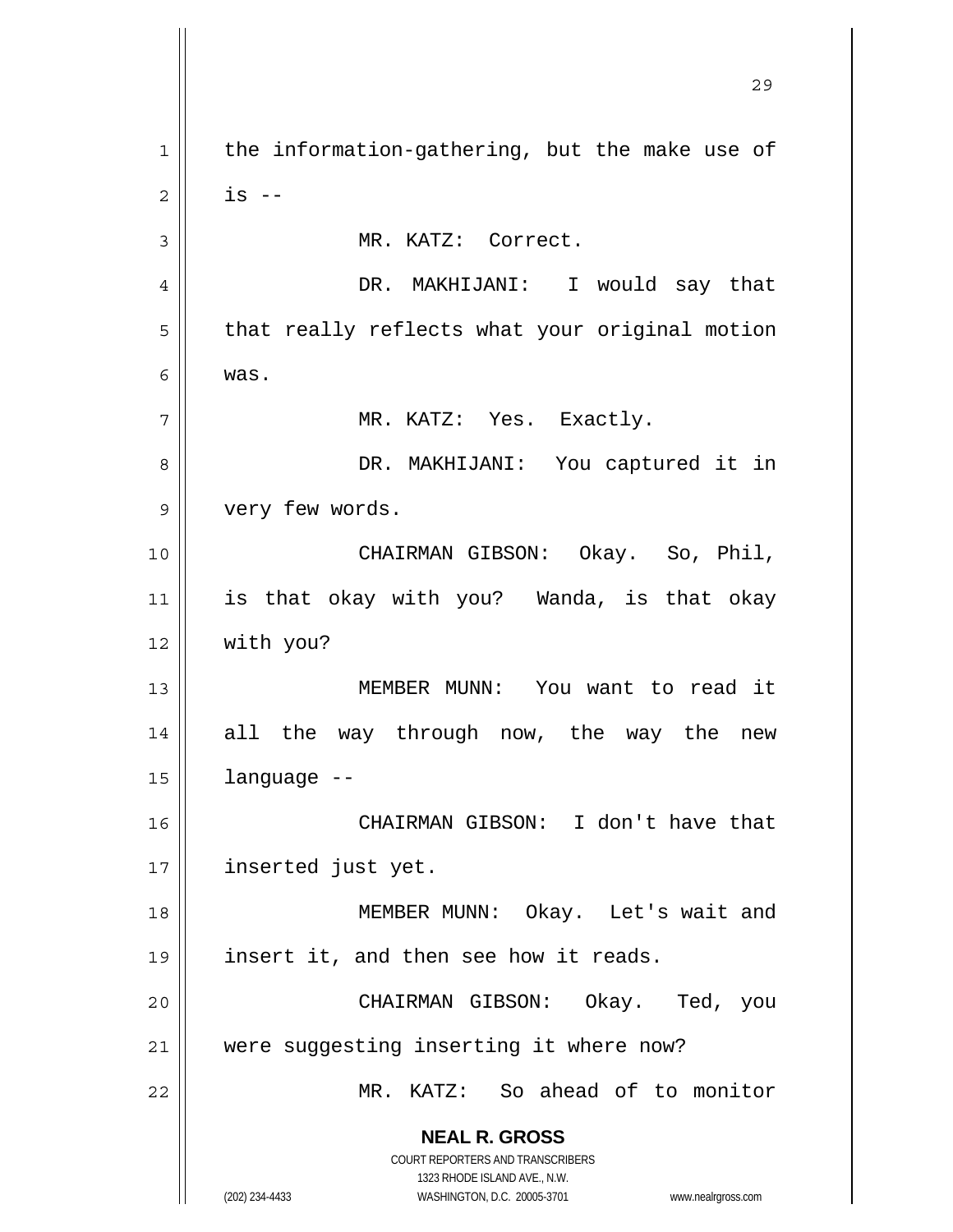the information-gathering, but the make use of is --

MR. KATZ: Correct.

DR. MAKHIJANI: I would say that that really reflects what your original motion was.

MR. KATZ: Yes. Exactly.

DR. MAKHIJANI: You captured it in very few words.

CHAIRMAN GIBSON: Okay. So, Phil, is that okay with you? Wanda, is that okay with you?

MEMBER MUNN: You want to read it all the way through now, the way the new language --

CHAIRMAN GIBSON: I don't have that inserted just yet.

MEMBER MUNN: Okay. Let's wait and insert it, and then see how it reads.

CHAIRMAN GIBSON: Okay. Ted, you were suggesting inserting it where now?

MR. KATZ: So ahead of to monitor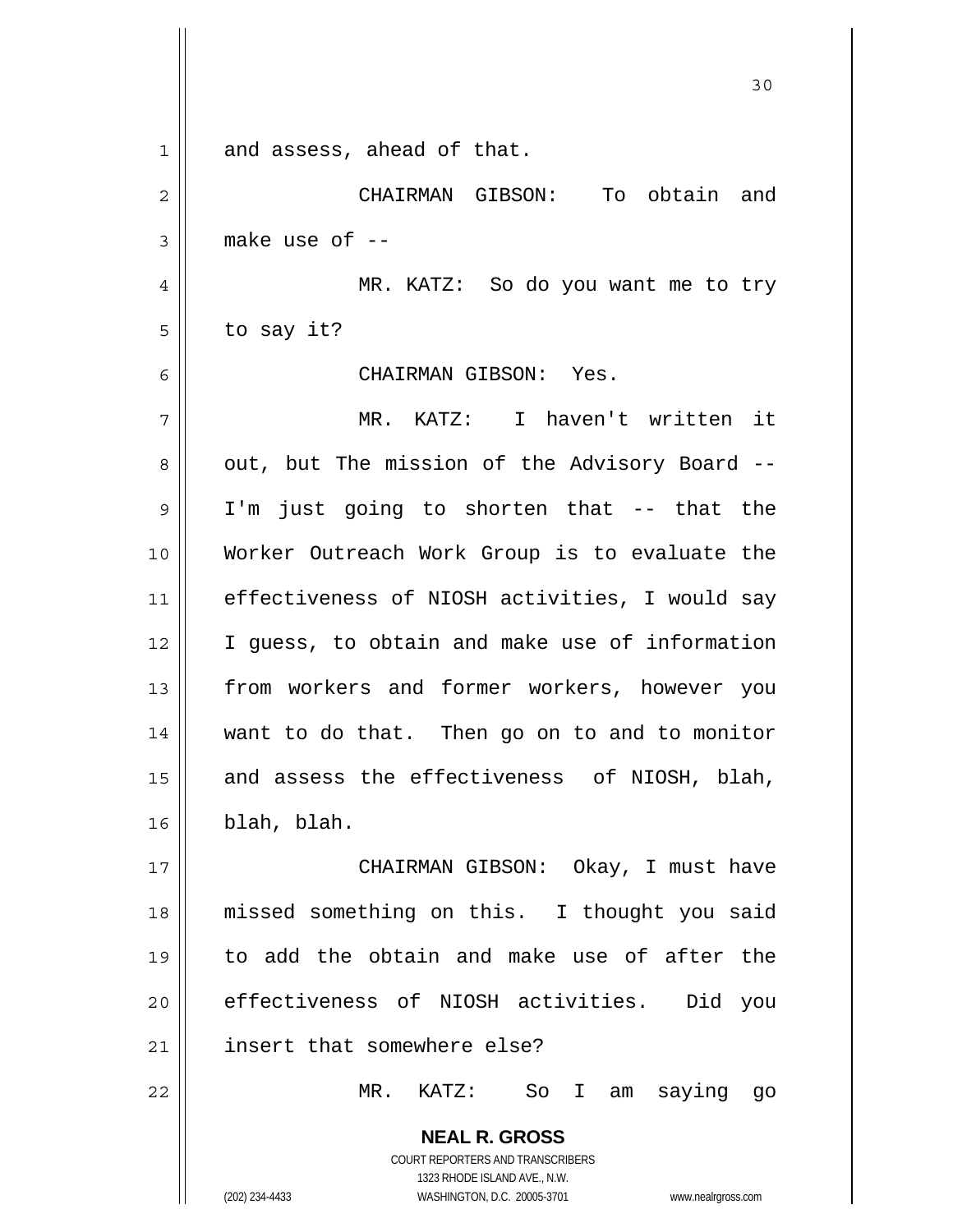and assess, ahead of that.

CHAIRMAN GIBSON: To obtain and make use of --

MR. KATZ: So do you want me to try to say it?

CHAIRMAN GIBSON: Yes.

MR. KATZ: I haven't written it out, but The mission of the Advisory Board -- I'm just going to shorten that -- that the Worker Outreach Work Group is to evaluate the effectiveness of NIOSH activities, I would say I guess, to obtain and make use of information from workers and former workers, however you want to do that. Then go on to and to monitor and assess the effectiveness of NIOSH, blah, blah, blah.

CHAIRMAN GIBSON: Okay, I must have missed something on this. I thought you said to add the obtain and make use of after the effectiveness of NIOSH activities. Did you insert that somewhere else?

MR. KATZ: So I am saying go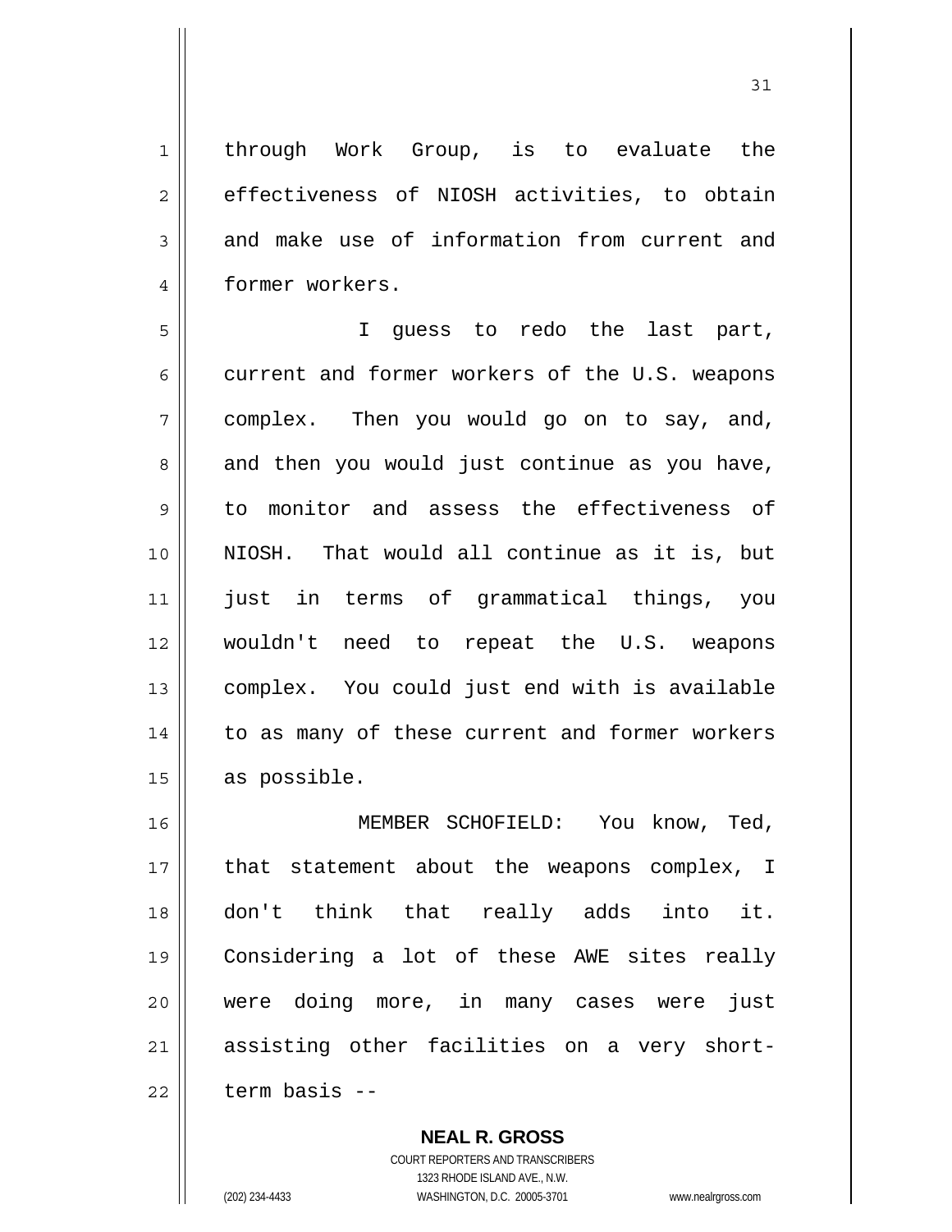through Work Group, is to evaluate the effectiveness of NIOSH activities, to obtain and make use of information from current and former workers.

I guess to redo the last part, current and former workers of the U.S. weapons complex. Then you would go on to say, and, and then you would just continue as you have, to monitor and assess the effectiveness of NIOSH. That would all continue as it is, but just in terms of grammatical things, you wouldn't need to repeat the U.S. weapons complex. You could just end with is available to as many of these current and former workers as possible.

MEMBER SCHOFIELD: You know, Ted, that statement about the weapons complex, I don't think that really adds into it. Considering a lot of these AWE sites really were doing more, in many cases were just assisting other facilities on a very short-term basis --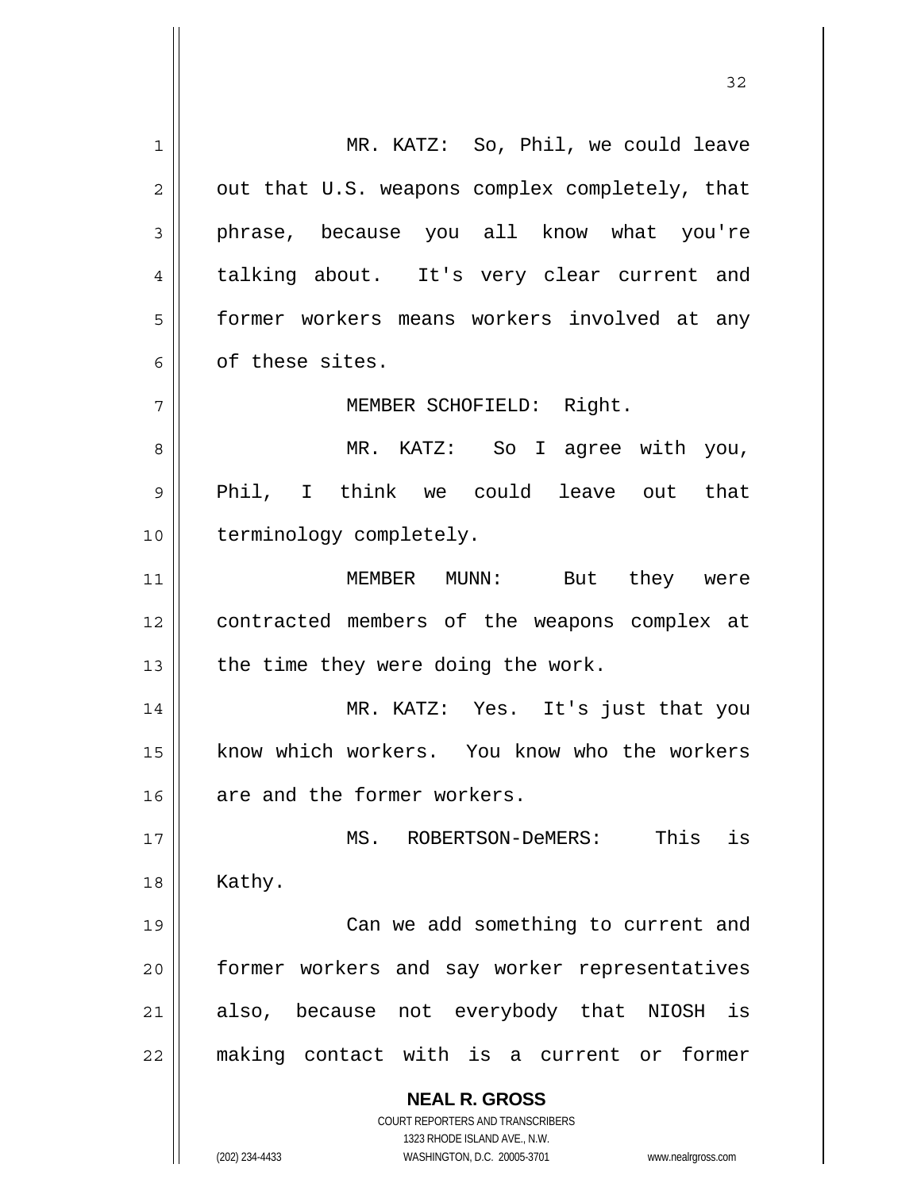MR. KATZ: So, Phil, we could leave out that U.S. weapons complex completely, that phrase, because you all know what you're talking about. It's very clear current and former workers means workers involved at any of these sites.

MEMBER SCHOFIELD: Right.

MR. KATZ: So I agree with you, Phil, I think we could leave out that terminology completely.

MEMBER MUNN: But they were contracted members of the weapons complex at the time they were doing the work.

MR. KATZ: Yes. It's just that you know which workers. You know who the workers are and the former workers.

MS. ROBERTSON-DeMERS: This is Kathy.

Can we add something to current and former workers and say worker representatives also, because not everybody that NIOSH is making contact with is a current or former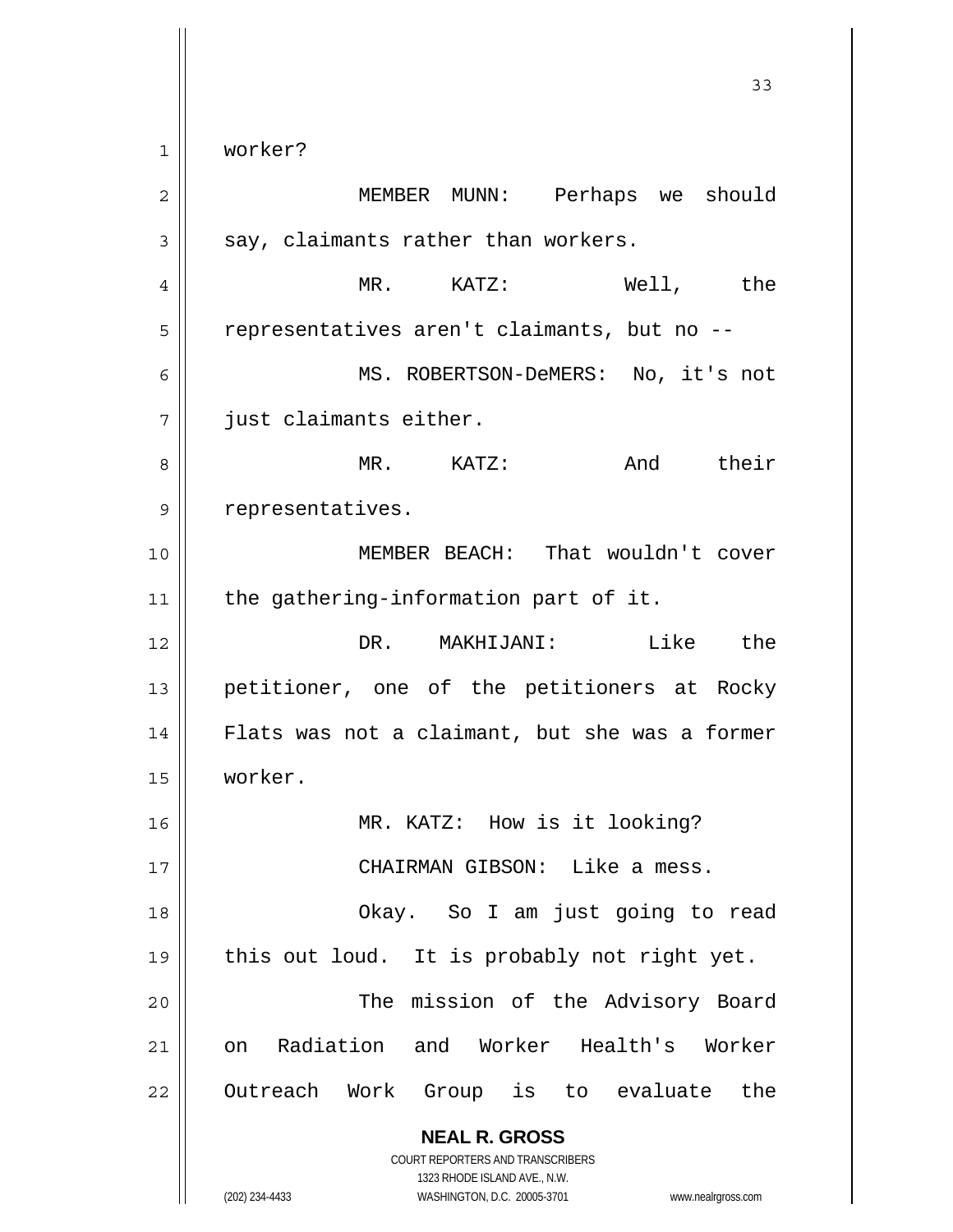worker?

MEMBER MUNN: Perhaps we should say, claimants rather than workers.

MR. KATZ: Well, the representatives aren't claimants, but no --

MS. ROBERTSON-DeMERS: No, it's not just claimants either.

MR. KATZ: And their representatives.

MEMBER BEACH: That wouldn't cover the gathering-information part of it.

DR. MAKHIJANI: Like the petitioner, one of the petitioners at Rocky Flats was not a claimant, but she was a former worker.

MR. KATZ: How is it looking?

CHAIRMAN GIBSON: Like a mess.

Okay. So I am just going to read this out loud. It is probably not right yet.

The mission of the Advisory Board on Radiation and Worker Health's Worker Outreach Work Group is to evaluate the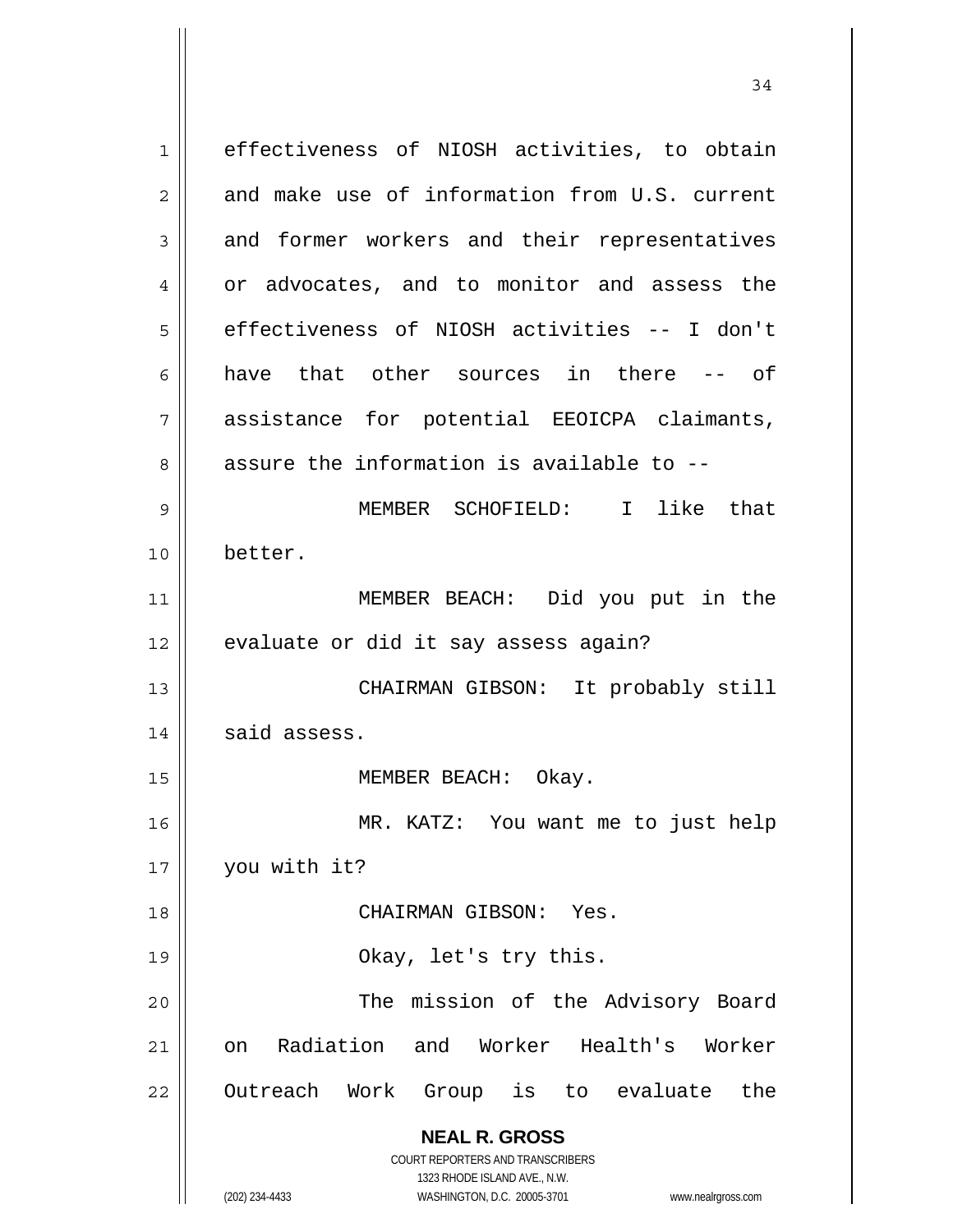effectiveness of NIOSH activities, to obtain and make use of information from U.S. current and former workers and their representatives or advocates, and to monitor and assess the effectiveness of NIOSH activities -- I don't have that other sources in there -- of assistance for potential EEOICPA claimants, assure the information is available to --

MEMBER SCHOFIELD: I like that better.

MEMBER BEACH: Did you put in the evaluate or did it say assess again?

CHAIRMAN GIBSON: It probably still said assess.

MEMBER BEACH: Okay.

MR. KATZ: You want me to just help you with it?

CHAIRMAN GIBSON: Yes.

Okay, let's try this.

The mission of the Advisory Board on Radiation and Worker Health's Worker Outreach Work Group is to evaluate the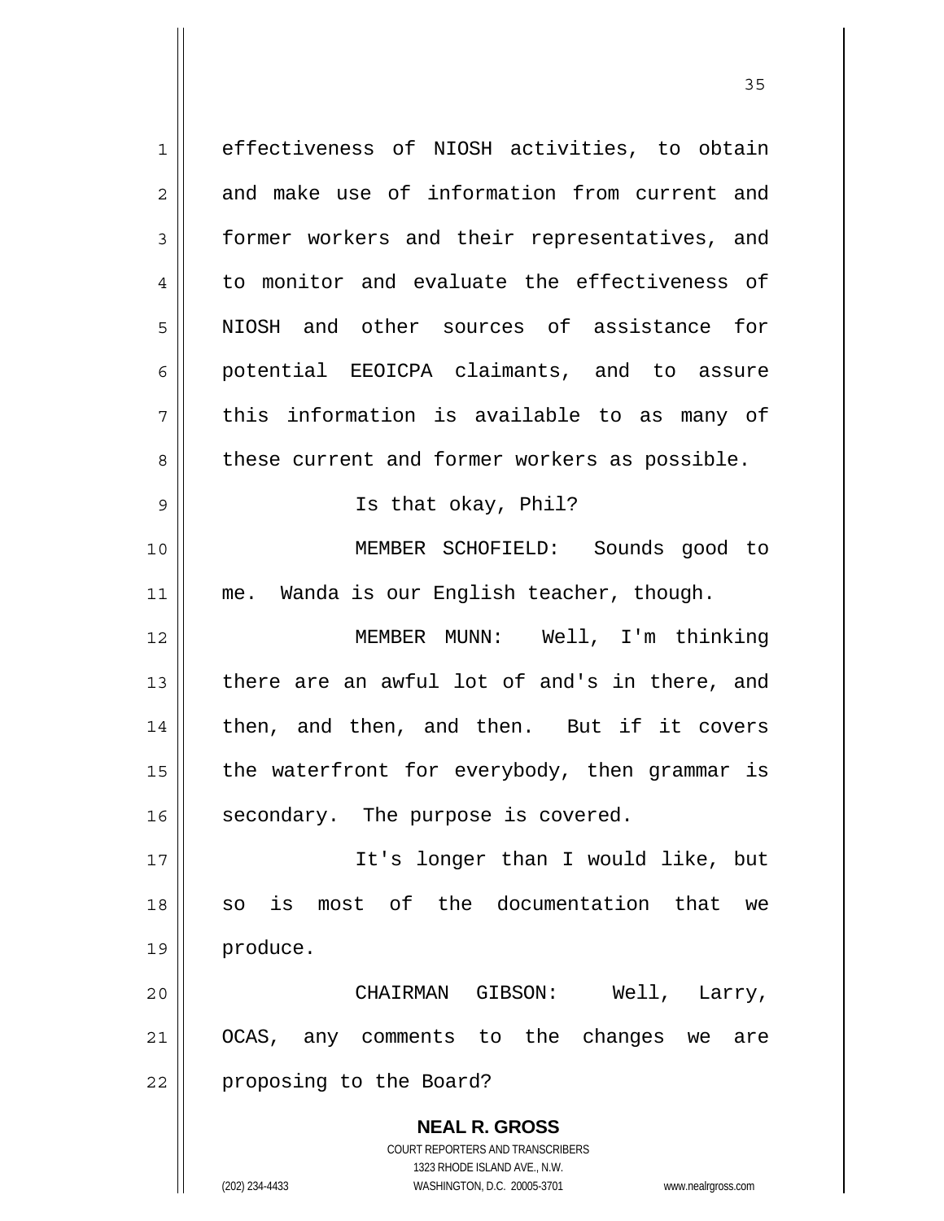effectiveness of NIOSH activities, to obtain and make use of information from current and former workers and their representatives, and to monitor and evaluate the effectiveness of NIOSH and other sources of assistance for potential EEOICPA claimants, and to assure this information is available to as many of these current and former workers as possible.

Is that okay, Phil?

MEMBER SCHOFIELD: Sounds good to me. Wanda is our English teacher, though.

MEMBER MUNN: Well, I'm thinking there are an awful lot of and's in there, and then, and then, and then. But if it covers the waterfront for everybody, then grammar is secondary. The purpose is covered.

It's longer than I would like, but so is most of the documentation that we produce.

CHAIRMAN GIBSON: Well, Larry, OCAS, any comments to the changes we are proposing to the Board?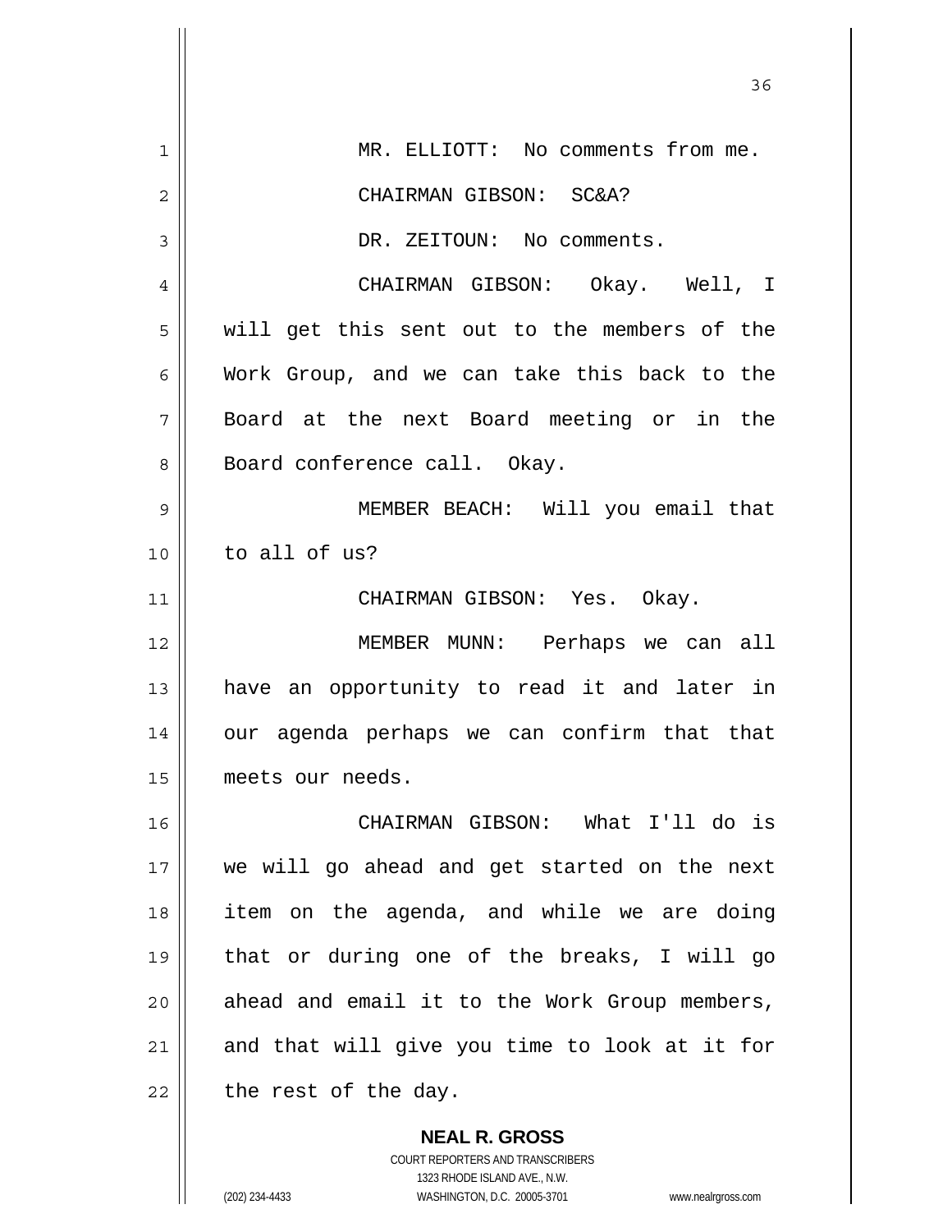MR. ELLIOTT: No comments from me.

CHAIRMAN GIBSON: SC&A?

DR. ZEITOUN: No comments.

CHAIRMAN GIBSON: Okay. Well, I will get this sent out to the members of the Work Group, and we can take this back to the Board at the next Board meeting or in the Board conference call. Okay.

MEMBER BEACH: Will you email that to all of us?

CHAIRMAN GIBSON: Yes. Okay.

MEMBER MUNN: Perhaps we can all have an opportunity to read it and later in our agenda perhaps we can confirm that that meets our needs.

CHAIRMAN GIBSON: What I'll do is we will go ahead and get started on the next item on the agenda, and while we are doing that or during one of the breaks, I will go ahead and email it to the Work Group members, and that will give you time to look at it for the rest of the day.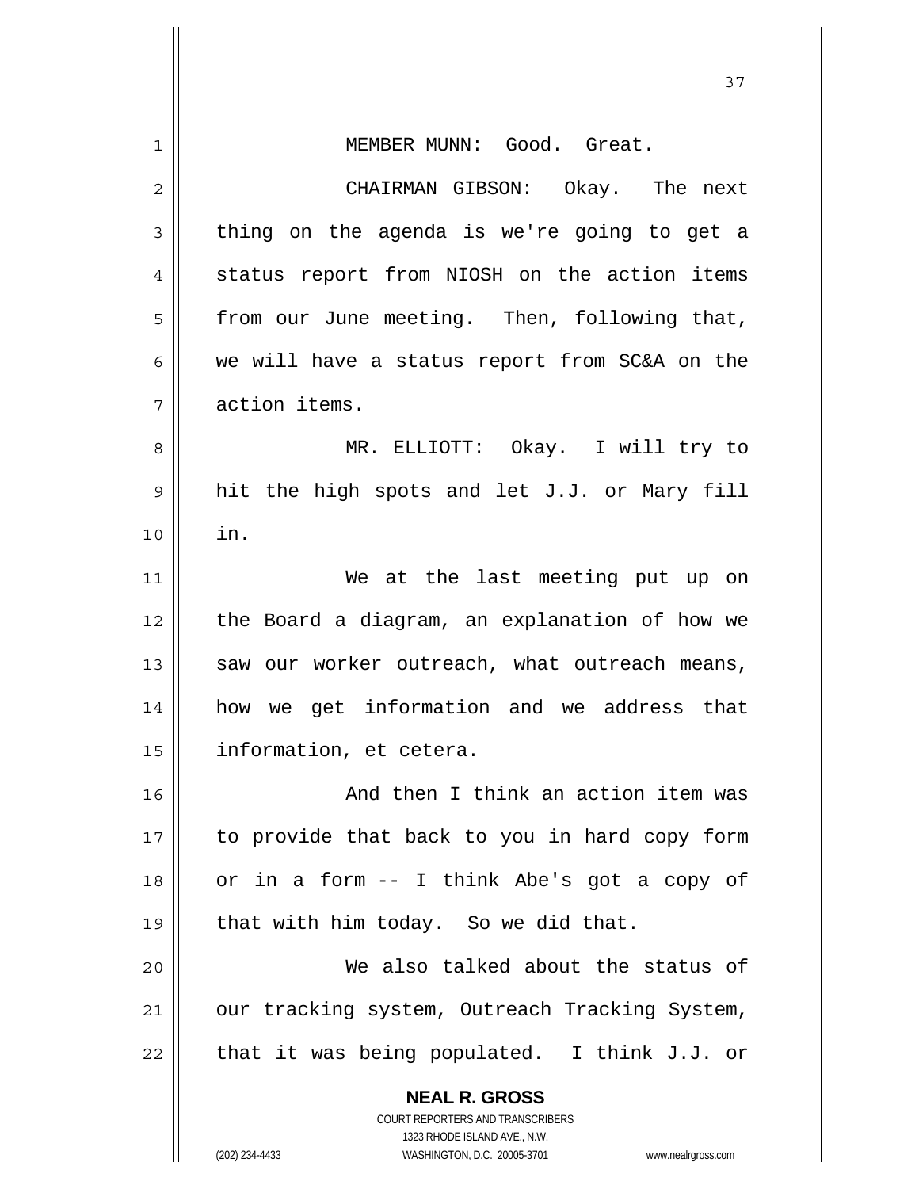MEMBER MUNN: Good. Great.

CHAIRMAN GIBSON: Okay. The next thing on the agenda is we're going to get a status report from NIOSH on the action items from our June meeting. Then, following that, we will have a status report from SC&A on the action items.

MR. ELLIOTT: Okay. I will try to hit the high spots and let J.J. or Mary fill in.

We at the last meeting put up on the Board a diagram, an explanation of how we saw our worker outreach, what outreach means, how we get information and we address that information, et cetera.

And then I think an action item was to provide that back to you in hard copy form or in a form -- I think Abe's got a copy of that with him today. So we did that.

We also talked about the status of our tracking system, Outreach Tracking System, that it was being populated. I think J.J. or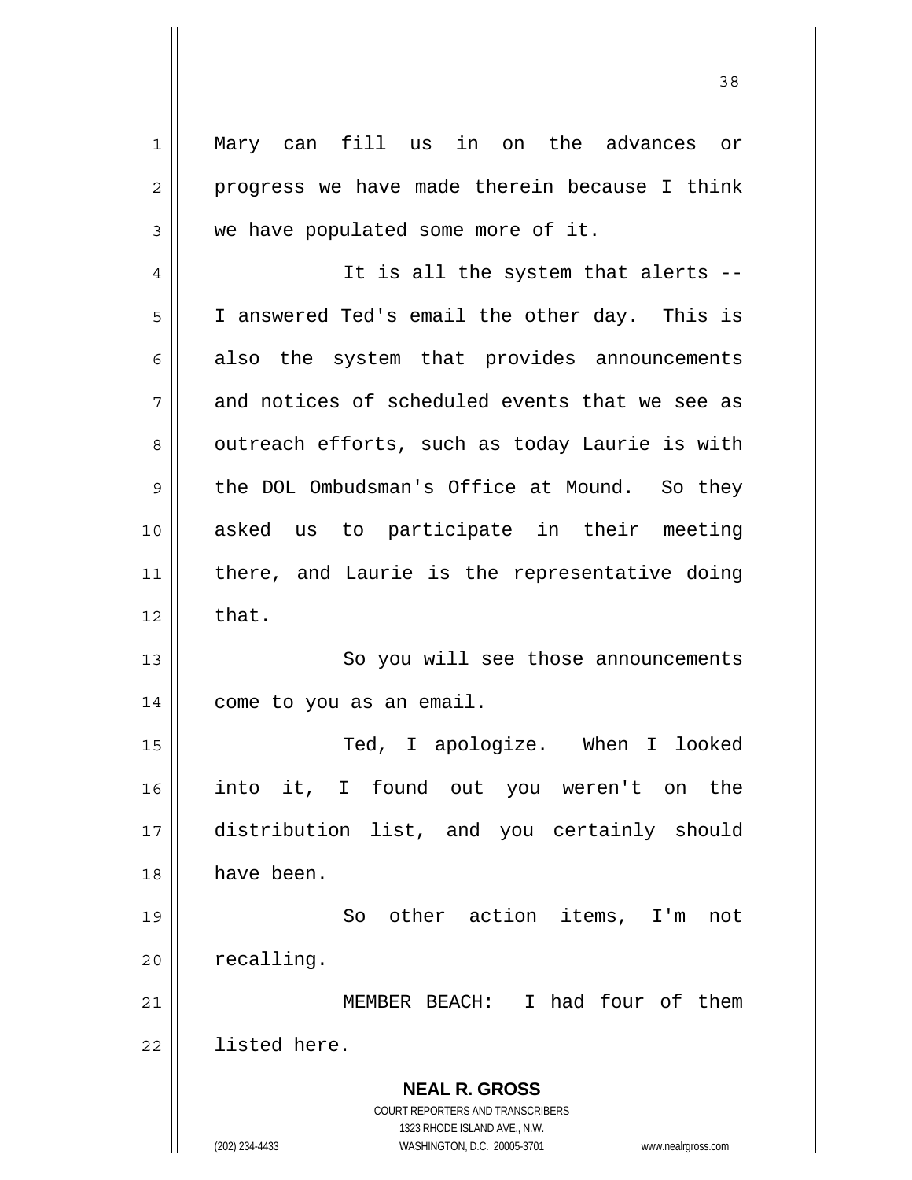Mary can fill us in on the advances or progress we have made therein because I think we have populated some more of it.

It is all the system that alerts -- I answered Ted's email the other day. This is also the system that provides announcements and notices of scheduled events that we see as outreach efforts, such as today Laurie is with the DOL Ombudsman's Office at Mound. So they asked us to participate in their meeting there, and Laurie is the representative doing that.

So you will see those announcements come to you as an email.

Ted, I apologize. When I looked into it, I found out you weren't on the distribution list, and you certainly should have been.

So other action items, I'm not recalling.

MEMBER BEACH: I had four of them listed here.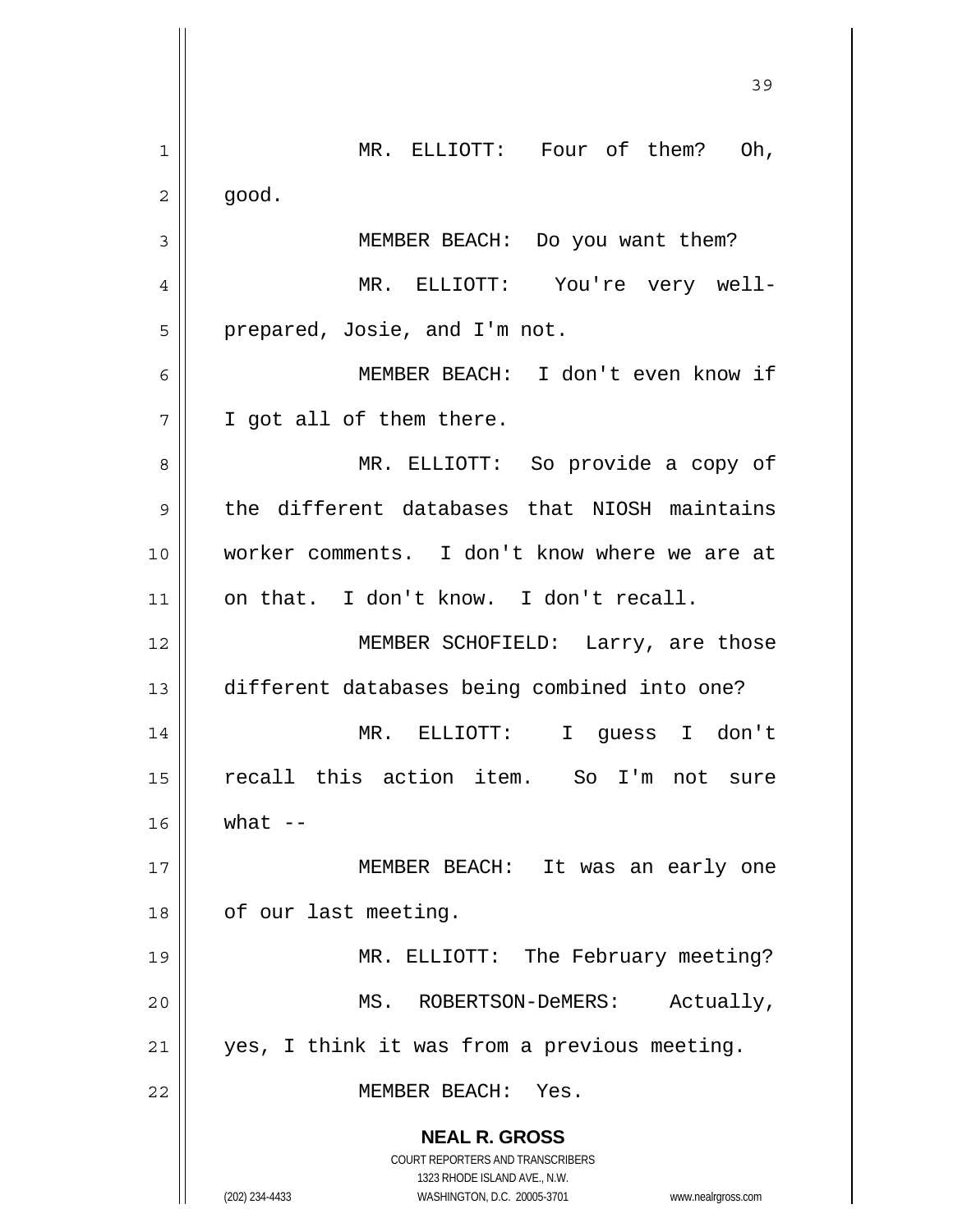MR. ELLIOTT: Four of them? Oh, good.

MEMBER BEACH: Do you want them?

MR. ELLIOTT: You're very well-prepared, Josie, and I'm not.

MEMBER BEACH: I don't even know if I got all of them there.

MR. ELLIOTT: So provide a copy of the different databases that NIOSH maintains worker comments. I don't know where we are at on that. I don't know. I don't recall.

MEMBER SCHOFIELD: Larry, are those different databases being combined into one?

MR. ELLIOTT: I guess I don't recall this action item. So I'm not sure what --

MEMBER BEACH: It was an early one of our last meeting.

MR. ELLIOTT: The February meeting?

MS. ROBERTSON-DeMERS: Actually, yes, I think it was from a previous meeting.

MEMBER BEACH: Yes.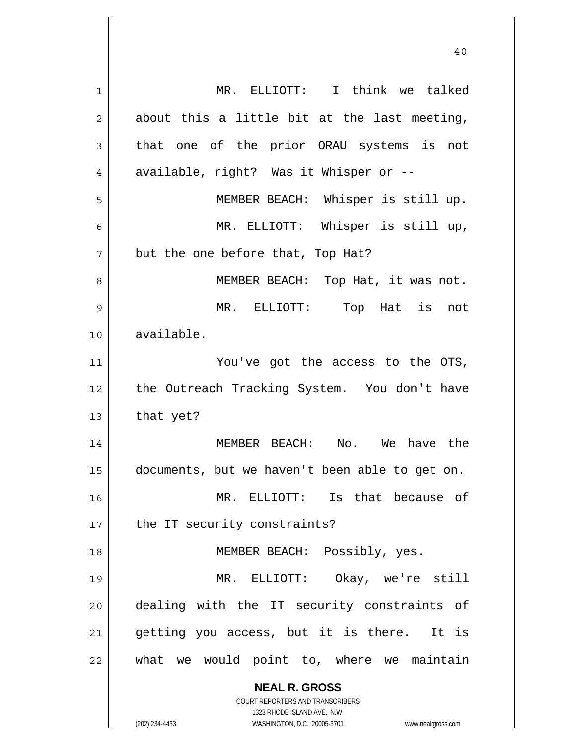MR. ELLIOTT: I think we talked about this a little bit at the last meeting, that one of the prior ORAU systems is not available, right? Was it Whisper or --

MEMBER BEACH: Whisper is still up.

MR. ELLIOTT: Whisper is still up, but the one before that, Top Hat?

MEMBER BEACH: Top Hat, it was not.

MR. ELLIOTT: Top Hat is not available.

You've got the access to the OTS, the Outreach Tracking System. You don't have that yet?

MEMBER BEACH: No. We have the documents, but we haven't been able to get on.

MR. ELLIOTT: Is that because of the IT security constraints?

MEMBER BEACH: Possibly, yes.

MR. ELLIOTT: Okay, we're still dealing with the IT security constraints of getting you access, but it is there. It is what we would point to, where we maintain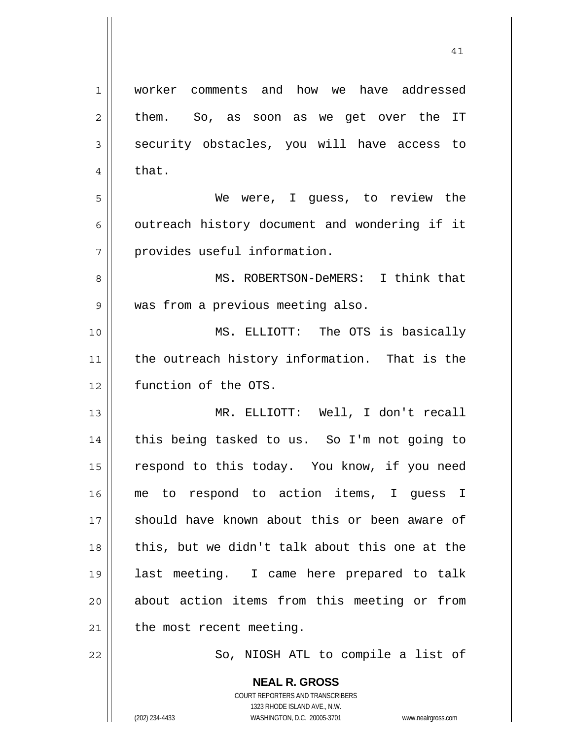worker comments and how we have addressed them. So, as soon as we get over the IT security obstacles, you will have access to that.

We were, I guess, to review the outreach history document and wondering if it provides useful information.

MS. ROBERTSON-DeMERS: I think that was from a previous meeting also.

MS. ELLIOTT: The OTS is basically the outreach history information. That is the function of the OTS.

MR. ELLIOTT: Well, I don't recall this being tasked to us. So I'm not going to respond to this today. You know, if you need me to respond to action items, I guess I should have known about this or been aware of this, but we didn't talk about this one at the last meeting. I came here prepared to talk about action items from this meeting or from the most recent meeting.

So, NIOSH ATL to compile a list of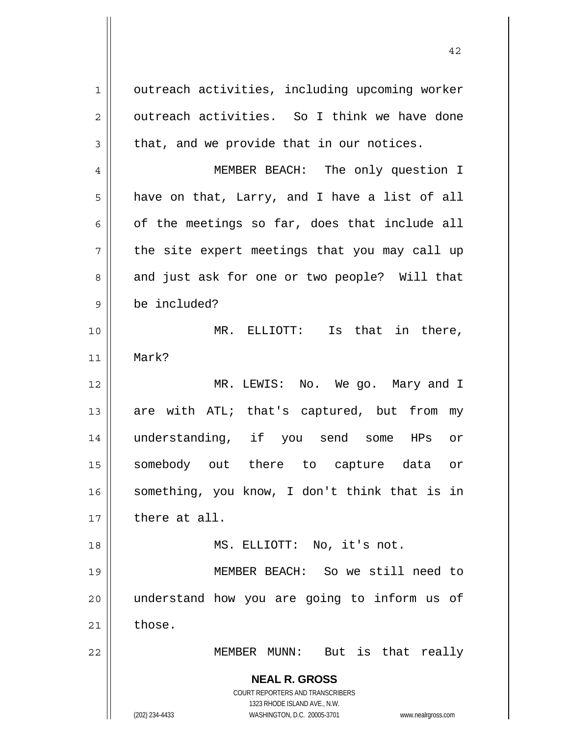outreach activities, including upcoming worker outreach activities. So I think we have done that, and we provide that in our notices.

MEMBER BEACH: The only question I have on that, Larry, and I have a list of all of the meetings so far, does that include all the site expert meetings that you may call up and just ask for one or two people? Will that be included?

MR. ELLIOTT: Is that in there, Mark?

MR. LEWIS: No. We go. Mary and I are with ATL; that's captured, but from my understanding, if you send some HPs or somebody out there to capture data or something, you know, I don't think that is in there at all.

MS. ELLIOTT: No, it's not.

MEMBER BEACH: So we still need to understand how you are going to inform us of those.

MEMBER MUNN: But is that really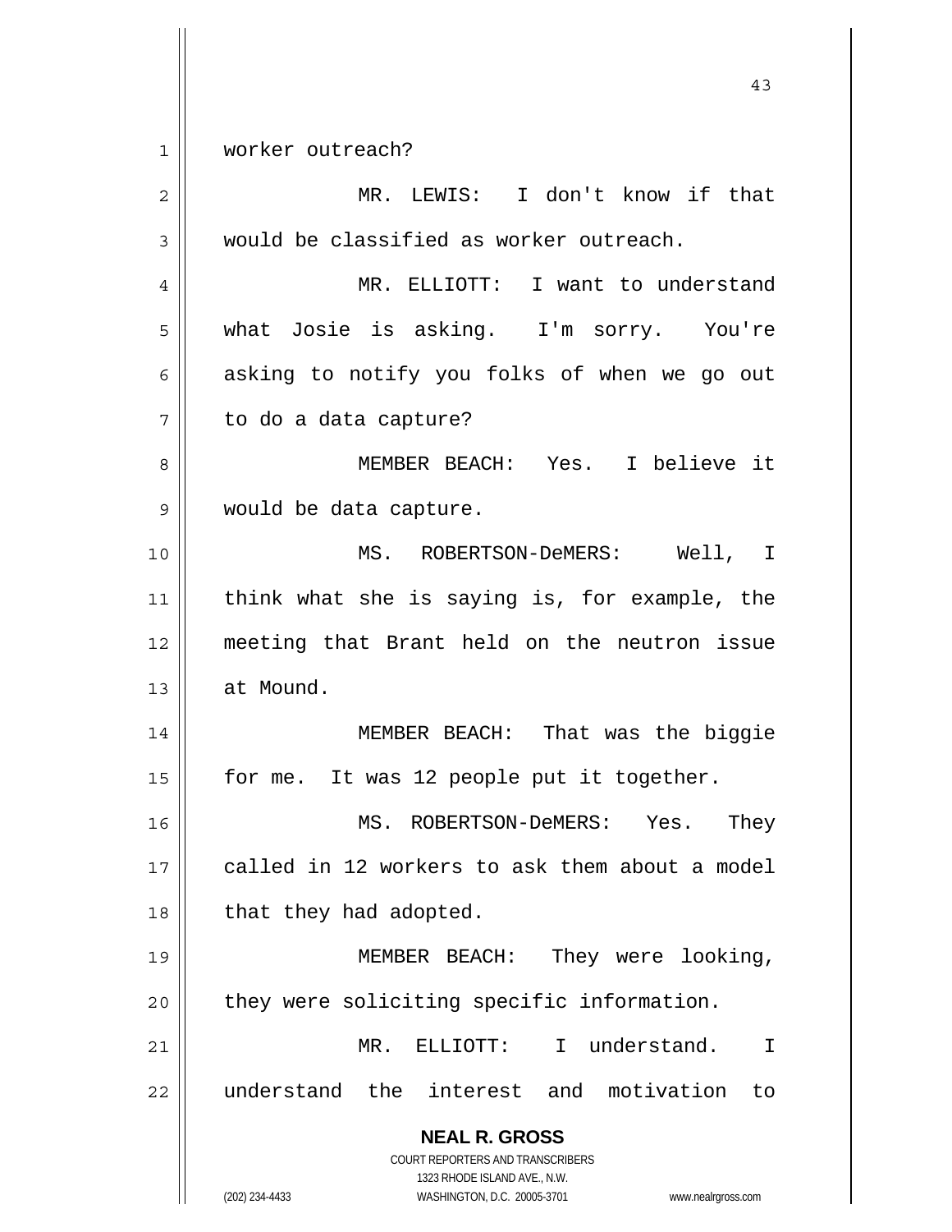worker outreach?

MR. LEWIS: I don't know if that would be classified as worker outreach.

MR. ELLIOTT: I want to understand what Josie is asking. I'm sorry. You're asking to notify you folks of when we go out to do a data capture?

MEMBER BEACH: Yes. I believe it would be data capture.

MS. ROBERTSON-DeMERS: Well, I think what she is saying is, for example, the meeting that Brant held on the neutron issue at Mound.

MEMBER BEACH: That was the biggie for me. It was 12 people put it together.

MS. ROBERTSON-DeMERS: Yes. They called in 12 workers to ask them about a model that they had adopted.

MEMBER BEACH: They were looking, they were soliciting specific information.

MR. ELLIOTT: I understand. I understand the interest and motivation to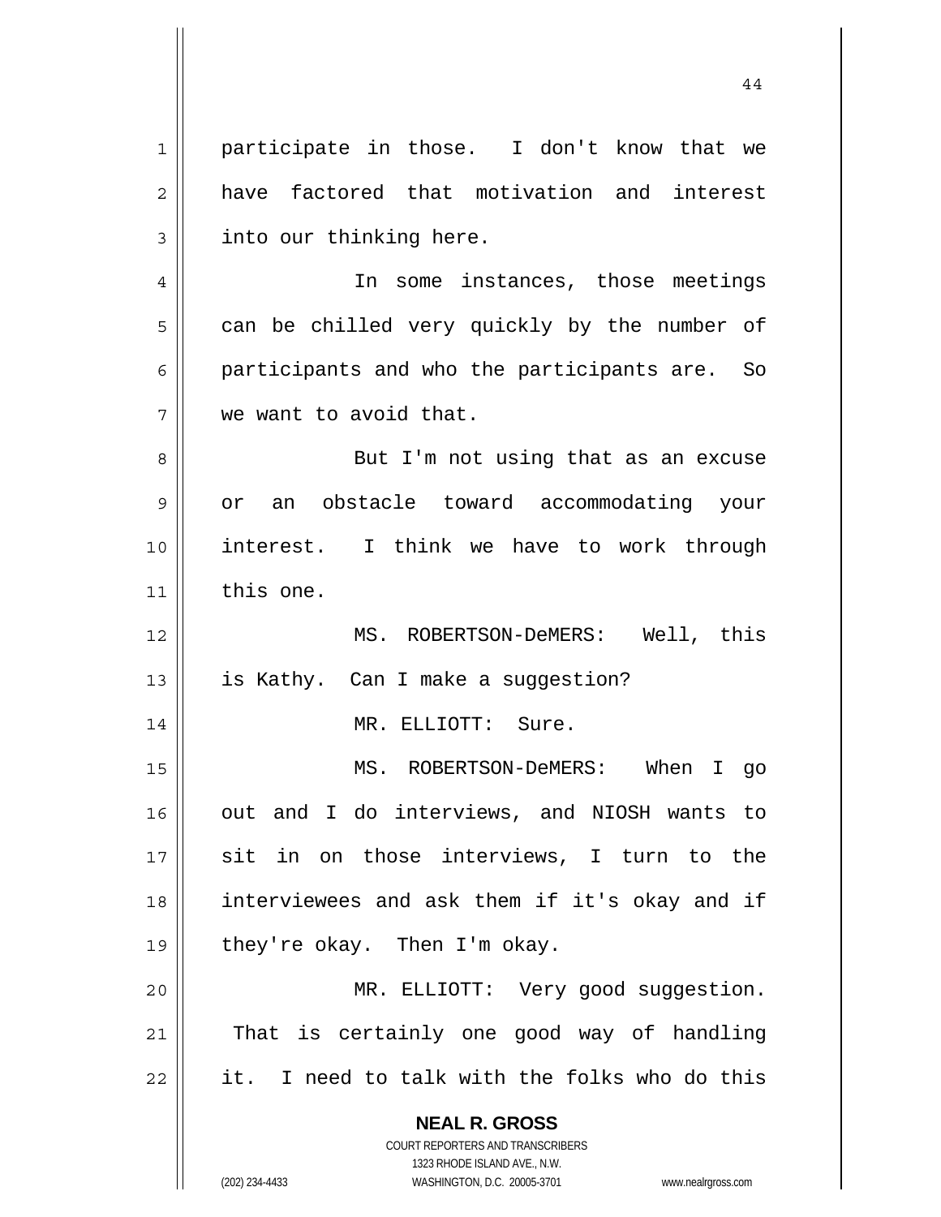participate in those. I don't know that we have factored that motivation and interest into our thinking here.

In some instances, those meetings can be chilled very quickly by the number of participants and who the participants are. So we want to avoid that.

But I'm not using that as an excuse or an obstacle toward accommodating your interest. I think we have to work through this one.

MS. ROBERTSON-DeMERS: Well, this is Kathy. Can I make a suggestion?

MR. ELLIOTT: Sure.

MS. ROBERTSON-DeMERS: When I go out and I do interviews, and NIOSH wants to sit in on those interviews, I turn to the interviewees and ask them if it's okay and if they're okay. Then I'm okay.

MR. ELLIOTT: Very good suggestion. That is certainly one good way of handling it. I need to talk with the folks who do this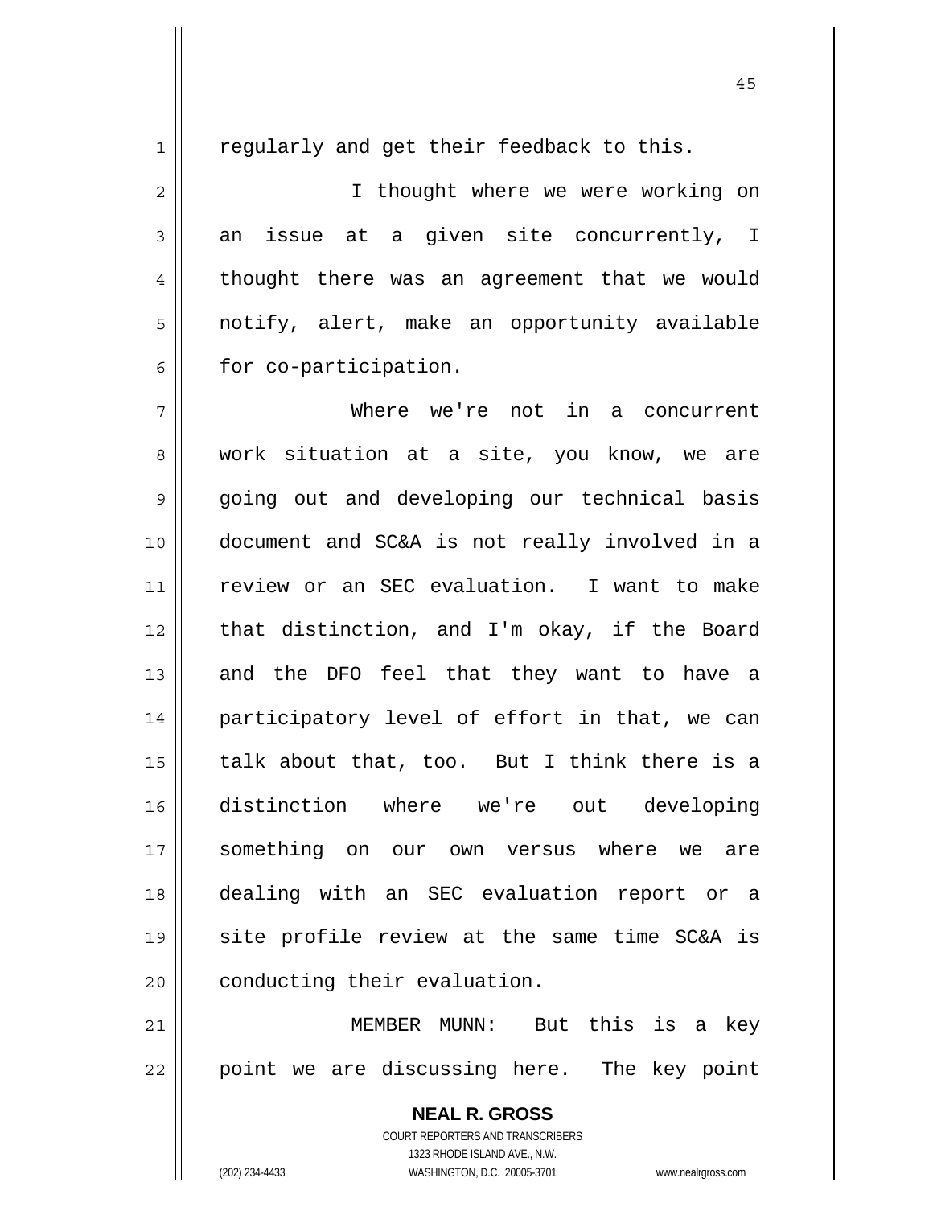regularly and get their feedback to this.

I thought where we were working on an issue at a given site concurrently, I thought there was an agreement that we would notify, alert, make an opportunity available for co-participation.

Where we're not in a concurrent work situation at a site, you know, we are going out and developing our technical basis document and SC&A is not really involved in a review or an SEC evaluation. I want to make that distinction, and I'm okay, if the Board and the DFO feel that they want to have a participatory level of effort in that, we can talk about that, too. But I think there is a distinction where we're out developing something on our own versus where we are dealing with an SEC evaluation report or a site profile review at the same time SC&A is conducting their evaluation.

MEMBER MUNN: But this is a key point we are discussing here. The key point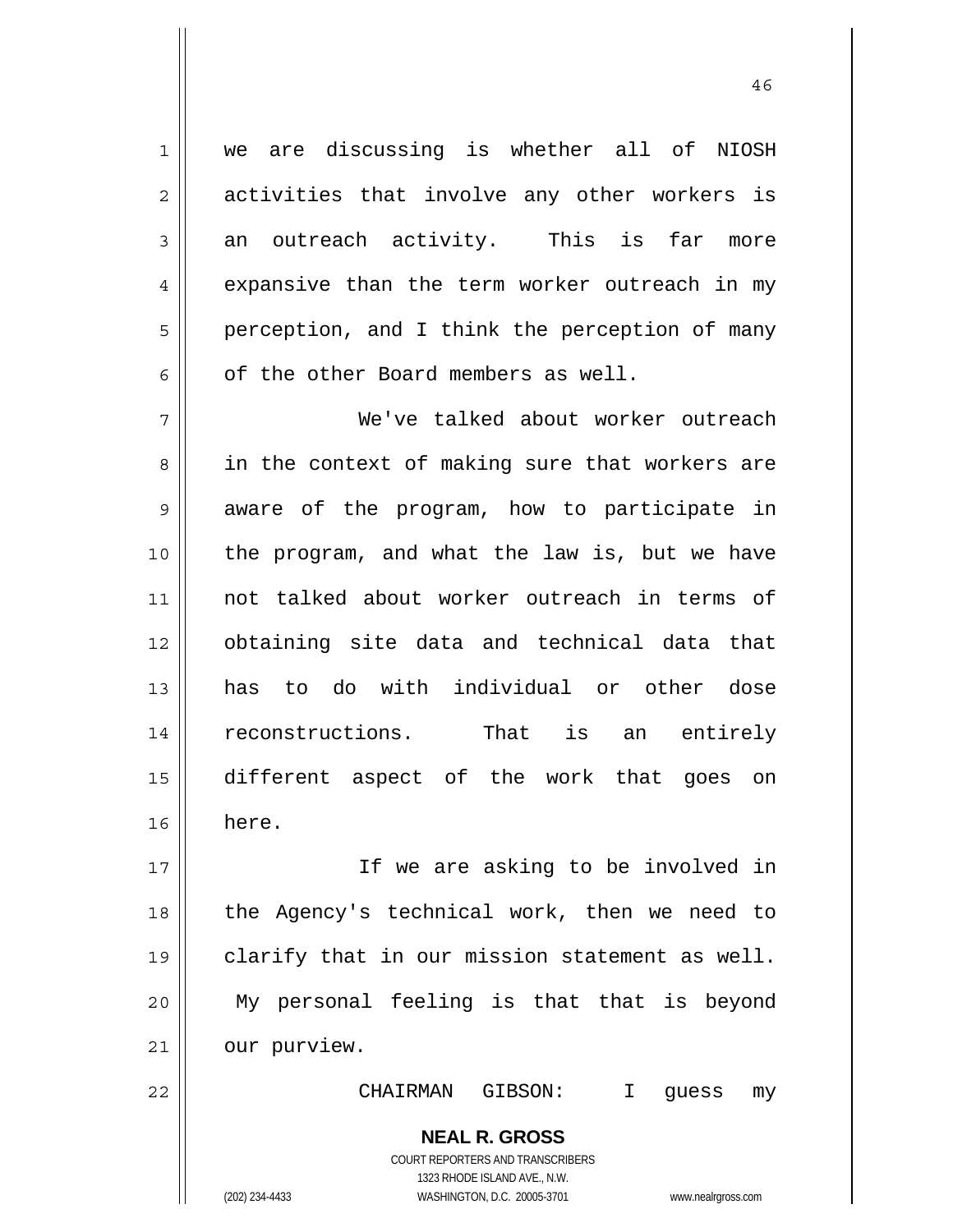we are discussing is whether all of NIOSH activities that involve any other workers is an outreach activity. This is far more expansive than the term worker outreach in my perception, and I think the perception of many of the other Board members as well.

We've talked about worker outreach in the context of making sure that workers are aware of the program, how to participate in the program, and what the law is, but we have not talked about worker outreach in terms of obtaining site data and technical data that has to do with individual or other dose reconstructions. That is an entirely different aspect of the work that goes on here.

If we are asking to be involved in the Agency's technical work, then we need to clarify that in our mission statement as well. My personal feeling is that that is beyond our purview.

CHAIRMAN GIBSON: I guess my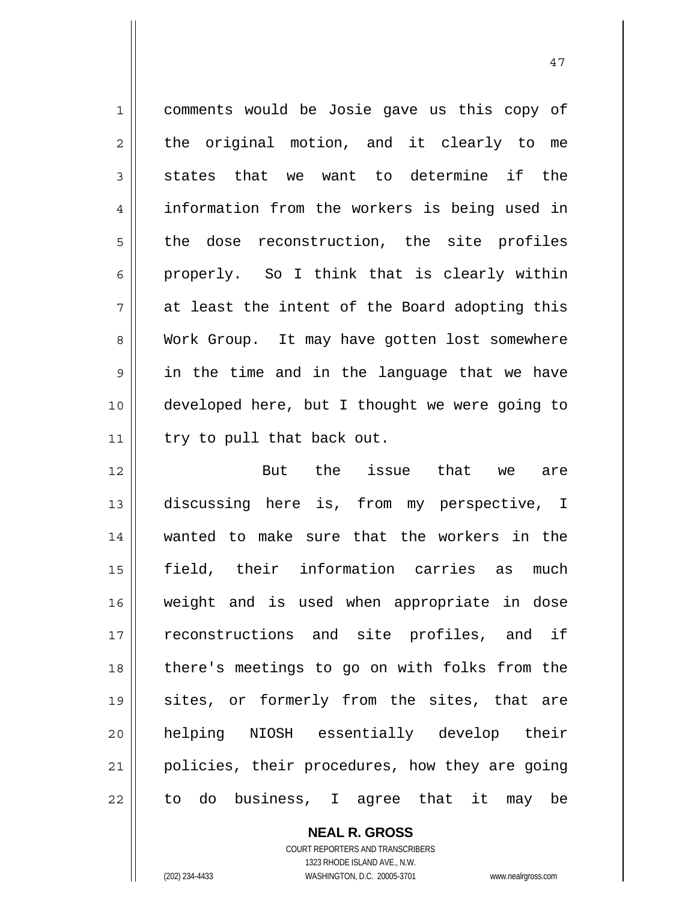comments would be Josie gave us this copy of the original motion, and it clearly to me states that we want to determine if the information from the workers is being used in the dose reconstruction, the site profiles properly. So I think that is clearly within at least the intent of the Board adopting this Work Group. It may have gotten lost somewhere in the time and in the language that we have developed here, but I thought we were going to try to pull that back out.

But the issue that we are discussing here is, from my perspective, I wanted to make sure that the workers in the field, their information carries as much weight and is used when appropriate in dose reconstructions and site profiles, and if there's meetings to go on with folks from the sites, or formerly from the sites, that are helping NIOSH essentially develop their policies, their procedures, how they are going to do business, I agree that it may be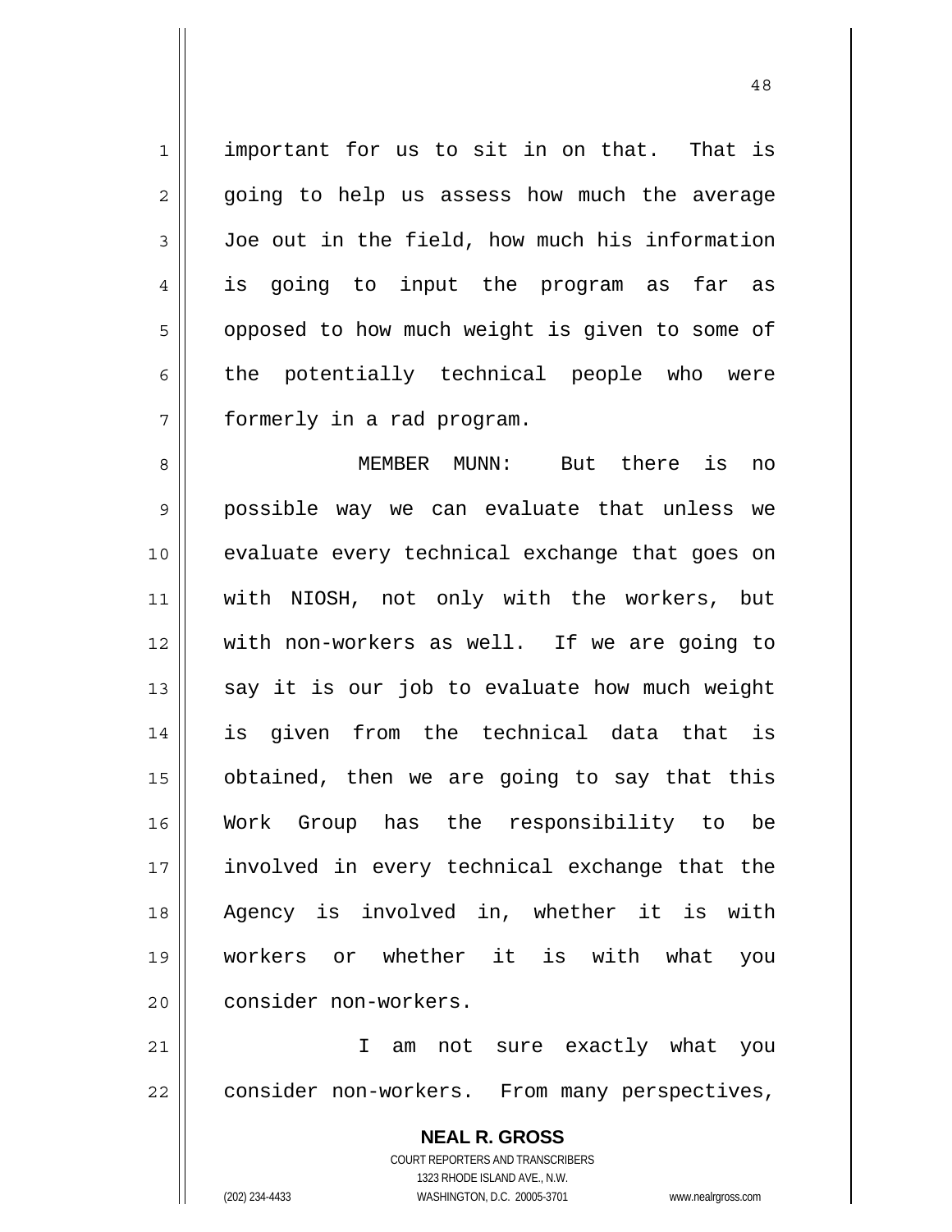important for us to sit in on that. That is going to help us assess how much the average Joe out in the field, how much his information is going to input the program as far as opposed to how much weight is given to some of the potentially technical people who were formerly in a rad program.

MEMBER MUNN: But there is no possible way we can evaluate that unless we evaluate every technical exchange that goes on with NIOSH, not only with the workers, but with non-workers as well. If we are going to say it is our job to evaluate how much weight is given from the technical data that is obtained, then we are going to say that this Work Group has the responsibility to be involved in every technical exchange that the Agency is involved in, whether it is with workers or whether it is with what you consider non-workers.

I am not sure exactly what you consider non-workers. From many perspectives,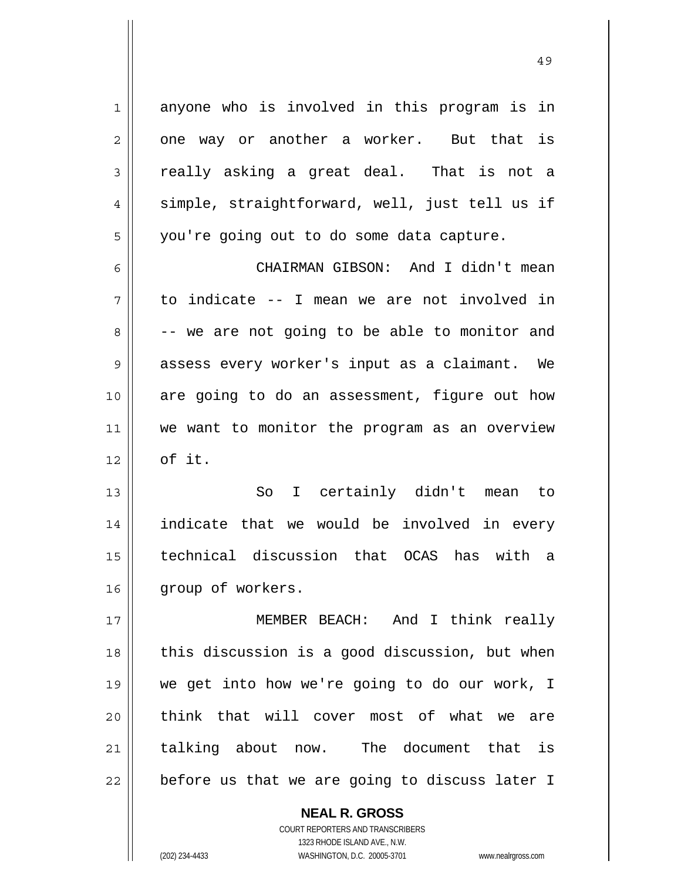anyone who is involved in this program is in one way or another a worker. But that is really asking a great deal. That is not a simple, straightforward, well, just tell us if you're going out to do some data capture.

CHAIRMAN GIBSON: And I didn't mean to indicate -- I mean we are not involved in -- we are not going to be able to monitor and assess every worker's input as a claimant. We are going to do an assessment, figure out how we want to monitor the program as an overview of it.

So I certainly didn't mean to indicate that we would be involved in every technical discussion that OCAS has with a group of workers.

MEMBER BEACH: And I think really this discussion is a good discussion, but when we get into how we're going to do our work, I think that will cover most of what we are talking about now. The document that is before us that we are going to discuss later I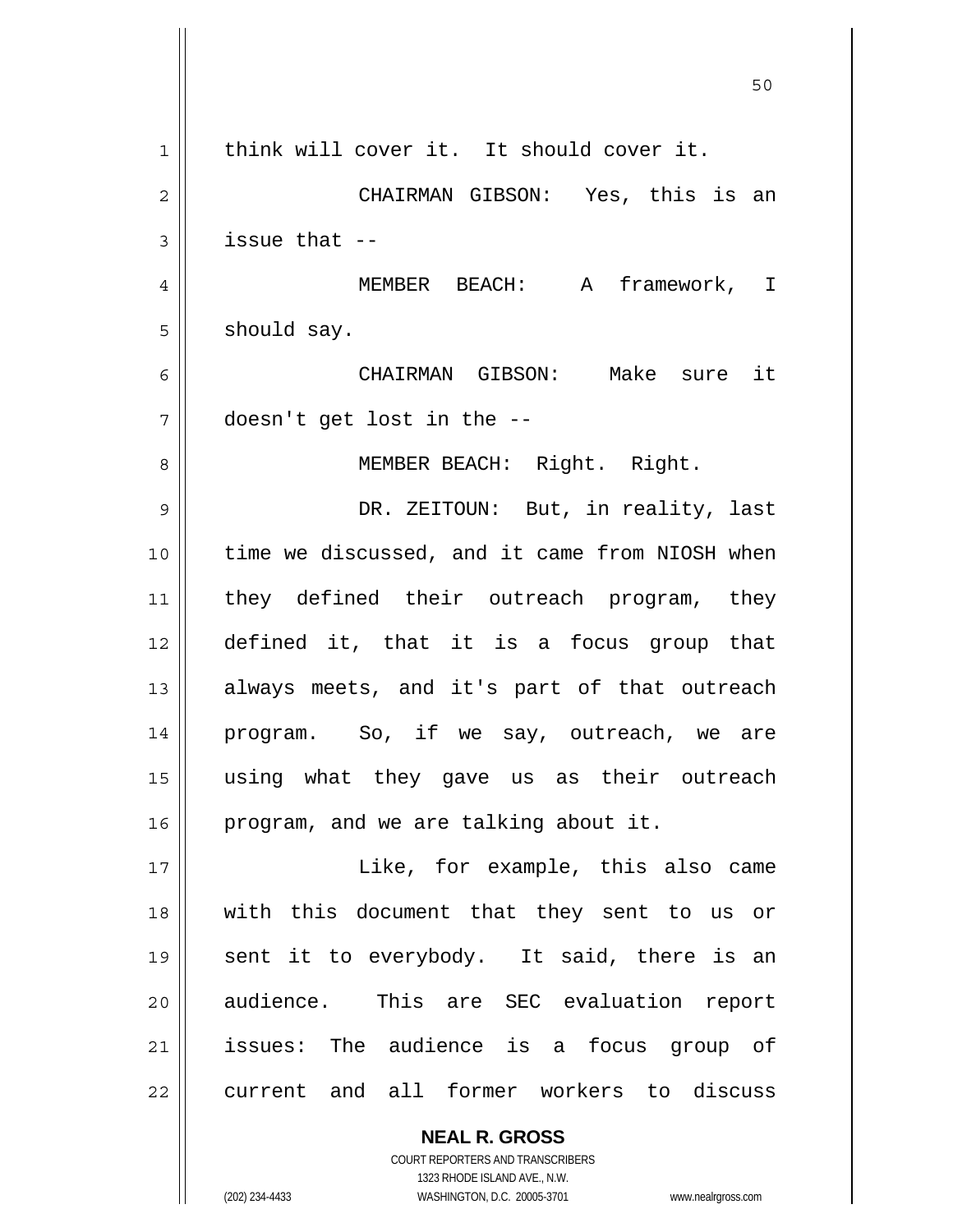think will cover it. It should cover it.

CHAIRMAN GIBSON: Yes, this is an issue that --

MEMBER BEACH: A framework, I should say.

CHAIRMAN GIBSON: Make sure it doesn't get lost in the --

MEMBER BEACH: Right. Right.

DR. ZEITOUN: But, in reality, last time we discussed, and it came from NIOSH when they defined their outreach program, they defined it, that it is a focus group that always meets, and it's part of that outreach program. So, if we say, outreach, we are using what they gave us as their outreach program, and we are talking about it.

Like, for example, this also came with this document that they sent to us or sent it to everybody. It said, there is an audience. This are SEC evaluation report issues: The audience is a focus group of current and all former workers to discuss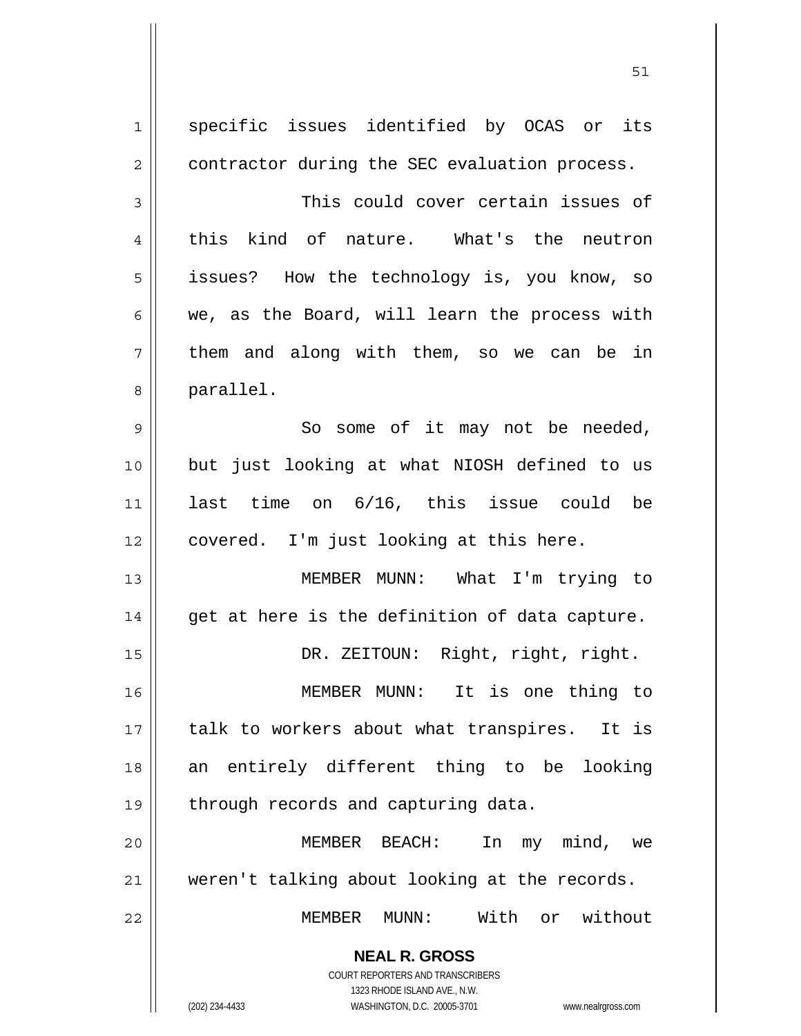specific issues identified by OCAS or its contractor during the SEC evaluation process.

This could cover certain issues of this kind of nature. What's the neutron issues? How the technology is, you know, so we, as the Board, will learn the process with them and along with them, so we can be in parallel.

So some of it may not be needed, but just looking at what NIOSH defined to us last time on 6/16, this issue could be covered. I'm just looking at this here.

MEMBER MUNN: What I'm trying to get at here is the definition of data capture.

DR. ZEITOUN: Right, right, right.

MEMBER MUNN: It is one thing to talk to workers about what transpires. It is an entirely different thing to be looking through records and capturing data.

MEMBER BEACH: In my mind, we weren't talking about looking at the records.

MEMBER MUNN: With or without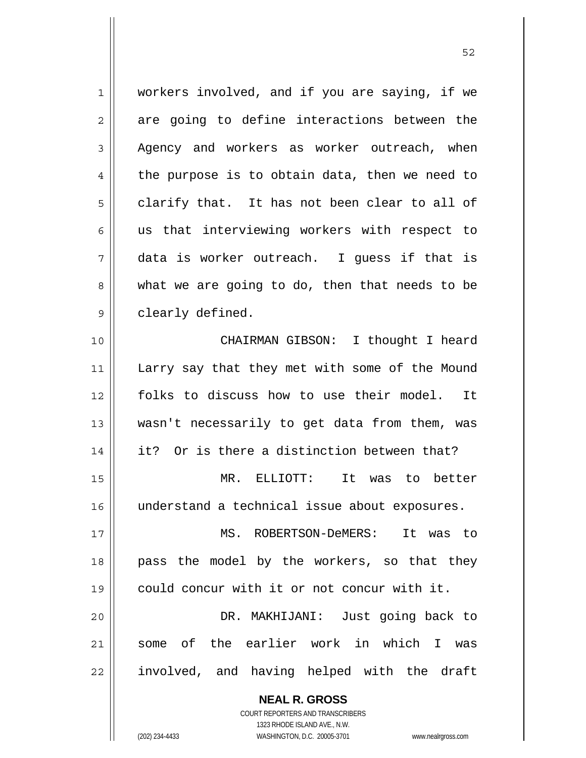workers involved, and if you are saying, if we are going to define interactions between the Agency and workers as worker outreach, when the purpose is to obtain data, then we need to clarify that. It has not been clear to all of us that interviewing workers with respect to data is worker outreach. I guess if that is what we are going to do, then that needs to be clearly defined.

CHAIRMAN GIBSON: I thought I heard Larry say that they met with some of the Mound folks to discuss how to use their model. It wasn't necessarily to get data from them, was it? Or is there a distinction between that?

MR. ELLIOTT: It was to better understand a technical issue about exposures.

MS. ROBERTSON-DeMERS: It was to pass the model by the workers, so that they could concur with it or not concur with it.

DR. MAKHIJANI: Just going back to some of the earlier work in which I was involved, and having helped with the draft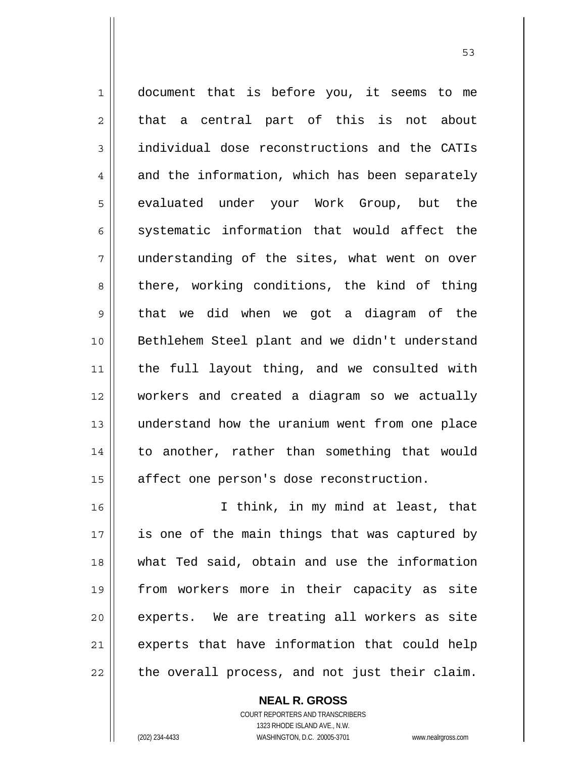document that is before you, it seems to me that a central part of this is not about individual dose reconstructions and the CATIs and the information, which has been separately evaluated under your Work Group, but the systematic information that would affect the understanding of the sites, what went on over there, working conditions, the kind of thing that we did when we got a diagram of the Bethlehem Steel plant and we didn't understand the full layout thing, and we consulted with workers and created a diagram so we actually understand how the uranium went from one place to another, rather than something that would affect one person's dose reconstruction.

I think, in my mind at least, that is one of the main things that was captured by what Ted said, obtain and use the information from workers more in their capacity as site experts. We are treating all workers as site experts that have information that could help the overall process, and not just their claim.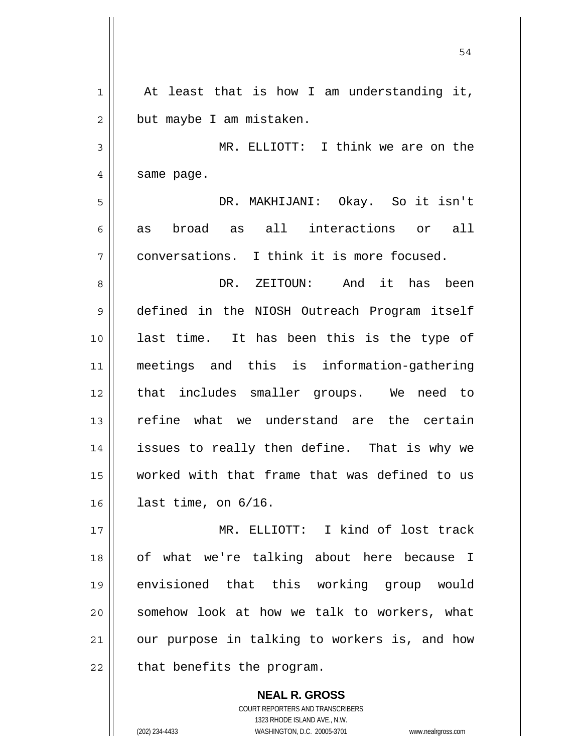At least that is how I am understanding it, but maybe I am mistaken.

MR. ELLIOTT: I think we are on the same page.

DR. MAKHIJANI: Okay. So it isn't as broad as all interactions or all conversations. I think it is more focused.

DR. ZEITOUN: And it has been defined in the NIOSH Outreach Program itself last time. It has been this is the type of meetings and this is information-gathering that includes smaller groups. We need to refine what we understand are the certain issues to really then define. That is why we worked with that frame that was defined to us last time, on 6/16.

MR. ELLIOTT: I kind of lost track of what we're talking about here because I envisioned that this working group would somehow look at how we talk to workers, what our purpose in talking to workers is, and how that benefits the program.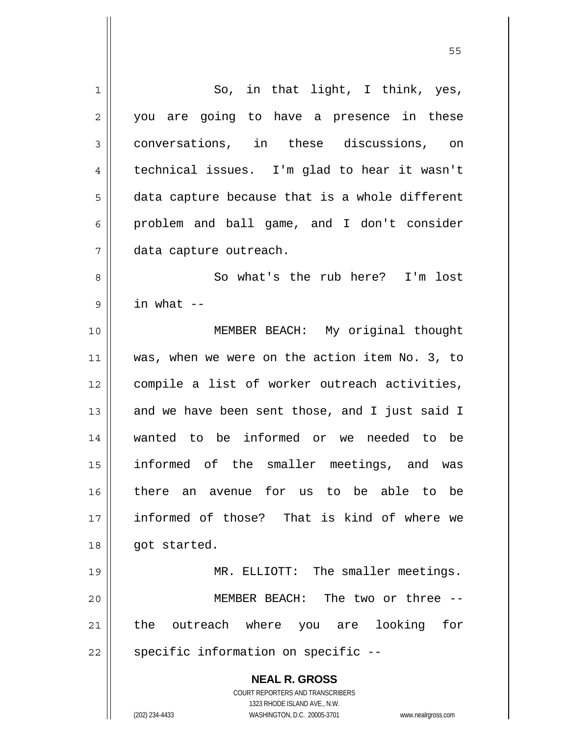So, in that light, I think, yes, you are going to have a presence in these conversations, in these discussions, on technical issues. I'm glad to hear it wasn't data capture because that is a whole different problem and ball game, and I don't consider data capture outreach.

So what's the rub here? I'm lost in what --

MEMBER BEACH: My original thought was, when we were on the action item No. 3, to compile a list of worker outreach activities, and we have been sent those, and I just said I wanted to be informed or we needed to be informed of the smaller meetings, and was there an avenue for us to be able to be informed of those? That is kind of where we got started.

MR. ELLIOTT: The smaller meetings.

MEMBER BEACH: The two or three -- the outreach where you are looking for specific information on specific --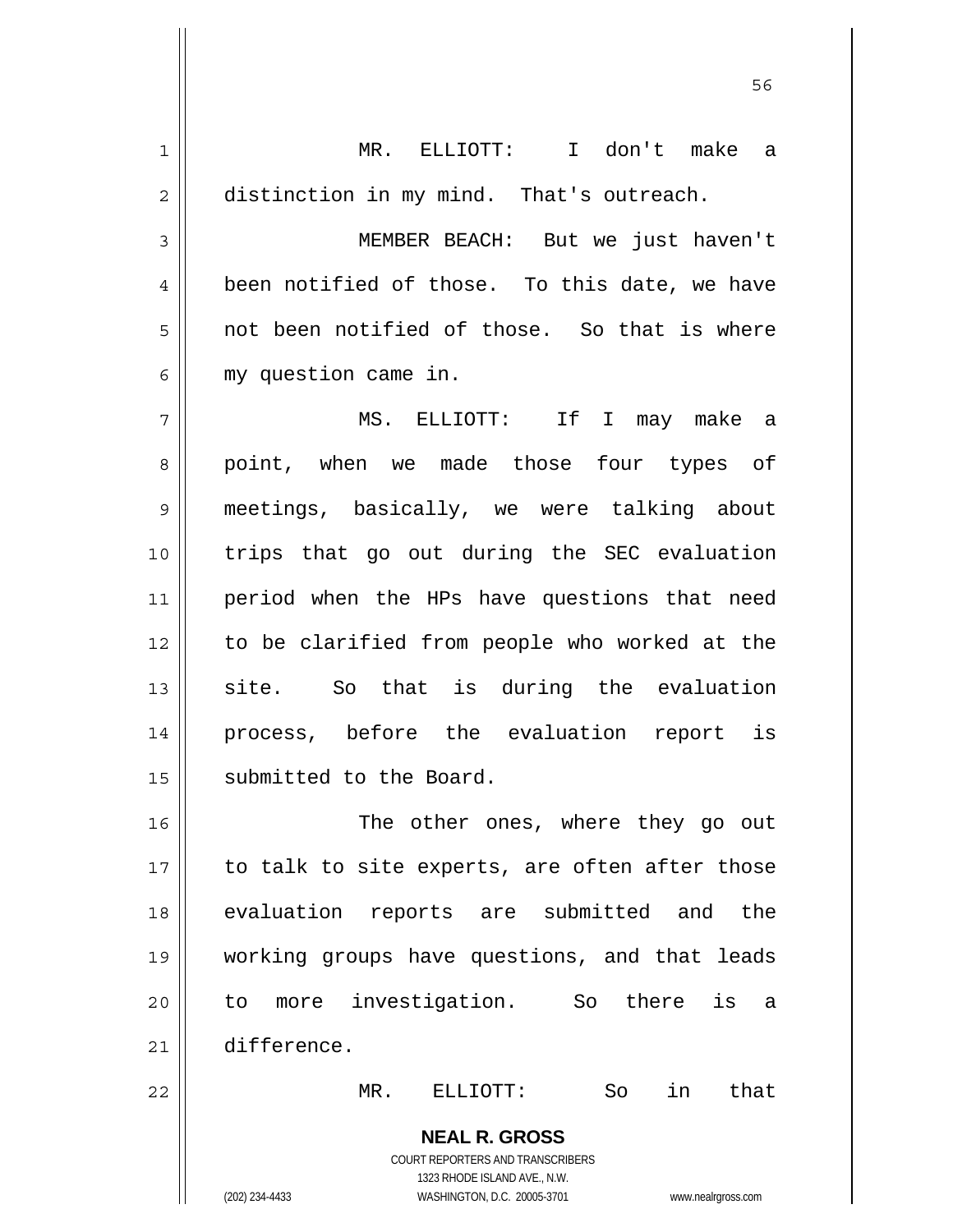MR. ELLIOTT: I don't make a distinction in my mind. That's outreach.

MEMBER BEACH: But we just haven't been notified of those. To this date, we have not been notified of those. So that is where my question came in.

MS. ELLIOTT: If I may make a point, when we made those four types of meetings, basically, we were talking about trips that go out during the SEC evaluation period when the HPs have questions that need to be clarified from people who worked at the site. So that is during the evaluation process, before the evaluation report is submitted to the Board.

The other ones, where they go out to talk to site experts, are often after those evaluation reports are submitted and the working groups have questions, and that leads to more investigation. So there is a difference.

MR. ELLIOTT: So in that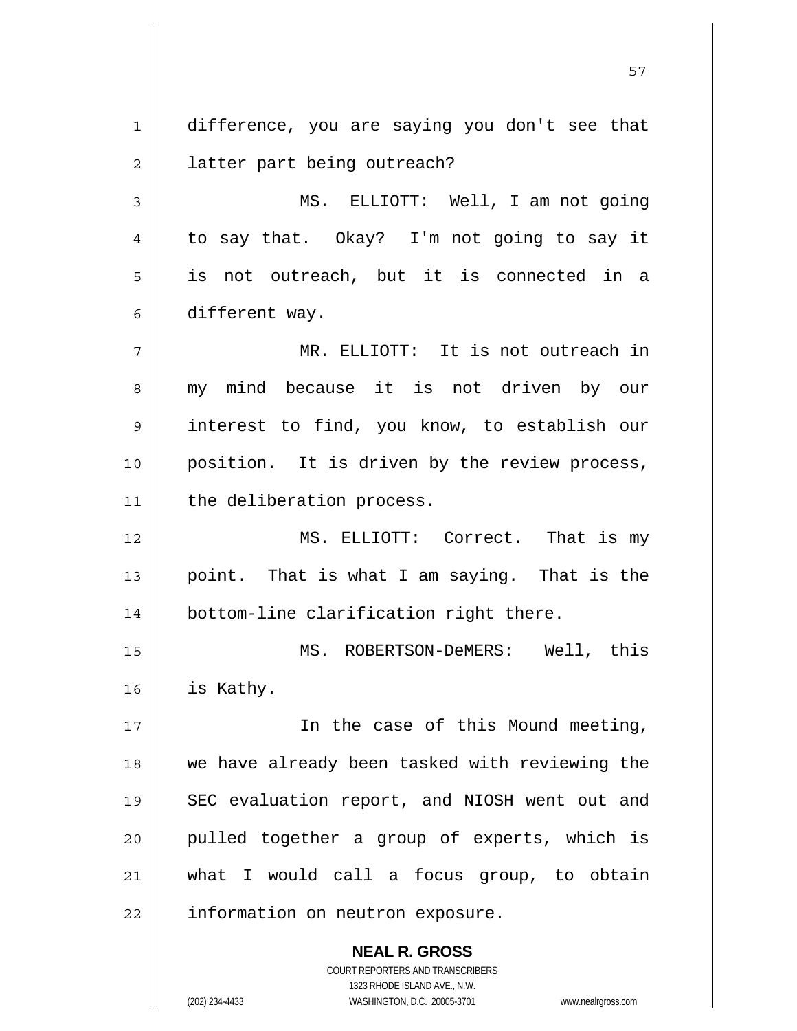difference, you are saying you don't see that latter part being outreach?

MS. ELLIOTT: Well, I am not going to say that. Okay? I'm not going to say it is not outreach, but it is connected in a different way.

MR. ELLIOTT: It is not outreach in my mind because it is not driven by our interest to find, you know, to establish our position. It is driven by the review process, the deliberation process.

MS. ELLIOTT: Correct. That is my point. That is what I am saying. That is the bottom-line clarification right there.

MS. ROBERTSON-DeMERS: Well, this is Kathy.

In the case of this Mound meeting, we have already been tasked with reviewing the SEC evaluation report, and NIOSH went out and pulled together a group of experts, which is what I would call a focus group, to obtain information on neutron exposure.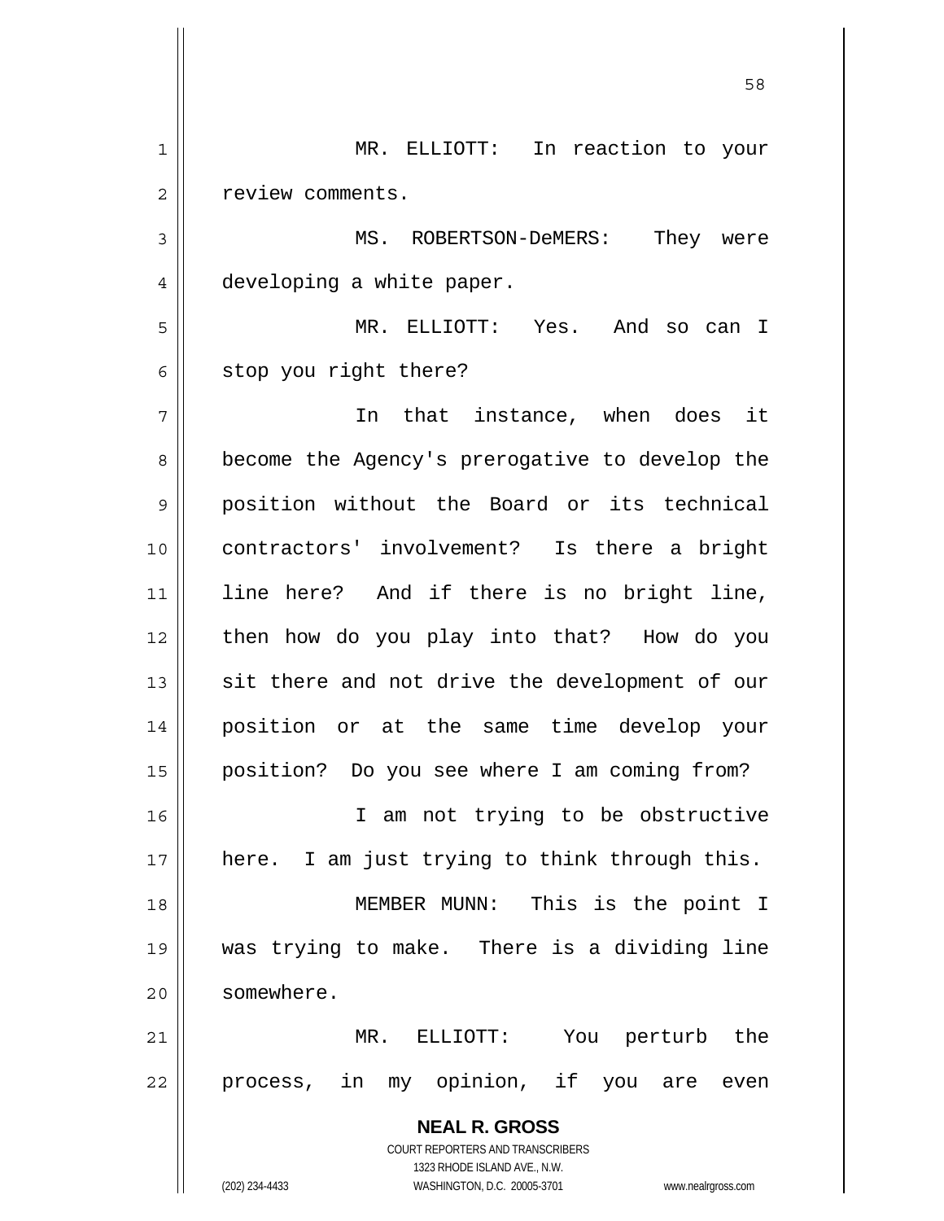MR. ELLIOTT: In reaction to your review comments.

MS. ROBERTSON-DeMERS: They were developing a white paper.

MR. ELLIOTT: Yes. And so can I stop you right there?

In that instance, when does it become the Agency's prerogative to develop the position without the Board or its technical contractors' involvement? Is there a bright line here? And if there is no bright line, then how do you play into that? How do you sit there and not drive the development of our position or at the same time develop your position? Do you see where I am coming from?

I am not trying to be obstructive here. I am just trying to think through this.

MEMBER MUNN: This is the point I was trying to make. There is a dividing line somewhere.

MR. ELLIOTT: You perturb the process, in my opinion, if you are even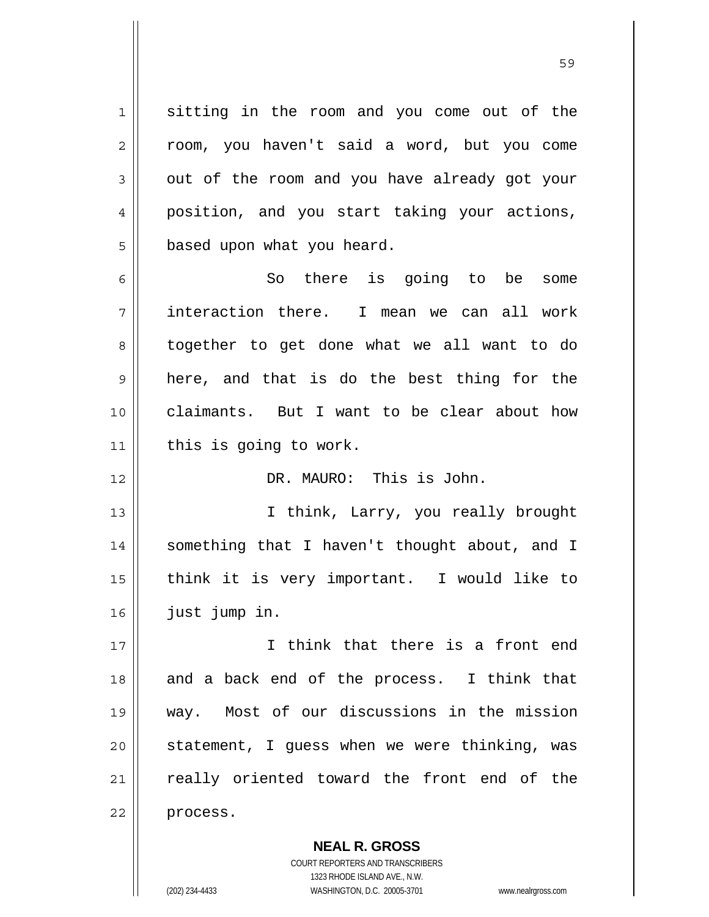sitting in the room and you come out of the room, you haven't said a word, but you come out of the room and you have already got your position, and you start taking your actions, based upon what you heard.

So there is going to be some interaction there. I mean we can all work together to get done what we all want to do here, and that is do the best thing for the claimants. But I want to be clear about how this is going to work.

DR. MAURO: This is John.

I think, Larry, you really brought something that I haven't thought about, and I think it is very important. I would like to just jump in.

I think that there is a front end and a back end of the process. I think that way. Most of our discussions in the mission statement, I guess when we were thinking, was really oriented toward the front end of the process.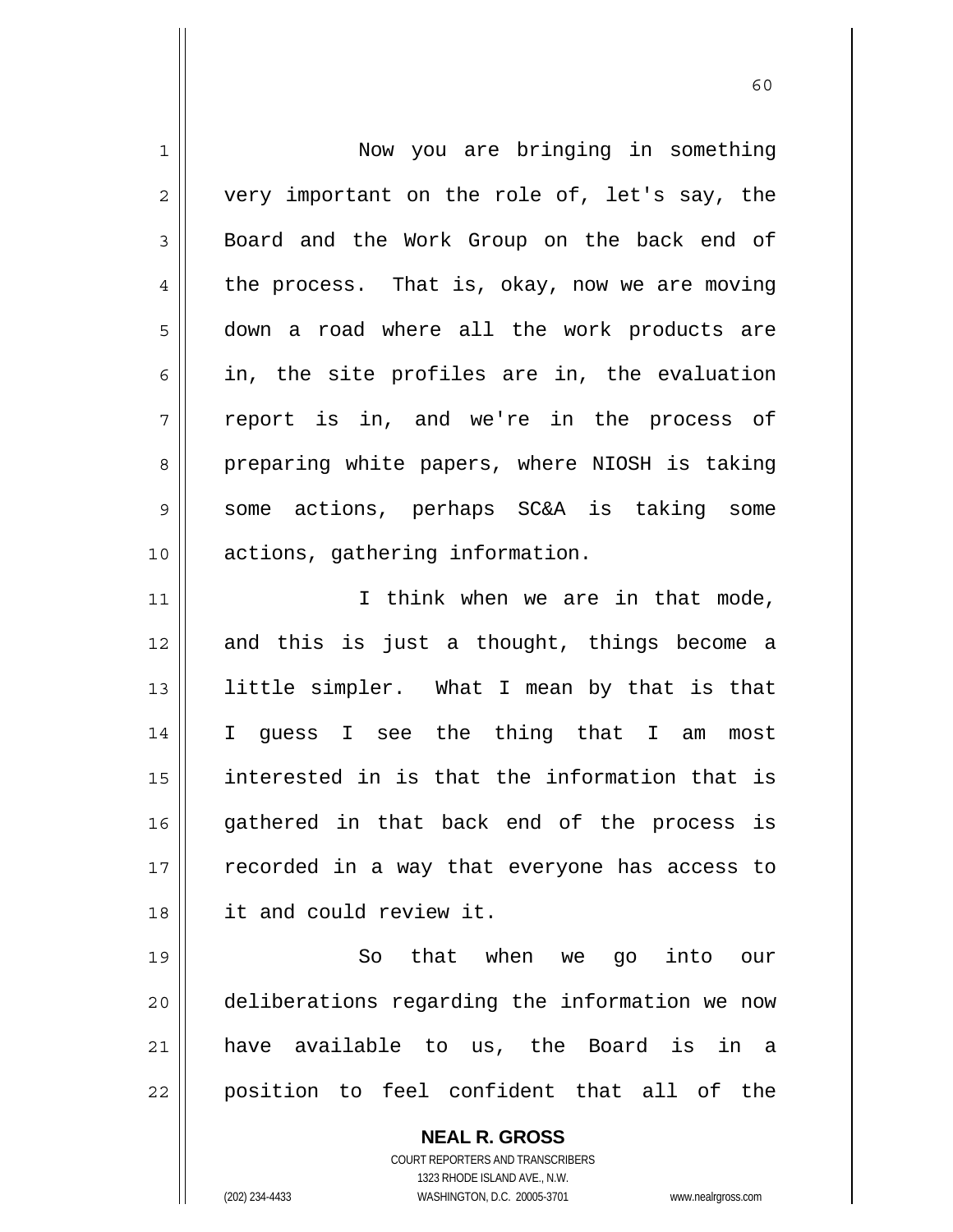Now you are bringing in something very important on the role of, let's say, the Board and the Work Group on the back end of the process. That is, okay, now we are moving down a road where all the work products are in, the site profiles are in, the evaluation report is in, and we're in the process of preparing white papers, where NIOSH is taking some actions, perhaps SC&A is taking some actions, gathering information.

I think when we are in that mode, and this is just a thought, things become a little simpler. What I mean by that is that I guess I see the thing that I am most interested in is that the information that is gathered in that back end of the process is recorded in a way that everyone has access to it and could review it.

So that when we go into our deliberations regarding the information we now have available to us, the Board is in a position to feel confident that all of the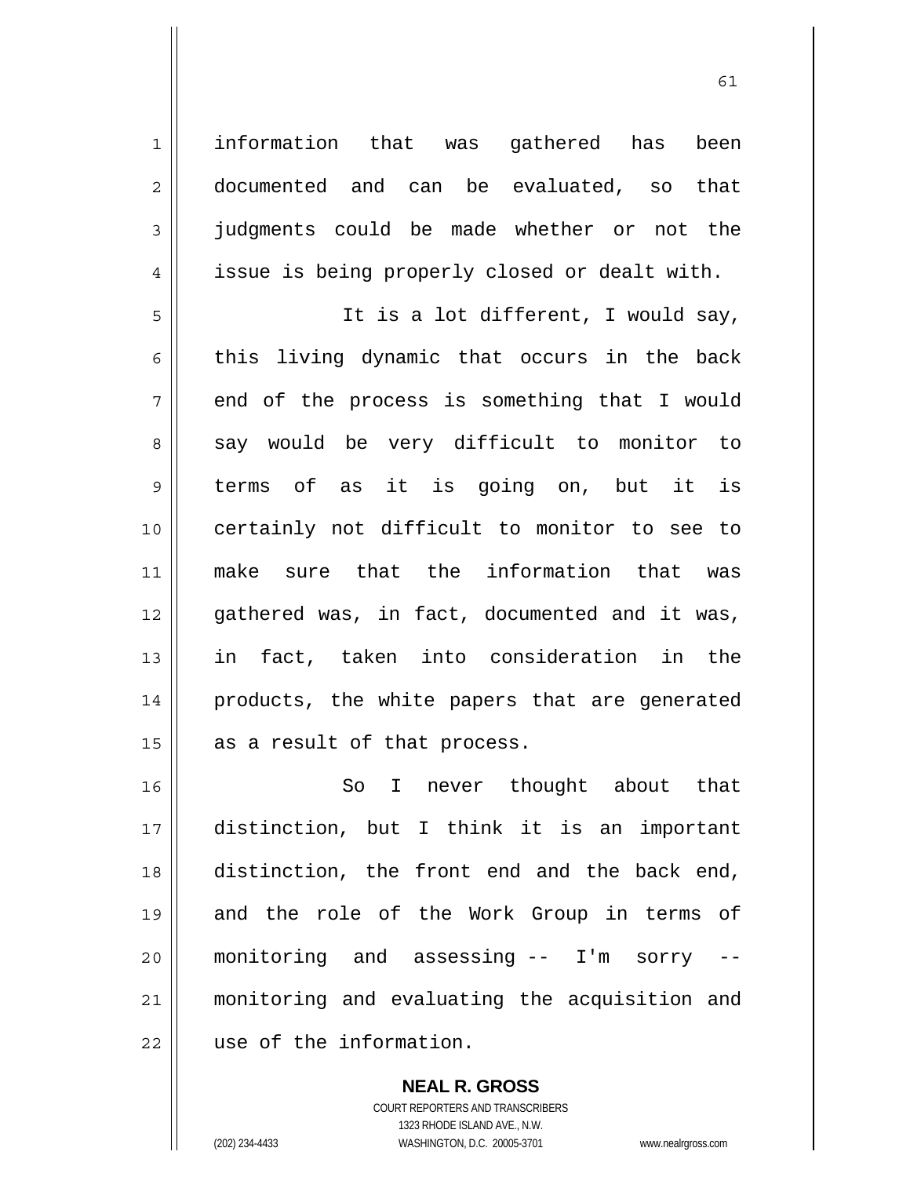information that was gathered has been documented and can be evaluated, so that judgments could be made whether or not the issue is being properly closed or dealt with.

It is a lot different, I would say, this living dynamic that occurs in the back end of the process is something that I would say would be very difficult to monitor to terms of as it is going on, but it is certainly not difficult to monitor to see to make sure that the information that was gathered was, in fact, documented and it was, in fact, taken into consideration in the products, the white papers that are generated as a result of that process.

So I never thought about that distinction, but I think it is an important distinction, the front end and the back end, and the role of the Work Group in terms of monitoring and assessing -- I'm sorry -- monitoring and evaluating the acquisition and use of the information.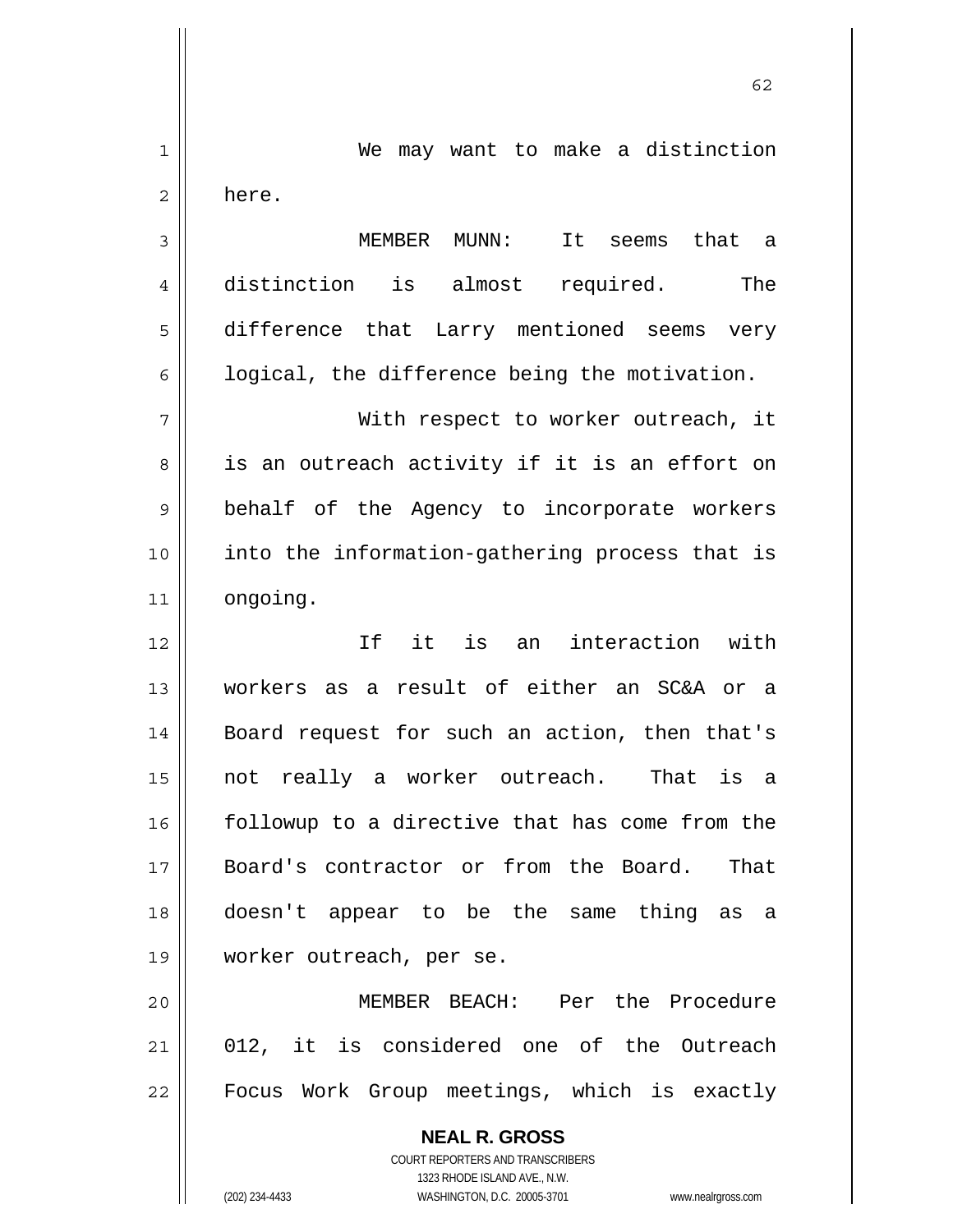We may want to make a distinction here.

MEMBER MUNN: It seems that a distinction is almost required. The difference that Larry mentioned seems very logical, the difference being the motivation.

With respect to worker outreach, it is an outreach activity if it is an effort on behalf of the Agency to incorporate workers into the information-gathering process that is ongoing.

If it is an interaction with workers as a result of either an SC&A or a Board request for such an action, then that's not really a worker outreach. That is a followup to a directive that has come from the Board's contractor or from the Board. That doesn't appear to be the same thing as a worker outreach, per se.

MEMBER BEACH: Per the Procedure 012, it is considered one of the Outreach Focus Work Group meetings, which is exactly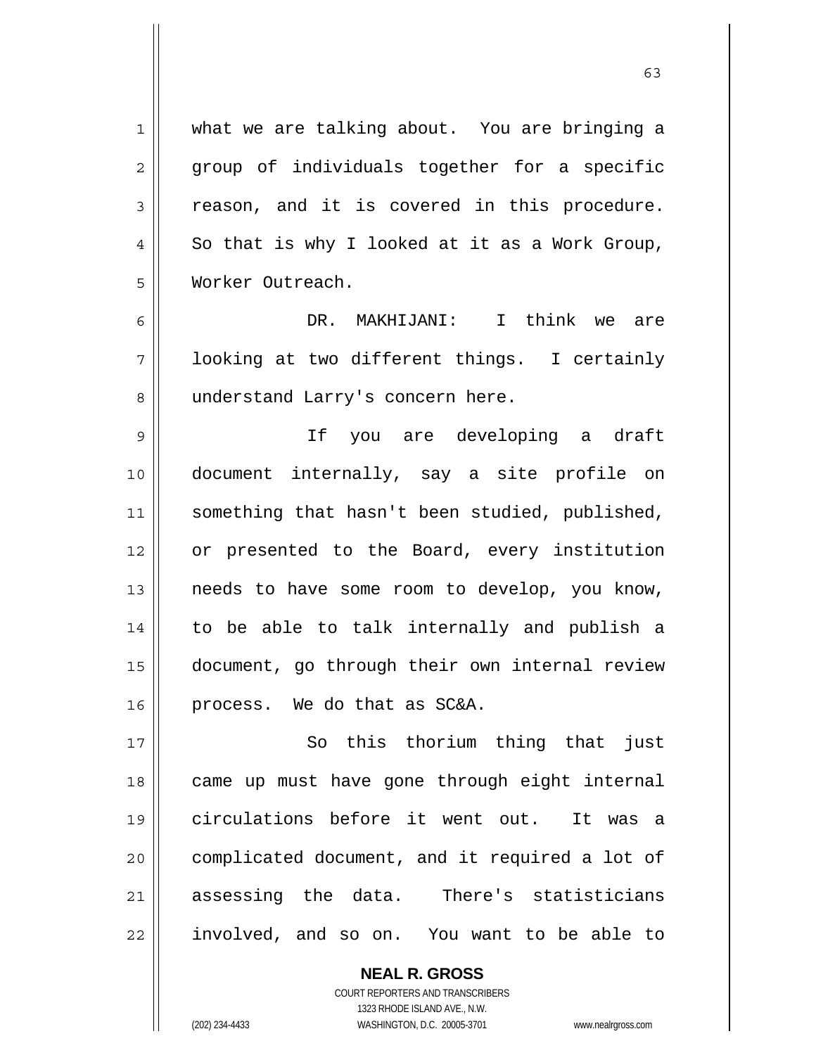what we are talking about. You are bringing a group of individuals together for a specific reason, and it is covered in this procedure. So that is why I looked at it as a Work Group, Worker Outreach.

DR. MAKHIJANI: I think we are looking at two different things. I certainly understand Larry's concern here.

If you are developing a draft document internally, say a site profile on something that hasn't been studied, published, or presented to the Board, every institution needs to have some room to develop, you know, to be able to talk internally and publish a document, go through their own internal review process. We do that as SC&A.

So this thorium thing that just came up must have gone through eight internal circulations before it went out. It was a complicated document, and it required a lot of assessing the data. There's statisticians involved, and so on. You want to be able to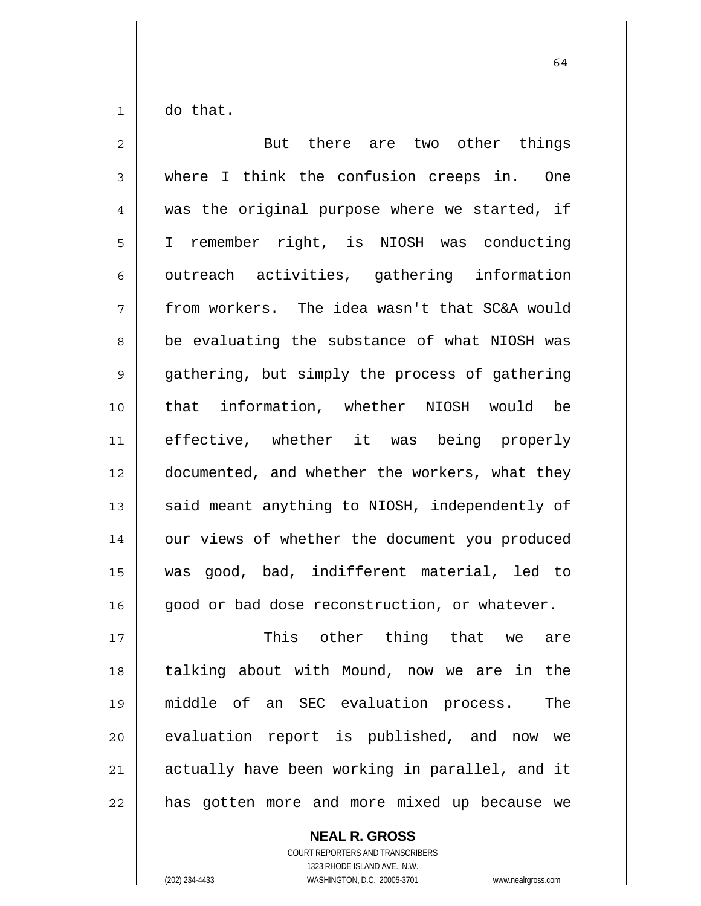do that.

But there are two other things where I think the confusion creeps in. One was the original purpose where we started, if I remember right, is NIOSH was conducting outreach activities, gathering information from workers. The idea wasn't that SC&A would be evaluating the substance of what NIOSH was gathering, but simply the process of gathering that information, whether NIOSH would be effective, whether it was being properly documented, and whether the workers, what they said meant anything to NIOSH, independently of our views of whether the document you produced was good, bad, indifferent material, led to good or bad dose reconstruction, or whatever.

This other thing that we are talking about with Mound, now we are in the middle of an SEC evaluation process. The evaluation report is published, and now we actually have been working in parallel, and it has gotten more and more mixed up because we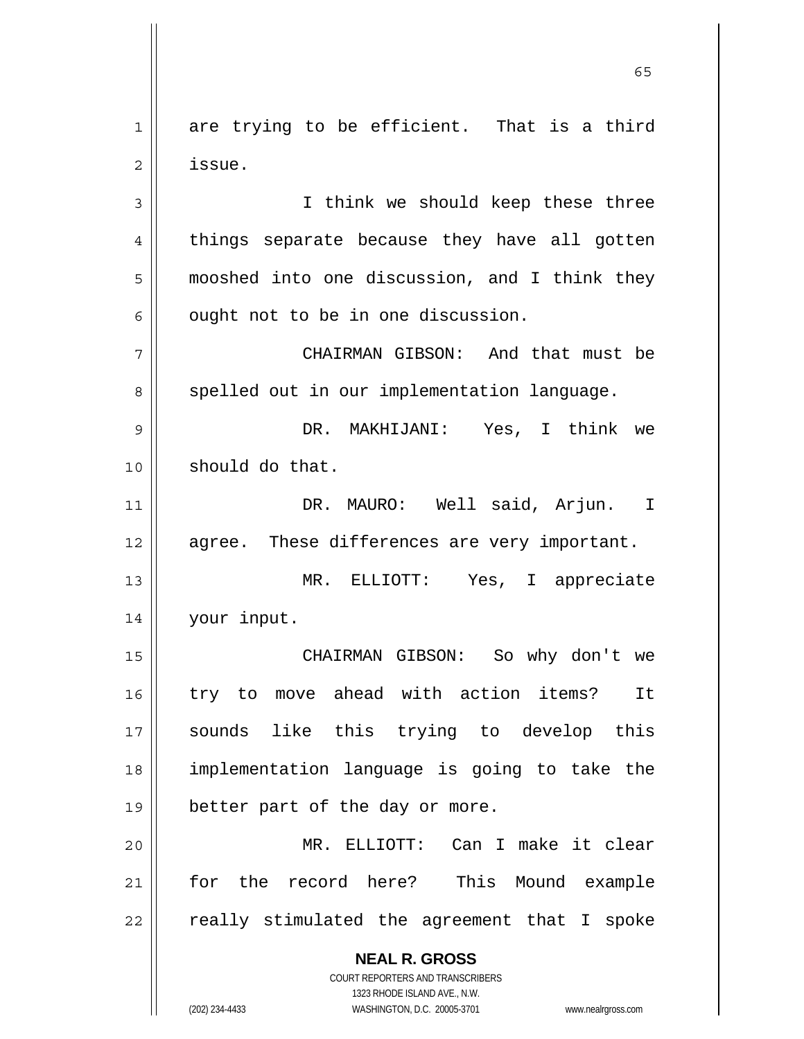are trying to be efficient. That is a third issue.

I think we should keep these three things separate because they have all gotten mooshed into one discussion, and I think they ought not to be in one discussion.

CHAIRMAN GIBSON: And that must be spelled out in our implementation language.

DR. MAKHIJANI: Yes, I think we should do that.

DR. MAURO: Well said, Arjun. I agree. These differences are very important.

MR. ELLIOTT: Yes, I appreciate your input.

CHAIRMAN GIBSON: So why don't we try to move ahead with action items? It sounds like this trying to develop this implementation language is going to take the better part of the day or more.

MR. ELLIOTT: Can I make it clear for the record here? This Mound example really stimulated the agreement that I spoke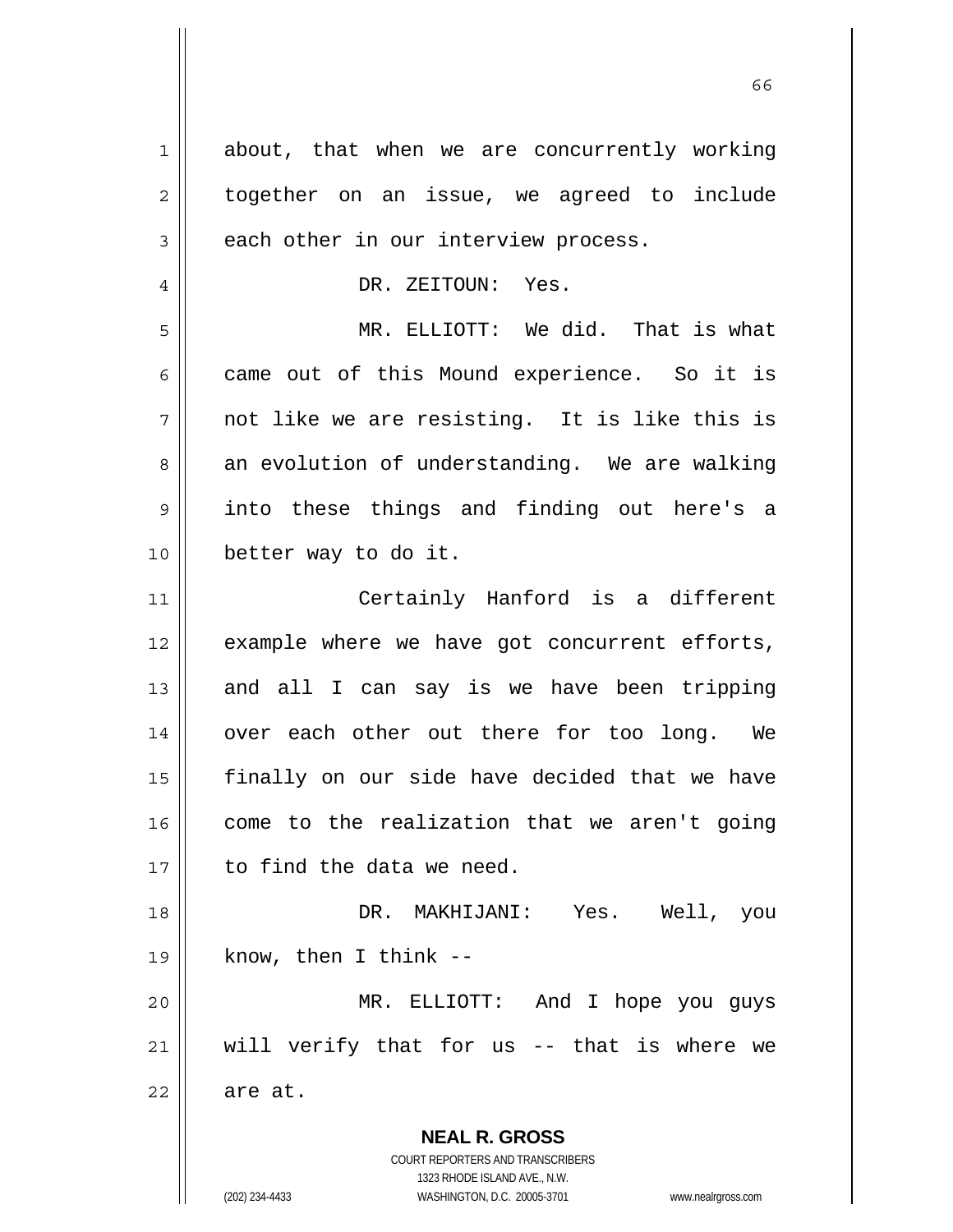about, that when we are concurrently working together on an issue, we agreed to include each other in our interview process.

DR. ZEITOUN: Yes.

MR. ELLIOTT: We did. That is what came out of this Mound experience. So it is not like we are resisting. It is like this is an evolution of understanding. We are walking into these things and finding out here's a better way to do it.

Certainly Hanford is a different example where we have got concurrent efforts, and all I can say is we have been tripping over each other out there for too long. We finally on our side have decided that we have come to the realization that we aren't going to find the data we need.

DR. MAKHIJANI: Yes. Well, you know, then I think --

MR. ELLIOTT: And I hope you guys will verify that for us -- that is where we are at.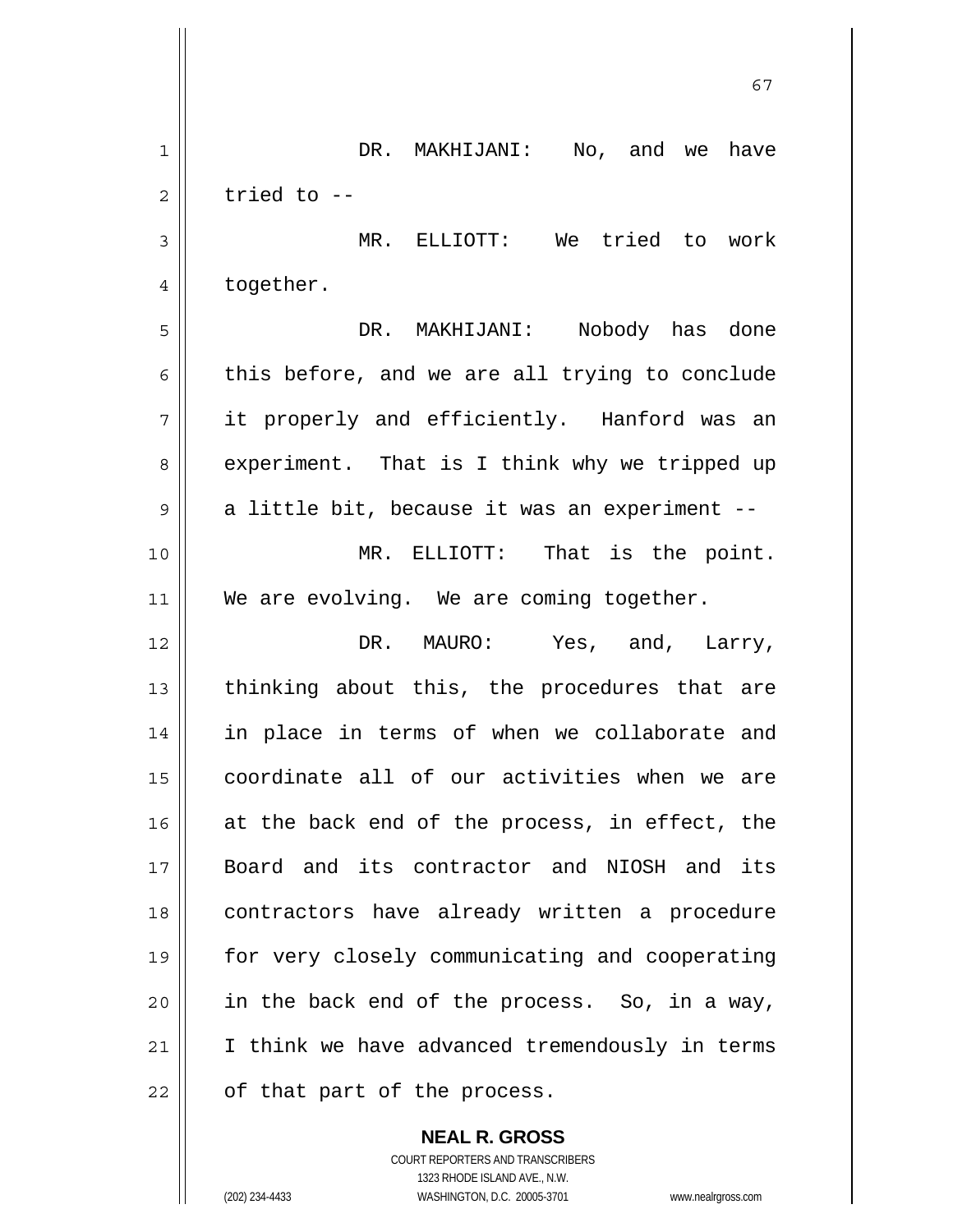DR. MAKHIJANI: No, and we have tried to --

MR. ELLIOTT: We tried to work together.

DR. MAKHIJANI: Nobody has done this before, and we are all trying to conclude it properly and efficiently. Hanford was an experiment. That is I think why we tripped up a little bit, because it was an experiment --

MR. ELLIOTT: That is the point. We are evolving. We are coming together.

DR. MAURO: Yes, and, Larry, thinking about this, the procedures that are in place in terms of when we collaborate and coordinate all of our activities when we are at the back end of the process, in effect, the Board and its contractor and NIOSH and its contractors have already written a procedure for very closely communicating and cooperating in the back end of the process. So, in a way, I think we have advanced tremendously in terms of that part of the process.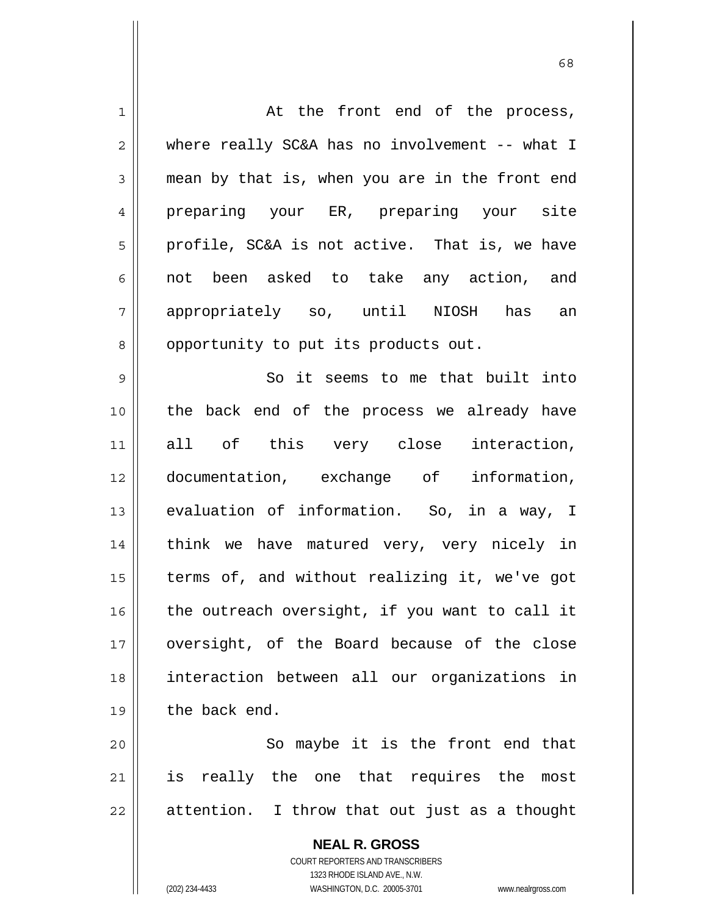At the front end of the process, where really SC&A has no involvement -- what I mean by that is, when you are in the front end preparing your ER, preparing your site profile, SC&A is not active. That is, we have not been asked to take any action, and appropriately so, until NIOSH has an opportunity to put its products out.

So it seems to me that built into the back end of the process we already have all of this very close interaction, documentation, exchange of information, evaluation of information. So, in a way, I think we have matured very, very nicely in terms of, and without realizing it, we've got the outreach oversight, if you want to call it oversight, of the Board because of the close interaction between all our organizations in the back end.

So maybe it is the front end that is really the one that requires the most attention. I throw that out just as a thought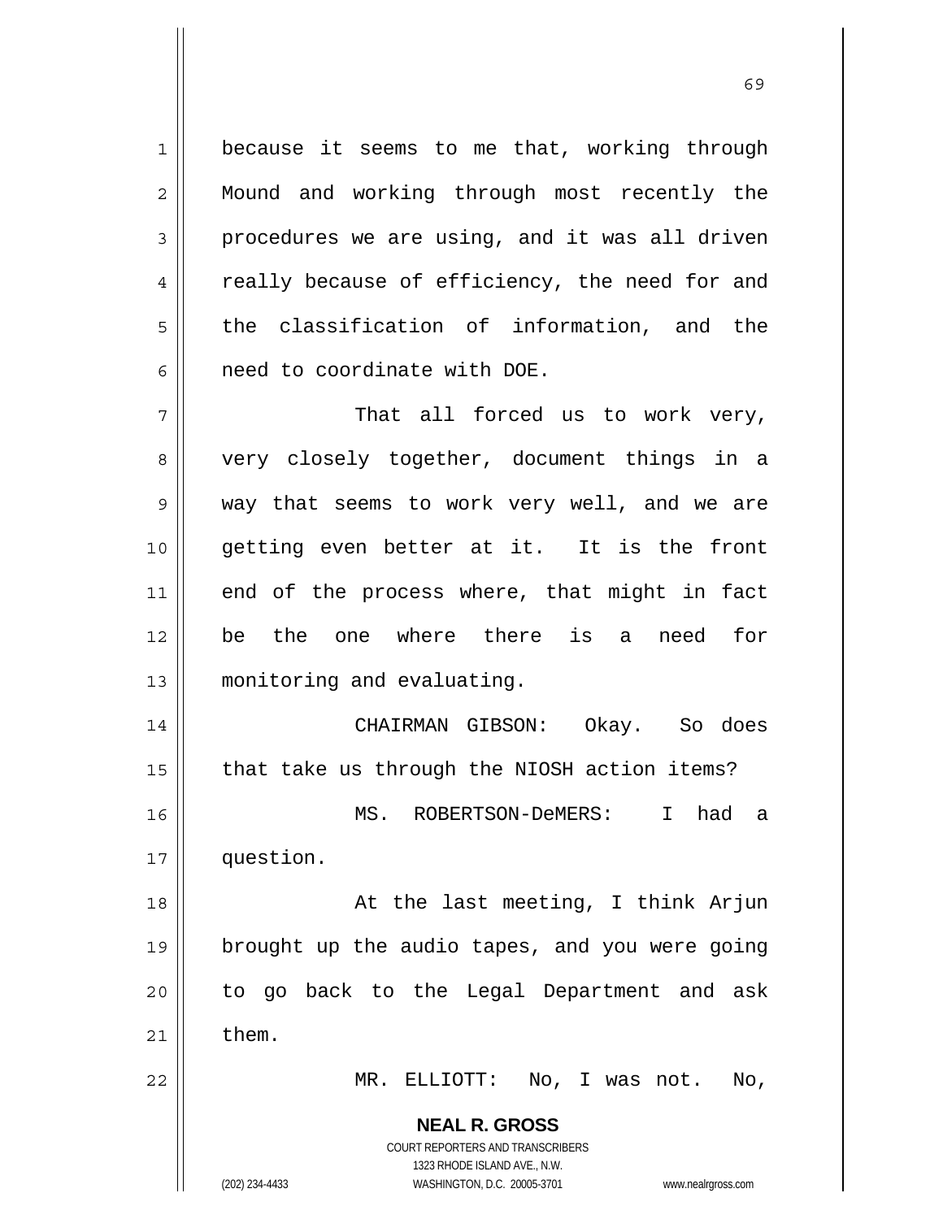because it seems to me that, working through Mound and working through most recently the procedures we are using, and it was all driven really because of efficiency, the need for and the classification of information, and the need to coordinate with DOE.

That all forced us to work very, very closely together, document things in a way that seems to work very well, and we are getting even better at it. It is the front end of the process where, that might in fact be the one where there is a need for monitoring and evaluating.

CHAIRMAN GIBSON: Okay. So does that take us through the NIOSH action items?

MS. ROBERTSON-DeMERS: I had a question.

At the last meeting, I think Arjun brought up the audio tapes, and you were going to go back to the Legal Department and ask them.

MR. ELLIOTT: No, I was not. No,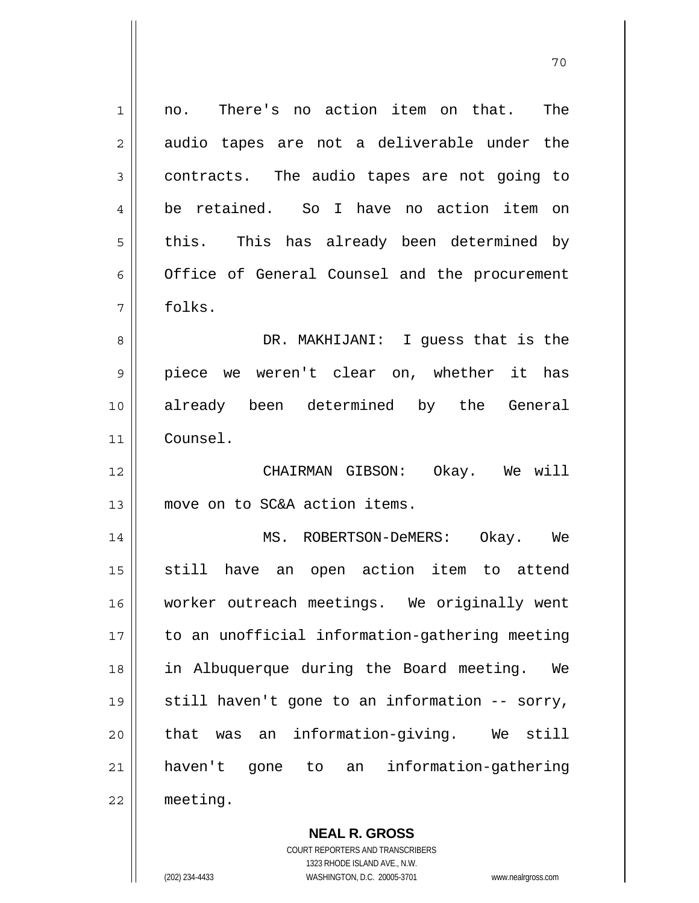no. There's no action item on that. The audio tapes are not a deliverable under the contracts. The audio tapes are not going to be retained. So I have no action item on this. This has already been determined by Office of General Counsel and the procurement folks.

DR. MAKHIJANI: I guess that is the piece we weren't clear on, whether it has already been determined by the General Counsel.

CHAIRMAN GIBSON: Okay. We will move on to SC&A action items.

MS. ROBERTSON-DeMERS: Okay. We still have an open action item to attend worker outreach meetings. We originally went to an unofficial information-gathering meeting in Albuquerque during the Board meeting. We still haven't gone to an information -- sorry, that was an information-giving. We still haven't gone to an information-gathering meeting.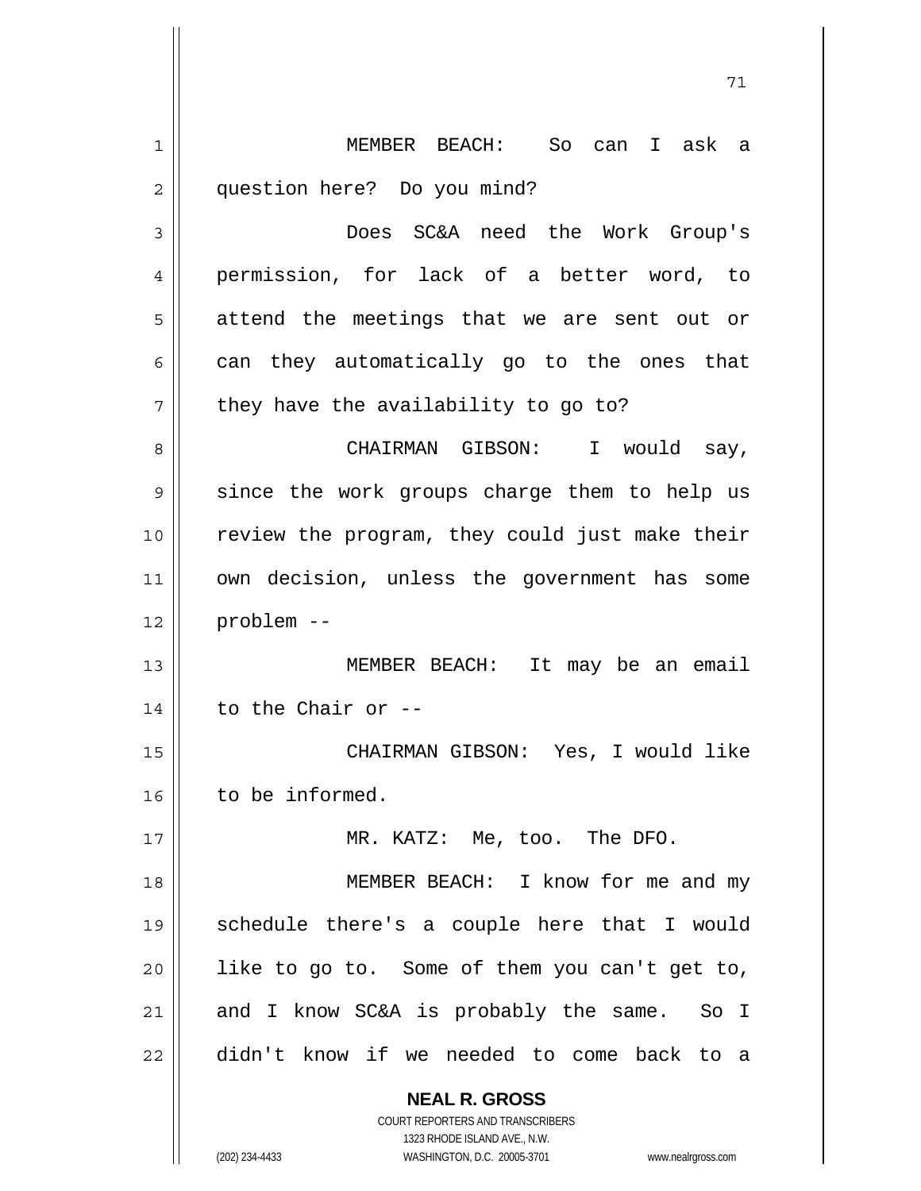MEMBER BEACH: So can I ask a question here? Do you mind?

Does SC&A need the Work Group's permission, for lack of a better word, to attend the meetings that we are sent out or can they automatically go to the ones that they have the availability to go to?

CHAIRMAN GIBSON: I would say, since the work groups charge them to help us review the program, they could just make their own decision, unless the government has some problem --

MEMBER BEACH: It may be an email to the Chair or --

CHAIRMAN GIBSON: Yes, I would like to be informed.

MR. KATZ: Me, too. The DFO.

MEMBER BEACH: I know for me and my schedule there's a couple here that I would like to go to. Some of them you can't get to, and I know SC&A is probably the same. So I didn't know if we needed to come back to a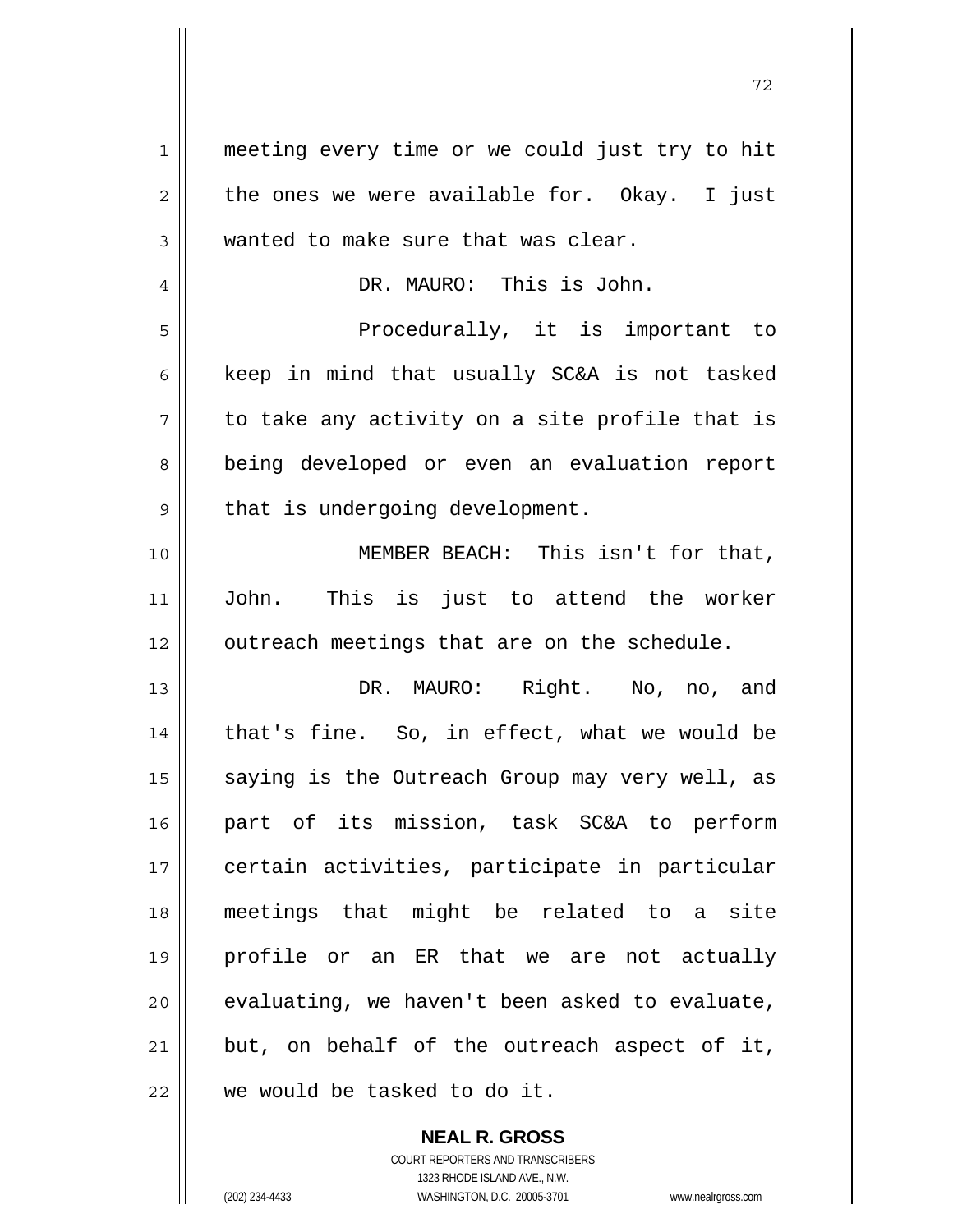meeting every time or we could just try to hit the ones we were available for. Okay. I just wanted to make sure that was clear.

DR. MAURO: This is John.

Procedurally, it is important to keep in mind that usually SC&A is not tasked to take any activity on a site profile that is being developed or even an evaluation report that is undergoing development.

MEMBER BEACH: This isn't for that, John. This is just to attend the worker outreach meetings that are on the schedule.

DR. MAURO: Right. No, no, and that's fine. So, in effect, what we would be saying is the Outreach Group may very well, as part of its mission, task SC&A to perform certain activities, participate in particular meetings that might be related to a site profile or an ER that we are not actually evaluating, we haven't been asked to evaluate, but, on behalf of the outreach aspect of it, we would be tasked to do it.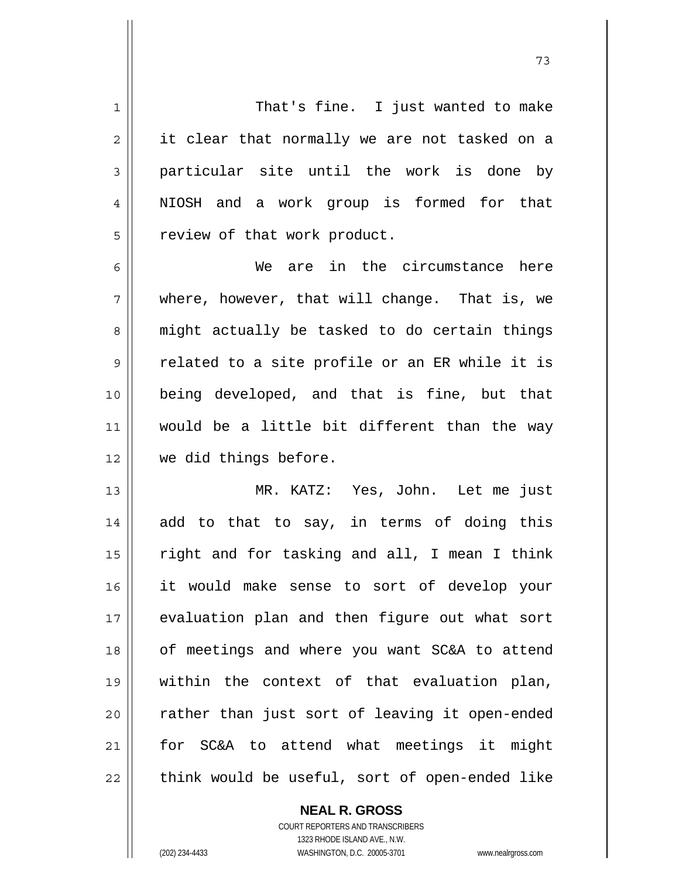That's fine. I just wanted to make it clear that normally we are not tasked on a particular site until the work is done by NIOSH and a work group is formed for that review of that work product.

We are in the circumstance here where, however, that will change. That is, we might actually be tasked to do certain things related to a site profile or an ER while it is being developed, and that is fine, but that would be a little bit different than the way we did things before.

MR. KATZ: Yes, John. Let me just add to that to say, in terms of doing this right and for tasking and all, I mean I think it would make sense to sort of develop your evaluation plan and then figure out what sort of meetings and where you want SC&A to attend within the context of that evaluation plan, rather than just sort of leaving it open-ended for SC&A to attend what meetings it might think would be useful, sort of open-ended like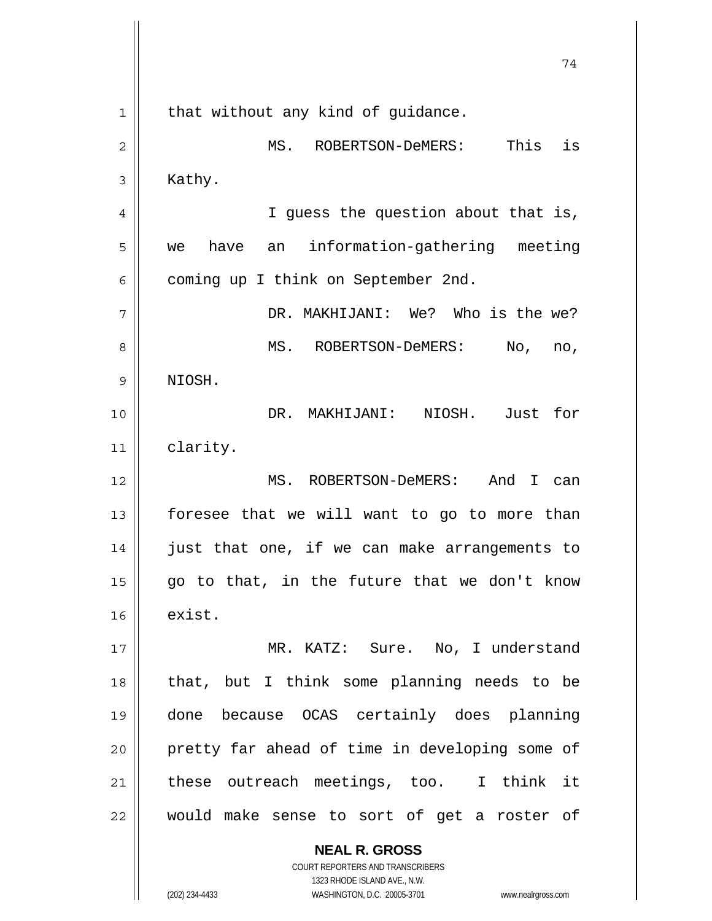that without any kind of guidance.

MS. ROBERTSON-DeMERS: This is Kathy.

I guess the question about that is, we have an information-gathering meeting coming up I think on September 2nd.

DR. MAKHIJANI: We? Who is the we?

MS. ROBERTSON-DeMERS: No, no, NIOSH.

DR. MAKHIJANI: NIOSH. Just for clarity.

MS. ROBERTSON-DeMERS: And I can foresee that we will want to go to more than just that one, if we can make arrangements to go to that, in the future that we don't know exist.

MR. KATZ: Sure. No, I understand that, but I think some planning needs to be done because OCAS certainly does planning pretty far ahead of time in developing some of these outreach meetings, too. I think it would make sense to sort of get a roster of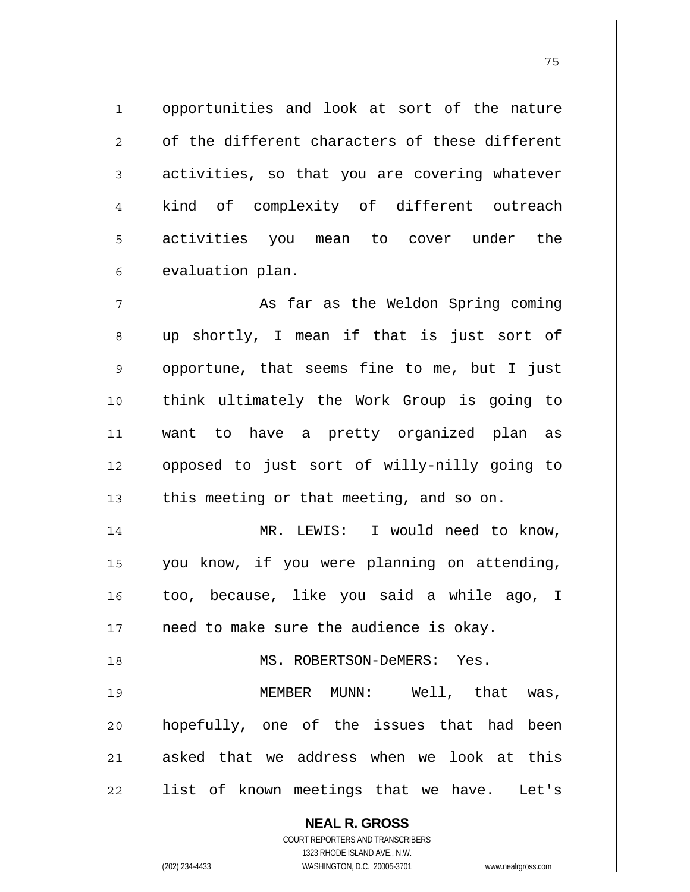opportunities and look at sort of the nature of the different characters of these different activities, so that you are covering whatever kind of complexity of different outreach activities you mean to cover under the evaluation plan.

As far as the Weldon Spring coming up shortly, I mean if that is just sort of opportune, that seems fine to me, but I just think ultimately the Work Group is going to want to have a pretty organized plan as opposed to just sort of willy-nilly going to this meeting or that meeting, and so on.

MR. LEWIS: I would need to know, you know, if you were planning on attending, too, because, like you said a while ago, I need to make sure the audience is okay.

MS. ROBERTSON-DeMERS: Yes.

MEMBER MUNN: Well, that was, hopefully, one of the issues that had been asked that we address when we look at this list of known meetings that we have. Let's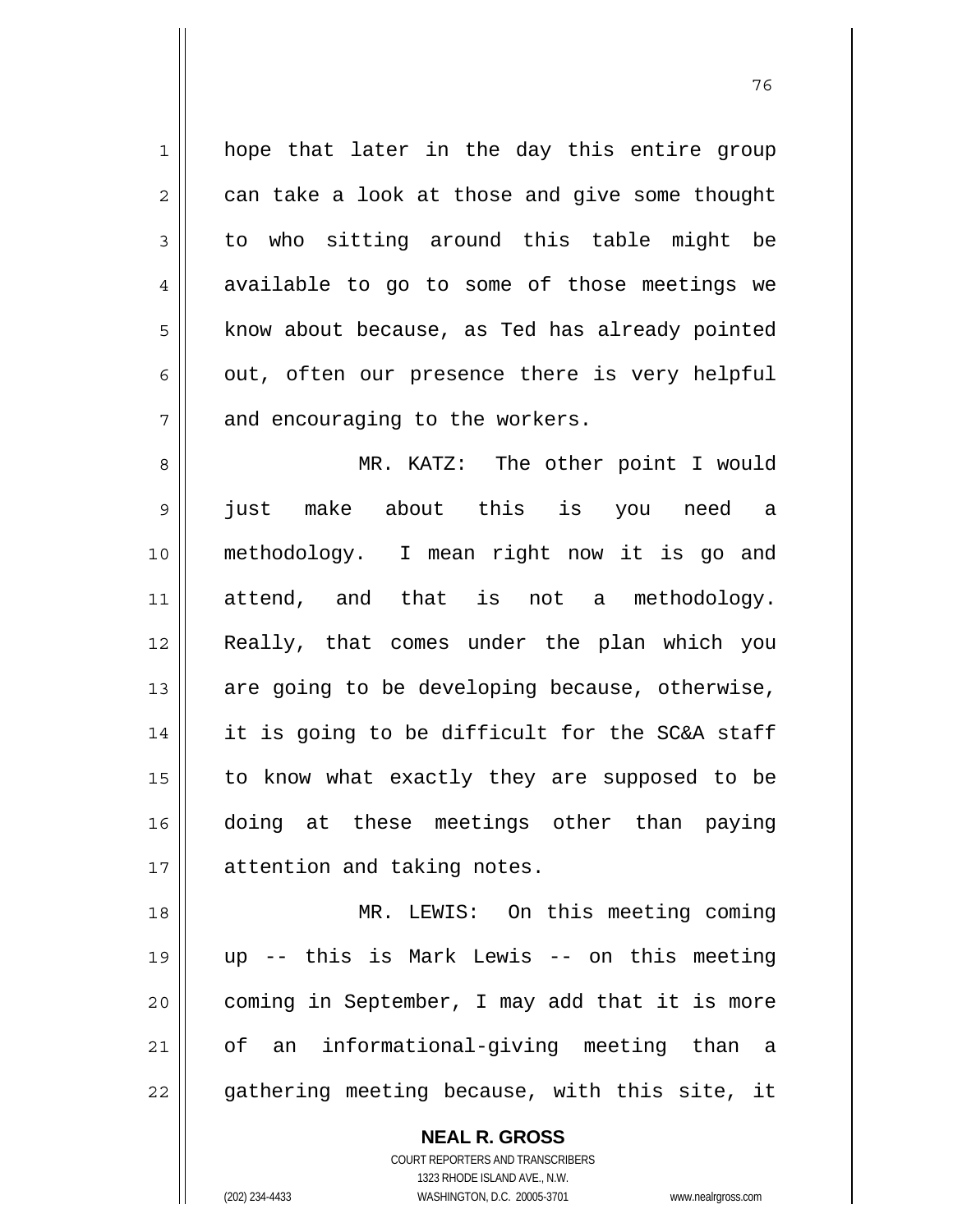hope that later in the day this entire group can take a look at those and give some thought to who sitting around this table might be available to go to some of those meetings we know about because, as Ted has already pointed out, often our presence there is very helpful and encouraging to the workers.

MR. KATZ: The other point I would just make about this is you need a methodology. I mean right now it is go and attend, and that is not a methodology. Really, that comes under the plan which you are going to be developing because, otherwise, it is going to be difficult for the SC&A staff to know what exactly they are supposed to be doing at these meetings other than paying attention and taking notes.

MR. LEWIS: On this meeting coming up -- this is Mark Lewis -- on this meeting coming in September, I may add that it is more of an informational-giving meeting than a gathering meeting because, with this site, it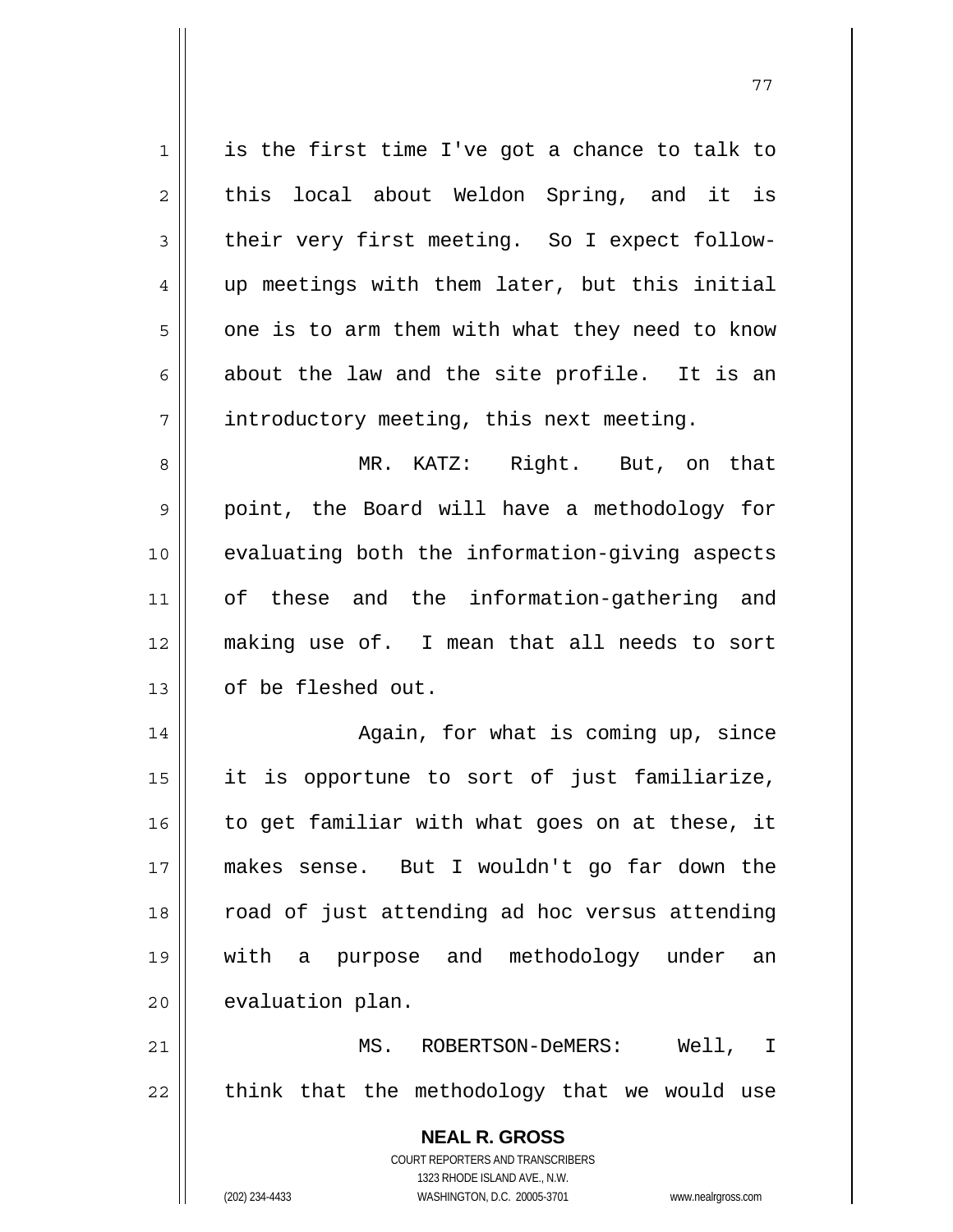is the first time I've got a chance to talk to this local about Weldon Spring, and it is their very first meeting. So I expect follow-up meetings with them later, but this initial one is to arm them with what they need to know about the law and the site profile. It is an introductory meeting, this next meeting.

MR. KATZ: Right. But, on that point, the Board will have a methodology for evaluating both the information-giving aspects of these and the information-gathering and making use of. I mean that all needs to sort of be fleshed out.

Again, for what is coming up, since it is opportune to sort of just familiarize, to get familiar with what goes on at these, it makes sense. But I wouldn't go far down the road of just attending ad hoc versus attending with a purpose and methodology under an evaluation plan.

MS. ROBERTSON-DeMERS: Well, I think that the methodology that we would use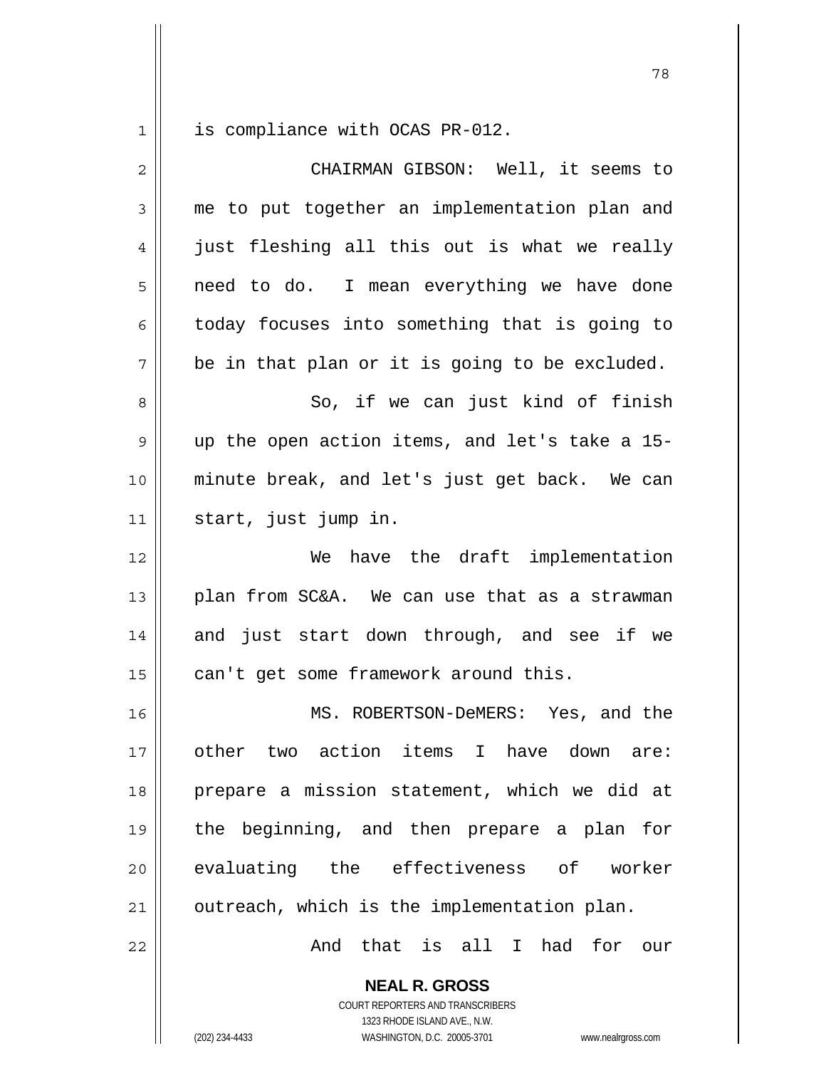is compliance with OCAS PR-012.

CHAIRMAN GIBSON: Well, it seems to me to put together an implementation plan and just fleshing all this out is what we really need to do. I mean everything we have done today focuses into something that is going to be in that plan or it is going to be excluded.

So, if we can just kind of finish up the open action items, and let's take a 15-minute break, and let's just get back. We can start, just jump in.

We have the draft implementation plan from SC&A. We can use that as a strawman and just start down through, and see if we can't get some framework around this.

MS. ROBERTSON-DeMERS: Yes, and the other two action items I have down are: prepare a mission statement, which we did at the beginning, and then prepare a plan for evaluating the effectiveness of worker outreach, which is the implementation plan.

And that is all I had for our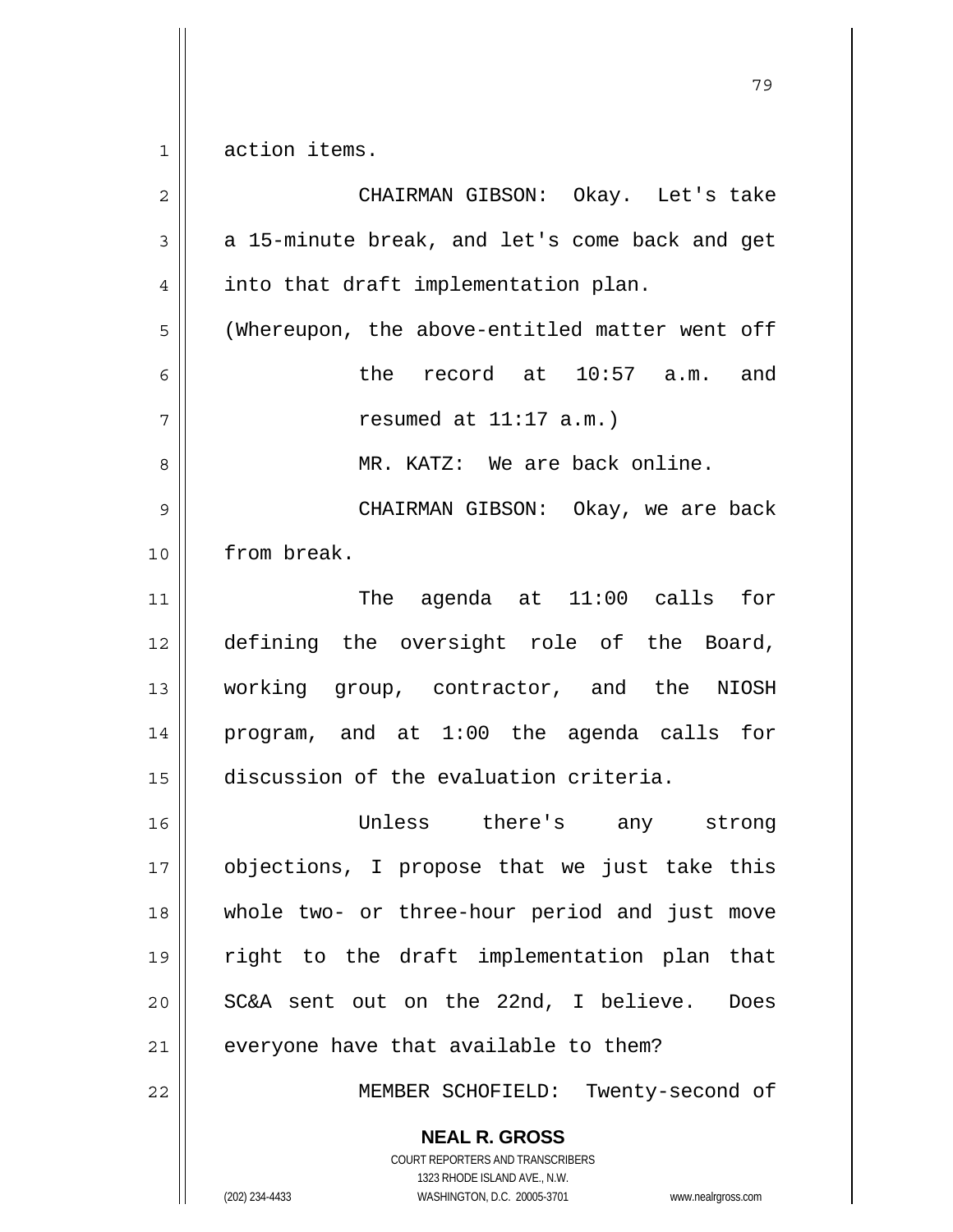action items.

CHAIRMAN GIBSON: Okay. Let's take a 15-minute break, and let's come back and get into that draft implementation plan.

(Whereupon, the above-entitled matter went off the record at 10:57 a.m. and resumed at 11:17 a.m.)

MR. KATZ: We are back online.

CHAIRMAN GIBSON: Okay, we are back from break.

The agenda at 11:00 calls for defining the oversight role of the Board, working group, contractor, and the NIOSH program, and at 1:00 the agenda calls for discussion of the evaluation criteria.

Unless there's any strong objections, I propose that we just take this whole two- or three-hour period and just move right to the draft implementation plan that SC&A sent out on the 22nd, I believe. Does everyone have that available to them?

MEMBER SCHOFIELD: Twenty-second of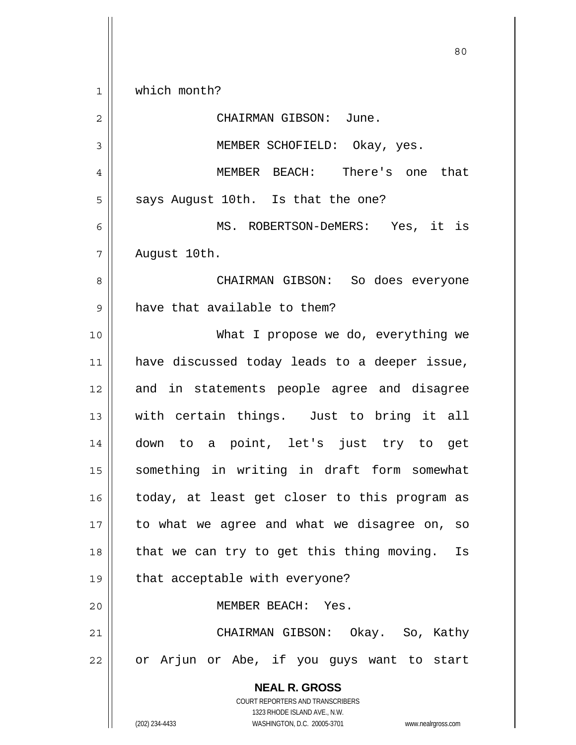which month?

CHAIRMAN GIBSON: June.

MEMBER SCHOFIELD: Okay, yes.

MEMBER BEACH: There's one that says August 10th. Is that the one?

MS. ROBERTSON-DeMERS: Yes, it is August 10th.

CHAIRMAN GIBSON: So does everyone have that available to them?

What I propose we do, everything we have discussed today leads to a deeper issue, and in statements people agree and disagree with certain things. Just to bring it all down to a point, let's just try to get something in writing in draft form somewhat today, at least get closer to this program as to what we agree and what we disagree on, so that we can try to get this thing moving. Is that acceptable with everyone?

MEMBER BEACH: Yes.

CHAIRMAN GIBSON: Okay. So, Kathy or Arjun or Abe, if you guys want to start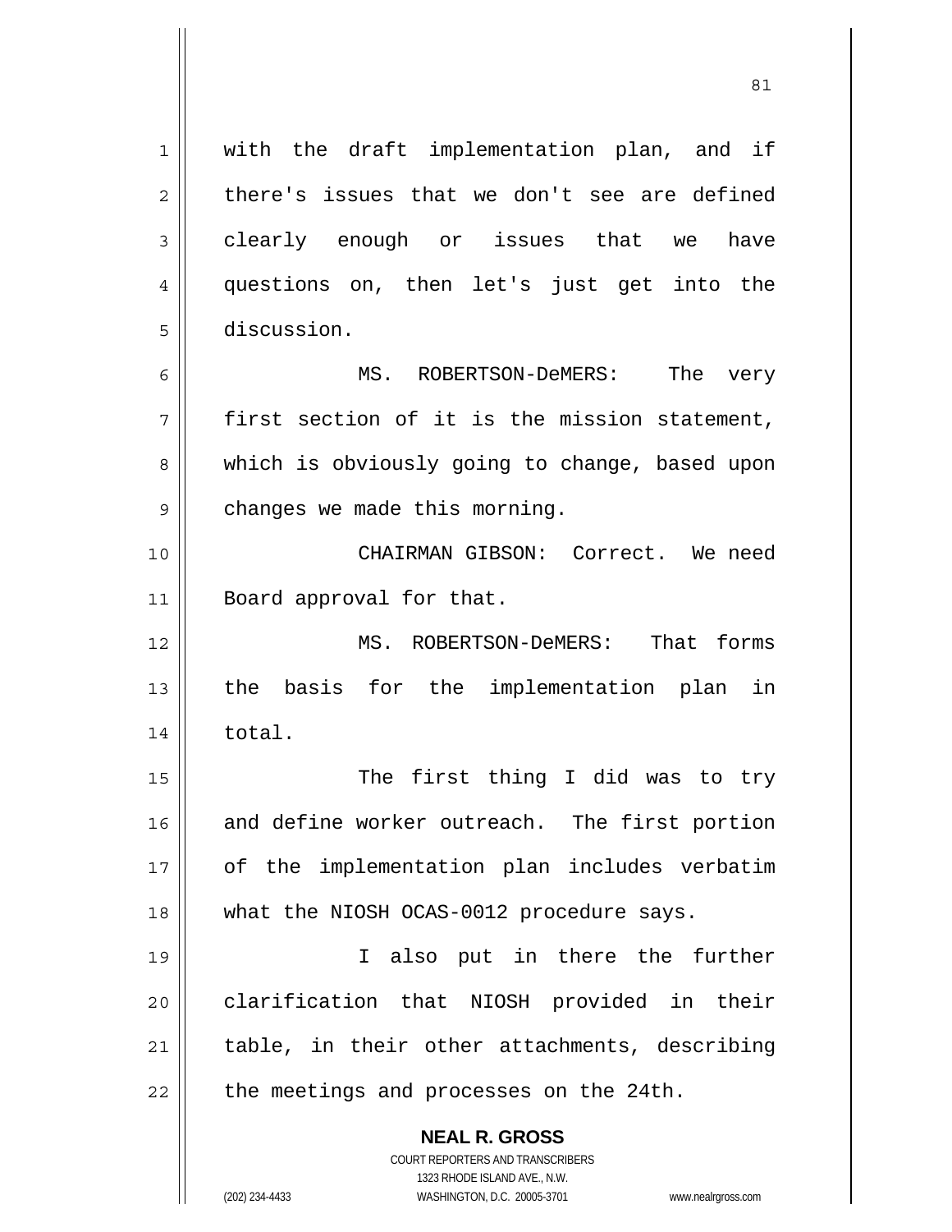with the draft implementation plan, and if there's issues that we don't see are defined clearly enough or issues that we have questions on, then let's just get into the discussion.

MS. ROBERTSON-DeMERS: The very first section of it is the mission statement, which is obviously going to change, based upon changes we made this morning.

CHAIRMAN GIBSON: Correct. We need Board approval for that.

MS. ROBERTSON-DeMERS: That forms the basis for the implementation plan in total.

The first thing I did was to try and define worker outreach. The first portion of the implementation plan includes verbatim what the NIOSH OCAS-0012 procedure says.

I also put in there the further clarification that NIOSH provided in their table, in their other attachments, describing the meetings and processes on the 24th.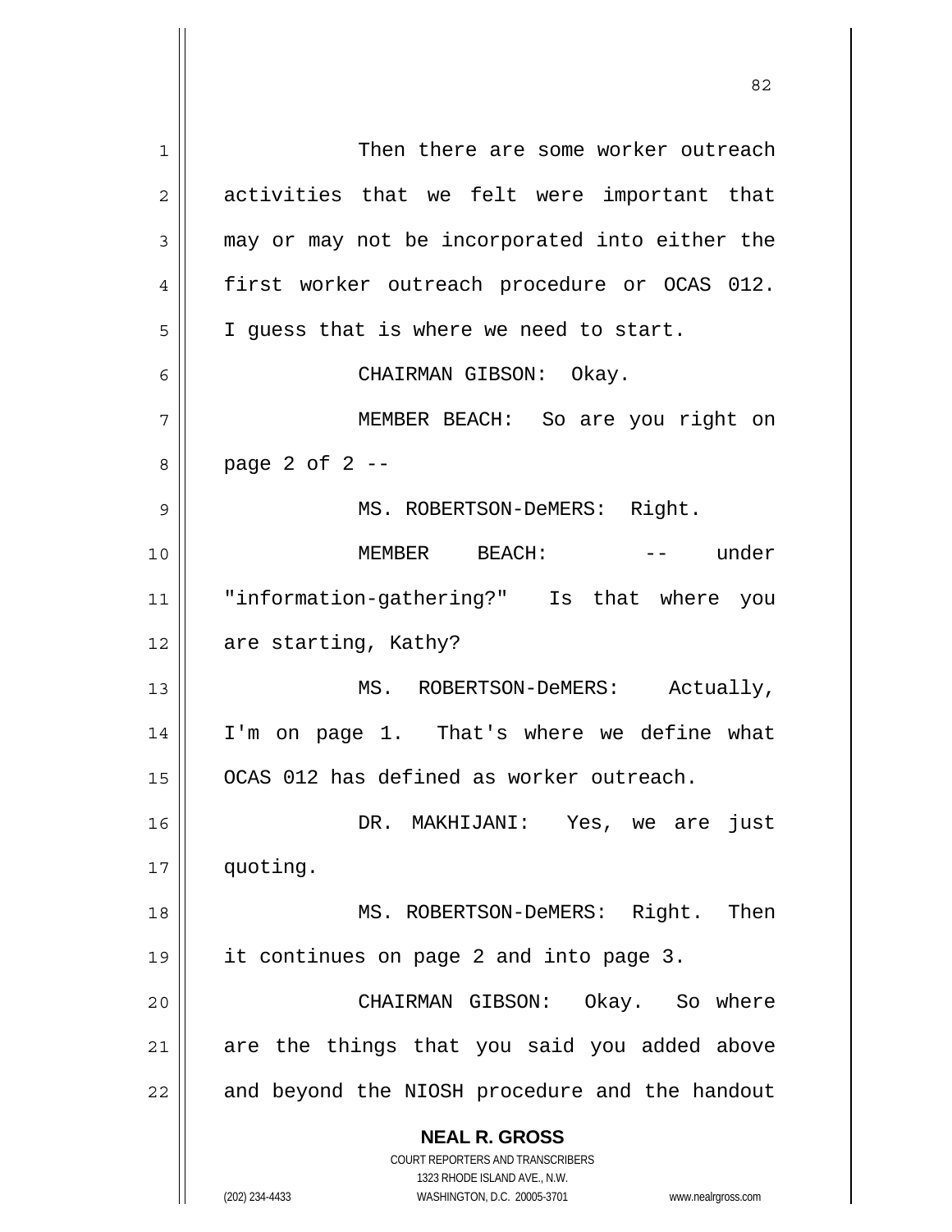Then there are some worker outreach activities that we felt were important that may or may not be incorporated into either the first worker outreach procedure or OCAS 012. I guess that is where we need to start.

CHAIRMAN GIBSON: Okay.

MEMBER BEACH: So are you right on page 2 of 2 --

MS. ROBERTSON-DeMERS: Right.

MEMBER BEACH: -- under "information-gathering?" Is that where you are starting, Kathy?

MS. ROBERTSON-DeMERS: Actually, I'm on page 1. That's where we define what OCAS 012 has defined as worker outreach.

DR. MAKHIJANI: Yes, we are just quoting.

MS. ROBERTSON-DeMERS: Right. Then it continues on page 2 and into page 3.

CHAIRMAN GIBSON: Okay. So where are the things that you said you added above and beyond the NIOSH procedure and the handout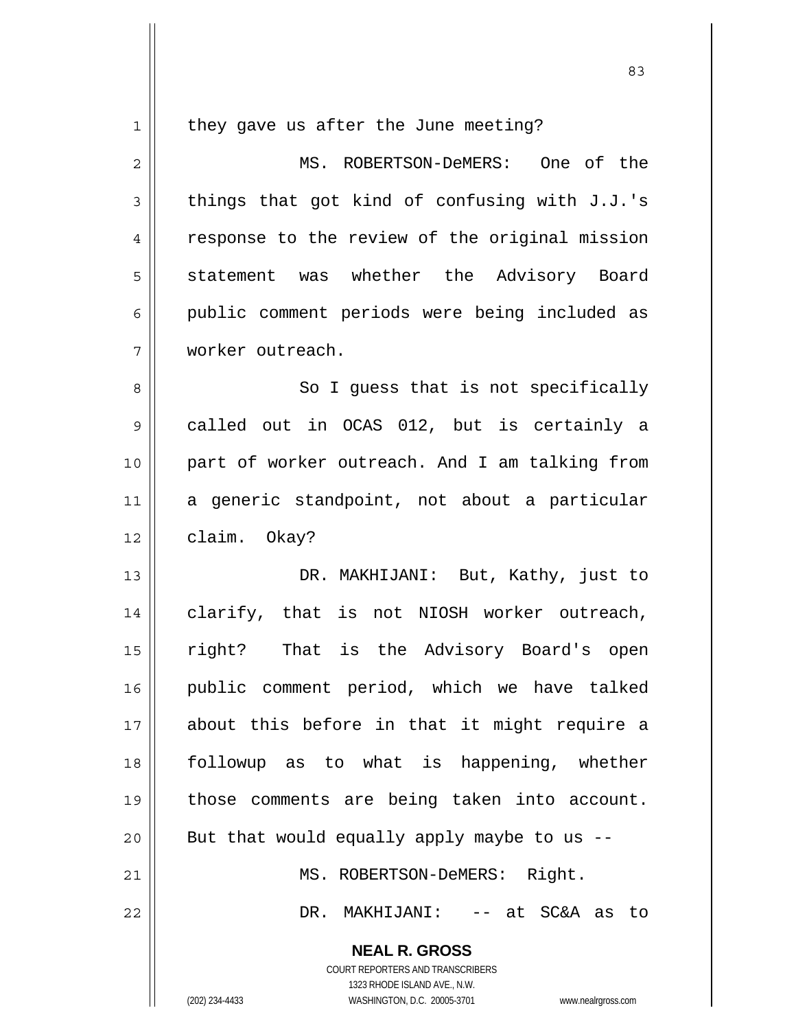they gave us after the June meeting?

MS. ROBERTSON-DeMERS: One of the things that got kind of confusing with J.J.'s response to the review of the original mission statement was whether the Advisory Board public comment periods were being included as worker outreach.

So I guess that is not specifically called out in OCAS 012, but is certainly a part of worker outreach. And I am talking from a generic standpoint, not about a particular claim. Okay?

DR. MAKHIJANI: But, Kathy, just to clarify, that is not NIOSH worker outreach, right? That is the Advisory Board's open public comment period, which we have talked about this before in that it might require a followup as to what is happening, whether those comments are being taken into account. But that would equally apply maybe to us --

MS. ROBERTSON-DeMERS: Right.

DR. MAKHIJANI: -- at SC&A as to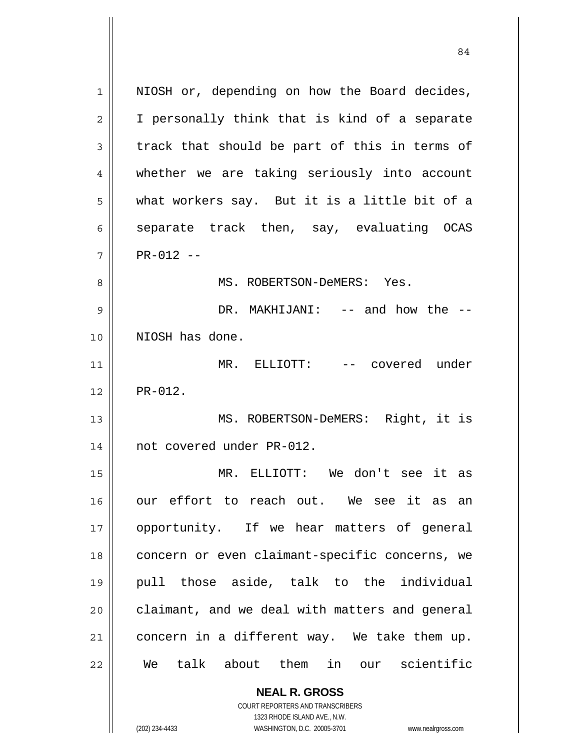NIOSH or, depending on how the Board decides, I personally think that is kind of a separate track that should be part of this in terms of whether we are taking seriously into account what workers say. But it is a little bit of a separate track then, say, evaluating OCAS PR-012 --

MS. ROBERTSON-DeMERS: Yes.

DR. MAKHIJANI: -- and how the -- NIOSH has done.

MR. ELLIOTT: -- covered under PR-012.

MS. ROBERTSON-DeMERS: Right, it is not covered under PR-012.

MR. ELLIOTT: We don't see it as our effort to reach out. We see it as an opportunity. If we hear matters of general concern or even claimant-specific concerns, we pull those aside, talk to the individual claimant, and we deal with matters and general concern in a different way. We take them up. We talk about them in our scientific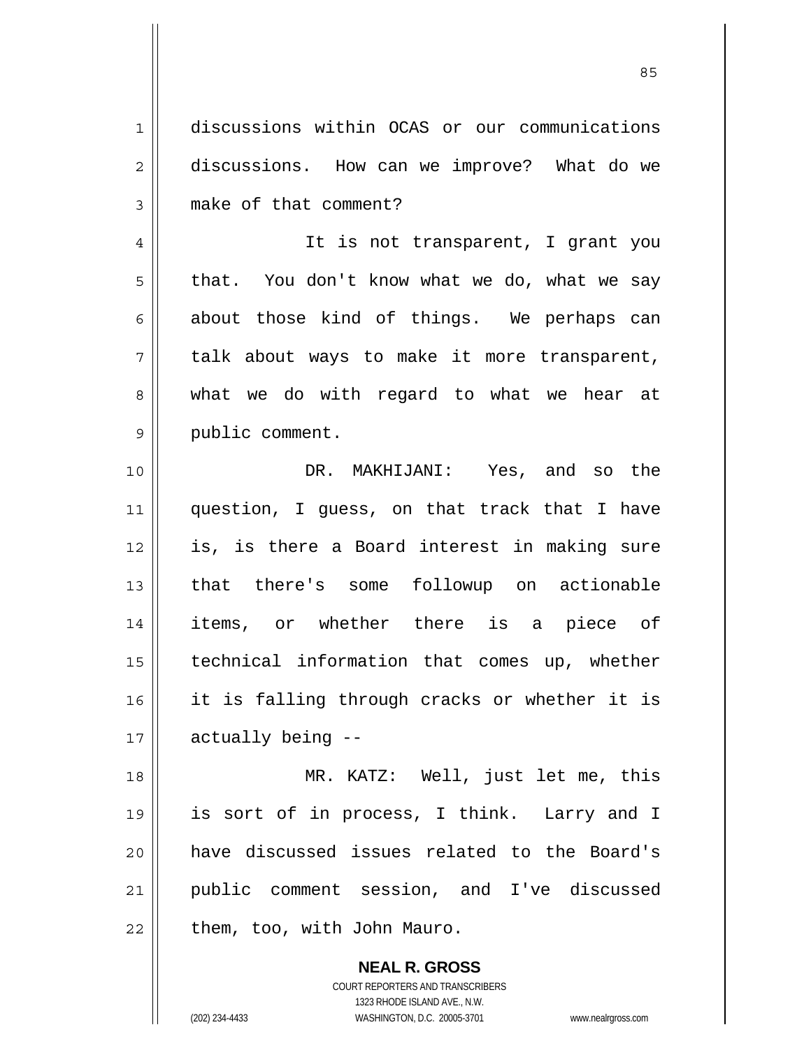discussions within OCAS or our communications discussions. How can we improve? What do we make of that comment?

It is not transparent, I grant you that. You don't know what we do, what we say about those kind of things. We perhaps can talk about ways to make it more transparent, what we do with regard to what we hear at public comment.

DR. MAKHIJANI: Yes, and so the question, I guess, on that track that I have is, is there a Board interest in making sure that there's some followup on actionable items, or whether there is a piece of technical information that comes up, whether it is falling through cracks or whether it is actually being --

MR. KATZ: Well, just let me, this is sort of in process, I think. Larry and I have discussed issues related to the Board's public comment session, and I've discussed them, too, with John Mauro.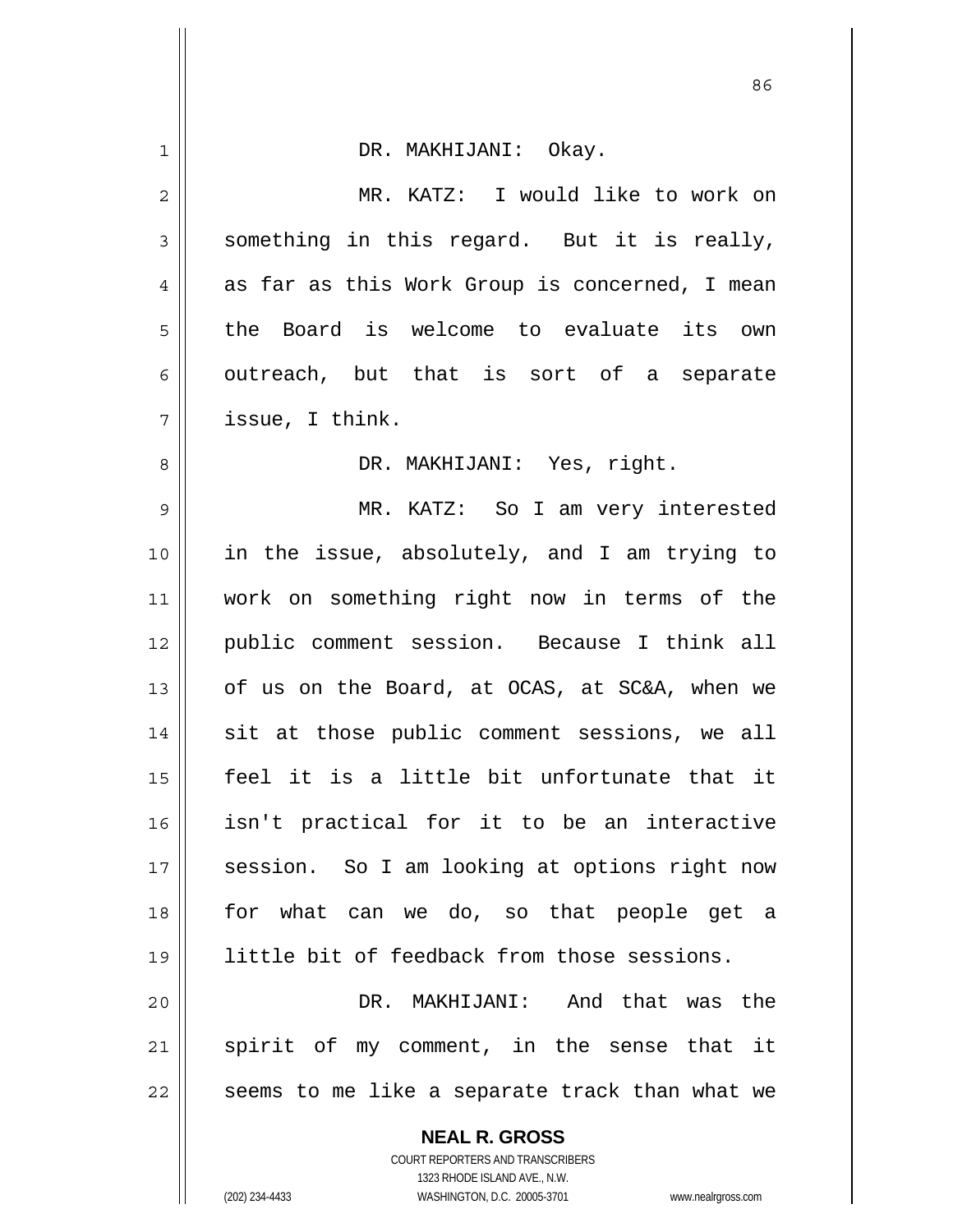DR. MAKHIJANI: Okay.

MR. KATZ: I would like to work on something in this regard. But it is really, as far as this Work Group is concerned, I mean the Board is welcome to evaluate its own outreach, but that is sort of a separate issue, I think.

DR. MAKHIJANI: Yes, right.

MR. KATZ: So I am very interested in the issue, absolutely, and I am trying to work on something right now in terms of the public comment session. Because I think all of us on the Board, at OCAS, at SC&A, when we sit at those public comment sessions, we all feel it is a little bit unfortunate that it isn't practical for it to be an interactive session. So I am looking at options right now for what can we do, so that people get a little bit of feedback from those sessions.

DR. MAKHIJANI: And that was the spirit of my comment, in the sense that it seems to me like a separate track than what we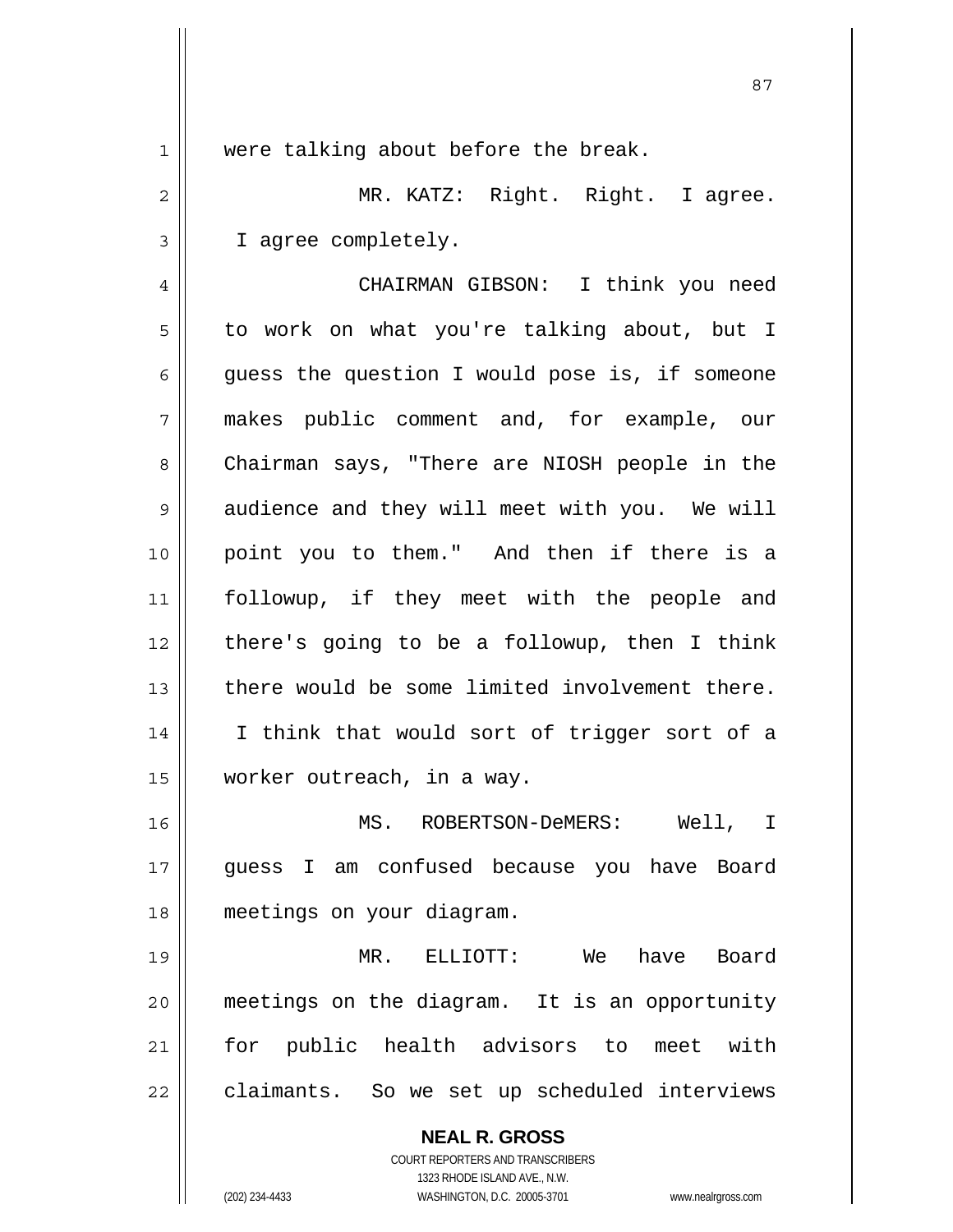were talking about before the break.

MR. KATZ: Right. Right. I agree. I agree completely.

CHAIRMAN GIBSON: I think you need to work on what you're talking about, but I guess the question I would pose is, if someone makes public comment and, for example, our Chairman says, "There are NIOSH people in the audience and they will meet with you. We will point you to them." And then if there is a followup, if they meet with the people and there's going to be a followup, then I think there would be some limited involvement there. I think that would sort of trigger sort of a worker outreach, in a way.

MS. ROBERTSON-DeMERS: Well, I guess I am confused because you have Board meetings on your diagram.

MR. ELLIOTT: We have Board meetings on the diagram. It is an opportunity for public health advisors to meet with claimants. So we set up scheduled interviews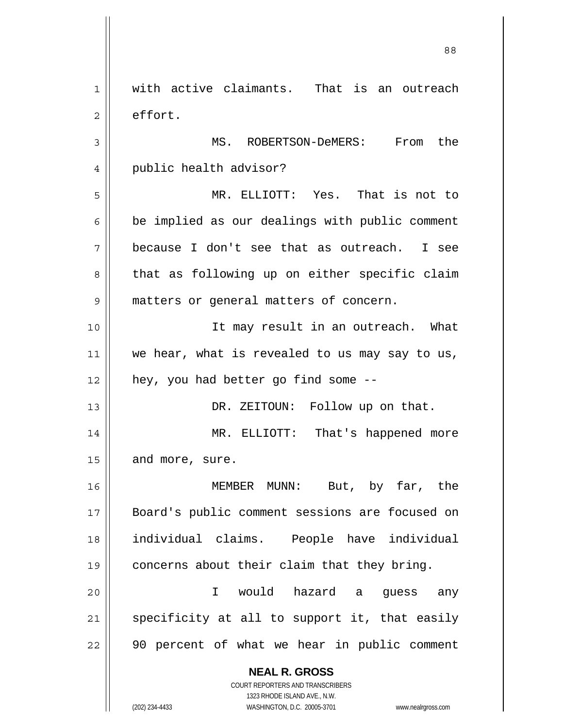with active claimants. That is an outreach effort.

MS. ROBERTSON-DeMERS: From the public health advisor?

MR. ELLIOTT: Yes. That is not to be implied as our dealings with public comment because I don't see that as outreach. I see that as following up on either specific claim matters or general matters of concern.

It may result in an outreach. What we hear, what is revealed to us may say to us, hey, you had better go find some --

DR. ZEITOUN: Follow up on that.

MR. ELLIOTT: That's happened more and more, sure.

MEMBER MUNN: But, by far, the Board's public comment sessions are focused on individual claims. People have individual concerns about their claim that they bring.

I would hazard a guess any specificity at all to support it, that easily 90 percent of what we hear in public comment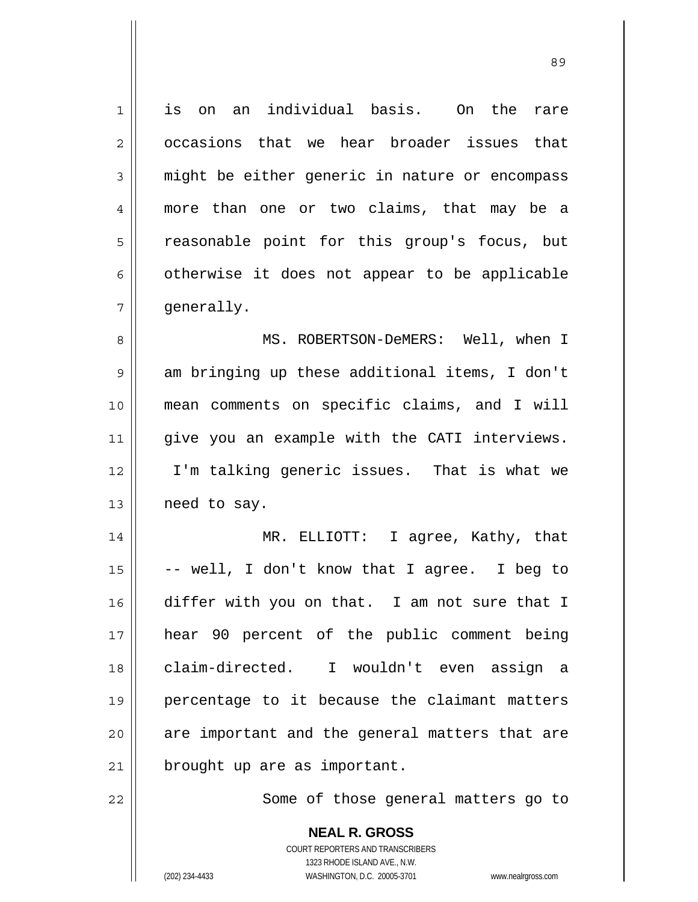is on an individual basis. On the rare occasions that we hear broader issues that might be either generic in nature or encompass more than one or two claims, that may be a reasonable point for this group's focus, but otherwise it does not appear to be applicable generally.

MS. ROBERTSON-DeMERS: Well, when I am bringing up these additional items, I don't mean comments on specific claims, and I will give you an example with the CATI interviews. I'm talking generic issues. That is what we need to say.

MR. ELLIOTT: I agree, Kathy, that -- well, I don't know that I agree. I beg to differ with you on that. I am not sure that I hear 90 percent of the public comment being claim-directed. I wouldn't even assign a percentage to it because the claimant matters are important and the general matters that are brought up are as important.

Some of those general matters go to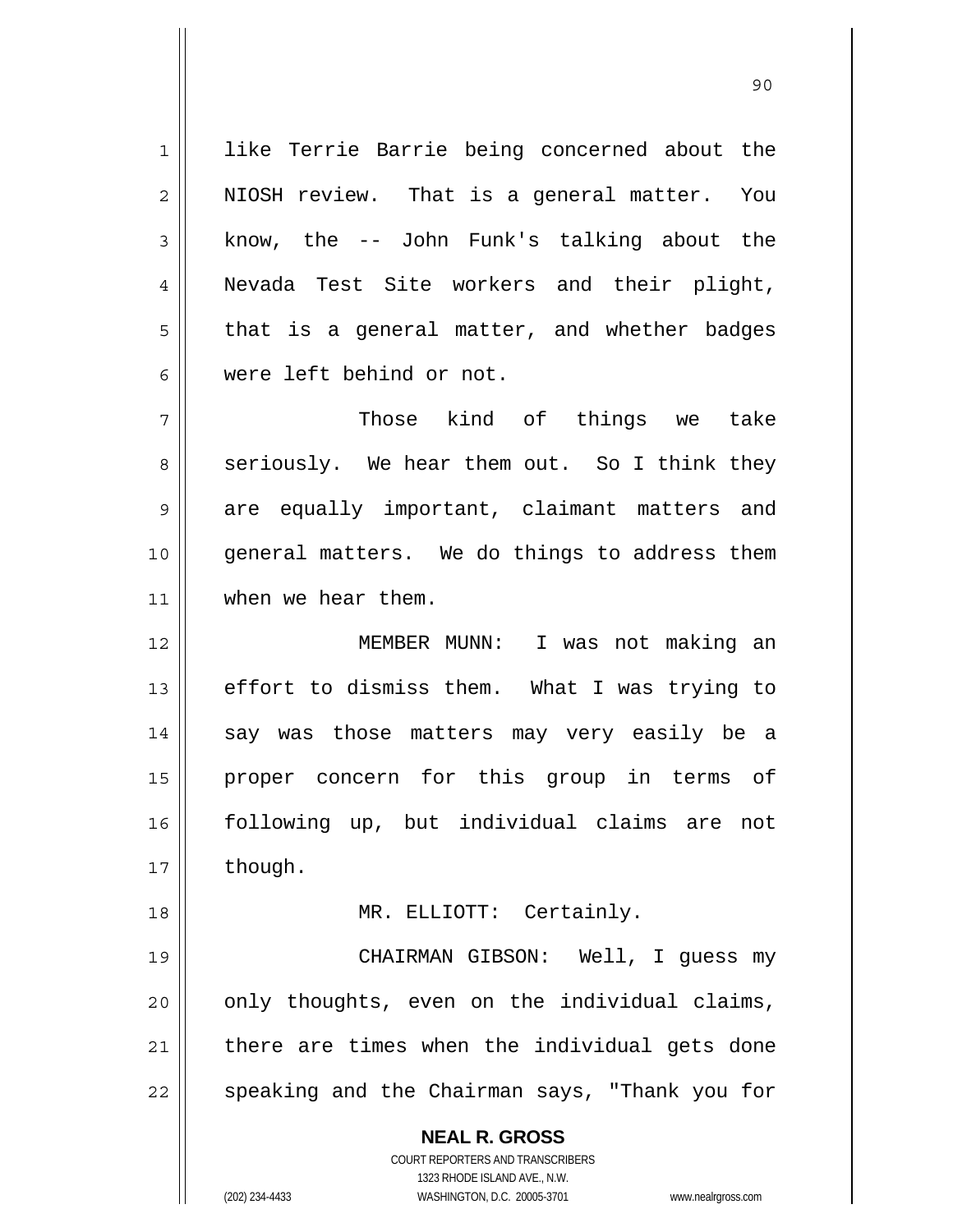like Terrie Barrie being concerned about the NIOSH review. That is a general matter. You know, the -- John Funk's talking about the Nevada Test Site workers and their plight, that is a general matter, and whether badges were left behind or not.

Those kind of things we take seriously. We hear them out. So I think they are equally important, claimant matters and general matters. We do things to address them when we hear them.

MEMBER MUNN: I was not making an effort to dismiss them. What I was trying to say was those matters may very easily be a proper concern for this group in terms of following up, but individual claims are not though.

MR. ELLIOTT: Certainly.

CHAIRMAN GIBSON: Well, I guess my only thoughts, even on the individual claims, there are times when the individual gets done speaking and the Chairman says, "Thank you for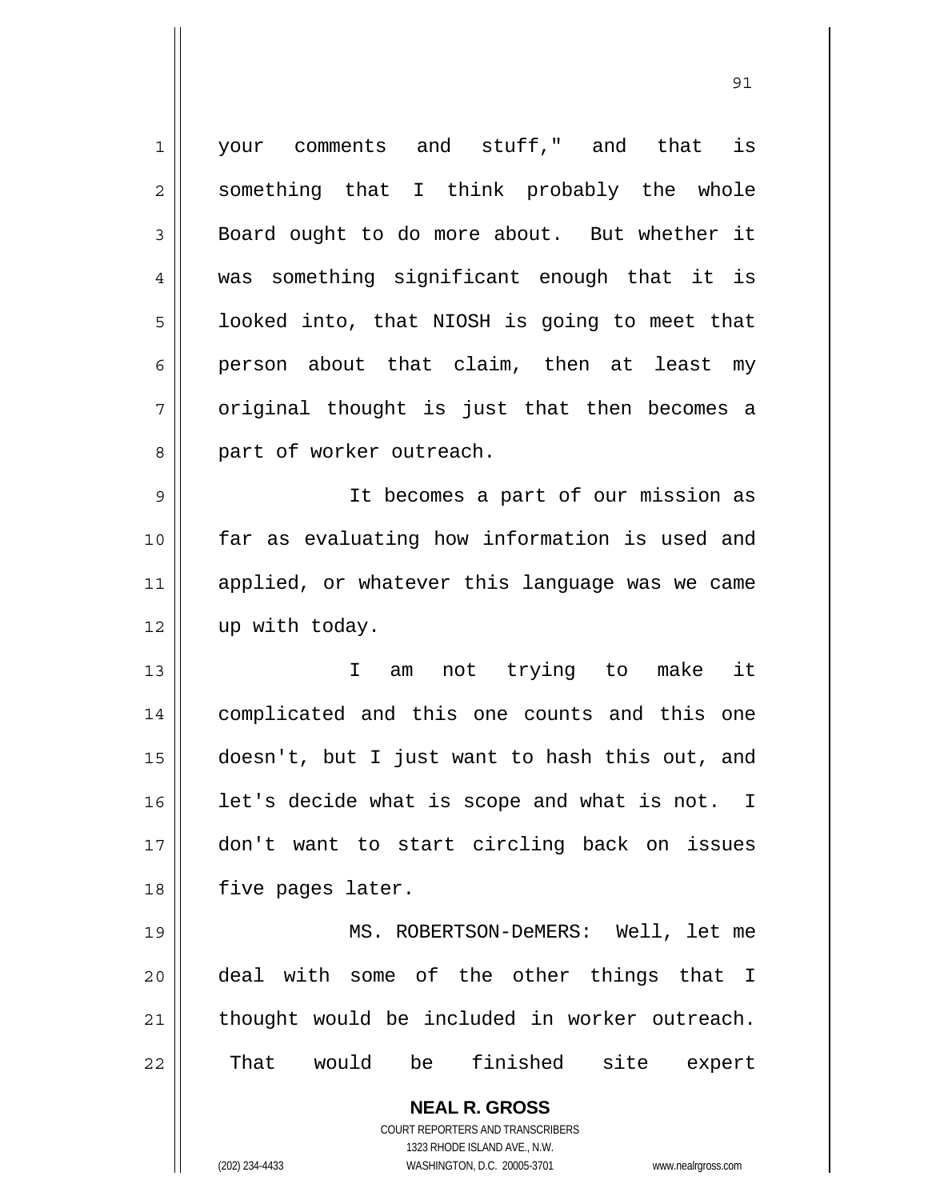your comments and stuff," and that is something that I think probably the whole Board ought to do more about. But whether it was something significant enough that it is looked into, that NIOSH is going to meet that person about that claim, then at least my original thought is just that then becomes a part of worker outreach.

It becomes a part of our mission as far as evaluating how information is used and applied, or whatever this language was we came up with today.

I am not trying to make it complicated and this one counts and this one doesn't, but I just want to hash this out, and let's decide what is scope and what is not. I don't want to start circling back on issues five pages later.

MS. ROBERTSON-DeMERS: Well, let me deal with some of the other things that I thought would be included in worker outreach. That would be finished site expert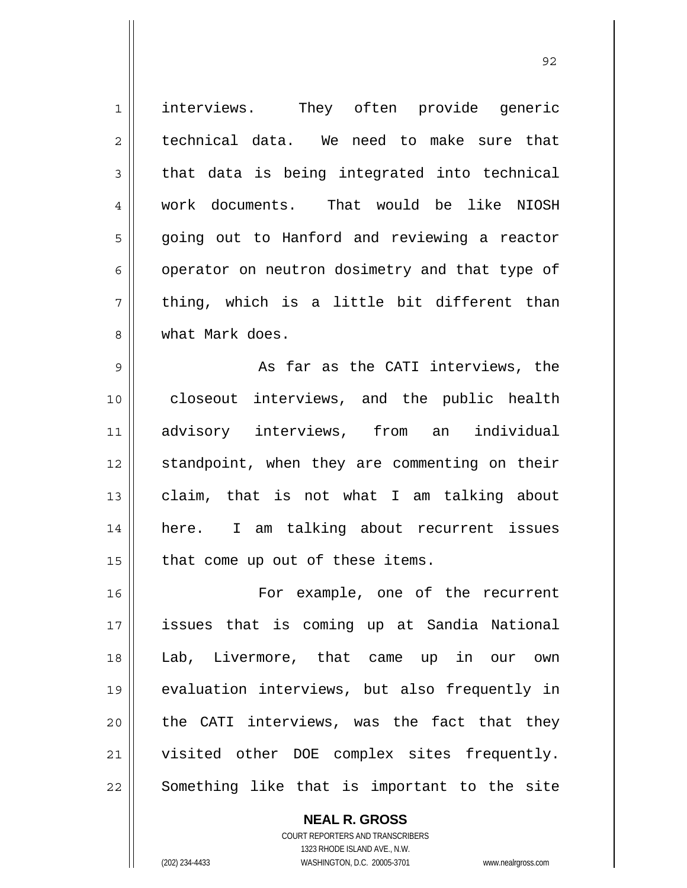interviews. They often provide generic technical data. We need to make sure that that data is being integrated into technical work documents. That would be like NIOSH going out to Hanford and reviewing a reactor operator on neutron dosimetry and that type of thing, which is a little bit different than what Mark does.

As far as the CATI interviews, the closeout interviews, and the public health advisory interviews, from an individual standpoint, when they are commenting on their claim, that is not what I am talking about here. I am talking about recurrent issues that come up out of these items.

For example, one of the recurrent issues that is coming up at Sandia National Lab, Livermore, that came up in our own evaluation interviews, but also frequently in the CATI interviews, was the fact that they visited other DOE complex sites frequently. Something like that is important to the site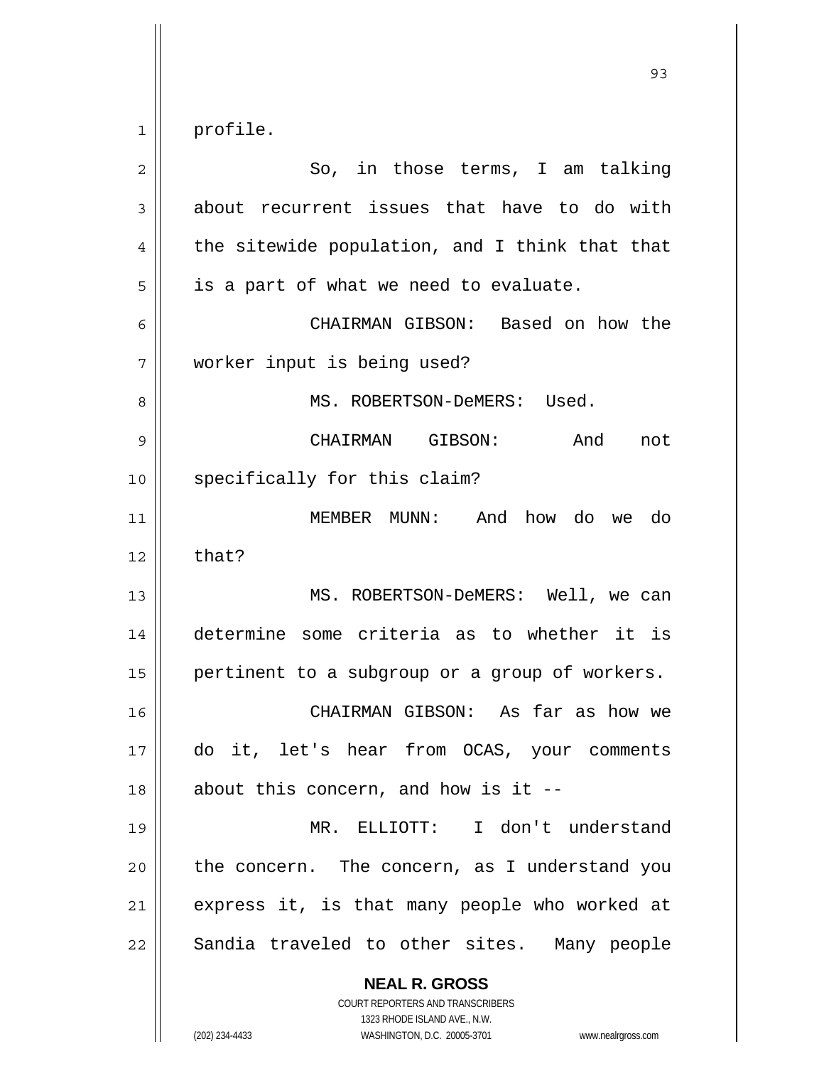profile.

So, in those terms, I am talking about recurrent issues that have to do with the sitewide population, and I think that that is a part of what we need to evaluate.

CHAIRMAN GIBSON: Based on how the worker input is being used?

MS. ROBERTSON-DeMERS: Used.

CHAIRMAN GIBSON: And not specifically for this claim?

MEMBER MUNN: And how do we do that?

MS. ROBERTSON-DeMERS: Well, we can determine some criteria as to whether it is pertinent to a subgroup or a group of workers.

CHAIRMAN GIBSON: As far as how we do it, let's hear from OCAS, your comments about this concern, and how is it --

MR. ELLIOTT: I don't understand the concern. The concern, as I understand you express it, is that many people who worked at Sandia traveled to other sites. Many people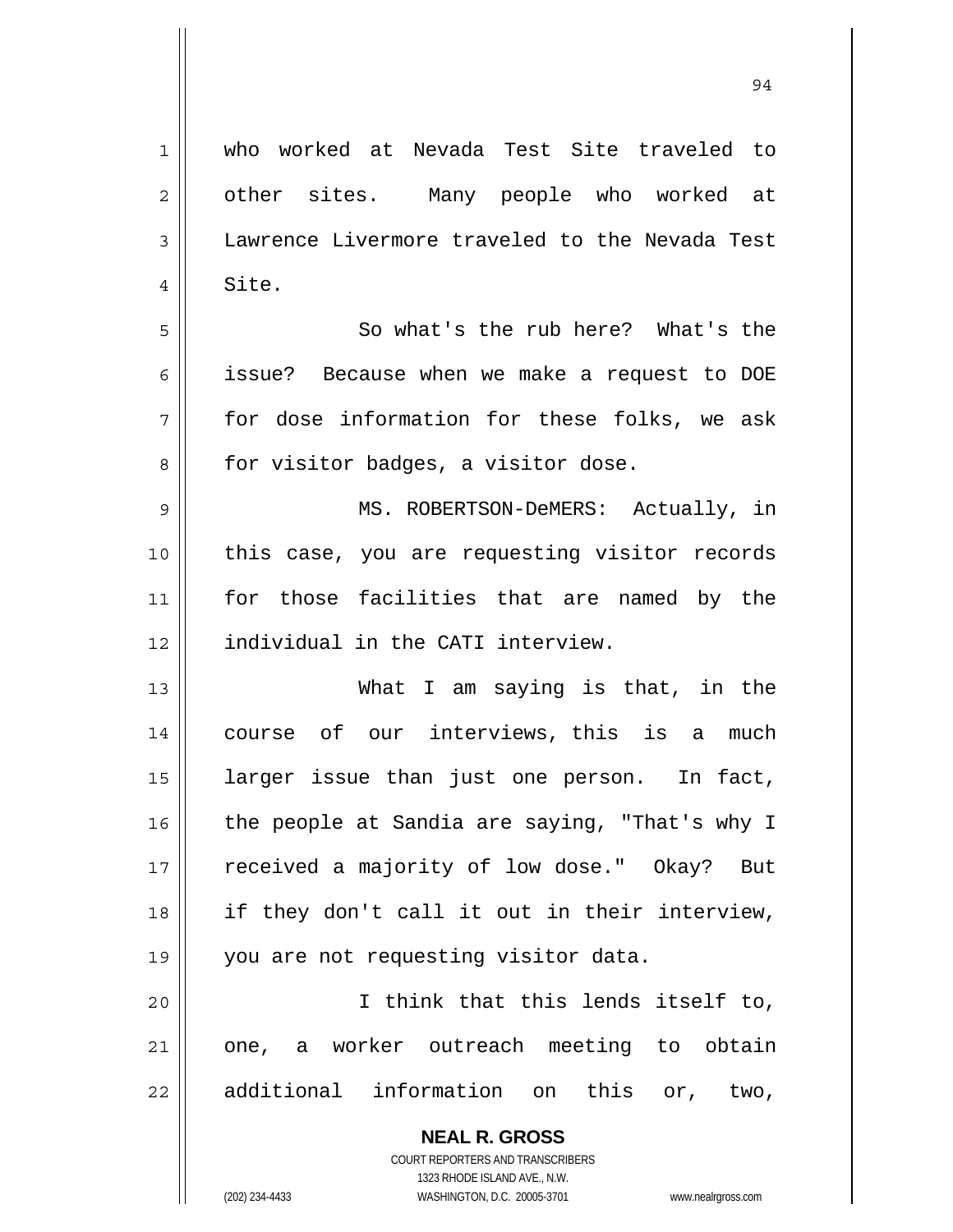who worked at Nevada Test Site traveled to other sites. Many people who worked at Lawrence Livermore traveled to the Nevada Test Site.

So what's the rub here? What's the issue? Because when we make a request to DOE for dose information for these folks, we ask for visitor badges, a visitor dose.

MS. ROBERTSON-DeMERS: Actually, in this case, you are requesting visitor records for those facilities that are named by the individual in the CATI interview.

What I am saying is that, in the course of our interviews, this is a much larger issue than just one person. In fact, the people at Sandia are saying, "That's why I received a majority of low dose." Okay? But if they don't call it out in their interview, you are not requesting visitor data.

I think that this lends itself to, one, a worker outreach meeting to obtain additional information on this or, two,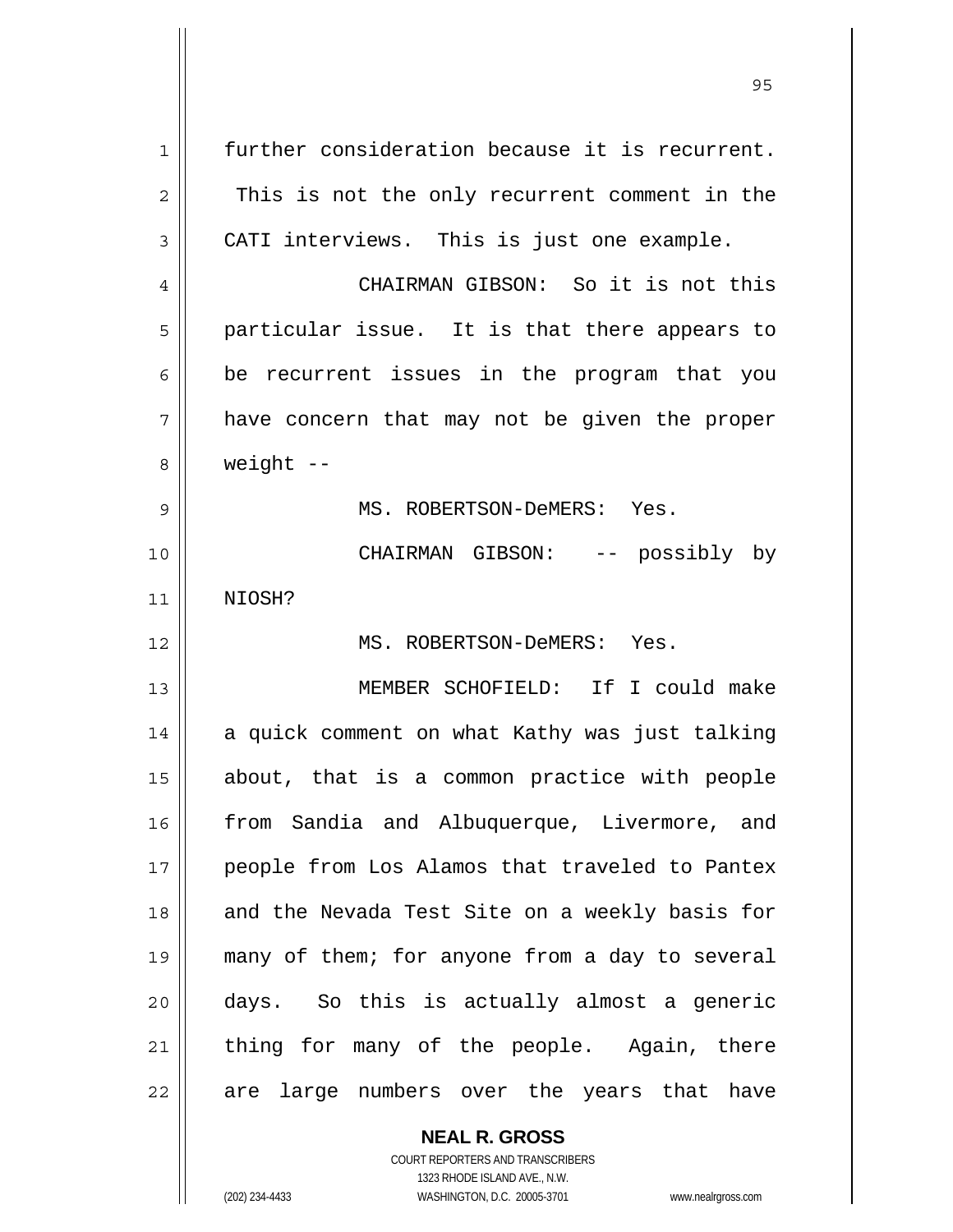further consideration because it is recurrent. This is not the only recurrent comment in the CATI interviews. This is just one example.

CHAIRMAN GIBSON: So it is not this particular issue. It is that there appears to be recurrent issues in the program that you have concern that may not be given the proper weight --

MS. ROBERTSON-DeMERS: Yes.

CHAIRMAN GIBSON: -- possibly by NIOSH?

MS. ROBERTSON-DeMERS: Yes.

MEMBER SCHOFIELD: If I could make a quick comment on what Kathy was just talking about, that is a common practice with people from Sandia and Albuquerque, Livermore, and people from Los Alamos that traveled to Pantex and the Nevada Test Site on a weekly basis for many of them; for anyone from a day to several days. So this is actually almost a generic thing for many of the people. Again, there are large numbers over the years that have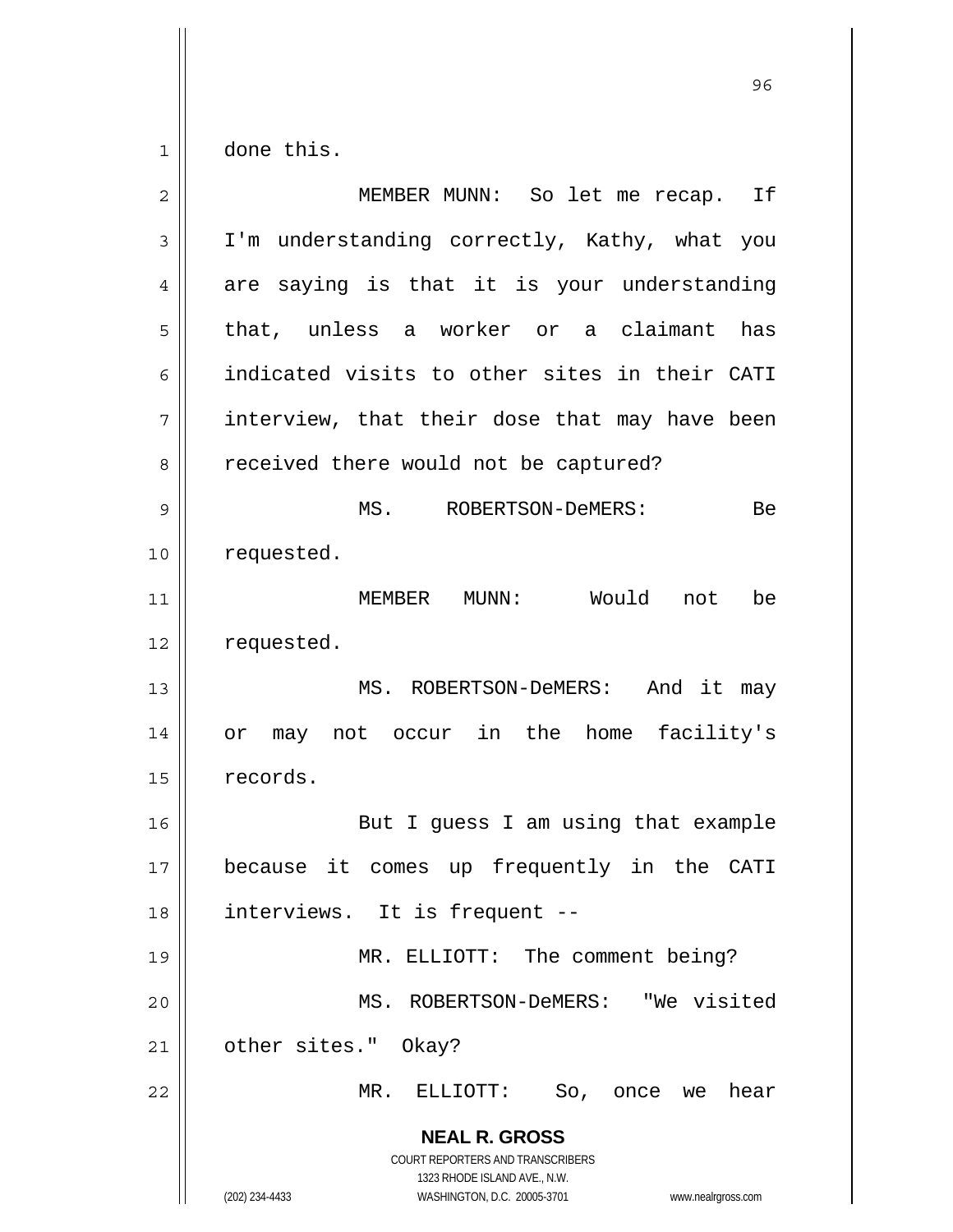done this.

MEMBER MUNN: So let me recap. If I'm understanding correctly, Kathy, what you are saying is that it is your understanding that, unless a worker or a claimant has indicated visits to other sites in their CATI interview, that their dose that may have been received there would not be captured?

MS. ROBERTSON-DeMERS: Be requested.

MEMBER MUNN: Would not be requested.

MS. ROBERTSON-DeMERS: And it may or may not occur in the home facility's records.

But I guess I am using that example because it comes up frequently in the CATI interviews. It is frequent --

MR. ELLIOTT: The comment being?

MS. ROBERTSON-DeMERS: "We visited other sites." Okay?

MR. ELLIOTT: So, once we hear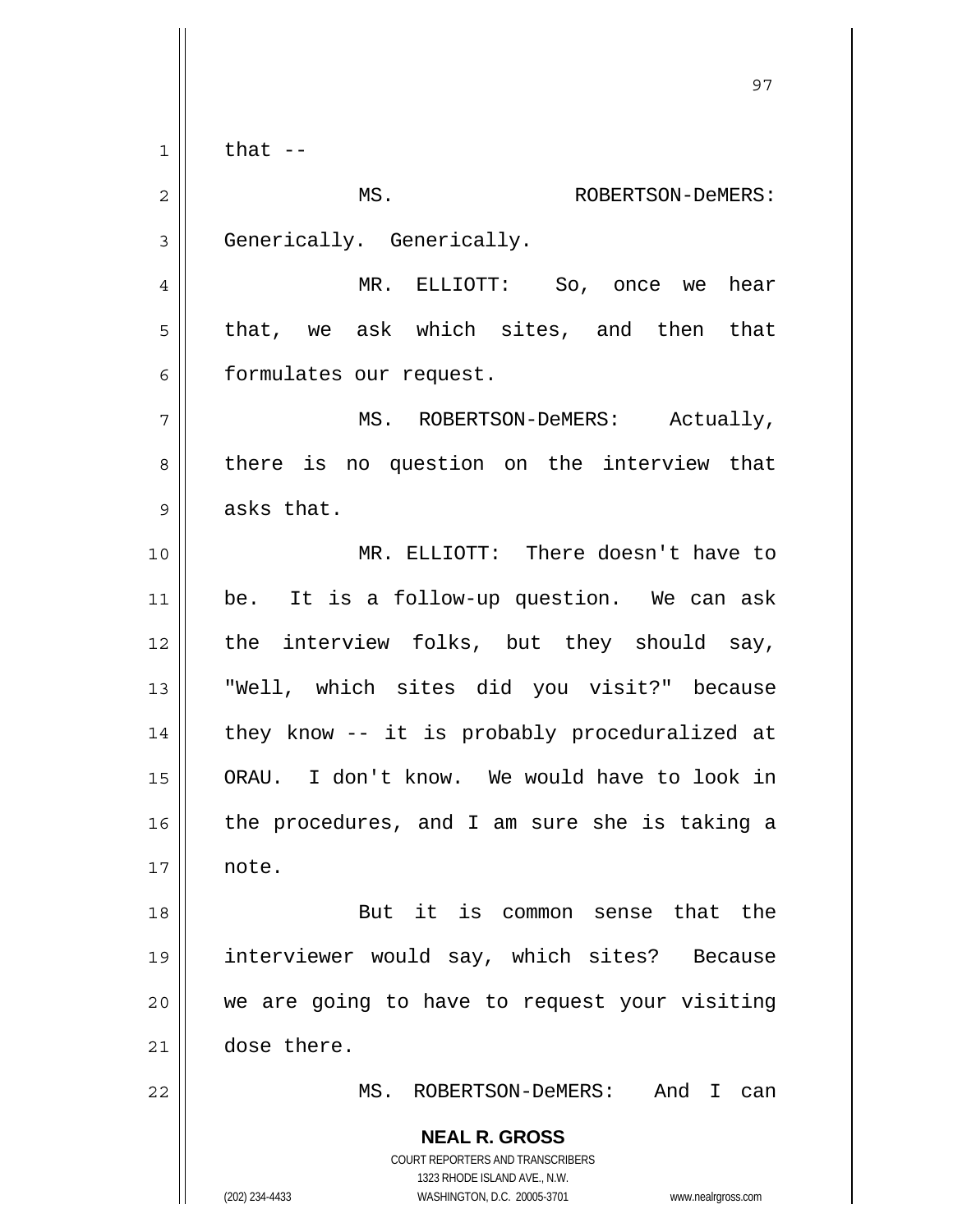that --

MS. ROBERTSON-DeMERS: Generically. Generically.

MR. ELLIOTT: So, once we hear that, we ask which sites, and then that formulates our request.

MS. ROBERTSON-DeMERS: Actually, there is no question on the interview that asks that.

MR. ELLIOTT: There doesn't have to be. It is a follow-up question. We can ask the interview folks, but they should say, "Well, which sites did you visit?" because they know -- it is probably proceduralized at ORAU. I don't know. We would have to look in the procedures, and I am sure she is taking a note.

But it is common sense that the interviewer would say, which sites? Because we are going to have to request your visiting dose there.

MS. ROBERTSON-DeMERS: And I can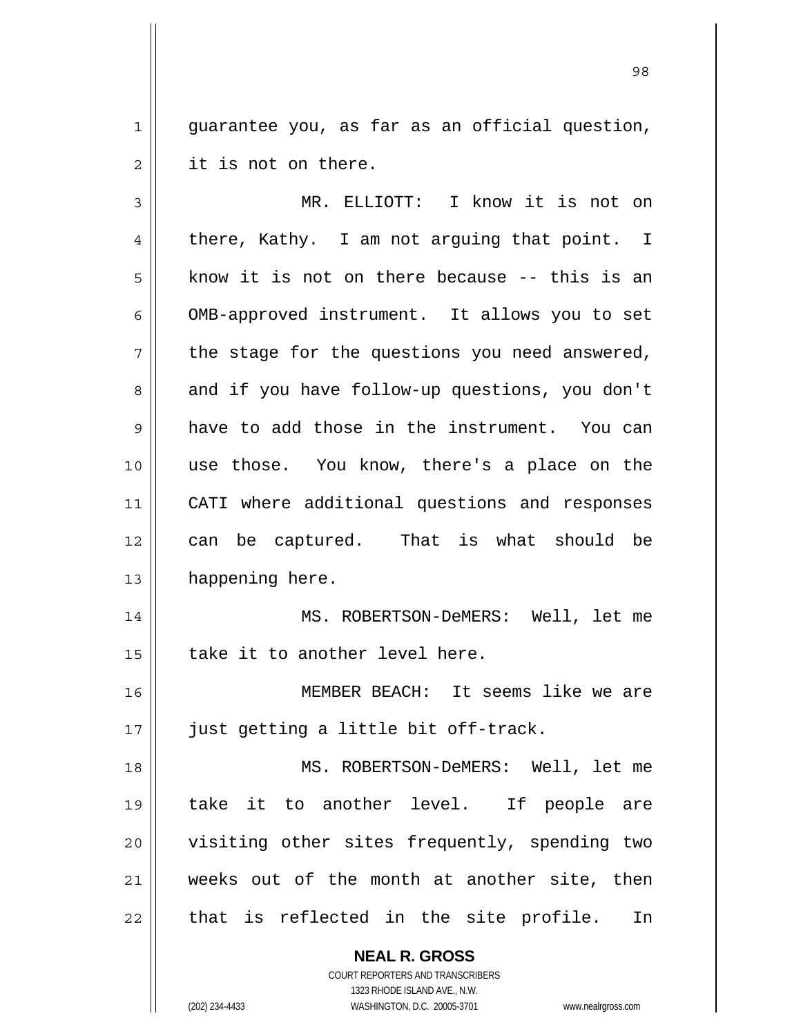guarantee you, as far as an official question, it is not on there.

MR. ELLIOTT: I know it is not on there, Kathy. I am not arguing that point. I know it is not on there because -- this is an OMB-approved instrument. It allows you to set the stage for the questions you need answered, and if you have follow-up questions, you don't have to add those in the instrument. You can use those. You know, there's a place on the CATI where additional questions and responses can be captured. That is what should be happening here.

MS. ROBERTSON-DeMERS: Well, let me take it to another level here.

MEMBER BEACH: It seems like we are just getting a little bit off-track.

MS. ROBERTSON-DeMERS: Well, let me take it to another level. If people are visiting other sites frequently, spending two weeks out of the month at another site, then that is reflected in the site profile. In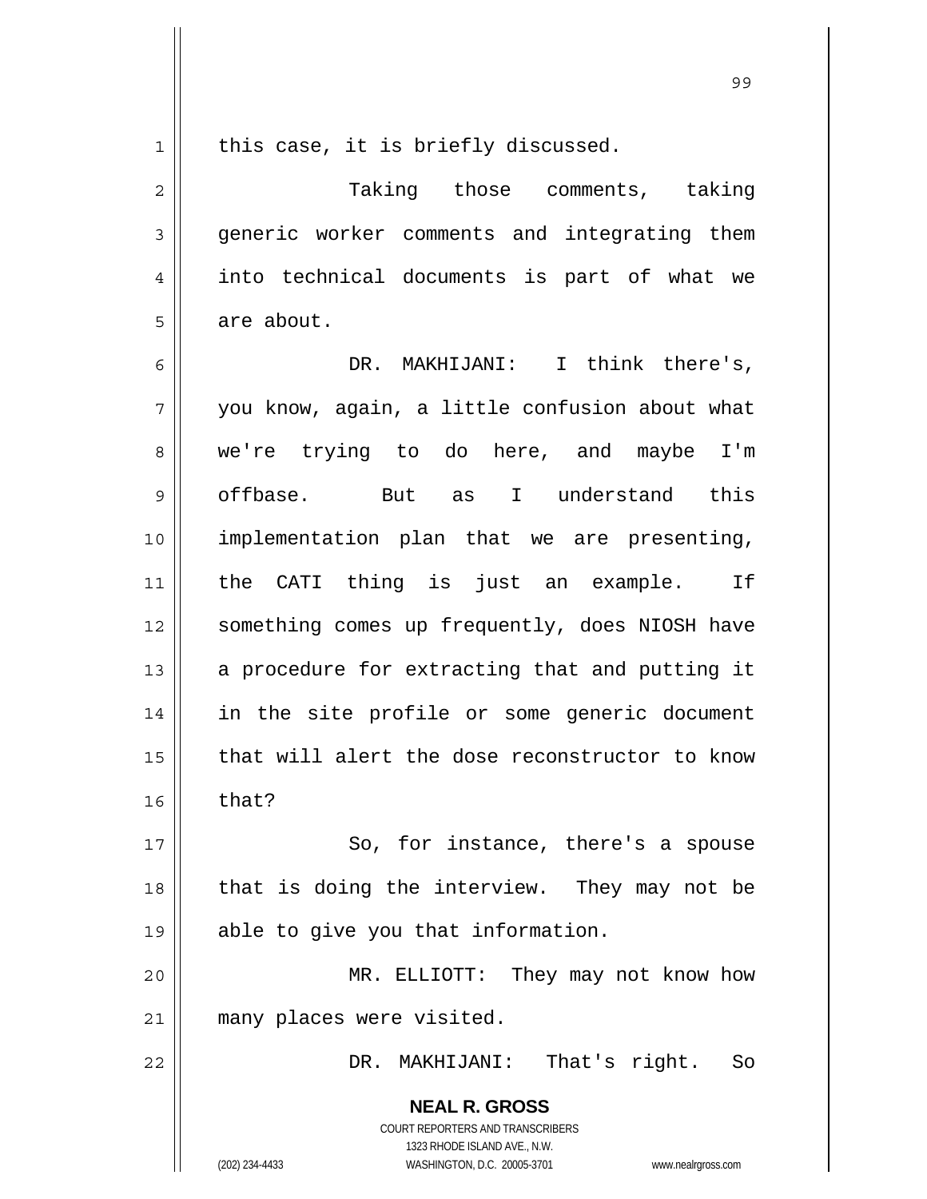this case, it is briefly discussed.

Taking those comments, taking generic worker comments and integrating them into technical documents is part of what we are about.

DR. MAKHIJANI: I think there's, you know, again, a little confusion about what we're trying to do here, and maybe I'm offbase. But as I understand this implementation plan that we are presenting, the CATI thing is just an example. If something comes up frequently, does NIOSH have a procedure for extracting that and putting it in the site profile or some generic document that will alert the dose reconstructor to know that?

So, for instance, there's a spouse that is doing the interview. They may not be able to give you that information.

MR. ELLIOTT: They may not know how many places were visited.

DR. MAKHIJANI: That's right. So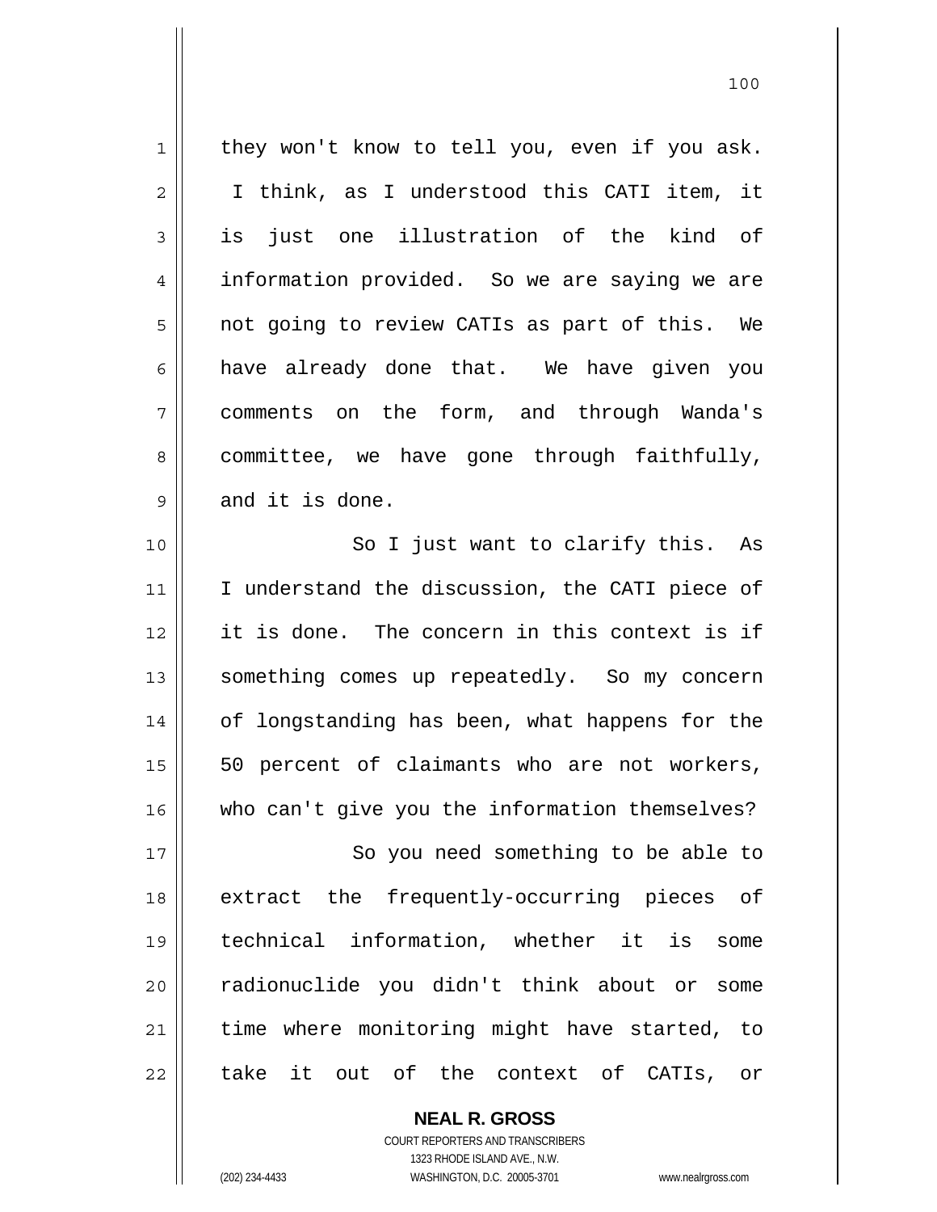they won't know to tell you, even if you ask. I think, as I understood this CATI item, it is just one illustration of the kind of information provided. So we are saying we are not going to review CATIs as part of this. We have already done that. We have given you comments on the form, and through Wanda's committee, we have gone through faithfully, and it is done.

So I just want to clarify this. As I understand the discussion, the CATI piece of it is done. The concern in this context is if something comes up repeatedly. So my concern of longstanding has been, what happens for the 50 percent of claimants who are not workers, who can't give you the information themselves?

So you need something to be able to extract the frequently-occurring pieces of technical information, whether it is some radionuclide you didn't think about or some time where monitoring might have started, to take it out of the context of CATIs, or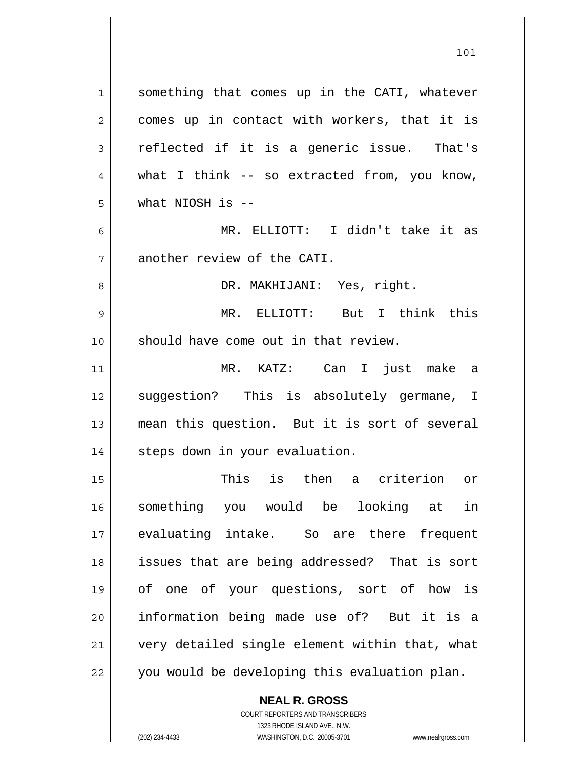something that comes up in the CATI, whatever comes up in contact with workers, that it is reflected if it is a generic issue. That's what I think -- so extracted from, you know, what NIOSH is --

MR. ELLIOTT: I didn't take it as another review of the CATI.

DR. MAKHIJANI: Yes, right.

MR. ELLIOTT: But I think this should have come out in that review.

MR. KATZ: Can I just make a suggestion? This is absolutely germane, I mean this question. But it is sort of several steps down in your evaluation.

This is then a criterion or something you would be looking at in evaluating intake. So are there frequent issues that are being addressed? That is sort of one of your questions, sort of how is information being made use of? But it is a very detailed single element within that, what you would be developing this evaluation plan.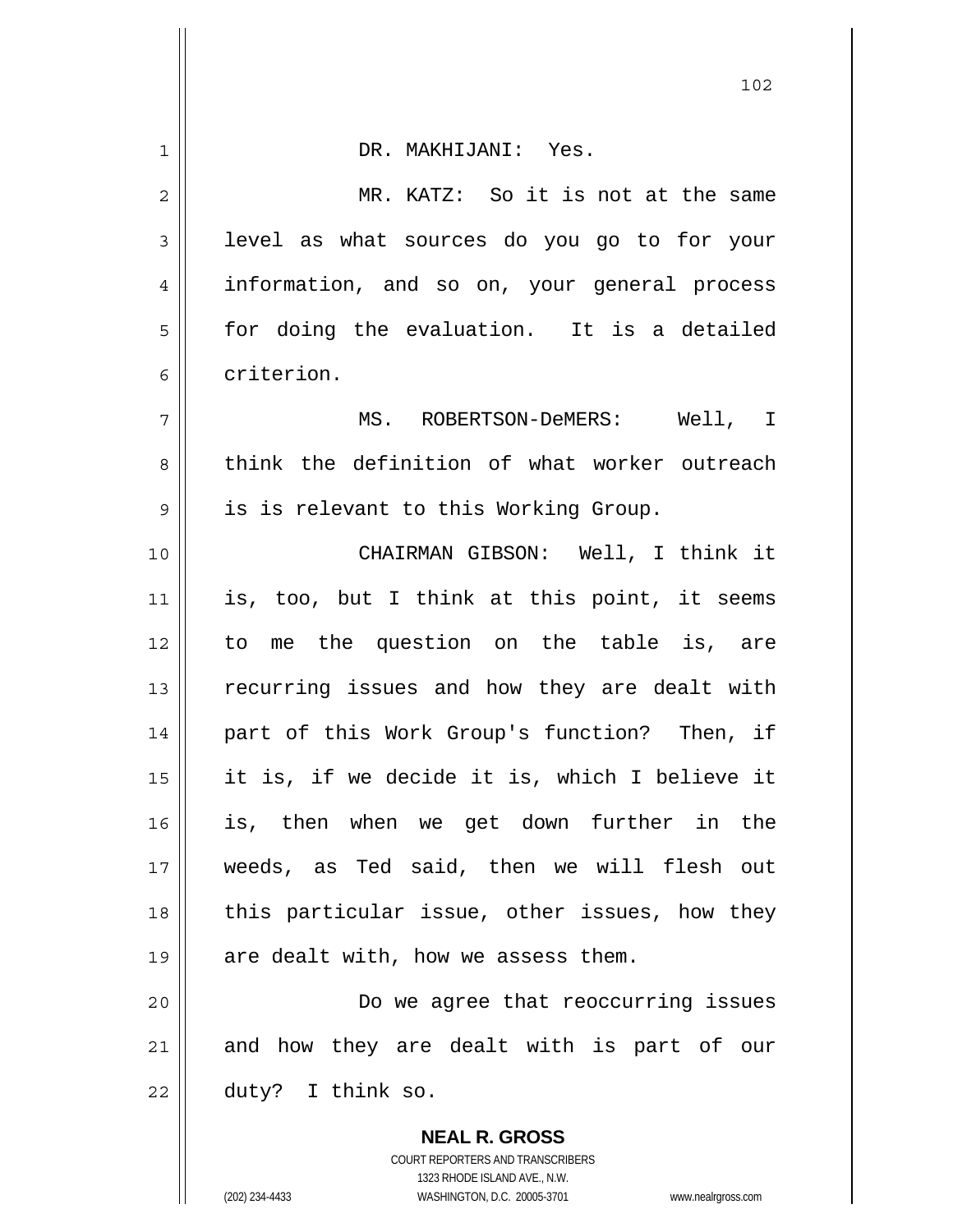DR. MAKHIJANI: Yes.

MR. KATZ: So it is not at the same level as what sources do you go to for your information, and so on, your general process for doing the evaluation. It is a detailed criterion.

MS. ROBERTSON-DeMERS: Well, I think the definition of what worker outreach is is relevant to this Working Group.

CHAIRMAN GIBSON: Well, I think it is, too, but I think at this point, it seems to me the question on the table is, are recurring issues and how they are dealt with part of this Work Group's function? Then, if it is, if we decide it is, which I believe it is, then when we get down further in the weeds, as Ted said, then we will flesh out this particular issue, other issues, how they are dealt with, how we assess them.

Do we agree that reoccurring issues and how they are dealt with is part of our duty? I think so.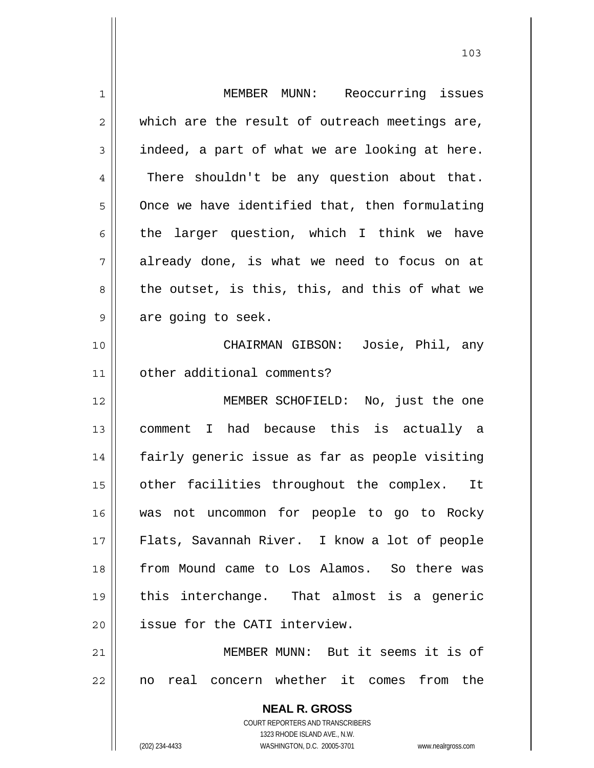MEMBER MUNN: Reoccurring issues which are the result of outreach meetings are, indeed, a part of what we are looking at here. There shouldn't be any question about that. Once we have identified that, then formulating the larger question, which I think we have already done, is what we need to focus on at the outset, is this, this, and this of what we are going to seek.

CHAIRMAN GIBSON: Josie, Phil, any other additional comments?

MEMBER SCHOFIELD: No, just the one comment I had because this is actually a fairly generic issue as far as people visiting other facilities throughout the complex. It was not uncommon for people to go to Rocky Flats, Savannah River. I know a lot of people from Mound came to Los Alamos. So there was this interchange. That almost is a generic issue for the CATI interview.

MEMBER MUNN: But it seems it is of no real concern whether it comes from the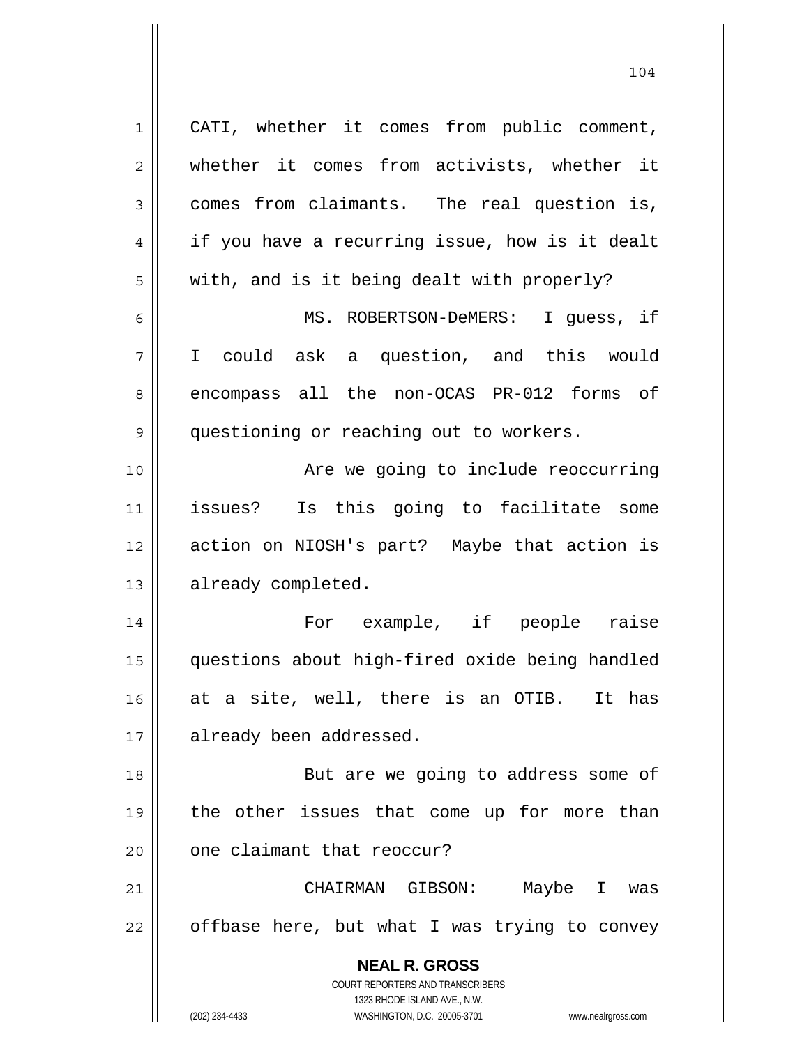CATI, whether it comes from public comment, whether it comes from activists, whether it comes from claimants. The real question is, if you have a recurring issue, how is it dealt with, and is it being dealt with properly?

MS. ROBERTSON-DeMERS: I guess, if I could ask a question, and this would encompass all the non-OCAS PR-012 forms of questioning or reaching out to workers.

Are we going to include reoccurring issues? Is this going to facilitate some action on NIOSH's part? Maybe that action is already completed.

For example, if people raise questions about high-fired oxide being handled at a site, well, there is an OTIB. It has already been addressed.

But are we going to address some of the other issues that come up for more than one claimant that reoccur?

CHAIRMAN GIBSON: Maybe I was offbase here, but what I was trying to convey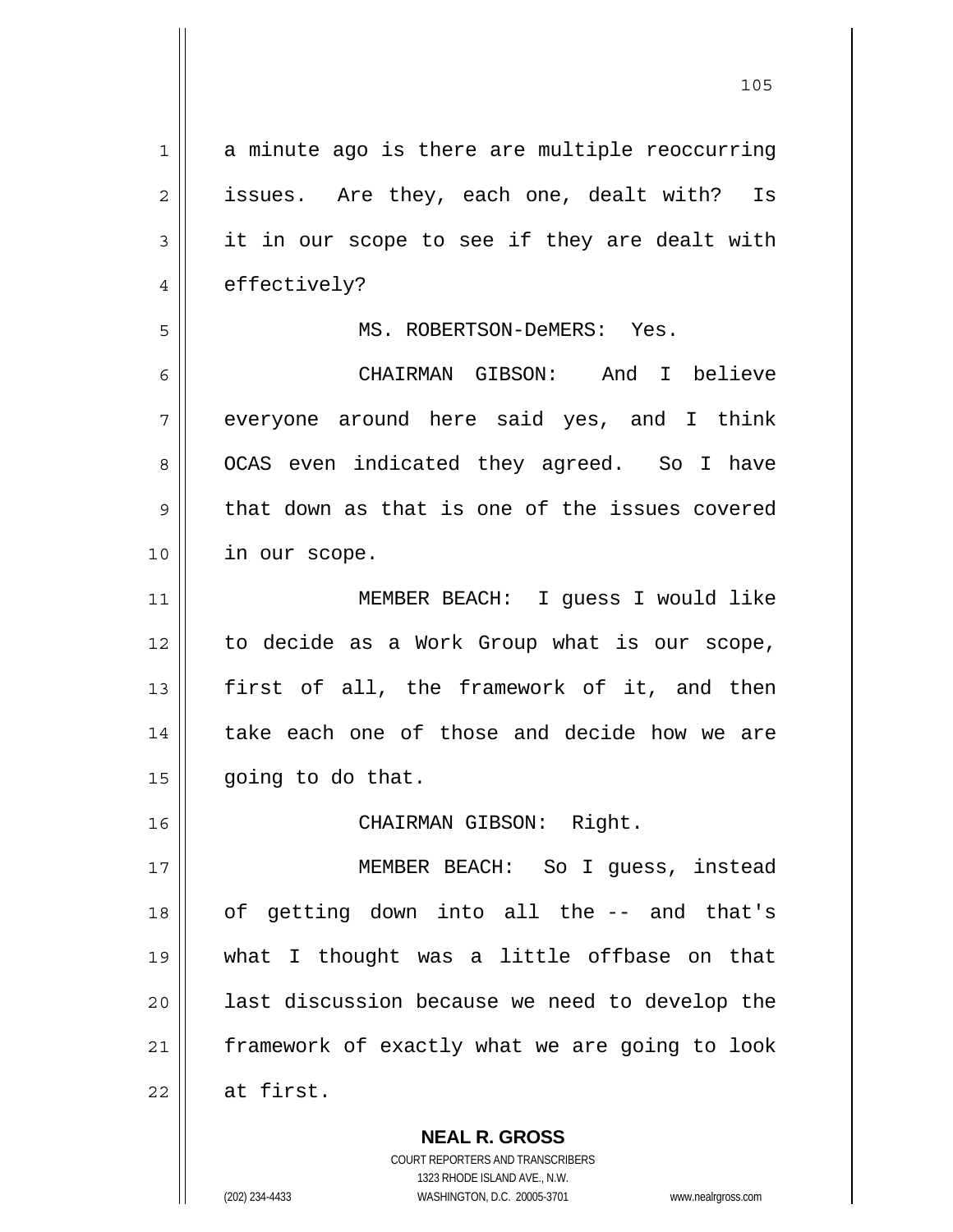a minute ago is there are multiple reoccurring issues. Are they, each one, dealt with? Is it in our scope to see if they are dealt with effectively?

MS. ROBERTSON-DeMERS: Yes.

CHAIRMAN GIBSON: And I believe everyone around here said yes, and I think OCAS even indicated they agreed. So I have that down as that is one of the issues covered in our scope.

MEMBER BEACH: I guess I would like to decide as a Work Group what is our scope, first of all, the framework of it, and then take each one of those and decide how we are going to do that.

CHAIRMAN GIBSON: Right.

MEMBER BEACH: So I guess, instead of getting down into all the -- and that's what I thought was a little offbase on that last discussion because we need to develop the framework of exactly what we are going to look at first.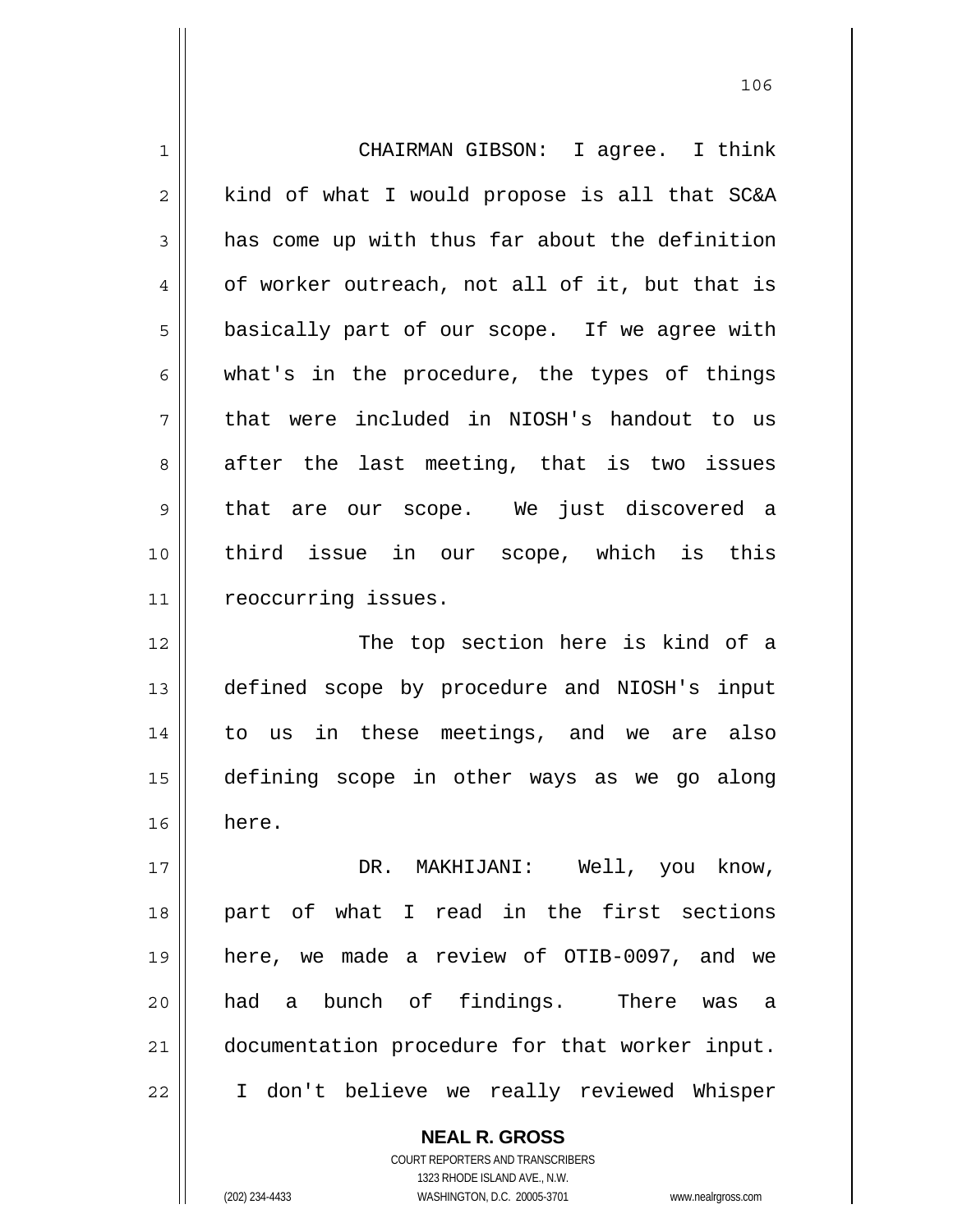CHAIRMAN GIBSON: I agree. I think kind of what I would propose is all that SC&A has come up with thus far about the definition of worker outreach, not all of it, but that is basically part of our scope. If we agree with what's in the procedure, the types of things that were included in NIOSH's handout to us after the last meeting, that is two issues that are our scope. We just discovered a third issue in our scope, which is this reoccurring issues.

The top section here is kind of a defined scope by procedure and NIOSH's input to us in these meetings, and we are also defining scope in other ways as we go along here.

DR. MAKHIJANI: Well, you know, part of what I read in the first sections here, we made a review of OTIB-0097, and we had a bunch of findings. There was a documentation procedure for that worker input. I don't believe we really reviewed Whisper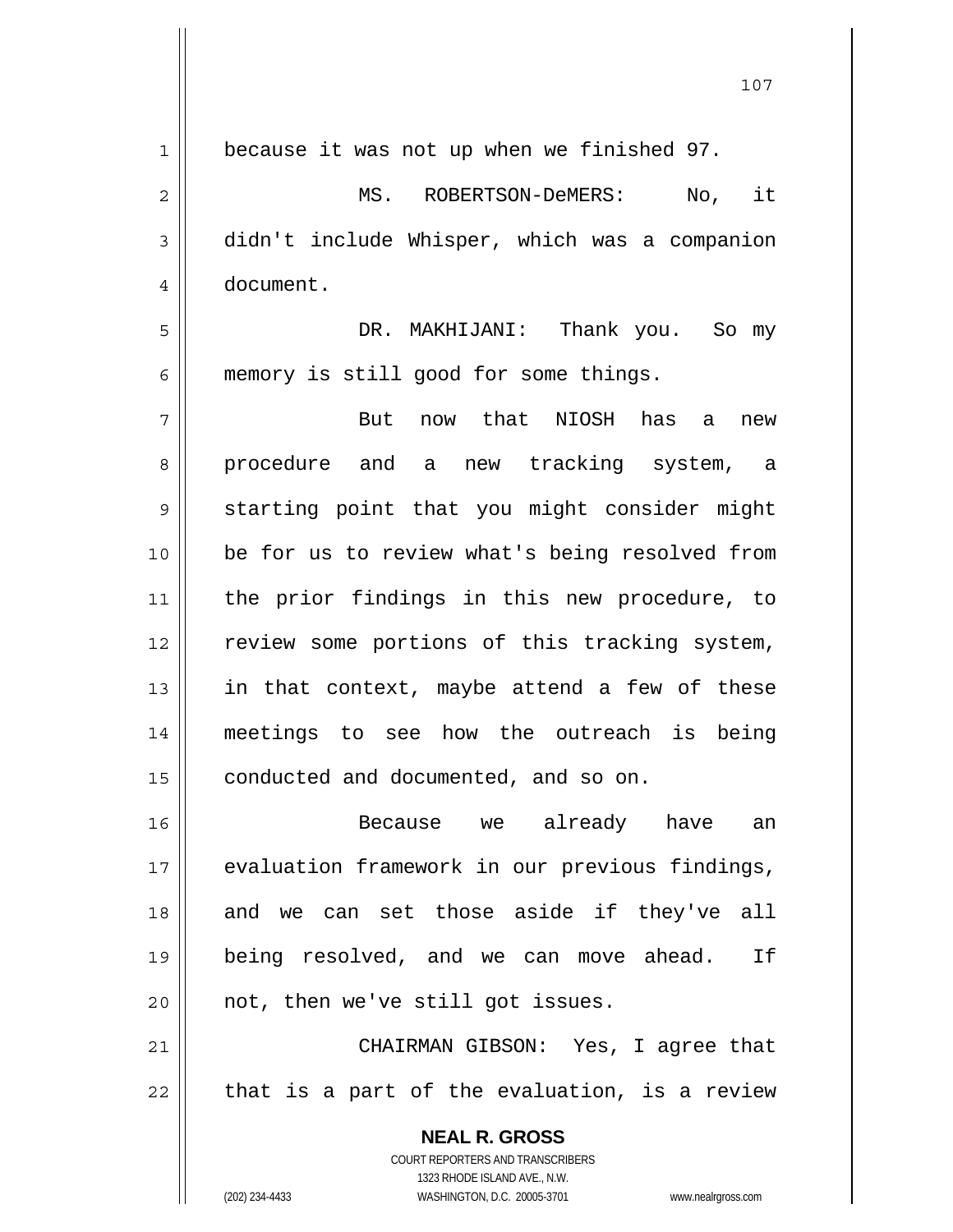because it was not up when we finished 97.

MS. ROBERTSON-DeMERS: No, it didn't include Whisper, which was a companion document.

DR. MAKHIJANI: Thank you. So my memory is still good for some things.

But now that NIOSH has a new procedure and a new tracking system, a starting point that you might consider might be for us to review what's being resolved from the prior findings in this new procedure, to review some portions of this tracking system, in that context, maybe attend a few of these meetings to see how the outreach is being conducted and documented, and so on.

Because we already have an evaluation framework in our previous findings, and we can set those aside if they've all being resolved, and we can move ahead. If not, then we've still got issues.

CHAIRMAN GIBSON: Yes, I agree that that is a part of the evaluation, is a review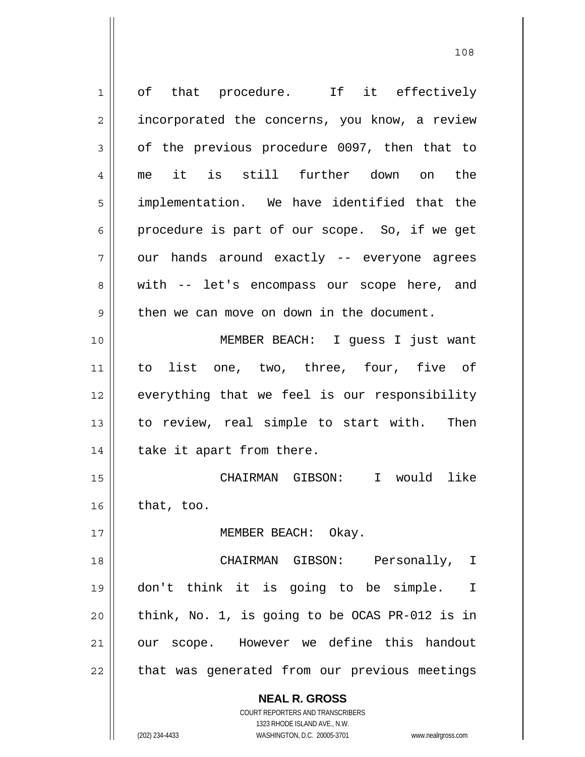of that procedure. If it effectively incorporated the concerns, you know, a review of the previous procedure 0097, then that to me it is still further down on the implementation. We have identified that the procedure is part of our scope. So, if we get our hands around exactly -- everyone agrees with -- let's encompass our scope here, and then we can move on down in the document.

MEMBER BEACH: I guess I just want to list one, two, three, four, five of everything that we feel is our responsibility to review, real simple to start with. Then take it apart from there.

CHAIRMAN GIBSON: I would like that, too.

MEMBER BEACH: Okay.

CHAIRMAN GIBSON: Personally, I don't think it is going to be simple. I think, No. 1, is going to be OCAS PR-012 is in our scope. However we define this handout that was generated from our previous meetings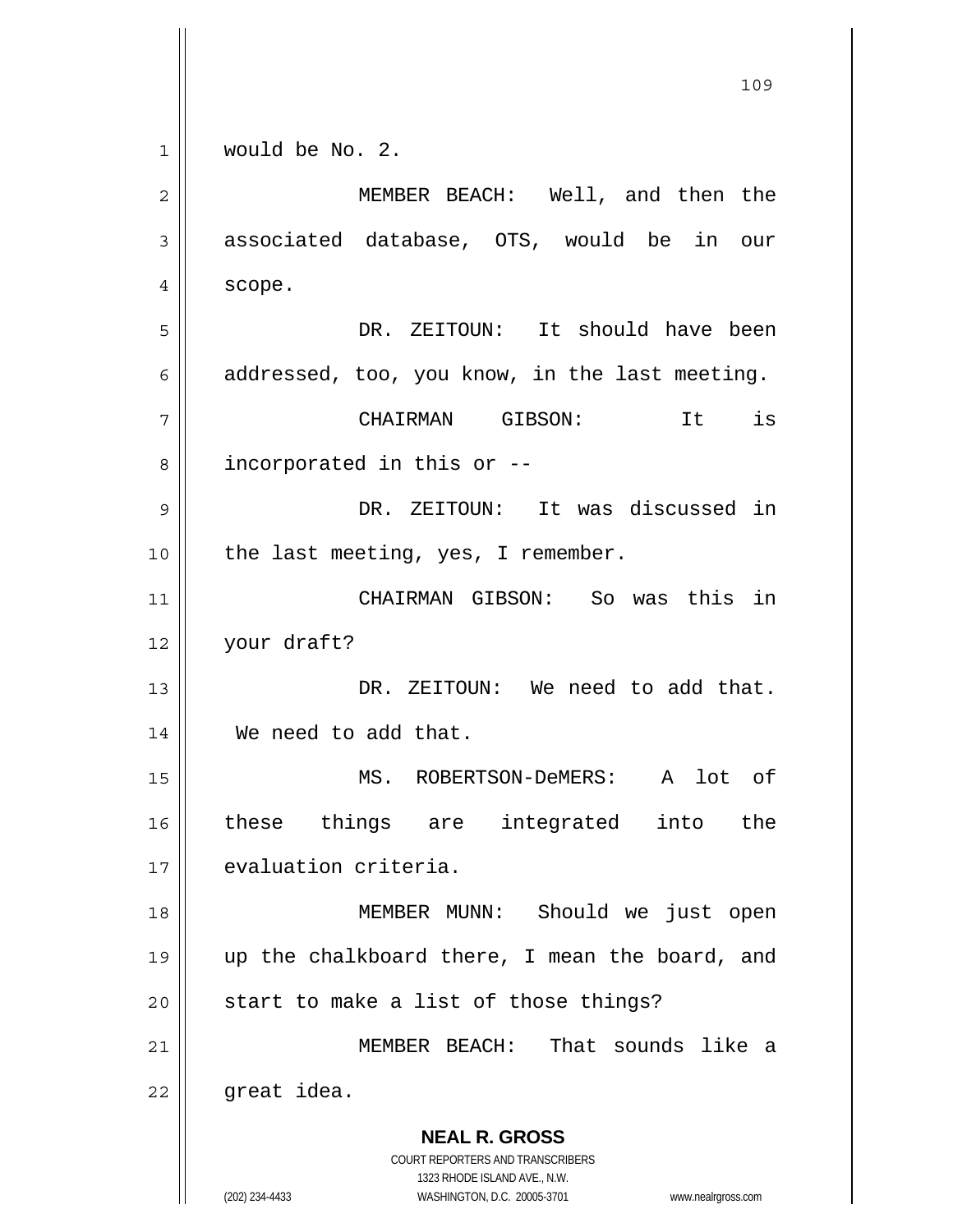would be No. 2.

MEMBER BEACH: Well, and then the associated database, OTS, would be in our scope.

DR. ZEITOUN: It should have been addressed, too, you know, in the last meeting.

CHAIRMAN GIBSON: It is incorporated in this or --

DR. ZEITOUN: It was discussed in the last meeting, yes, I remember.

CHAIRMAN GIBSON: So was this in your draft?

DR. ZEITOUN: We need to add that. We need to add that.

MS. ROBERTSON-DeMERS: A lot of these things are integrated into the evaluation criteria.

MEMBER MUNN: Should we just open up the chalkboard there, I mean the board, and start to make a list of those things?

MEMBER BEACH: That sounds like a great idea.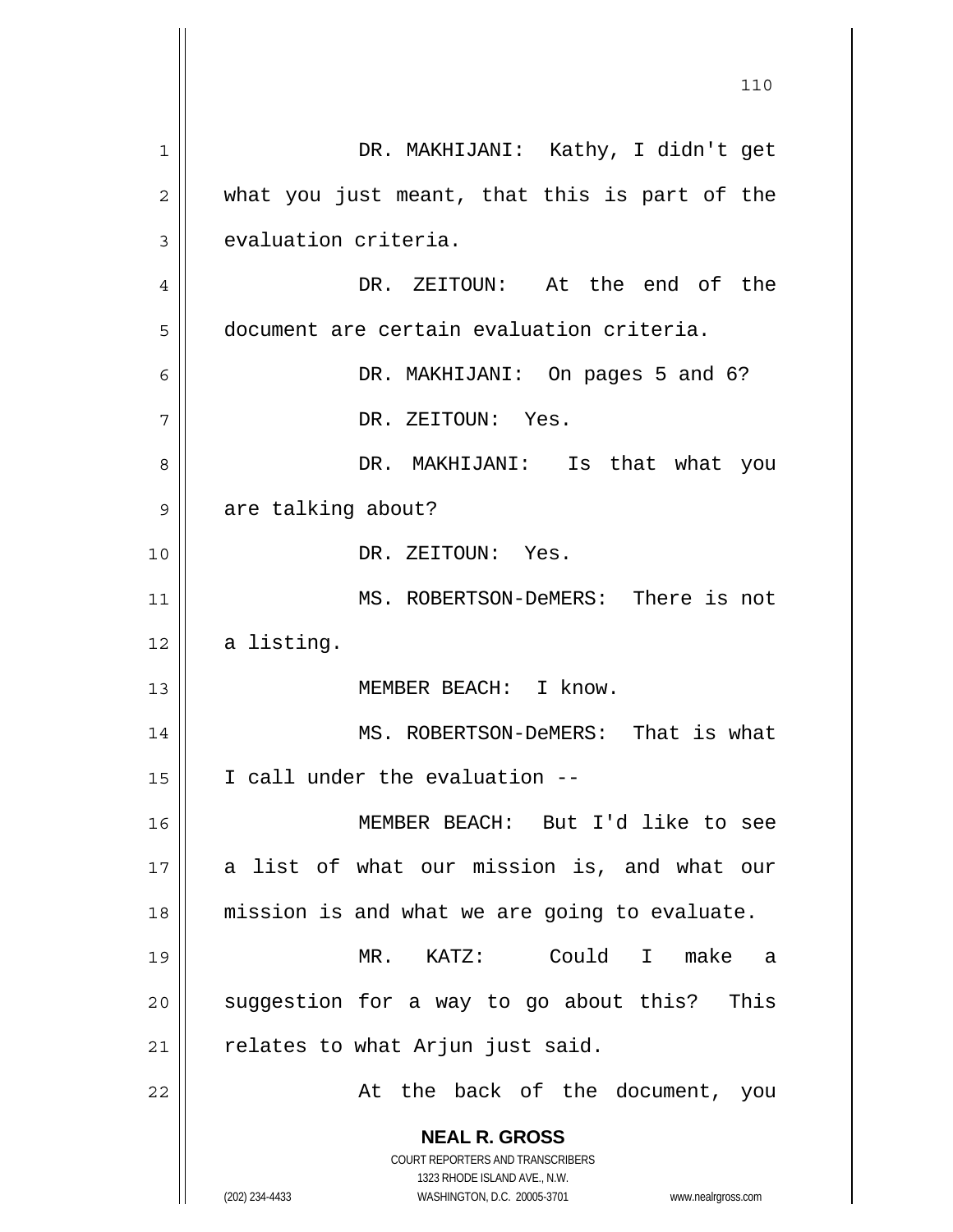DR. MAKHIJANI: Kathy, I didn't get what you just meant, that this is part of the evaluation criteria.

DR. ZEITOUN: At the end of the document are certain evaluation criteria.

DR. MAKHIJANI: On pages 5 and 6?

DR. ZEITOUN: Yes.

DR. MAKHIJANI: Is that what you are talking about?

DR. ZEITOUN: Yes.

MS. ROBERTSON-DeMERS: There is not a listing.

MEMBER BEACH: I know.

MS. ROBERTSON-DeMERS: That is what I call under the evaluation --

MEMBER BEACH: But I'd like to see a list of what our mission is, and what our mission is and what we are going to evaluate.

MR. KATZ: Could I make a suggestion for a way to go about this? This relates to what Arjun just said.

At the back of the document, you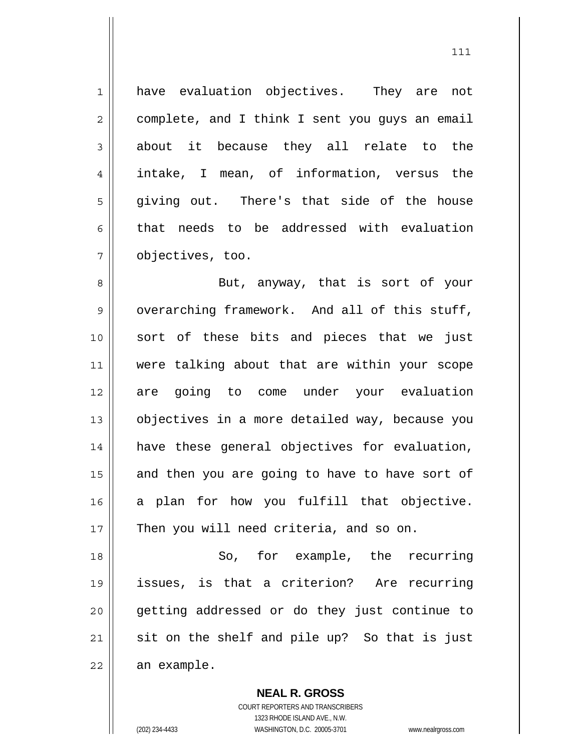have evaluation objectives. They are not complete, and I think I sent you guys an email about it because they all relate to the intake, I mean, of information, versus the giving out. There's that side of the house that needs to be addressed with evaluation objectives, too.

But, anyway, that is sort of your overarching framework. And all of this stuff, sort of these bits and pieces that we just were talking about that are within your scope are going to come under your evaluation objectives in a more detailed way, because you have these general objectives for evaluation, and then you are going to have to have sort of a plan for how you fulfill that objective. Then you will need criteria, and so on.

So, for example, the recurring issues, is that a criterion? Are recurring getting addressed or do they just continue to sit on the shelf and pile up? So that is just an example.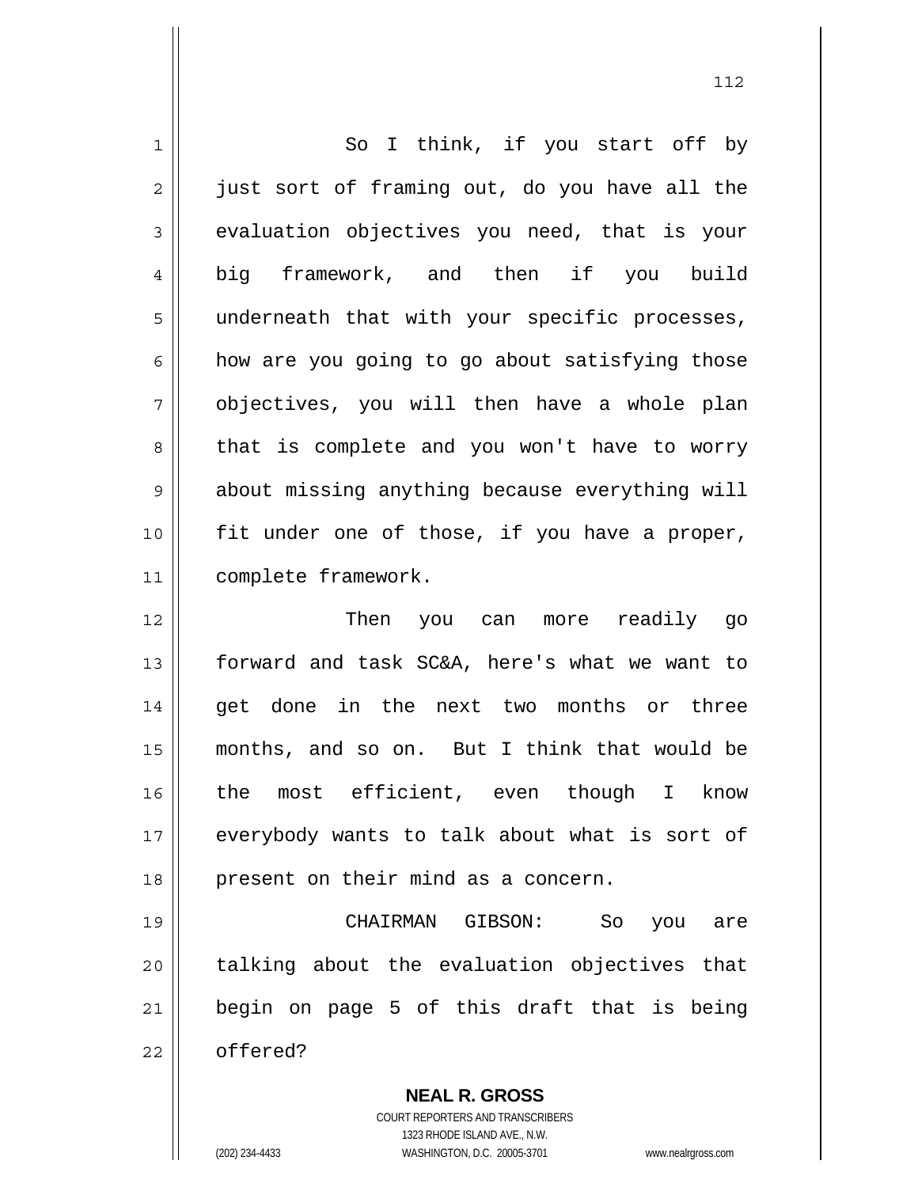So I think, if you start off by just sort of framing out, do you have all the evaluation objectives you need, that is your big framework, and then if you build underneath that with your specific processes, how are you going to go about satisfying those objectives, you will then have a whole plan that is complete and you won't have to worry about missing anything because everything will fit under one of those, if you have a proper, complete framework.

Then you can more readily go forward and task SC&A, here's what we want to get done in the next two months or three months, and so on. But I think that would be the most efficient, even though I know everybody wants to talk about what is sort of present on their mind as a concern.

CHAIRMAN GIBSON: So you are talking about the evaluation objectives that begin on page 5 of this draft that is being offered?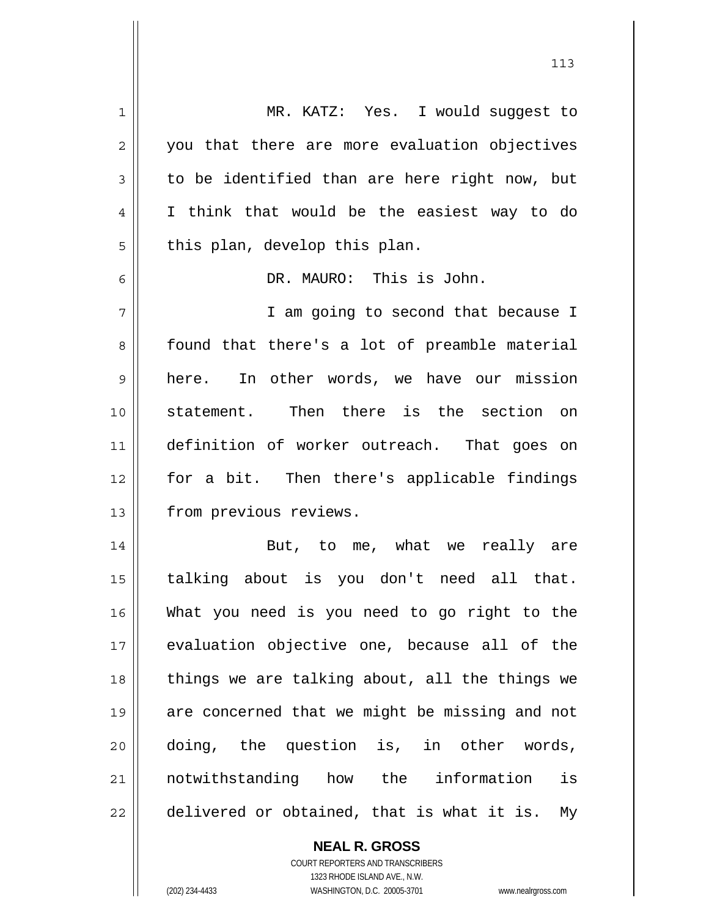MR. KATZ: Yes. I would suggest to you that there are more evaluation objectives to be identified than are here right now, but I think that would be the easiest way to do this plan, develop this plan.

DR. MAURO: This is John.

I am going to second that because I found that there's a lot of preamble material here. In other words, we have our mission statement. Then there is the section on definition of worker outreach. That goes on for a bit. Then there's applicable findings from previous reviews.

But, to me, what we really are talking about is you don't need all that. What you need is you need to go right to the evaluation objective one, because all of the things we are talking about, all the things we are concerned that we might be missing and not doing, the question is, in other words, notwithstanding how the information is delivered or obtained, that is what it is. My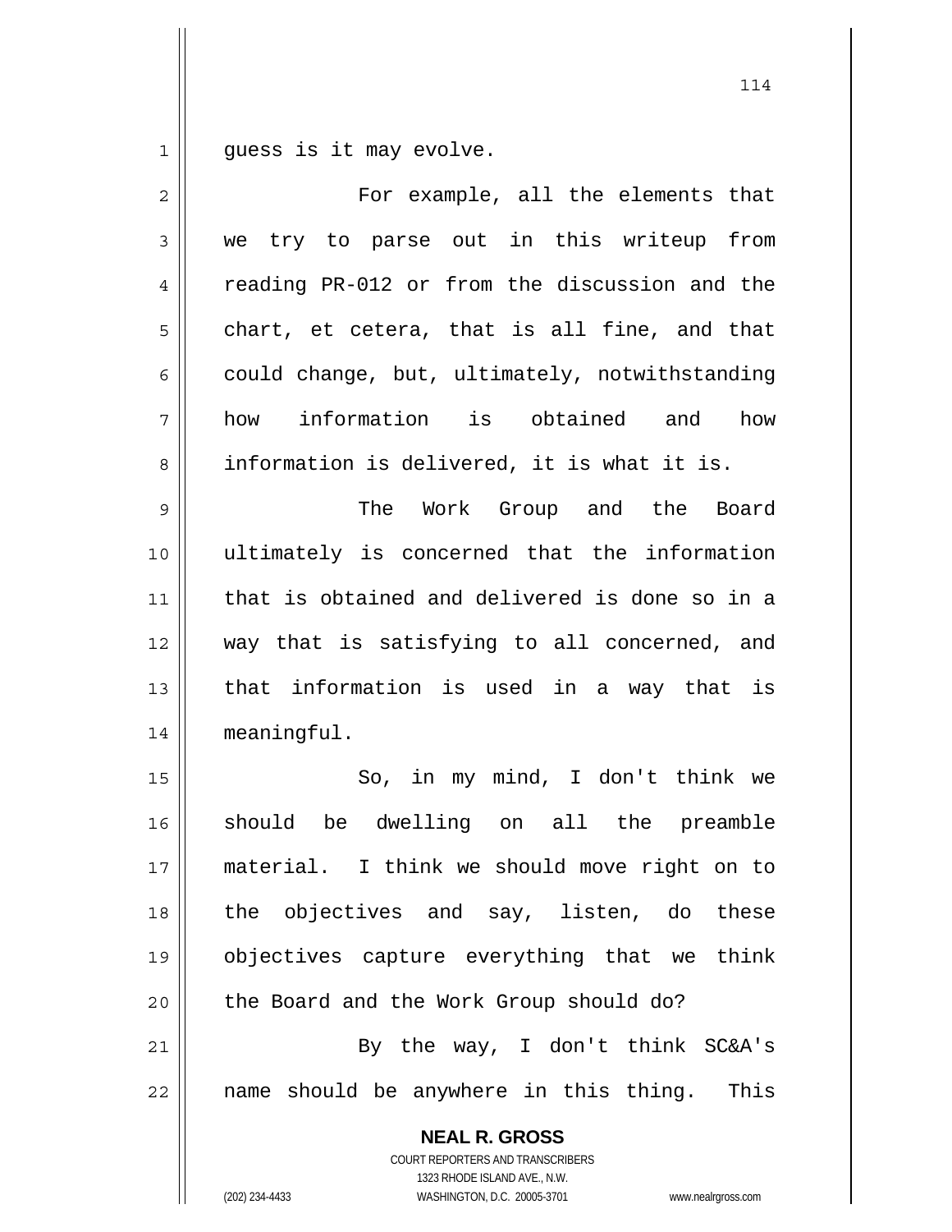guess is it may evolve.

For example, all the elements that we try to parse out in this writeup from reading PR-012 or from the discussion and the chart, et cetera, that is all fine, and that could change, but, ultimately, notwithstanding how information is obtained and how information is delivered, it is what it is.

The Work Group and the Board ultimately is concerned that the information that is obtained and delivered is done so in a way that is satisfying to all concerned, and that information is used in a way that is meaningful.

So, in my mind, I don't think we should be dwelling on all the preamble material. I think we should move right on to the objectives and say, listen, do these objectives capture everything that we think the Board and the Work Group should do?

By the way, I don't think SC&A's name should be anywhere in this thing. This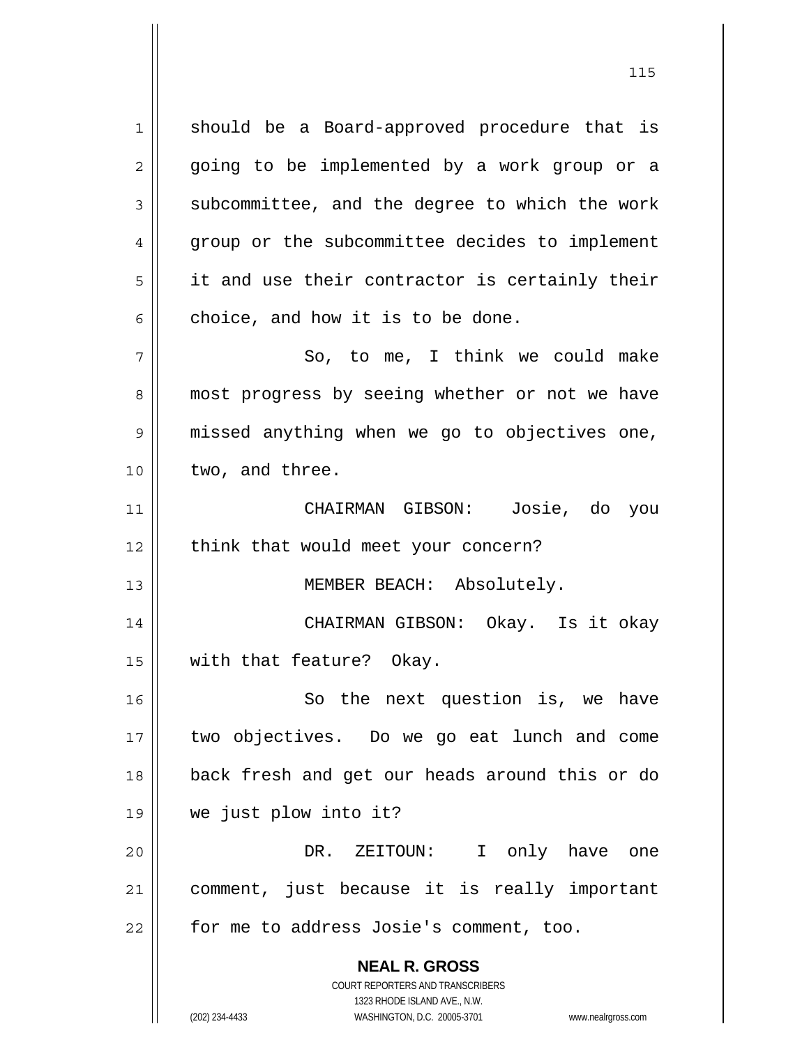should be a Board-approved procedure that is going to be implemented by a work group or a subcommittee, and the degree to which the work group or the subcommittee decides to implement it and use their contractor is certainly their choice, and how it is to be done.

So, to me, I think we could make most progress by seeing whether or not we have missed anything when we go to objectives one, two, and three.

CHAIRMAN GIBSON: Josie, do you think that would meet your concern?

MEMBER BEACH: Absolutely.

CHAIRMAN GIBSON: Okay. Is it okay with that feature? Okay.

So the next question is, we have two objectives. Do we go eat lunch and come back fresh and get our heads around this or do we just plow into it?

DR. ZEITOUN: I only have one comment, just because it is really important for me to address Josie's comment, too.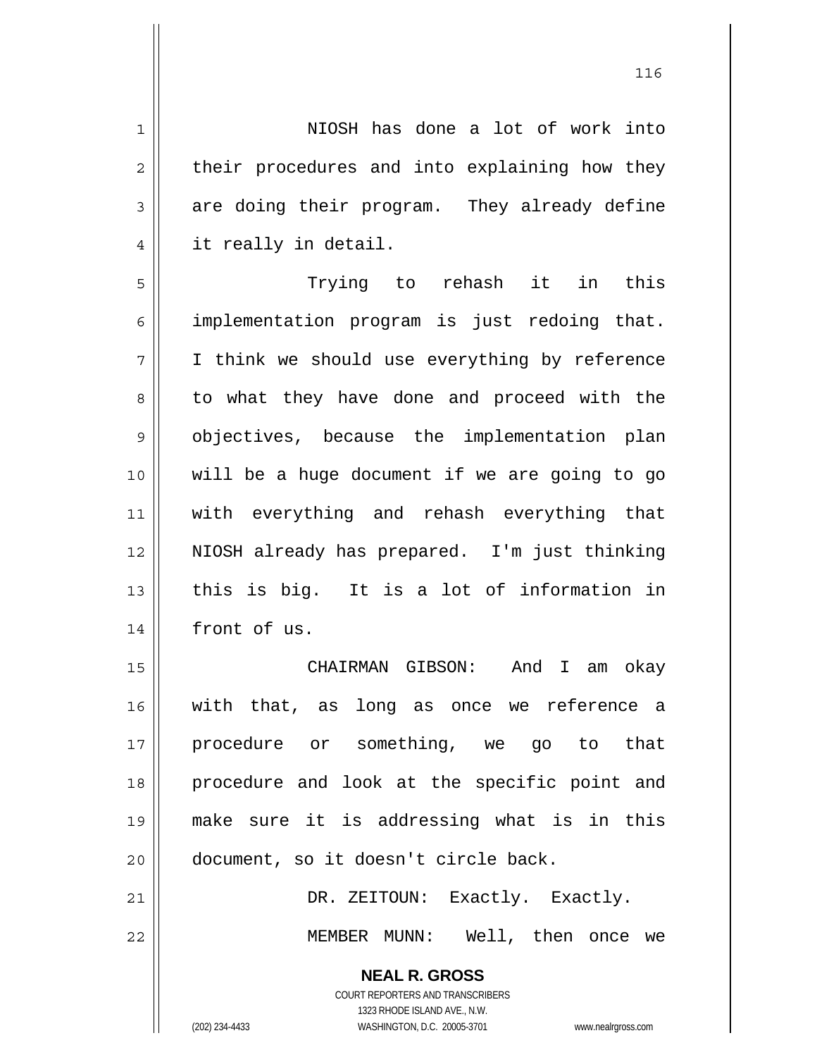NIOSH has done a lot of work into their procedures and into explaining how they are doing their program. They already define it really in detail.

Trying to rehash it in this implementation program is just redoing that. I think we should use everything by reference to what they have done and proceed with the objectives, because the implementation plan will be a huge document if we are going to go with everything and rehash everything that NIOSH already has prepared. I'm just thinking this is big. It is a lot of information in front of us.

CHAIRMAN GIBSON: And I am okay with that, as long as once we reference a procedure or something, we go to that procedure and look at the specific point and make sure it is addressing what is in this document, so it doesn't circle back.

DR. ZEITOUN: Exactly. Exactly.

MEMBER MUNN: Well, then once we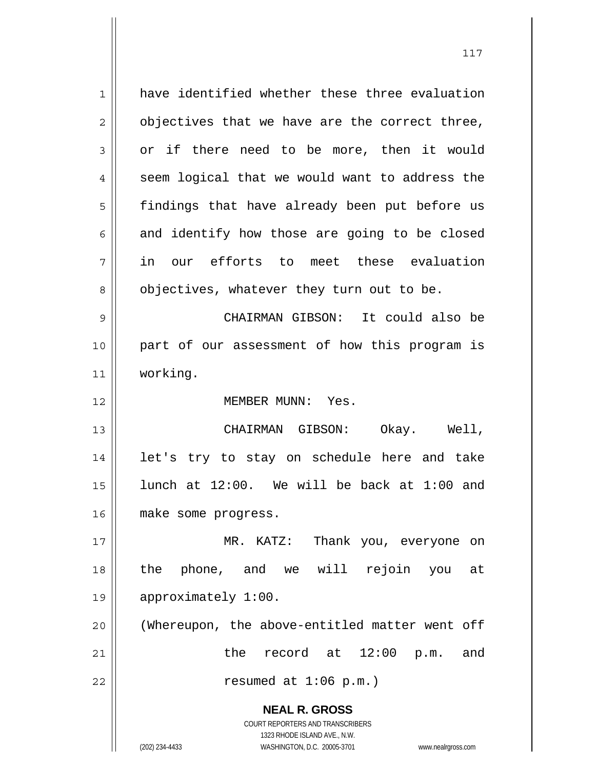have identified whether these three evaluation objectives that we have are the correct three, or if there need to be more, then it would seem logical that we would want to address the findings that have already been put before us and identify how those are going to be closed in our efforts to meet these evaluation objectives, whatever they turn out to be.

CHAIRMAN GIBSON: It could also be part of our assessment of how this program is working.

MEMBER MUNN: Yes.

CHAIRMAN GIBSON: Okay. Well, let's try to stay on schedule here and take lunch at 12:00. We will be back at 1:00 and make some progress.

MR. KATZ: Thank you, everyone on the phone, and we will rejoin you at approximately 1:00.

(Whereupon, the above-entitled matter went off the record at 12:00 p.m. and resumed at 1:06 p.m.)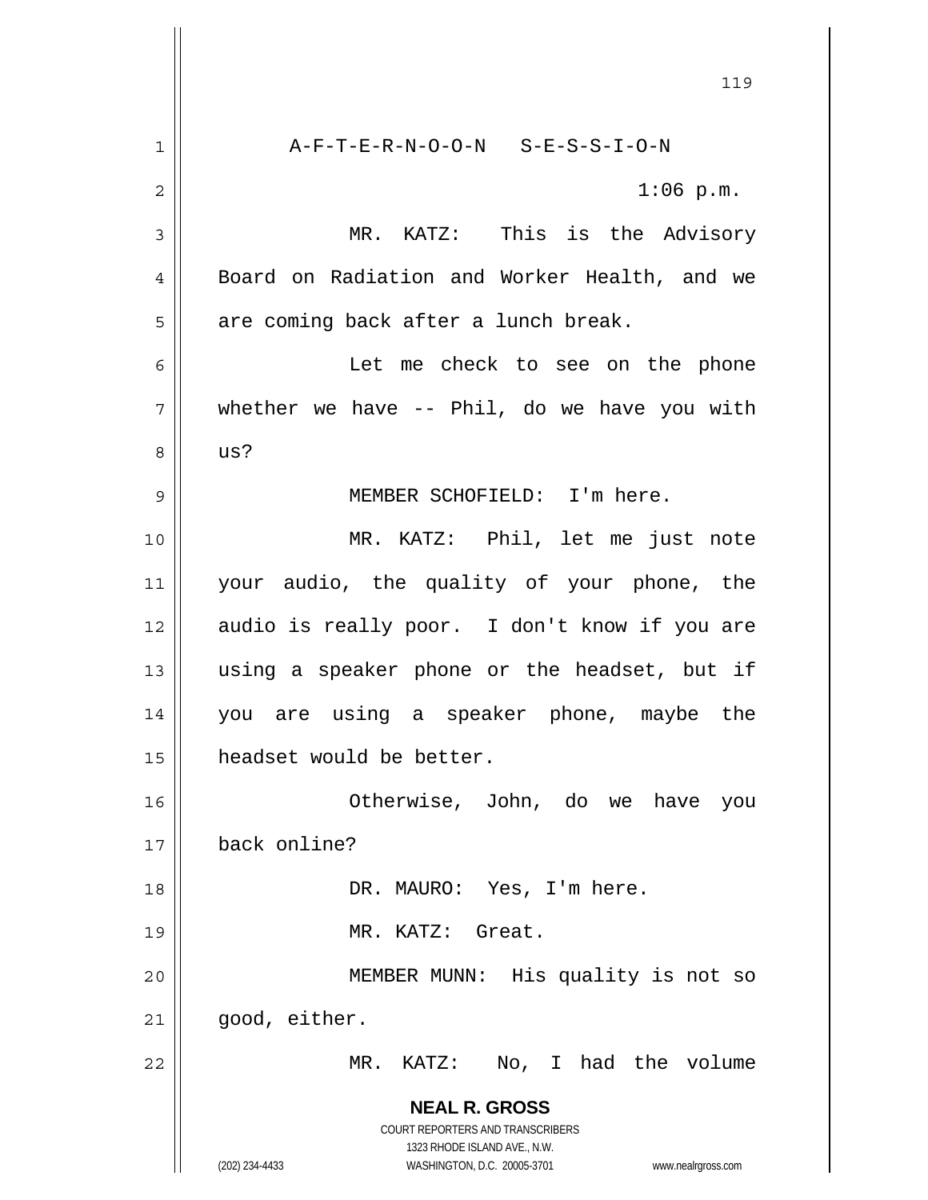A-F-T-E-R-N-O-O-N S-E-S-S-I-O-N

1:06 p.m.

MR. KATZ: This is the Advisory Board on Radiation and Worker Health, and we are coming back after a lunch break.

Let me check to see on the phone whether we have -- Phil, do we have you with us?

MEMBER SCHOFIELD: I'm here.

MR. KATZ: Phil, let me just note your audio, the quality of your phone, the audio is really poor. I don't know if you are using a speaker phone or the headset, but if you are using a speaker phone, maybe the headset would be better.

Otherwise, John, do we have you back online?

DR. MAURO: Yes, I'm here.

MR. KATZ: Great.

MEMBER MUNN: His quality is not so good, either.

MR. KATZ: No, I had the volume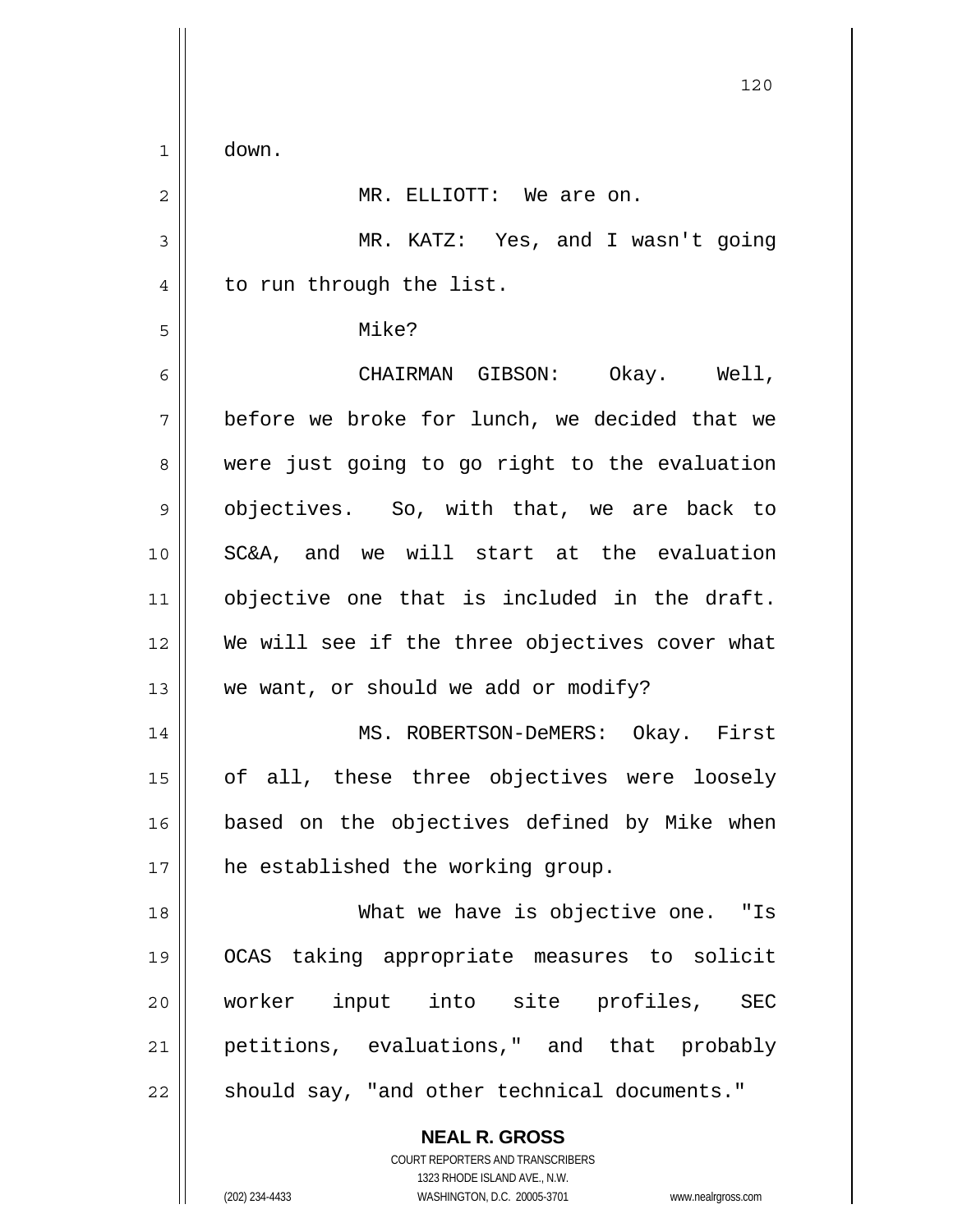down.

MR. ELLIOTT: We are on.

MR. KATZ: Yes, and I wasn't going to run through the list.

Mike?

CHAIRMAN GIBSON: Okay. Well, before we broke for lunch, we decided that we were just going to go right to the evaluation objectives. So, with that, we are back to SC&A, and we will start at the evaluation objective one that is included in the draft. We will see if the three objectives cover what we want, or should we add or modify?

MS. ROBERTSON-DeMERS: Okay. First of all, these three objectives were loosely based on the objectives defined by Mike when he established the working group.

What we have is objective one. "Is OCAS taking appropriate measures to solicit worker input into site profiles, SEC petitions, evaluations," and that probably should say, "and other technical documents."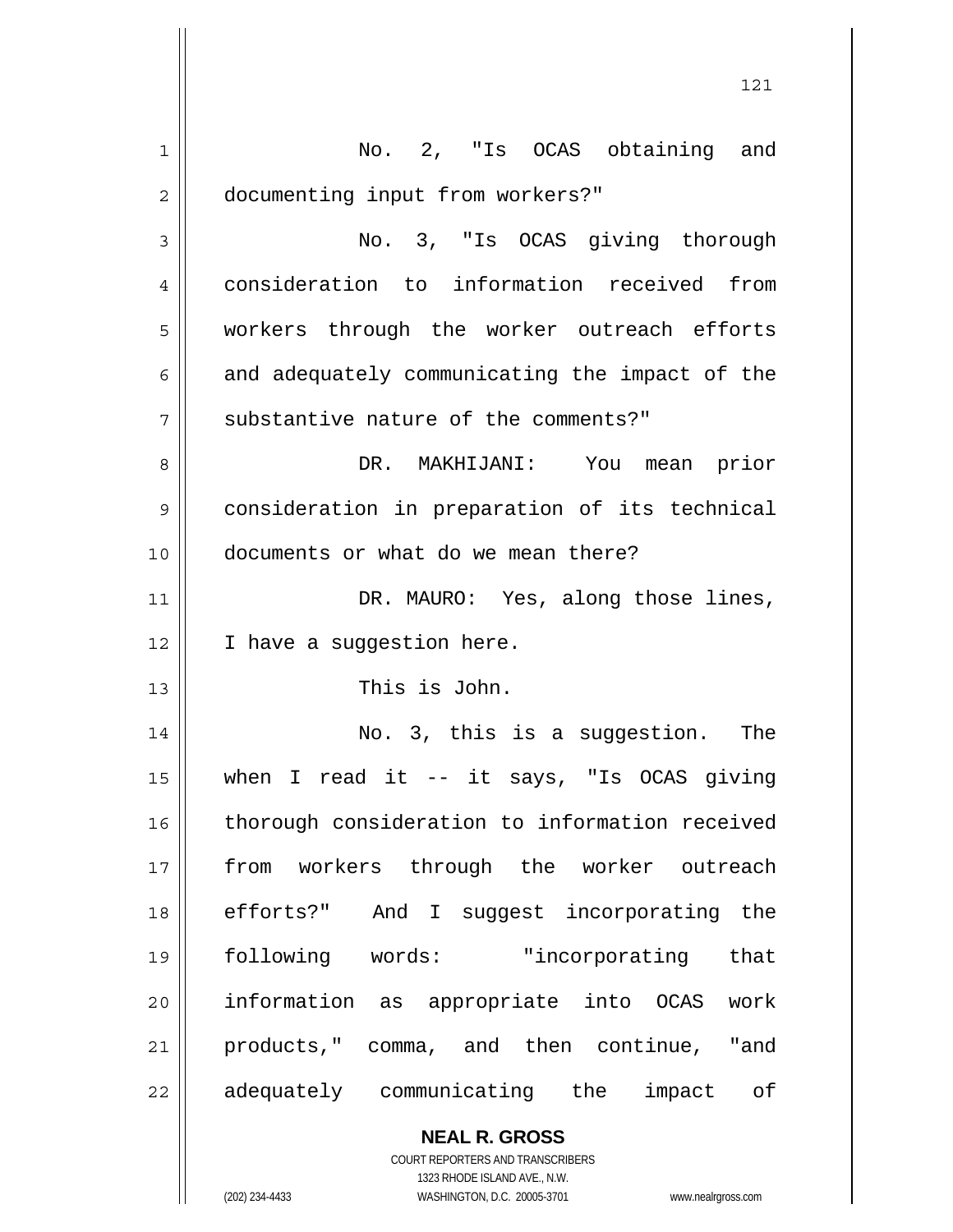No. 2, "Is OCAS obtaining and documenting input from workers?"

No. 3, "Is OCAS giving thorough consideration to information received from workers through the worker outreach efforts and adequately communicating the impact of the substantive nature of the comments?"

DR. MAKHIJANI: You mean prior consideration in preparation of its technical documents or what do we mean there?

DR. MAURO: Yes, along those lines, I have a suggestion here.

This is John.

No. 3, this is a suggestion. The when I read it -- it says, "Is OCAS giving thorough consideration to information received from workers through the worker outreach efforts?" And I suggest incorporating the following words: "incorporating that information as appropriate into OCAS work products," comma, and then continue, "and adequately communicating the impact of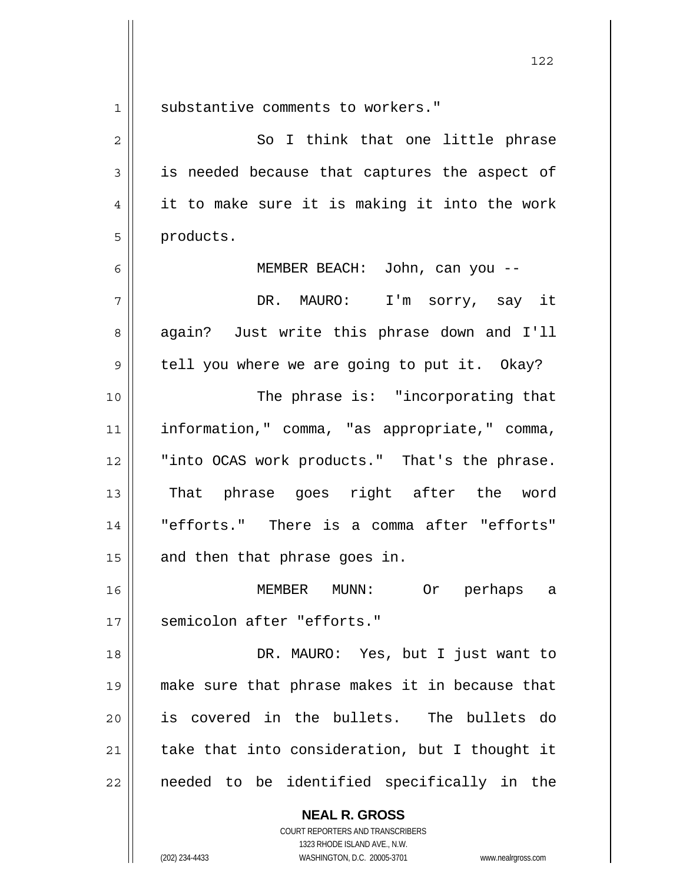substantive comments to workers."

So I think that one little phrase is needed because that captures the aspect of it to make sure it is making it into the work products.

MEMBER BEACH: John, can you --

DR. MAURO: I'm sorry, say it again? Just write this phrase down and I'll tell you where we are going to put it. Okay?

The phrase is: "incorporating that information," comma, "as appropriate," comma, "into OCAS work products." That's the phrase. That phrase goes right after the word "efforts." There is a comma after "efforts" and then that phrase goes in.

MEMBER MUNN: Or perhaps a semicolon after "efforts."

DR. MAURO: Yes, but I just want to make sure that phrase makes it in because that is covered in the bullets. The bullets do take that into consideration, but I thought it needed to be identified specifically in the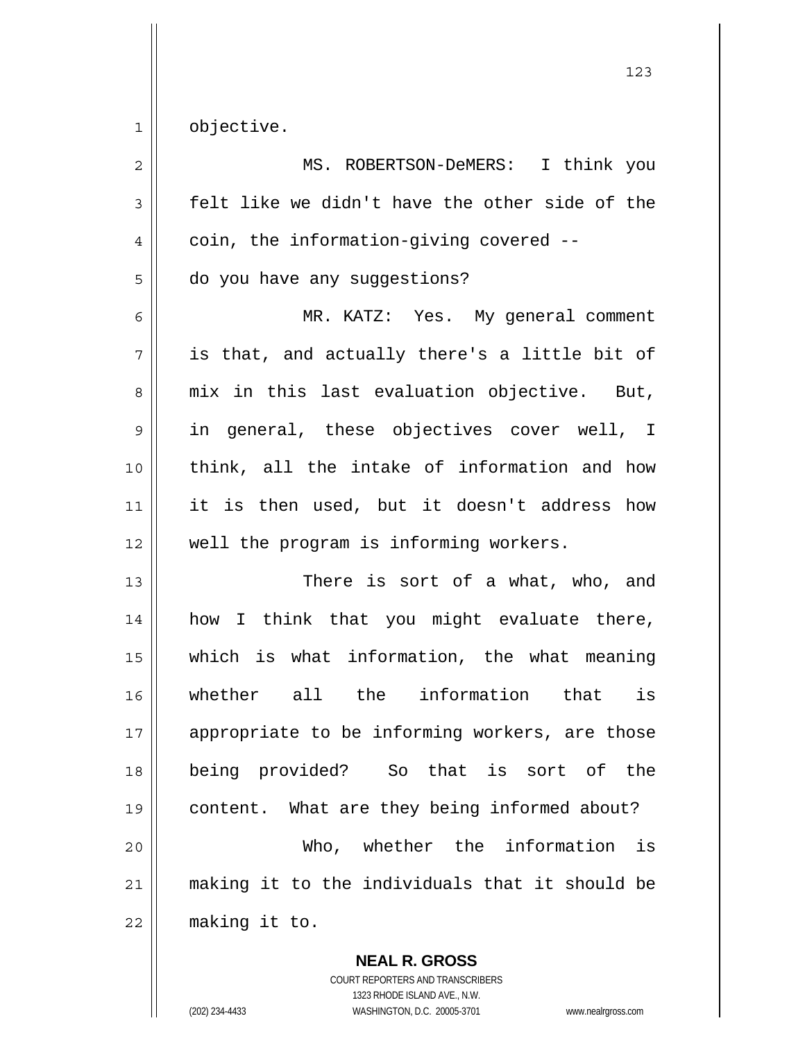objective.

MS. ROBERTSON-DeMERS: I think you felt like we didn't have the other side of the coin, the information-giving covered -- do you have any suggestions?

MR. KATZ: Yes. My general comment is that, and actually there's a little bit of mix in this last evaluation objective. But, in general, these objectives cover well, I think, all the intake of information and how it is then used, but it doesn't address how well the program is informing workers.

There is sort of a what, who, and how I think that you might evaluate there, which is what information, the what meaning whether all the information that is appropriate to be informing workers, are those being provided? So that is sort of the content. What are they being informed about?

Who, whether the information is making it to the individuals that it should be making it to.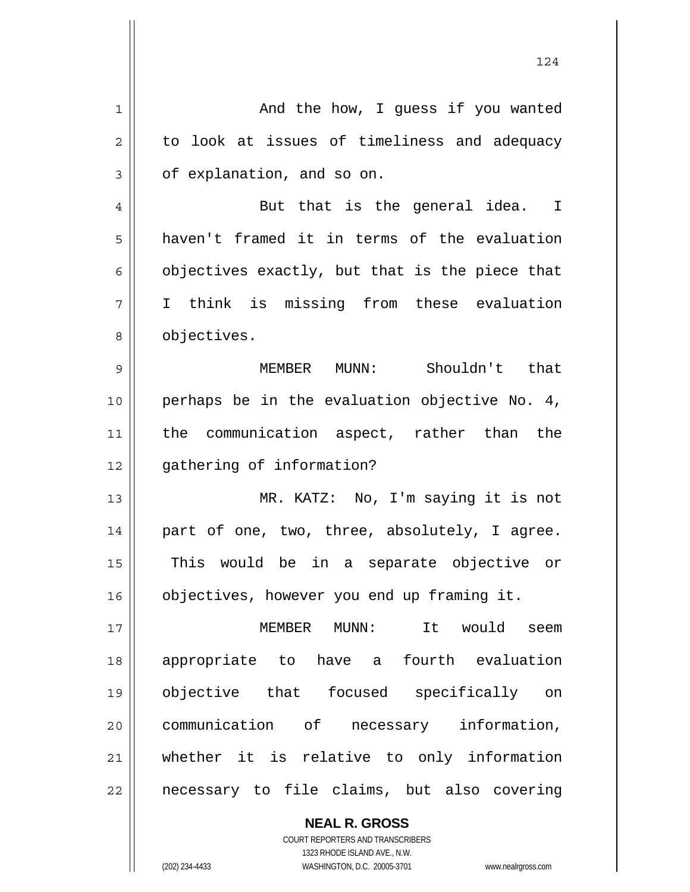And the how, I guess if you wanted to look at issues of timeliness and adequacy of explanation, and so on.

But that is the general idea. I haven't framed it in terms of the evaluation objectives exactly, but that is the piece that I think is missing from these evaluation objectives.

MEMBER MUNN: Shouldn't that perhaps be in the evaluation objective No. 4, the communication aspect, rather than the gathering of information?

MR. KATZ: No, I'm saying it is not part of one, two, three, absolutely, I agree. This would be in a separate objective or objectives, however you end up framing it.

MEMBER MUNN: It would seem appropriate to have a fourth evaluation objective that focused specifically on communication of necessary information, whether it is relative to only information necessary to file claims, but also covering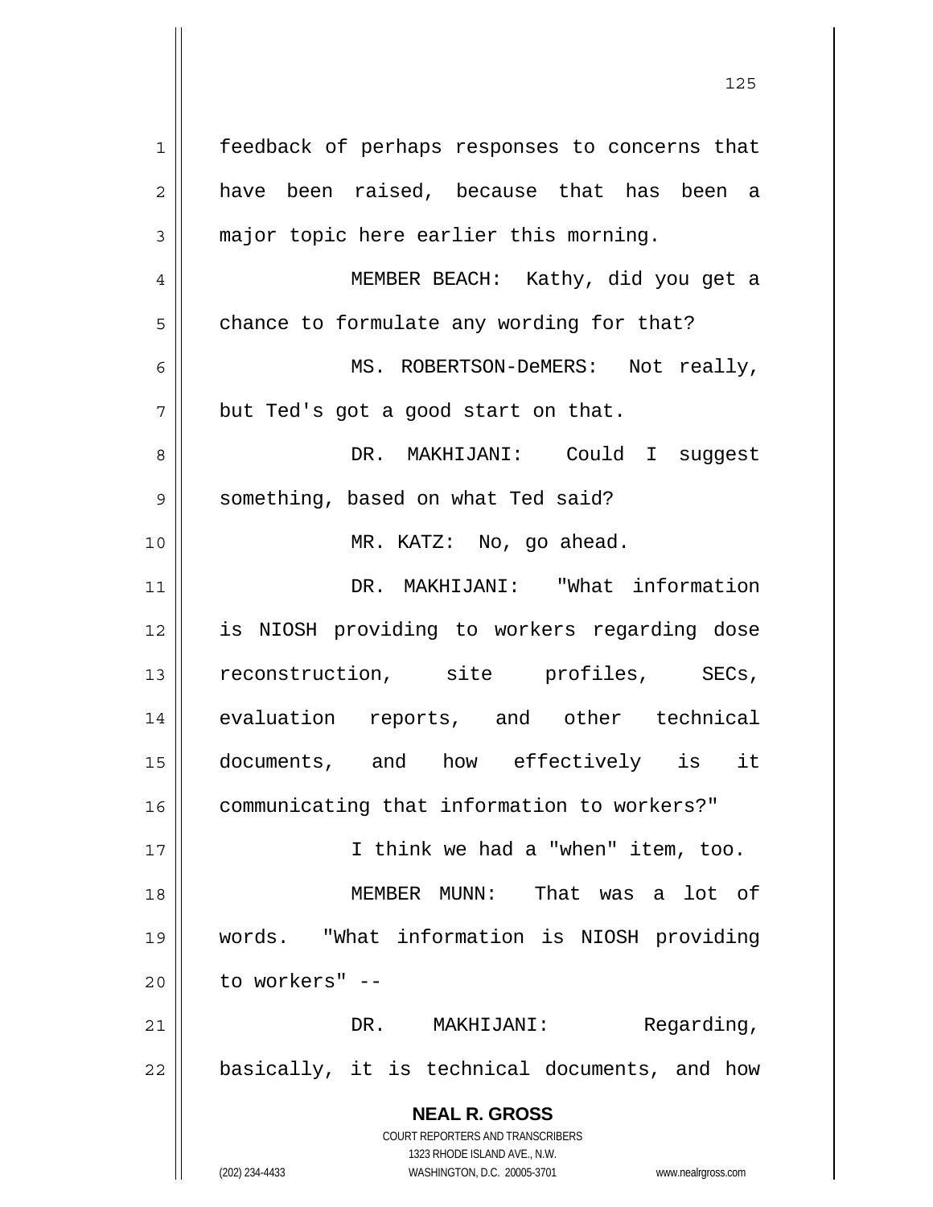feedback of perhaps responses to concerns that have been raised, because that has been a major topic here earlier this morning.

MEMBER BEACH: Kathy, did you get a chance to formulate any wording for that?

MS. ROBERTSON-DeMERS: Not really, but Ted's got a good start on that.

DR. MAKHIJANI: Could I suggest something, based on what Ted said?

MR. KATZ: No, go ahead.

DR. MAKHIJANI: "What information is NIOSH providing to workers regarding dose reconstruction, site profiles, SECs, evaluation reports, and other technical documents, and how effectively is it communicating that information to workers?"

I think we had a "when" item, too.

MEMBER MUNN: That was a lot of words. "What information is NIOSH providing to workers" --

DR. MAKHIJANI: Regarding, basically, it is technical documents, and how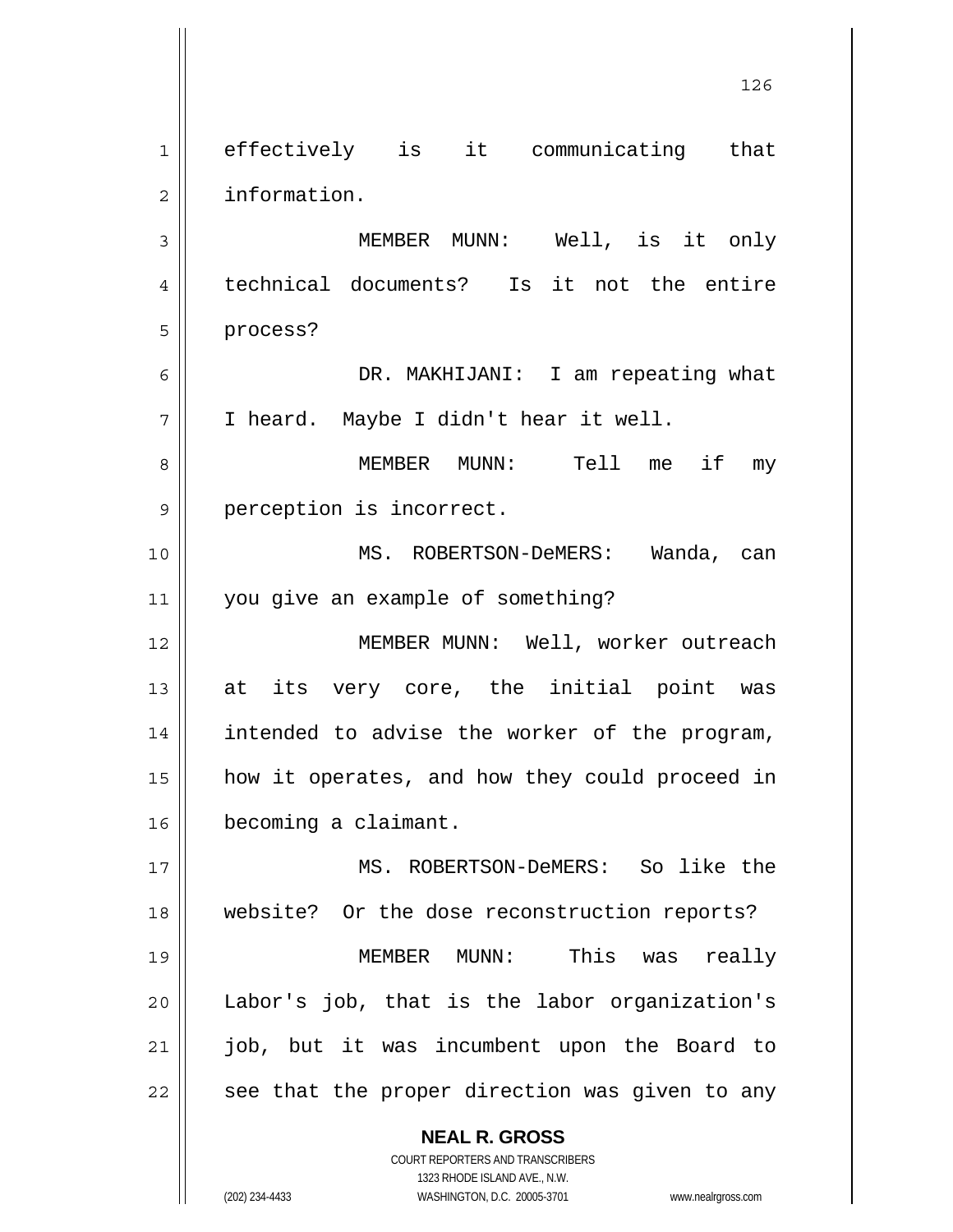effectively is it communicating that information.

MEMBER MUNN: Well, is it only technical documents? Is it not the entire process?

DR. MAKHIJANI: I am repeating what I heard. Maybe I didn't hear it well.

MEMBER MUNN: Tell me if my perception is incorrect.

MS. ROBERTSON-DeMERS: Wanda, can you give an example of something?

MEMBER MUNN: Well, worker outreach at its very core, the initial point was intended to advise the worker of the program, how it operates, and how they could proceed in becoming a claimant.

MS. ROBERTSON-DeMERS: So like the website? Or the dose reconstruction reports?

MEMBER MUNN: This was really Labor's job, that is the labor organization's job, but it was incumbent upon the Board to see that the proper direction was given to any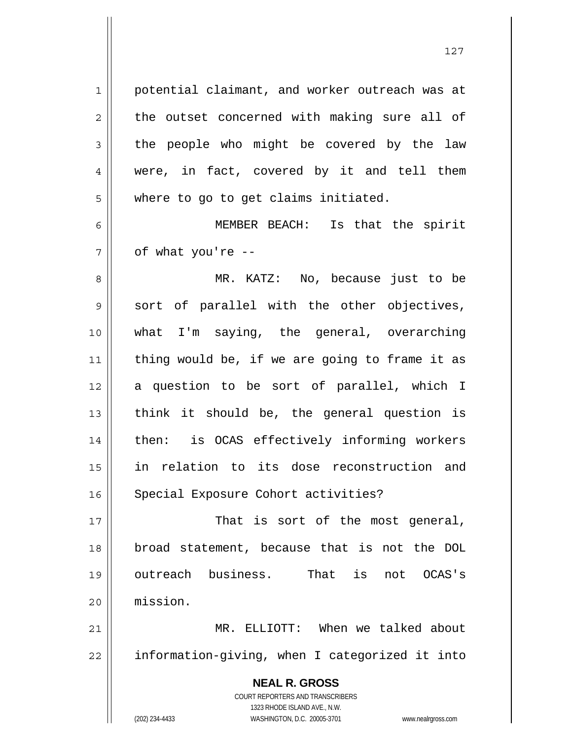potential claimant, and worker outreach was at the outset concerned with making sure all of the people who might be covered by the law were, in fact, covered by it and tell them where to go to get claims initiated.

MEMBER BEACH: Is that the spirit of what you're --

MR. KATZ: No, because just to be sort of parallel with the other objectives, what I'm saying, the general, overarching thing would be, if we are going to frame it as a question to be sort of parallel, which I think it should be, the general question is then: is OCAS effectively informing workers in relation to its dose reconstruction and Special Exposure Cohort activities?

That is sort of the most general, broad statement, because that is not the DOL outreach business. That is not OCAS's mission.

MR. ELLIOTT: When we talked about information-giving, when I categorized it into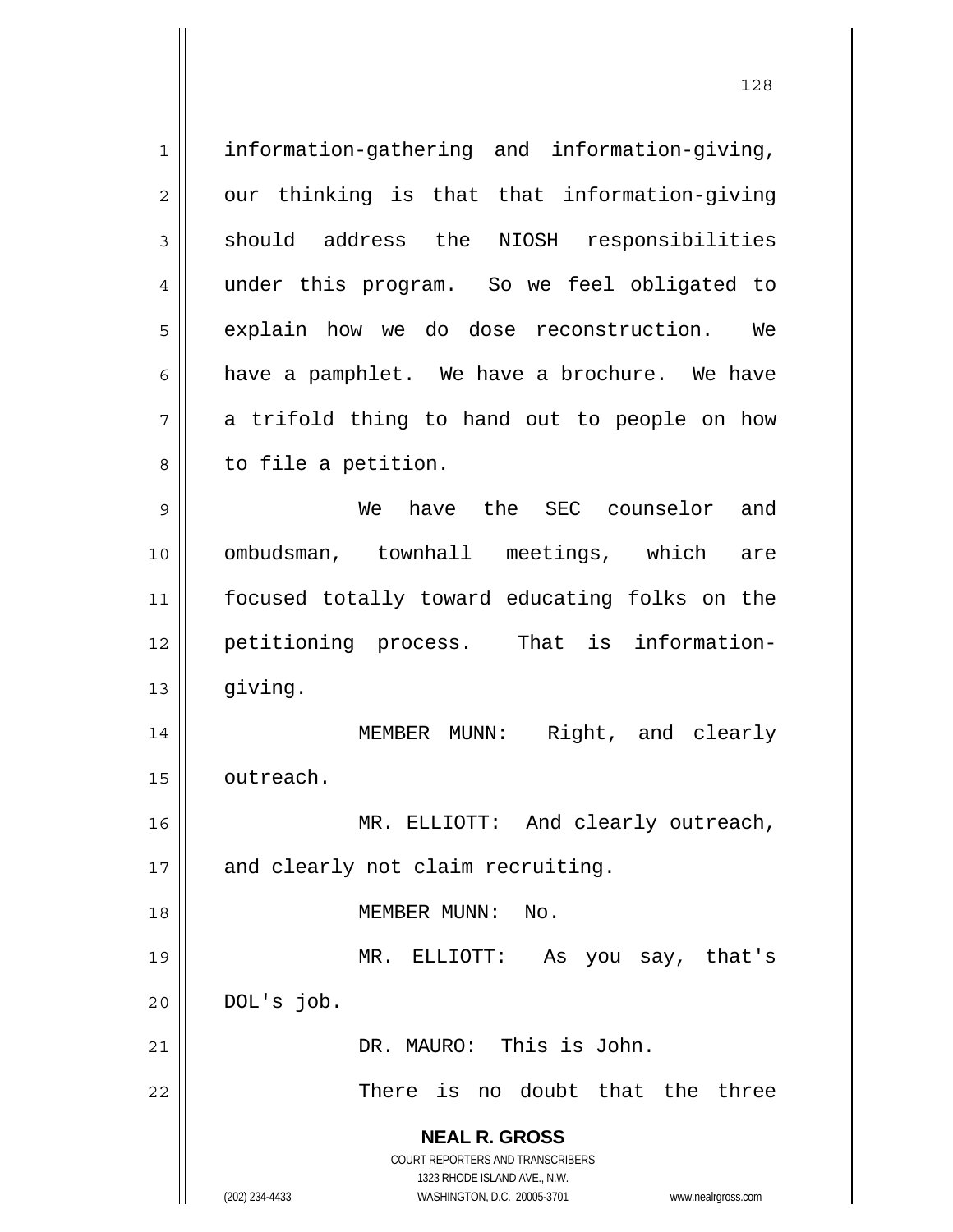information-gathering and information-giving, our thinking is that that information-giving should address the NIOSH responsibilities under this program. So we feel obligated to explain how we do dose reconstruction. We have a pamphlet. We have a brochure. We have a trifold thing to hand out to people on how to file a petition.

We have the SEC counselor and ombudsman, townhall meetings, which are focused totally toward educating folks on the petitioning process. That is information-giving.

MEMBER MUNN: Right, and clearly outreach.

MR. ELLIOTT: And clearly outreach, and clearly not claim recruiting.

MEMBER MUNN: No.

MR. ELLIOTT: As you say, that's DOL's job.

DR. MAURO: This is John.

There is no doubt that the three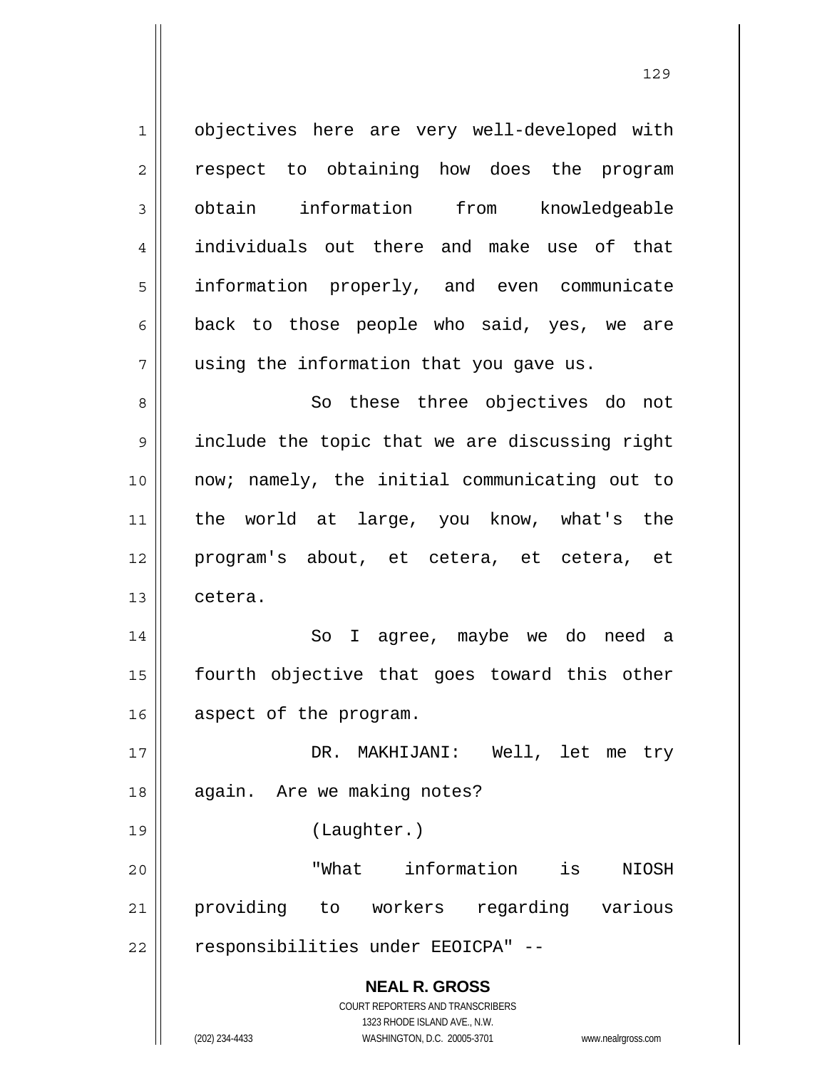objectives here are very well-developed with respect to obtaining how does the program obtain information from knowledgeable individuals out there and make use of that information properly, and even communicate back to those people who said, yes, we are using the information that you gave us.

So these three objectives do not include the topic that we are discussing right now; namely, the initial communicating out to the world at large, you know, what's the program's about, et cetera, et cetera, et cetera.

So I agree, maybe we do need a fourth objective that goes toward this other aspect of the program.

DR. MAKHIJANI: Well, let me try again. Are we making notes?

(Laughter.)

"What information is NIOSH providing to workers regarding various responsibilities under EEOICPA" --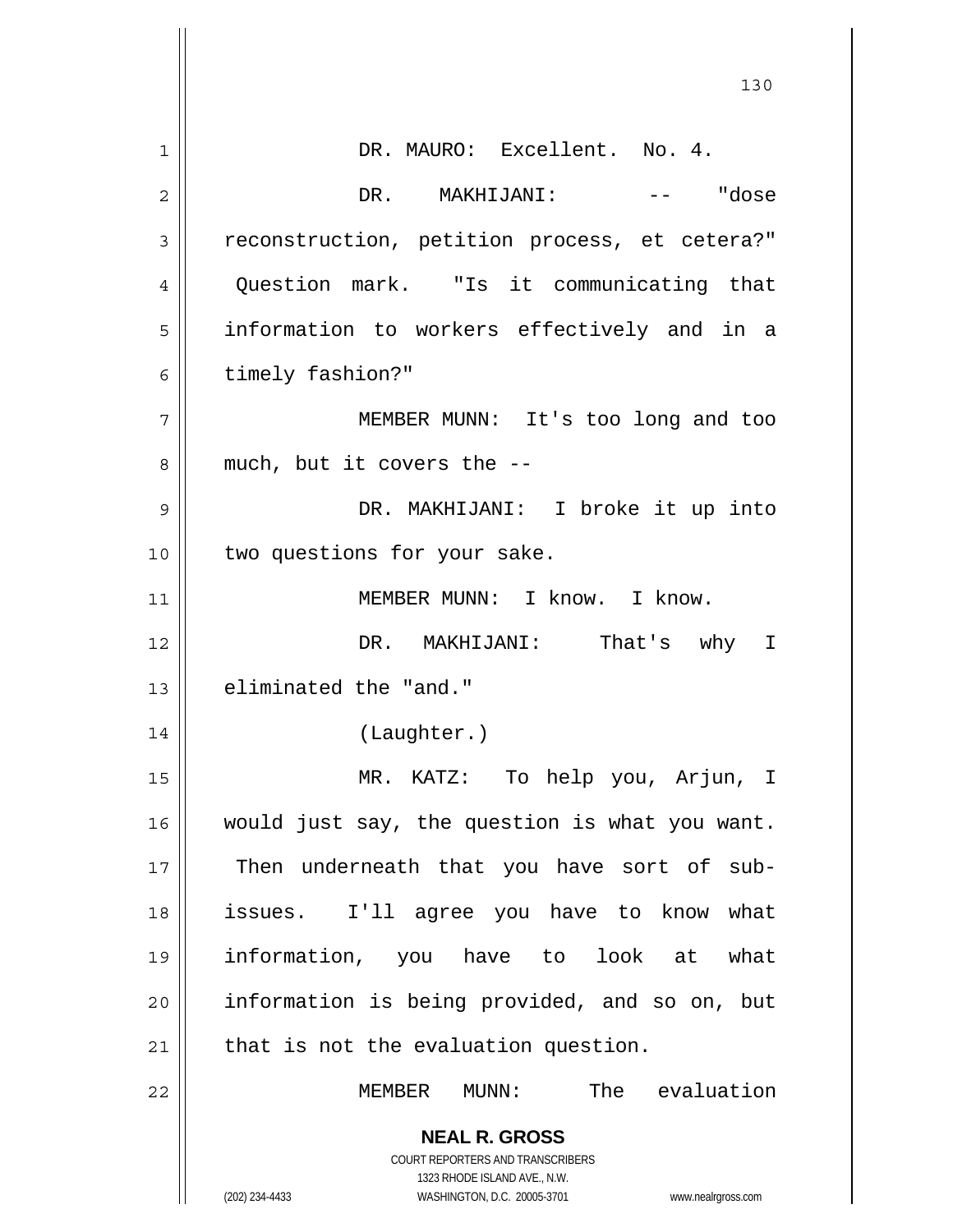DR. MAURO: Excellent. No. 4.

DR. MAKHIJANI: -- "dose reconstruction, petition process, et cetera?" Question mark. "Is it communicating that information to workers effectively and in a timely fashion?"

MEMBER MUNN: It's too long and too much, but it covers the --

DR. MAKHIJANI: I broke it up into two questions for your sake.

MEMBER MUNN: I know. I know.

DR. MAKHIJANI: That's why I eliminated the "and."

(Laughter.)

MR. KATZ: To help you, Arjun, I would just say, the question is what you want. Then underneath that you have sort of sub-issues. I'll agree you have to know what information, you have to look at what information is being provided, and so on, but that is not the evaluation question.

MEMBER MUNN: The evaluation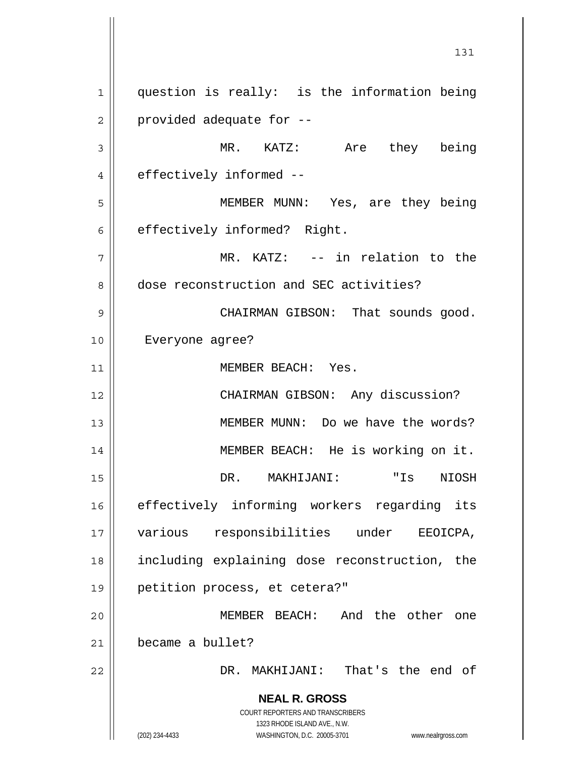question is really: is the information being provided adequate for --

MR. KATZ: Are they being effectively informed --

MEMBER MUNN: Yes, are they being effectively informed? Right.

MR. KATZ: -- in relation to the dose reconstruction and SEC activities?

CHAIRMAN GIBSON: That sounds good. Everyone agree?

MEMBER BEACH: Yes.

CHAIRMAN GIBSON: Any discussion?

MEMBER MUNN: Do we have the words?

MEMBER BEACH: He is working on it.

DR. MAKHIJANI: "Is NIOSH effectively informing workers regarding its various responsibilities under EEOICPA, including explaining dose reconstruction, the petition process, et cetera?"

MEMBER BEACH: And the other one became a bullet?

DR. MAKHIJANI: That's the end of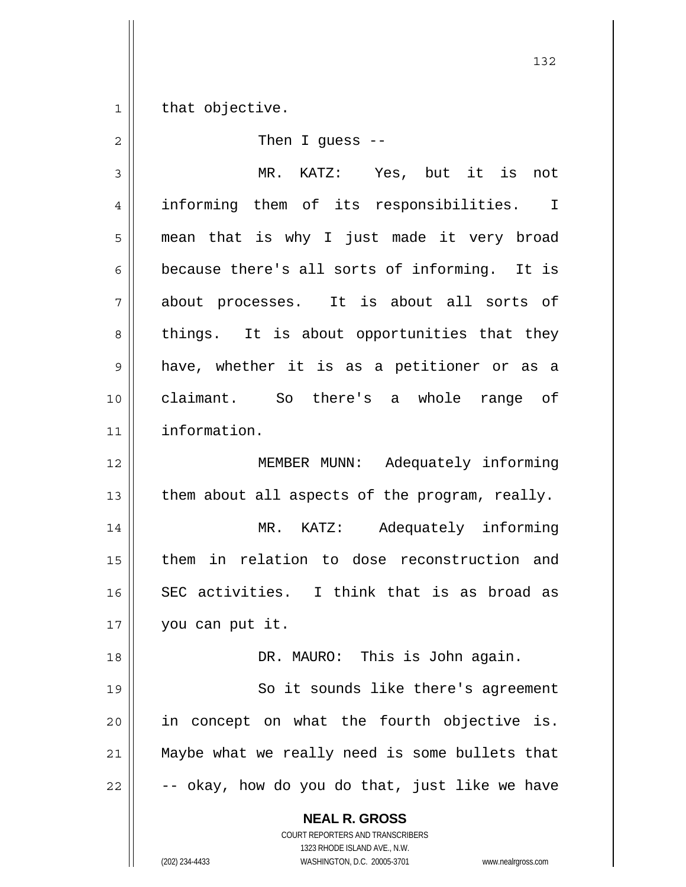that objective.

Then I guess --

MR. KATZ: Yes, but it is not informing them of its responsibilities. I mean that is why I just made it very broad because there's all sorts of informing. It is about processes. It is about all sorts of things. It is about opportunities that they have, whether it is as a petitioner or as a claimant. So there's a whole range of information.

MEMBER MUNN: Adequately informing them about all aspects of the program, really.

MR. KATZ: Adequately informing them in relation to dose reconstruction and SEC activities. I think that is as broad as you can put it.

DR. MAURO: This is John again.

So it sounds like there's agreement in concept on what the fourth objective is. Maybe what we really need is some bullets that -- okay, how do you do that, just like we have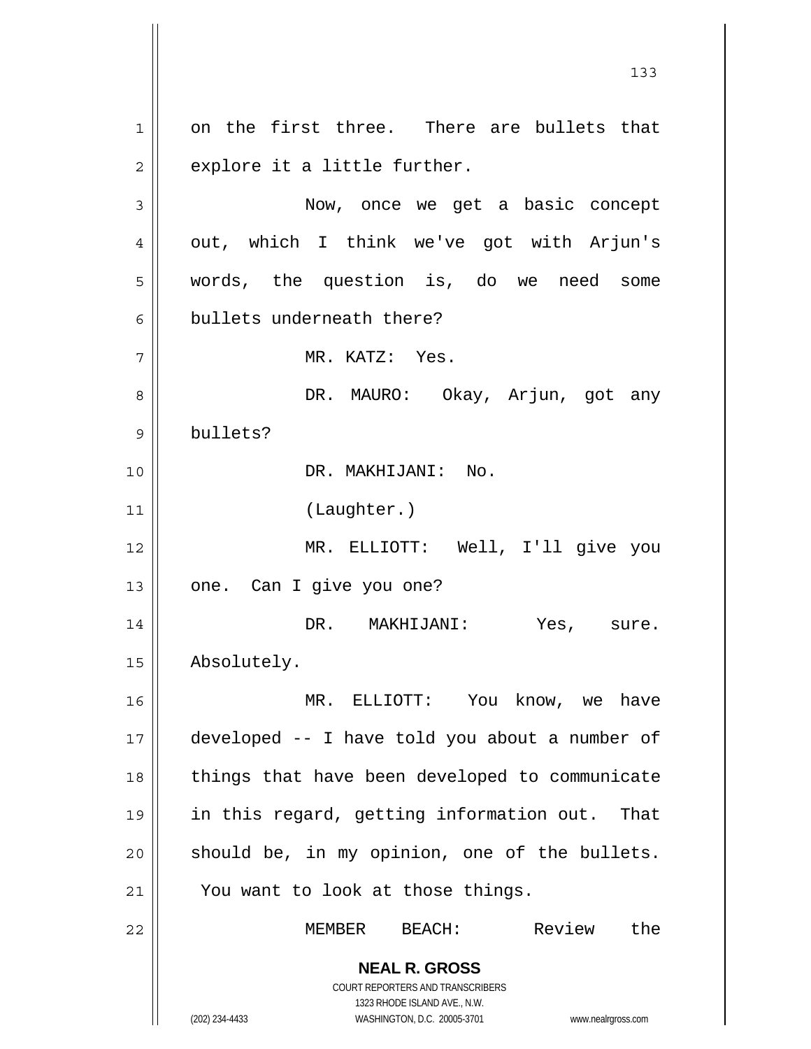on the first three. There are bullets that explore it a little further.

Now, once we get a basic concept out, which I think we've got with Arjun's words, the question is, do we need some bullets underneath there?

MR. KATZ: Yes.

DR. MAURO: Okay, Arjun, got any bullets?

DR. MAKHIJANI: No.

(Laughter.)

MR. ELLIOTT: Well, I'll give you one. Can I give you one?

DR. MAKHIJANI: Yes, sure. Absolutely.

MR. ELLIOTT: You know, we have developed -- I have told you about a number of things that have been developed to communicate in this regard, getting information out. That should be, in my opinion, one of the bullets. You want to look at those things.

MEMBER BEACH: Review the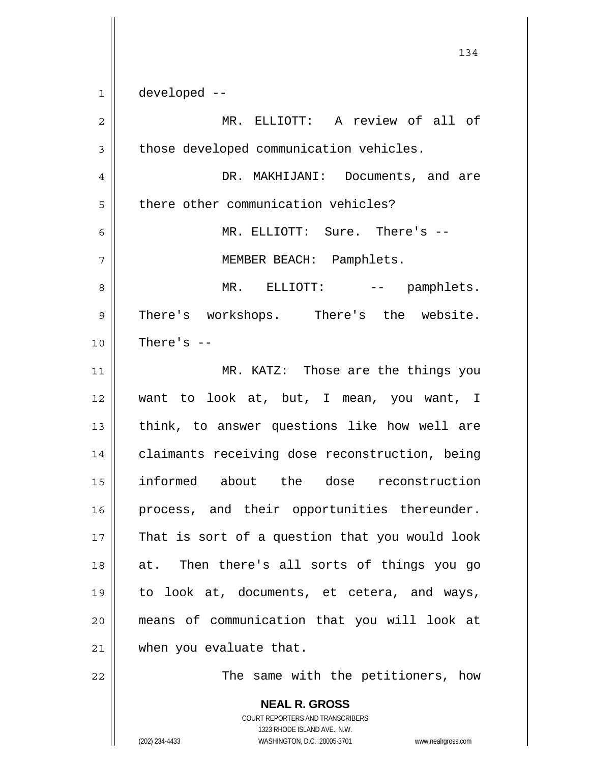developed --

MR. ELLIOTT: A review of all of those developed communication vehicles.

DR. MAKHIJANI: Documents, and are there other communication vehicles?

MR. ELLIOTT: Sure. There's --

MEMBER BEACH: Pamphlets.

MR. ELLIOTT: -- pamphlets. There's workshops. There's the website. There's --

MR. KATZ: Those are the things you want to look at, but, I mean, you want, I think, to answer questions like how well are claimants receiving dose reconstruction, being informed about the dose reconstruction process, and their opportunities thereunder. That is sort of a question that you would look at. Then there's all sorts of things you go to look at, documents, et cetera, and ways, means of communication that you will look at when you evaluate that.

The same with the petitioners, how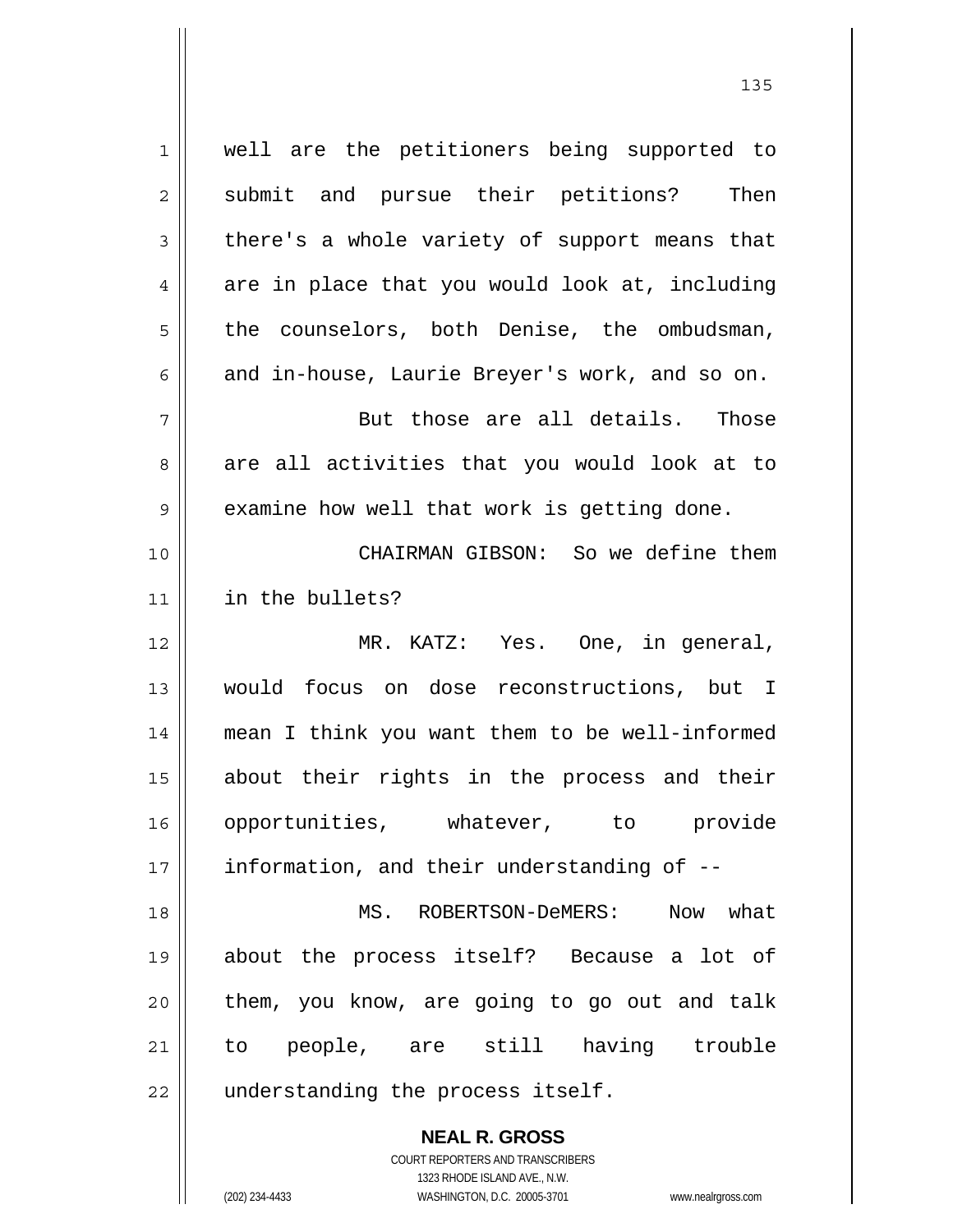well are the petitioners being supported to submit and pursue their petitions? Then there's a whole variety of support means that are in place that you would look at, including the counselors, both Denise, the ombudsman, and in-house, Laurie Breyer's work, and so on.

But those are all details. Those are all activities that you would look at to examine how well that work is getting done.

CHAIRMAN GIBSON: So we define them in the bullets?

MR. KATZ: Yes. One, in general, would focus on dose reconstructions, but I mean I think you want them to be well-informed about their rights in the process and their opportunities, whatever, to provide information, and their understanding of --

MS. ROBERTSON-DeMERS: Now what about the process itself? Because a lot of them, you know, are going to go out and talk to people, are still having trouble understanding the process itself.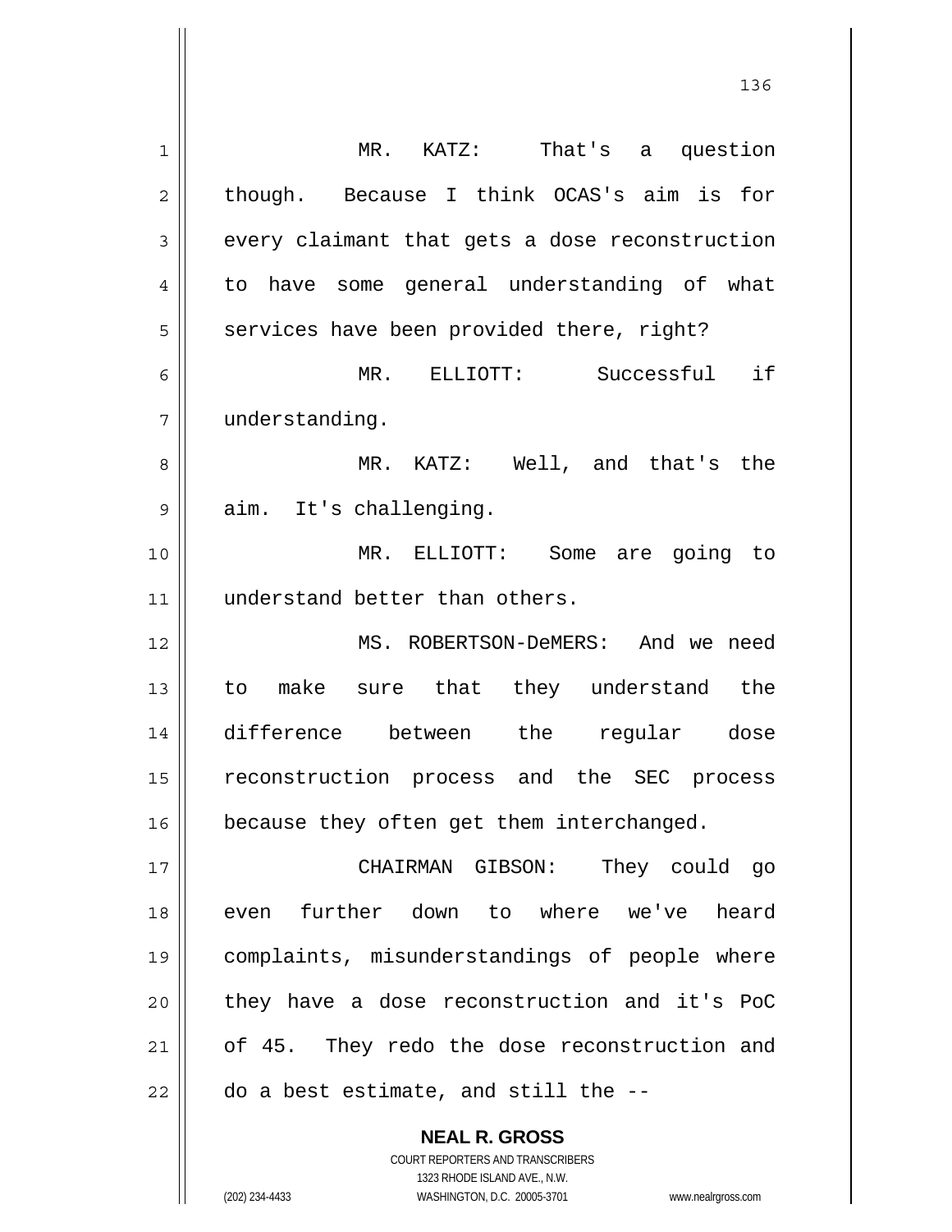MR. KATZ: That's a question though. Because I think OCAS's aim is for every claimant that gets a dose reconstruction to have some general understanding of what services have been provided there, right?

MR. ELLIOTT: Successful if understanding.

MR. KATZ: Well, and that's the aim. It's challenging.

MR. ELLIOTT: Some are going to understand better than others.

MS. ROBERTSON-DeMERS: And we need to make sure that they understand the difference between the regular dose reconstruction process and the SEC process because they often get them interchanged.

CHAIRMAN GIBSON: They could go even further down to where we've heard complaints, misunderstandings of people where they have a dose reconstruction and it's PoC of 45. They redo the dose reconstruction and do a best estimate, and still the --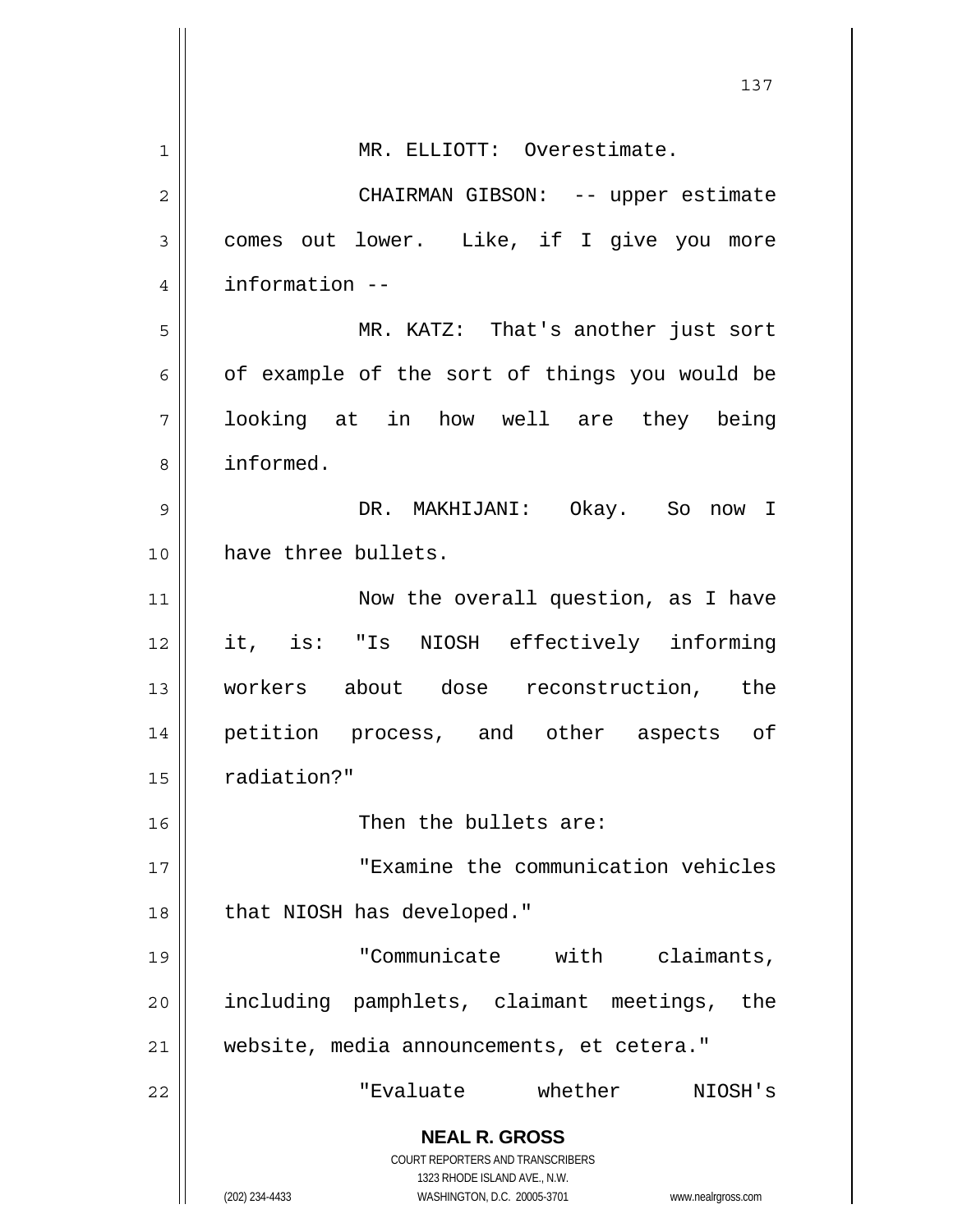MR. ELLIOTT: Overestimate.

CHAIRMAN GIBSON: -- upper estimate comes out lower. Like, if I give you more information --

MR. KATZ: That's another just sort of example of the sort of things you would be looking at in how well are they being informed.

DR. MAKHIJANI: Okay. So now I have three bullets.

Now the overall question, as I have it, is: "Is NIOSH effectively informing workers about dose reconstruction, the petition process, and other aspects of radiation?"

Then the bullets are:

"Examine the communication vehicles that NIOSH has developed."

"Communicate with claimants, including pamphlets, claimant meetings, the website, media announcements, et cetera."

"Evaluate whether NIOSH's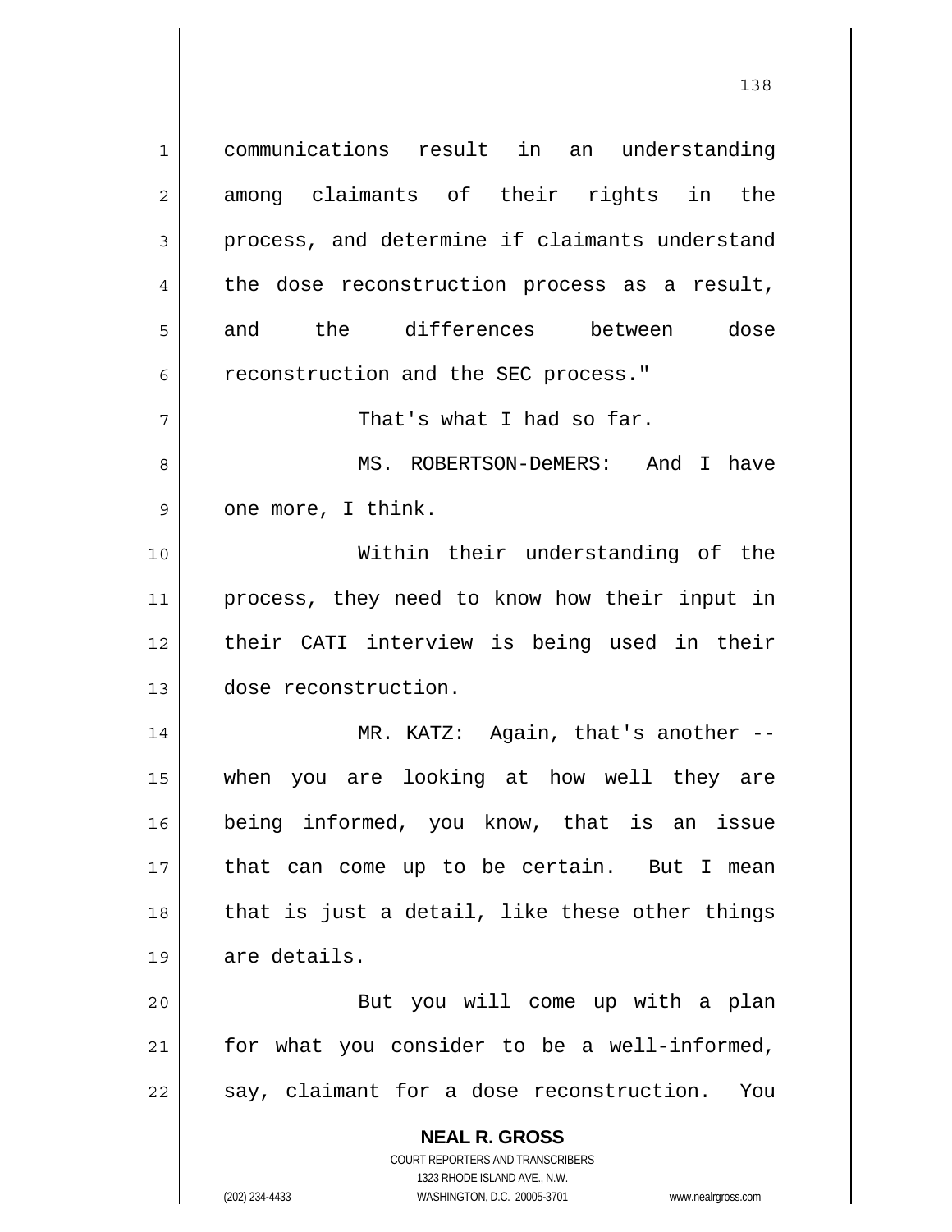communications result in an understanding among claimants of their rights in the process, and determine if claimants understand the dose reconstruction process as a result, and the differences between dose reconstruction and the SEC process."

That's what I had so far.

MS. ROBERTSON-DeMERS: And I have one more, I think.

Within their understanding of the process, they need to know how their input in their CATI interview is being used in their dose reconstruction.

MR. KATZ: Again, that's another -- when you are looking at how well they are being informed, you know, that is an issue that can come up to be certain. But I mean that is just a detail, like these other things are details.

But you will come up with a plan for what you consider to be a well-informed, say, claimant for a dose reconstruction. You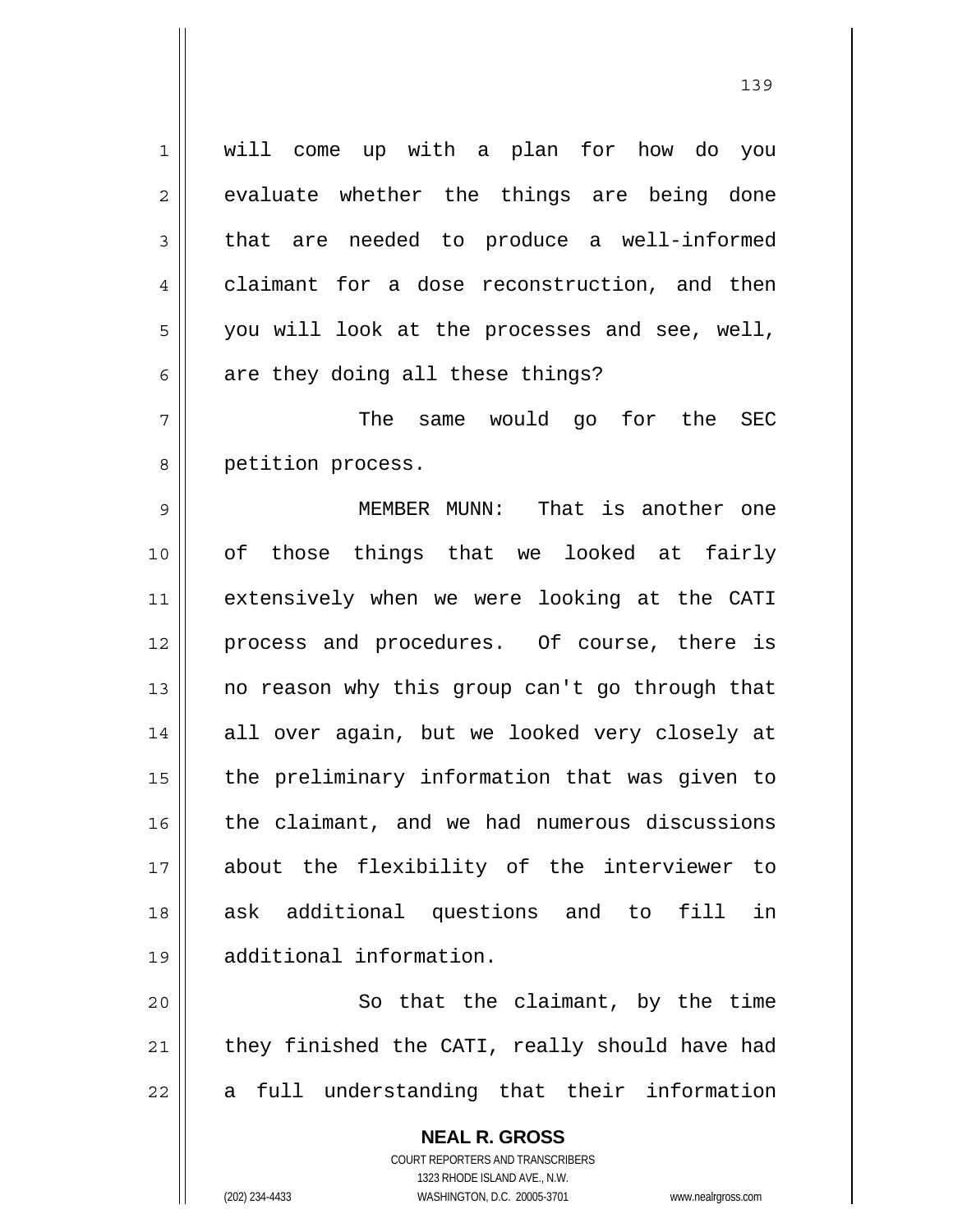will come up with a plan for how do you evaluate whether the things are being done that are needed to produce a well-informed claimant for a dose reconstruction, and then you will look at the processes and see, well, are they doing all these things?

The same would go for the SEC petition process.

MEMBER MUNN: That is another one of those things that we looked at fairly extensively when we were looking at the CATI process and procedures. Of course, there is no reason why this group can't go through that all over again, but we looked very closely at the preliminary information that was given to the claimant, and we had numerous discussions about the flexibility of the interviewer to ask additional questions and to fill in additional information.

So that the claimant, by the time they finished the CATI, really should have had a full understanding that their information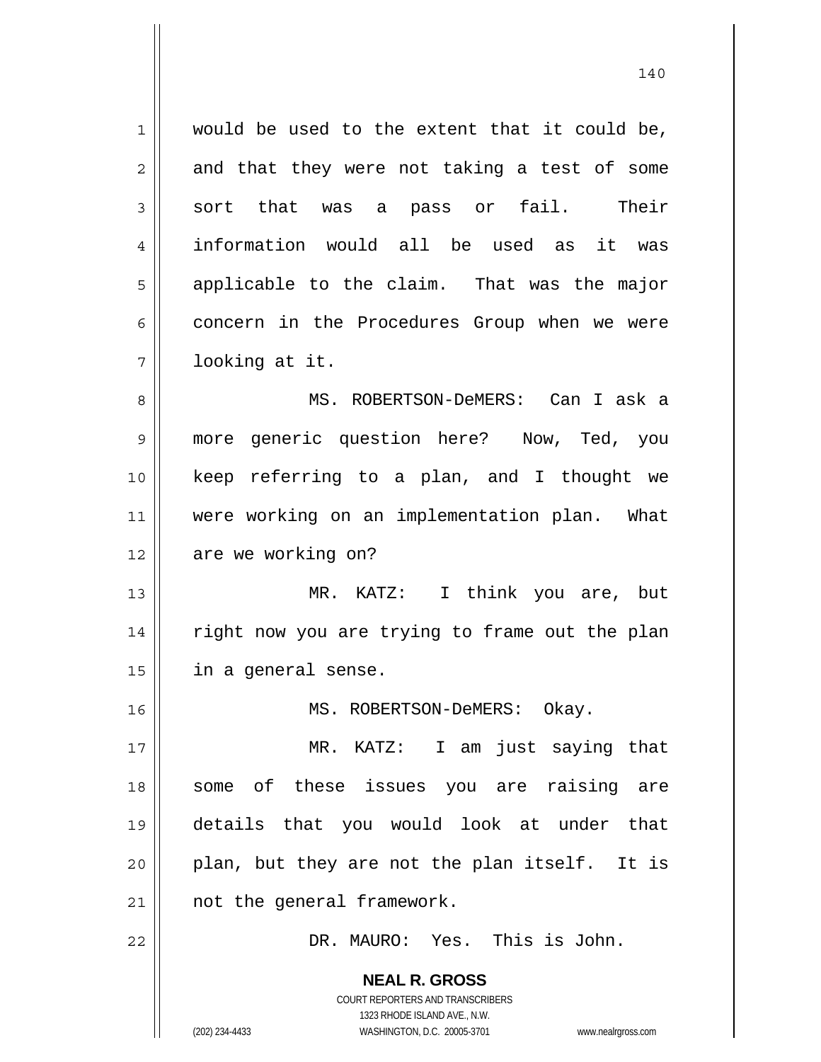would be used to the extent that it could be, and that they were not taking a test of some sort that was a pass or fail. Their information would all be used as it was applicable to the claim. That was the major concern in the Procedures Group when we were looking at it.

MS. ROBERTSON-DeMERS: Can I ask a more generic question here? Now, Ted, you keep referring to a plan, and I thought we were working on an implementation plan. What are we working on?

MR. KATZ: I think you are, but right now you are trying to frame out the plan in a general sense.

MS. ROBERTSON-DeMERS: Okay.

MR. KATZ: I am just saying that some of these issues you are raising are details that you would look at under that plan, but they are not the plan itself. It is not the general framework.

DR. MAURO: Yes. This is John.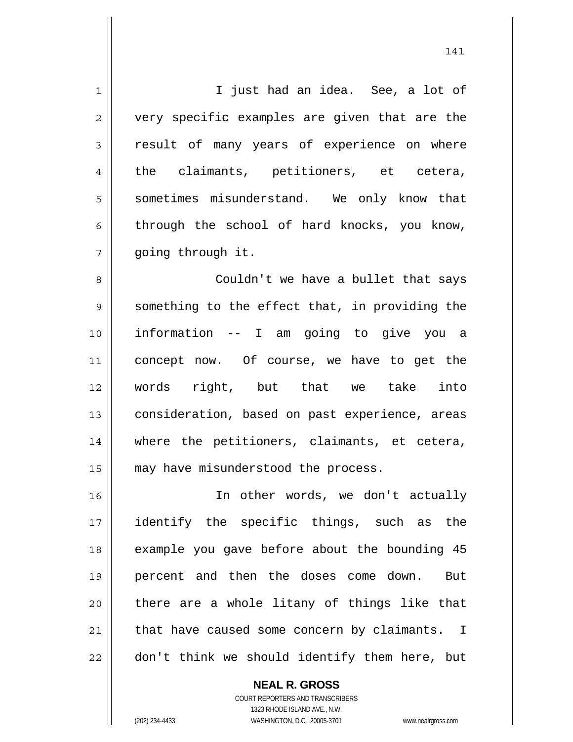I just had an idea. See, a lot of very specific examples are given that are the result of many years of experience on where the claimants, petitioners, et cetera, sometimes misunderstand. We only know that through the school of hard knocks, you know, going through it.

Couldn't we have a bullet that says something to the effect that, in providing the information -- I am going to give you a concept now. Of course, we have to get the words right, but that we take into consideration, based on past experience, areas where the petitioners, claimants, et cetera, may have misunderstood the process.

In other words, we don't actually identify the specific things, such as the example you gave before about the bounding 45 percent and then the doses come down. But there are a whole litany of things like that that have caused some concern by claimants. I don't think we should identify them here, but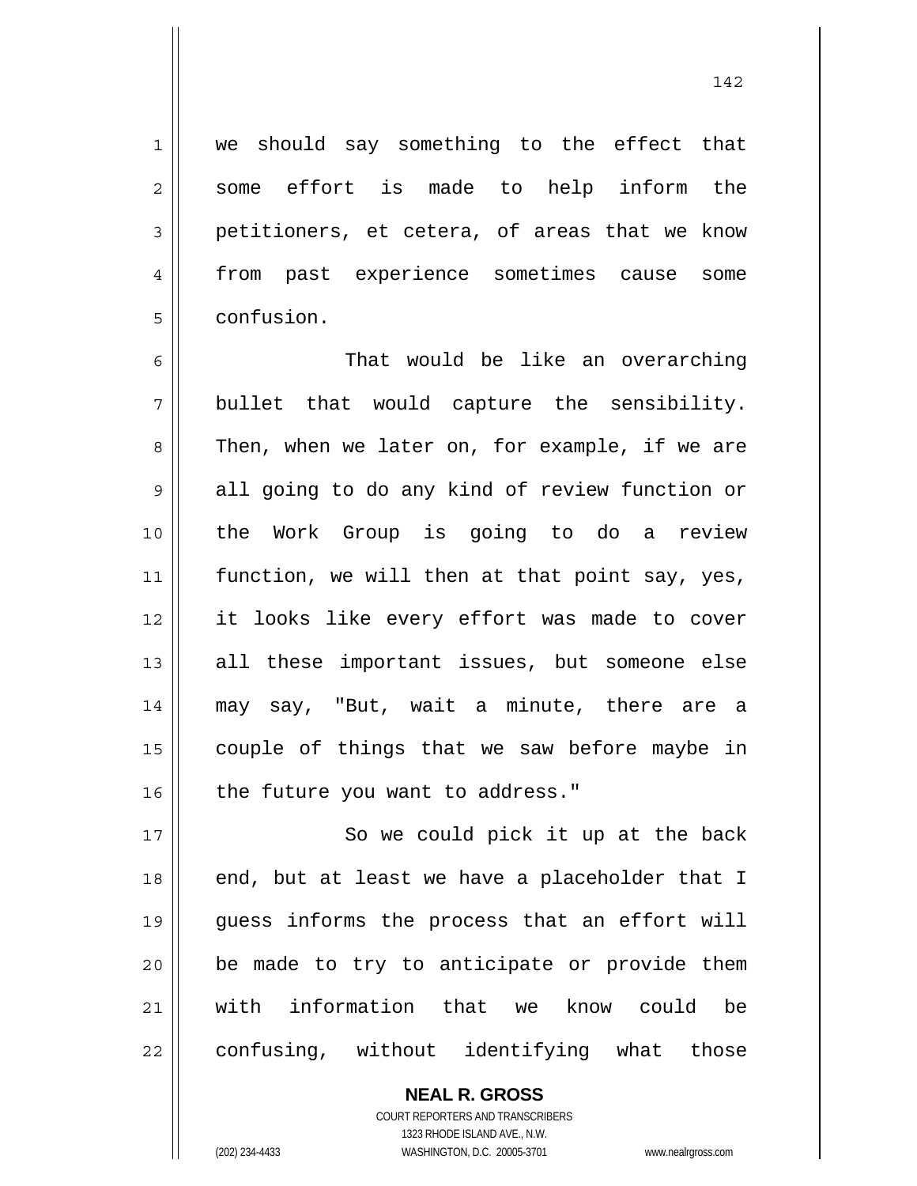we should say something to the effect that some effort is made to help inform the petitioners, et cetera, of areas that we know from past experience sometimes cause some confusion.

That would be like an overarching bullet that would capture the sensibility. Then, when we later on, for example, if we are all going to do any kind of review function or the Work Group is going to do a review function, we will then at that point say, yes, it looks like every effort was made to cover all these important issues, but someone else may say, "But, wait a minute, there are a couple of things that we saw before maybe in the future you want to address."

So we could pick it up at the back end, but at least we have a placeholder that I guess informs the process that an effort will be made to try to anticipate or provide them with information that we know could be confusing, without identifying what those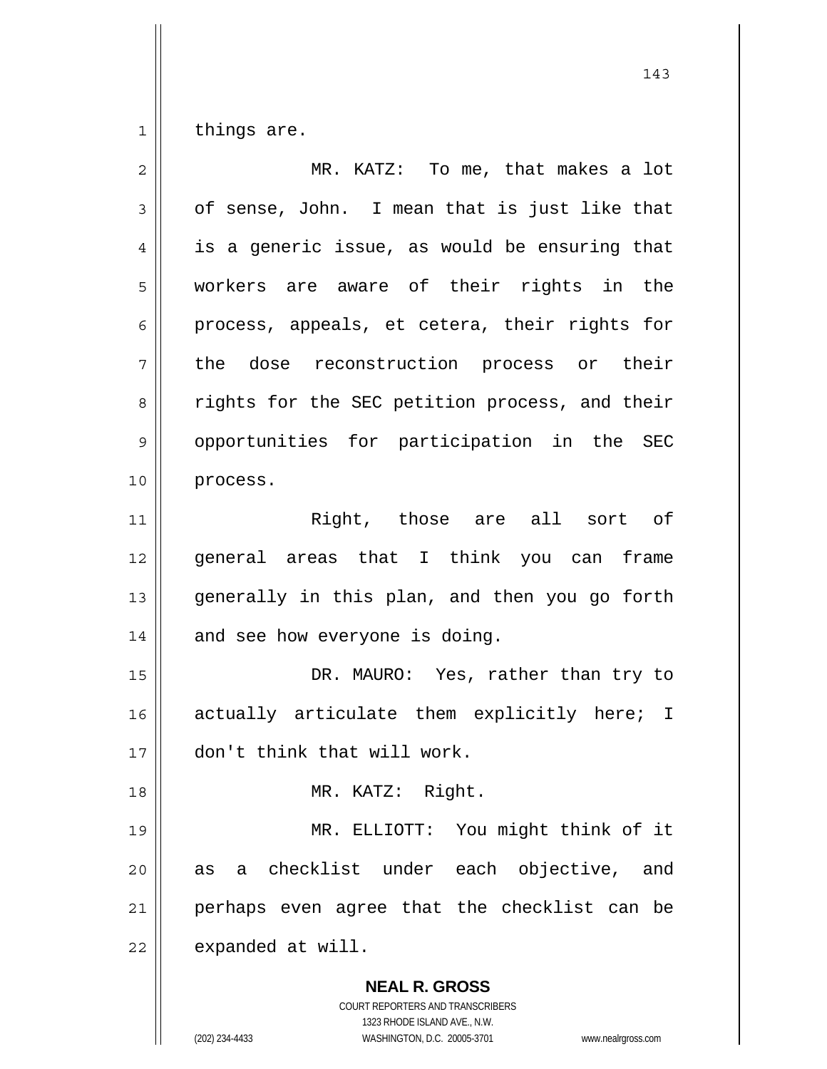things are.

MR. KATZ: To me, that makes a lot of sense, John. I mean that is just like that is a generic issue, as would be ensuring that workers are aware of their rights in the process, appeals, et cetera, their rights for the dose reconstruction process or their rights for the SEC petition process, and their opportunities for participation in the SEC process.

Right, those are all sort of general areas that I think you can frame generally in this plan, and then you go forth and see how everyone is doing.

DR. MAURO: Yes, rather than try to actually articulate them explicitly here; I don't think that will work.

MR. KATZ: Right.

MR. ELLIOTT: You might think of it as a checklist under each objective, and perhaps even agree that the checklist can be expanded at will.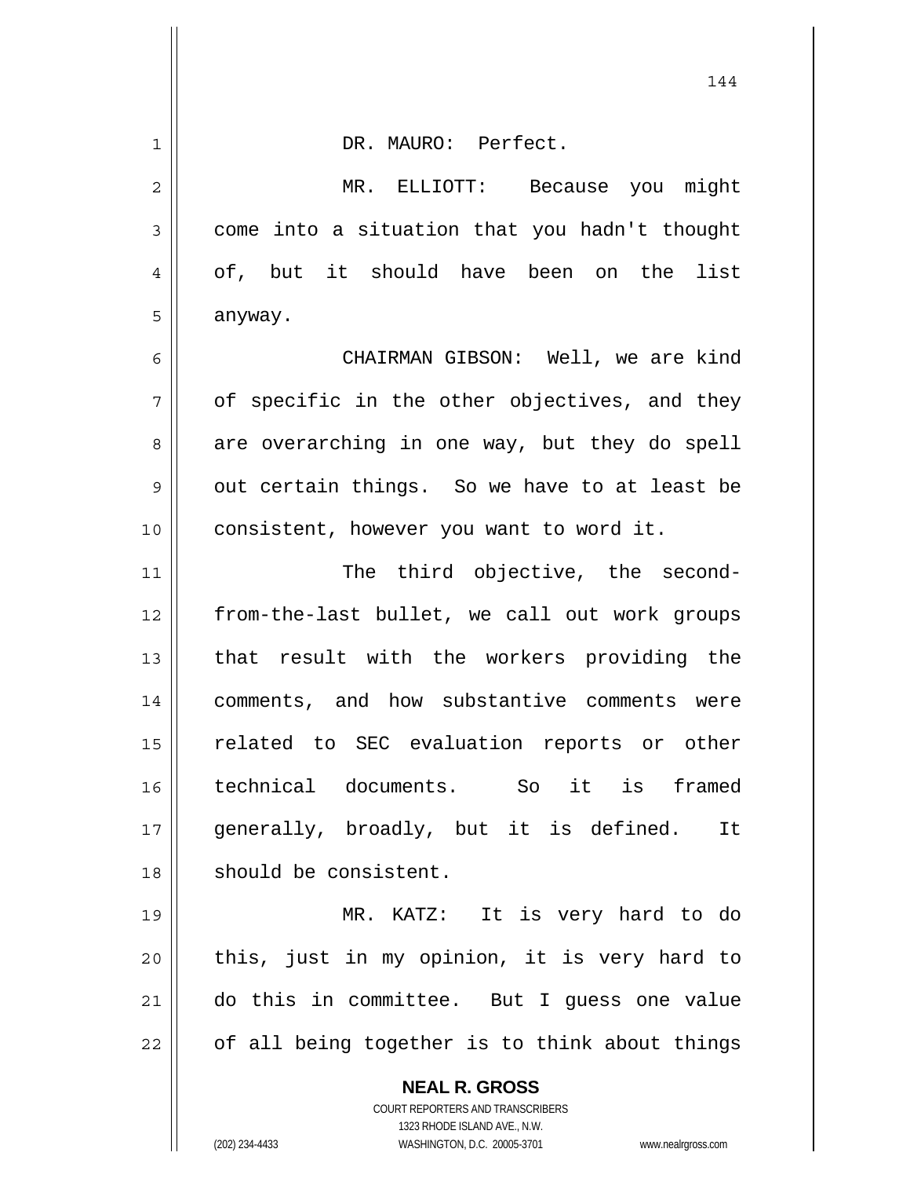DR. MAURO: Perfect.

MR. ELLIOTT: Because you might come into a situation that you hadn't thought of, but it should have been on the list anyway.

CHAIRMAN GIBSON: Well, we are kind of specific in the other objectives, and they are overarching in one way, but they do spell out certain things. So we have to at least be consistent, however you want to word it.

The third objective, the second-from-the-last bullet, we call out work groups that result with the workers providing the comments, and how substantive comments were related to SEC evaluation reports or other technical documents. So it is framed generally, broadly, but it is defined. It should be consistent.

MR. KATZ: It is very hard to do this, just in my opinion, it is very hard to do this in committee. But I guess one value of all being together is to think about things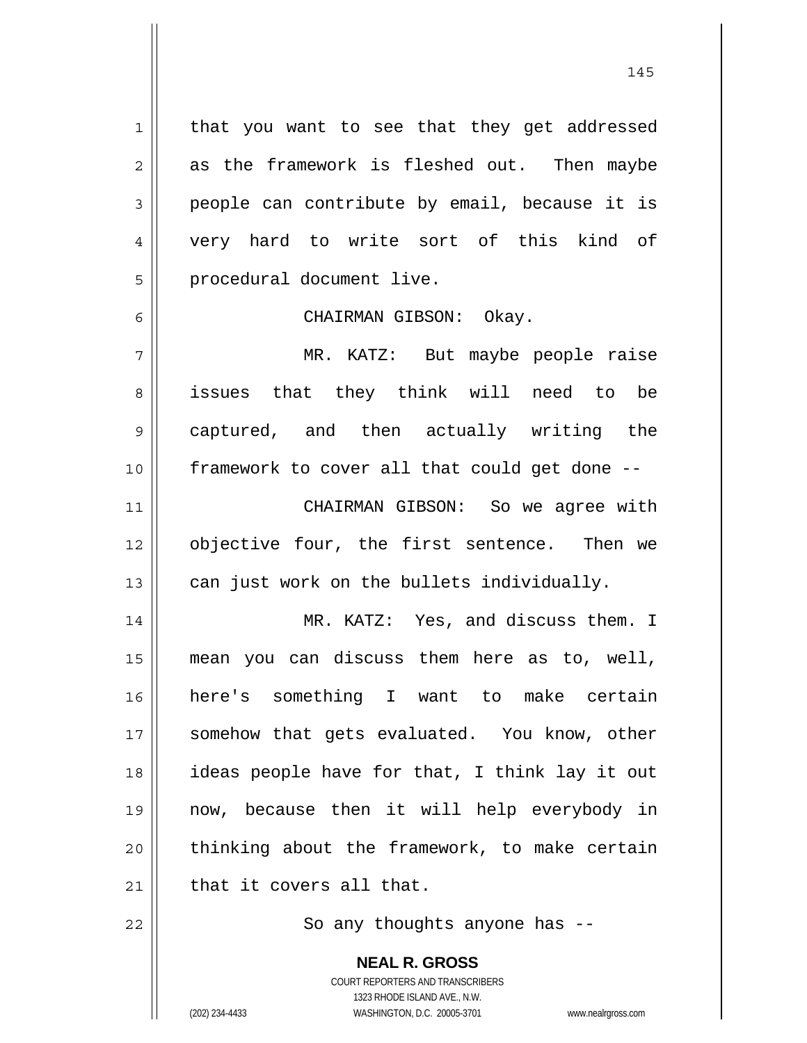that you want to see that they get addressed as the framework is fleshed out. Then maybe people can contribute by email, because it is very hard to write sort of this kind of procedural document live.

CHAIRMAN GIBSON: Okay.

MR. KATZ: But maybe people raise issues that they think will need to be captured, and then actually writing the framework to cover all that could get done --

CHAIRMAN GIBSON: So we agree with objective four, the first sentence. Then we can just work on the bullets individually.

MR. KATZ: Yes, and discuss them. I mean you can discuss them here as to, well, here's something I want to make certain somehow that gets evaluated. You know, other ideas people have for that, I think lay it out now, because then it will help everybody in thinking about the framework, to make certain that it covers all that.

So any thoughts anyone has --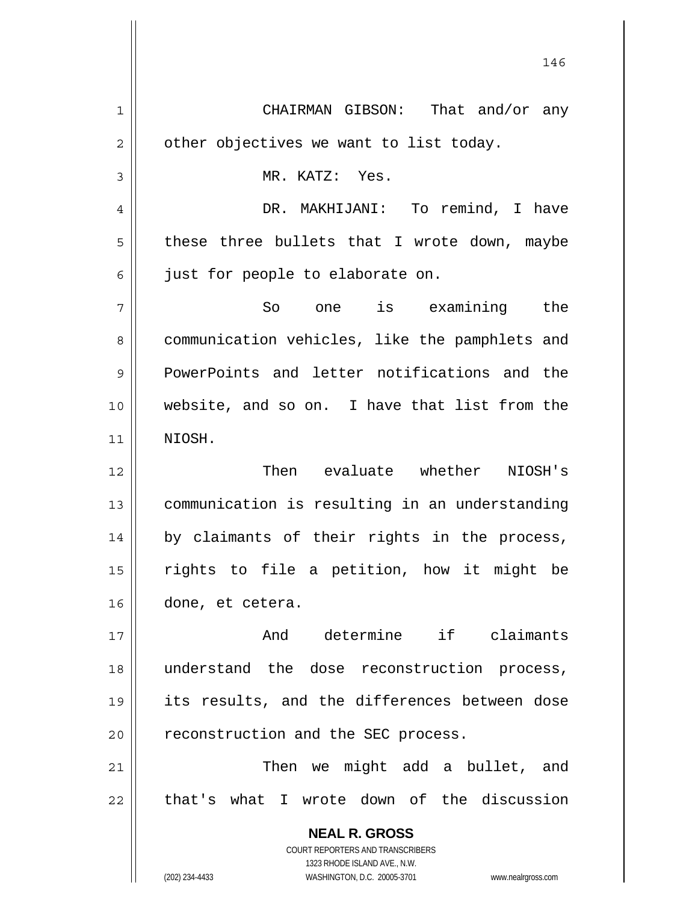CHAIRMAN GIBSON: That and/or any other objectives we want to list today.

MR. KATZ: Yes.

DR. MAKHIJANI: To remind, I have these three bullets that I wrote down, maybe just for people to elaborate on.

So one is examining the communication vehicles, like the pamphlets and PowerPoints and letter notifications and the website, and so on. I have that list from the NIOSH.

Then evaluate whether NIOSH's communication is resulting in an understanding by claimants of their rights in the process, rights to file a petition, how it might be done, et cetera.

And determine if claimants understand the dose reconstruction process, its results, and the differences between dose reconstruction and the SEC process.

Then we might add a bullet, and that's what I wrote down of the discussion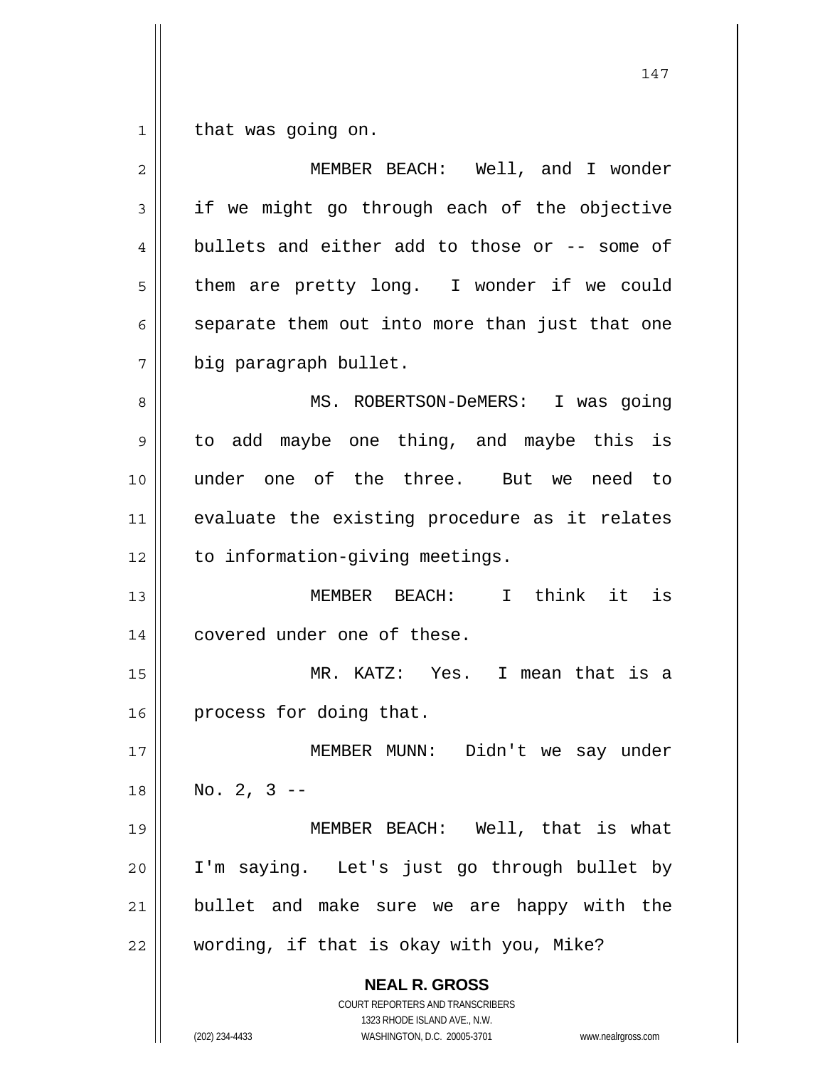that was going on.

MEMBER BEACH: Well, and I wonder if we might go through each of the objective bullets and either add to those or -- some of them are pretty long. I wonder if we could separate them out into more than just that one big paragraph bullet.

MS. ROBERTSON-DeMERS: I was going to add maybe one thing, and maybe this is under one of the three. But we need to evaluate the existing procedure as it relates to information-giving meetings.

MEMBER BEACH: I think it is covered under one of these.

MR. KATZ: Yes. I mean that is a process for doing that.

MEMBER MUNN: Didn't we say under No. 2, 3 --

MEMBER BEACH: Well, that is what I'm saying. Let's just go through bullet by bullet and make sure we are happy with the wording, if that is okay with you, Mike?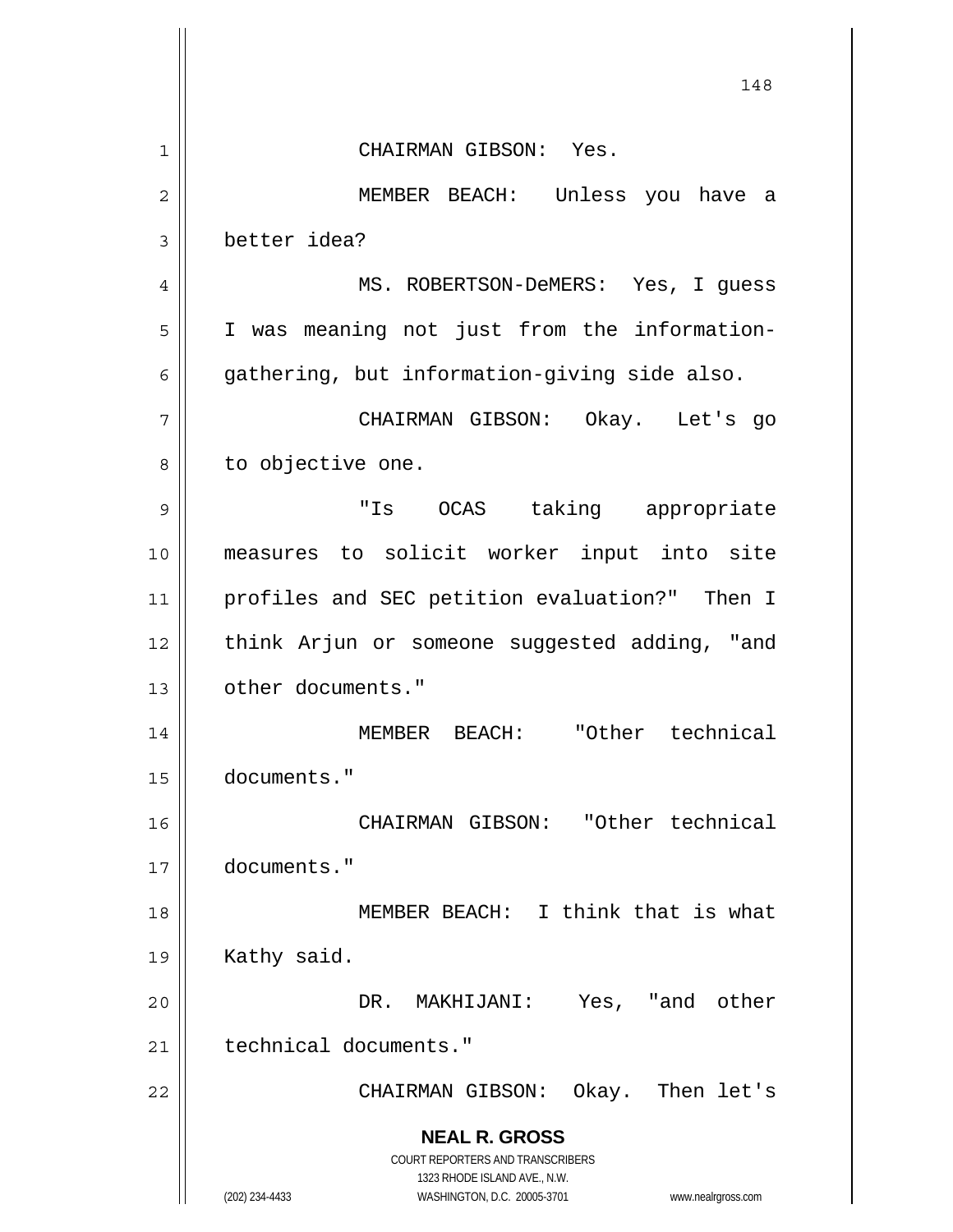CHAIRMAN GIBSON: Yes.

MEMBER BEACH: Unless you have a better idea?

MS. ROBERTSON-DeMERS: Yes, I guess I was meaning not just from the information-gathering, but information-giving side also.

CHAIRMAN GIBSON: Okay. Let's go to objective one.

"Is OCAS taking appropriate measures to solicit worker input into site profiles and SEC petition evaluation?" Then I think Arjun or someone suggested adding, "and other documents."

MEMBER BEACH: "Other technical documents."

CHAIRMAN GIBSON: "Other technical documents."

MEMBER BEACH: I think that is what Kathy said.

DR. MAKHIJANI: Yes, "and other technical documents."

CHAIRMAN GIBSON: Okay. Then let's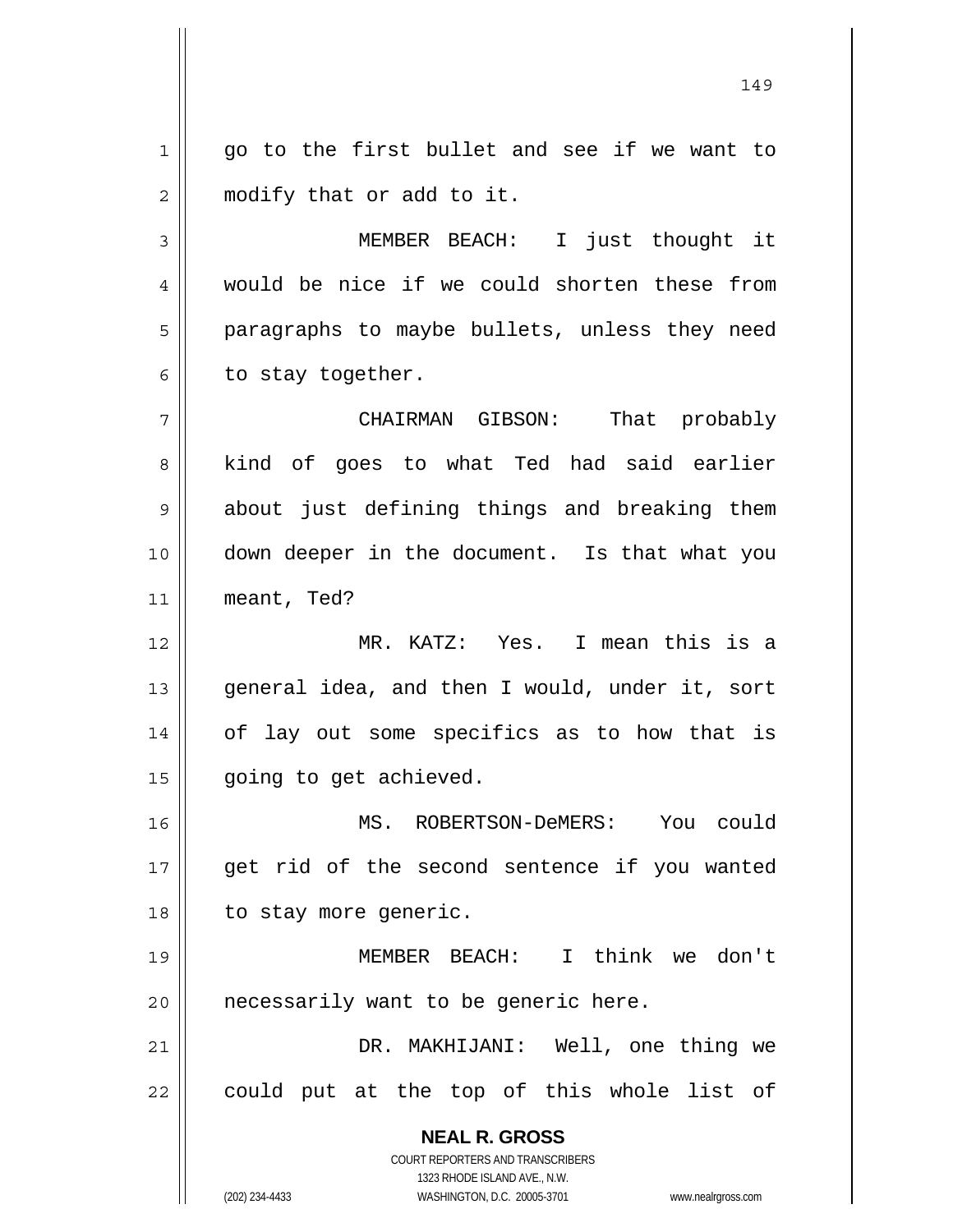go to the first bullet and see if we want to modify that or add to it.

MEMBER BEACH: I just thought it would be nice if we could shorten these from paragraphs to maybe bullets, unless they need to stay together.

CHAIRMAN GIBSON: That probably kind of goes to what Ted had said earlier about just defining things and breaking them down deeper in the document. Is that what you meant, Ted?

MR. KATZ: Yes. I mean this is a general idea, and then I would, under it, sort of lay out some specifics as to how that is going to get achieved.

MS. ROBERTSON-DeMERS: You could get rid of the second sentence if you wanted to stay more generic.

MEMBER BEACH: I think we don't necessarily want to be generic here.

DR. MAKHIJANI: Well, one thing we could put at the top of this whole list of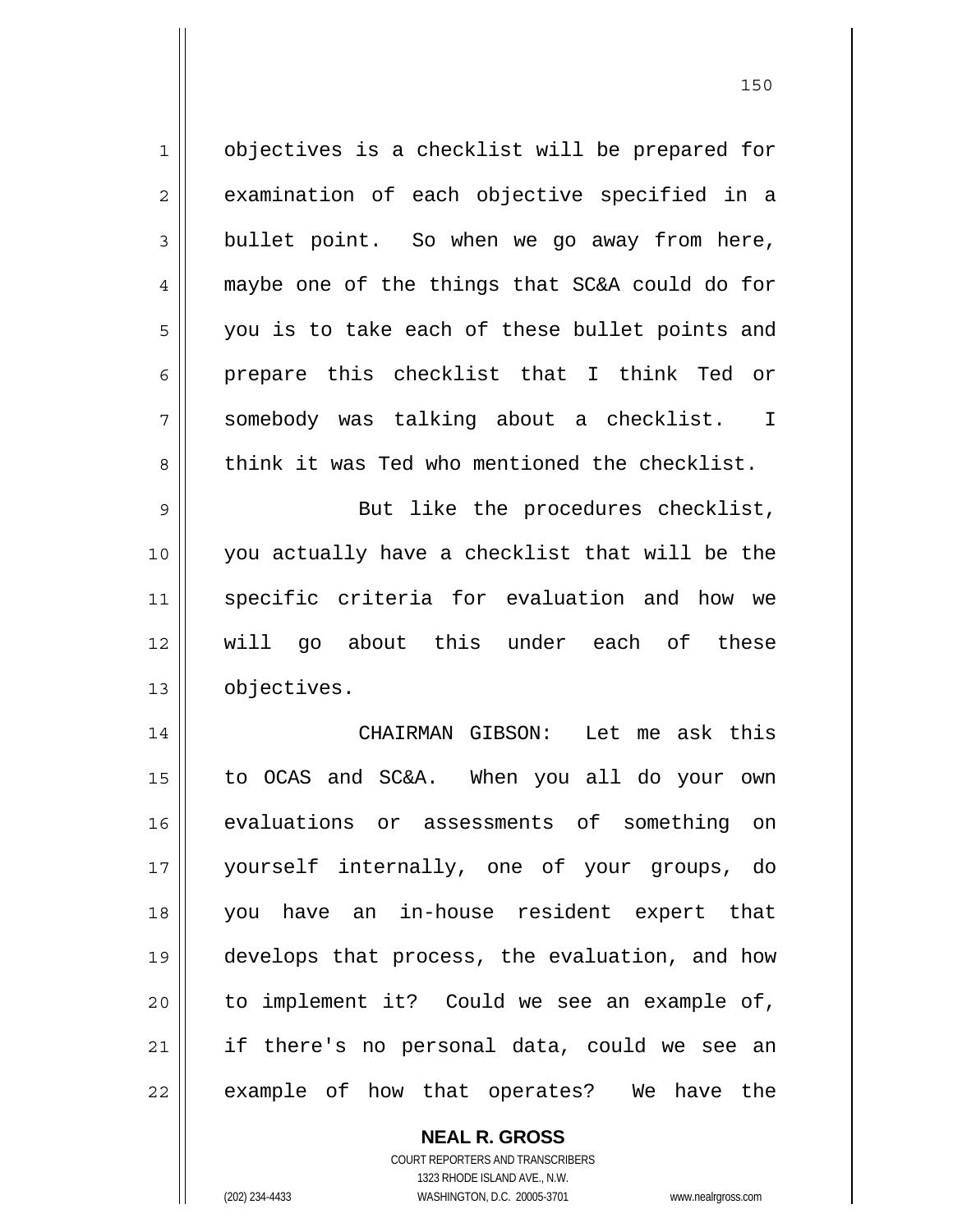objectives is a checklist will be prepared for examination of each objective specified in a bullet point. So when we go away from here, maybe one of the things that SC&A could do for you is to take each of these bullet points and prepare this checklist that I think Ted or somebody was talking about a checklist. I think it was Ted who mentioned the checklist.

But like the procedures checklist, you actually have a checklist that will be the specific criteria for evaluation and how we will go about this under each of these objectives.

CHAIRMAN GIBSON: Let me ask this to OCAS and SC&A. When you all do your own evaluations or assessments of something on yourself internally, one of your groups, do you have an in-house resident expert that develops that process, the evaluation, and how to implement it? Could we see an example of, if there's no personal data, could we see an example of how that operates? We have the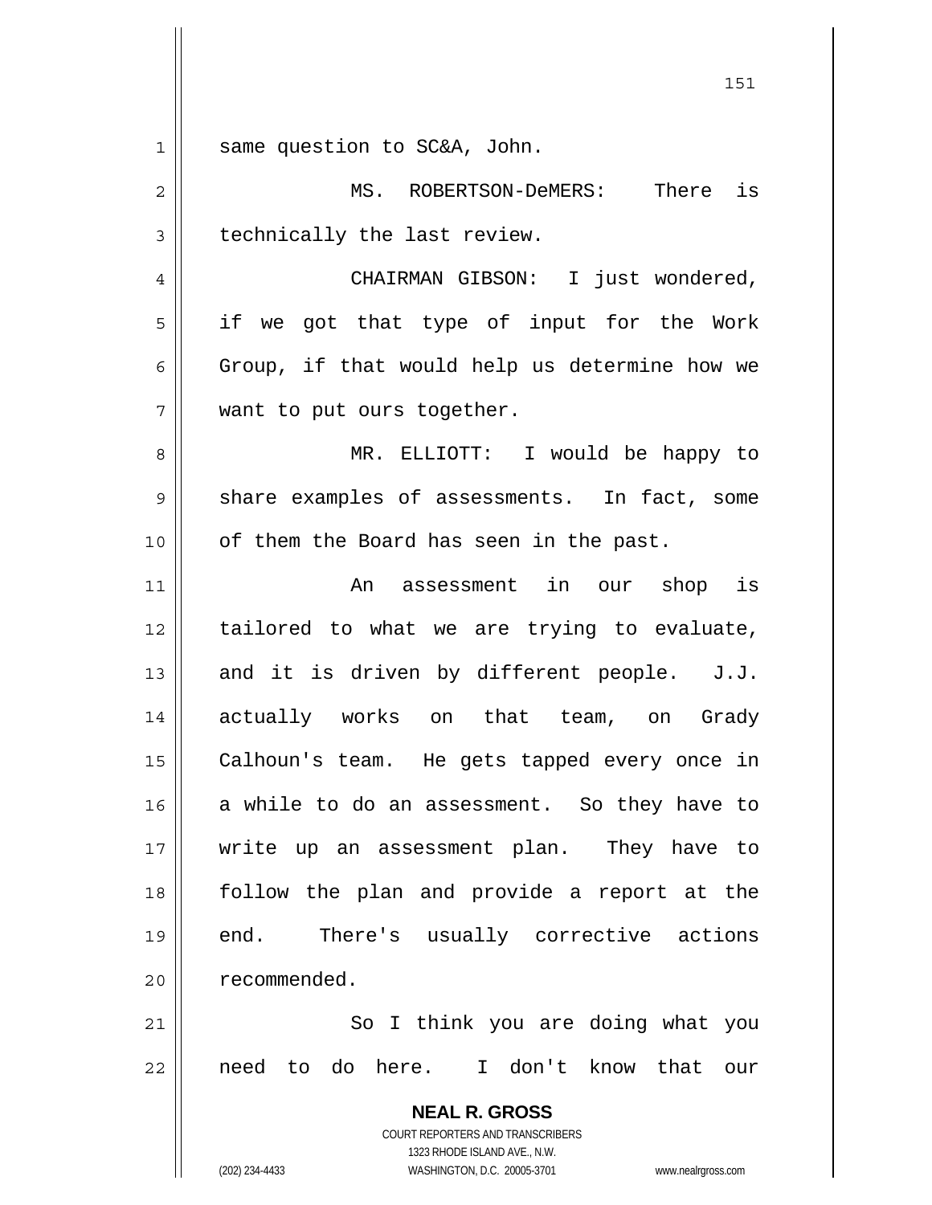same question to SC&A, John.

MS. ROBERTSON-DeMERS: There is technically the last review.

CHAIRMAN GIBSON: I just wondered, if we got that type of input for the Work Group, if that would help us determine how we want to put ours together.

MR. ELLIOTT: I would be happy to share examples of assessments. In fact, some of them the Board has seen in the past.

An assessment in our shop is tailored to what we are trying to evaluate, and it is driven by different people. J.J. actually works on that team, on Grady Calhoun's team. He gets tapped every once in a while to do an assessment. So they have to write up an assessment plan. They have to follow the plan and provide a report at the end. There's usually corrective actions recommended.

So I think you are doing what you need to do here. I don't know that our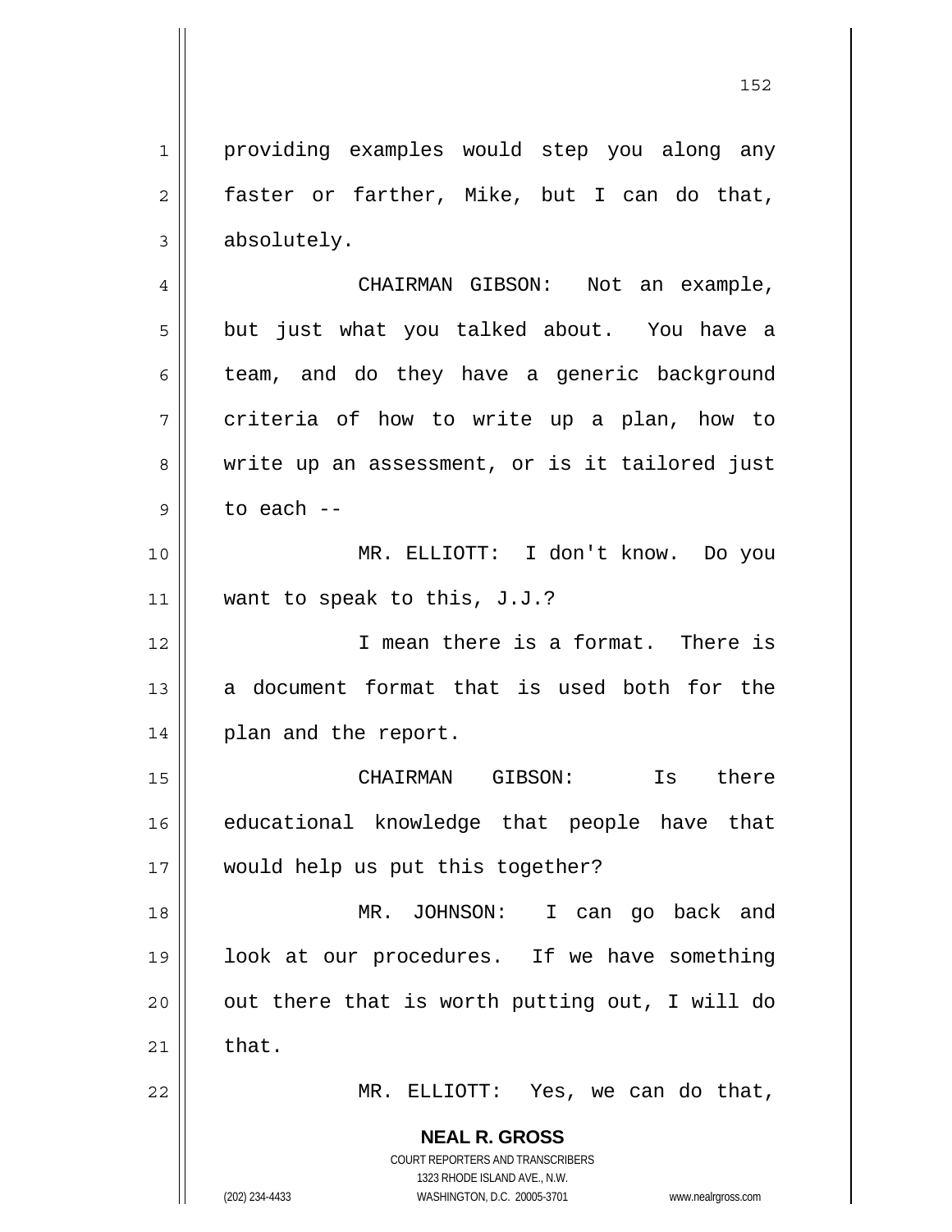providing examples would step you along any faster or farther, Mike, but I can do that, absolutely.

CHAIRMAN GIBSON: Not an example, but just what you talked about. You have a team, and do they have a generic background criteria of how to write up a plan, how to write up an assessment, or is it tailored just to each --

MR. ELLIOTT: I don't know. Do you want to speak to this, J.J.?

I mean there is a format. There is a document format that is used both for the plan and the report.

CHAIRMAN GIBSON: Is there educational knowledge that people have that would help us put this together?

MR. JOHNSON: I can go back and look at our procedures. If we have something out there that is worth putting out, I will do that.

MR. ELLIOTT: Yes, we can do that,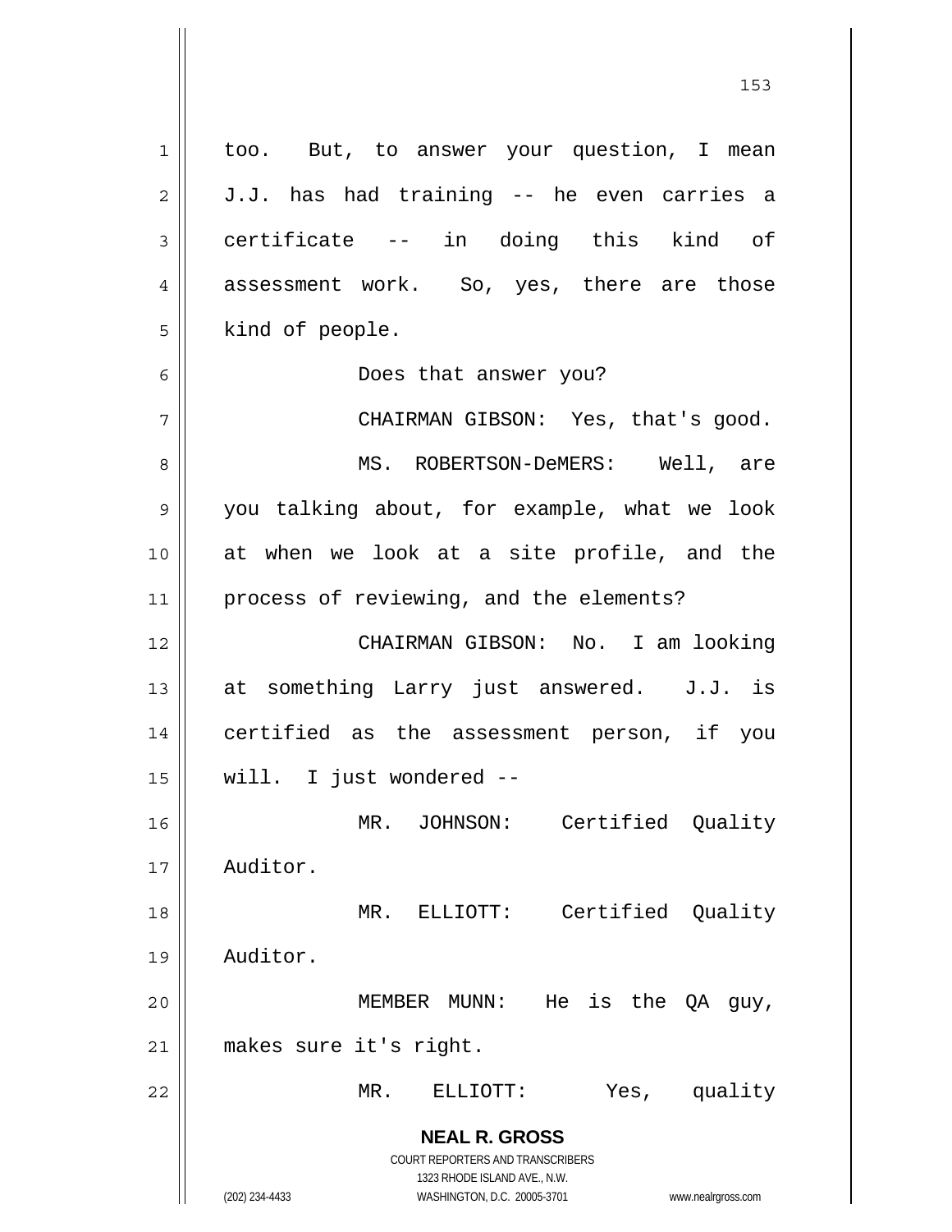too. But, to answer your question, I mean J.J. has had training -- he even carries a certificate -- in doing this kind of assessment work. So, yes, there are those kind of people.

Does that answer you?

CHAIRMAN GIBSON: Yes, that's good.

MS. ROBERTSON-DeMERS: Well, are you talking about, for example, what we look at when we look at a site profile, and the process of reviewing, and the elements?

CHAIRMAN GIBSON: No. I am looking at something Larry just answered. J.J. is certified as the assessment person, if you will. I just wondered --

MR. JOHNSON: Certified Quality Auditor.

MR. ELLIOTT: Certified Quality Auditor.

MEMBER MUNN: He is the QA guy, makes sure it's right.

MR. ELLIOTT: Yes, quality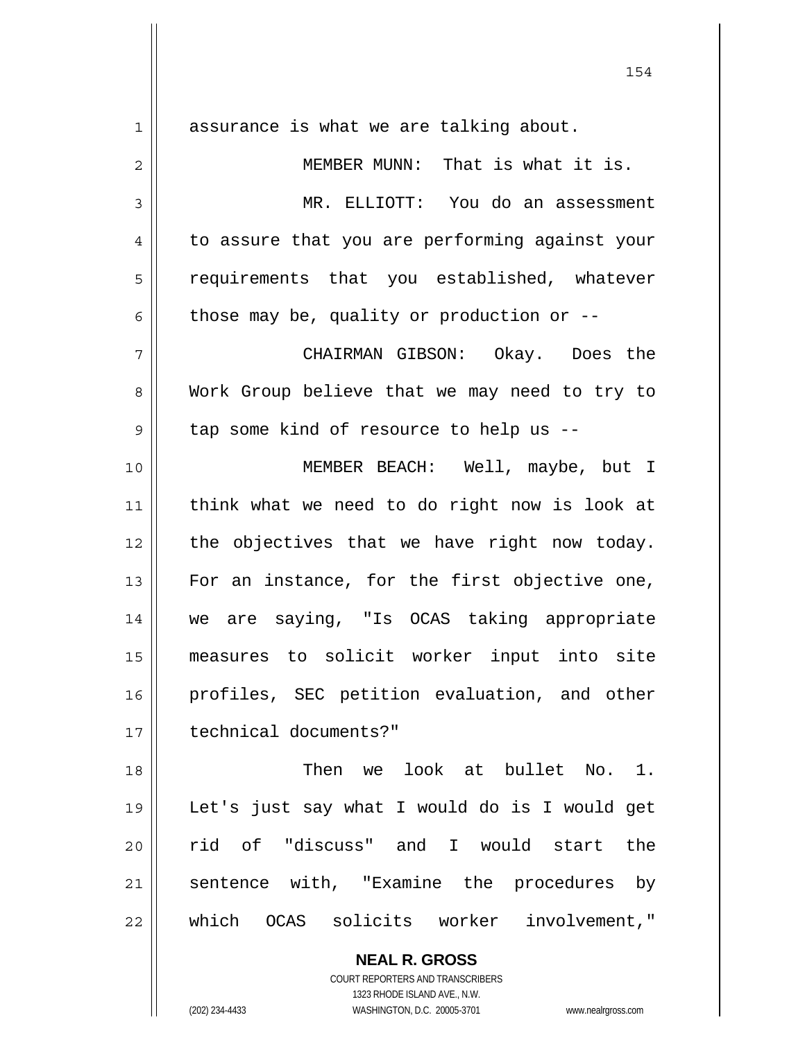assurance is what we are talking about.

MEMBER MUNN: That is what it is.

MR. ELLIOTT: You do an assessment to assure that you are performing against your requirements that you established, whatever those may be, quality or production or --

CHAIRMAN GIBSON: Okay. Does the Work Group believe that we may need to try to tap some kind of resource to help us --

MEMBER BEACH: Well, maybe, but I think what we need to do right now is look at the objectives that we have right now today. For an instance, for the first objective one, we are saying, "Is OCAS taking appropriate measures to solicit worker input into site profiles, SEC petition evaluation, and other technical documents?"

Then we look at bullet No. 1. Let's just say what I would do is I would get rid of "discuss" and I would start the sentence with, "Examine the procedures by which OCAS solicits worker involvement,"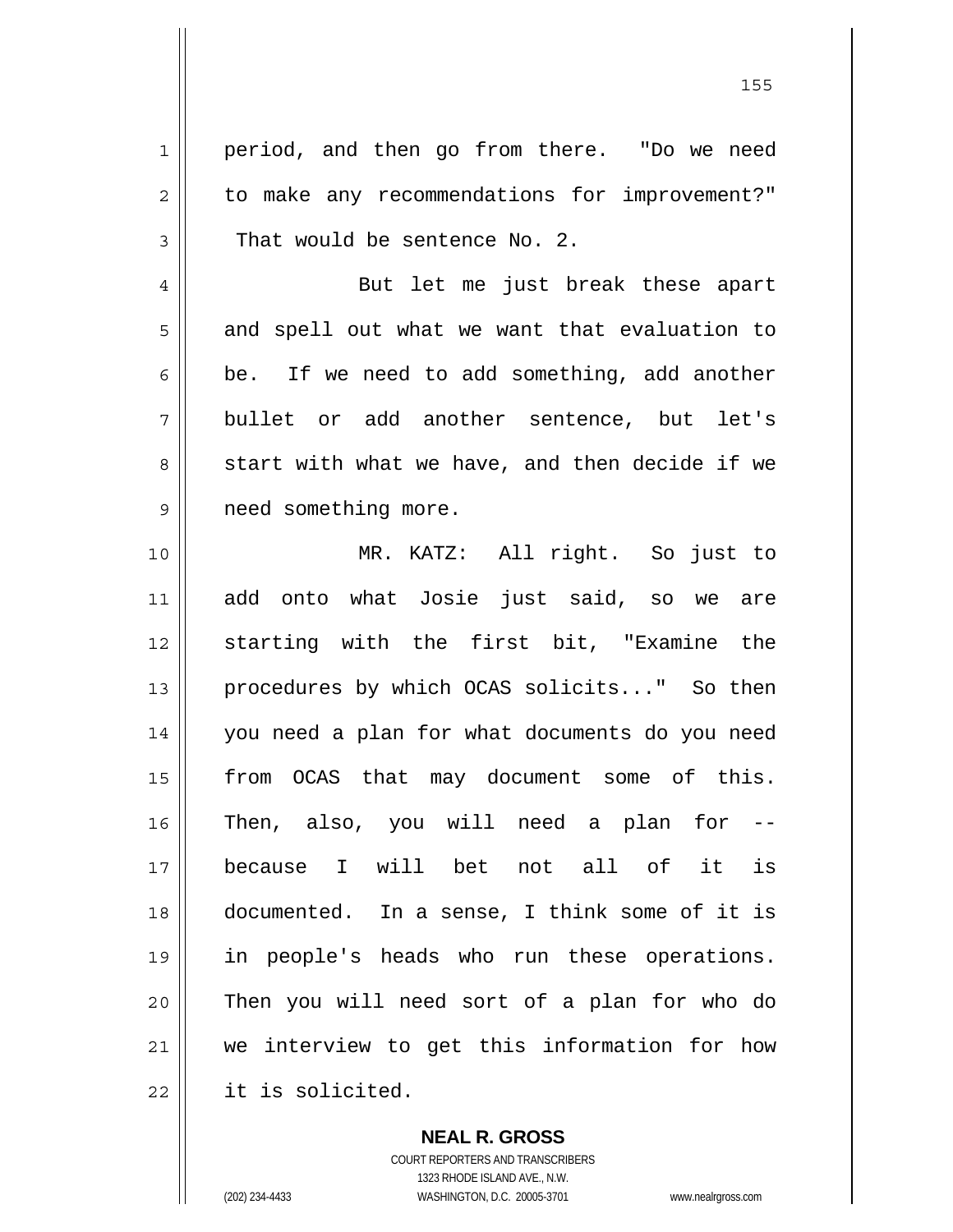period, and then go from there. "Do we need to make any recommendations for improvement?" That would be sentence No. 2.

But let me just break these apart and spell out what we want that evaluation to be. If we need to add something, add another bullet or add another sentence, but let's start with what we have, and then decide if we need something more.

MR. KATZ: All right. So just to add onto what Josie just said, so we are starting with the first bit, "Examine the procedures by which OCAS solicits..." So then you need a plan for what documents do you need from OCAS that may document some of this. Then, also, you will need a plan for -- because I will bet not all of it is documented. In a sense, I think some of it is in people's heads who run these operations. Then you will need sort of a plan for who do we interview to get this information for how it is solicited.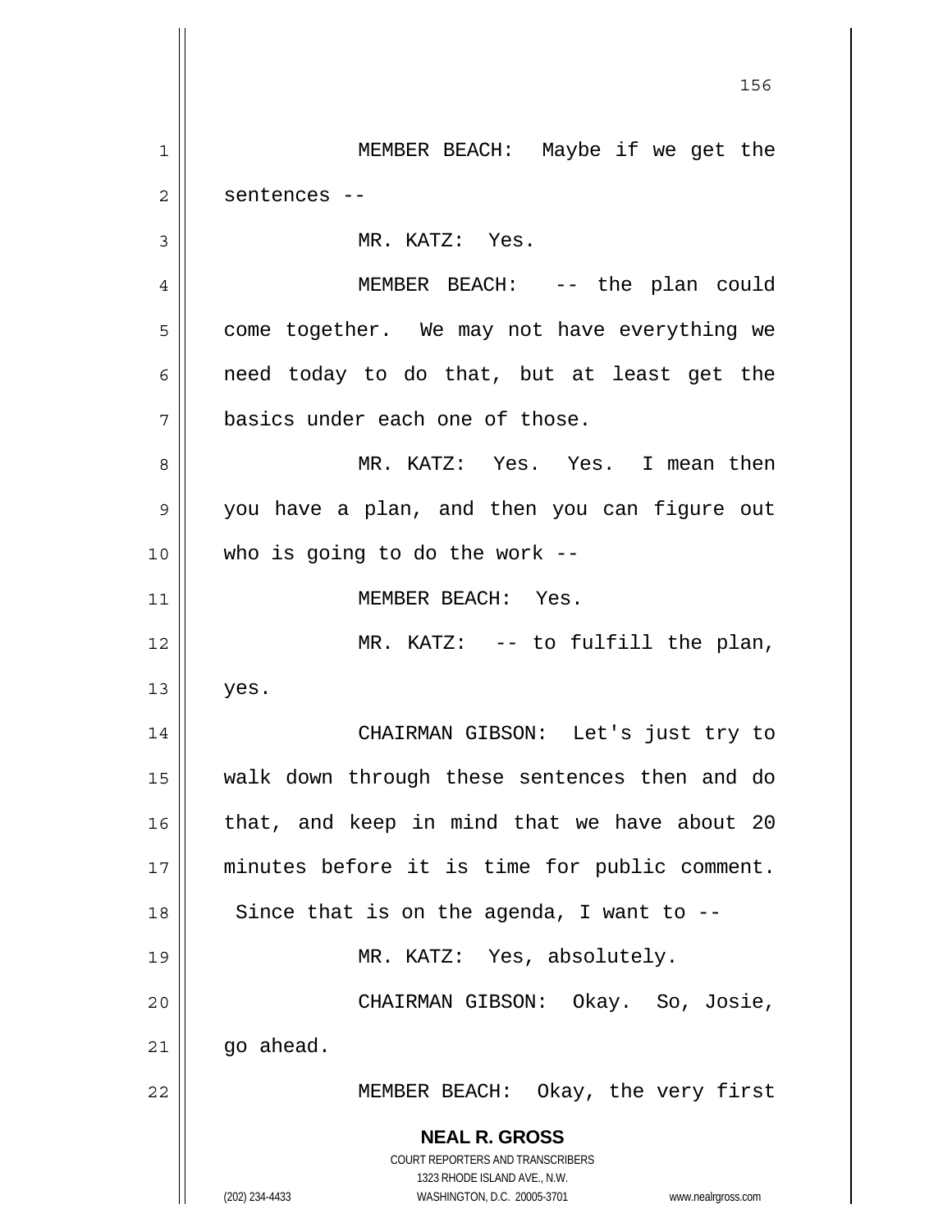MEMBER BEACH: Maybe if we get the sentences --

MR. KATZ: Yes.

MEMBER BEACH: -- the plan could come together. We may not have everything we need today to do that, but at least get the basics under each one of those.

MR. KATZ: Yes. Yes. I mean then you have a plan, and then you can figure out who is going to do the work --

MEMBER BEACH: Yes.

MR. KATZ: -- to fulfill the plan, yes.

CHAIRMAN GIBSON: Let's just try to walk down through these sentences then and do that, and keep in mind that we have about 20 minutes before it is time for public comment. Since that is on the agenda, I want to --

MR. KATZ: Yes, absolutely.

CHAIRMAN GIBSON: Okay. So, Josie, go ahead.

MEMBER BEACH: Okay, the very first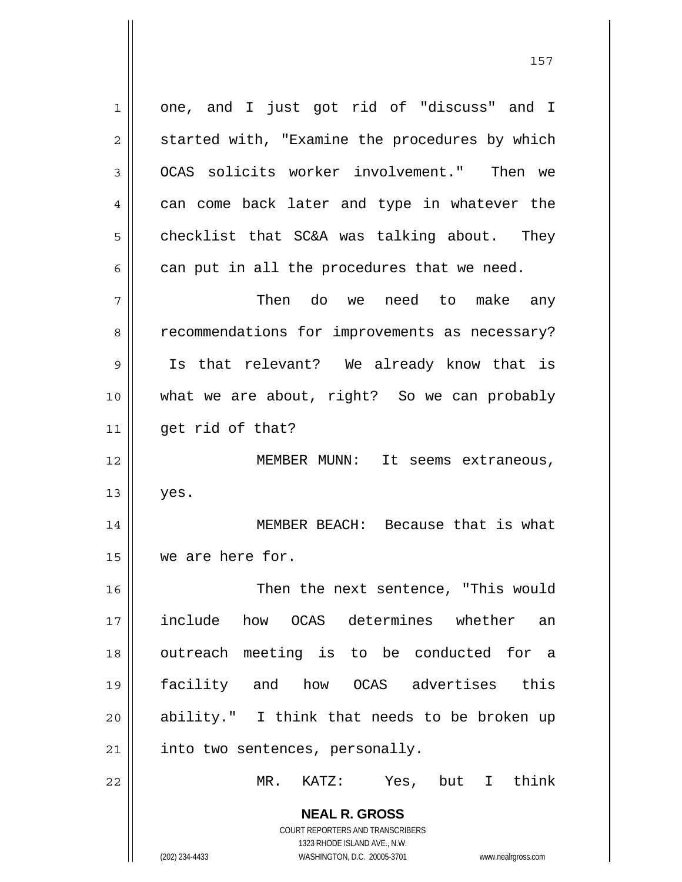one, and I just got rid of "discuss" and I started with, "Examine the procedures by which OCAS solicits worker involvement." Then we can come back later and type in whatever the checklist that SC&A was talking about. They can put in all the procedures that we need.

Then do we need to make any recommendations for improvements as necessary? Is that relevant? We already know that is what we are about, right? So we can probably get rid of that?

MEMBER MUNN: It seems extraneous, yes.

MEMBER BEACH: Because that is what we are here for.

Then the next sentence, "This would include how OCAS determines whether an outreach meeting is to be conducted for a facility and how OCAS advertises this ability." I think that needs to be broken up into two sentences, personally.

MR. KATZ: Yes, but I think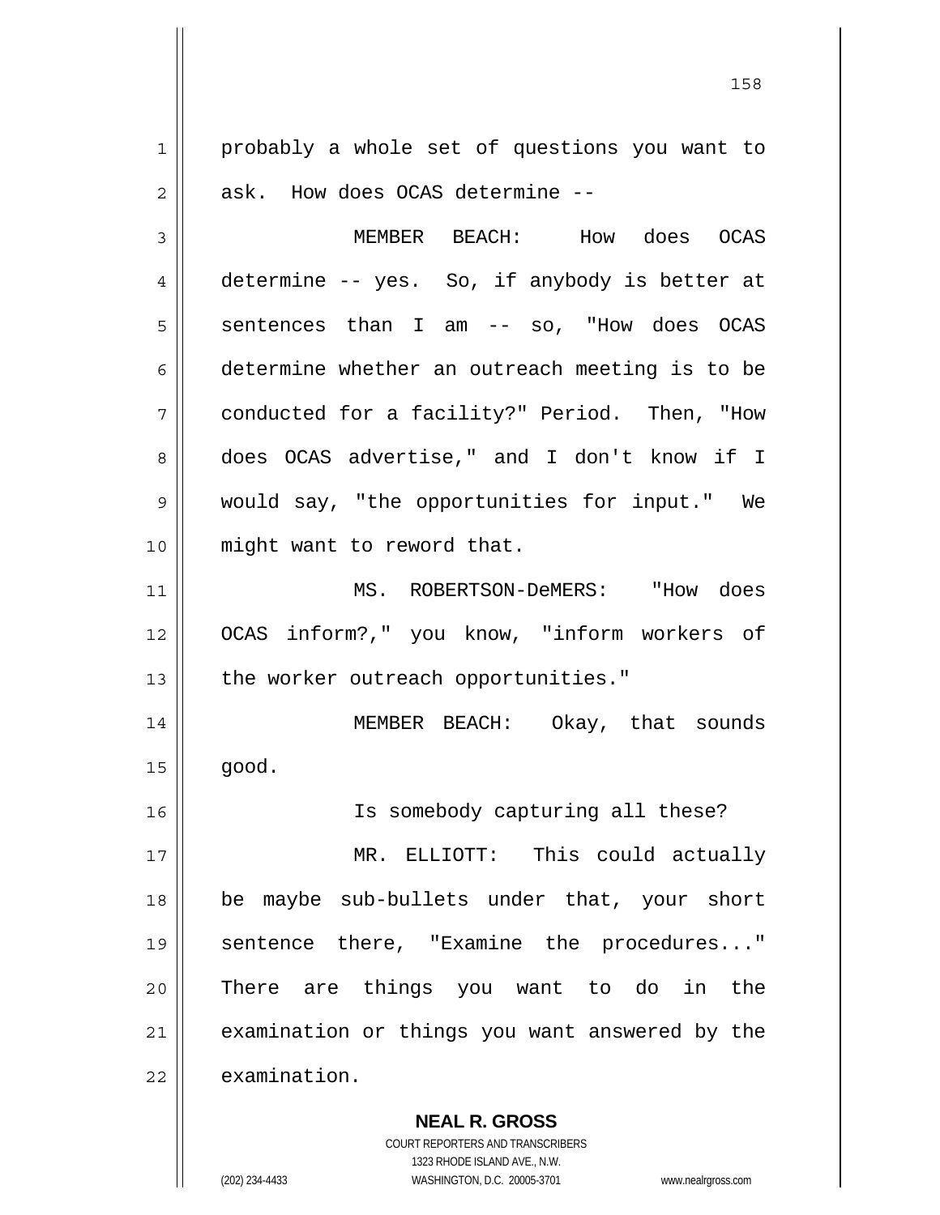probably a whole set of questions you want to ask. How does OCAS determine --

MEMBER BEACH: How does OCAS determine -- yes. So, if anybody is better at sentences than I am -- so, "How does OCAS determine whether an outreach meeting is to be conducted for a facility?" Period. Then, "How does OCAS advertise," and I don't know if I would say, "the opportunities for input." We might want to reword that.

MS. ROBERTSON-DeMERS: "How does OCAS inform?," you know, "inform workers of the worker outreach opportunities."

MEMBER BEACH: Okay, that sounds good.

Is somebody capturing all these?

MR. ELLIOTT: This could actually be maybe sub-bullets under that, your short sentence there, "Examine the procedures..." There are things you want to do in the examination or things you want answered by the examination.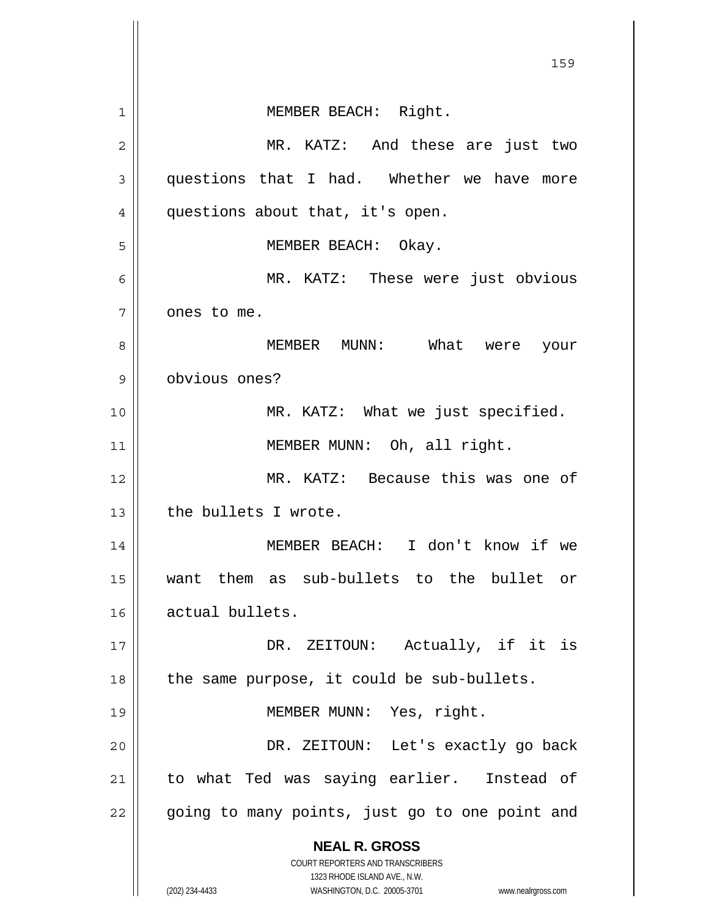MEMBER BEACH: Right.

MR. KATZ: And these are just two questions that I had. Whether we have more questions about that, it's open.

MEMBER BEACH: Okay.

MR. KATZ: These were just obvious ones to me.

MEMBER MUNN: What were your obvious ones?

MR. KATZ: What we just specified.

MEMBER MUNN: Oh, all right.

MR. KATZ: Because this was one of the bullets I wrote.

MEMBER BEACH: I don't know if we want them as sub-bullets to the bullet or actual bullets.

DR. ZEITOUN: Actually, if it is the same purpose, it could be sub-bullets.

MEMBER MUNN: Yes, right.

DR. ZEITOUN: Let's exactly go back to what Ted was saying earlier. Instead of going to many points, just go to one point and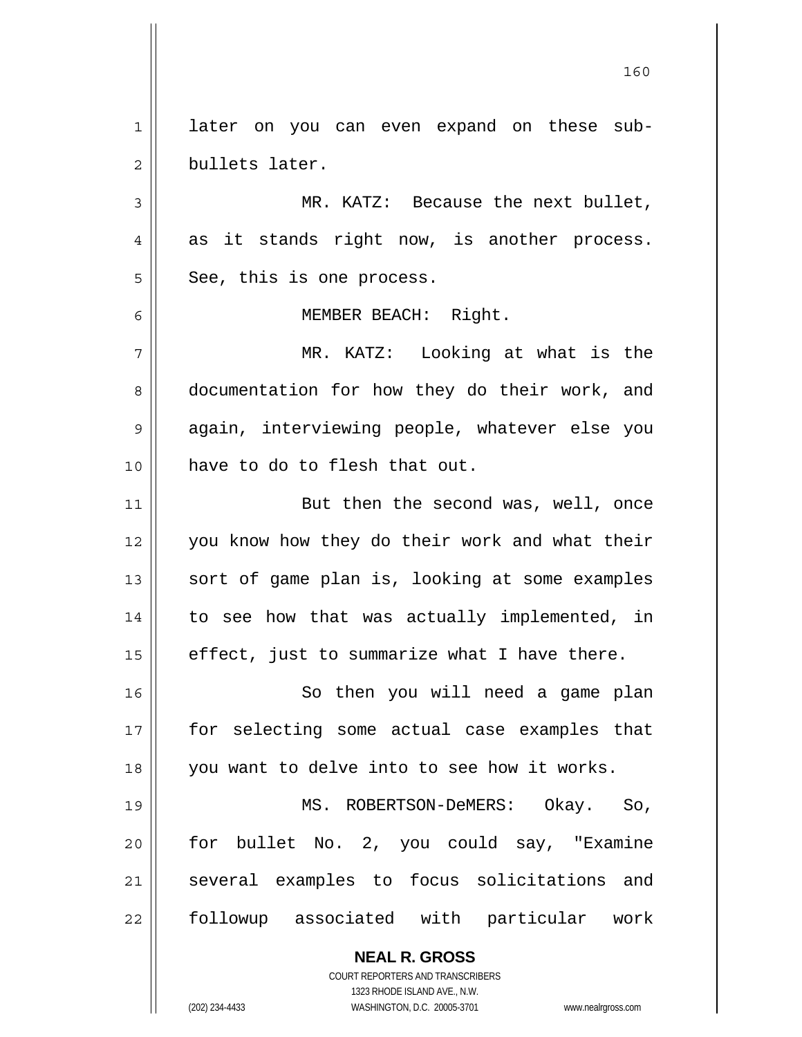later on you can even expand on these sub-bullets later.

MR. KATZ: Because the next bullet, as it stands right now, is another process. See, this is one process.

MEMBER BEACH: Right.

MR. KATZ: Looking at what is the documentation for how they do their work, and again, interviewing people, whatever else you have to do to flesh that out.

But then the second was, well, once you know how they do their work and what their sort of game plan is, looking at some examples to see how that was actually implemented, in effect, just to summarize what I have there.

So then you will need a game plan for selecting some actual case examples that you want to delve into to see how it works.

MS. ROBERTSON-DeMERS: Okay. So, for bullet No. 2, you could say, "Examine several examples to focus solicitations and followup associated with particular work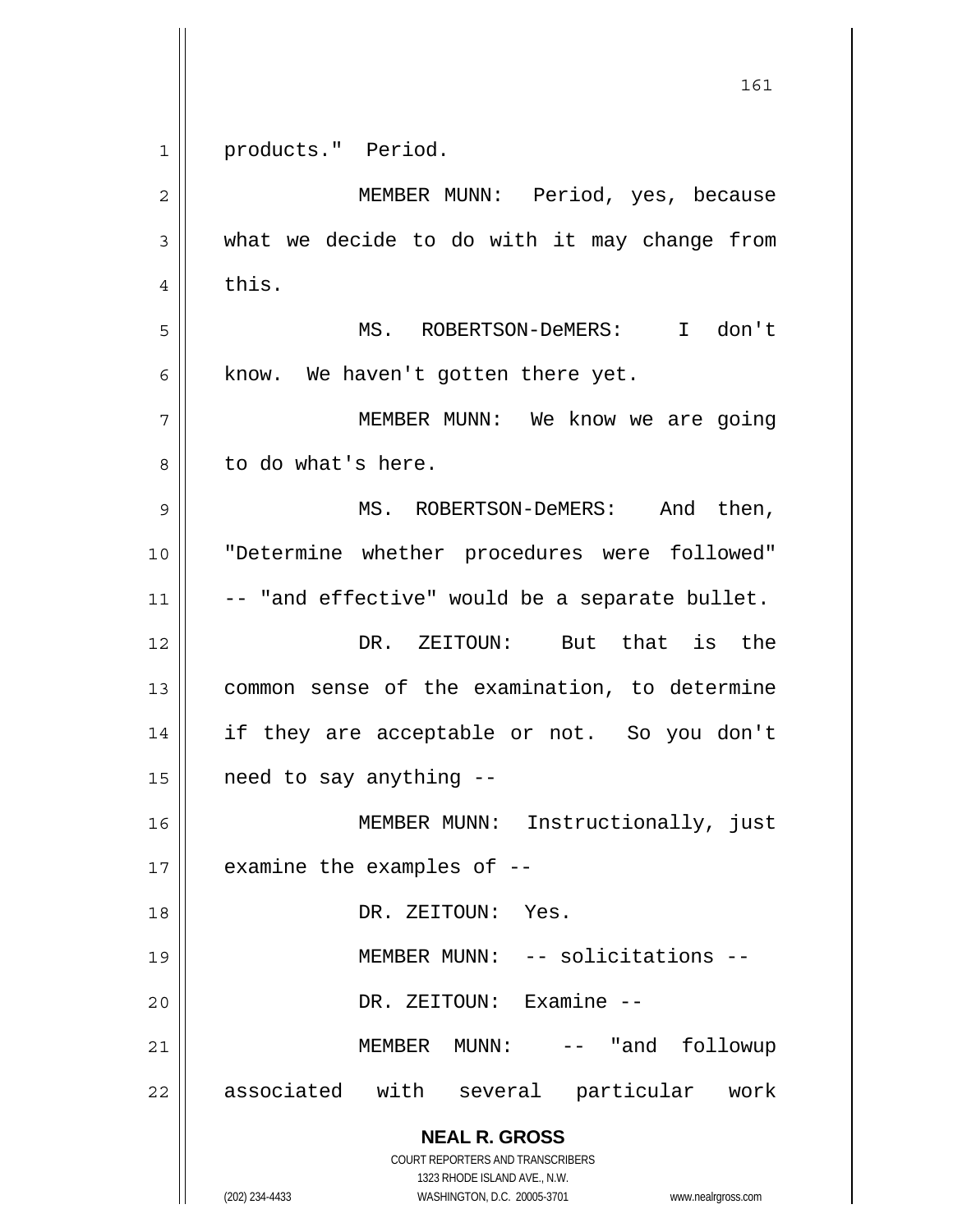products." Period.

MEMBER MUNN: Period, yes, because what we decide to do with it may change from this.

MS. ROBERTSON-DeMERS: I don't know. We haven't gotten there yet.

MEMBER MUNN: We know we are going to do what's here.

MS. ROBERTSON-DeMERS: And then, "Determine whether procedures were followed" -- "and effective" would be a separate bullet.

DR. ZEITOUN: But that is the common sense of the examination, to determine if they are acceptable or not. So you don't need to say anything --

MEMBER MUNN: Instructionally, just examine the examples of --

DR. ZEITOUN: Yes.

MEMBER MUNN: -- solicitations --

DR. ZEITOUN: Examine --

MEMBER MUNN: -- "and followup associated with several particular work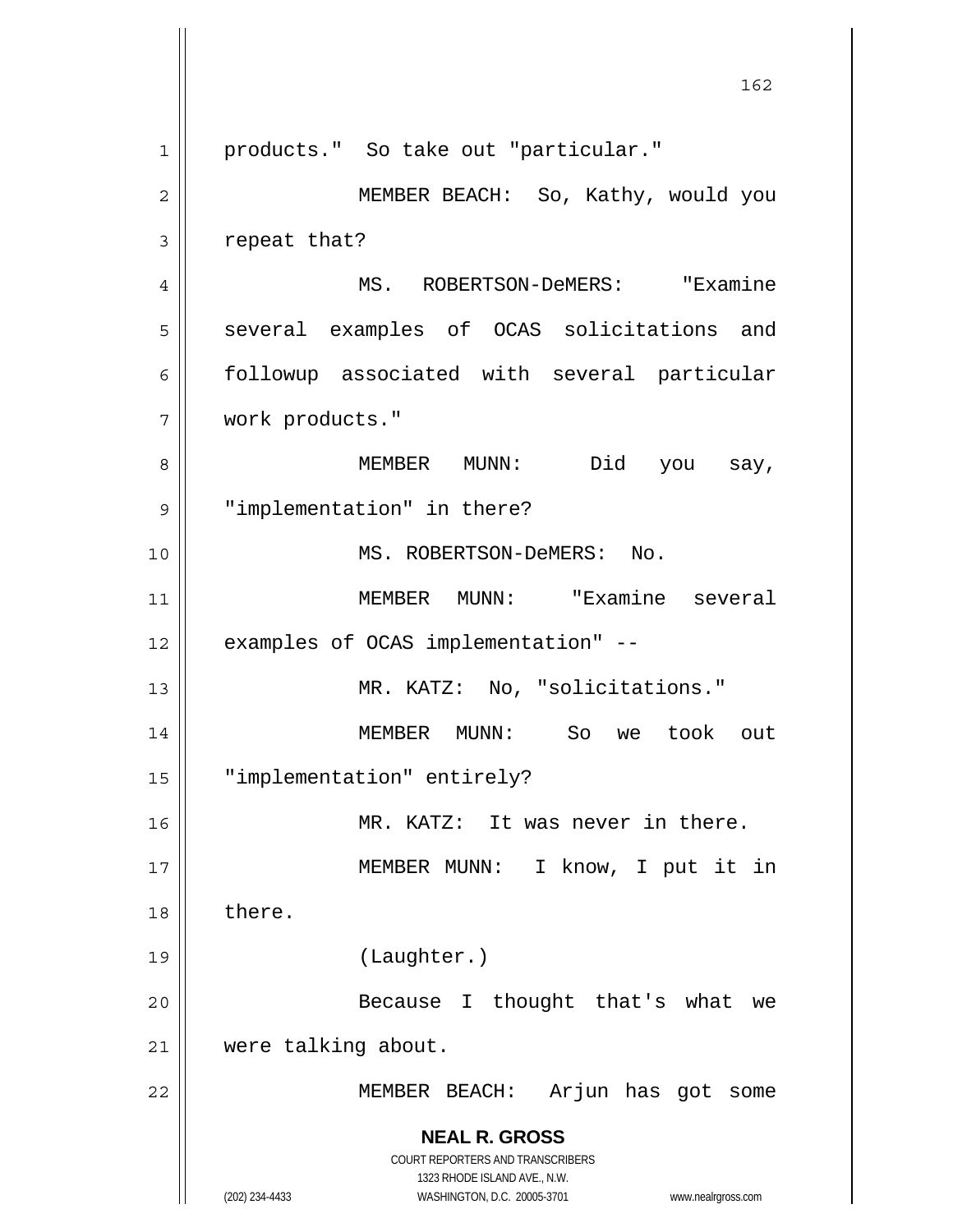products." So take out "particular."

MEMBER BEACH: So, Kathy, would you repeat that?

MS. ROBERTSON-DeMERS: "Examine several examples of OCAS solicitations and followup associated with several particular work products."

MEMBER MUNN: Did you say, "implementation" in there?

MS. ROBERTSON-DeMERS: No.

MEMBER MUNN: "Examine several examples of OCAS implementation" --

MR. KATZ: No, "solicitations."

MEMBER MUNN: So we took out "implementation" entirely?

MR. KATZ: It was never in there.

MEMBER MUNN: I know, I put it in there.

(Laughter.)

Because I thought that's what we were talking about.

MEMBER BEACH: Arjun has got some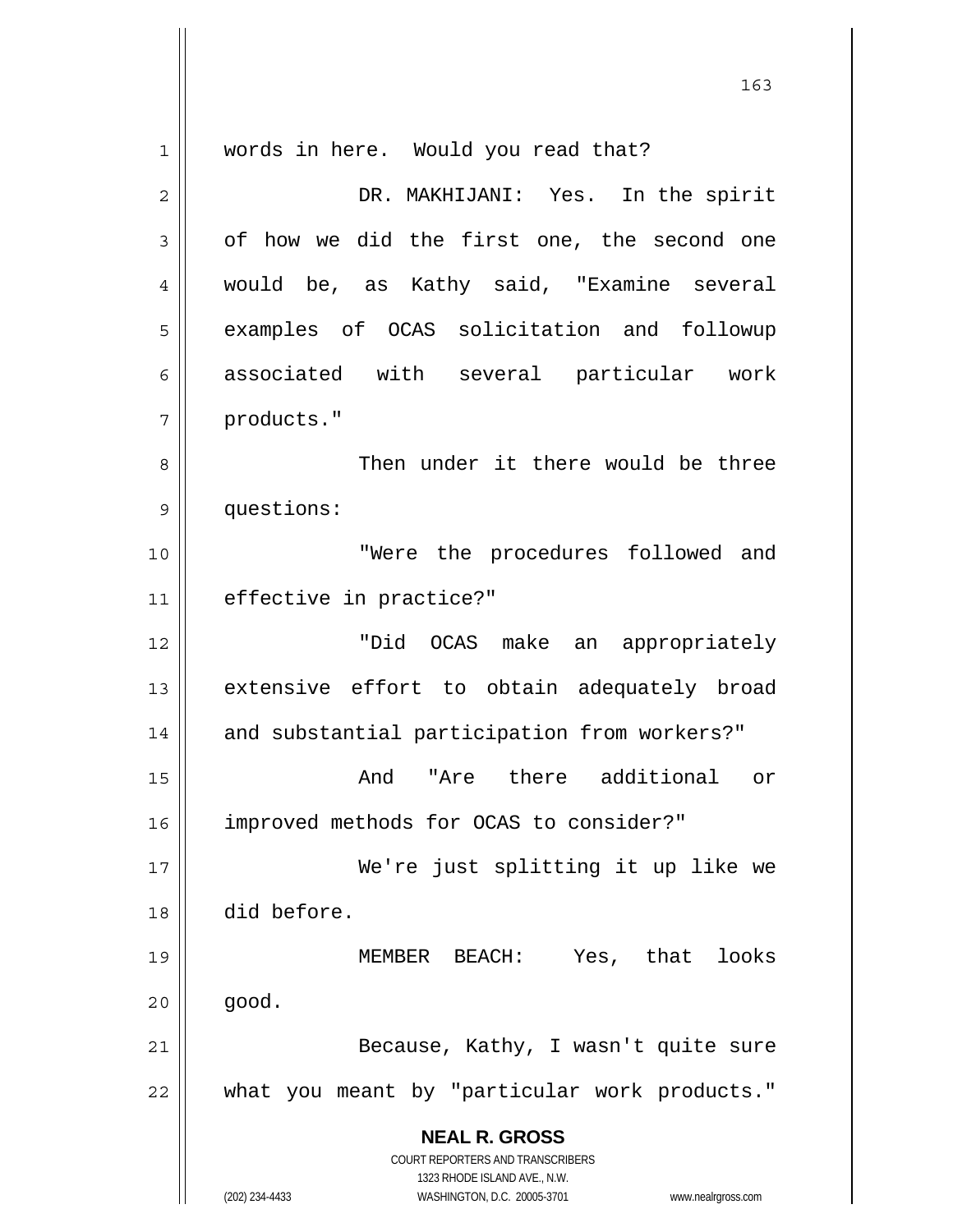words in here. Would you read that?

DR. MAKHIJANI: Yes. In the spirit of how we did the first one, the second one would be, as Kathy said, "Examine several examples of OCAS solicitation and followup associated with several particular work products."

Then under it there would be three questions:

"Were the procedures followed and effective in practice?"

"Did OCAS make an appropriately extensive effort to obtain adequately broad and substantial participation from workers?"

And "Are there additional or improved methods for OCAS to consider?"

We're just splitting it up like we did before.

MEMBER BEACH: Yes, that looks good.

Because, Kathy, I wasn't quite sure what you meant by "particular work products."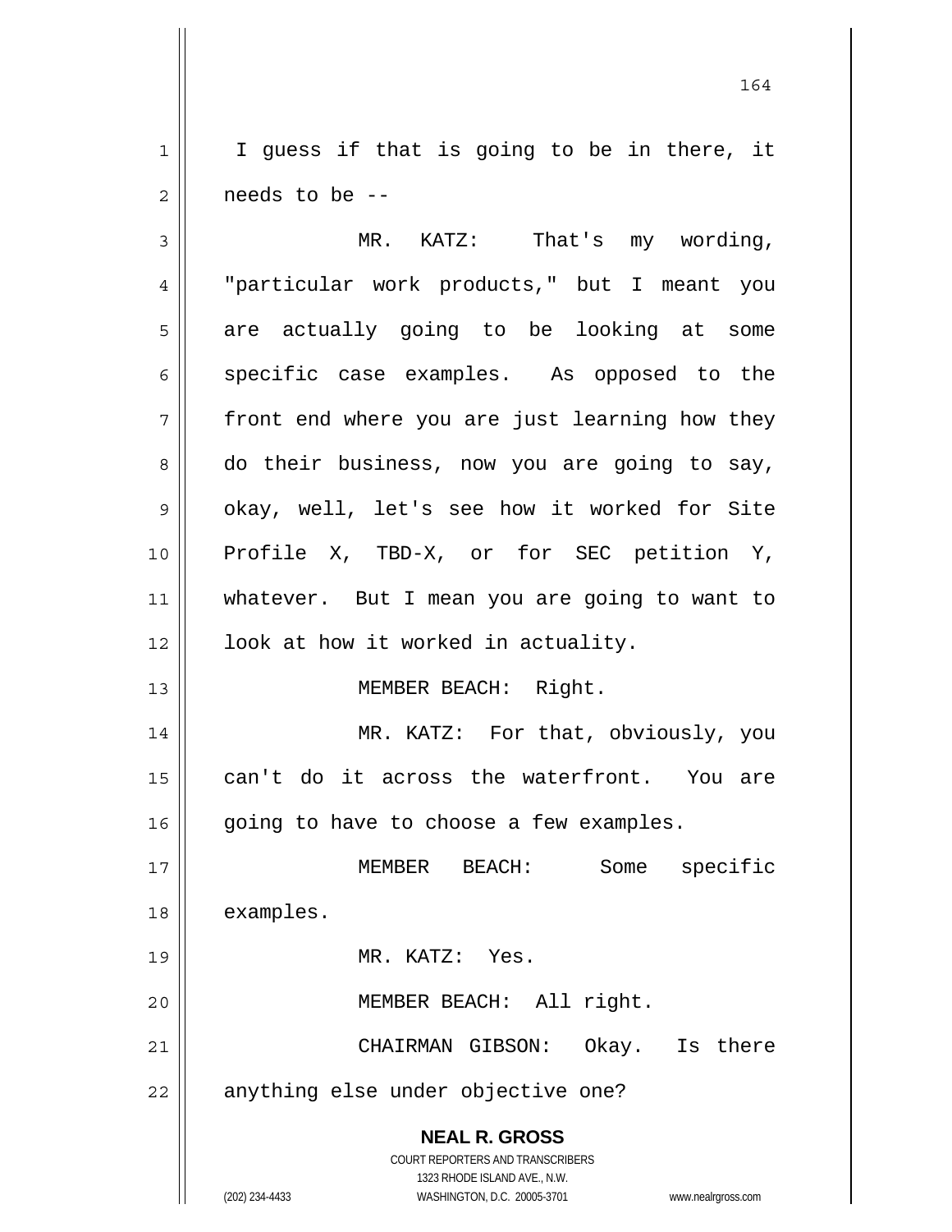I guess if that is going to be in there, it needs to be --

MR. KATZ: That's my wording, "particular work products," but I meant you are actually going to be looking at some specific case examples. As opposed to the front end where you are just learning how they do their business, now you are going to say, okay, well, let's see how it worked for Site Profile X, TBD-X, or for SEC petition Y, whatever. But I mean you are going to want to look at how it worked in actuality.

MEMBER BEACH: Right.

MR. KATZ: For that, obviously, you can't do it across the waterfront. You are going to have to choose a few examples.

MEMBER BEACH: Some specific examples.

MR. KATZ: Yes.

MEMBER BEACH: All right.

CHAIRMAN GIBSON: Okay. Is there anything else under objective one?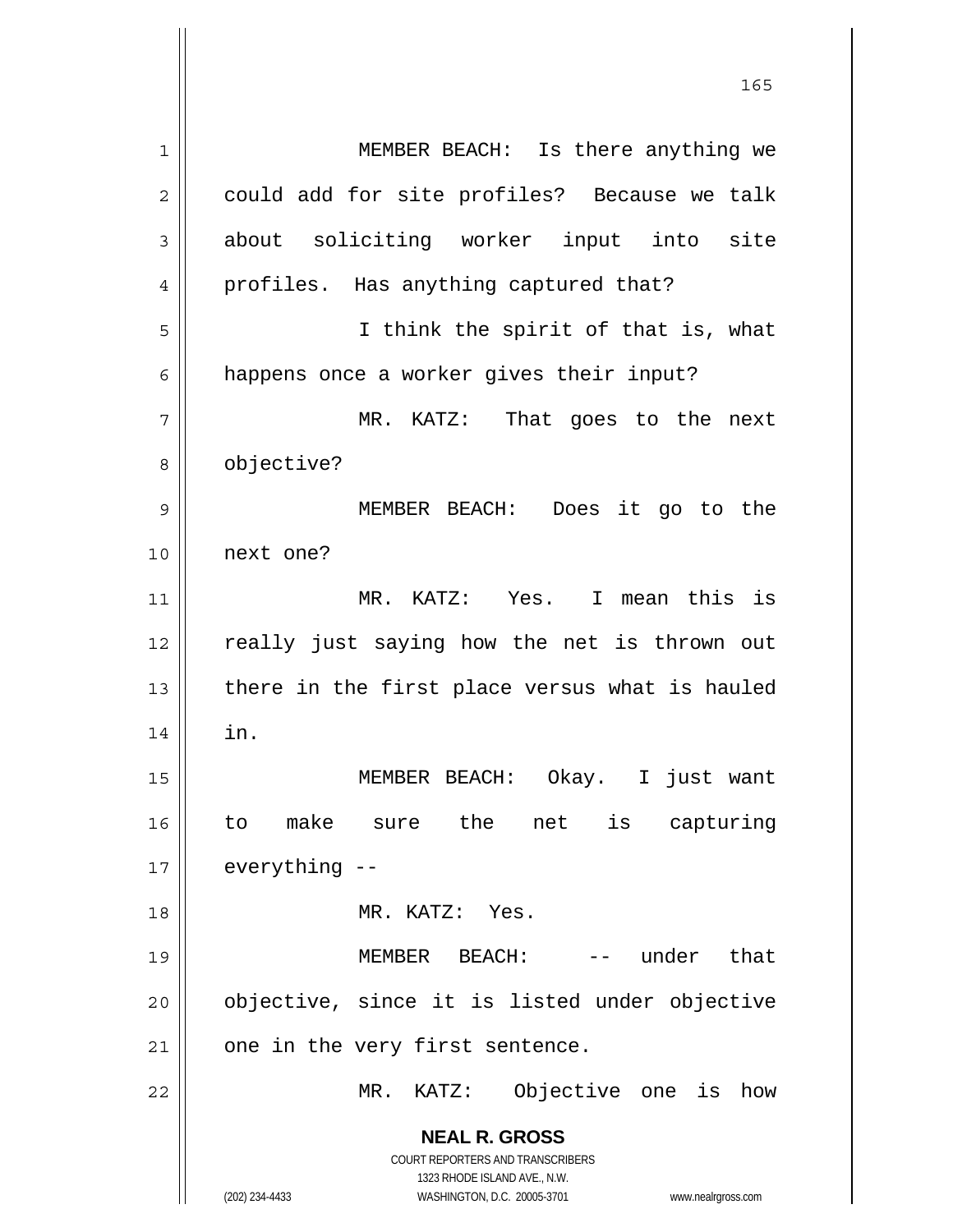MEMBER BEACH: Is there anything we could add for site profiles? Because we talk about soliciting worker input into site profiles. Has anything captured that?

I think the spirit of that is, what happens once a worker gives their input?

MR. KATZ: That goes to the next objective?

MEMBER BEACH: Does it go to the next one?

MR. KATZ: Yes. I mean this is really just saying how the net is thrown out there in the first place versus what is hauled in.

MEMBER BEACH: Okay. I just want to make sure the net is capturing everything --

MR. KATZ: Yes.

MEMBER BEACH: -- under that objective, since it is listed under objective one in the very first sentence.

MR. KATZ: Objective one is how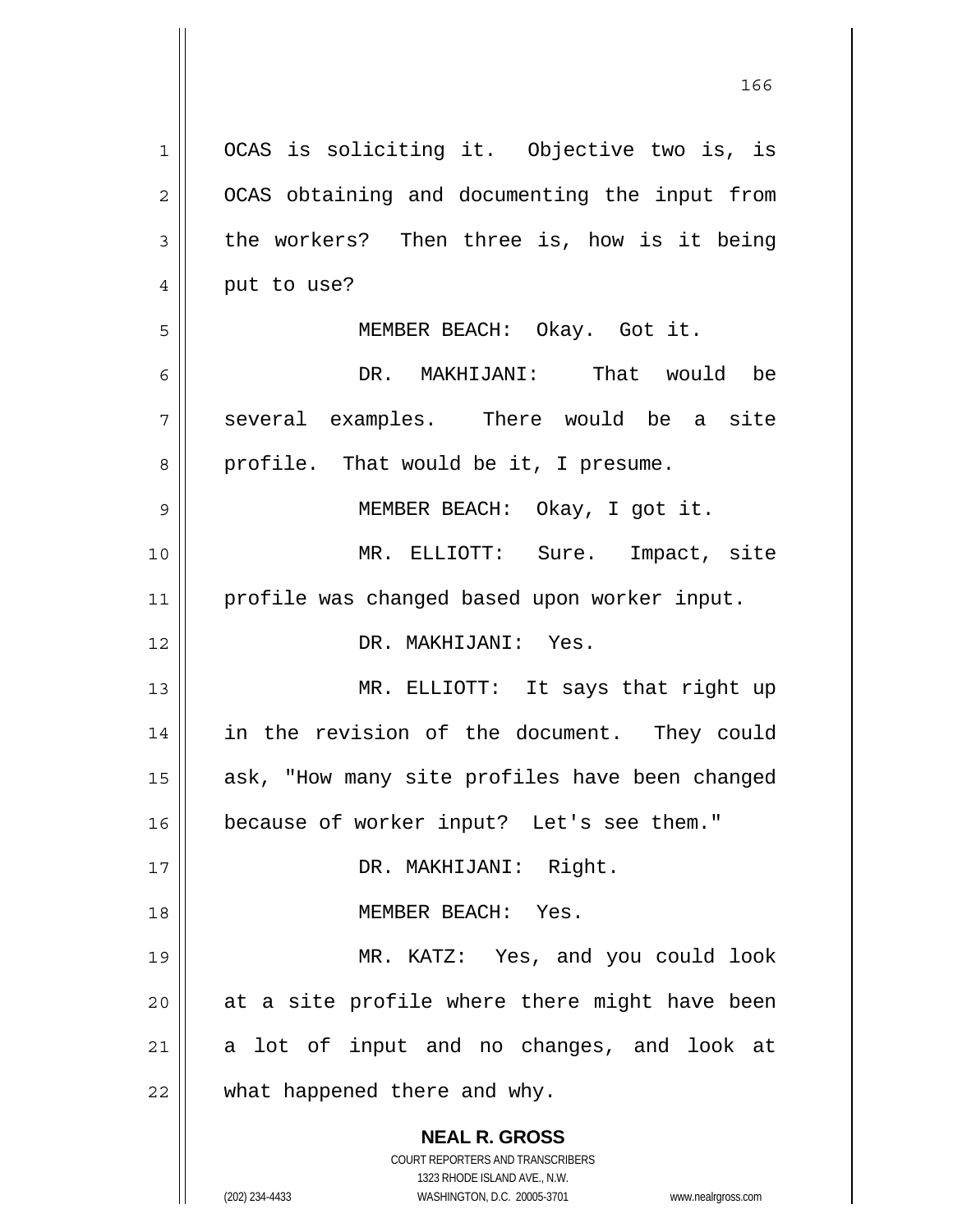OCAS is soliciting it. Objective two is, is OCAS obtaining and documenting the input from the workers? Then three is, how is it being put to use?

MEMBER BEACH: Okay. Got it.

DR. MAKHIJANI: That would be several examples. There would be a site profile. That would be it, I presume.

MEMBER BEACH: Okay, I got it.

MR. ELLIOTT: Sure. Impact, site profile was changed based upon worker input.

DR. MAKHIJANI: Yes.

MR. ELLIOTT: It says that right up in the revision of the document. They could ask, "How many site profiles have been changed because of worker input? Let's see them."

DR. MAKHIJANI: Right.

MEMBER BEACH: Yes.

MR. KATZ: Yes, and you could look at a site profile where there might have been a lot of input and no changes, and look at what happened there and why.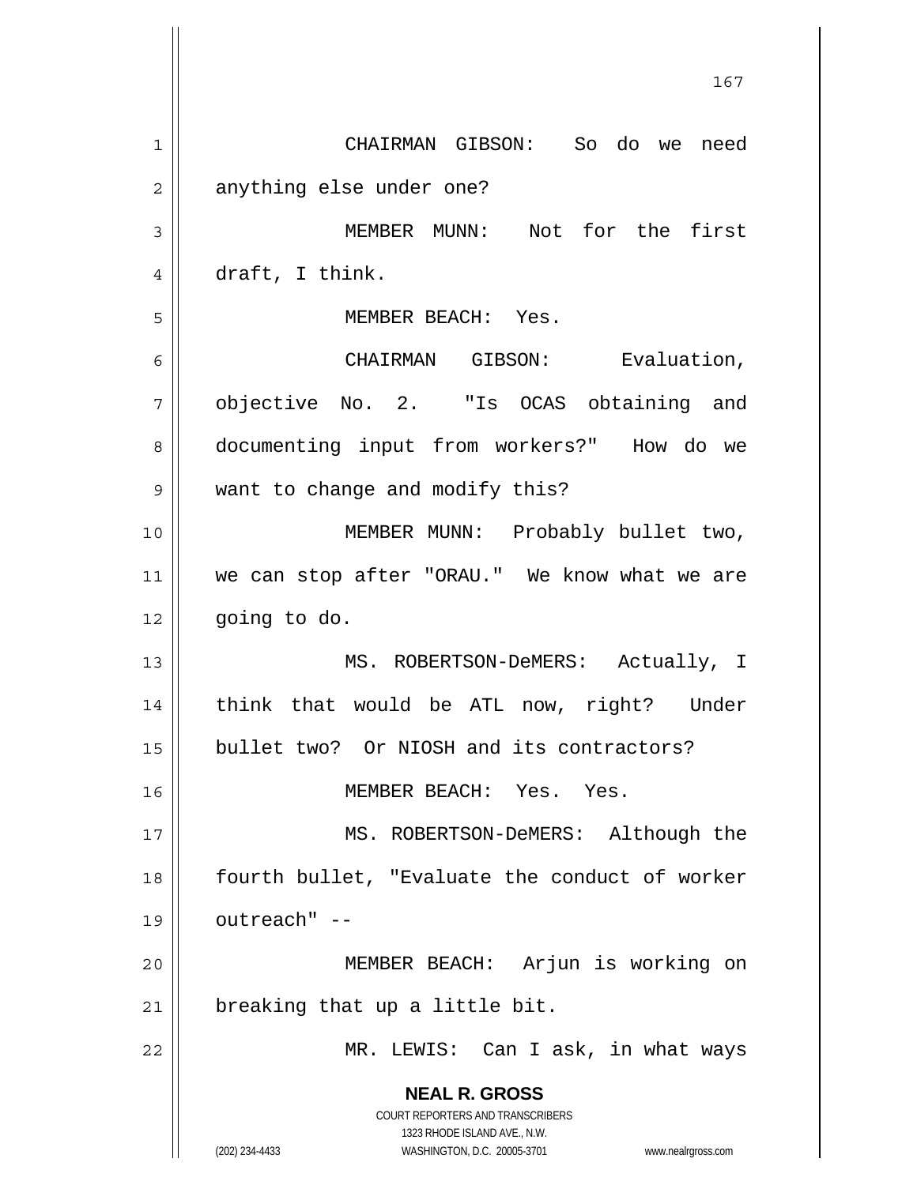CHAIRMAN GIBSON: So do we need anything else under one?

MEMBER MUNN: Not for the first draft, I think.

MEMBER BEACH: Yes.

CHAIRMAN GIBSON: Evaluation, objective No. 2. "Is OCAS obtaining and documenting input from workers?" How do we want to change and modify this?

MEMBER MUNN: Probably bullet two, we can stop after "ORAU." We know what we are going to do.

MS. ROBERTSON-DeMERS: Actually, I think that would be ATL now, right? Under bullet two? Or NIOSH and its contractors?

MEMBER BEACH: Yes. Yes.

MS. ROBERTSON-DeMERS: Although the fourth bullet, "Evaluate the conduct of worker outreach" --

MEMBER BEACH: Arjun is working on breaking that up a little bit.

MR. LEWIS: Can I ask, in what ways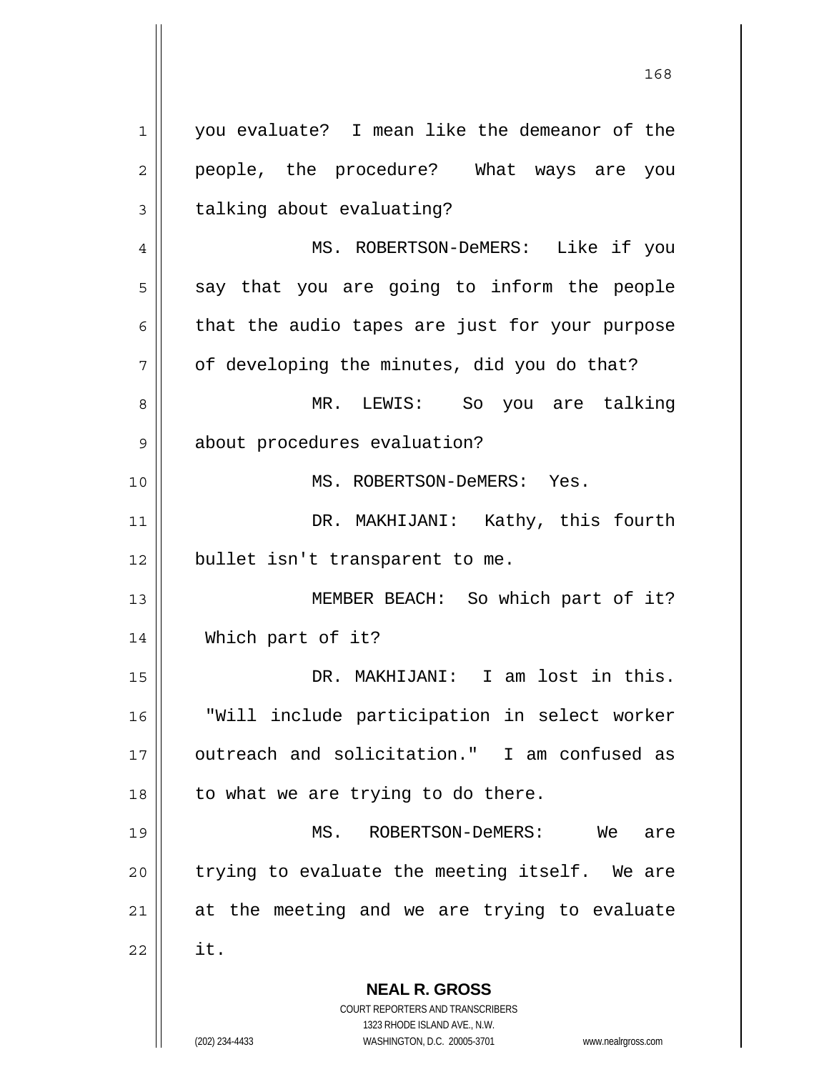you evaluate? I mean like the demeanor of the people, the procedure? What ways are you talking about evaluating?

MS. ROBERTSON-DeMERS: Like if you say that you are going to inform the people that the audio tapes are just for your purpose of developing the minutes, did you do that?

MR. LEWIS: So you are talking about procedures evaluation?

MS. ROBERTSON-DeMERS: Yes.

DR. MAKHIJANI: Kathy, this fourth bullet isn't transparent to me.

MEMBER BEACH: So which part of it? Which part of it?

DR. MAKHIJANI: I am lost in this. "Will include participation in select worker outreach and solicitation." I am confused as to what we are trying to do there.

MS. ROBERTSON-DeMERS: We are trying to evaluate the meeting itself. We are at the meeting and we are trying to evaluate it.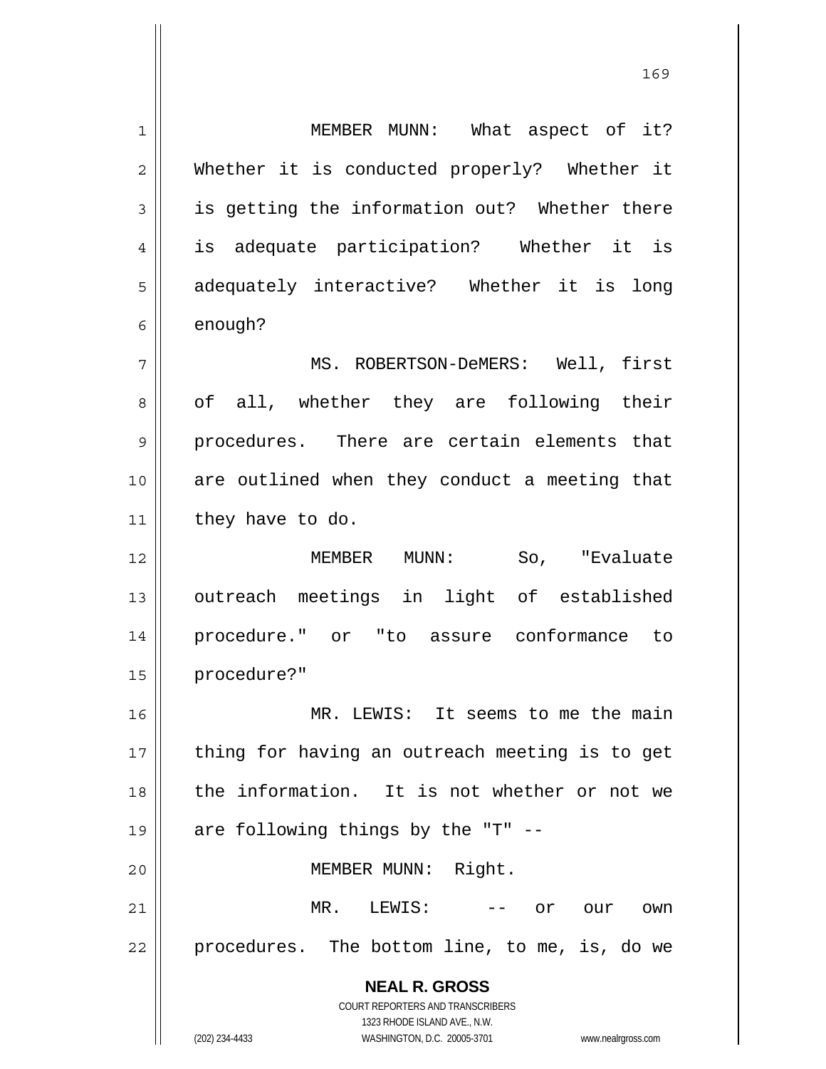MEMBER MUNN: What aspect of it? Whether it is conducted properly? Whether it is getting the information out? Whether there is adequate participation? Whether it is adequately interactive? Whether it is long enough?

MS. ROBERTSON-DeMERS: Well, first of all, whether they are following their procedures. There are certain elements that are outlined when they conduct a meeting that they have to do.

MEMBER MUNN: So, "Evaluate outreach meetings in light of established procedure." or "to assure conformance to procedure?"

MR. LEWIS: It seems to me the main thing for having an outreach meeting is to get the information. It is not whether or not we are following things by the "T" --

MEMBER MUNN: Right.

MR. LEWIS: -- or our own procedures. The bottom line, to me, is, do we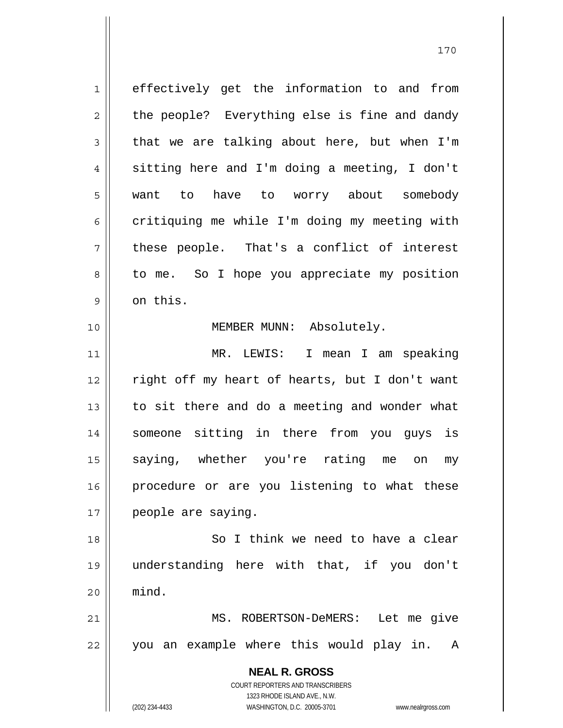effectively get the information to and from the people? Everything else is fine and dandy that we are talking about here, but when I'm sitting here and I'm doing a meeting, I don't want to have to worry about somebody critiquing me while I'm doing my meeting with these people. That's a conflict of interest to me. So I hope you appreciate my position on this.

MEMBER MUNN: Absolutely.

MR. LEWIS: I mean I am speaking right off my heart of hearts, but I don't want to sit there and do a meeting and wonder what someone sitting in there from you guys is saying, whether you're rating me on my procedure or are you listening to what these people are saying.

So I think we need to have a clear understanding here with that, if you don't mind.

MS. ROBERTSON-DeMERS: Let me give you an example where this would play in. A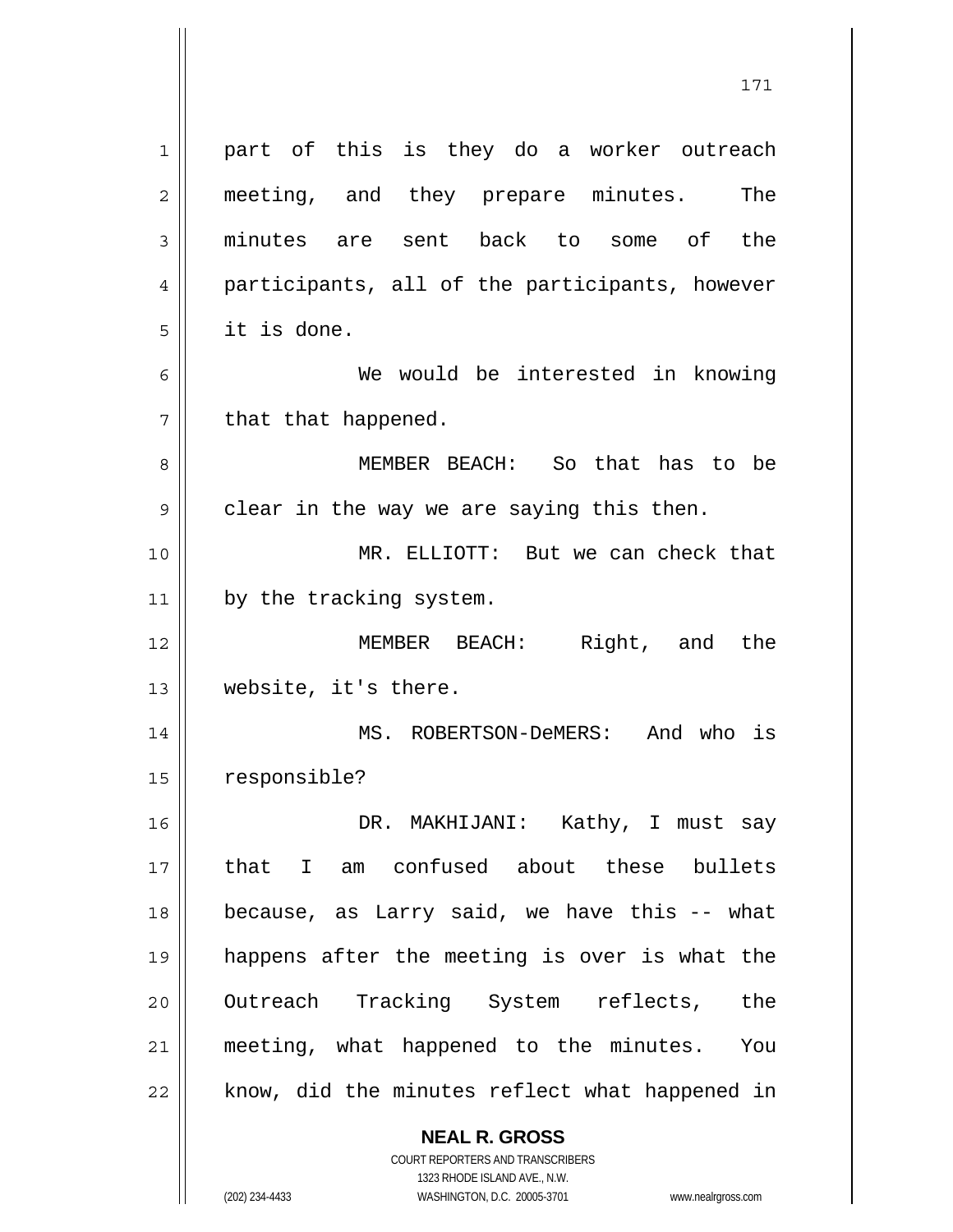part of this is they do a worker outreach meeting, and they prepare minutes. The minutes are sent back to some of the participants, all of the participants, however it is done.

We would be interested in knowing that that happened.

MEMBER BEACH: So that has to be clear in the way we are saying this then.

MR. ELLIOTT: But we can check that by the tracking system.

MEMBER BEACH: Right, and the website, it's there.

MS. ROBERTSON-DeMERS: And who is responsible?

DR. MAKHIJANI: Kathy, I must say that I am confused about these bullets because, as Larry said, we have this -- what happens after the meeting is over is what the Outreach Tracking System reflects, the meeting, what happened to the minutes. You know, did the minutes reflect what happened in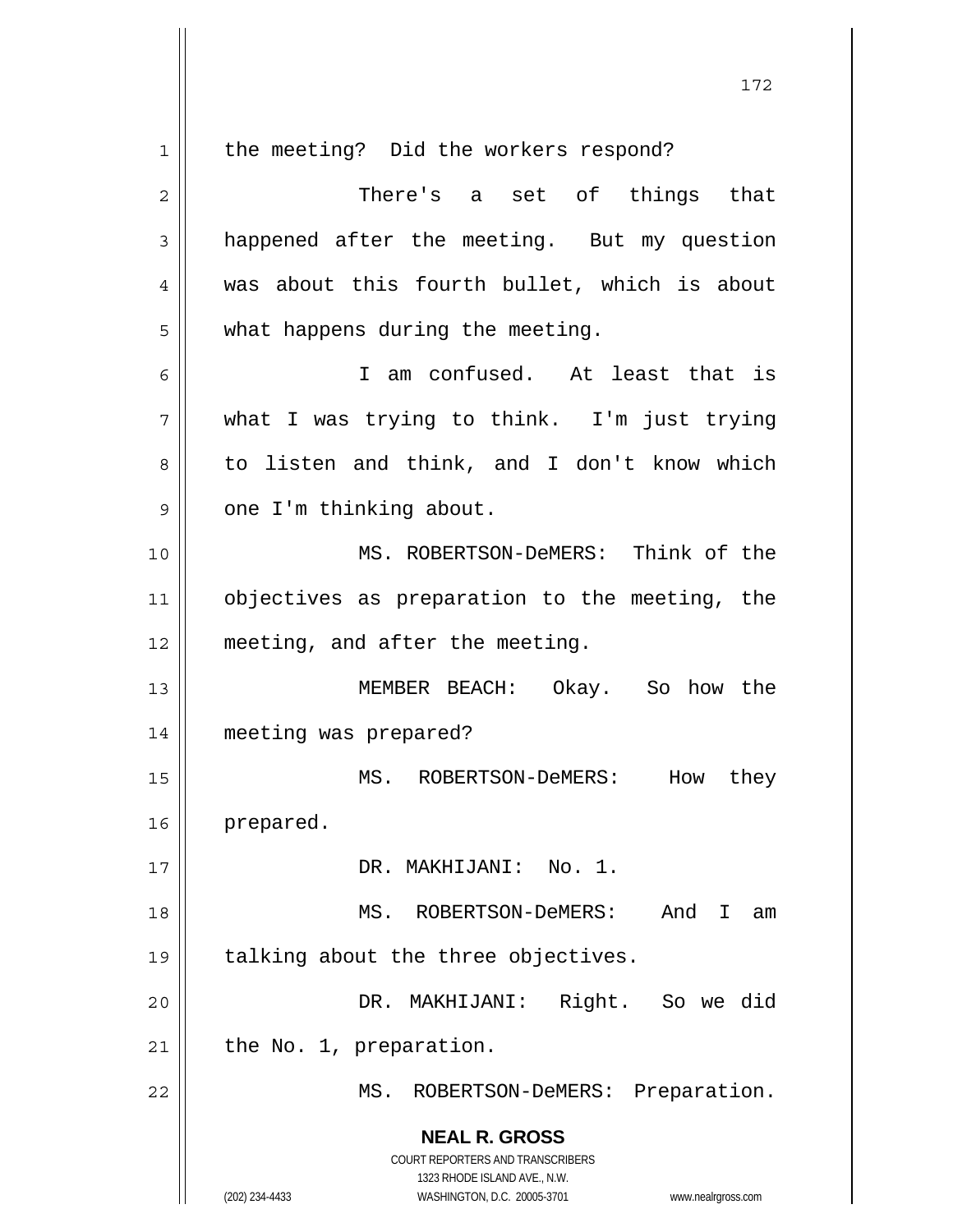the meeting? Did the workers respond?

There's a set of things that happened after the meeting. But my question was about this fourth bullet, which is about what happens during the meeting.

I am confused. At least that is what I was trying to think. I'm just trying to listen and think, and I don't know which one I'm thinking about.

MS. ROBERTSON-DeMERS: Think of the objectives as preparation to the meeting, the meeting, and after the meeting.

MEMBER BEACH: Okay. So how the meeting was prepared?

MS. ROBERTSON-DeMERS: How they prepared.

DR. MAKHIJANI: No. 1.

MS. ROBERTSON-DeMERS: And I am talking about the three objectives.

DR. MAKHIJANI: Right. So we did the No. 1, preparation.

MS. ROBERTSON-DeMERS: Preparation.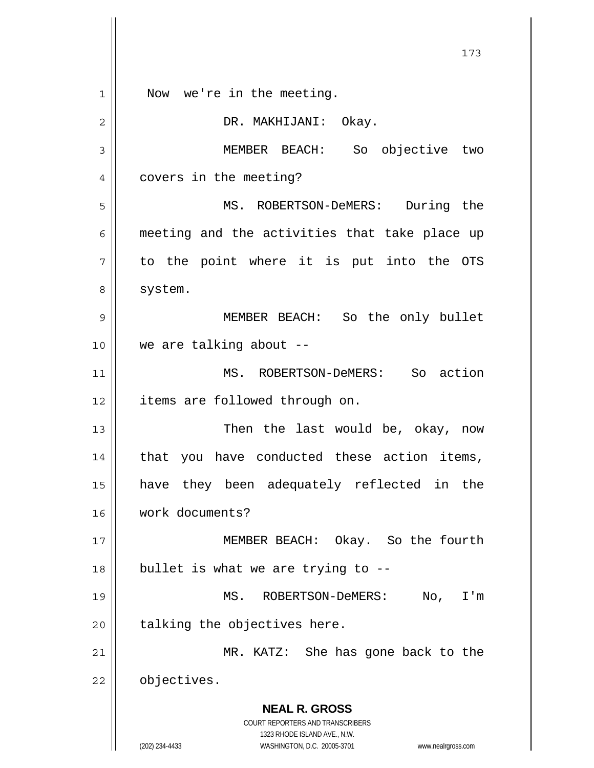Now we're in the meeting.

DR. MAKHIJANI: Okay.

MEMBER BEACH: So objective two covers in the meeting?

MS. ROBERTSON-DeMERS: During the meeting and the activities that take place up to the point where it is put into the OTS system.

MEMBER BEACH: So the only bullet we are talking about --

MS. ROBERTSON-DeMERS: So action items are followed through on.

Then the last would be, okay, now that you have conducted these action items, have they been adequately reflected in the work documents?

MEMBER BEACH: Okay. So the fourth bullet is what we are trying to --

MS. ROBERTSON-DeMERS: No, I'm talking the objectives here.

MR. KATZ: She has gone back to the objectives.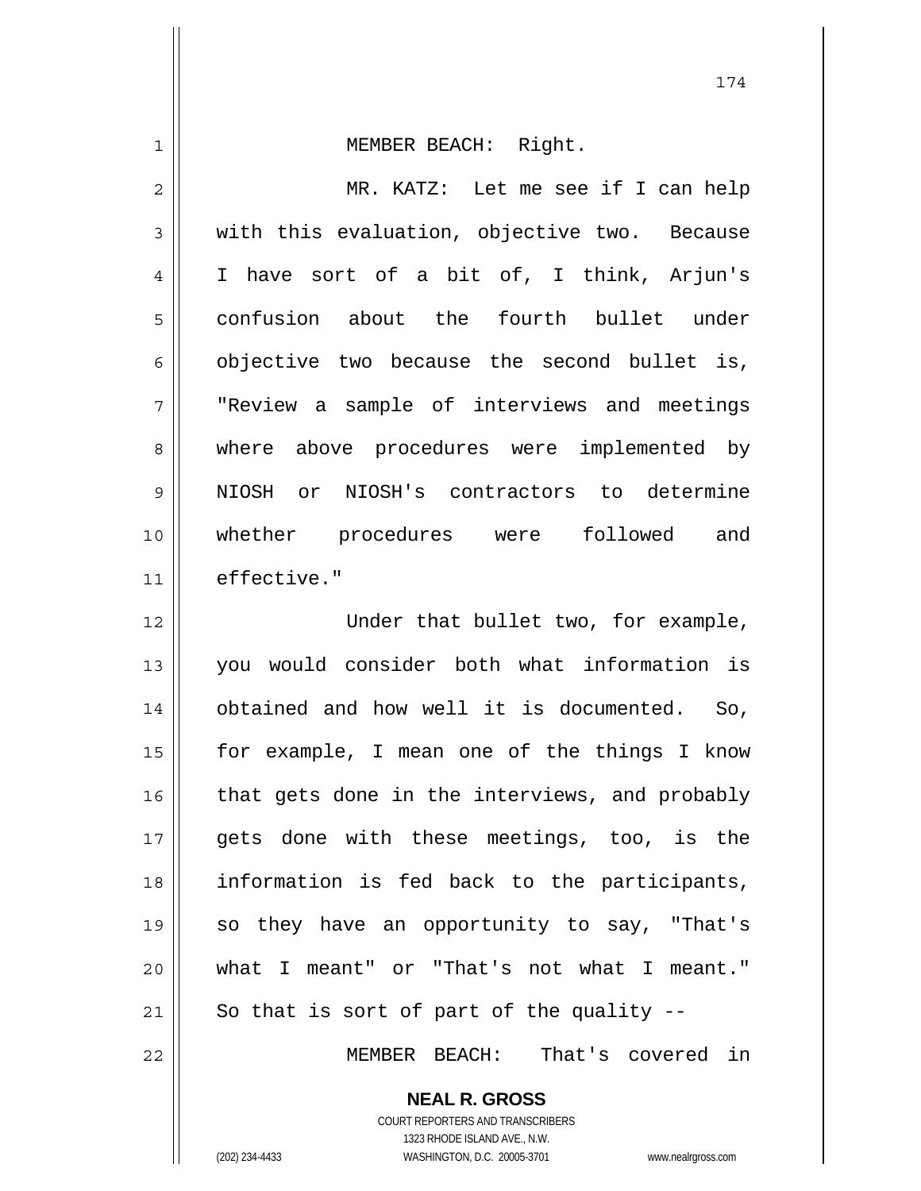MEMBER BEACH: Right.

MR. KATZ: Let me see if I can help with this evaluation, objective two. Because I have sort of a bit of, I think, Arjun's confusion about the fourth bullet under objective two because the second bullet is, "Review a sample of interviews and meetings where above procedures were implemented by NIOSH or NIOSH's contractors to determine whether procedures were followed and effective."

Under that bullet two, for example, you would consider both what information is obtained and how well it is documented. So, for example, I mean one of the things I know that gets done in the interviews, and probably gets done with these meetings, too, is the information is fed back to the participants, so they have an opportunity to say, "That's what I meant" or "That's not what I meant." So that is sort of part of the quality --

MEMBER BEACH: That's covered in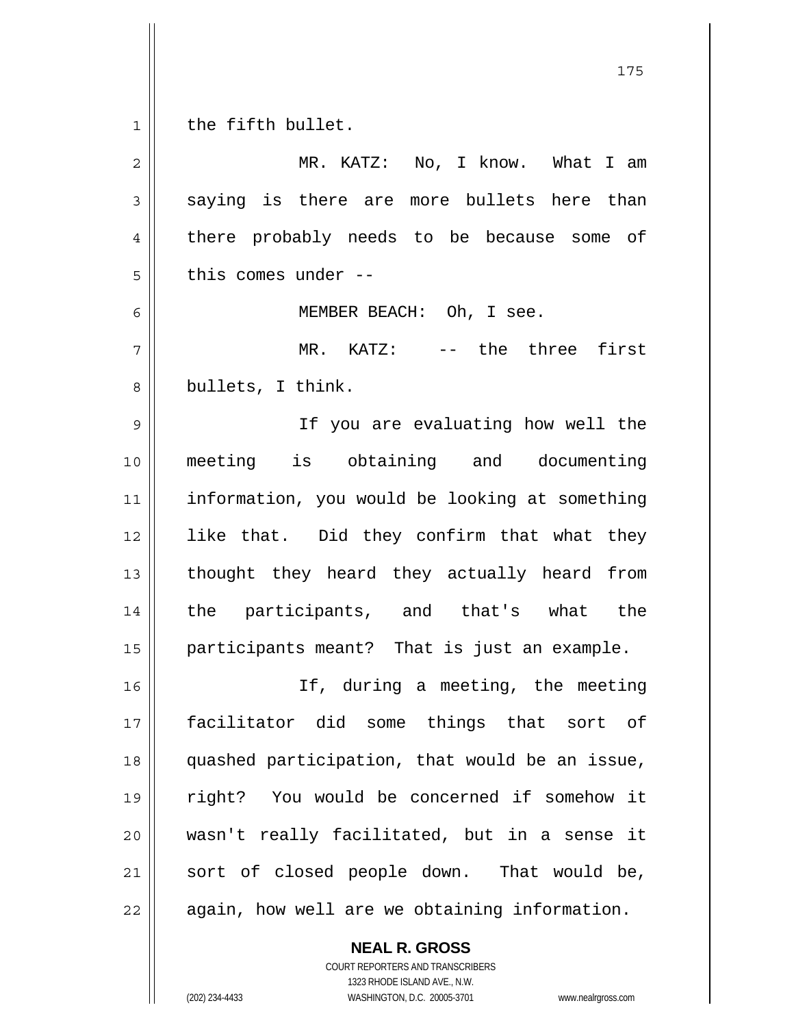the fifth bullet.

MR. KATZ: No, I know. What I am saying is there are more bullets here than there probably needs to be because some of this comes under --

MEMBER BEACH: Oh, I see.

MR. KATZ: -- the three first bullets, I think.

If you are evaluating how well the meeting is obtaining and documenting information, you would be looking at something like that. Did they confirm that what they thought they heard they actually heard from the participants, and that's what the participants meant? That is just an example.

If, during a meeting, the meeting facilitator did some things that sort of quashed participation, that would be an issue, right? You would be concerned if somehow it wasn't really facilitated, but in a sense it sort of closed people down. That would be, again, how well are we obtaining information.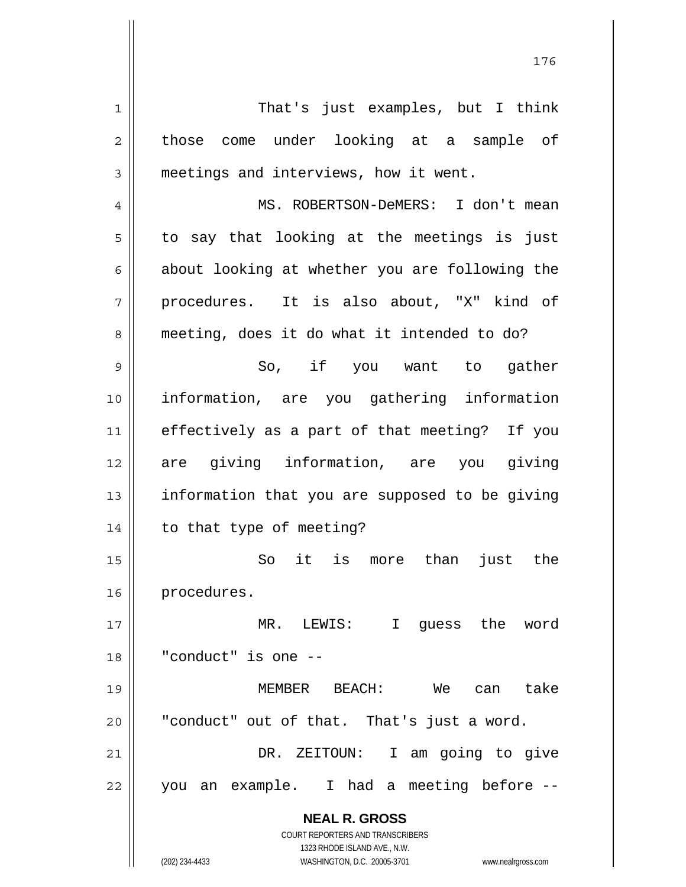That's just examples, but I think those come under looking at a sample of meetings and interviews, how it went.

MS. ROBERTSON-DeMERS: I don't mean to say that looking at the meetings is just about looking at whether you are following the procedures. It is also about, "X" kind of meeting, does it do what it intended to do?

So, if you want to gather information, are you gathering information effectively as a part of that meeting? If you are giving information, are you giving information that you are supposed to be giving to that type of meeting?

So it is more than just the procedures.

MR. LEWIS: I guess the word "conduct" is one --

MEMBER BEACH: We can take "conduct" out of that. That's just a word.

DR. ZEITOUN: I am going to give you an example. I had a meeting before --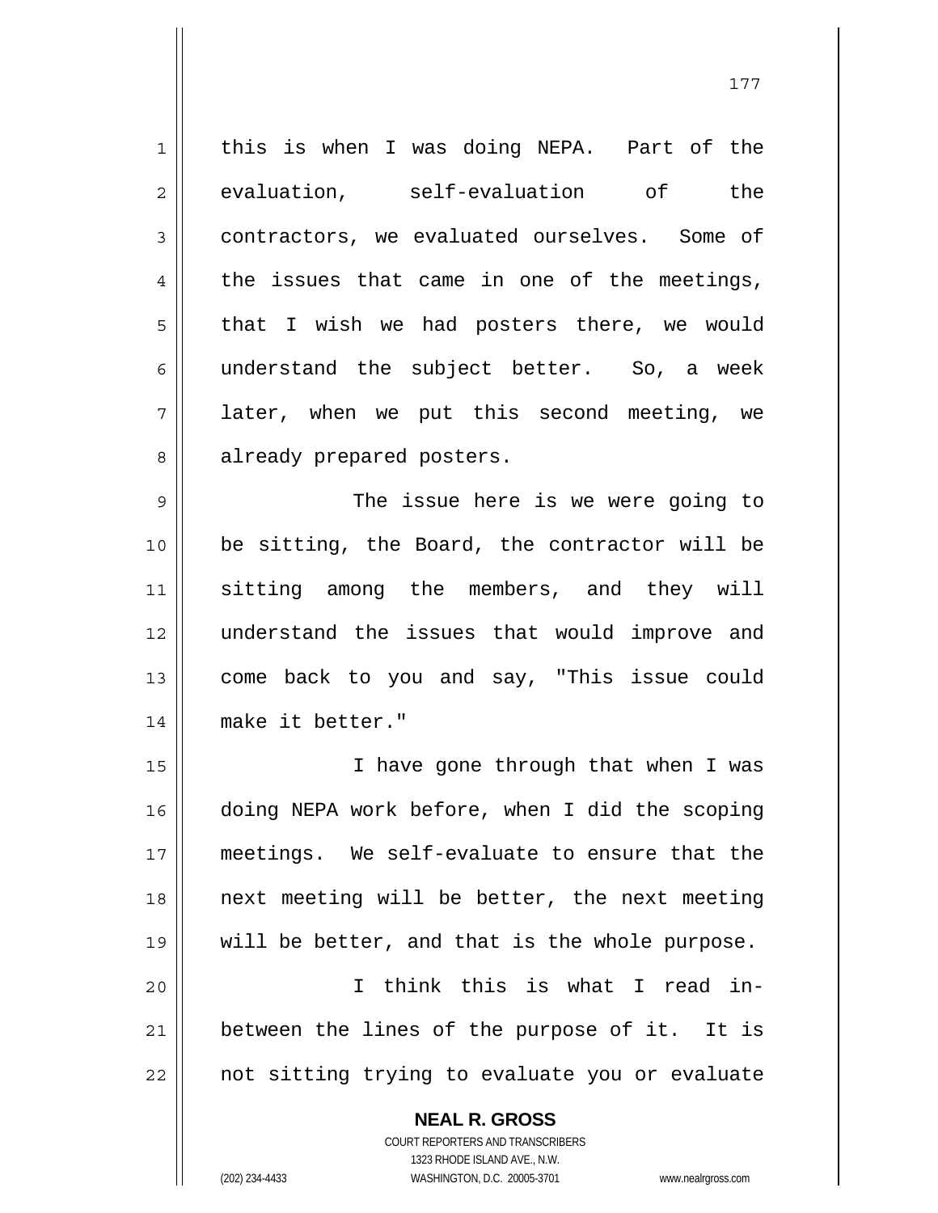this is when I was doing NEPA. Part of the evaluation, self-evaluation of the contractors, we evaluated ourselves. Some of the issues that came in one of the meetings, that I wish we had posters there, we would understand the subject better. So, a week later, when we put this second meeting, we already prepared posters.

The issue here is we were going to be sitting, the Board, the contractor will be sitting among the members, and they will understand the issues that would improve and come back to you and say, "This issue could make it better."

I have gone through that when I was doing NEPA work before, when I did the scoping meetings. We self-evaluate to ensure that the next meeting will be better, the next meeting will be better, and that is the whole purpose.

I think this is what I read in-between the lines of the purpose of it. It is not sitting trying to evaluate you or evaluate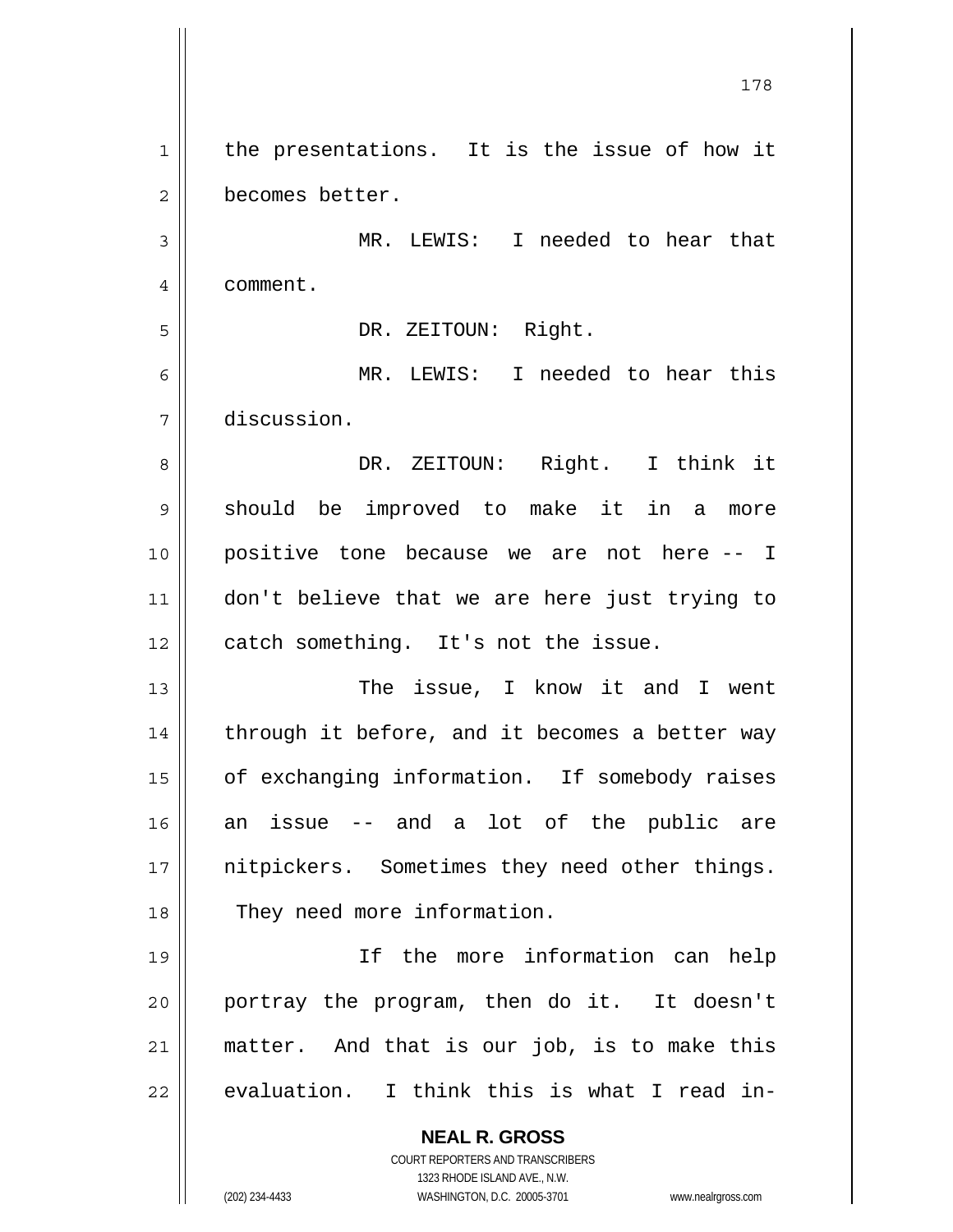the presentations. It is the issue of how it becomes better.

MR. LEWIS: I needed to hear that comment.

DR. ZEITOUN: Right.

MR. LEWIS: I needed to hear this discussion.

DR. ZEITOUN: Right. I think it should be improved to make it in a more positive tone because we are not here -- I don't believe that we are here just trying to catch something. It's not the issue.

The issue, I know it and I went through it before, and it becomes a better way of exchanging information. If somebody raises an issue -- and a lot of the public are nitpickers. Sometimes they need other things. They need more information.

If the more information can help portray the program, then do it. It doesn't matter. And that is our job, is to make this evaluation. I think this is what I read in-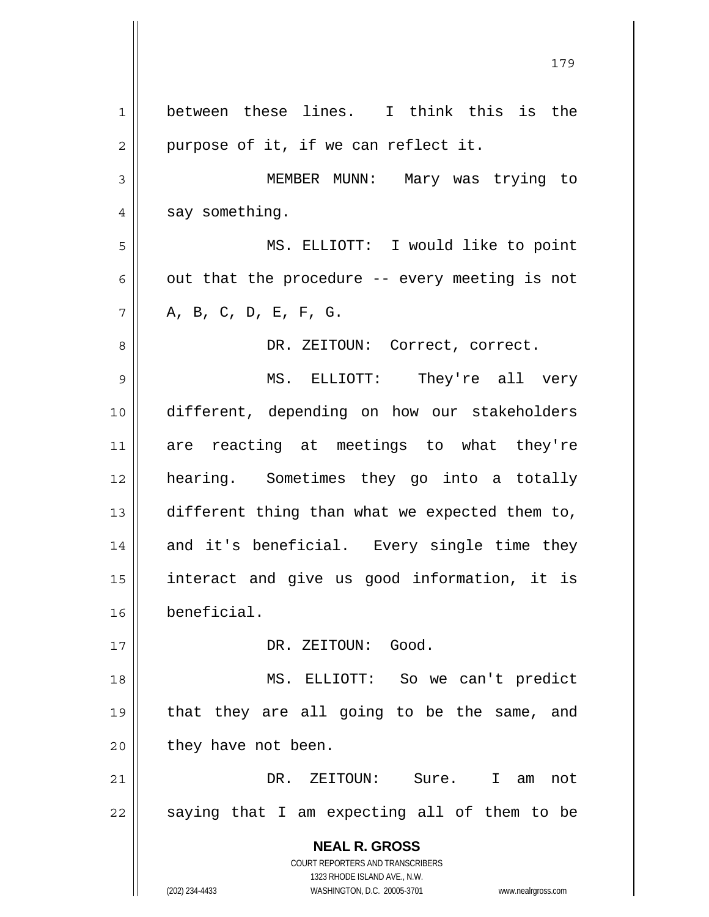between these lines. I think this is the purpose of it, if we can reflect it.

MEMBER MUNN: Mary was trying to say something.

MS. ELLIOTT: I would like to point out that the procedure -- every meeting is not A, B, C, D, E, F, G.

DR. ZEITOUN: Correct, correct.

MS. ELLIOTT: They're all very different, depending on how our stakeholders are reacting at meetings to what they're hearing. Sometimes they go into a totally different thing than what we expected them to, and it's beneficial. Every single time they interact and give us good information, it is beneficial.

DR. ZEITOUN: Good.

MS. ELLIOTT: So we can't predict that they are all going to be the same, and they have not been.

DR. ZEITOUN: Sure. I am not saying that I am expecting all of them to be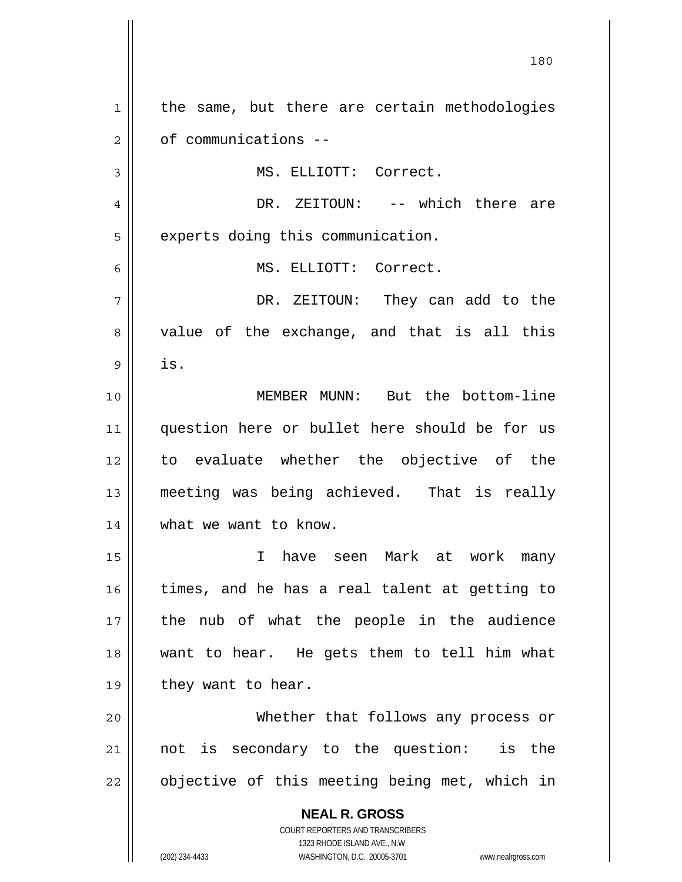the same, but there are certain methodologies of communications --

MS. ELLIOTT: Correct.

DR. ZEITOUN: -- which there are experts doing this communication.

MS. ELLIOTT: Correct.

DR. ZEITOUN: They can add to the value of the exchange, and that is all this is.

MEMBER MUNN: But the bottom-line question here or bullet here should be for us to evaluate whether the objective of the meeting was being achieved. That is really what we want to know.

I have seen Mark at work many times, and he has a real talent at getting to the nub of what the people in the audience want to hear. He gets them to tell him what they want to hear.

Whether that follows any process or not is secondary to the question: is the objective of this meeting being met, which in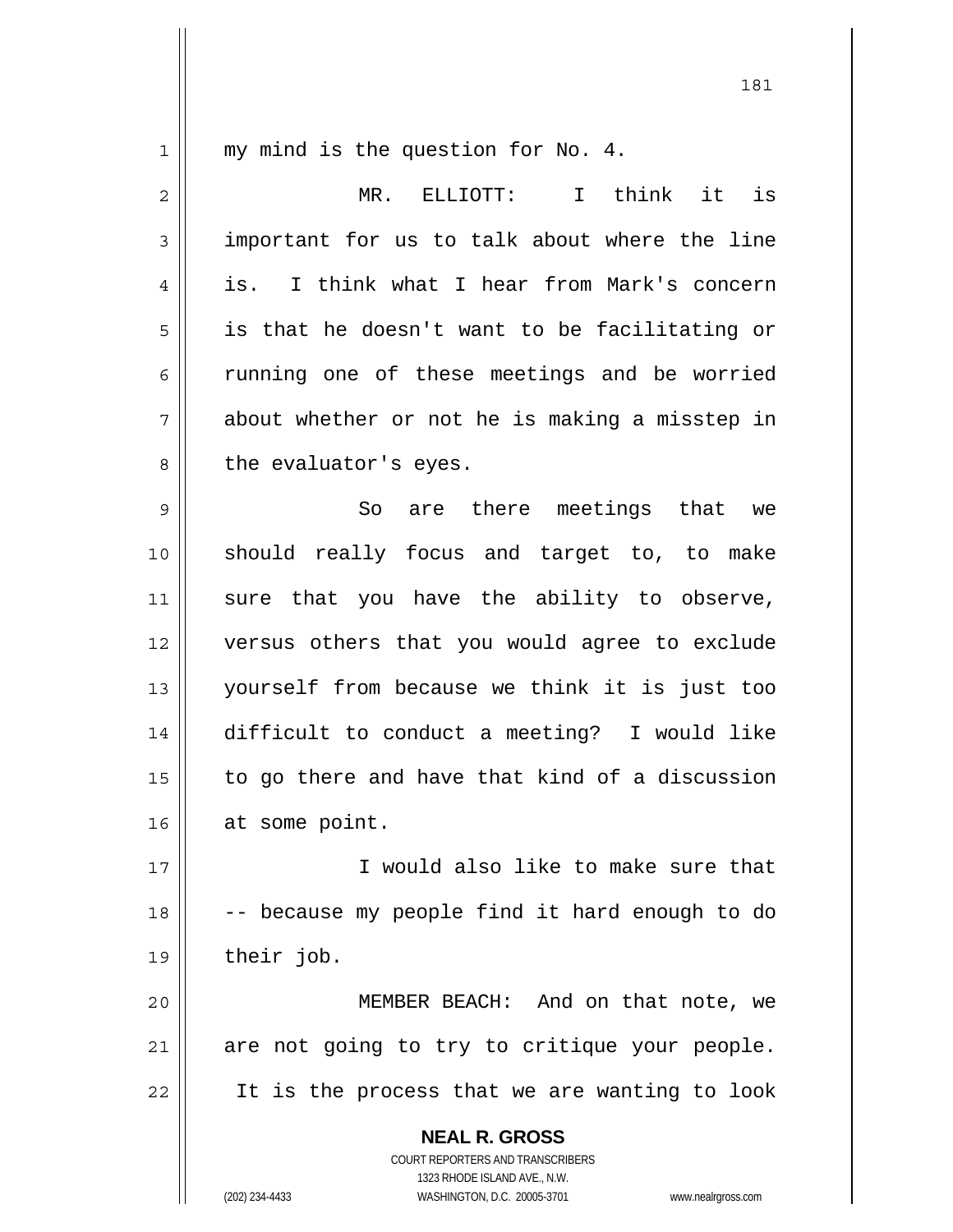my mind is the question for No. 4.

MR. ELLIOTT: I think it is important for us to talk about where the line is. I think what I hear from Mark's concern is that he doesn't want to be facilitating or running one of these meetings and be worried about whether or not he is making a misstep in the evaluator's eyes.

So are there meetings that we should really focus and target to, to make sure that you have the ability to observe, versus others that you would agree to exclude yourself from because we think it is just too difficult to conduct a meeting? I would like to go there and have that kind of a discussion at some point.

I would also like to make sure that -- because my people find it hard enough to do their job.

MEMBER BEACH: And on that note, we are not going to try to critique your people. It is the process that we are wanting to look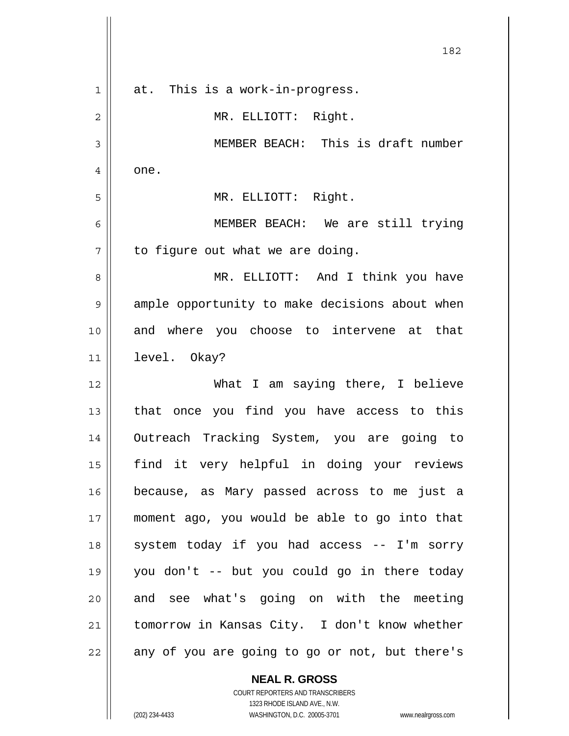at. This is a work-in-progress.

MR. ELLIOTT: Right.

MEMBER BEACH: This is draft number one.

MR. ELLIOTT: Right.

MEMBER BEACH: We are still trying to figure out what we are doing.

MR. ELLIOTT: And I think you have ample opportunity to make decisions about when and where you choose to intervene at that level. Okay?

What I am saying there, I believe that once you find you have access to this Outreach Tracking System, you are going to find it very helpful in doing your reviews because, as Mary passed across to me just a moment ago, you would be able to go into that system today if you had access -- I'm sorry you don't -- but you could go in there today and see what's going on with the meeting tomorrow in Kansas City. I don't know whether any of you are going to go or not, but there's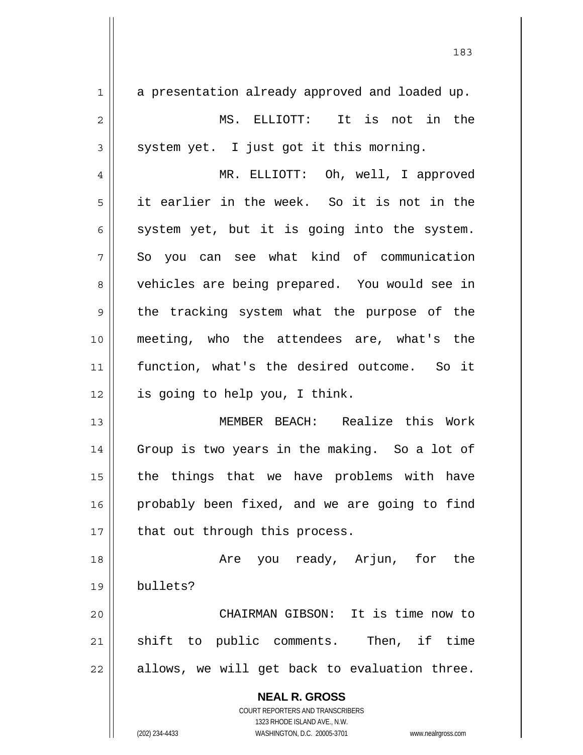a presentation already approved and loaded up.

MS. ELLIOTT: It is not in the system yet. I just got it this morning.

MR. ELLIOTT: Oh, well, I approved it earlier in the week. So it is not in the system yet, but it is going into the system. So you can see what kind of communication vehicles are being prepared. You would see in the tracking system what the purpose of the meeting, who the attendees are, what's the function, what's the desired outcome. So it is going to help you, I think.

MEMBER BEACH: Realize this Work Group is two years in the making. So a lot of the things that we have problems with have probably been fixed, and we are going to find that out through this process.

Are you ready, Arjun, for the bullets?

CHAIRMAN GIBSON: It is time now to shift to public comments. Then, if time allows, we will get back to evaluation three.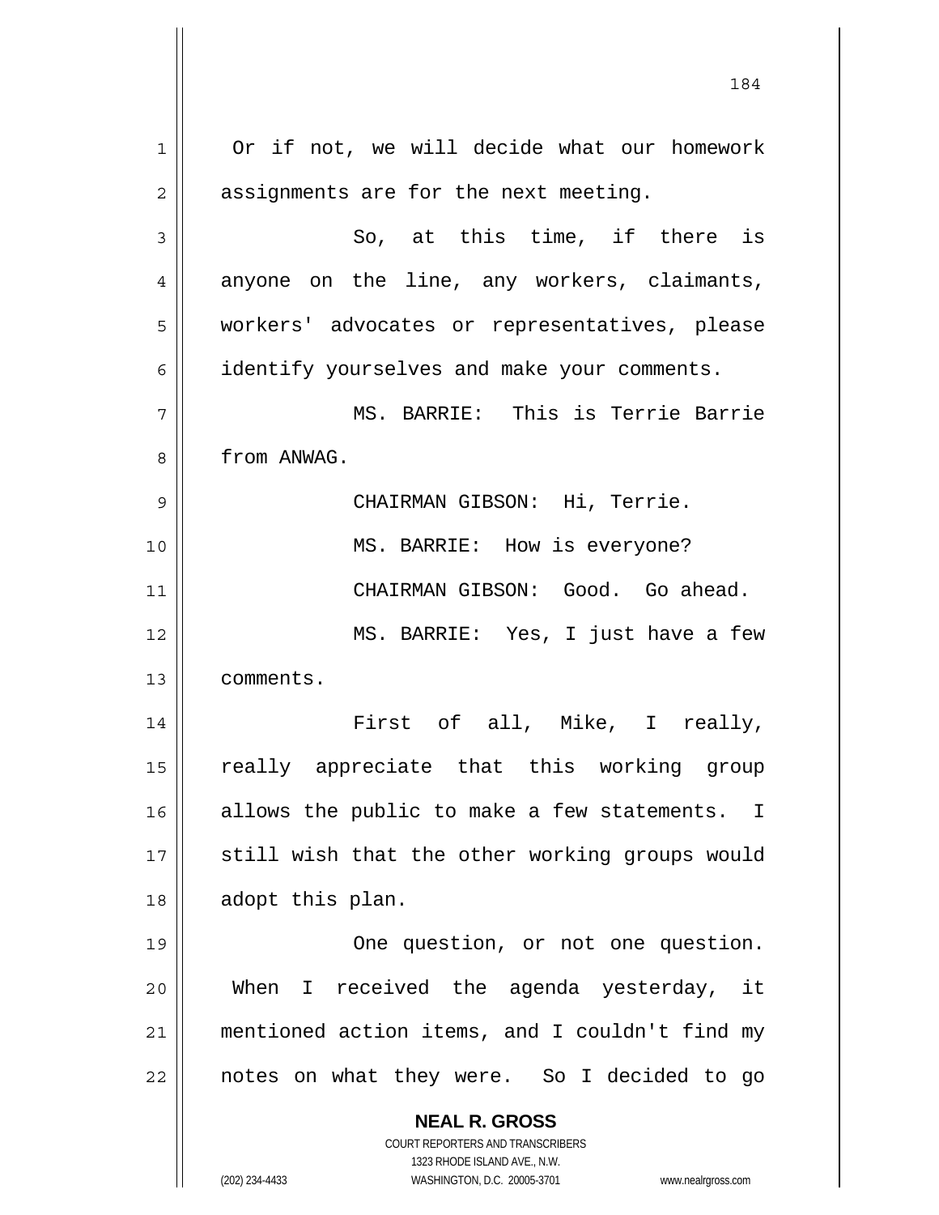Or if not, we will decide what our homework assignments are for the next meeting.

So, at this time, if there is anyone on the line, any workers, claimants, workers' advocates or representatives, please identify yourselves and make your comments.

MS. BARRIE: This is Terrie Barrie from ANWAG.

CHAIRMAN GIBSON: Hi, Terrie.

MS. BARRIE: How is everyone?

CHAIRMAN GIBSON: Good. Go ahead.

MS. BARRIE: Yes, I just have a few comments.

First of all, Mike, I really, really appreciate that this working group allows the public to make a few statements. I still wish that the other working groups would adopt this plan.

One question, or not one question. When I received the agenda yesterday, it mentioned action items, and I couldn't find my notes on what they were. So I decided to go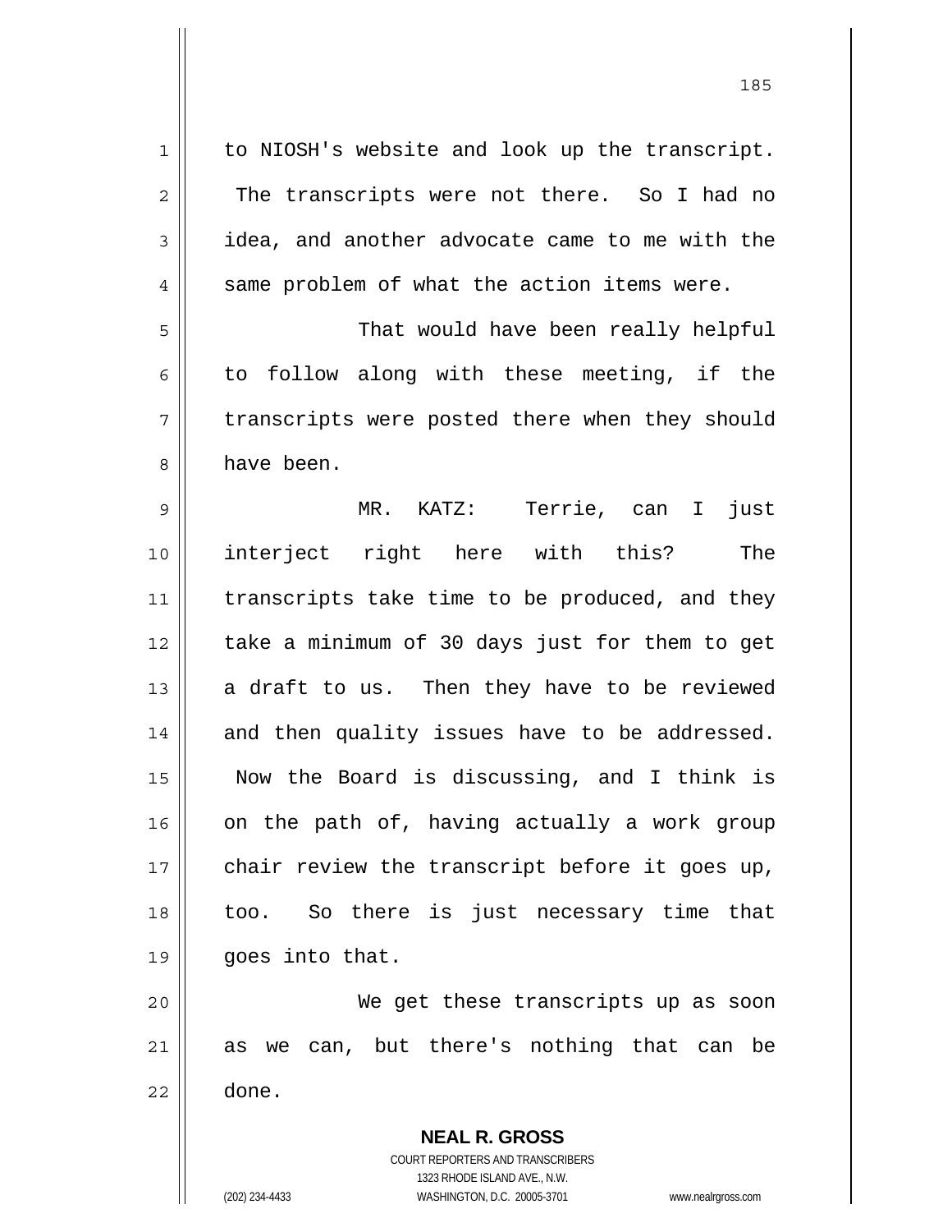to NIOSH's website and look up the transcript. The transcripts were not there. So I had no idea, and another advocate came to me with the same problem of what the action items were.

That would have been really helpful to follow along with these meeting, if the transcripts were posted there when they should have been.

MR. KATZ: Terrie, can I just interject right here with this? The transcripts take time to be produced, and they take a minimum of 30 days just for them to get a draft to us. Then they have to be reviewed and then quality issues have to be addressed. Now the Board is discussing, and I think is on the path of, having actually a work group chair review the transcript before it goes up, too. So there is just necessary time that goes into that.

We get these transcripts up as soon as we can, but there's nothing that can be done.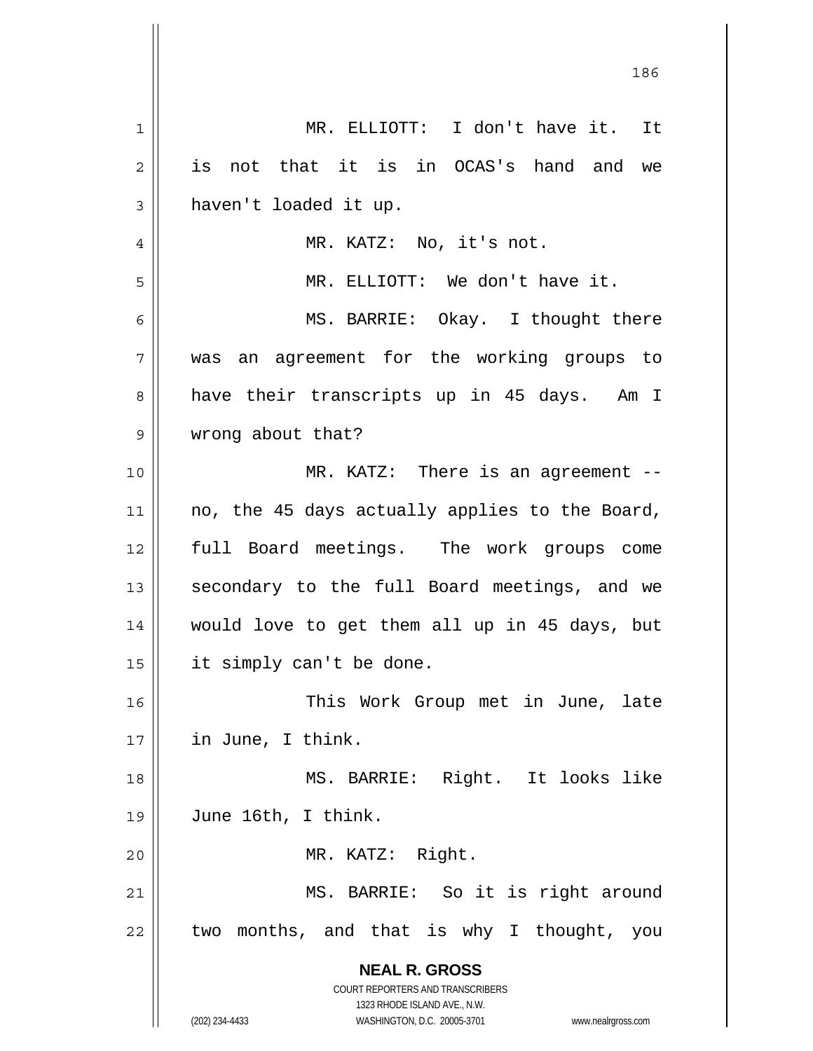MR. ELLIOTT: I don't have it. It is not that it is in OCAS's hand and we haven't loaded it up.

MR. KATZ: No, it's not.

MR. ELLIOTT: We don't have it.

MS. BARRIE: Okay. I thought there was an agreement for the working groups to have their transcripts up in 45 days. Am I wrong about that?

MR. KATZ: There is an agreement -- no, the 45 days actually applies to the Board, full Board meetings. The work groups come secondary to the full Board meetings, and we would love to get them all up in 45 days, but it simply can't be done.

This Work Group met in June, late in June, I think.

MS. BARRIE: Right. It looks like June 16th, I think.

MR. KATZ: Right.

MS. BARRIE: So it is right around two months, and that is why I thought, you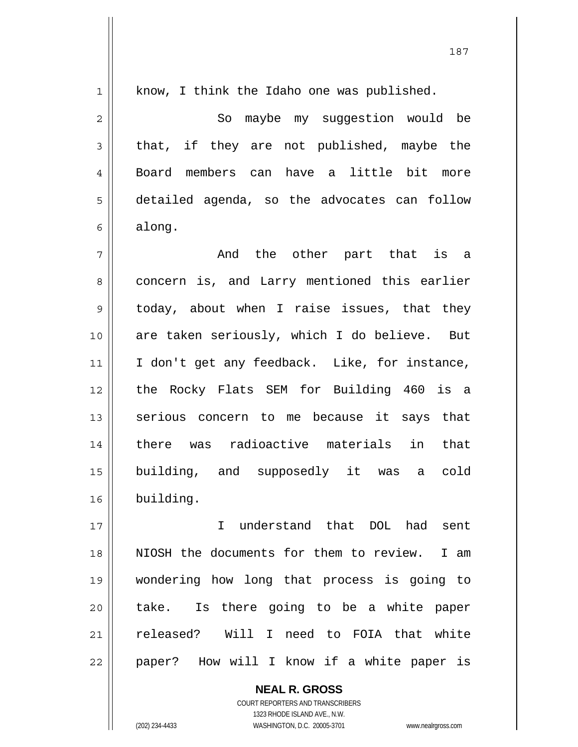know, I think the Idaho one was published.

So maybe my suggestion would be that, if they are not published, maybe the Board members can have a little bit more detailed agenda, so the advocates can follow along.

And the other part that is a concern is, and Larry mentioned this earlier today, about when I raise issues, that they are taken seriously, which I do believe. But I don't get any feedback. Like, for instance, the Rocky Flats SEM for Building 460 is a serious concern to me because it says that there was radioactive materials in that building, and supposedly it was a cold building.

I understand that DOL had sent NIOSH the documents for them to review. I am wondering how long that process is going to take. Is there going to be a white paper released? Will I need to FOIA that white paper? How will I know if a white paper is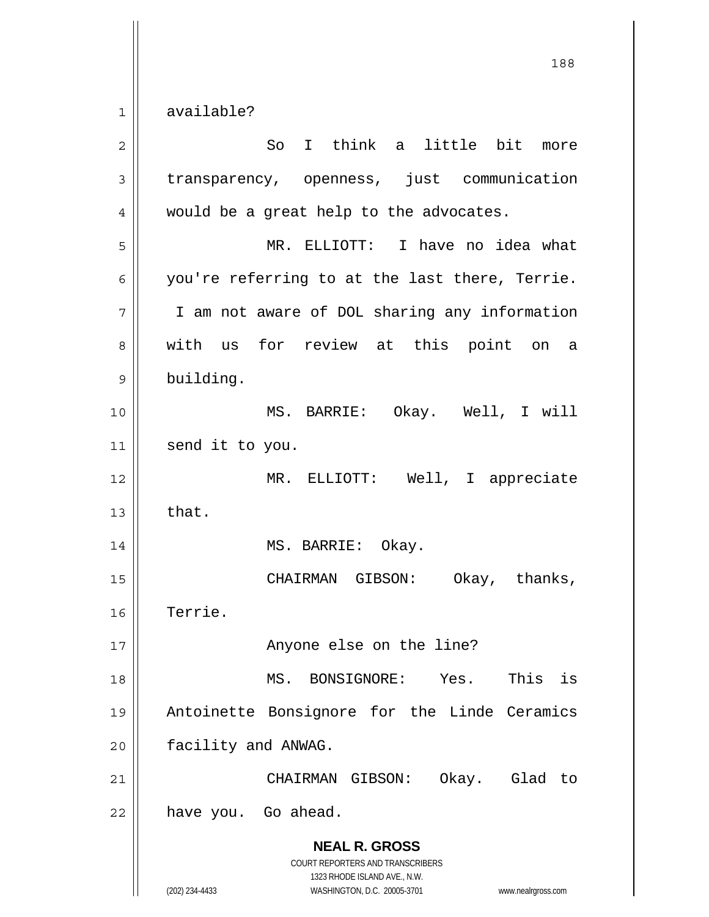available?

So I think a little bit more transparency, openness, just communication would be a great help to the advocates.

MR. ELLIOTT: I have no idea what you're referring to at the last there, Terrie. I am not aware of DOL sharing any information with us for review at this point on a building.

MS. BARRIE: Okay. Well, I will send it to you.

MR. ELLIOTT: Well, I appreciate that.

MS. BARRIE: Okay.

CHAIRMAN GIBSON: Okay, thanks, Terrie.

Anyone else on the line?

MS. BONSIGNORE: Yes. This is Antoinette Bonsignore for the Linde Ceramics facility and ANWAG.

CHAIRMAN GIBSON: Okay. Glad to have you. Go ahead.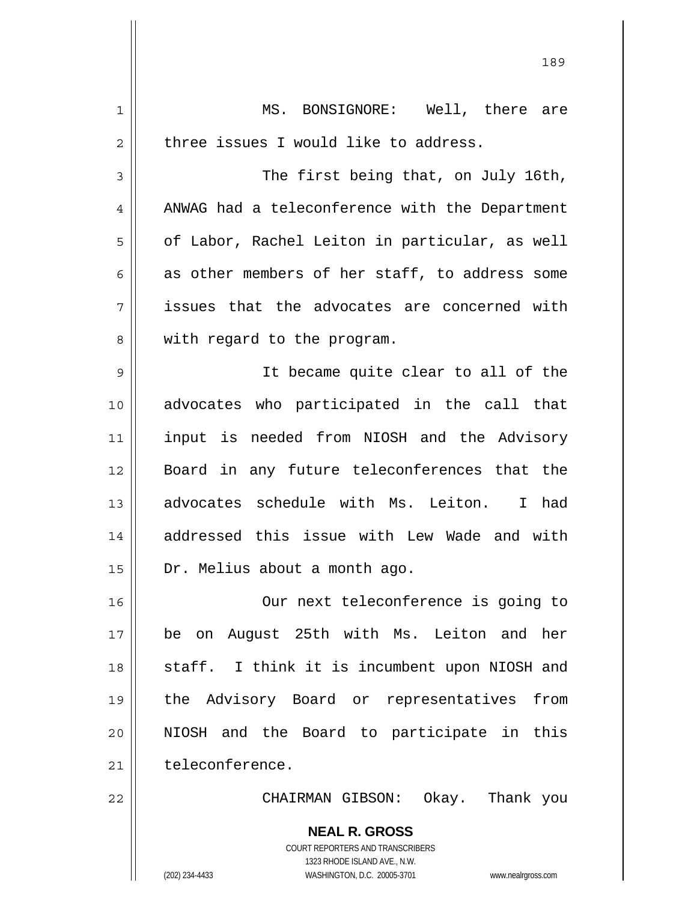MS. BONSIGNORE: Well, there are three issues I would like to address.

The first being that, on July 16th, ANWAG had a teleconference with the Department of Labor, Rachel Leiton in particular, as well as other members of her staff, to address some issues that the advocates are concerned with with regard to the program.

It became quite clear to all of the advocates who participated in the call that input is needed from NIOSH and the Advisory Board in any future teleconferences that the advocates schedule with Ms. Leiton. I had addressed this issue with Lew Wade and with Dr. Melius about a month ago.

Our next teleconference is going to be on August 25th with Ms. Leiton and her staff. I think it is incumbent upon NIOSH and the Advisory Board or representatives from NIOSH and the Board to participate in this teleconference.

CHAIRMAN GIBSON: Okay. Thank you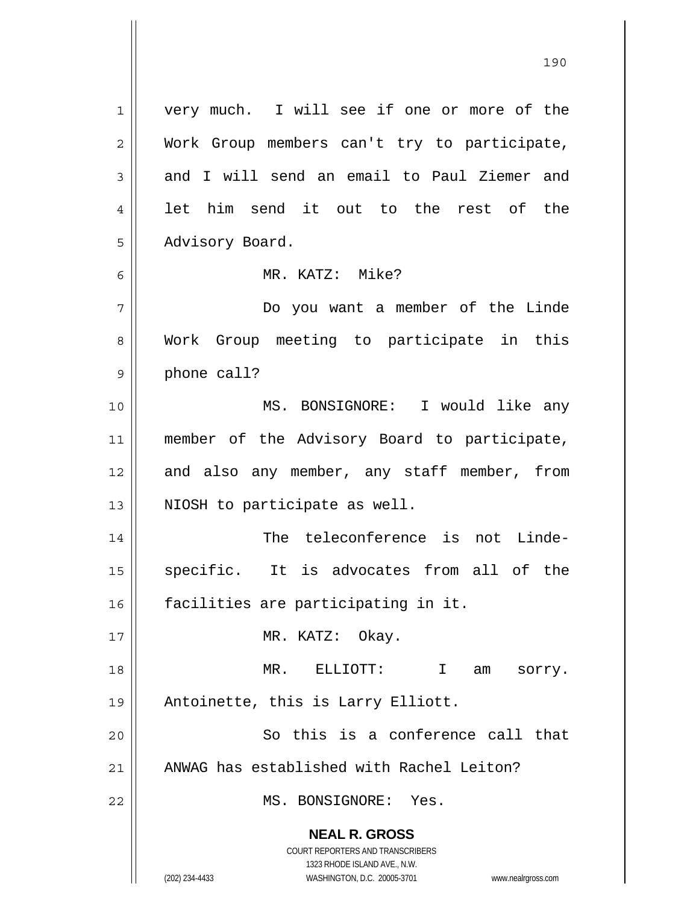very much. I will see if one or more of the Work Group members can't try to participate, and I will send an email to Paul Ziemer and let him send it out to the rest of the Advisory Board.

MR. KATZ: Mike?

Do you want a member of the Linde Work Group meeting to participate in this phone call?

MS. BONSIGNORE: I would like any member of the Advisory Board to participate, and also any member, any staff member, from NIOSH to participate as well.

The teleconference is not Linde-specific. It is advocates from all of the facilities are participating in it.

MR. KATZ: Okay.

MR. ELLIOTT: I am sorry. Antoinette, this is Larry Elliott.

So this is a conference call that ANWAG has established with Rachel Leiton?

MS. BONSIGNORE: Yes.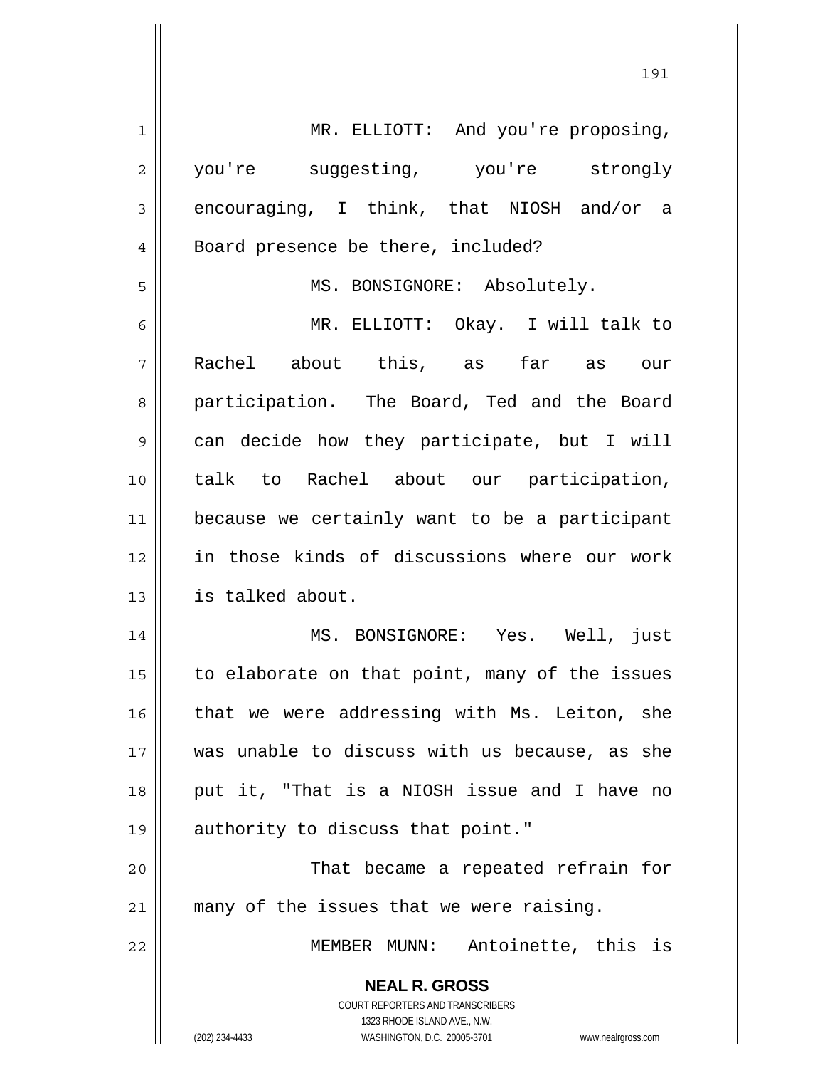MR. ELLIOTT: And you're proposing, you're suggesting, you're strongly encouraging, I think, that NIOSH and/or a Board presence be there, included?

MS. BONSIGNORE: Absolutely.

MR. ELLIOTT: Okay. I will talk to Rachel about this, as far as our participation. The Board, Ted and the Board can decide how they participate, but I will talk to Rachel about our participation, because we certainly want to be a participant in those kinds of discussions where our work is talked about.

MS. BONSIGNORE: Yes. Well, just to elaborate on that point, many of the issues that we were addressing with Ms. Leiton, she was unable to discuss with us because, as she put it, "That is a NIOSH issue and I have no authority to discuss that point."

That became a repeated refrain for many of the issues that we were raising.

MEMBER MUNN: Antoinette, this is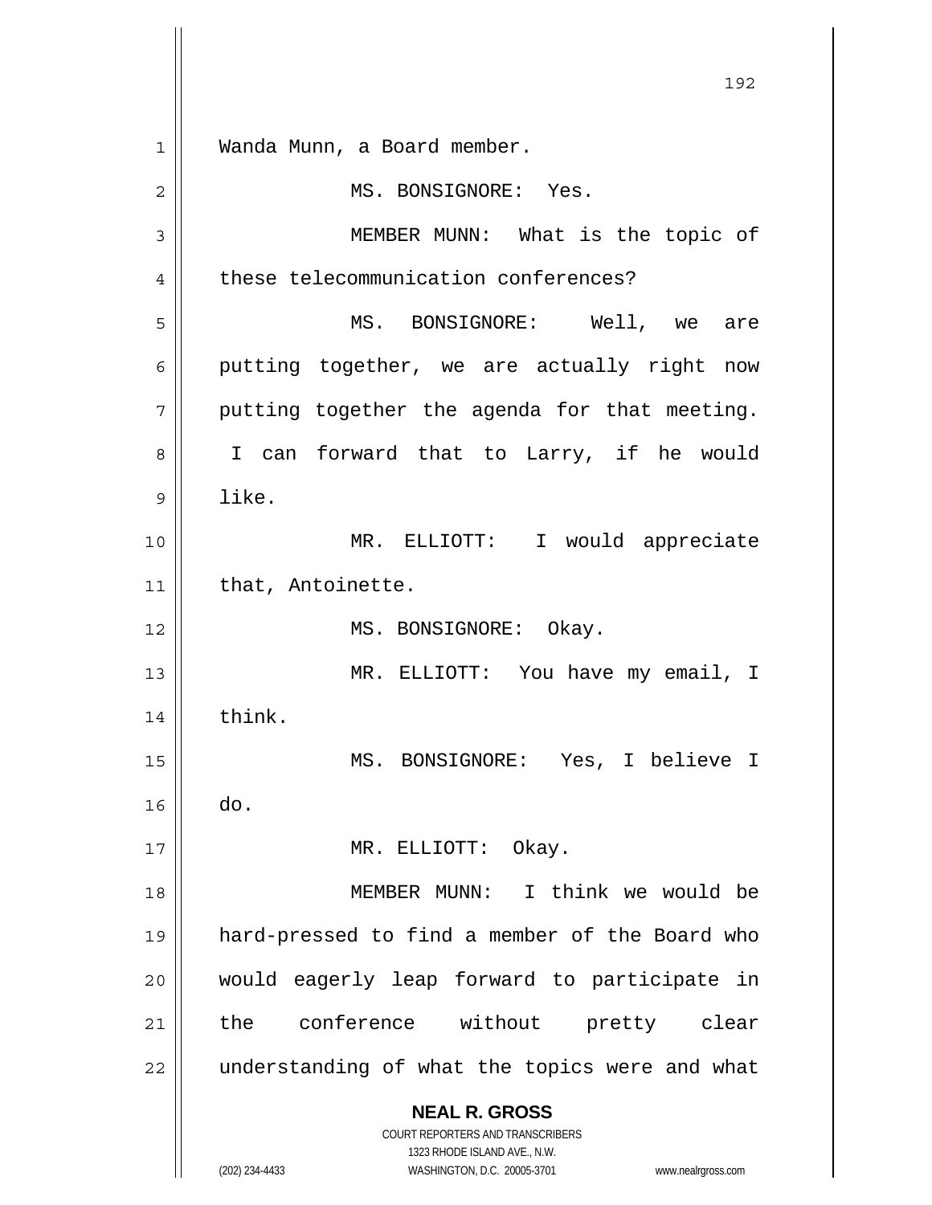Wanda Munn, a Board member.

MS. BONSIGNORE: Yes.

MEMBER MUNN: What is the topic of these telecommunication conferences?

MS. BONSIGNORE: Well, we are putting together, we are actually right now putting together the agenda for that meeting. I can forward that to Larry, if he would like.

MR. ELLIOTT: I would appreciate that, Antoinette.

MS. BONSIGNORE: Okay.

MR. ELLIOTT: You have my email, I think.

MS. BONSIGNORE: Yes, I believe I do.

MR. ELLIOTT: Okay.

MEMBER MUNN: I think we would be hard-pressed to find a member of the Board who would eagerly leap forward to participate in the conference without pretty clear understanding of what the topics were and what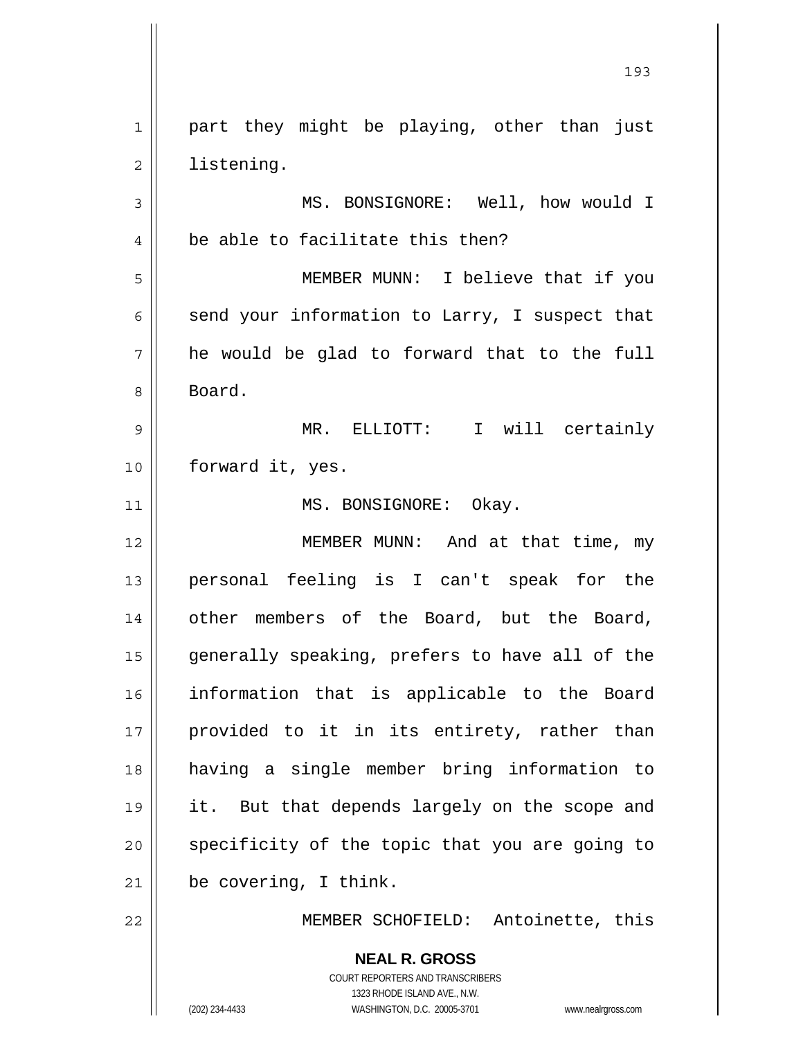part they might be playing, other than just listening.

MS. BONSIGNORE: Well, how would I be able to facilitate this then?

MEMBER MUNN: I believe that if you send your information to Larry, I suspect that he would be glad to forward that to the full Board.

MR. ELLIOTT: I will certainly forward it, yes.

MS. BONSIGNORE: Okay.

MEMBER MUNN: And at that time, my personal feeling is I can't speak for the other members of the Board, but the Board, generally speaking, prefers to have all of the information that is applicable to the Board provided to it in its entirety, rather than having a single member bring information to it. But that depends largely on the scope and specificity of the topic that you are going to be covering, I think.

MEMBER SCHOFIELD: Antoinette, this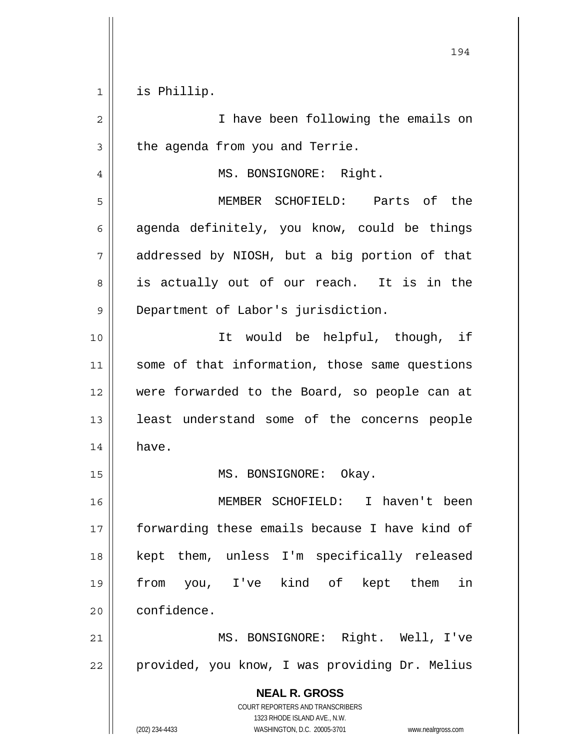is Phillip.

I have been following the emails on the agenda from you and Terrie.

MS. BONSIGNORE: Right.

MEMBER SCHOFIELD: Parts of the agenda definitely, you know, could be things addressed by NIOSH, but a big portion of that is actually out of our reach. It is in the Department of Labor's jurisdiction.

It would be helpful, though, if some of that information, those same questions were forwarded to the Board, so people can at least understand some of the concerns people have.

MS. BONSIGNORE: Okay.

MEMBER SCHOFIELD: I haven't been forwarding these emails because I have kind of kept them, unless I'm specifically released from you, I've kind of kept them in confidence.

MS. BONSIGNORE: Right. Well, I've provided, you know, I was providing Dr. Melius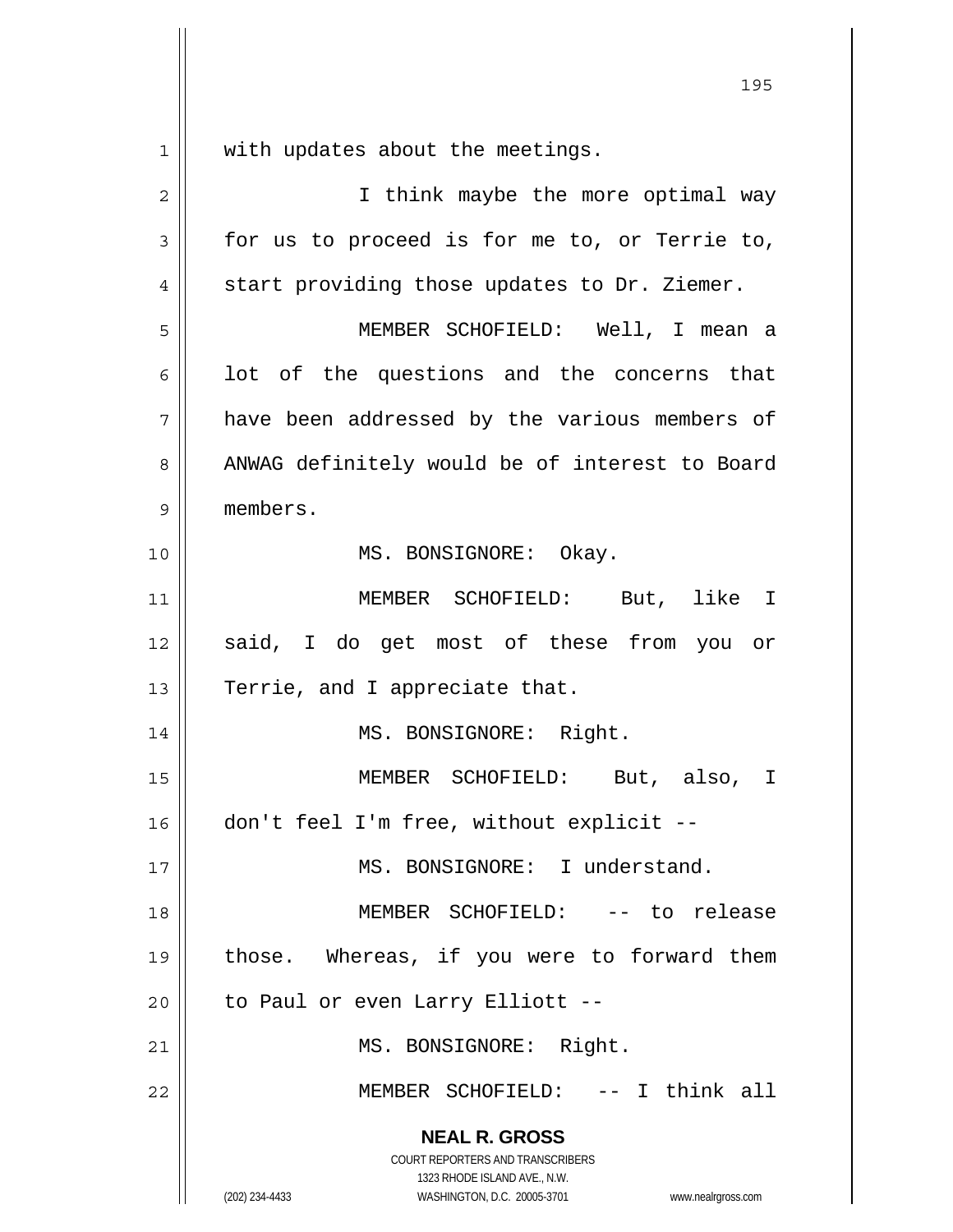with updates about the meetings.

I think maybe the more optimal way for us to proceed is for me to, or Terrie to, start providing those updates to Dr. Ziemer.

MEMBER SCHOFIELD: Well, I mean a lot of the questions and the concerns that have been addressed by the various members of ANWAG definitely would be of interest to Board members.

MS. BONSIGNORE: Okay.

MEMBER SCHOFIELD: But, like I said, I do get most of these from you or Terrie, and I appreciate that.

MS. BONSIGNORE: Right.

MEMBER SCHOFIELD: But, also, I don't feel I'm free, without explicit --

MS. BONSIGNORE: I understand.

MEMBER SCHOFIELD: -- to release those. Whereas, if you were to forward them to Paul or even Larry Elliott --

MS. BONSIGNORE: Right.

MEMBER SCHOFIELD: -- I think all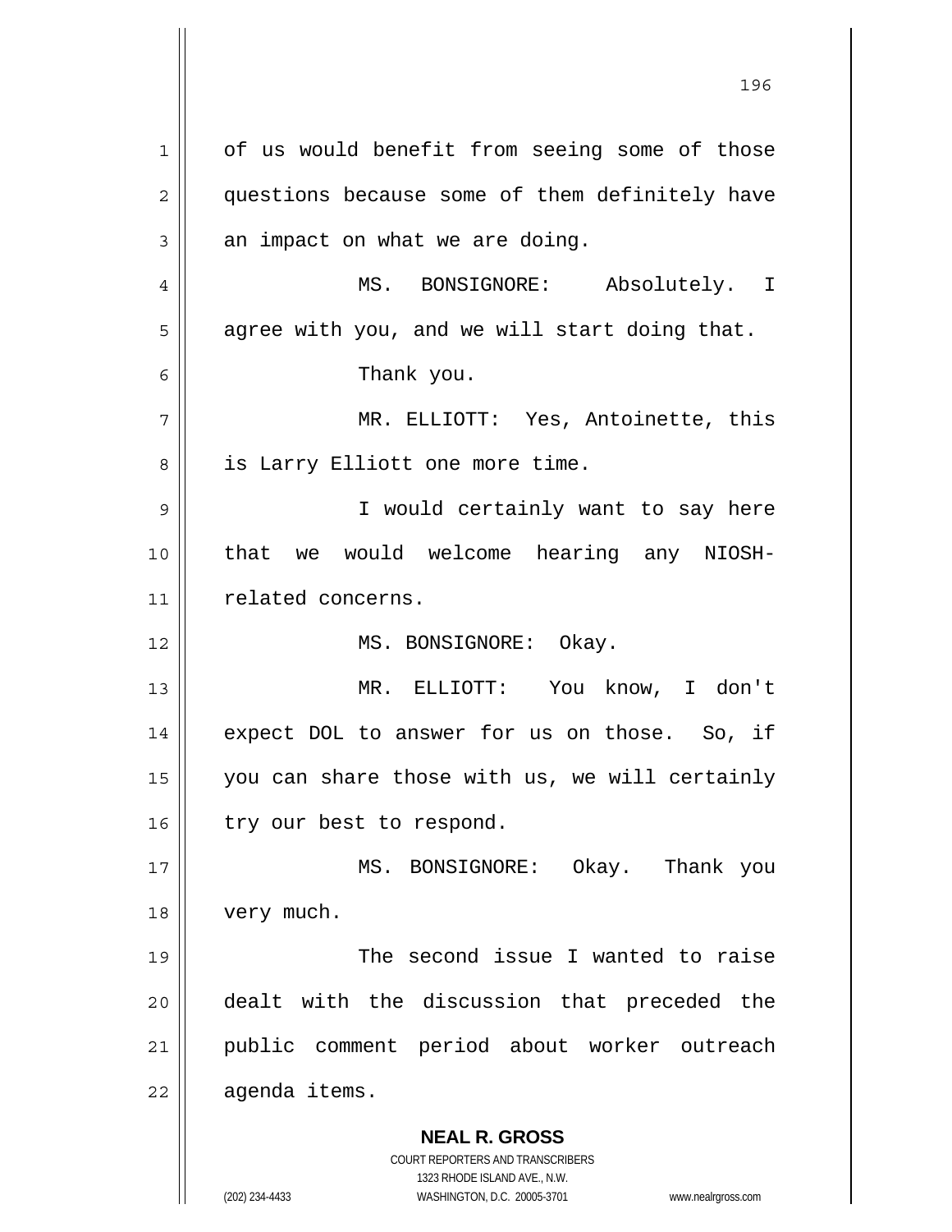of us would benefit from seeing some of those questions because some of them definitely have an impact on what we are doing.

MS. BONSIGNORE: Absolutely. I agree with you, and we will start doing that.

Thank you.

MR. ELLIOTT: Yes, Antoinette, this is Larry Elliott one more time.

I would certainly want to say here that we would welcome hearing any NIOSH-related concerns.

MS. BONSIGNORE: Okay.

MR. ELLIOTT: You know, I don't expect DOL to answer for us on those. So, if you can share those with us, we will certainly try our best to respond.

MS. BONSIGNORE: Okay. Thank you very much.

The second issue I wanted to raise dealt with the discussion that preceded the public comment period about worker outreach agenda items.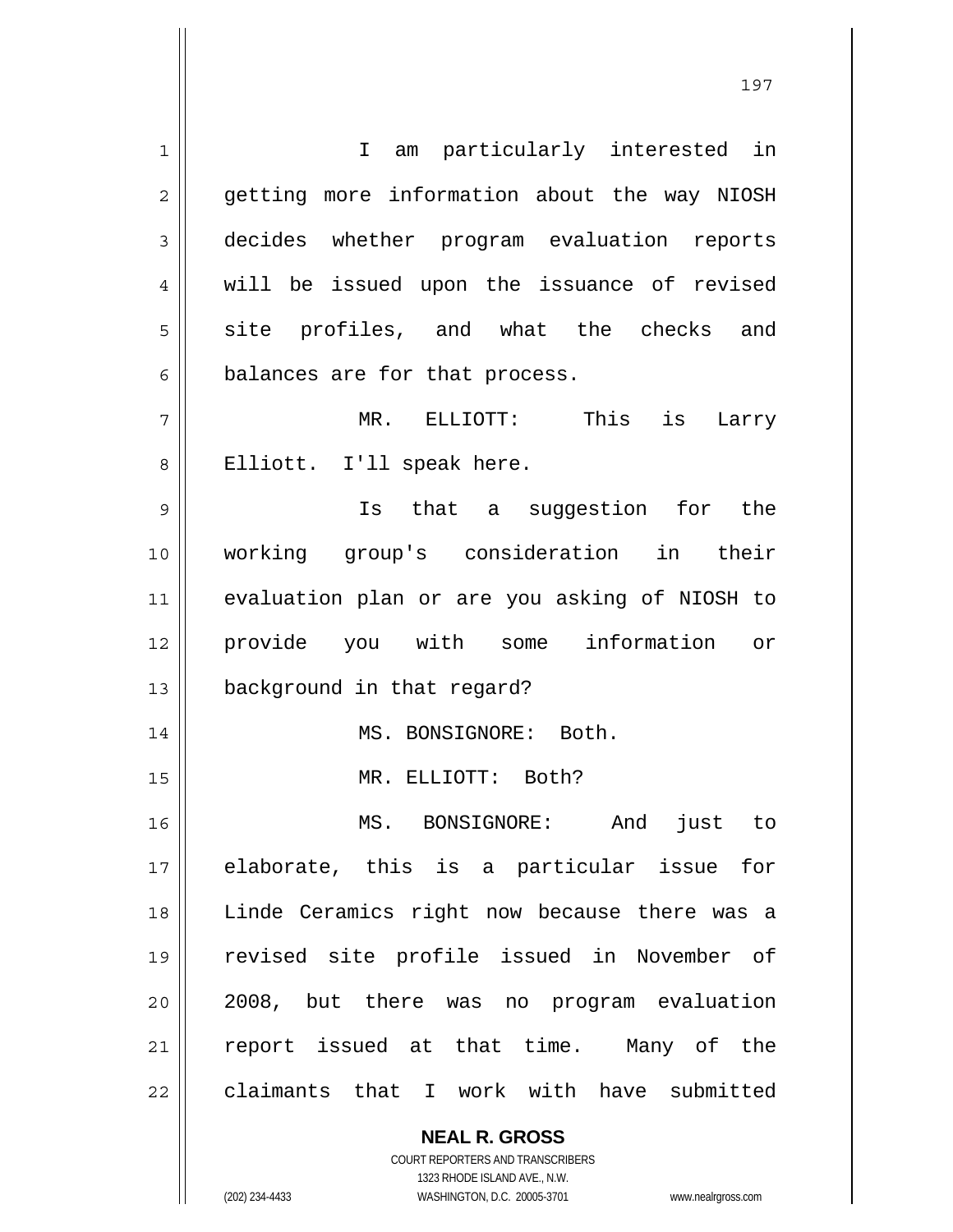I am particularly interested in getting more information about the way NIOSH decides whether program evaluation reports will be issued upon the issuance of revised site profiles, and what the checks and balances are for that process.

MR. ELLIOTT: This is Larry Elliott. I'll speak here.

Is that a suggestion for the working group's consideration in their evaluation plan or are you asking of NIOSH to provide you with some information or background in that regard?

MS. BONSIGNORE: Both.

MR. ELLIOTT: Both?

MS. BONSIGNORE: And just to elaborate, this is a particular issue for Linde Ceramics right now because there was a revised site profile issued in November of 2008, but there was no program evaluation report issued at that time. Many of the claimants that I work with have submitted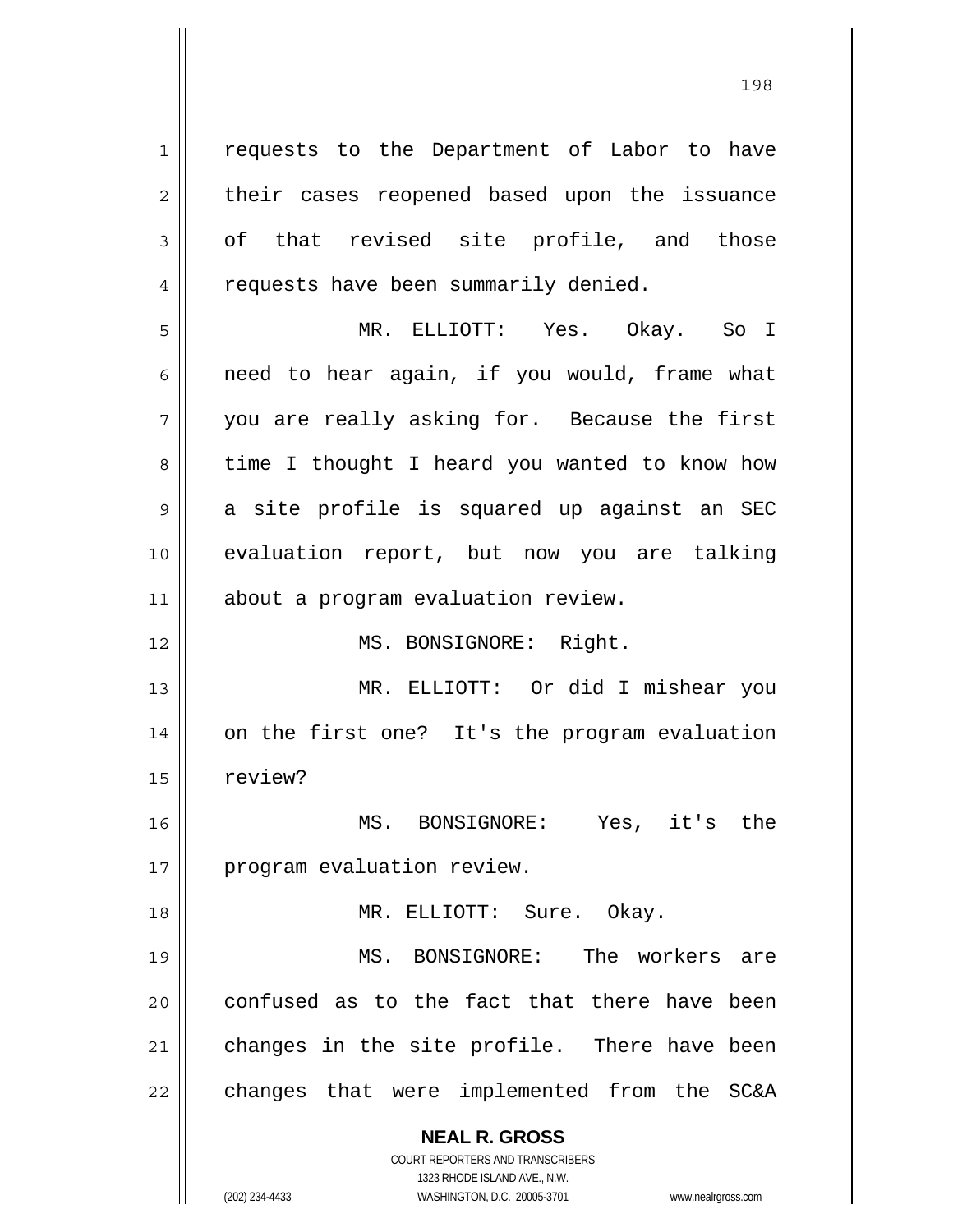requests to the Department of Labor to have their cases reopened based upon the issuance of that revised site profile, and those requests have been summarily denied.

MR. ELLIOTT: Yes. Okay. So I need to hear again, if you would, frame what you are really asking for. Because the first time I thought I heard you wanted to know how a site profile is squared up against an SEC evaluation report, but now you are talking about a program evaluation review.

MS. BONSIGNORE: Right.

MR. ELLIOTT: Or did I mishear you on the first one? It's the program evaluation review?

MS. BONSIGNORE: Yes, it's the program evaluation review.

MR. ELLIOTT: Sure. Okay.

MS. BONSIGNORE: The workers are confused as to the fact that there have been changes in the site profile. There have been changes that were implemented from the SC&A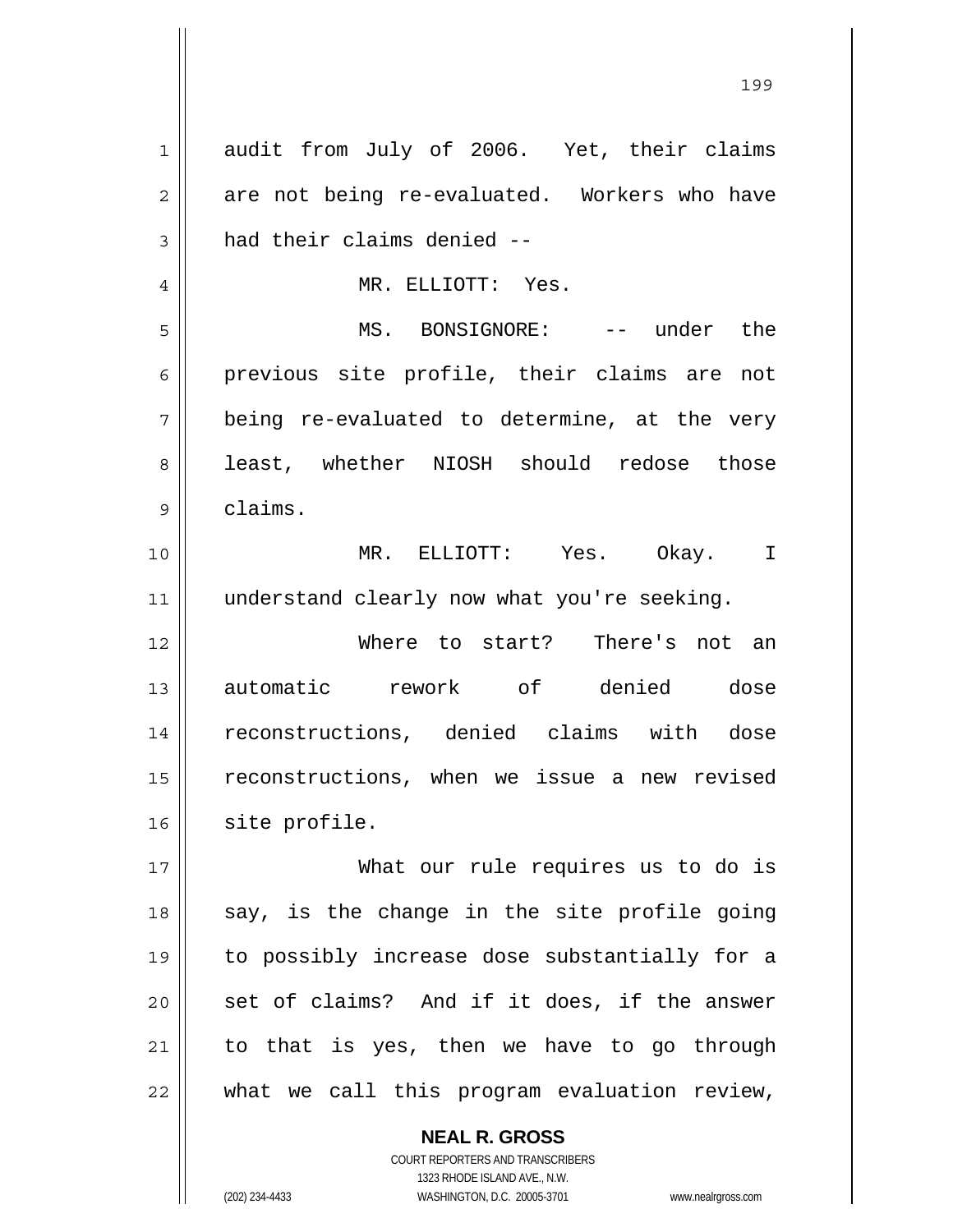audit from July of 2006. Yet, their claims are not being re-evaluated. Workers who have had their claims denied --

MR. ELLIOTT: Yes.

MS. BONSIGNORE: -- under the previous site profile, their claims are not being re-evaluated to determine, at the very least, whether NIOSH should redose those claims.

MR. ELLIOTT: Yes. Okay. I understand clearly now what you're seeking.

Where to start? There's not an automatic rework of denied dose reconstructions, denied claims with dose reconstructions, when we issue a new revised site profile.

What our rule requires us to do is say, is the change in the site profile going to possibly increase dose substantially for a set of claims? And if it does, if the answer to that is yes, then we have to go through what we call this program evaluation review,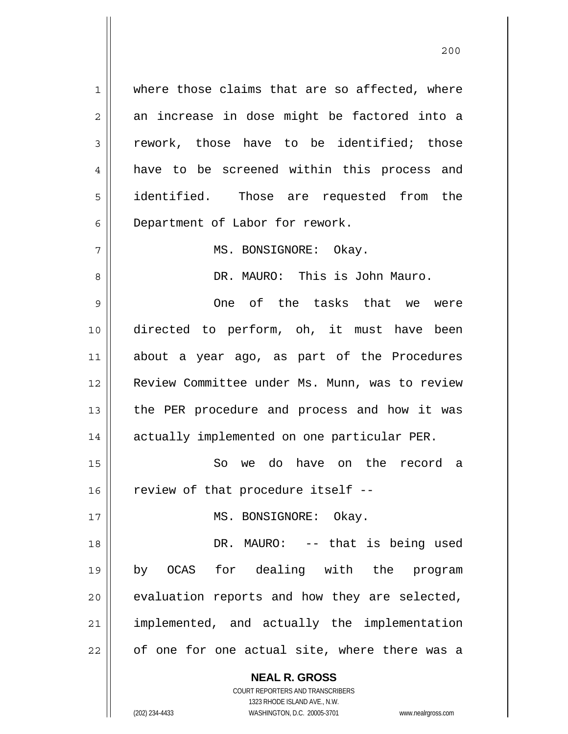where those claims that are so affected, where an increase in dose might be factored into a rework, those have to be identified; those have to be screened within this process and identified. Those are requested from the Department of Labor for rework.

MS. BONSIGNORE: Okay.

DR. MAURO: This is John Mauro.

One of the tasks that we were directed to perform, oh, it must have been about a year ago, as part of the Procedures Review Committee under Ms. Munn, was to review the PER procedure and process and how it was actually implemented on one particular PER.

So we do have on the record a review of that procedure itself --

MS. BONSIGNORE: Okay.

DR. MAURO: -- that is being used by OCAS for dealing with the program evaluation reports and how they are selected, implemented, and actually the implementation of one for one actual site, where there was a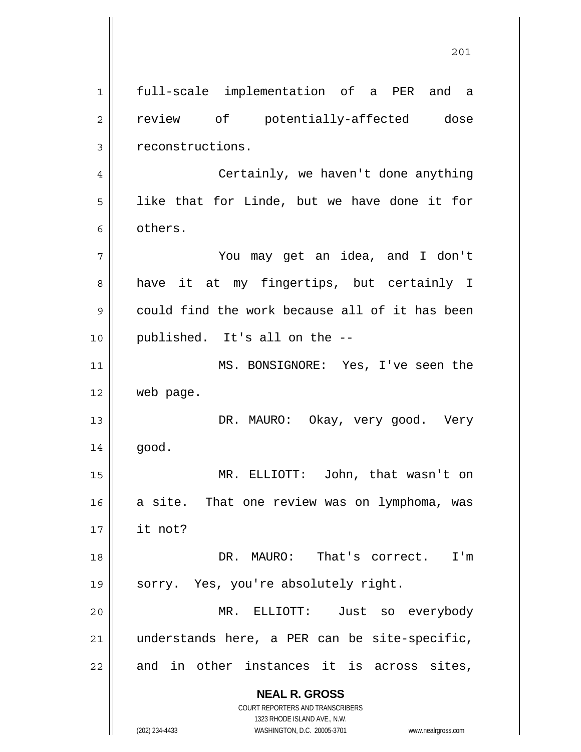full-scale implementation of a PER and a review of potentially-affected dose reconstructions.

Certainly, we haven't done anything like that for Linde, but we have done it for others.

You may get an idea, and I don't have it at my fingertips, but certainly I could find the work because all of it has been published. It's all on the --

MS. BONSIGNORE: Yes, I've seen the web page.

DR. MAURO: Okay, very good. Very good.

MR. ELLIOTT: John, that wasn't on a site. That one review was on lymphoma, was it not?

DR. MAURO: That's correct. I'm sorry. Yes, you're absolutely right.

MR. ELLIOTT: Just so everybody understands here, a PER can be site-specific, and in other instances it is across sites,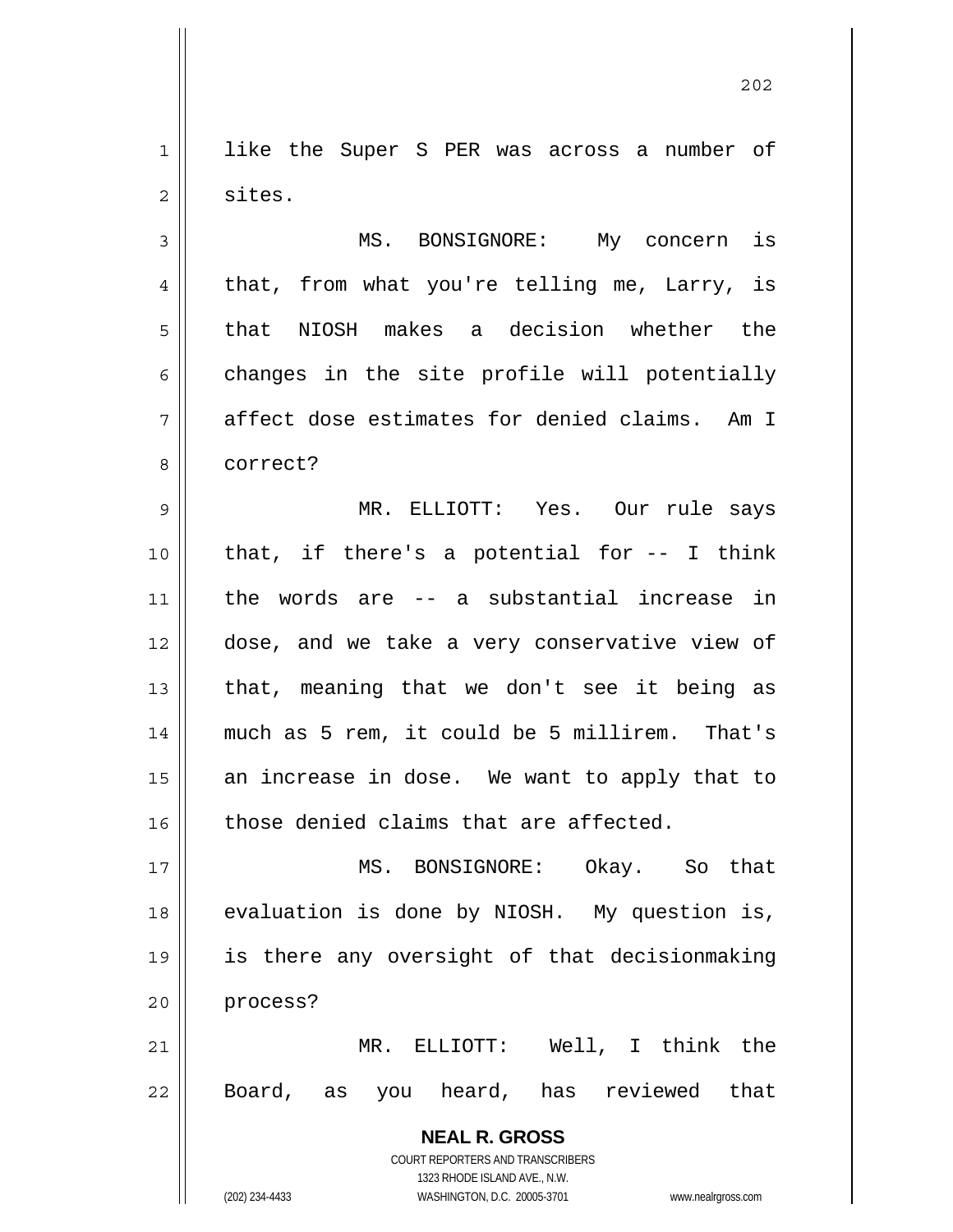like the Super S PER was across a number of sites.

MS. BONSIGNORE: My concern is that, from what you're telling me, Larry, is that NIOSH makes a decision whether the changes in the site profile will potentially affect dose estimates for denied claims. Am I correct?

MR. ELLIOTT: Yes. Our rule says that, if there's a potential for -- I think the words are -- a substantial increase in dose, and we take a very conservative view of that, meaning that we don't see it being as much as 5 rem, it could be 5 millirem. That's an increase in dose. We want to apply that to those denied claims that are affected.

MS. BONSIGNORE: Okay. So that evaluation is done by NIOSH. My question is, is there any oversight of that decisionmaking process?

MR. ELLIOTT: Well, I think the Board, as you heard, has reviewed that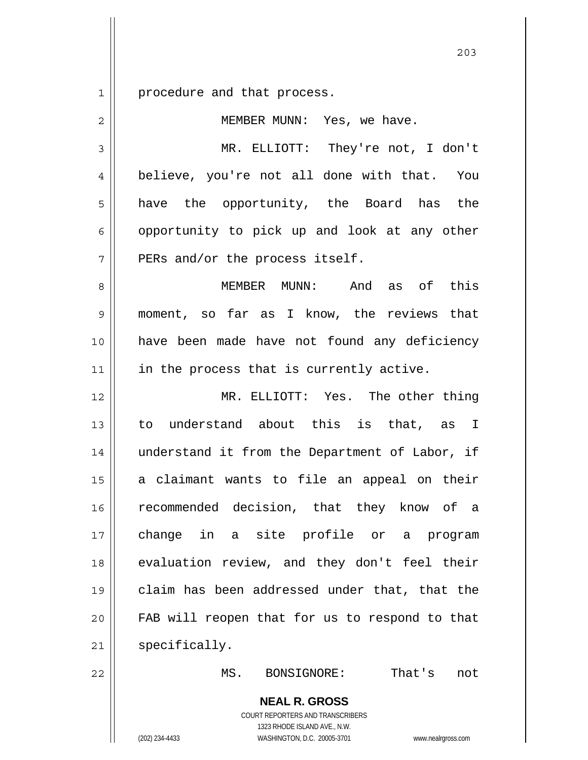procedure and that process.

MEMBER MUNN: Yes, we have.

MR. ELLIOTT: They're not, I don't believe, you're not all done with that. You have the opportunity, the Board has the opportunity to pick up and look at any other PERs and/or the process itself.

MEMBER MUNN: And as of this moment, so far as I know, the reviews that have been made have not found any deficiency in the process that is currently active.

MR. ELLIOTT: Yes. The other thing to understand about this is that, as I understand it from the Department of Labor, if a claimant wants to file an appeal on their recommended decision, that they know of a change in a site profile or a program evaluation review, and they don't feel their claim has been addressed under that, that the FAB will reopen that for us to respond to that specifically.

MS. BONSIGNORE: That's not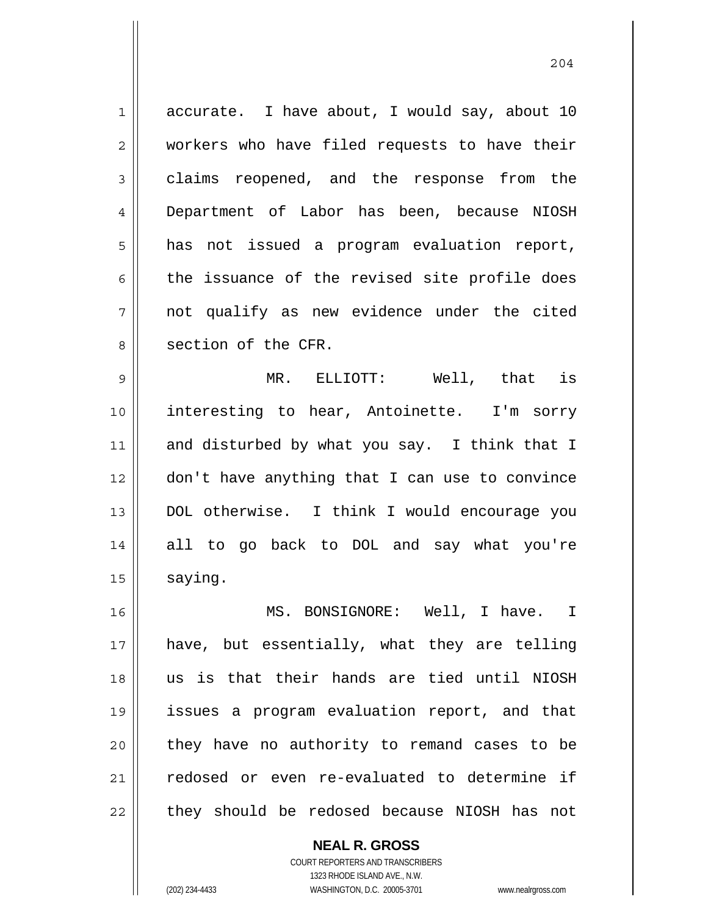accurate. I have about, I would say, about 10 workers who have filed requests to have their claims reopened, and the response from the Department of Labor has been, because NIOSH has not issued a program evaluation report, the issuance of the revised site profile does not qualify as new evidence under the cited section of the CFR.

MR. ELLIOTT: Well, that is interesting to hear, Antoinette. I'm sorry and disturbed by what you say. I think that I don't have anything that I can use to convince DOL otherwise. I think I would encourage you all to go back to DOL and say what you're saying.

MS. BONSIGNORE: Well, I have. I have, but essentially, what they are telling us is that their hands are tied until NIOSH issues a program evaluation report, and that they have no authority to remand cases to be redosed or even re-evaluated to determine if they should be redosed because NIOSH has not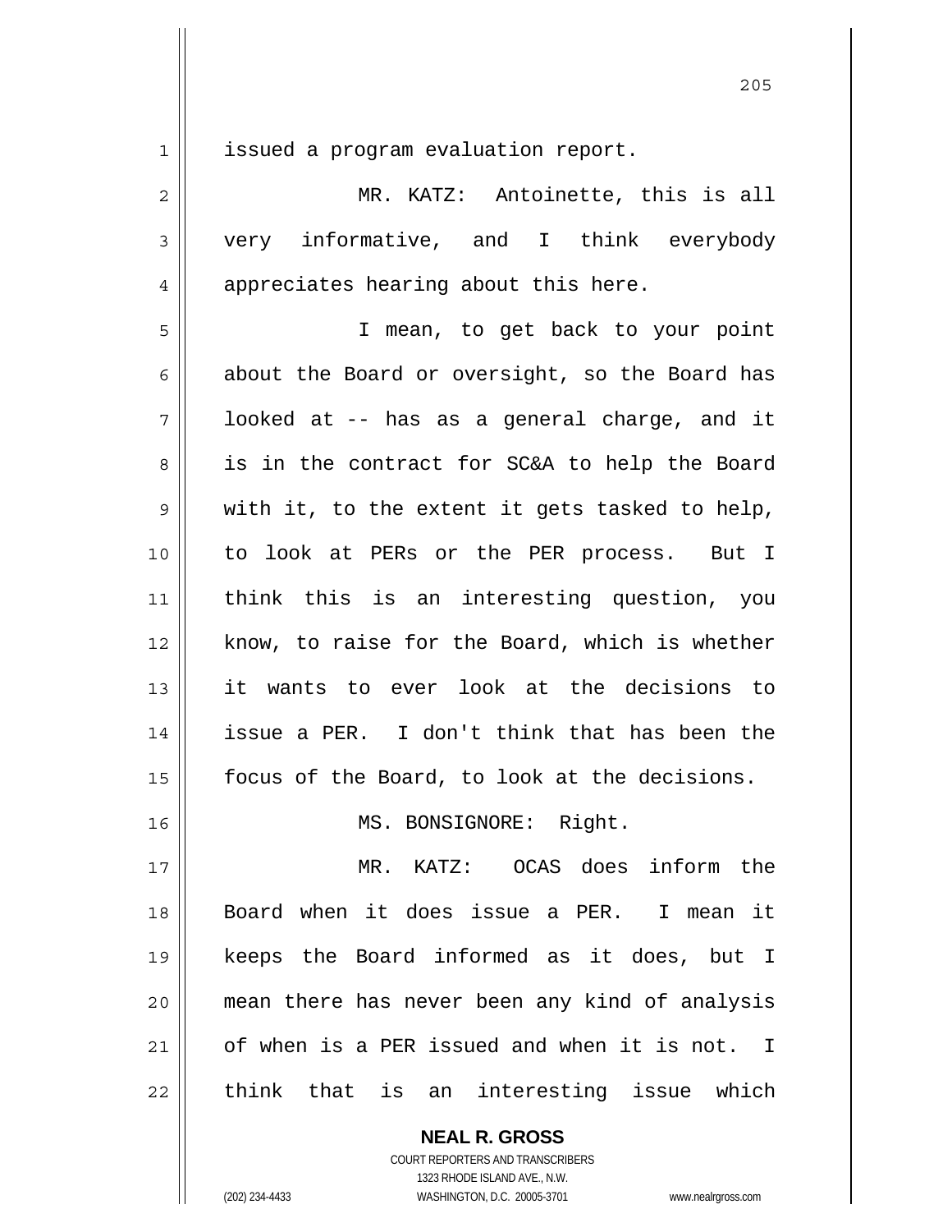issued a program evaluation report.

MR. KATZ: Antoinette, this is all very informative, and I think everybody appreciates hearing about this here.

I mean, to get back to your point about the Board or oversight, so the Board has looked at -- has as a general charge, and it is in the contract for SC&A to help the Board with it, to the extent it gets tasked to help, to look at PERs or the PER process. But I think this is an interesting question, you know, to raise for the Board, which is whether it wants to ever look at the decisions to issue a PER. I don't think that has been the focus of the Board, to look at the decisions.

MS. BONSIGNORE: Right.

MR. KATZ: OCAS does inform the Board when it does issue a PER. I mean it keeps the Board informed as it does, but I mean there has never been any kind of analysis of when is a PER issued and when it is not. I think that is an interesting issue which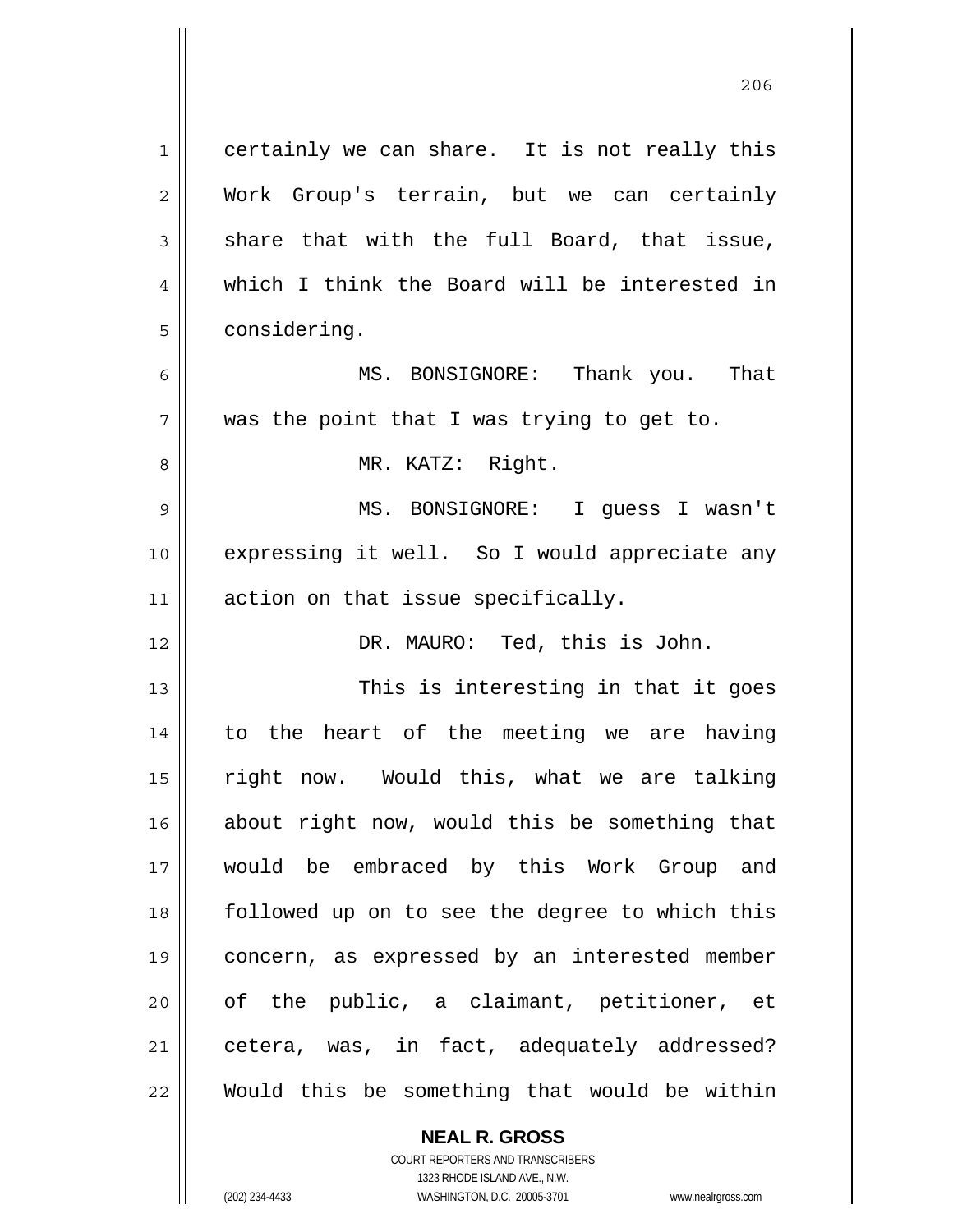certainly we can share. It is not really this Work Group's terrain, but we can certainly share that with the full Board, that issue, which I think the Board will be interested in considering.

MS. BONSIGNORE: Thank you. That was the point that I was trying to get to.

MR. KATZ: Right.

MS. BONSIGNORE: I guess I wasn't expressing it well. So I would appreciate any action on that issue specifically.

DR. MAURO: Ted, this is John.

This is interesting in that it goes to the heart of the meeting we are having right now. Would this, what we are talking about right now, would this be something that would be embraced by this Work Group and followed up on to see the degree to which this concern, as expressed by an interested member of the public, a claimant, petitioner, et cetera, was, in fact, adequately addressed? Would this be something that would be within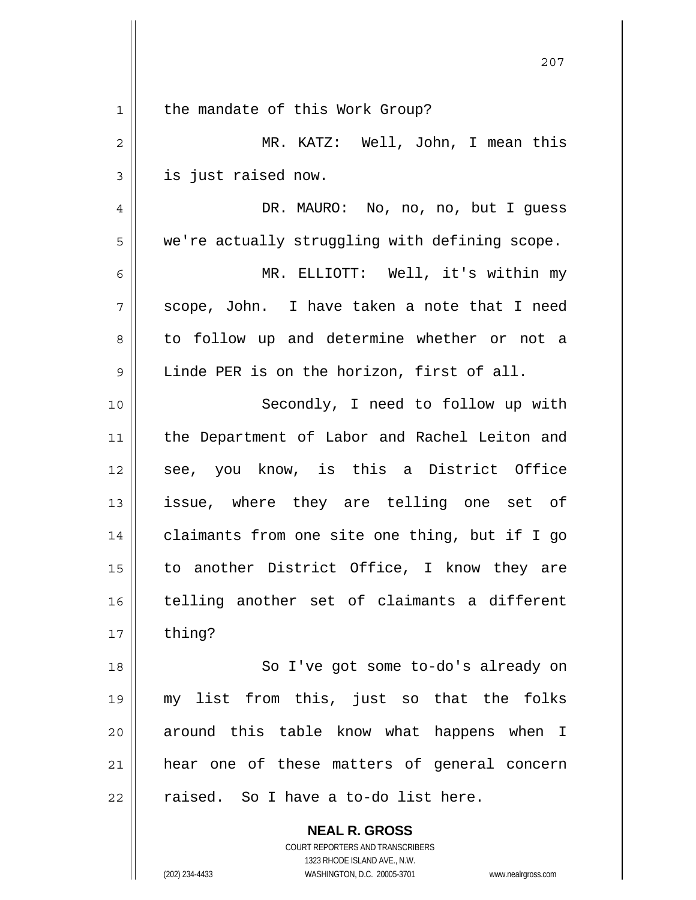the mandate of this Work Group?

MR. KATZ: Well, John, I mean this is just raised now.

DR. MAURO: No, no, no, but I guess we're actually struggling with defining scope.

MR. ELLIOTT: Well, it's within my scope, John. I have taken a note that I need to follow up and determine whether or not a Linde PER is on the horizon, first of all.

Secondly, I need to follow up with the Department of Labor and Rachel Leiton and see, you know, is this a District Office issue, where they are telling one set of claimants from one site one thing, but if I go to another District Office, I know they are telling another set of claimants a different thing?

So I've got some to-do's already on my list from this, just so that the folks around this table know what happens when I hear one of these matters of general concern raised. So I have a to-do list here.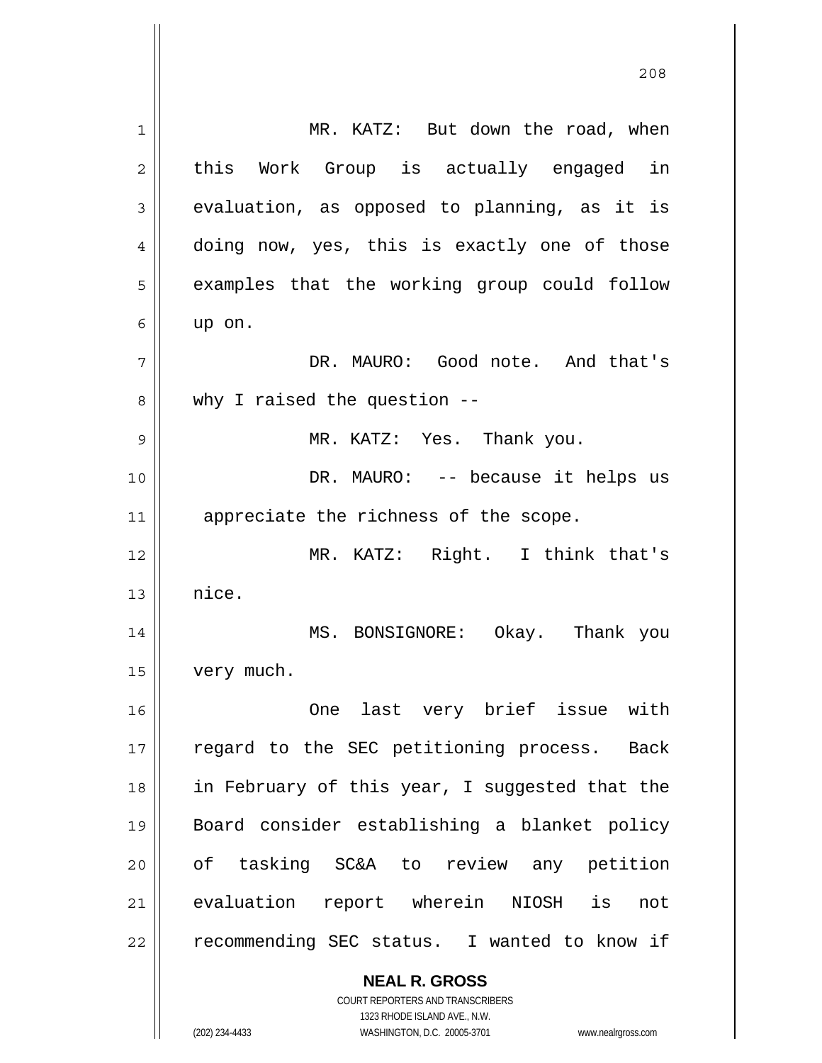MR. KATZ: But down the road, when this Work Group is actually engaged in evaluation, as opposed to planning, as it is doing now, yes, this is exactly one of those examples that the working group could follow up on.

DR. MAURO: Good note. And that's why I raised the question --

MR. KATZ: Yes. Thank you.

DR. MAURO: -- because it helps us appreciate the richness of the scope.

MR. KATZ: Right. I think that's nice.

MS. BONSIGNORE: Okay. Thank you very much.

One last very brief issue with regard to the SEC petitioning process. Back in February of this year, I suggested that the Board consider establishing a blanket policy of tasking SC&A to review any petition evaluation report wherein NIOSH is not recommending SEC status. I wanted to know if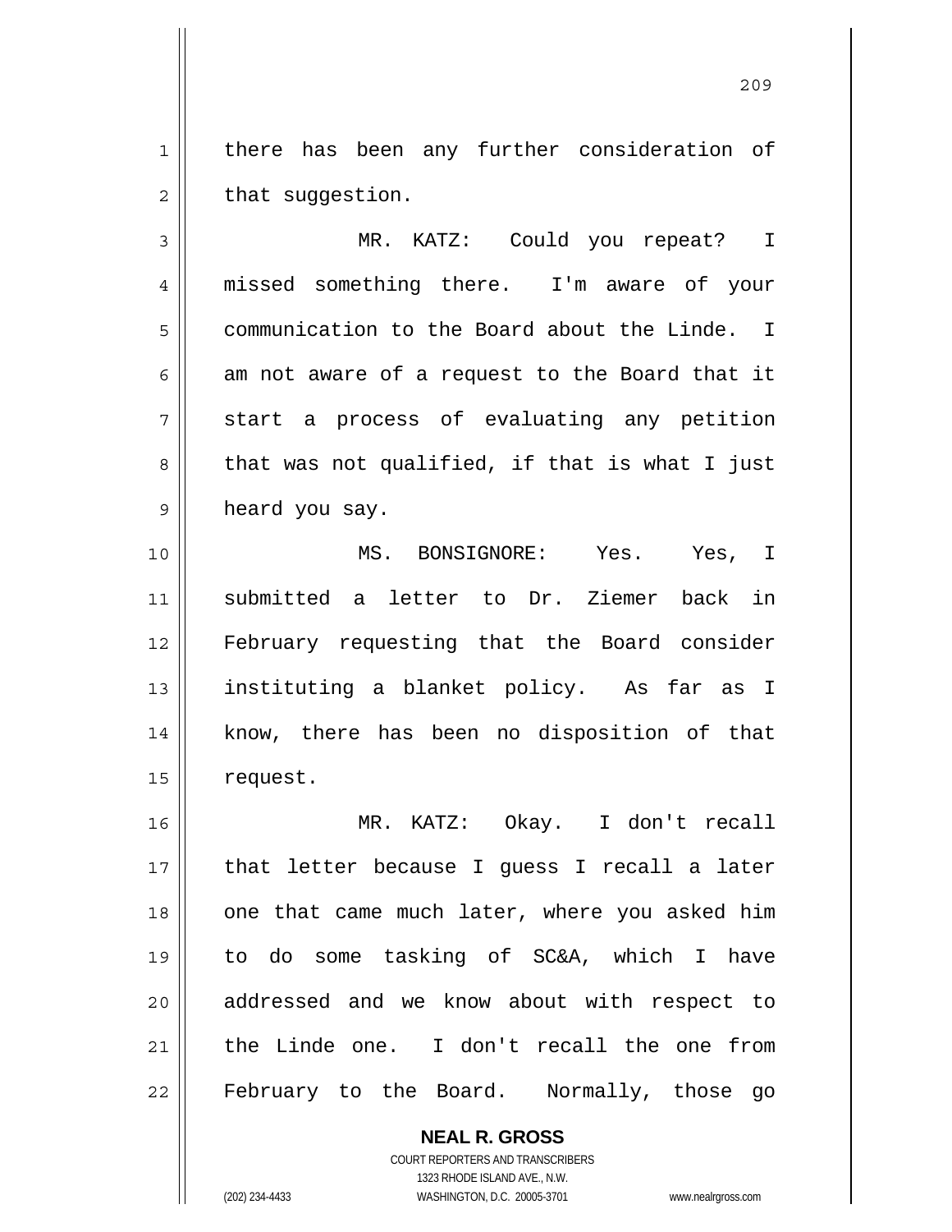there has been any further consideration of that suggestion.

MR. KATZ: Could you repeat? I missed something there. I'm aware of your communication to the Board about the Linde. I am not aware of a request to the Board that it start a process of evaluating any petition that was not qualified, if that is what I just heard you say.

MS. BONSIGNORE: Yes. Yes, I submitted a letter to Dr. Ziemer back in February requesting that the Board consider instituting a blanket policy. As far as I know, there has been no disposition of that request.

MR. KATZ: Okay. I don't recall that letter because I guess I recall a later one that came much later, where you asked him to do some tasking of SC&A, which I have addressed and we know about with respect to the Linde one. I don't recall the one from February to the Board. Normally, those go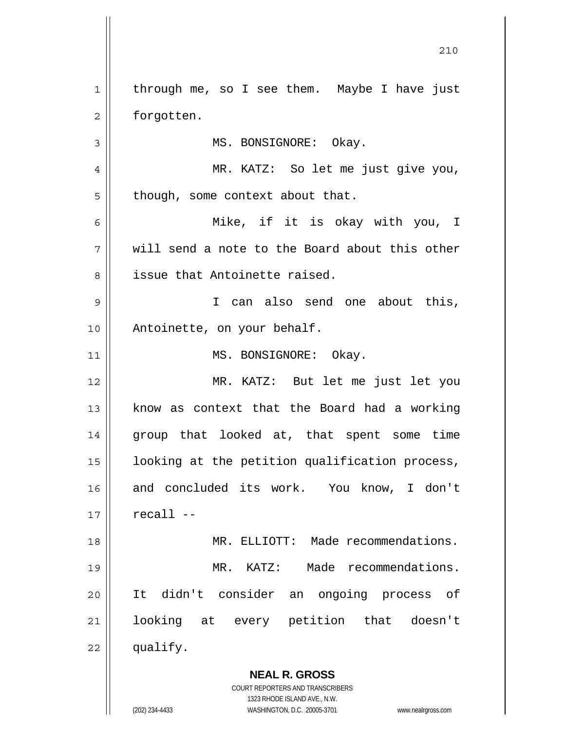through me, so I see them. Maybe I have just forgotten.

MS. BONSIGNORE: Okay.

MR. KATZ: So let me just give you, though, some context about that.

Mike, if it is okay with you, I will send a note to the Board about this other issue that Antoinette raised.

I can also send one about this, Antoinette, on your behalf.

MS. BONSIGNORE: Okay.

MR. KATZ: But let me just let you know as context that the Board had a working group that looked at, that spent some time looking at the petition qualification process, and concluded its work. You know, I don't recall --

MR. ELLIOTT: Made recommendations.

MR. KATZ: Made recommendations. It didn't consider an ongoing process of looking at every petition that doesn't qualify.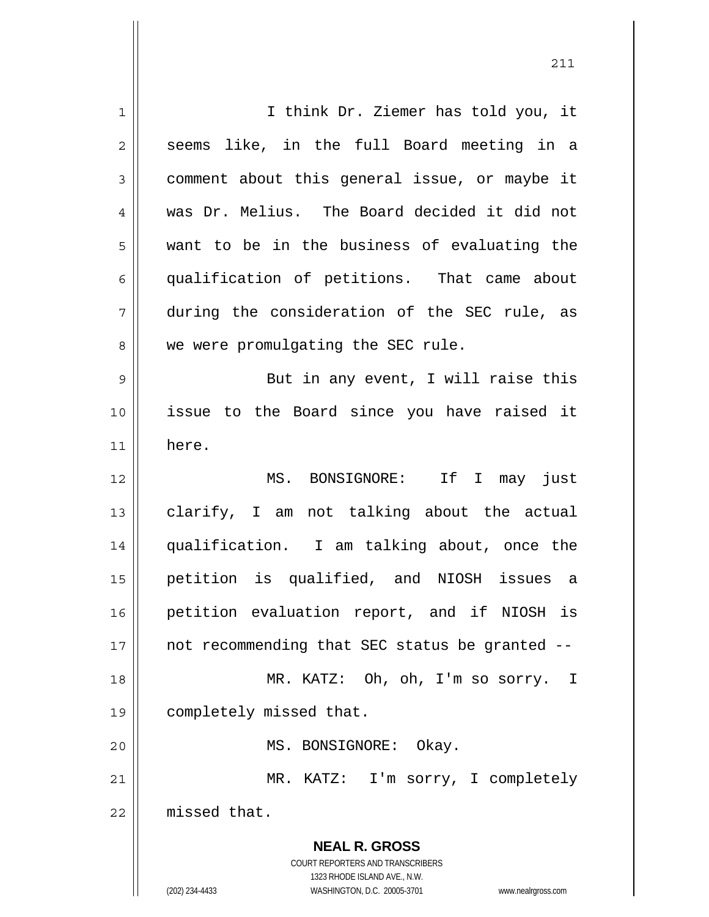I think Dr. Ziemer has told you, it seems like, in the full Board meeting in a comment about this general issue, or maybe it was Dr. Melius. The Board decided it did not want to be in the business of evaluating the qualification of petitions. That came about during the consideration of the SEC rule, as we were promulgating the SEC rule.

But in any event, I will raise this issue to the Board since you have raised it here.

MS. BONSIGNORE: If I may just clarify, I am not talking about the actual qualification. I am talking about, once the petition is qualified, and NIOSH issues a petition evaluation report, and if NIOSH is not recommending that SEC status be granted --

MR. KATZ: Oh, oh, I'm so sorry. I completely missed that.

MS. BONSIGNORE: Okay.

MR. KATZ: I'm sorry, I completely missed that.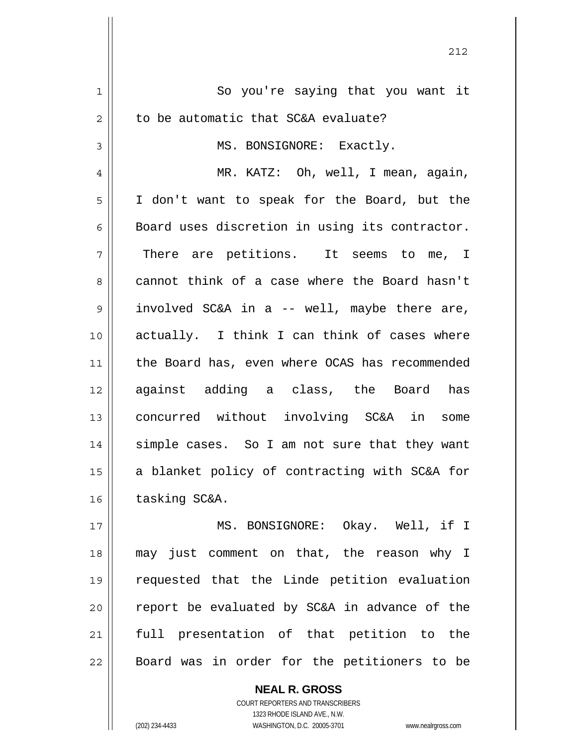So you're saying that you want it to be automatic that SC&A evaluate?

MS. BONSIGNORE: Exactly.

MR. KATZ: Oh, well, I mean, again, I don't want to speak for the Board, but the Board uses discretion in using its contractor. There are petitions. It seems to me, I cannot think of a case where the Board hasn't involved SC&A in a -- well, maybe there are, actually. I think I can think of cases where the Board has, even where OCAS has recommended against adding a class, the Board has concurred without involving SC&A in some simple cases. So I am not sure that they want a blanket policy of contracting with SC&A for tasking SC&A.

MS. BONSIGNORE: Okay. Well, if I may just comment on that, the reason why I requested that the Linde petition evaluation report be evaluated by SC&A in advance of the full presentation of that petition to the Board was in order for the petitioners to be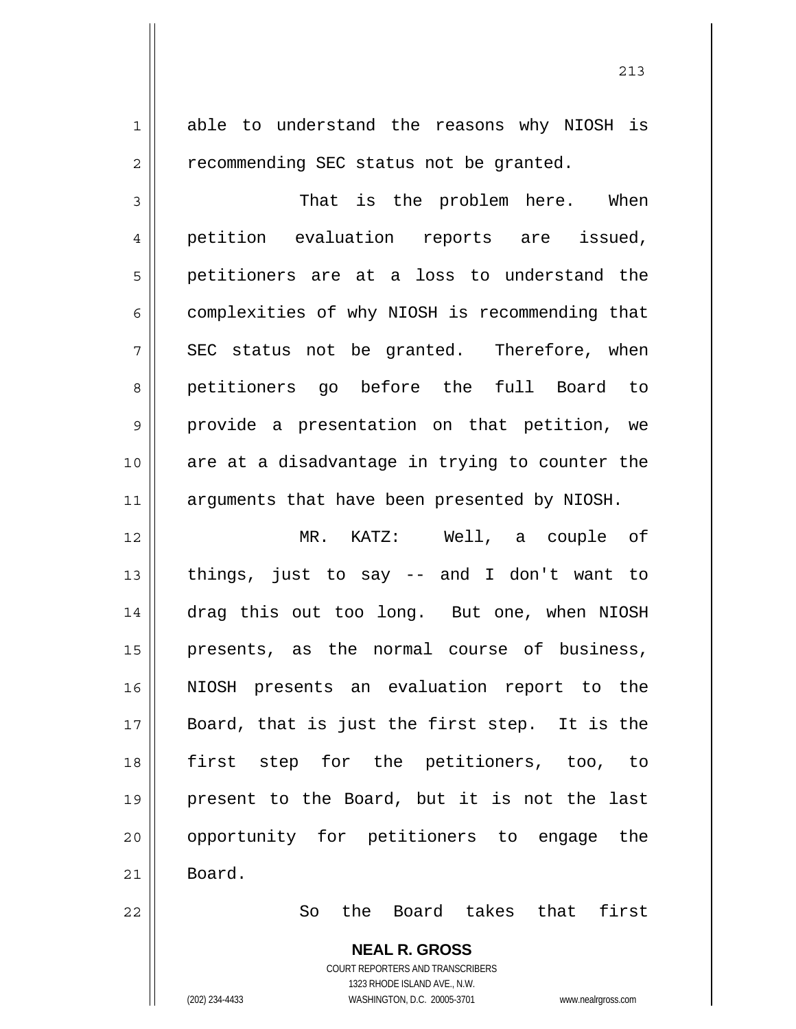able to understand the reasons why NIOSH is recommending SEC status not be granted.

That is the problem here. When petition evaluation reports are issued, petitioners are at a loss to understand the complexities of why NIOSH is recommending that SEC status not be granted. Therefore, when petitioners go before the full Board to provide a presentation on that petition, we are at a disadvantage in trying to counter the arguments that have been presented by NIOSH.

MR. KATZ: Well, a couple of things, just to say -- and I don't want to drag this out too long. But one, when NIOSH presents, as the normal course of business, NIOSH presents an evaluation report to the Board, that is just the first step. It is the first step for the petitioners, too, to present to the Board, but it is not the last opportunity for petitioners to engage the Board.

So the Board takes that first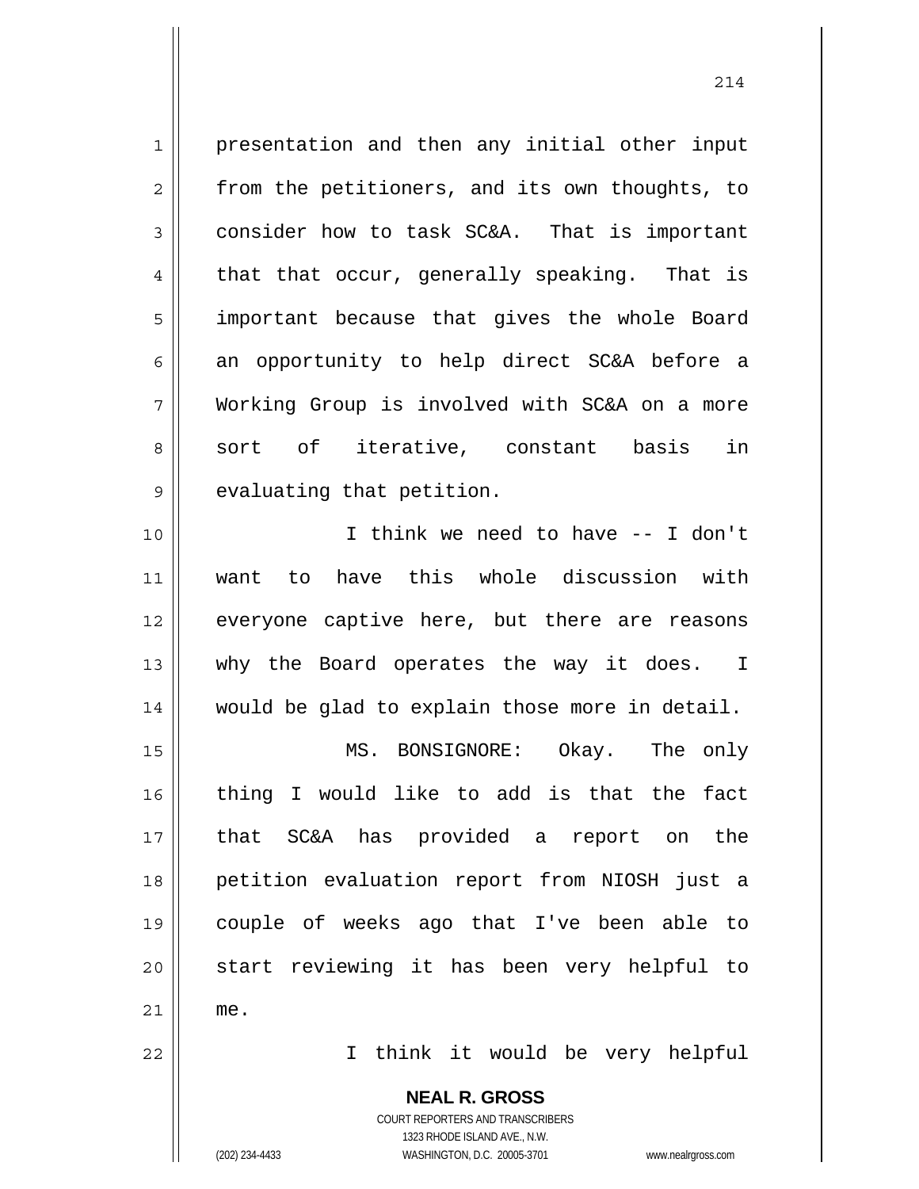presentation and then any initial other input from the petitioners, and its own thoughts, to consider how to task SC&A. That is important that that occur, generally speaking. That is important because that gives the whole Board an opportunity to help direct SC&A before a Working Group is involved with SC&A on a more sort of iterative, constant basis in evaluating that petition.

I think we need to have -- I don't want to have this whole discussion with everyone captive here, but there are reasons why the Board operates the way it does. I would be glad to explain those more in detail.

MS. BONSIGNORE: Okay. The only thing I would like to add is that the fact that SC&A has provided a report on the petition evaluation report from NIOSH just a couple of weeks ago that I've been able to start reviewing it has been very helpful to me.

I think it would be very helpful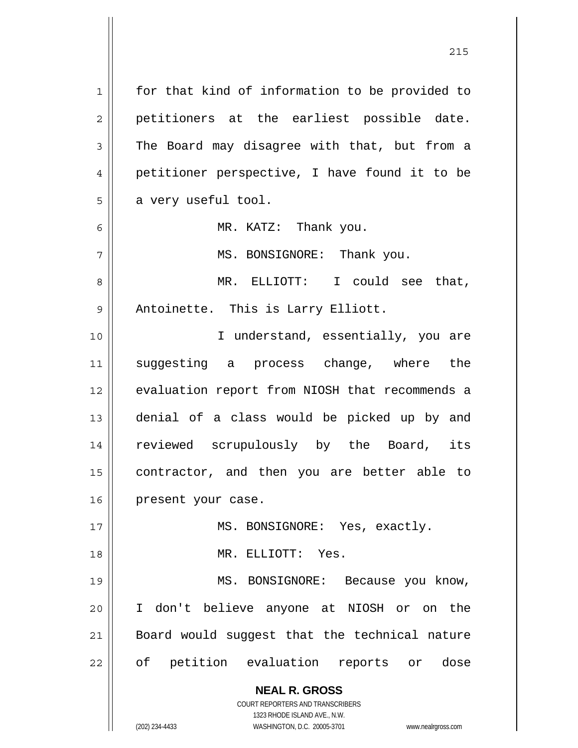for that kind of information to be provided to petitioners at the earliest possible date. The Board may disagree with that, but from a petitioner perspective, I have found it to be a very useful tool.

MR. KATZ: Thank you.

MS. BONSIGNORE: Thank you.

MR. ELLIOTT: I could see that, Antoinette. This is Larry Elliott.

I understand, essentially, you are suggesting a process change, where the evaluation report from NIOSH that recommends a denial of a class would be picked up by and reviewed scrupulously by the Board, its contractor, and then you are better able to present your case.

MS. BONSIGNORE: Yes, exactly.

MR. ELLIOTT: Yes.

MS. BONSIGNORE: Because you know, I don't believe anyone at NIOSH or on the Board would suggest that the technical nature of petition evaluation reports or dose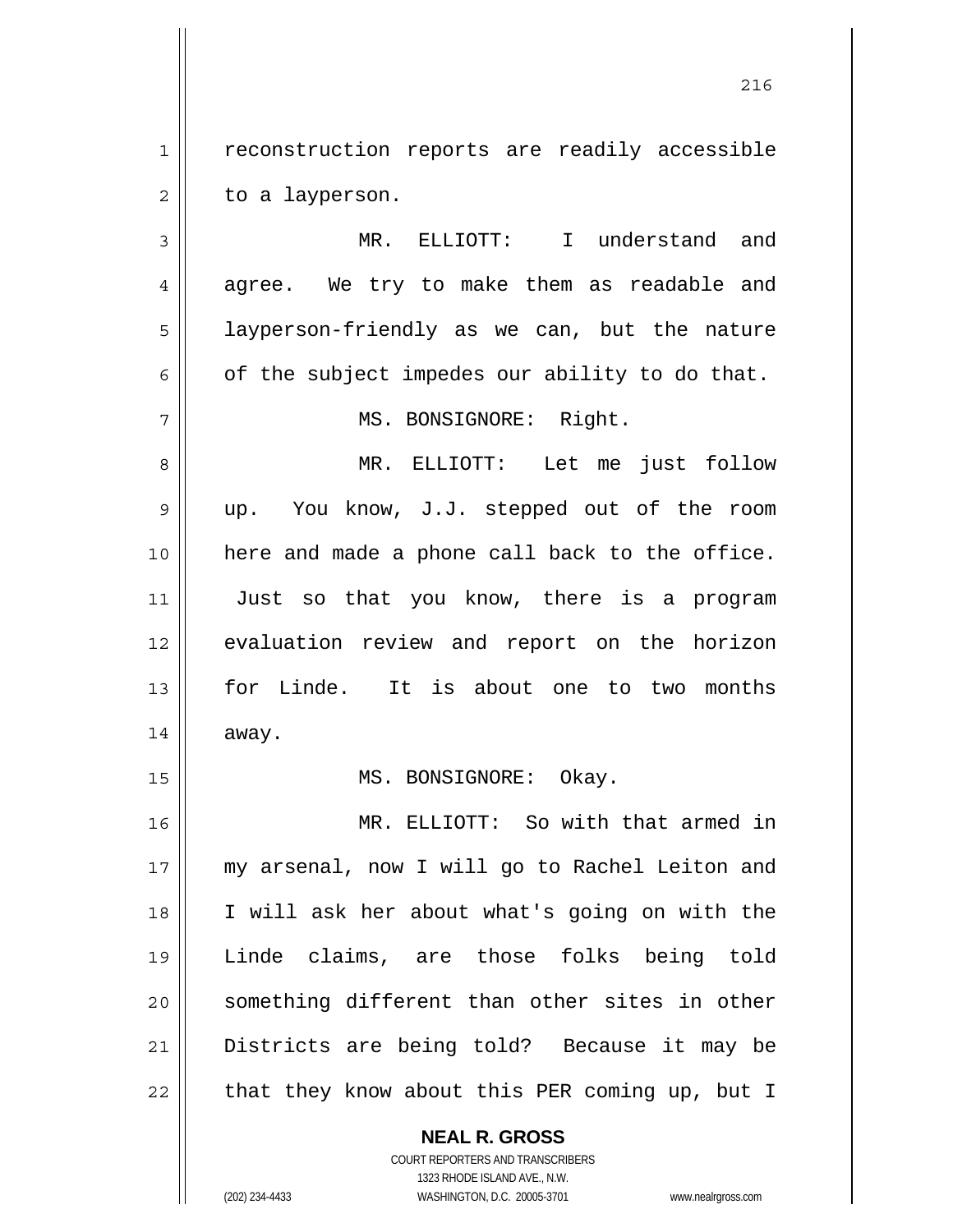reconstruction reports are readily accessible to a layperson.

MR. ELLIOTT: I understand and agree. We try to make them as readable and layperson-friendly as we can, but the nature of the subject impedes our ability to do that.

MS. BONSIGNORE: Right.

MR. ELLIOTT: Let me just follow up. You know, J.J. stepped out of the room here and made a phone call back to the office. Just so that you know, there is a program evaluation review and report on the horizon for Linde. It is about one to two months away.

MS. BONSIGNORE: Okay.

MR. ELLIOTT: So with that armed in my arsenal, now I will go to Rachel Leiton and I will ask her about what's going on with the Linde claims, are those folks being told something different than other sites in other Districts are being told? Because it may be that they know about this PER coming up, but I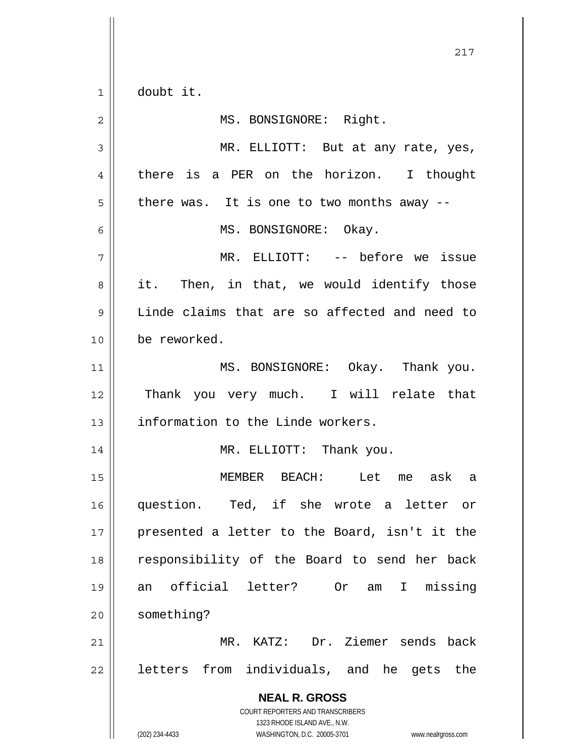doubt it.

MS. BONSIGNORE: Right.

MR. ELLIOTT: But at any rate, yes, there is a PER on the horizon. I thought there was. It is one to two months away --

MS. BONSIGNORE: Okay.

MR. ELLIOTT: -- before we issue it. Then, in that, we would identify those Linde claims that are so affected and need to be reworked.

MS. BONSIGNORE: Okay. Thank you. Thank you very much. I will relate that information to the Linde workers.

MR. ELLIOTT: Thank you.

MEMBER BEACH: Let me ask a question. Ted, if she wrote a letter or presented a letter to the Board, isn't it the responsibility of the Board to send her back an official letter? Or am I missing something?

MR. KATZ: Dr. Ziemer sends back letters from individuals, and he gets the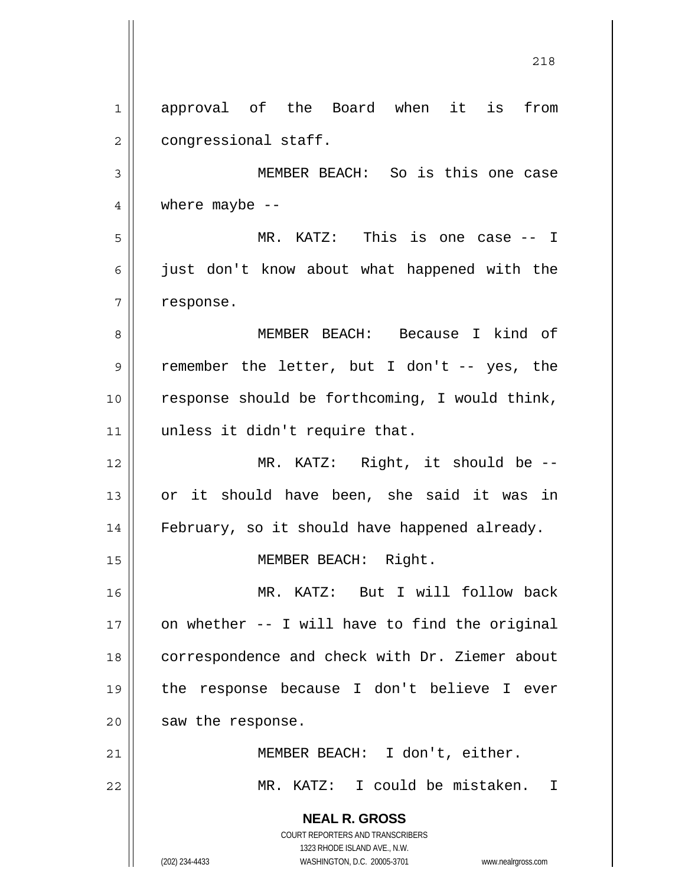approval of the Board when it is from congressional staff.

MEMBER BEACH: So is this one case where maybe --

MR. KATZ: This is one case -- I just don't know about what happened with the response.

MEMBER BEACH: Because I kind of remember the letter, but I don't -- yes, the response should be forthcoming, I would think, unless it didn't require that.

MR. KATZ: Right, it should be -- or it should have been, she said it was in February, so it should have happened already.

MEMBER BEACH: Right.

MR. KATZ: But I will follow back on whether -- I will have to find the original correspondence and check with Dr. Ziemer about the response because I don't believe I ever saw the response.

MEMBER BEACH: I don't, either.

MR. KATZ: I could be mistaken. I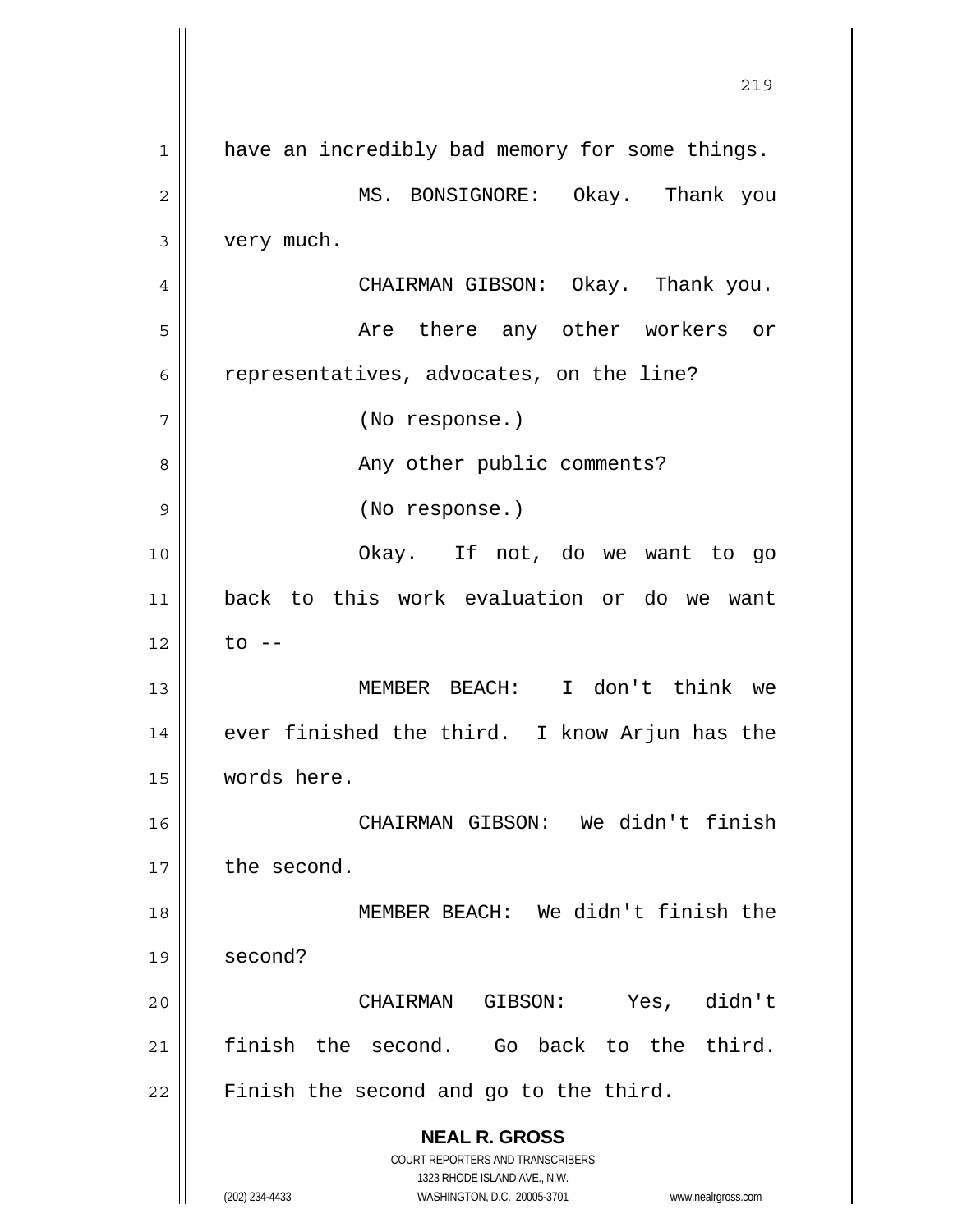have an incredibly bad memory for some things.

MS. BONSIGNORE: Okay. Thank you very much.

CHAIRMAN GIBSON: Okay. Thank you.

Are there any other workers or representatives, advocates, on the line?

(No response.)

Any other public comments?

(No response.)

Okay. If not, do we want to go back to this work evaluation or do we want to --

MEMBER BEACH: I don't think we ever finished the third. I know Arjun has the words here.

CHAIRMAN GIBSON: We didn't finish the second.

MEMBER BEACH: We didn't finish the second?

CHAIRMAN GIBSON: Yes, didn't finish the second. Go back to the third. Finish the second and go to the third.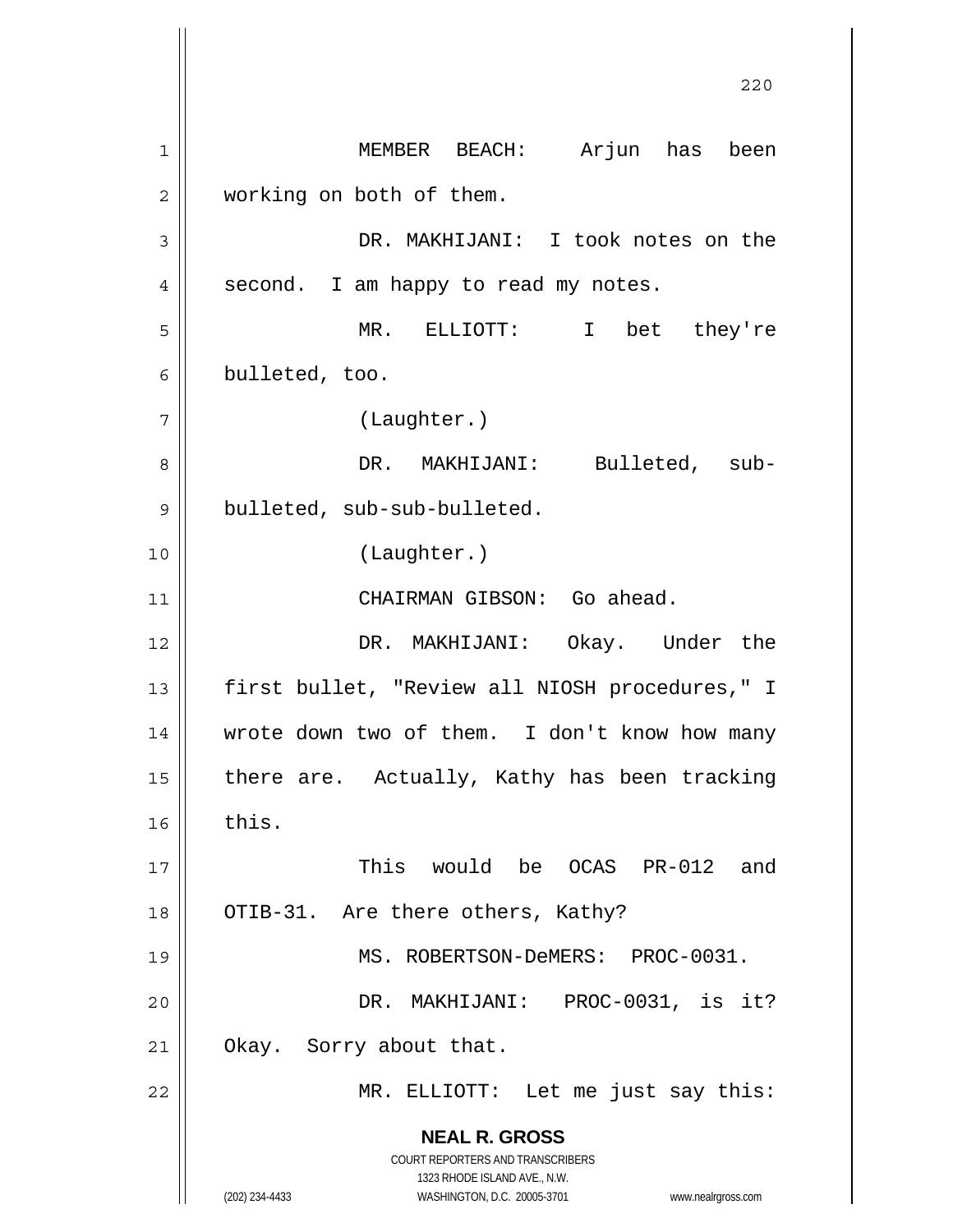MEMBER BEACH: Arjun has been working on both of them.

DR. MAKHIJANI: I took notes on the second. I am happy to read my notes.

MR. ELLIOTT: I bet they're bulleted, too.

(Laughter.)

DR. MAKHIJANI: Bulleted, sub-bulleted, sub-sub-bulleted.

(Laughter.)

CHAIRMAN GIBSON: Go ahead.

DR. MAKHIJANI: Okay. Under the first bullet, "Review all NIOSH procedures," I wrote down two of them. I don't know how many there are. Actually, Kathy has been tracking this.

This would be OCAS PR-012 and OTIB-31. Are there others, Kathy?

MS. ROBERTSON-DeMERS: PROC-0031.

DR. MAKHIJANI: PROC-0031, is it? Okay. Sorry about that.

MR. ELLIOTT: Let me just say this: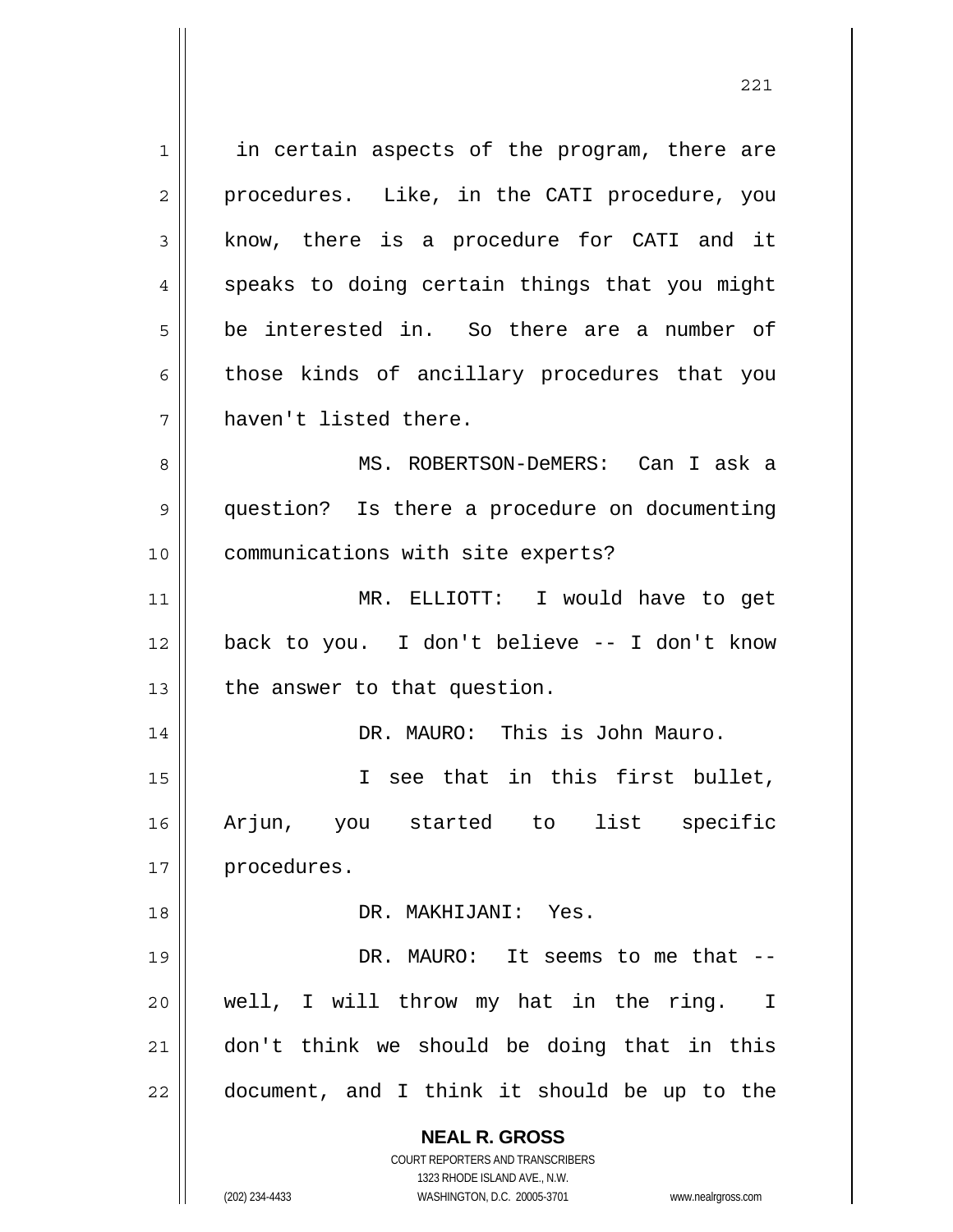in certain aspects of the program, there are procedures. Like, in the CATI procedure, you know, there is a procedure for CATI and it speaks to doing certain things that you might be interested in. So there are a number of those kinds of ancillary procedures that you haven't listed there.

MS. ROBERTSON-DeMERS: Can I ask a question? Is there a procedure on documenting communications with site experts?

MR. ELLIOTT: I would have to get back to you. I don't believe -- I don't know the answer to that question.

DR. MAURO: This is John Mauro.

I see that in this first bullet, Arjun, you started to list specific procedures.

DR. MAKHIJANI: Yes.

DR. MAURO: It seems to me that -- well, I will throw my hat in the ring. I don't think we should be doing that in this document, and I think it should be up to the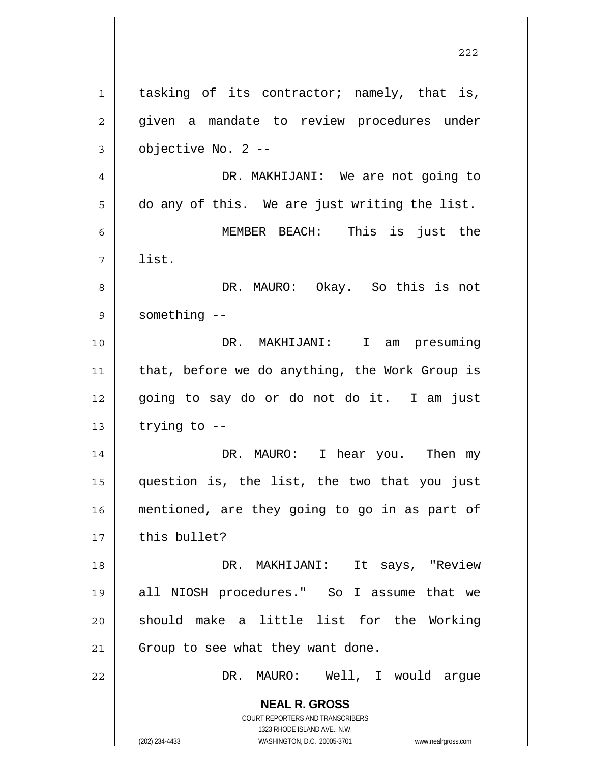tasking of its contractor; namely, that is, given a mandate to review procedures under objective No. 2 --

DR. MAKHIJANI: We are not going to do any of this. We are just writing the list.

MEMBER BEACH: This is just the list.

DR. MAURO: Okay. So this is not something --

DR. MAKHIJANI: I am presuming that, before we do anything, the Work Group is going to say do or do not do it. I am just trying to --

DR. MAURO: I hear you. Then my question is, the list, the two that you just mentioned, are they going to go in as part of this bullet?

DR. MAKHIJANI: It says, "Review all NIOSH procedures." So I assume that we should make a little list for the Working Group to see what they want done.

DR. MAURO: Well, I would argue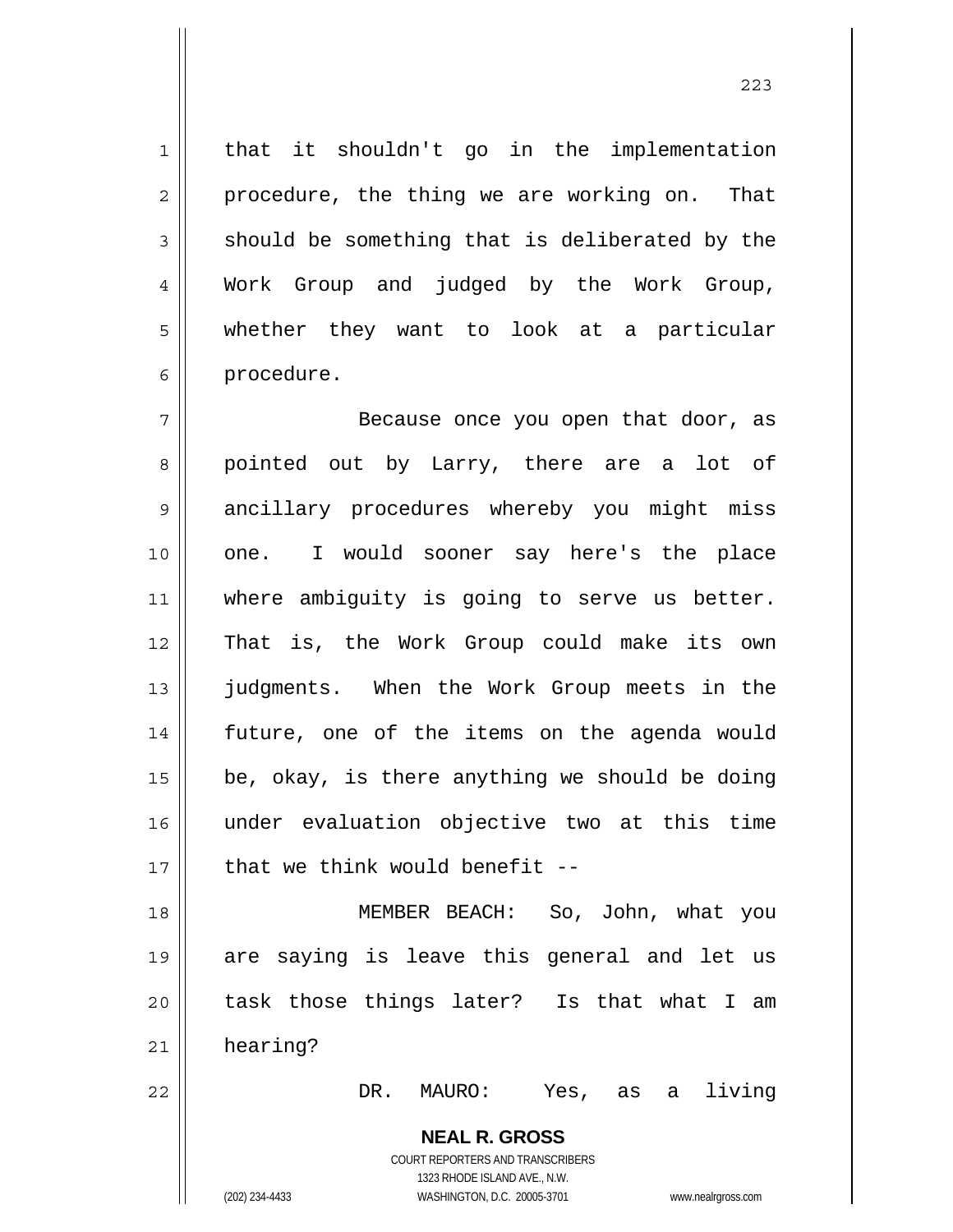that it shouldn't go in the implementation procedure, the thing we are working on. That should be something that is deliberated by the Work Group and judged by the Work Group, whether they want to look at a particular procedure.

Because once you open that door, as pointed out by Larry, there are a lot of ancillary procedures whereby you might miss one. I would sooner say here's the place where ambiguity is going to serve us better. That is, the Work Group could make its own judgments. When the Work Group meets in the future, one of the items on the agenda would be, okay, is there anything we should be doing under evaluation objective two at this time that we think would benefit --

MEMBER BEACH: So, John, what you are saying is leave this general and let us task those things later? Is that what I am hearing?

DR. MAURO: Yes, as a living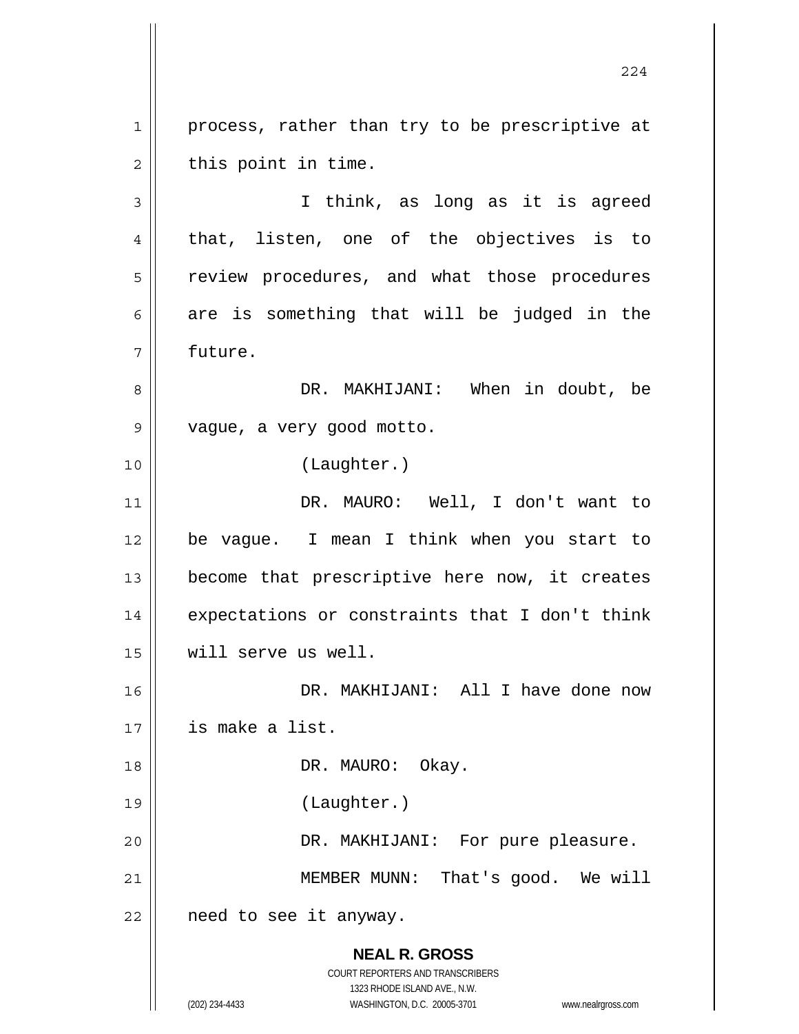process, rather than try to be prescriptive at this point in time.

I think, as long as it is agreed that, listen, one of the objectives is to review procedures, and what those procedures are is something that will be judged in the future.

DR. MAKHIJANI: When in doubt, be vague, a very good motto.

(Laughter.)

DR. MAURO: Well, I don't want to be vague. I mean I think when you start to become that prescriptive here now, it creates expectations or constraints that I don't think will serve us well.

DR. MAKHIJANI: All I have done now is make a list.

DR. MAURO: Okay.

(Laughter.)

DR. MAKHIJANI: For pure pleasure.

MEMBER MUNN: That's good. We will need to see it anyway.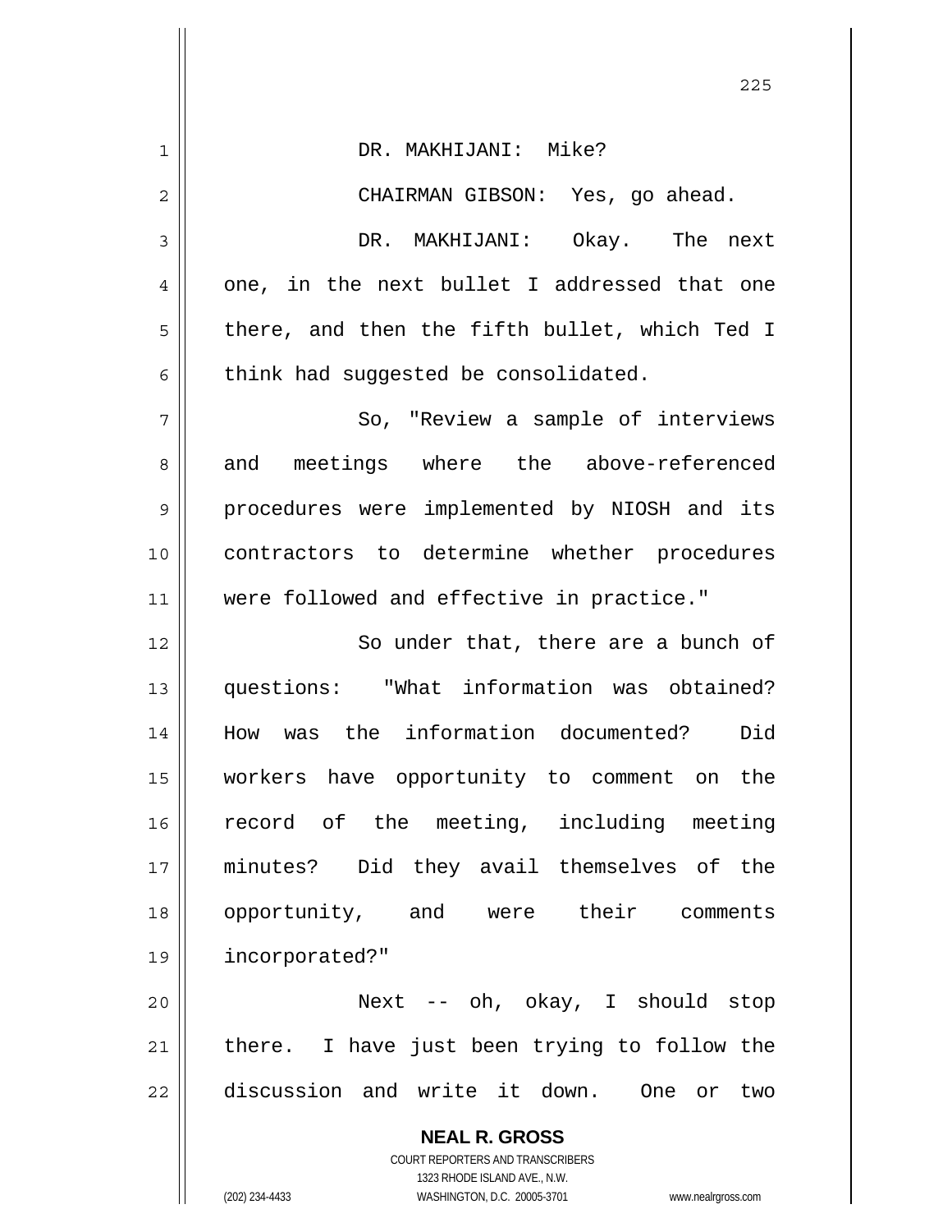DR. MAKHIJANI: Mike?

CHAIRMAN GIBSON: Yes, go ahead.

DR. MAKHIJANI: Okay. The next one, in the next bullet I addressed that one there, and then the fifth bullet, which Ted I think had suggested be consolidated.

So, "Review a sample of interviews and meetings where the above-referenced procedures were implemented by NIOSH and its contractors to determine whether procedures were followed and effective in practice."

So under that, there are a bunch of questions: "What information was obtained? How was the information documented? Did workers have opportunity to comment on the record of the meeting, including meeting minutes? Did they avail themselves of the opportunity, and were their comments incorporated?"

Next -- oh, okay, I should stop there. I have just been trying to follow the discussion and write it down. One or two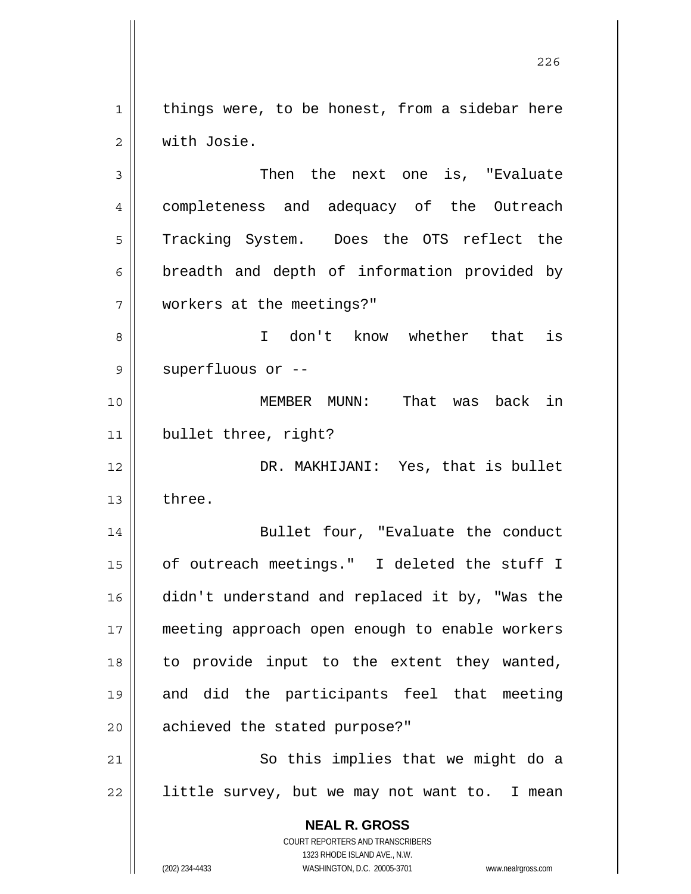things were, to be honest, from a sidebar here with Josie.

Then the next one is, "Evaluate completeness and adequacy of the Outreach Tracking System. Does the OTS reflect the breadth and depth of information provided by workers at the meetings?"

I don't know whether that is superfluous or --

MEMBER MUNN: That was back in bullet three, right?

DR. MAKHIJANI: Yes, that is bullet three.

Bullet four, "Evaluate the conduct of outreach meetings." I deleted the stuff I didn't understand and replaced it by, "Was the meeting approach open enough to enable workers to provide input to the extent they wanted, and did the participants feel that meeting achieved the stated purpose?"

So this implies that we might do a little survey, but we may not want to. I mean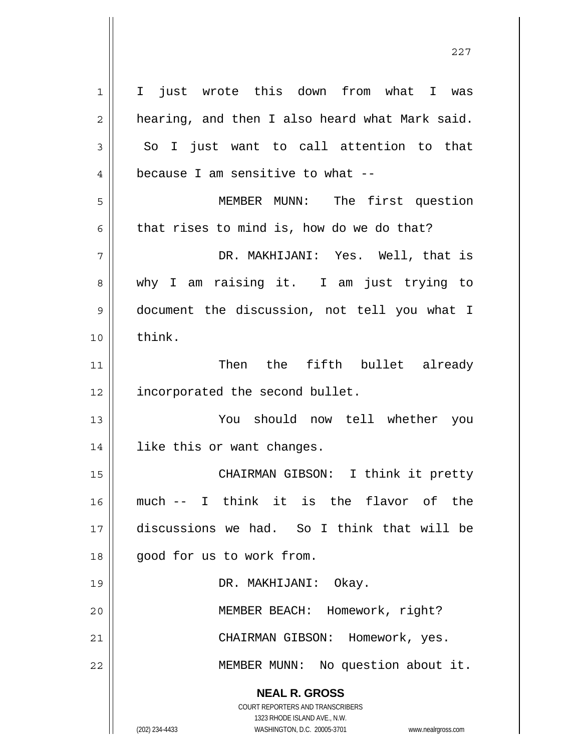I just wrote this down from what I was hearing, and then I also heard what Mark said. So I just want to call attention to that because I am sensitive to what --

MEMBER MUNN: The first question that rises to mind is, how do we do that?

DR. MAKHIJANI: Yes. Well, that is why I am raising it. I am just trying to document the discussion, not tell you what I think.

Then the fifth bullet already incorporated the second bullet.

You should now tell whether you like this or want changes.

CHAIRMAN GIBSON: I think it pretty much -- I think it is the flavor of the discussions we had. So I think that will be good for us to work from.

DR. MAKHIJANI: Okay.

MEMBER BEACH: Homework, right?

CHAIRMAN GIBSON: Homework, yes.

MEMBER MUNN: No question about it.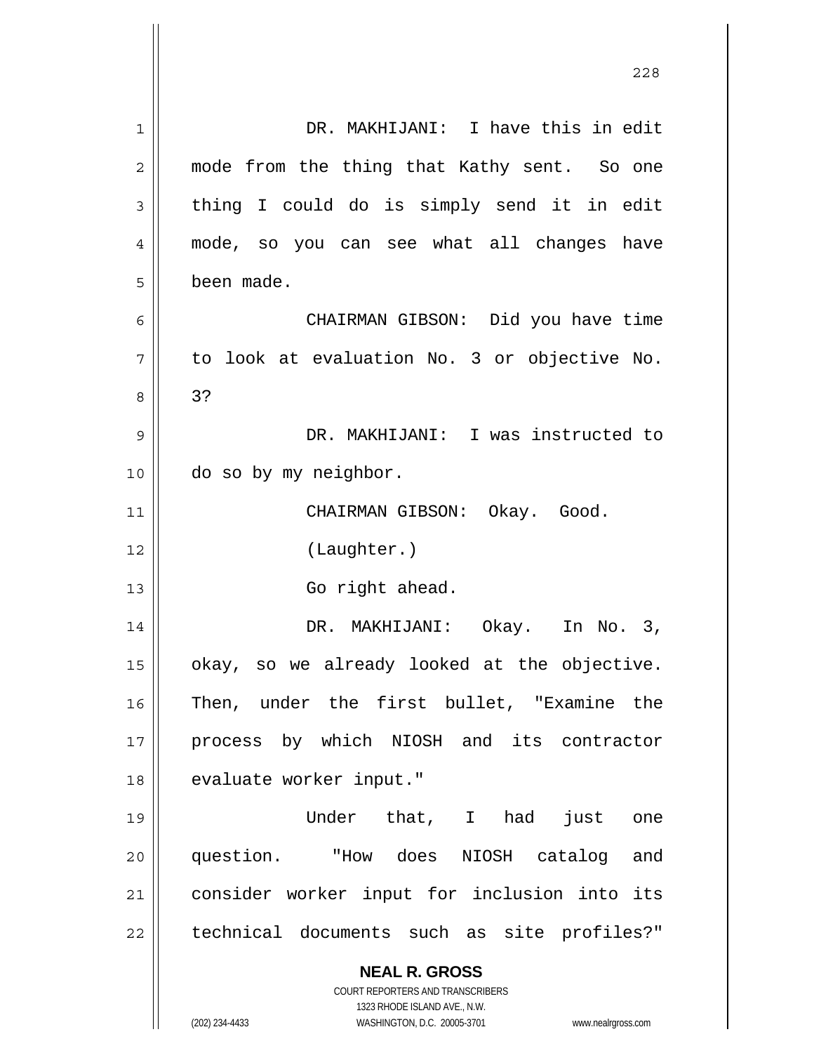DR. MAKHIJANI: I have this in edit mode from the thing that Kathy sent. So one thing I could do is simply send it in edit mode, so you can see what all changes have been made.

CHAIRMAN GIBSON: Did you have time to look at evaluation No. 3 or objective No. 3?

DR. MAKHIJANI: I was instructed to do so by my neighbor.

CHAIRMAN GIBSON: Okay. Good.

(Laughter.)

Go right ahead.

DR. MAKHIJANI: Okay. In No. 3, okay, so we already looked at the objective. Then, under the first bullet, "Examine the process by which NIOSH and its contractor evaluate worker input."

Under that, I had just one question. "How does NIOSH catalog and consider worker input for inclusion into its technical documents such as site profiles?"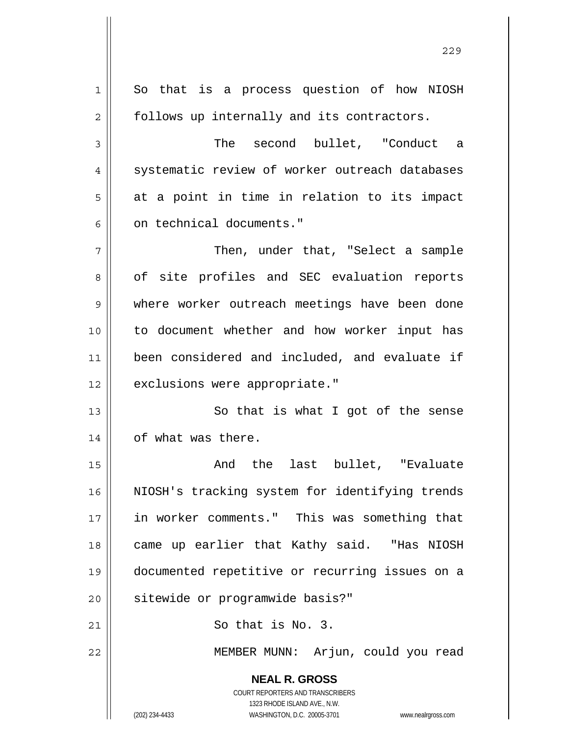So that is a process question of how NIOSH follows up internally and its contractors.

The second bullet, "Conduct a systematic review of worker outreach databases at a point in time in relation to its impact on technical documents."

Then, under that, "Select a sample of site profiles and SEC evaluation reports where worker outreach meetings have been done to document whether and how worker input has been considered and included, and evaluate if exclusions were appropriate."

So that is what I got of the sense of what was there.

And the last bullet, "Evaluate NIOSH's tracking system for identifying trends in worker comments." This was something that came up earlier that Kathy said. "Has NIOSH documented repetitive or recurring issues on a sitewide or programwide basis?"

So that is No. 3.

MEMBER MUNN: Arjun, could you read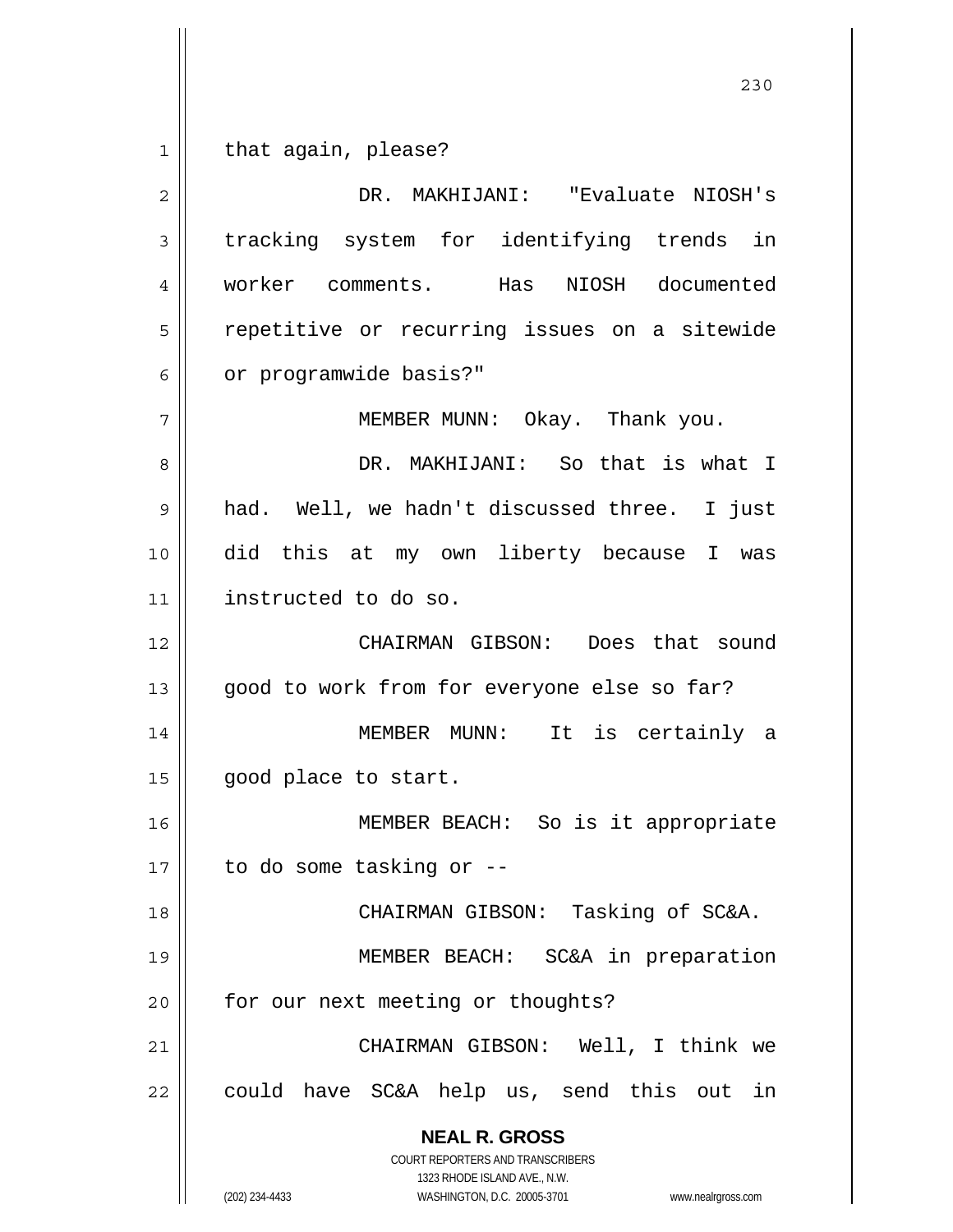that again, please?

DR. MAKHIJANI: "Evaluate NIOSH's tracking system for identifying trends in worker comments. Has NIOSH documented repetitive or recurring issues on a sitewide or programwide basis?"

MEMBER MUNN: Okay. Thank you.

DR. MAKHIJANI: So that is what I had. Well, we hadn't discussed three. I just did this at my own liberty because I was instructed to do so.

CHAIRMAN GIBSON: Does that sound good to work from for everyone else so far?

MEMBER MUNN: It is certainly a good place to start.

MEMBER BEACH: So is it appropriate to do some tasking or --

CHAIRMAN GIBSON: Tasking of SC&A.

MEMBER BEACH: SC&A in preparation for our next meeting or thoughts?

CHAIRMAN GIBSON: Well, I think we could have SC&A help us, send this out in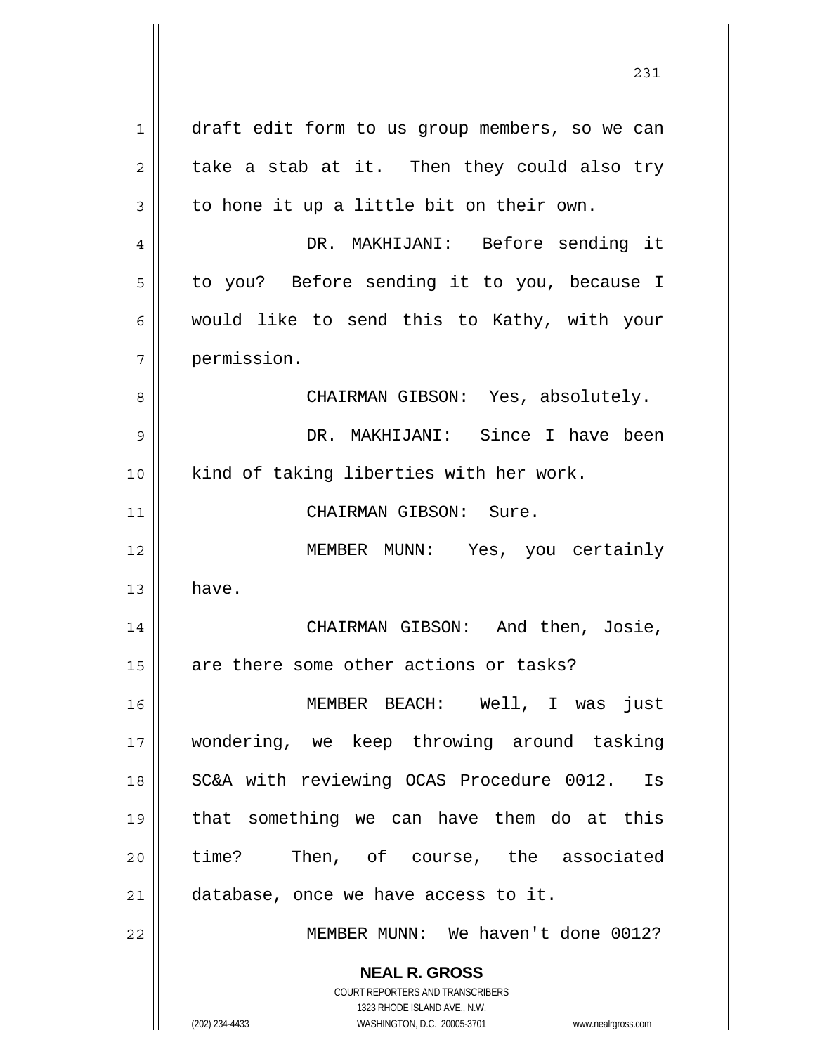draft edit form to us group members, so we can take a stab at it. Then they could also try to hone it up a little bit on their own.

DR. MAKHIJANI: Before sending it to you? Before sending it to you, because I would like to send this to Kathy, with your permission.

CHAIRMAN GIBSON: Yes, absolutely.

DR. MAKHIJANI: Since I have been kind of taking liberties with her work.

CHAIRMAN GIBSON: Sure.

MEMBER MUNN: Yes, you certainly have.

CHAIRMAN GIBSON: And then, Josie, are there some other actions or tasks?

MEMBER BEACH: Well, I was just wondering, we keep throwing around tasking SC&A with reviewing OCAS Procedure 0012. Is that something we can have them do at this time? Then, of course, the associated database, once we have access to it.

MEMBER MUNN: We haven't done 0012?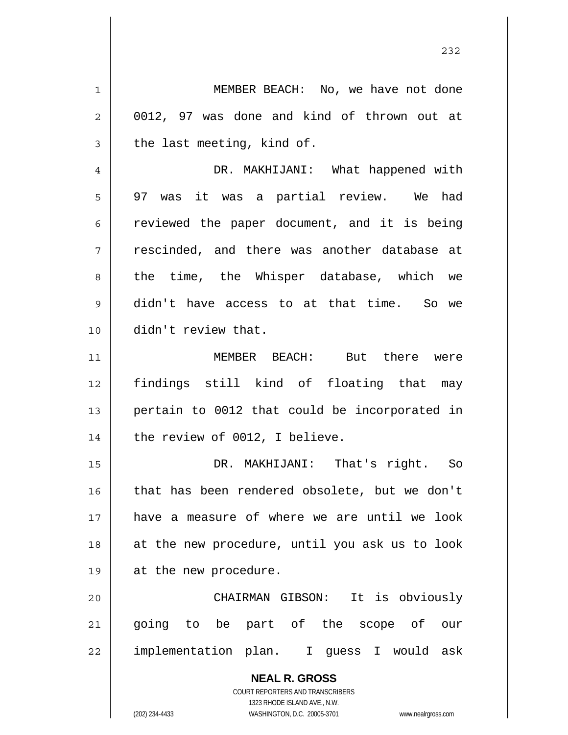MEMBER BEACH: No, we have not done 0012, 97 was done and kind of thrown out at the last meeting, kind of.

DR. MAKHIJANI: What happened with 97 was it was a partial review. We had reviewed the paper document, and it is being rescinded, and there was another database at the time, the Whisper database, which we didn't have access to at that time. So we didn't review that.

MEMBER BEACH: But there were findings still kind of floating that may pertain to 0012 that could be incorporated in the review of 0012, I believe.

DR. MAKHIJANI: That's right. So that has been rendered obsolete, but we don't have a measure of where we are until we look at the new procedure, until you ask us to look at the new procedure.

CHAIRMAN GIBSON: It is obviously going to be part of the scope of our implementation plan. I guess I would ask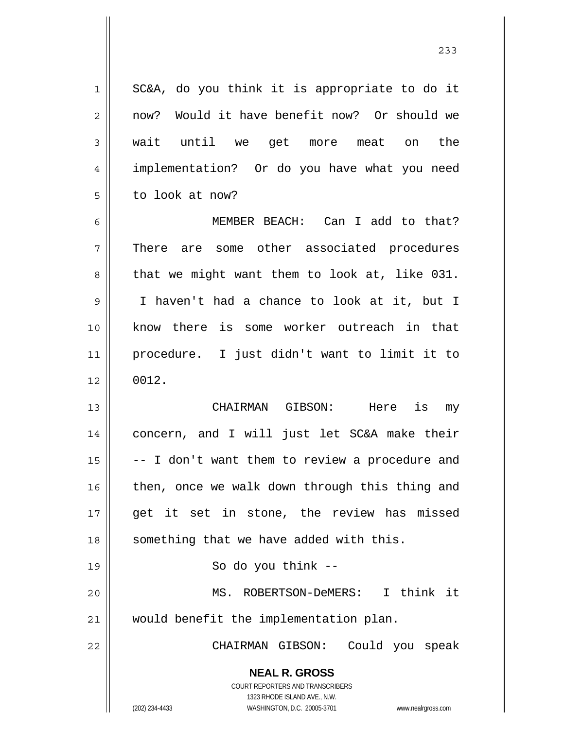SC&A, do you think it is appropriate to do it now? Would it have benefit now? Or should we wait until we get more meat on the implementation? Or do you have what you need to look at now?

MEMBER BEACH: Can I add to that? There are some other associated procedures that we might want them to look at, like 031. I haven't had a chance to look at it, but I know there is some worker outreach in that procedure. I just didn't want to limit it to 0012.

CHAIRMAN GIBSON: Here is my concern, and I will just let SC&A make their -- I don't want them to review a procedure and then, once we walk down through this thing and get it set in stone, the review has missed something that we have added with this.

So do you think --

MS. ROBERTSON-DeMERS: I think it would benefit the implementation plan.

CHAIRMAN GIBSON: Could you speak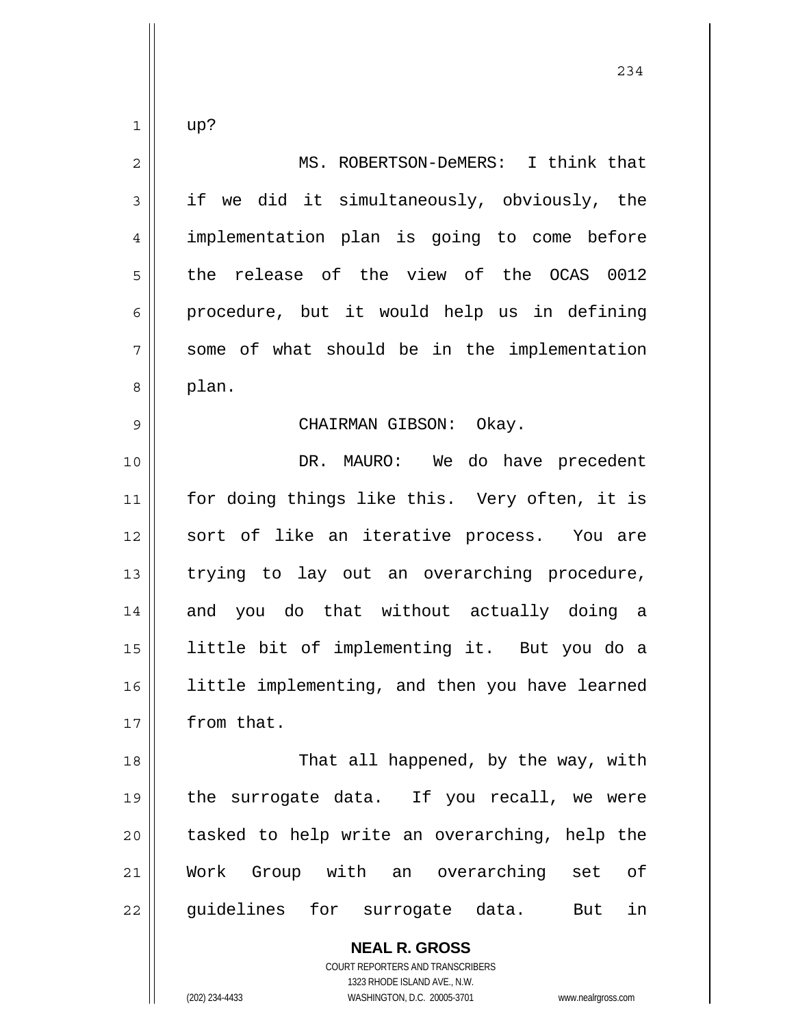up?

MS. ROBERTSON-DeMERS: I think that if we did it simultaneously, obviously, the implementation plan is going to come before the release of the view of the OCAS 0012 procedure, but it would help us in defining some of what should be in the implementation plan.

CHAIRMAN GIBSON: Okay.

DR. MAURO: We do have precedent for doing things like this. Very often, it is sort of like an iterative process. You are trying to lay out an overarching procedure, and you do that without actually doing a little bit of implementing it. But you do a little implementing, and then you have learned from that.

That all happened, by the way, with the surrogate data. If you recall, we were tasked to help write an overarching, help the Work Group with an overarching set of guidelines for surrogate data. But in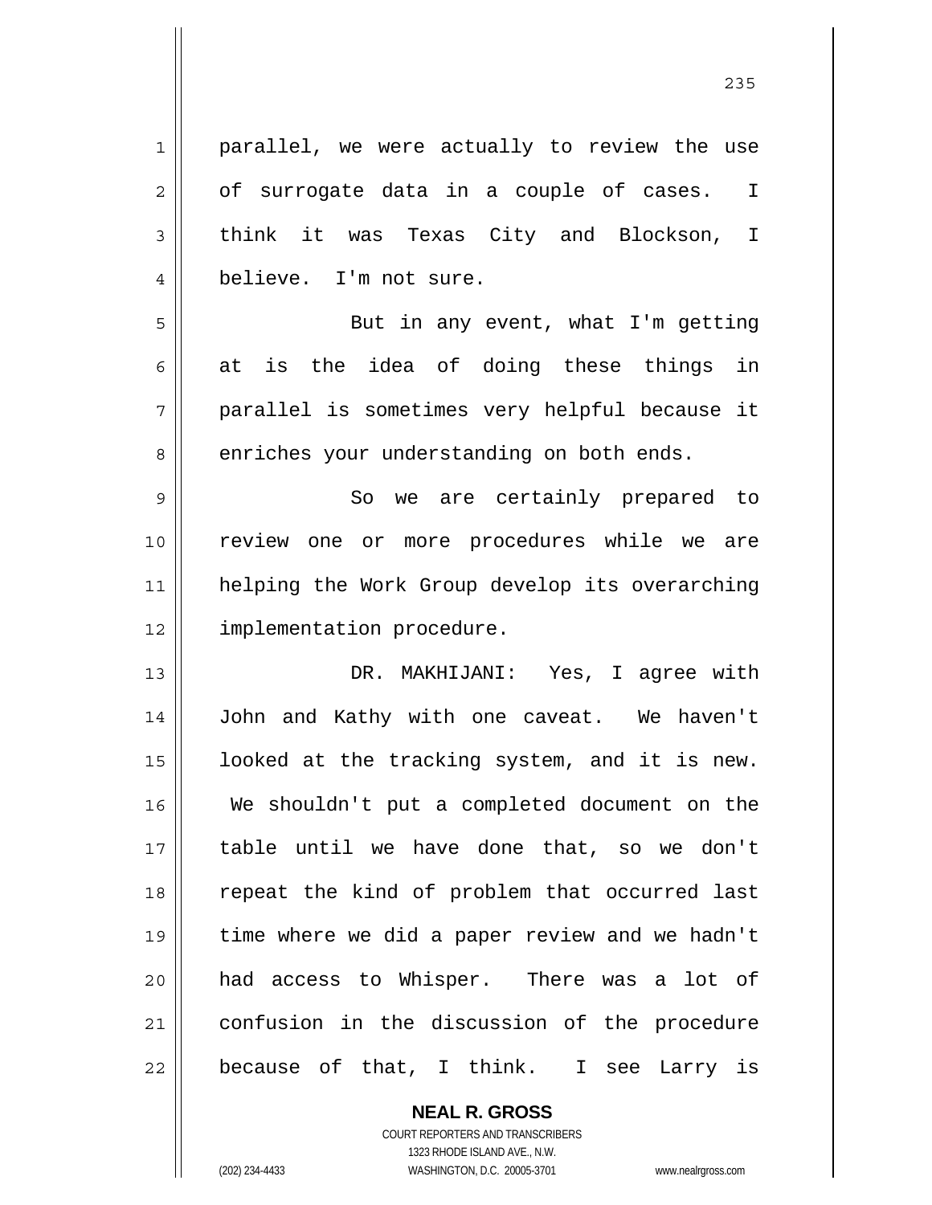parallel, we were actually to review the use of surrogate data in a couple of cases. I think it was Texas City and Blockson, I believe. I'm not sure.

But in any event, what I'm getting at is the idea of doing these things in parallel is sometimes very helpful because it enriches your understanding on both ends.

So we are certainly prepared to review one or more procedures while we are helping the Work Group develop its overarching implementation procedure.

DR. MAKHIJANI: Yes, I agree with John and Kathy with one caveat. We haven't looked at the tracking system, and it is new. We shouldn't put a completed document on the table until we have done that, so we don't repeat the kind of problem that occurred last time where we did a paper review and we hadn't had access to Whisper. There was a lot of confusion in the discussion of the procedure because of that, I think. I see Larry is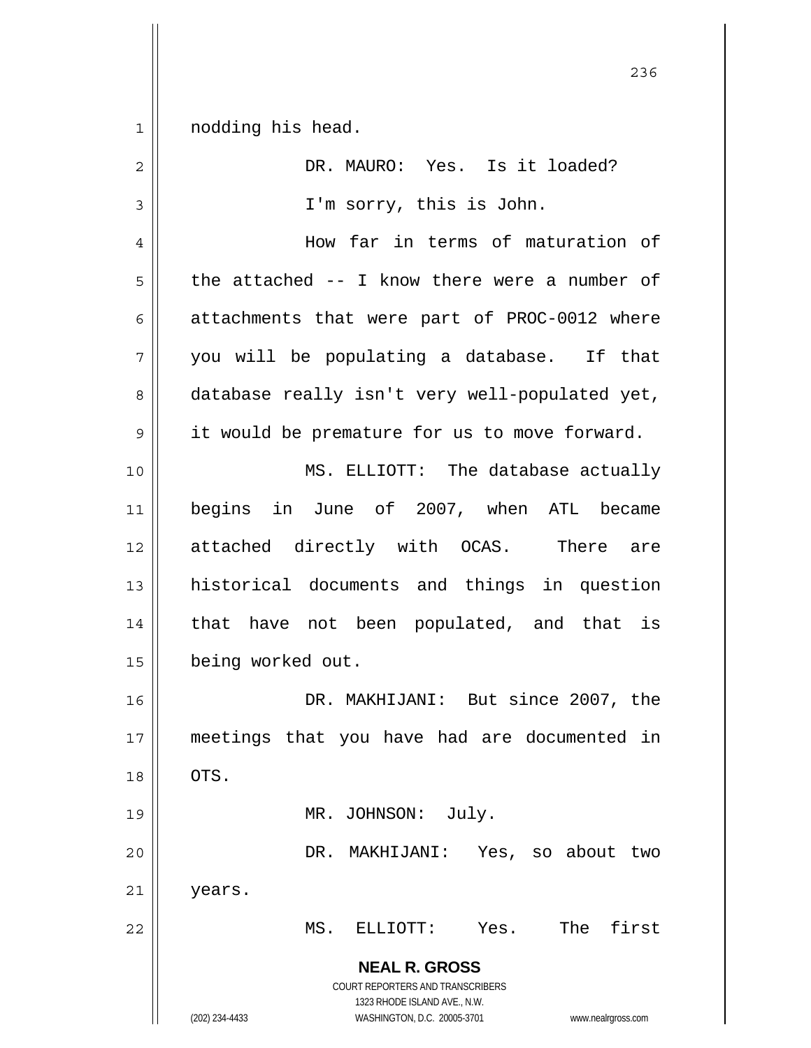nodding his head.

DR. MAURO: Yes. Is it loaded?

I'm sorry, this is John.

How far in terms of maturation of the attached -- I know there were a number of attachments that were part of PROC-0012 where you will be populating a database. If that database really isn't very well-populated yet, it would be premature for us to move forward.

MS. ELLIOTT: The database actually begins in June of 2007, when ATL became attached directly with OCAS. There are historical documents and things in question that have not been populated, and that is being worked out.

DR. MAKHIJANI: But since 2007, the meetings that you have had are documented in OTS.

MR. JOHNSON: July.

DR. MAKHIJANI: Yes, so about two years.

MS. ELLIOTT: Yes. The first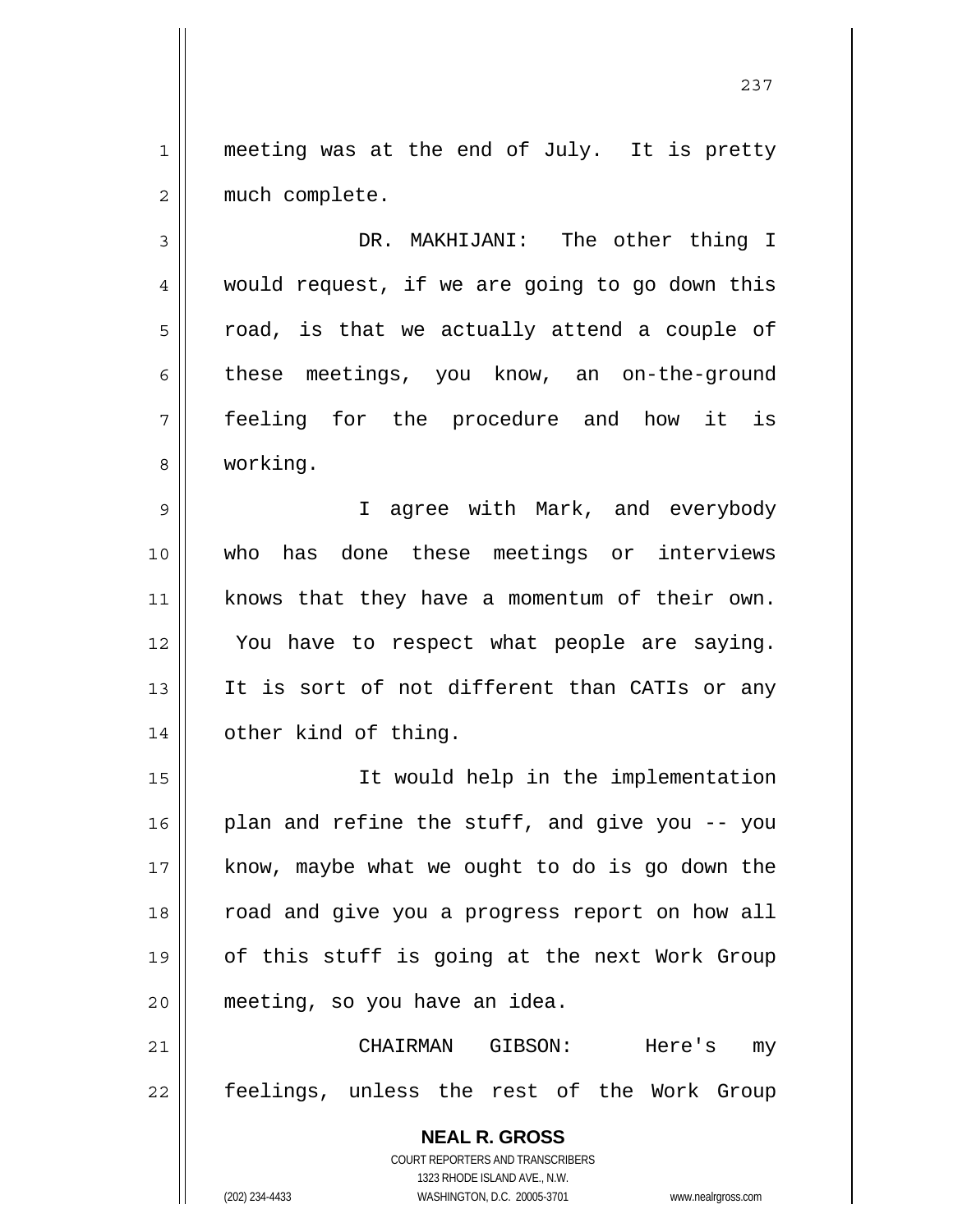meeting was at the end of July. It is pretty much complete.

DR. MAKHIJANI: The other thing I would request, if we are going to go down this road, is that we actually attend a couple of these meetings, you know, an on-the-ground feeling for the procedure and how it is working.

I agree with Mark, and everybody who has done these meetings or interviews knows that they have a momentum of their own. You have to respect what people are saying. It is sort of not different than CATIs or any other kind of thing.

It would help in the implementation plan and refine the stuff, and give you -- you know, maybe what we ought to do is go down the road and give you a progress report on how all of this stuff is going at the next Work Group meeting, so you have an idea.

CHAIRMAN GIBSON: Here's my feelings, unless the rest of the Work Group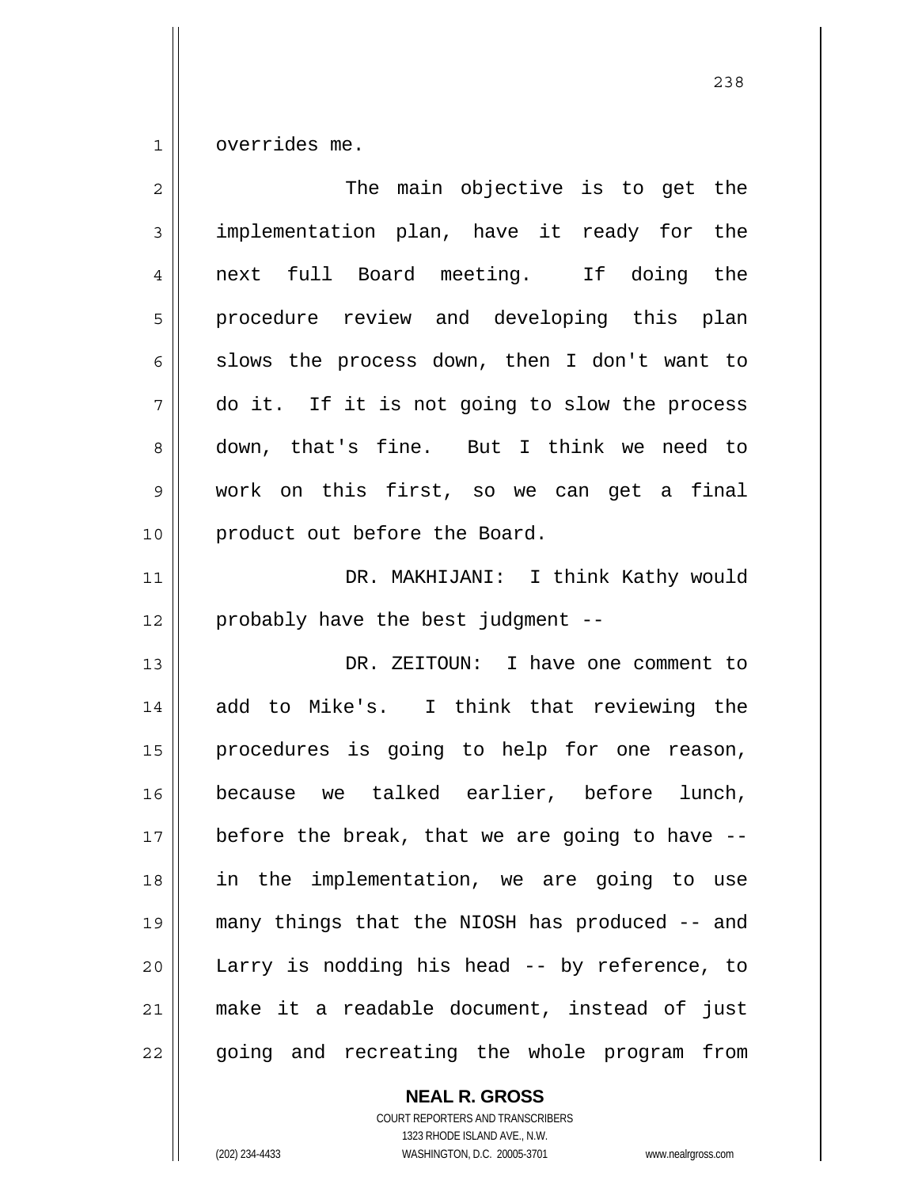overrides me.

The main objective is to get the implementation plan, have it ready for the next full Board meeting. If doing the procedure review and developing this plan slows the process down, then I don't want to do it. If it is not going to slow the process down, that's fine. But I think we need to work on this first, so we can get a final product out before the Board.

DR. MAKHIJANI: I think Kathy would probably have the best judgment --

DR. ZEITOUN: I have one comment to add to Mike's. I think that reviewing the procedures is going to help for one reason, because we talked earlier, before lunch, before the break, that we are going to have -- in the implementation, we are going to use many things that the NIOSH has produced -- and Larry is nodding his head -- by reference, to make it a readable document, instead of just going and recreating the whole program from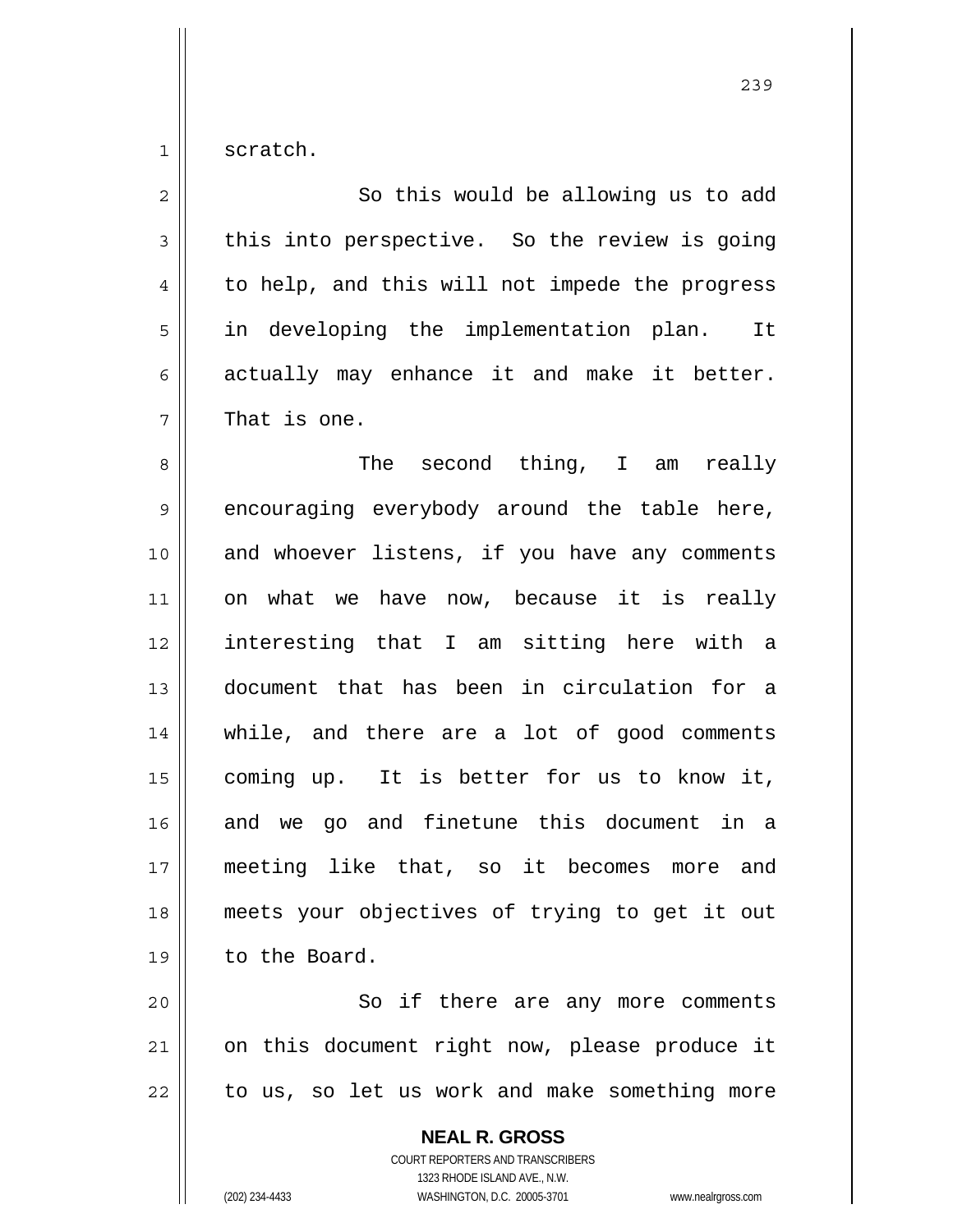scratch.

So this would be allowing us to add this into perspective. So the review is going to help, and this will not impede the progress in developing the implementation plan. It actually may enhance it and make it better. That is one.

The second thing, I am really encouraging everybody around the table here, and whoever listens, if you have any comments on what we have now, because it is really interesting that I am sitting here with a document that has been in circulation for a while, and there are a lot of good comments coming up. It is better for us to know it, and we go and finetune this document in a meeting like that, so it becomes more and meets your objectives of trying to get it out to the Board.

So if there are any more comments on this document right now, please produce it to us, so let us work and make something more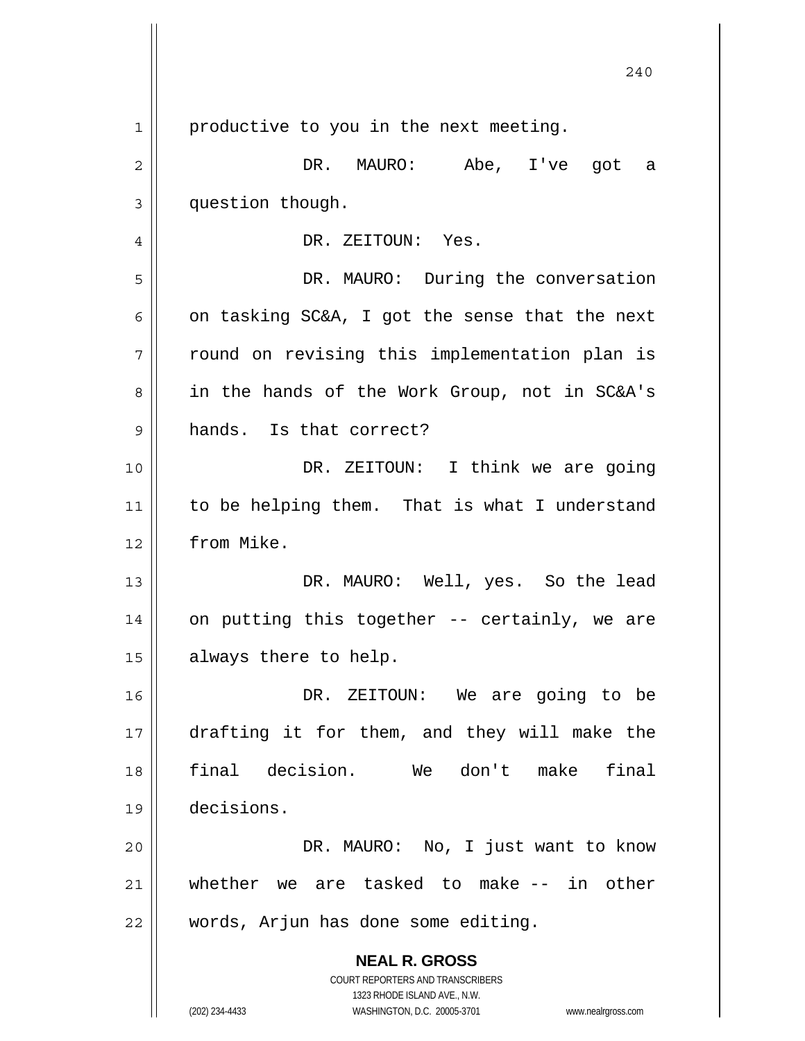productive to you in the next meeting.

DR. MAURO: Abe, I've got a question though.

DR. ZEITOUN: Yes.

DR. MAURO: During the conversation on tasking SC&A, I got the sense that the next round on revising this implementation plan is in the hands of the Work Group, not in SC&A's hands. Is that correct?

DR. ZEITOUN: I think we are going to be helping them. That is what I understand from Mike.

DR. MAURO: Well, yes. So the lead on putting this together -- certainly, we are always there to help.

DR. ZEITOUN: We are going to be drafting it for them, and they will make the final decision. We don't make final decisions.

DR. MAURO: No, I just want to know whether we are tasked to make -- in other words, Arjun has done some editing.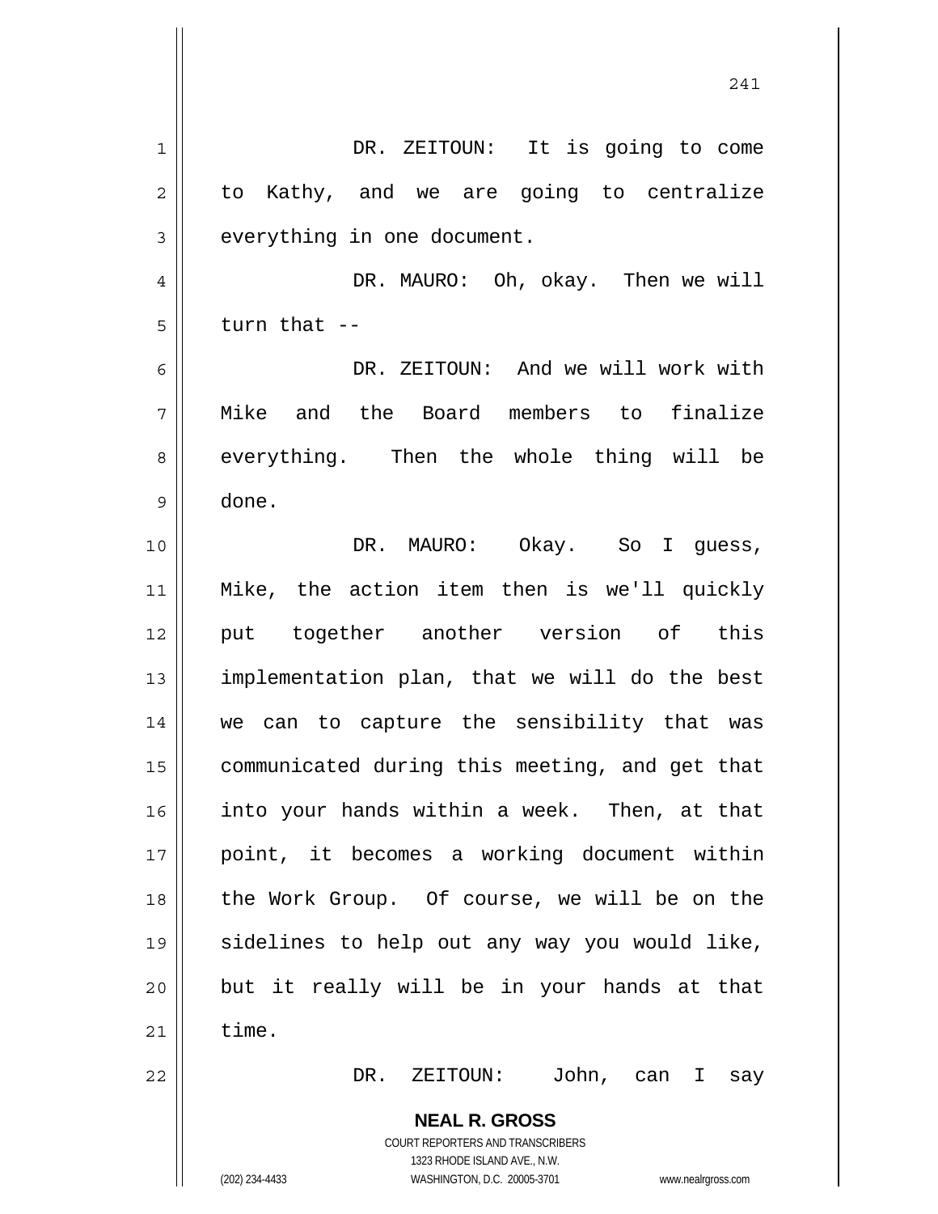DR. ZEITOUN: It is going to come to Kathy, and we are going to centralize everything in one document.

DR. MAURO: Oh, okay. Then we will turn that --

DR. ZEITOUN: And we will work with Mike and the Board members to finalize everything. Then the whole thing will be done.

DR. MAURO: Okay. So I guess, Mike, the action item then is we'll quickly put together another version of this implementation plan, that we will do the best we can to capture the sensibility that was communicated during this meeting, and get that into your hands within a week. Then, at that point, it becomes a working document within the Work Group. Of course, we will be on the sidelines to help out any way you would like, but it really will be in your hands at that time.

DR. ZEITOUN: John, can I say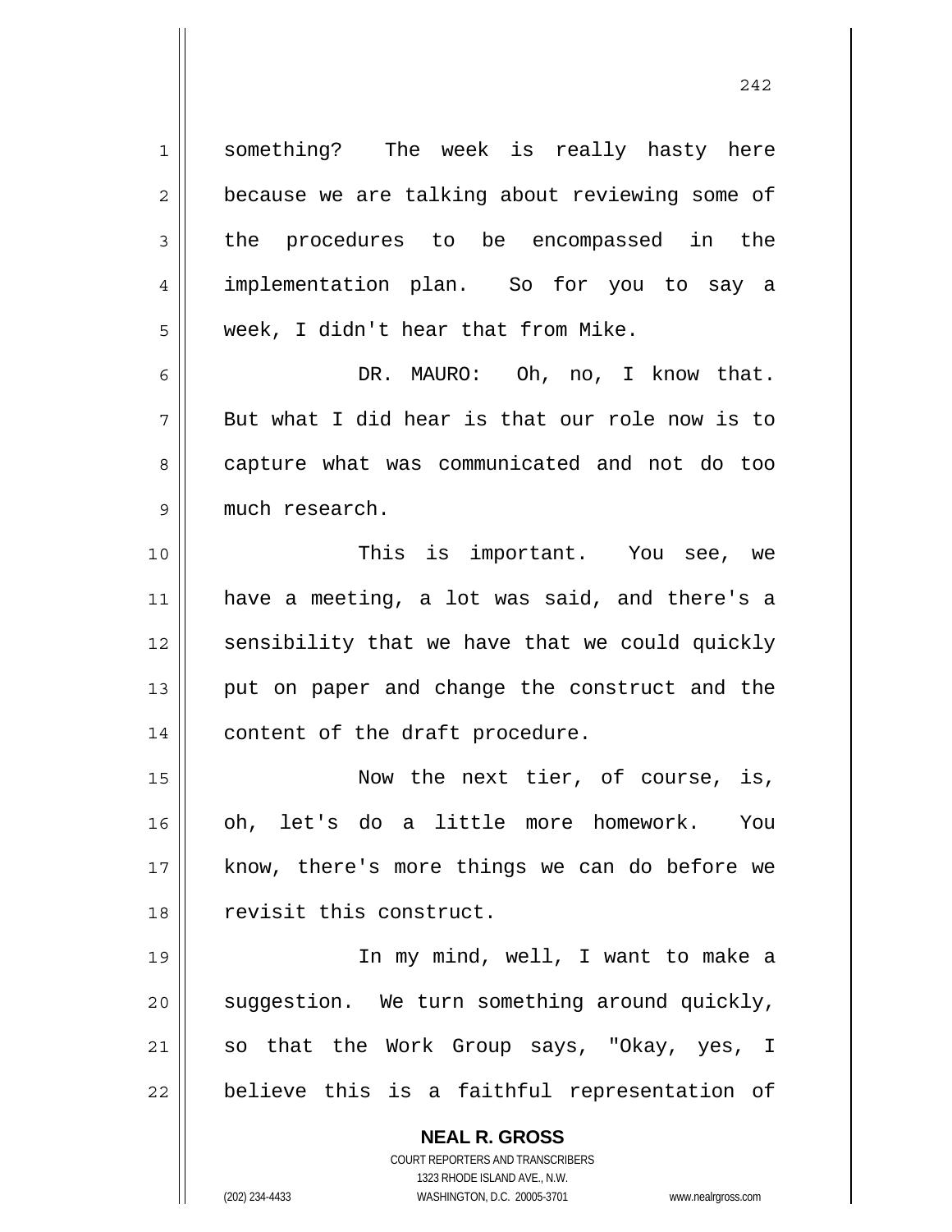something? The week is really hasty here because we are talking about reviewing some of the procedures to be encompassed in the implementation plan. So for you to say a week, I didn't hear that from Mike.

DR. MAURO: Oh, no, I know that. But what I did hear is that our role now is to capture what was communicated and not do too much research.

This is important. You see, we have a meeting, a lot was said, and there's a sensibility that we have that we could quickly put on paper and change the construct and the content of the draft procedure.

Now the next tier, of course, is, oh, let's do a little more homework. You know, there's more things we can do before we revisit this construct.

In my mind, well, I want to make a suggestion. We turn something around quickly, so that the Work Group says, "Okay, yes, I believe this is a faithful representation of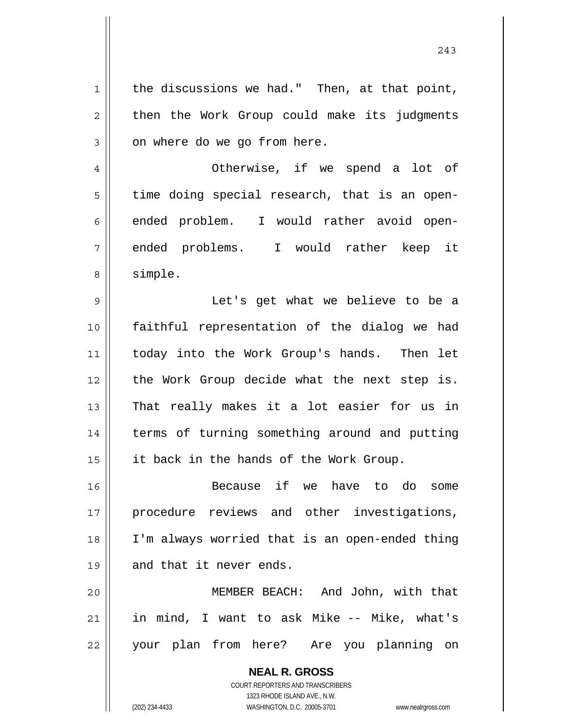the discussions we had." Then, at that point, then the Work Group could make its judgments on where do we go from here.

Otherwise, if we spend a lot of time doing special research, that is an open-ended problem. I would rather avoid open-ended problems. I would rather keep it simple.

Let's get what we believe to be a faithful representation of the dialog we had today into the Work Group's hands. Then let the Work Group decide what the next step is. That really makes it a lot easier for us in terms of turning something around and putting it back in the hands of the Work Group.

Because if we have to do some procedure reviews and other investigations, I'm always worried that is an open-ended thing and that it never ends.

MEMBER BEACH: And John, with that in mind, I want to ask Mike -- Mike, what's your plan from here? Are you planning on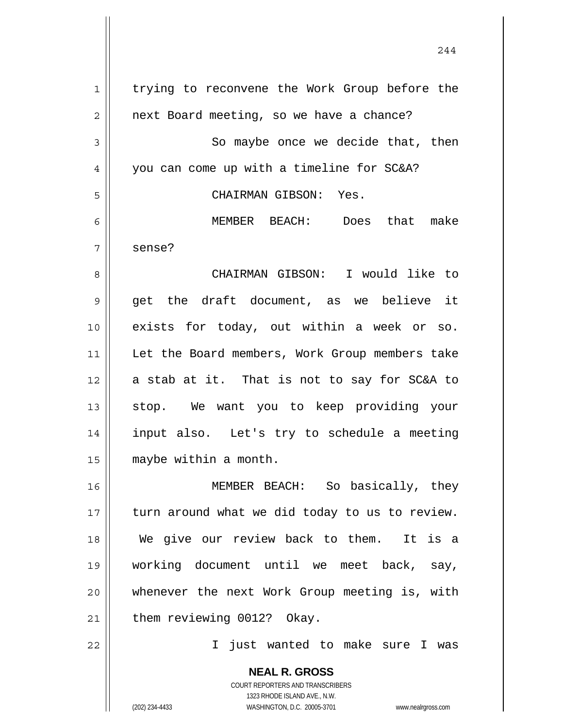trying to reconvene the Work Group before the next Board meeting, so we have a chance?

So maybe once we decide that, then you can come up with a timeline for SC&A?

CHAIRMAN GIBSON: Yes.

MEMBER BEACH: Does that make sense?

CHAIRMAN GIBSON: I would like to get the draft document, as we believe it exists for today, out within a week or so. Let the Board members, Work Group members take a stab at it. That is not to say for SC&A to stop. We want you to keep providing your input also. Let's try to schedule a meeting maybe within a month.

MEMBER BEACH: So basically, they turn around what we did today to us to review. We give our review back to them. It is a working document until we meet back, say, whenever the next Work Group meeting is, with them reviewing 0012? Okay.

I just wanted to make sure I was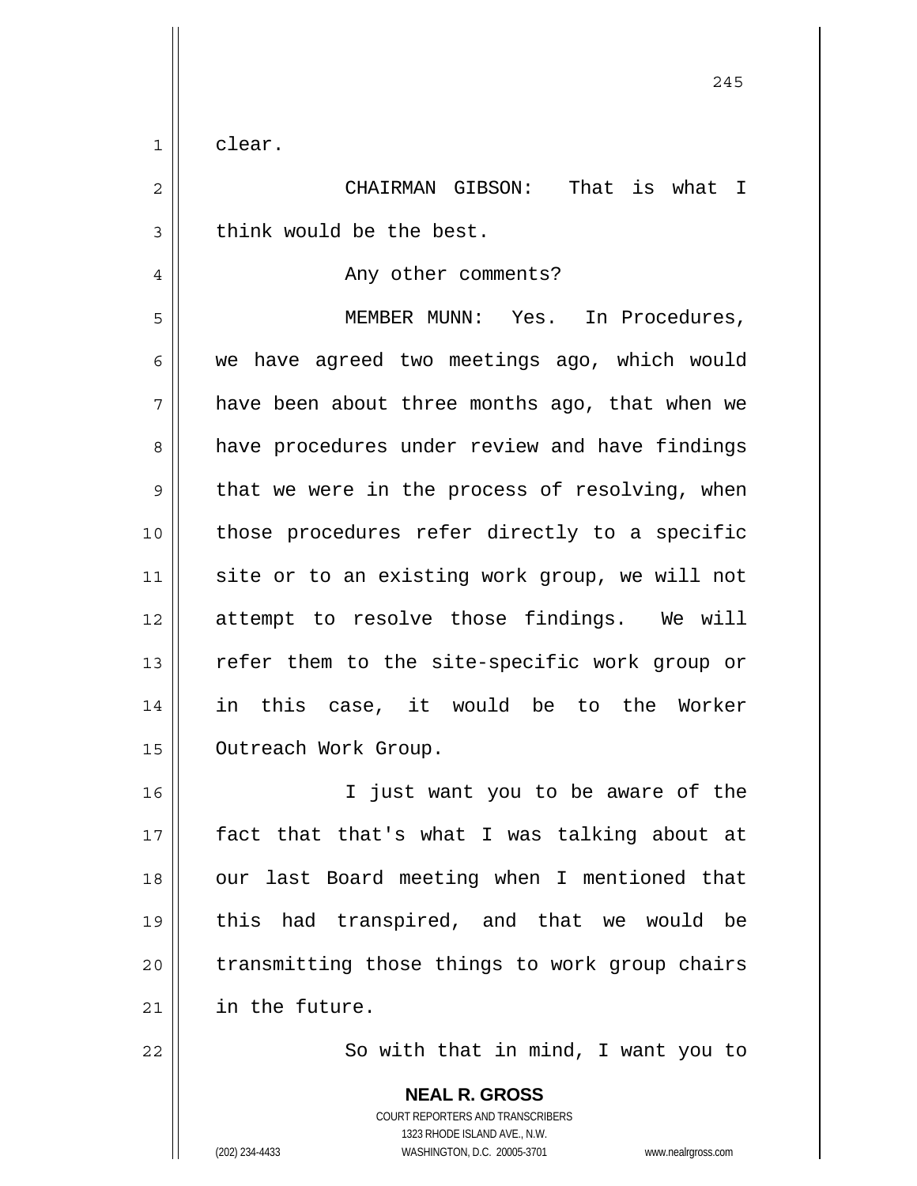clear.

CHAIRMAN GIBSON: That is what I think would be the best.

Any other comments?

MEMBER MUNN: Yes. In Procedures, we have agreed two meetings ago, which would have been about three months ago, that when we have procedures under review and have findings that we were in the process of resolving, when those procedures refer directly to a specific site or to an existing work group, we will not attempt to resolve those findings. We will refer them to the site-specific work group or in this case, it would be to the Worker Outreach Work Group.

I just want you to be aware of the fact that that's what I was talking about at our last Board meeting when I mentioned that this had transpired, and that we would be transmitting those things to work group chairs in the future.

So with that in mind, I want you to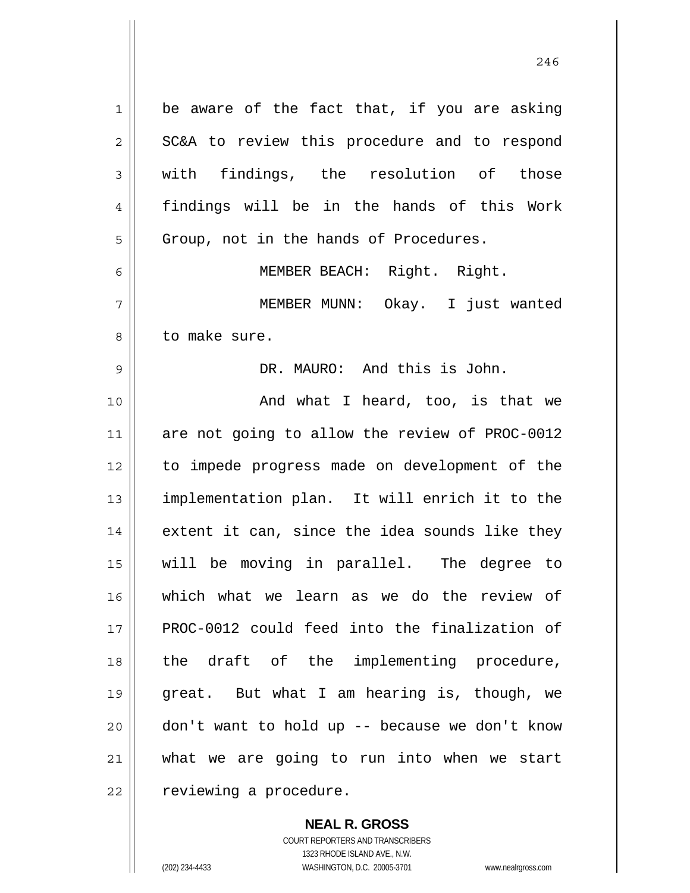be aware of the fact that, if you are asking SC&A to review this procedure and to respond with findings, the resolution of those findings will be in the hands of this Work Group, not in the hands of Procedures.

MEMBER BEACH: Right. Right.

MEMBER MUNN: Okay. I just wanted to make sure.

DR. MAURO: And this is John.

And what I heard, too, is that we are not going to allow the review of PROC-0012 to impede progress made on development of the implementation plan. It will enrich it to the extent it can, since the idea sounds like they will be moving in parallel. The degree to which what we learn as we do the review of PROC-0012 could feed into the finalization of the draft of the implementing procedure, great. But what I am hearing is, though, we don't want to hold up -- because we don't know what we are going to run into when we start reviewing a procedure.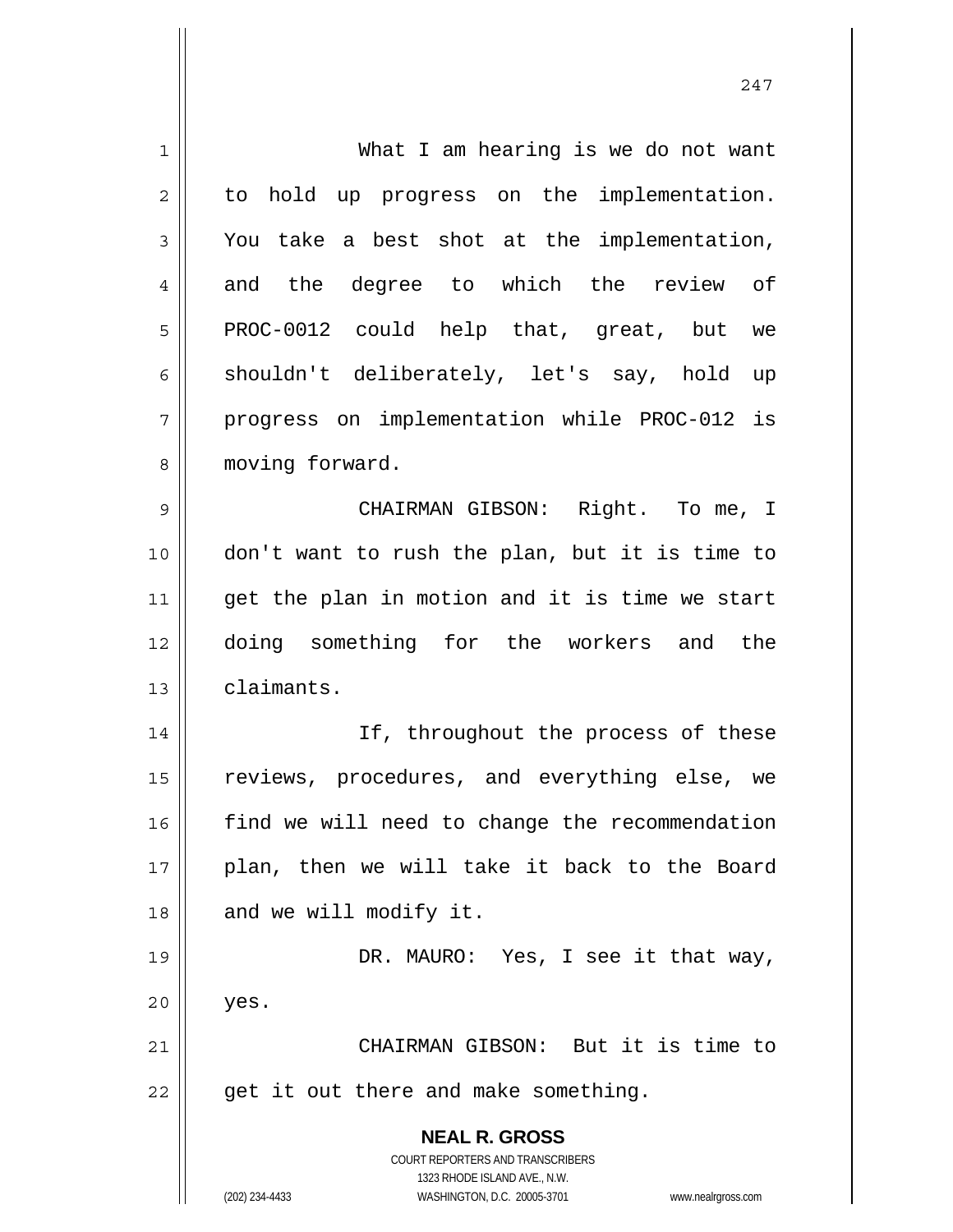What I am hearing is we do not want to hold up progress on the implementation. You take a best shot at the implementation, and the degree to which the review of PROC-0012 could help that, great, but we shouldn't deliberately, let's say, hold up progress on implementation while PROC-012 is moving forward.

CHAIRMAN GIBSON: Right. To me, I don't want to rush the plan, but it is time to get the plan in motion and it is time we start doing something for the workers and the claimants.

If, throughout the process of these reviews, procedures, and everything else, we find we will need to change the recommendation plan, then we will take it back to the Board and we will modify it.

DR. MAURO: Yes, I see it that way, yes.

CHAIRMAN GIBSON: But it is time to get it out there and make something.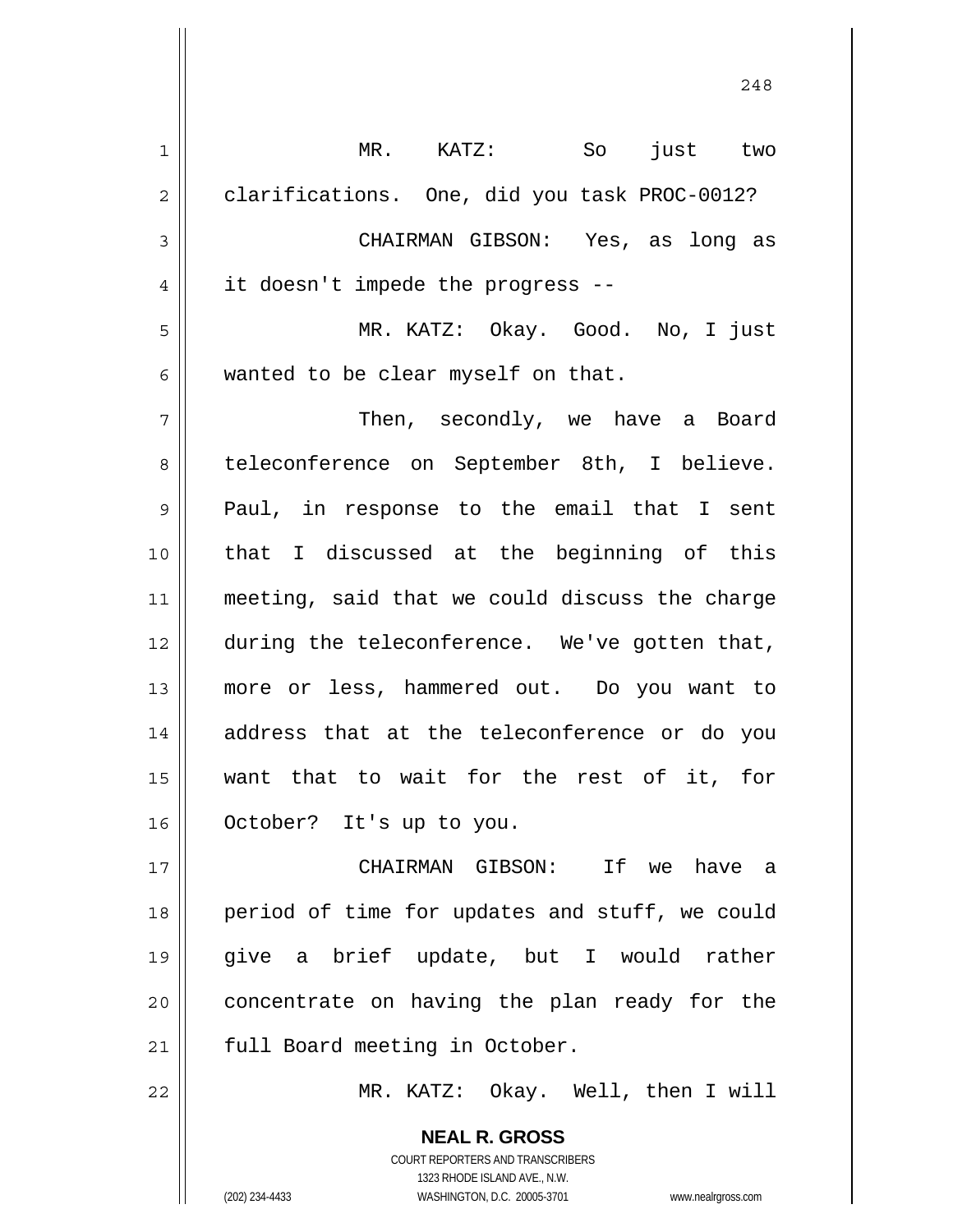MR. KATZ: So just two clarifications. One, did you task PROC-0012?

CHAIRMAN GIBSON: Yes, as long as it doesn't impede the progress --

MR. KATZ: Okay. Good. No, I just wanted to be clear myself on that.

Then, secondly, we have a Board teleconference on September 8th, I believe. Paul, in response to the email that I sent that I discussed at the beginning of this meeting, said that we could discuss the charge during the teleconference. We've gotten that, more or less, hammered out. Do you want to address that at the teleconference or do you want that to wait for the rest of it, for October? It's up to you.

CHAIRMAN GIBSON: If we have a period of time for updates and stuff, we could give a brief update, but I would rather concentrate on having the plan ready for the full Board meeting in October.

MR. KATZ: Okay. Well, then I will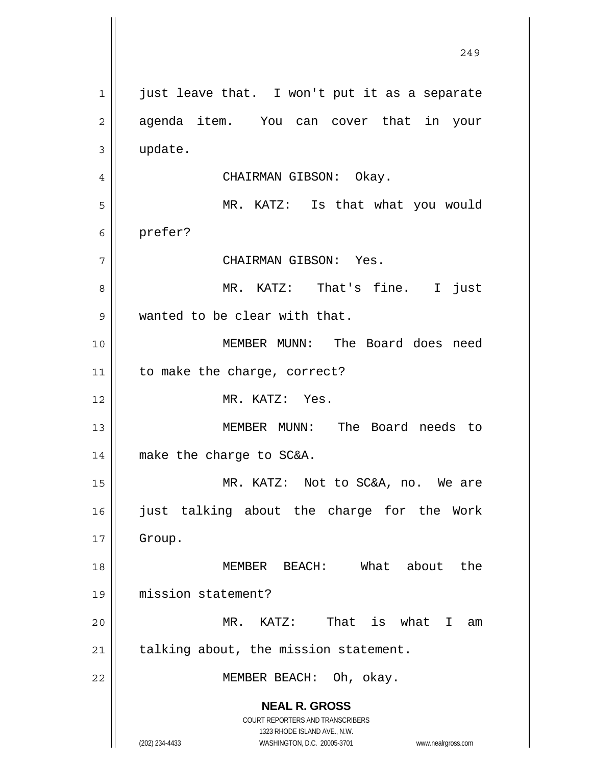just leave that. I won't put it as a separate agenda item. You can cover that in your update.

CHAIRMAN GIBSON: Okay.

MR. KATZ: Is that what you would prefer?

CHAIRMAN GIBSON: Yes.

MR. KATZ: That's fine. I just wanted to be clear with that.

MEMBER MUNN: The Board does need to make the charge, correct?

MR. KATZ: Yes.

MEMBER MUNN: The Board needs to make the charge to SC&A.

MR. KATZ: Not to SC&A, no. We are just talking about the charge for the Work Group.

MEMBER BEACH: What about the mission statement?

MR. KATZ: That is what I am talking about, the mission statement.

MEMBER BEACH: Oh, okay.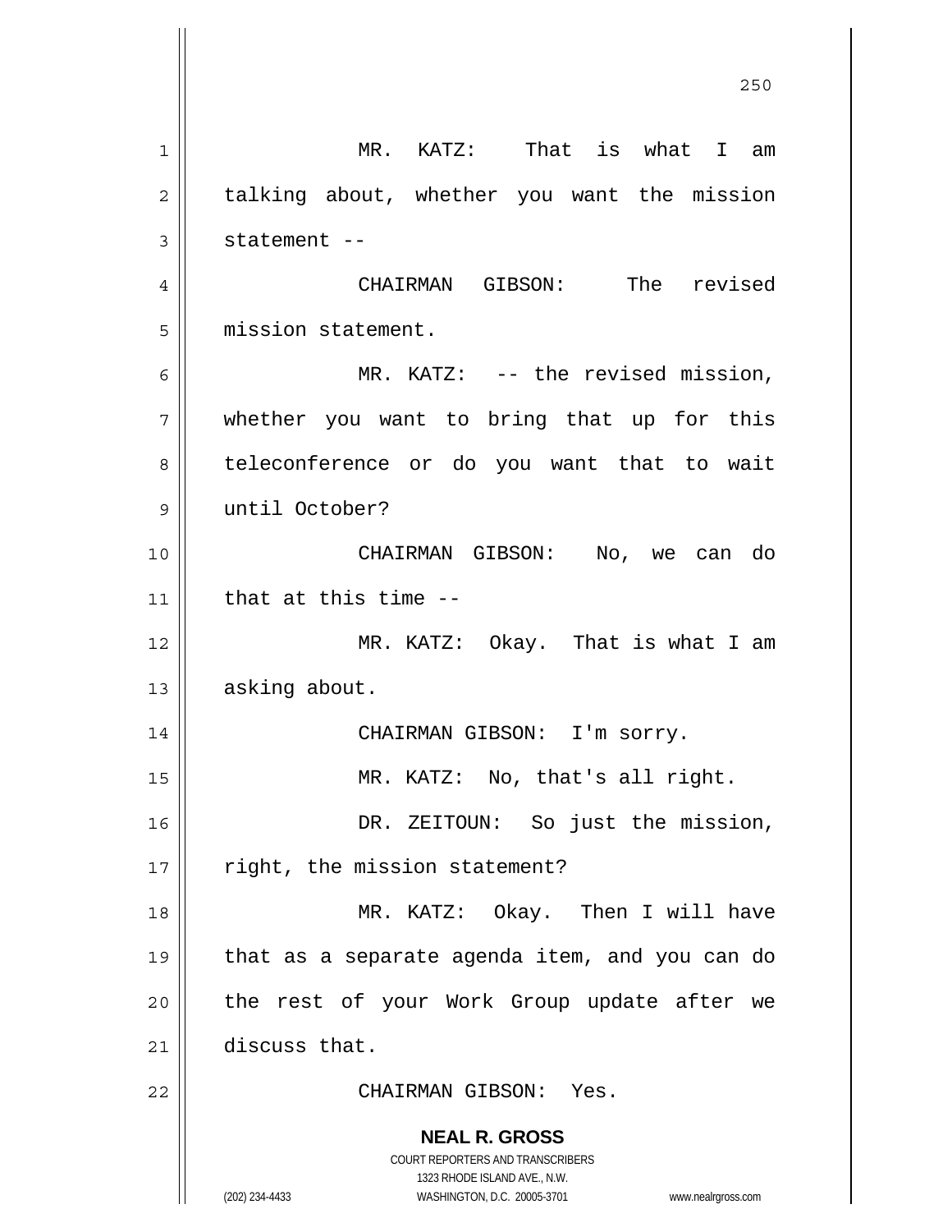MR. KATZ: That is what I am talking about, whether you want the mission statement --

CHAIRMAN GIBSON: The revised mission statement.

MR. KATZ: -- the revised mission, whether you want to bring that up for this teleconference or do you want that to wait until October?

CHAIRMAN GIBSON: No, we can do that at this time --

MR. KATZ: Okay. That is what I am asking about.

CHAIRMAN GIBSON: I'm sorry.

MR. KATZ: No, that's all right.

DR. ZEITOUN: So just the mission, right, the mission statement?

MR. KATZ: Okay. Then I will have that as a separate agenda item, and you can do the rest of your Work Group update after we discuss that.

CHAIRMAN GIBSON: Yes.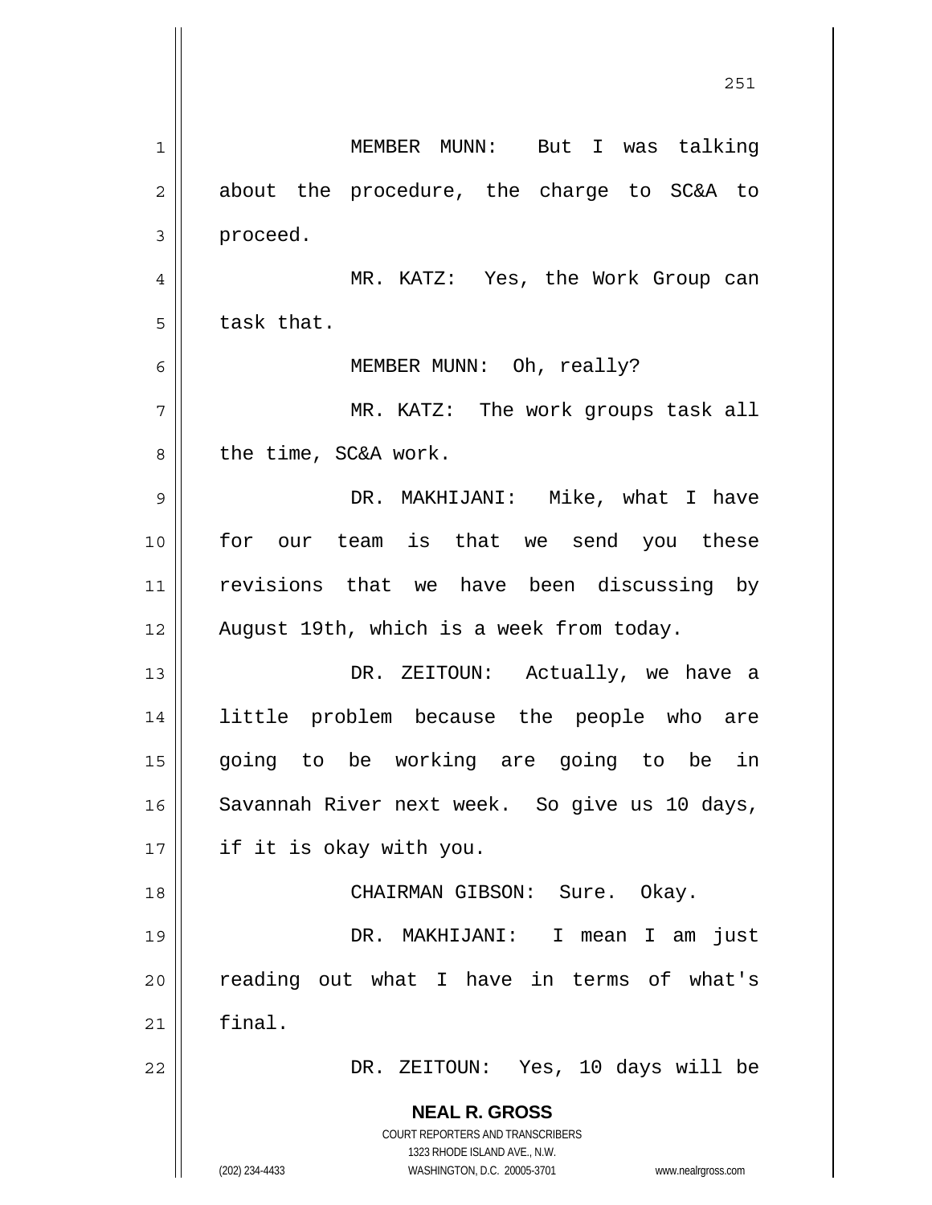MEMBER MUNN: But I was talking about the procedure, the charge to SC&A to proceed.

MR. KATZ: Yes, the Work Group can task that.

MEMBER MUNN: Oh, really?

MR. KATZ: The work groups task all the time, SC&A work.

DR. MAKHIJANI: Mike, what I have for our team is that we send you these revisions that we have been discussing by August 19th, which is a week from today.

DR. ZEITOUN: Actually, we have a little problem because the people who are going to be working are going to be in Savannah River next week. So give us 10 days, if it is okay with you.

CHAIRMAN GIBSON: Sure. Okay.

DR. MAKHIJANI: I mean I am just reading out what I have in terms of what's final.

DR. ZEITOUN: Yes, 10 days will be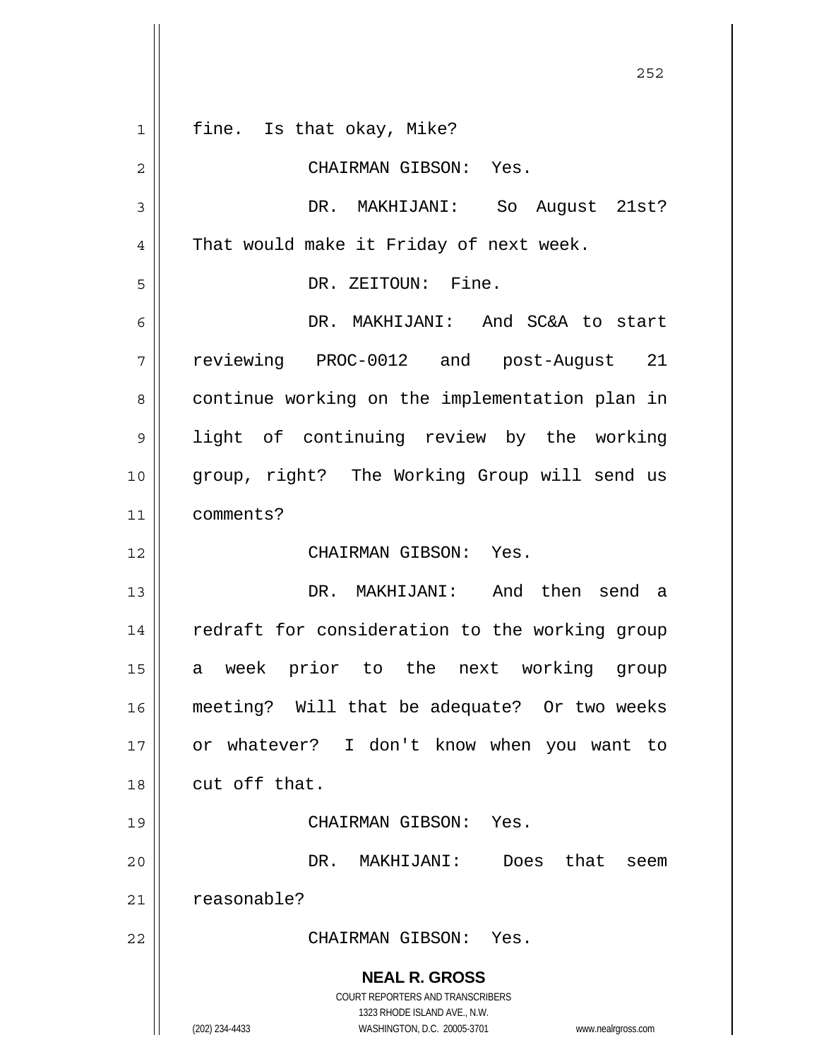fine. Is that okay, Mike?

CHAIRMAN GIBSON: Yes.

DR. MAKHIJANI: So August 21st? That would make it Friday of next week.

DR. ZEITOUN: Fine.

DR. MAKHIJANI: And SC&A to start reviewing PROC-0012 and post-August 21 continue working on the implementation plan in light of continuing review by the working group, right? The Working Group will send us comments?

CHAIRMAN GIBSON: Yes.

DR. MAKHIJANI: And then send a redraft for consideration to the working group a week prior to the next working group meeting? Will that be adequate? Or two weeks or whatever? I don't know when you want to cut off that.

CHAIRMAN GIBSON: Yes.

DR. MAKHIJANI: Does that seem reasonable?

CHAIRMAN GIBSON: Yes.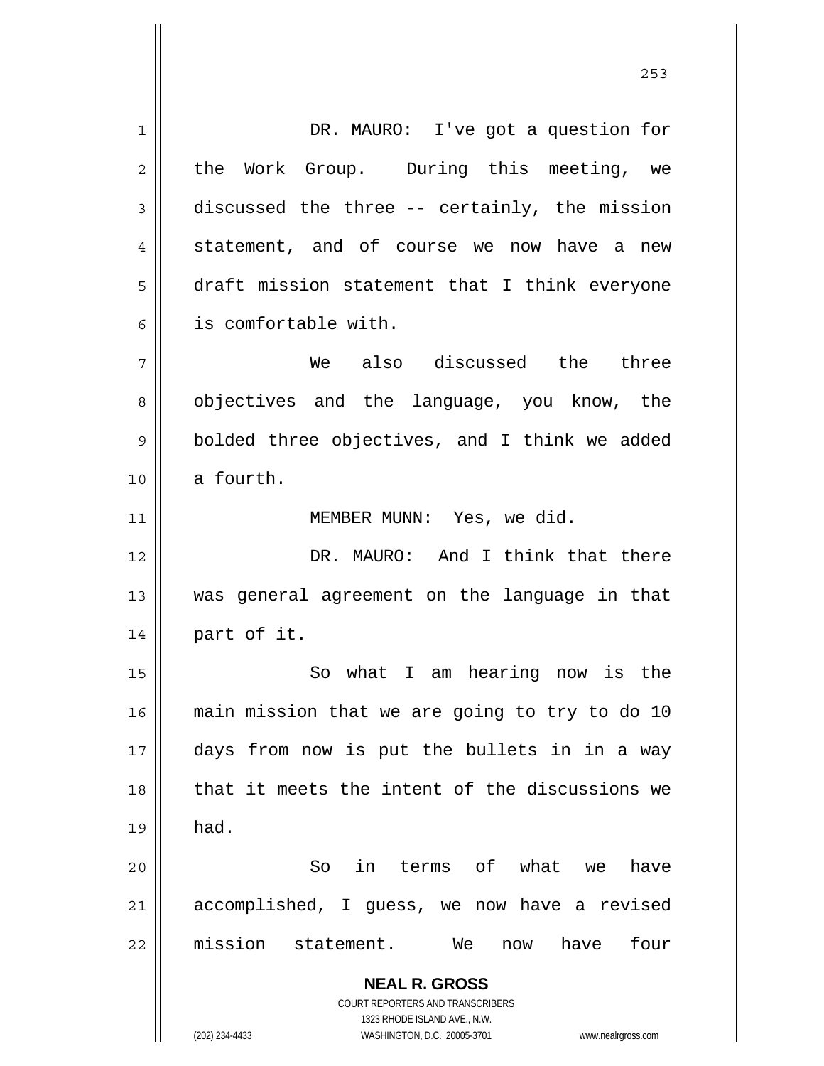DR. MAURO: I've got a question for the Work Group. During this meeting, we discussed the three -- certainly, the mission statement, and of course we now have a new draft mission statement that I think everyone is comfortable with.

We also discussed the three objectives and the language, you know, the bolded three objectives, and I think we added a fourth.

MEMBER MUNN: Yes, we did.

DR. MAURO: And I think that there was general agreement on the language in that part of it.

So what I am hearing now is the main mission that we are going to try to do 10 days from now is put the bullets in in a way that it meets the intent of the discussions we had.

So in terms of what we have accomplished, I guess, we now have a revised mission statement. We now have four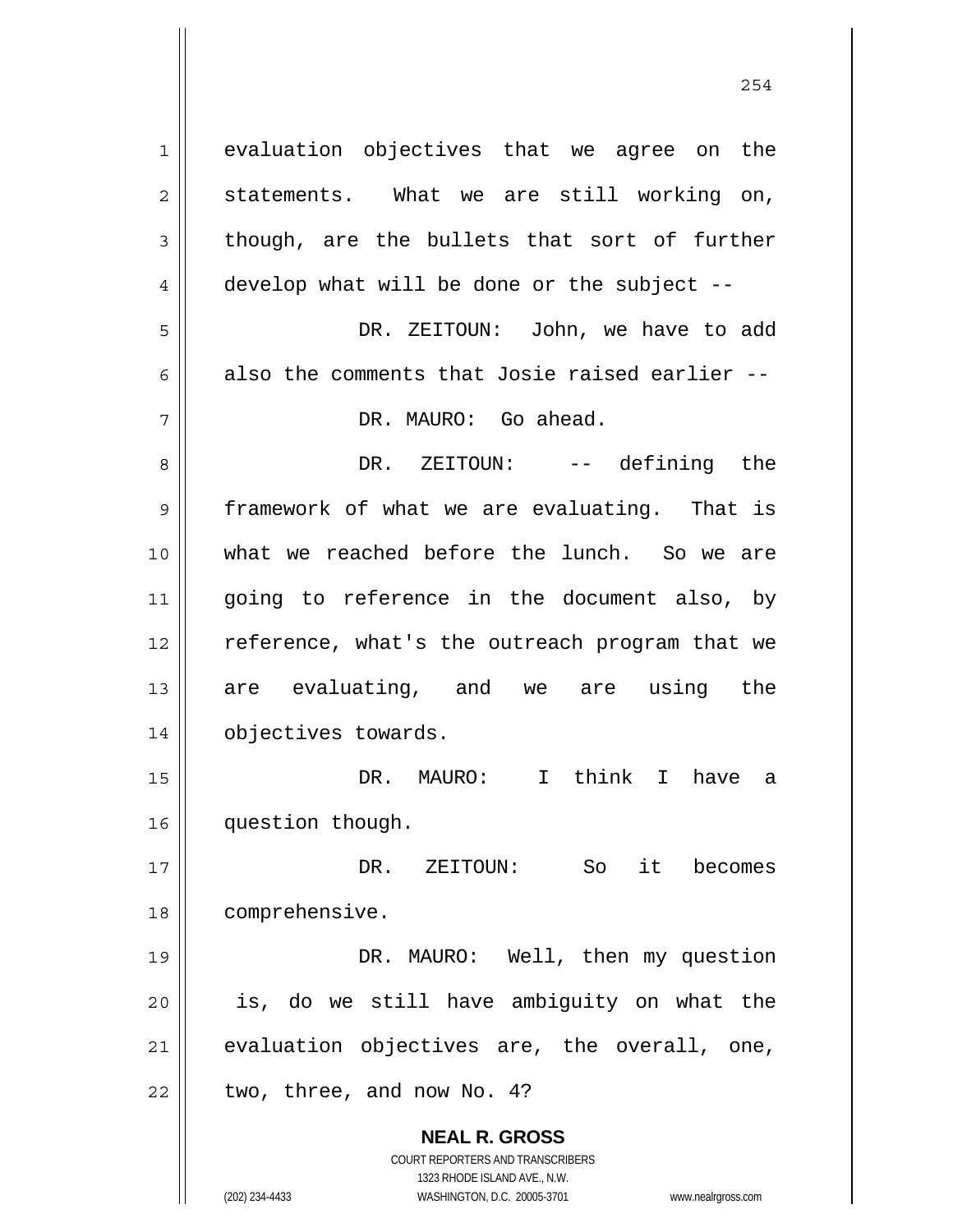evaluation objectives that we agree on the statements. What we are still working on, though, are the bullets that sort of further develop what will be done or the subject --

DR. ZEITOUN: John, we have to add also the comments that Josie raised earlier --

DR. MAURO: Go ahead.

DR. ZEITOUN: -- defining the framework of what we are evaluating. That is what we reached before the lunch. So we are going to reference in the document also, by reference, what's the outreach program that we are evaluating, and we are using the objectives towards.

DR. MAURO: I think I have a question though.

DR. ZEITOUN: So it becomes comprehensive.

DR. MAURO: Well, then my question is, do we still have ambiguity on what the evaluation objectives are, the overall, one, two, three, and now No. 4?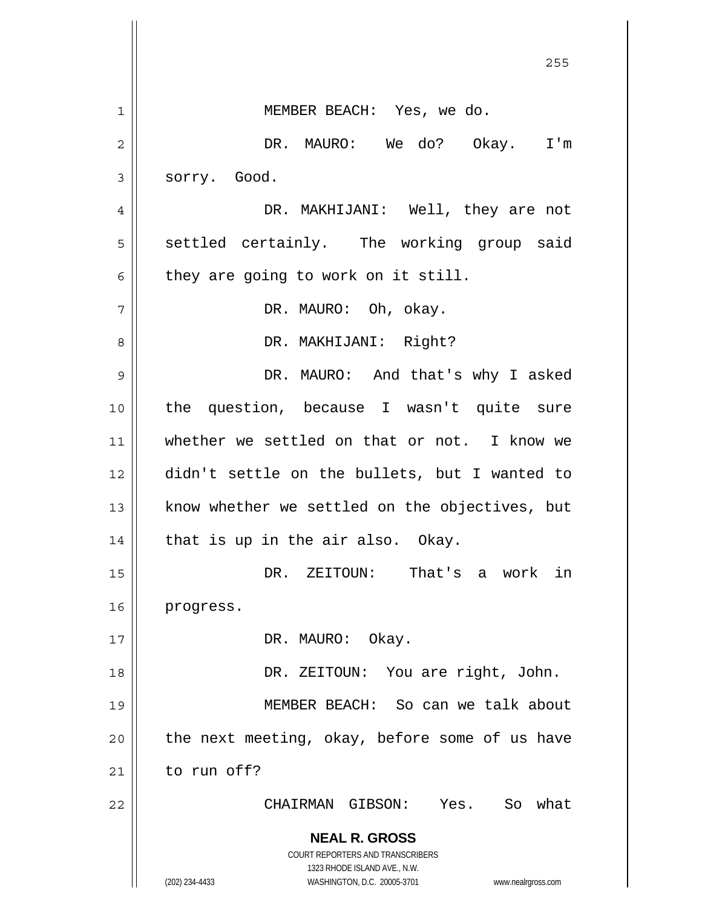MEMBER BEACH: Yes, we do.

DR. MAURO: We do? Okay. I'm sorry. Good.

DR. MAKHIJANI: Well, they are not settled certainly. The working group said they are going to work on it still.

DR. MAURO: Oh, okay.

DR. MAKHIJANI: Right?

DR. MAURO: And that's why I asked the question, because I wasn't quite sure whether we settled on that or not. I know we didn't settle on the bullets, but I wanted to know whether we settled on the objectives, but that is up in the air also. Okay.

DR. ZEITOUN: That's a work in progress.

DR. MAURO: Okay.

DR. ZEITOUN: You are right, John.

MEMBER BEACH: So can we talk about the next meeting, okay, before some of us have to run off?

CHAIRMAN GIBSON: Yes. So what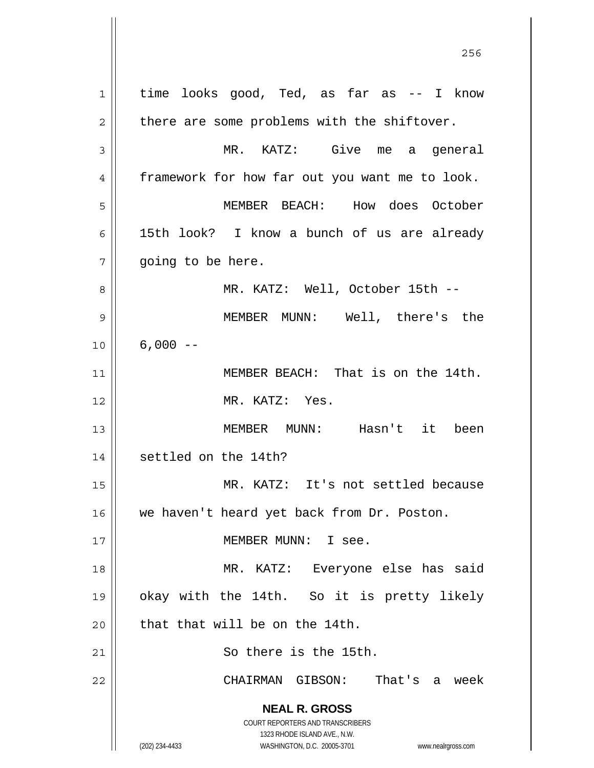time looks good, Ted, as far as -- I know there are some problems with the shiftover.

MR. KATZ: Give me a general framework for how far out you want me to look.

MEMBER BEACH: How does October 15th look? I know a bunch of us are already going to be here.

MR. KATZ: Well, October 15th --

MEMBER MUNN: Well, there's the 6,000 --

MEMBER BEACH: That is on the 14th.

MR. KATZ: Yes.

MEMBER MUNN: Hasn't it been settled on the 14th?

MR. KATZ: It's not settled because we haven't heard yet back from Dr. Poston.

MEMBER MUNN: I see.

MR. KATZ: Everyone else has said okay with the 14th. So it is pretty likely that that will be on the 14th.

So there is the 15th.

CHAIRMAN GIBSON: That's a week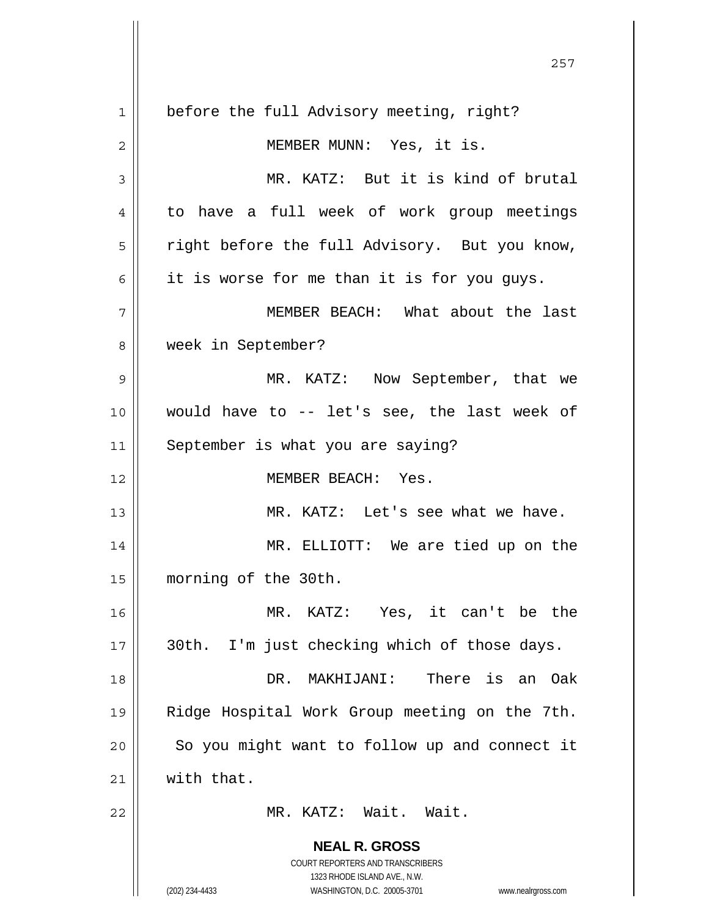before the full Advisory meeting, right?

MEMBER MUNN: Yes, it is.

MR. KATZ: But it is kind of brutal to have a full week of work group meetings right before the full Advisory. But you know, it is worse for me than it is for you guys.

MEMBER BEACH: What about the last week in September?

MR. KATZ: Now September, that we would have to -- let's see, the last week of September is what you are saying?

MEMBER BEACH: Yes.

MR. KATZ: Let's see what we have.

MR. ELLIOTT: We are tied up on the morning of the 30th.

MR. KATZ: Yes, it can't be the 30th. I'm just checking which of those days.

DR. MAKHIJANI: There is an Oak Ridge Hospital Work Group meeting on the 7th. So you might want to follow up and connect it with that.

MR. KATZ: Wait. Wait.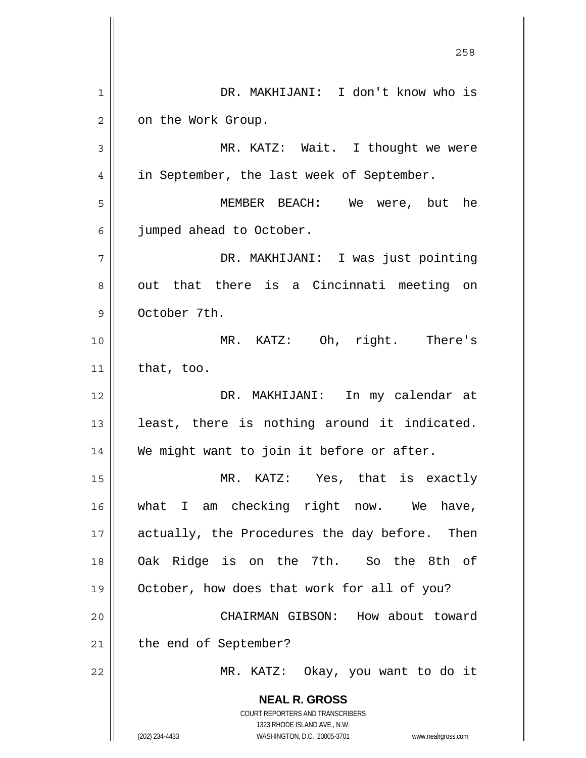DR. MAKHIJANI: I don't know who is on the Work Group.

MR. KATZ: Wait. I thought we were in September, the last week of September.

MEMBER BEACH: We were, but he jumped ahead to October.

DR. MAKHIJANI: I was just pointing out that there is a Cincinnati meeting on October 7th.

MR. KATZ: Oh, right. There's that, too.

DR. MAKHIJANI: In my calendar at least, there is nothing around it indicated. We might want to join it before or after.

MR. KATZ: Yes, that is exactly what I am checking right now. We have, actually, the Procedures the day before. Then Oak Ridge is on the 7th. So the 8th of October, how does that work for all of you?

CHAIRMAN GIBSON: How about toward the end of September?

MR. KATZ: Okay, you want to do it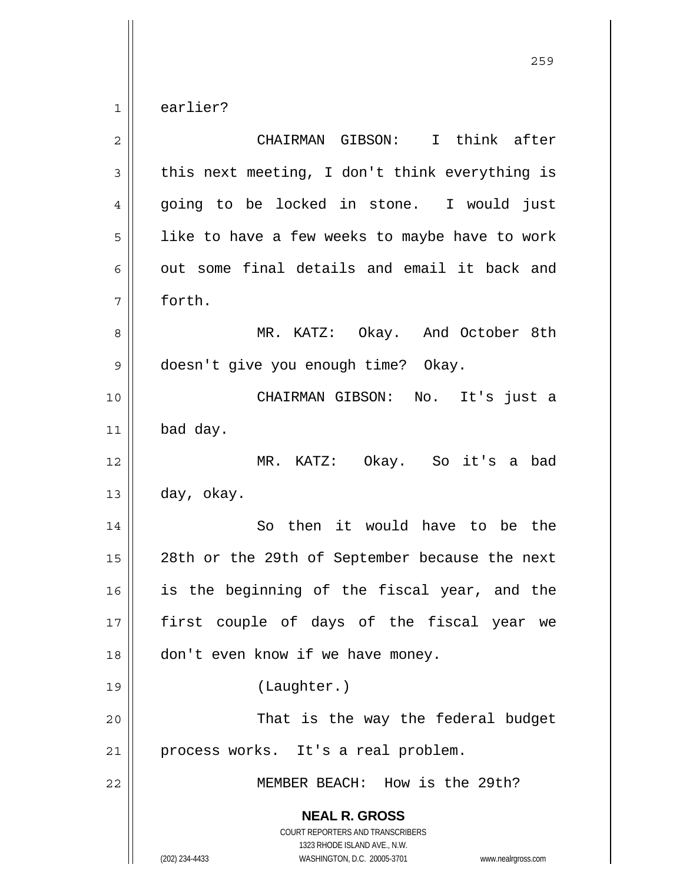earlier?

CHAIRMAN GIBSON: I think after this next meeting, I don't think everything is going to be locked in stone. I would just like to have a few weeks to maybe have to work out some final details and email it back and forth.

MR. KATZ: Okay. And October 8th doesn't give you enough time? Okay.

CHAIRMAN GIBSON: No. It's just a bad day.

MR. KATZ: Okay. So it's a bad day, okay.

So then it would have to be the 28th or the 29th of September because the next is the beginning of the fiscal year, and the first couple of days of the fiscal year we don't even know if we have money.

(Laughter.)

That is the way the federal budget process works. It's a real problem.

MEMBER BEACH: How is the 29th?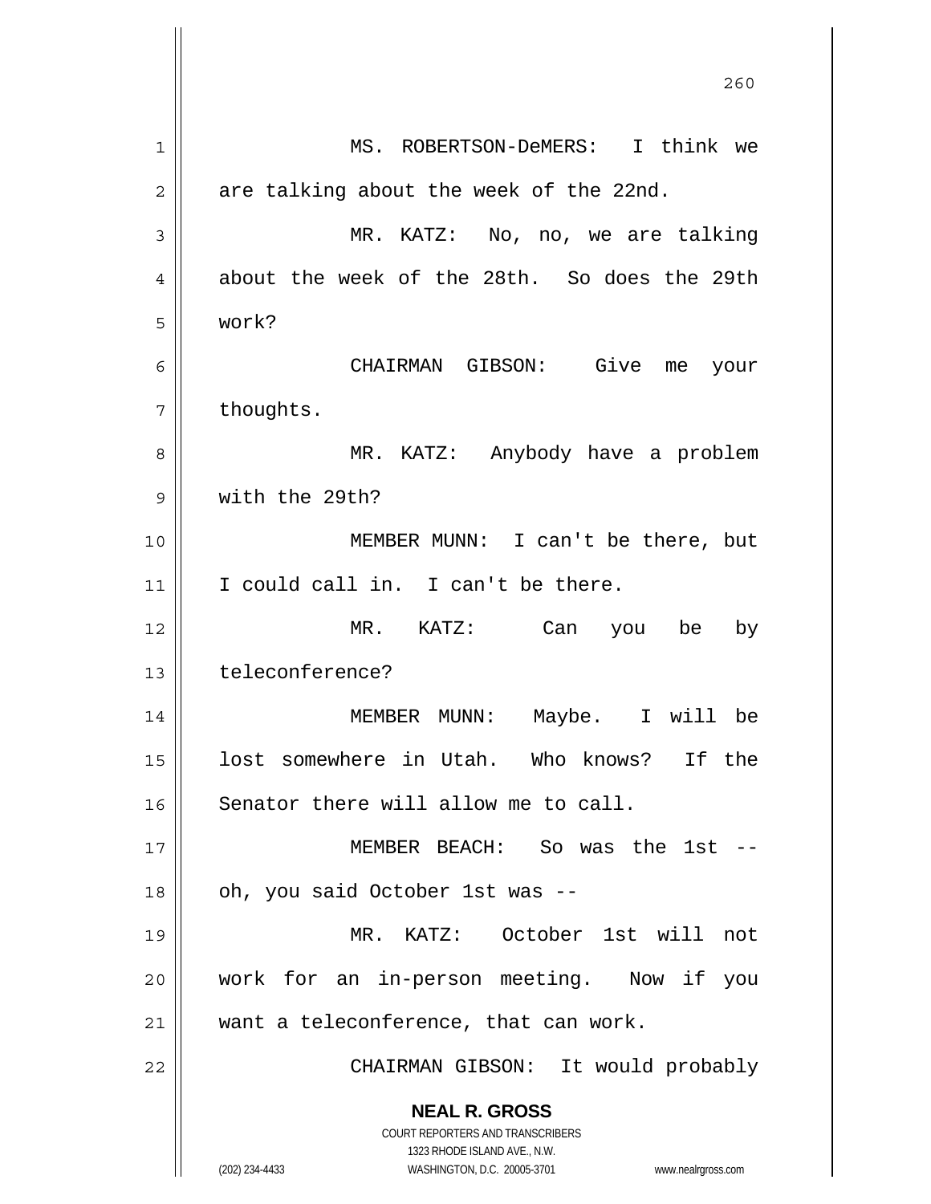MS. ROBERTSON-DeMERS: I think we are talking about the week of the 22nd.

MR. KATZ: No, no, we are talking about the week of the 28th. So does the 29th work?

CHAIRMAN GIBSON: Give me your thoughts.

MR. KATZ: Anybody have a problem with the 29th?

MEMBER MUNN: I can't be there, but I could call in. I can't be there.

MR. KATZ: Can you be by teleconference?

MEMBER MUNN: Maybe. I will be lost somewhere in Utah. Who knows? If the Senator there will allow me to call.

MEMBER BEACH: So was the 1st -- oh, you said October 1st was --

MR. KATZ: October 1st will not work for an in-person meeting. Now if you want a teleconference, that can work.

CHAIRMAN GIBSON: It would probably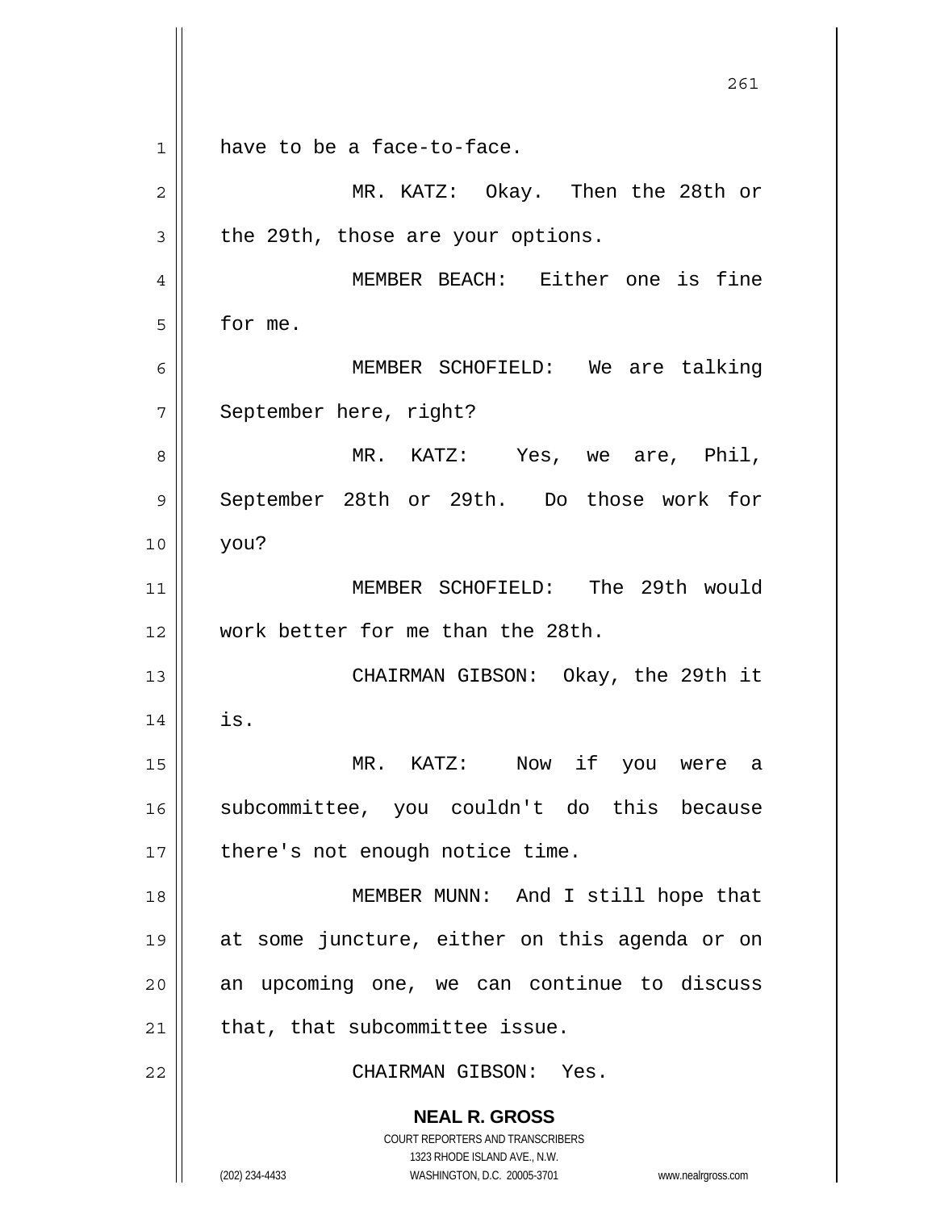have to be a face-to-face.

MR. KATZ: Okay. Then the 28th or the 29th, those are your options.

MEMBER BEACH: Either one is fine for me.

MEMBER SCHOFIELD: We are talking September here, right?

MR. KATZ: Yes, we are, Phil, September 28th or 29th. Do those work for you?

MEMBER SCHOFIELD: The 29th would work better for me than the 28th.

CHAIRMAN GIBSON: Okay, the 29th it is.

MR. KATZ: Now if you were a subcommittee, you couldn't do this because there's not enough notice time.

MEMBER MUNN: And I still hope that at some juncture, either on this agenda or on an upcoming one, we can continue to discuss that, that subcommittee issue.

CHAIRMAN GIBSON: Yes.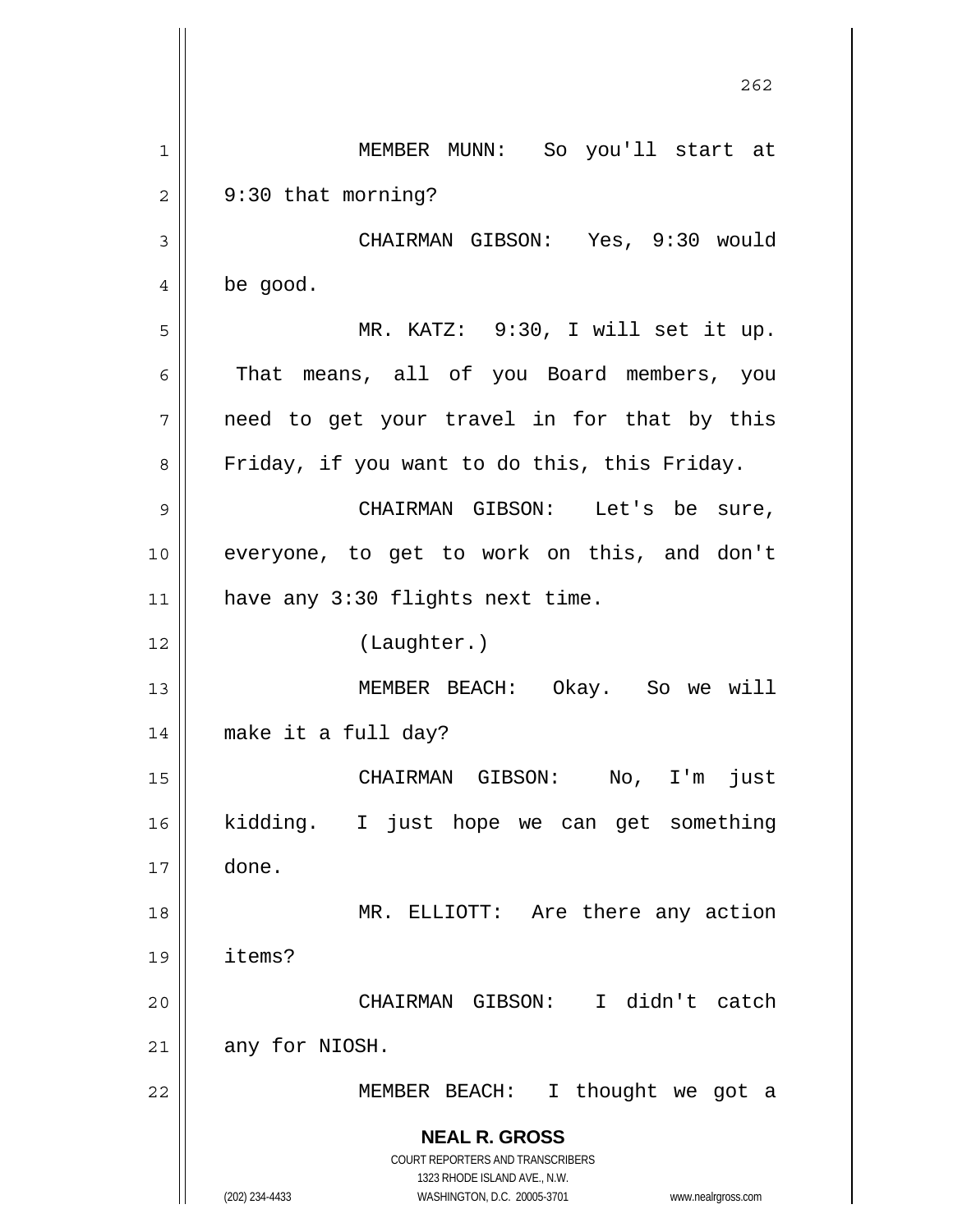MEMBER MUNN: So you'll start at 9:30 that morning?

CHAIRMAN GIBSON: Yes, 9:30 would be good.

MR. KATZ: 9:30, I will set it up. That means, all of you Board members, you need to get your travel in for that by this Friday, if you want to do this, this Friday.

CHAIRMAN GIBSON: Let's be sure, everyone, to get to work on this, and don't have any 3:30 flights next time.

(Laughter.)

MEMBER BEACH: Okay. So we will make it a full day?

CHAIRMAN GIBSON: No, I'm just kidding. I just hope we can get something done.

MR. ELLIOTT: Are there any action items?

CHAIRMAN GIBSON: I didn't catch any for NIOSH.

MEMBER BEACH: I thought we got a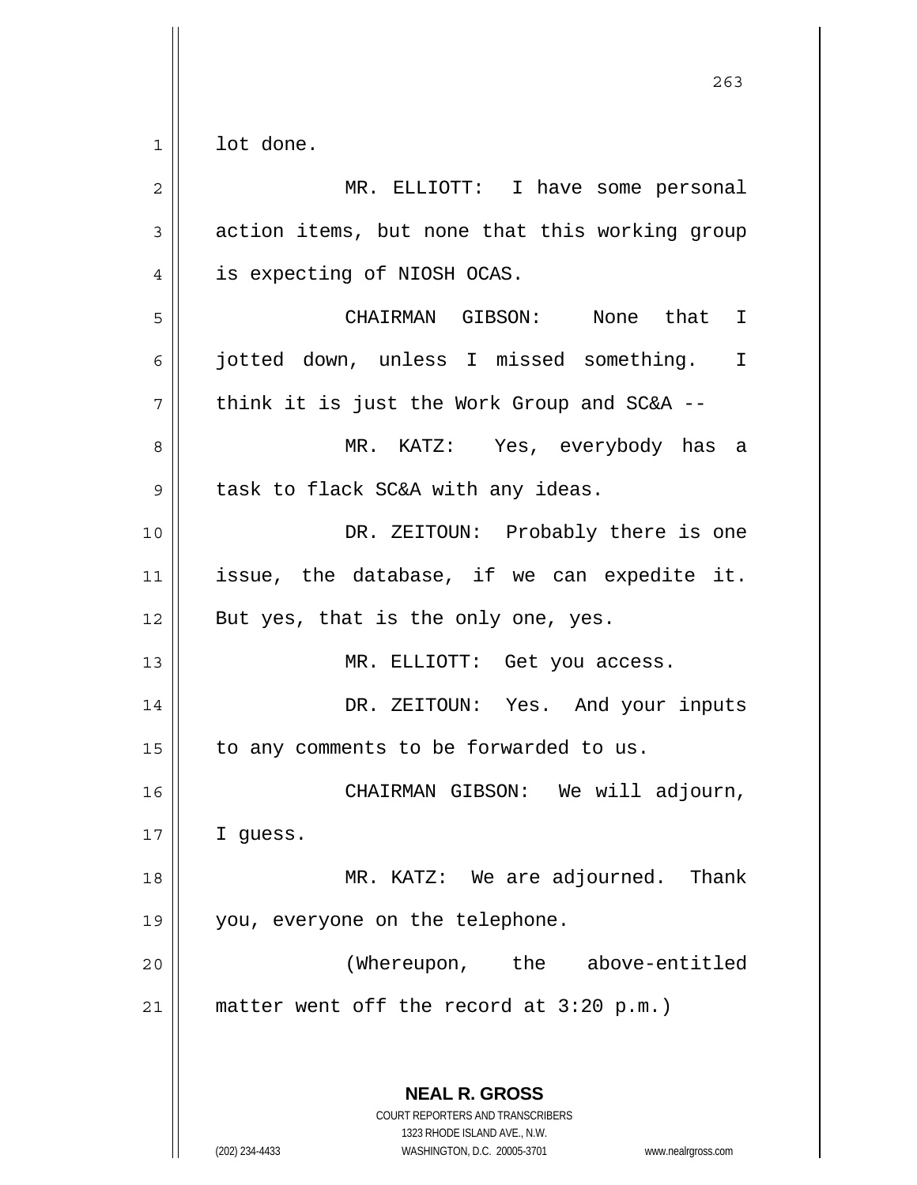lot done.

MR. ELLIOTT: I have some personal action items, but none that this working group is expecting of NIOSH OCAS.

CHAIRMAN GIBSON: None that I jotted down, unless I missed something. I think it is just the Work Group and SC&A --

MR. KATZ: Yes, everybody has a task to flack SC&A with any ideas.

DR. ZEITOUN: Probably there is one issue, the database, if we can expedite it. But yes, that is the only one, yes.

MR. ELLIOTT: Get you access.

DR. ZEITOUN: Yes. And your inputs to any comments to be forwarded to us.

CHAIRMAN GIBSON: We will adjourn, I guess.

MR. KATZ: We are adjourned. Thank you, everyone on the telephone.

(Whereupon, the above-entitled matter went off the record at 3:20 p.m.)